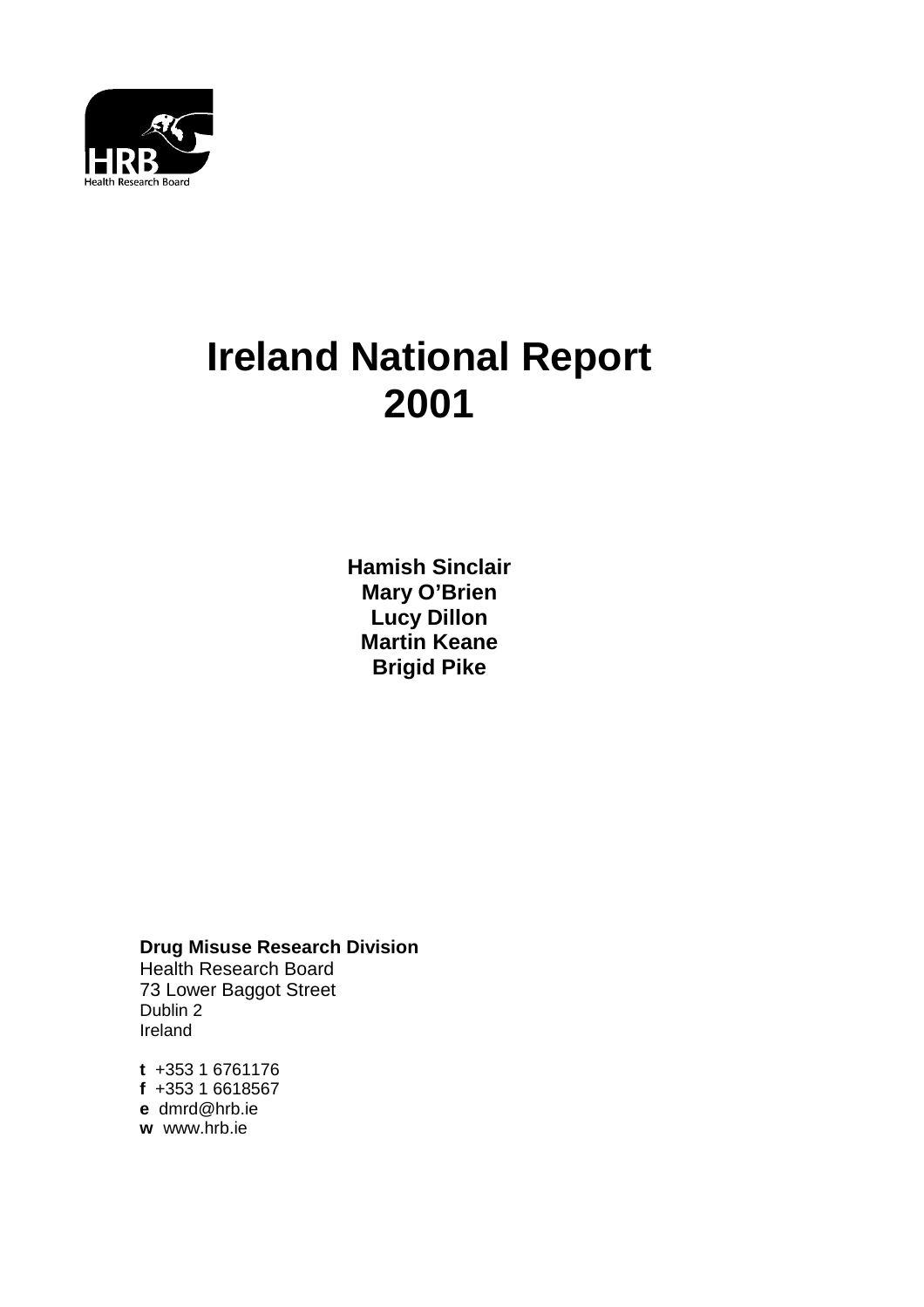HRB
Health Research Board

# Ireland National Report 2001

**Hamish Sinclair**
**Mary O'Brien**
**Lucy Dillon**
**Martin Keane**
**Brigid Pike**

**Drug Misuse Research Division**
Health Research Board
73 Lower Baggot Street
Dublin 2
Ireland

**t** +353 1 6761176
**f** +353 1 6618567
**e** dmrd@hrb.ie
**w** www.hrb.ie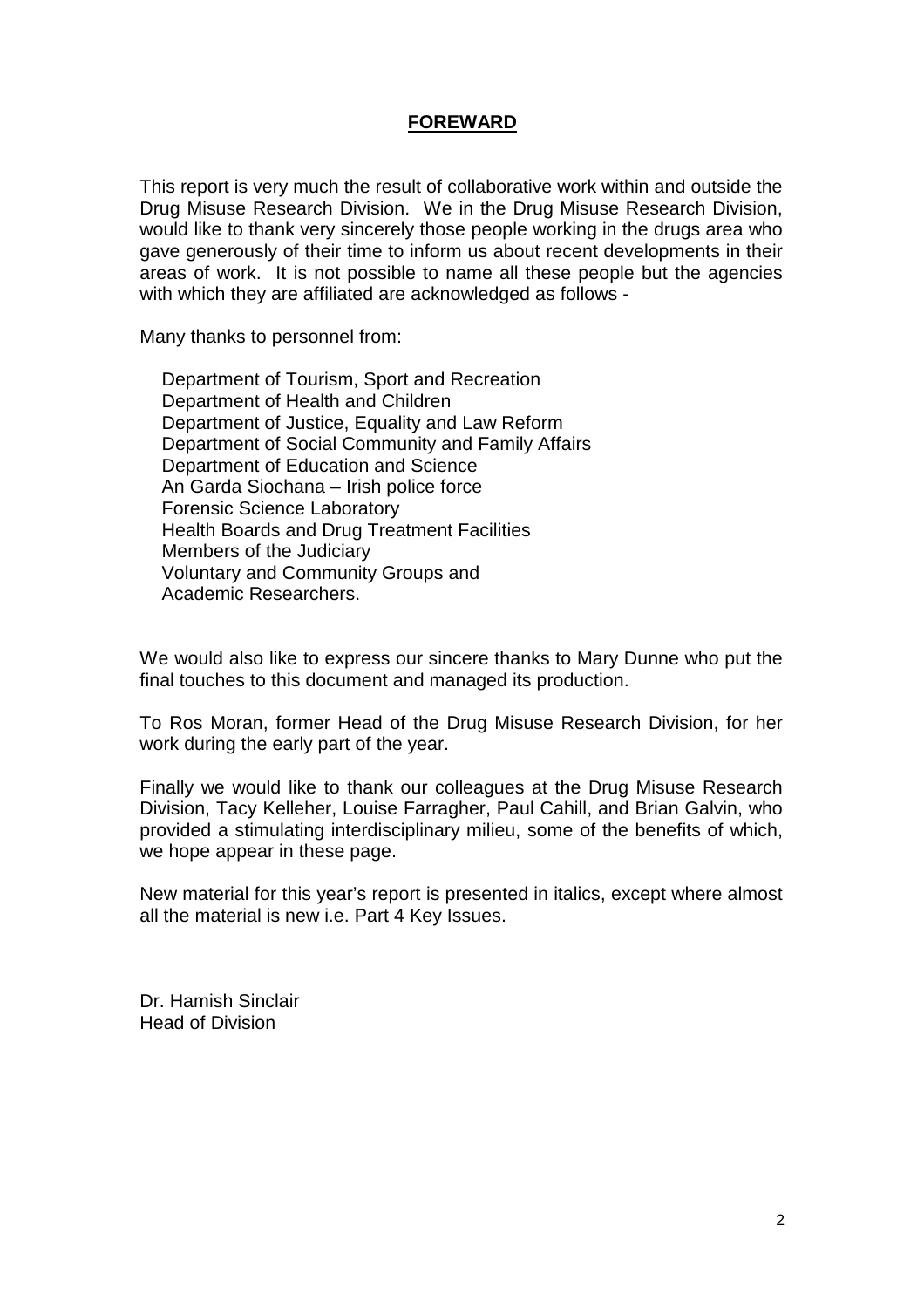## **FOREWARD**

This report is very much the result of collaborative work within and outside the Drug Misuse Research Division. We in the Drug Misuse Research Division, would like to thank very sincerely those people working in the drugs area who gave generously of their time to inform us about recent developments in their areas of work. It is not possible to name all these people but the agencies with which they are affiliated are acknowledged as follows -

Many thanks to personnel from:

- Department of Tourism, Sport and Recreation
- Department of Health and Children
- Department of Justice, Equality and Law Reform
- Department of Social Community and Family Affairs
- Department of Education and Science
- An Garda Siochana – Irish police force
- Forensic Science Laboratory
- Health Boards and Drug Treatment Facilities
- Members of the Judiciary
- Voluntary and Community Groups and
- Academic Researchers.

We would also like to express our sincere thanks to Mary Dunne who put the final touches to this document and managed its production.

To Ros Moran, former Head of the Drug Misuse Research Division, for her work during the early part of the year.

Finally we would like to thank our colleagues at the Drug Misuse Research Division, Tacy Kelleher, Louise Farragher, Paul Cahill, and Brian Galvin, who provided a stimulating interdisciplinary milieu, some of the benefits of which, we hope appear in these page.

New material for this year's report is presented in italics, except where almost all the material is new i.e. Part 4 Key Issues.

Dr. Hamish Sinclair
Head of Division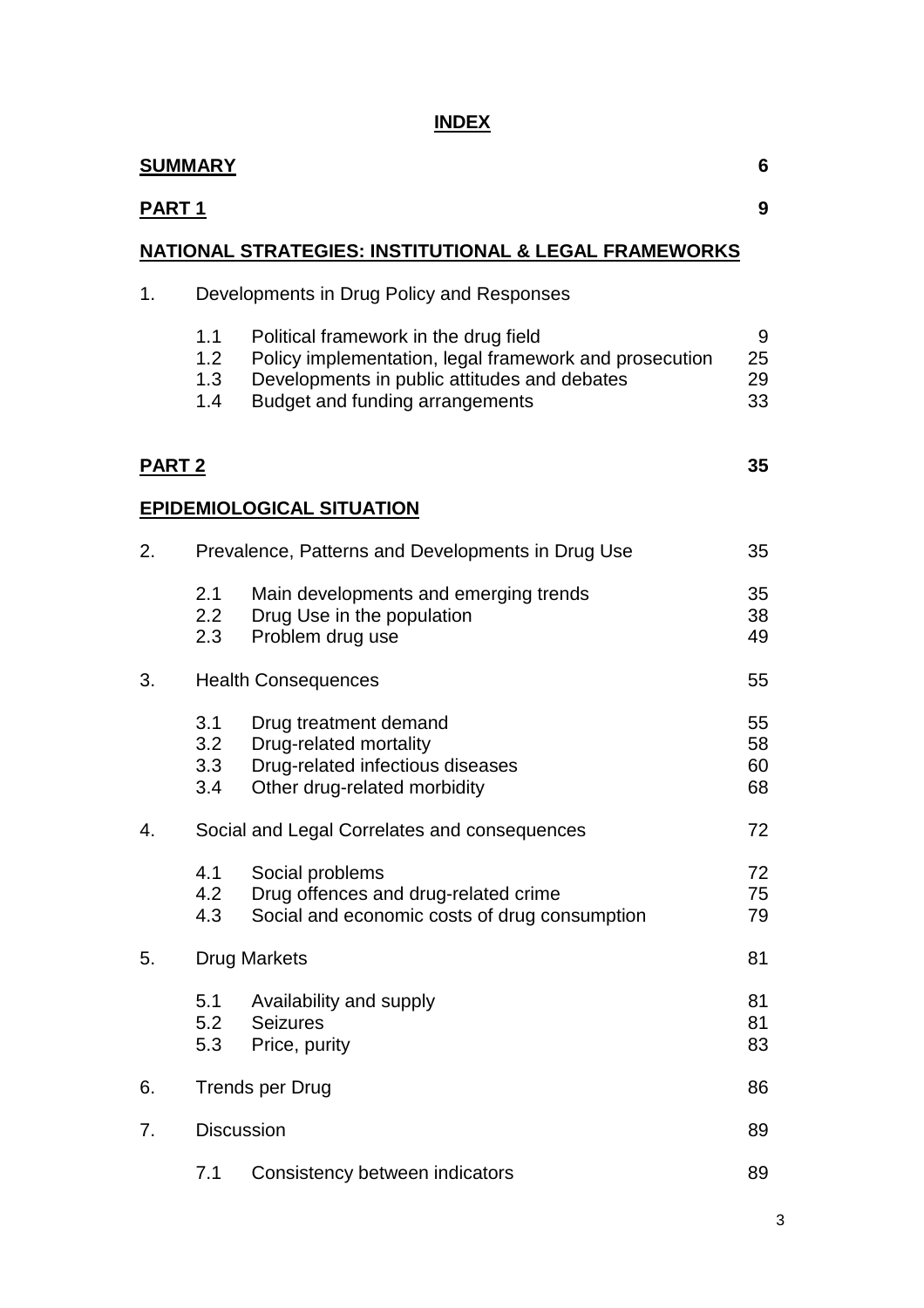# INDEX

| | | | |
|---|---|---|---|
| **SUMMARY** | | | **6** |
| **PART 1** | | | **9** |
| **NATIONAL STRATEGIES: INSTITUTIONAL & LEGAL FRAMEWORKS** | | | |
| 1. | Developments in Drug Policy and Responses | | |
| | 1.1 | Political framework in the drug field | 9 |
| | 1.2 | Policy implementation, legal framework and prosecution | 25 |
| | 1.3 | Developments in public attitudes and debates | 29 |
| | 1.4 | Budget and funding arrangements | 33 |
| **PART 2** | | | **35** |
| **EPIDEMIOLOGICAL SITUATION** | | | |
| 2. | Prevalence, Patterns and Developments in Drug Use | | 35 |
| | 2.1 | Main developments and emerging trends | 35 |
| | 2.2 | Drug Use in the population | 38 |
| | 2.3 | Problem drug use | 49 |
| 3. | Health Consequences | | 55 |
| | 3.1 | Drug treatment demand | 55 |
| | 3.2 | Drug-related mortality | 58 |
| | 3.3 | Drug-related infectious diseases | 60 |
| | 3.4 | Other drug-related morbidity | 68 |
| 4. | Social and Legal Correlates and consequences | | 72 |
| | 4.1 | Social problems | 72 |
| | 4.2 | Drug offences and drug-related crime | 75 |
| | 4.3 | Social and economic costs of drug consumption | 79 |
| 5. | Drug Markets | | 81 |
| | 5.1 | Availability and supply | 81 |
| | 5.2 | Seizures | 81 |
| | 5.3 | Price, purity | 83 |
| 6. | Trends per Drug | | 86 |
| 7. | Discussion | | 89 |
| | 7.1 | Consistency between indicators | 89 |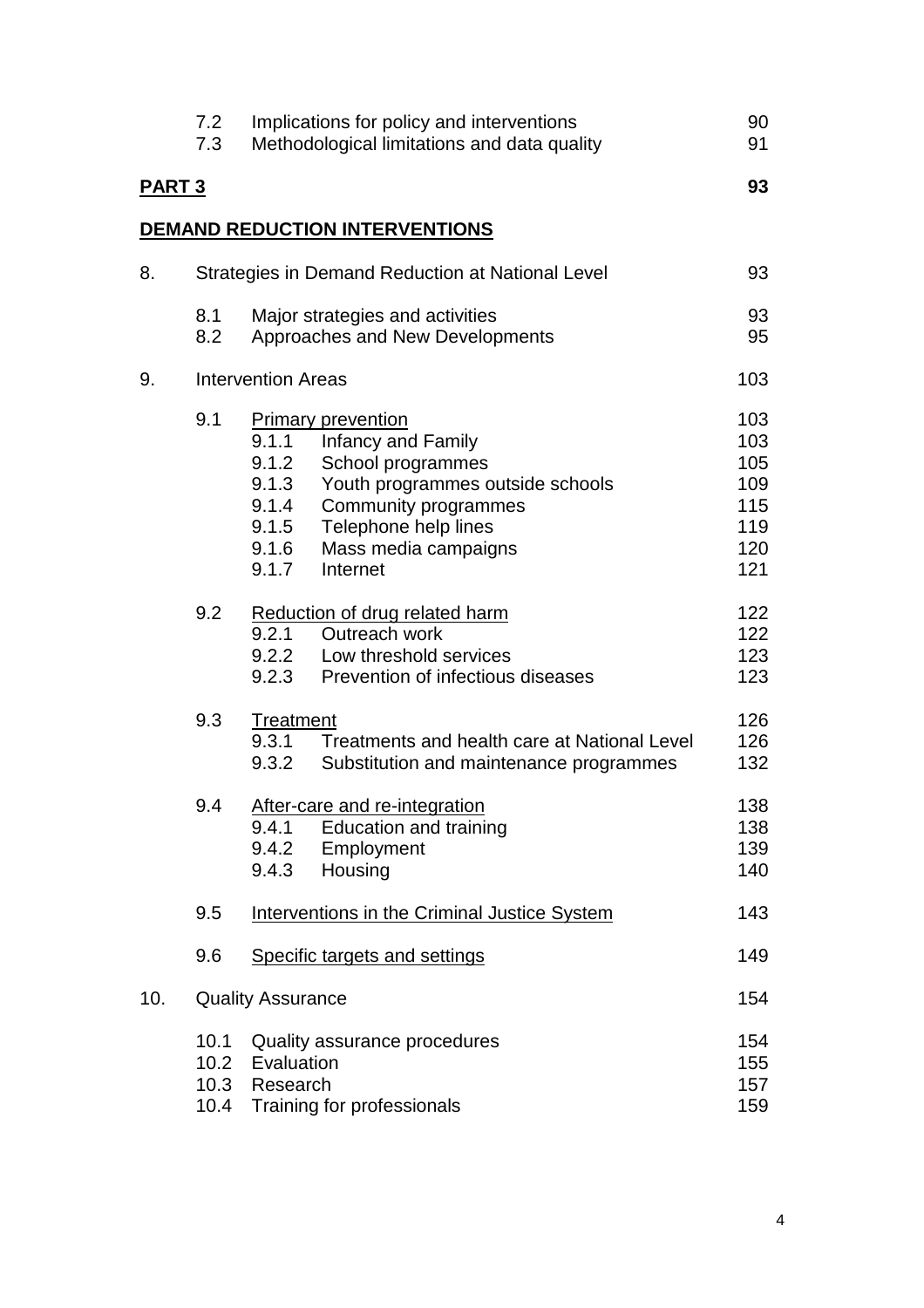| | | | |
|---|---|---|---|
| | 7.2 | Implications for policy and interventions | 90 |
| | 7.3 | Methodological limitations and data quality | 91 |
| **PART 3** | | | **93** |
| **DEMAND REDUCTION INTERVENTIONS** | | | |
| 8. | Strategies in Demand Reduction at National Level | | 93 |
| | 8.1 | Major strategies and activities | 93 |
| | 8.2 | Approaches and New Developments | 95 |
| 9. | Intervention Areas | | 103 |
| | 9.1 | Primary prevention | 103 |
| | | 9.1.1 Infancy and Family | 103 |
| | | 9.1.2 School programmes | 105 |
| | | 9.1.3 Youth programmes outside schools | 109 |
| | | 9.1.4 Community programmes | 115 |
| | | 9.1.5 Telephone help lines | 119 |
| | | 9.1.6 Mass media campaigns | 120 |
| | | 9.1.7 Internet | 121 |
| | 9.2 | Reduction of drug related harm | 122 |
| | | 9.2.1 Outreach work | 122 |
| | | 9.2.2 Low threshold services | 123 |
| | | 9.2.3 Prevention of infectious diseases | 123 |
| | 9.3 | Treatment | 126 |
| | | 9.3.1 Treatments and health care at National Level | 126 |
| | | 9.3.2 Substitution and maintenance programmes | 132 |
| | 9.4 | After-care and re-integration | 138 |
| | | 9.4.1 Education and training | 138 |
| | | 9.4.2 Employment | 139 |
| | | 9.4.3 Housing | 140 |
| | 9.5 | Interventions in the Criminal Justice System | 143 |
| | 9.6 | Specific targets and settings | 149 |
| 10. | Quality Assurance | | 154 |
| | 10.1 | Quality assurance procedures | 154 |
| | 10.2 | Evaluation | 155 |
| | 10.3 | Research | 157 |
| | 10.4 | Training for professionals | 159 |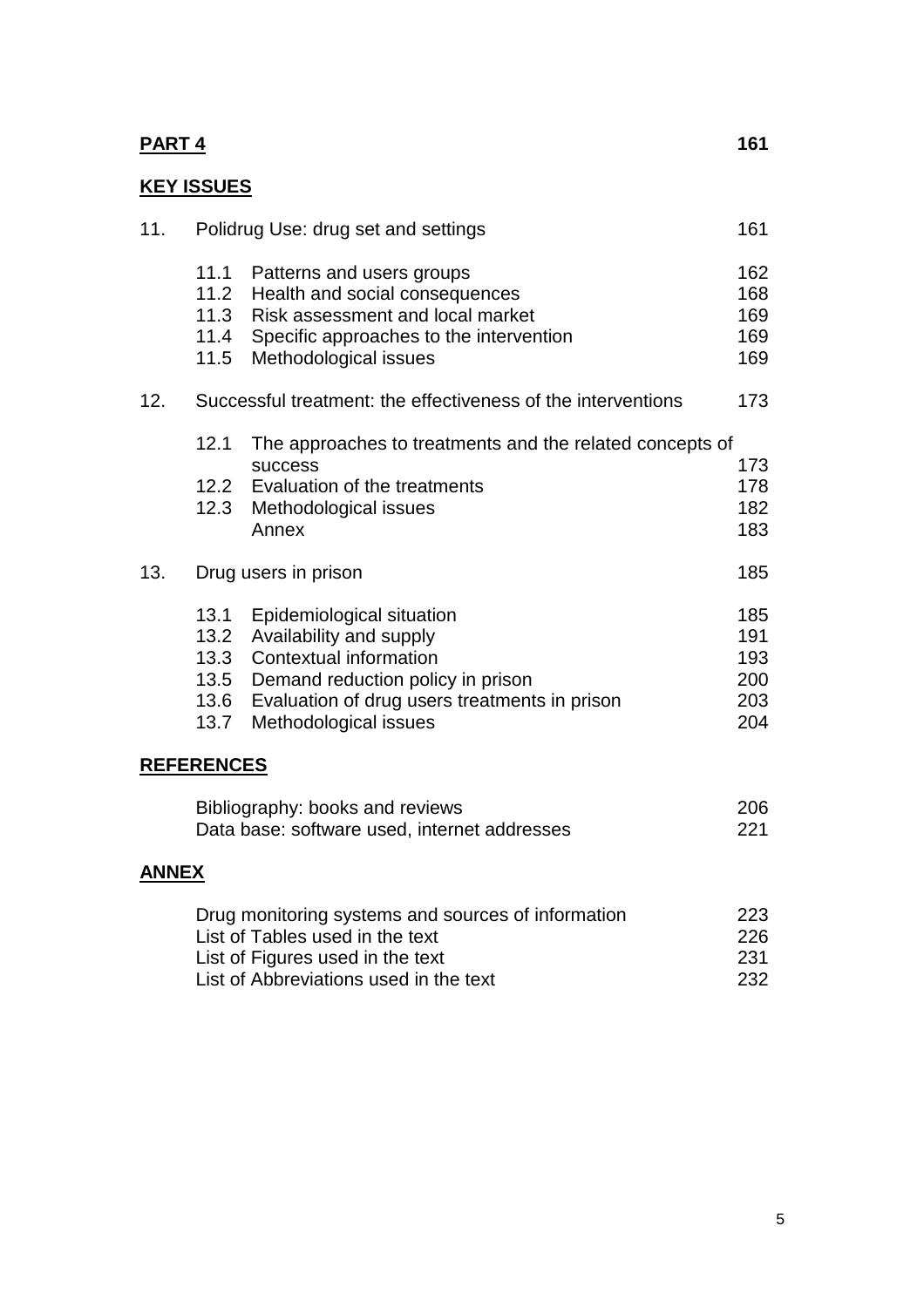**PART 4** **161**

**KEY ISSUES**

| | | | |
|---|---|---|---|
| 11. | Polidrug Use: drug set and settings | | 161 |
| | 11.1 | Patterns and users groups | 162 |
| | 11.2 | Health and social consequences | 168 |
| | 11.3 | Risk assessment and local market | 169 |
| | 11.4 | Specific approaches to the intervention | 169 |
| | 11.5 | Methodological issues | 169 |
| 12. | Successful treatment: the effectiveness of the interventions | | 173 |
| | 12.1 | The approaches to treatments and the related concepts of success | 173 |
| | 12.2 | Evaluation of the treatments | 178 |
| | 12.3 | Methodological issues | 182 |
| | | Annex | 183 |
| 13. | Drug users in prison | | 185 |
| | 13.1 | Epidemiological situation | 185 |
| | 13.2 | Availability and supply | 191 |
| | 13.3 | Contextual information | 193 |
| | 13.5 | Demand reduction policy in prison | 200 |
| | 13.6 | Evaluation of drug users treatments in prison | 203 |
| | 13.7 | Methodological issues | 204 |

**REFERENCES**

| | |
|---|---|
| Bibliography: books and reviews | 206 |
| Data base: software used, internet addresses | 221 |

**ANNEX**

| | |
|---|---|
| Drug monitoring systems and sources of information | 223 |
| List of Tables used in the text | 226 |
| List of Figures used in the text | 231 |
| List of Abbreviations used in the text | 232 |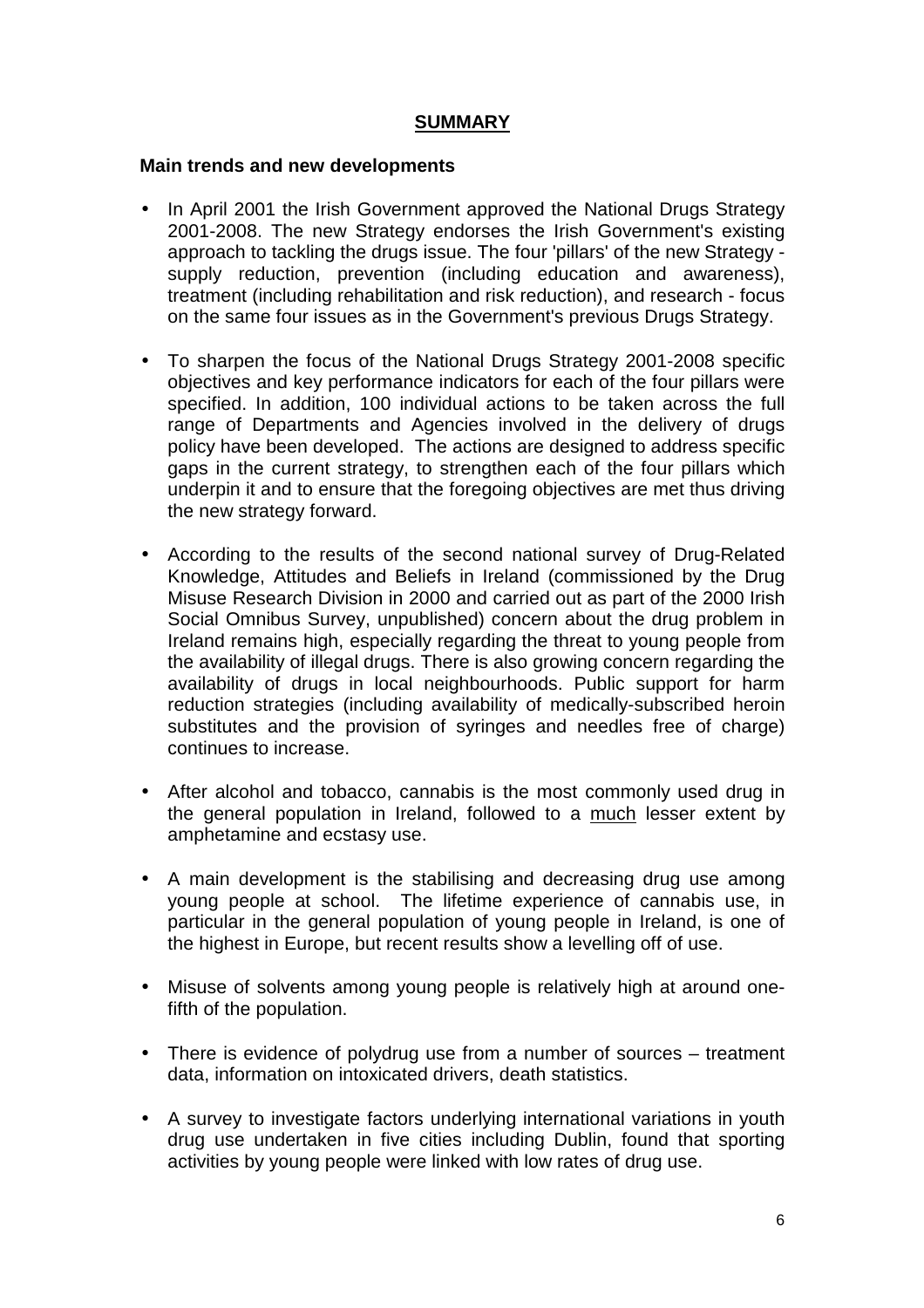## SUMMARY

### Main trends and new developments

- In April 2001 the Irish Government approved the National Drugs Strategy 2001-2008. The new Strategy endorses the Irish Government's existing approach to tackling the drugs issue. The four 'pillars' of the new Strategy - supply reduction, prevention (including education and awareness), treatment (including rehabilitation and risk reduction), and research - focus on the same four issues as in the Government's previous Drugs Strategy.

- To sharpen the focus of the National Drugs Strategy 2001-2008 specific objectives and key performance indicators for each of the four pillars were specified. In addition, 100 individual actions to be taken across the full range of Departments and Agencies involved in the delivery of drugs policy have been developed. The actions are designed to address specific gaps in the current strategy, to strengthen each of the four pillars which underpin it and to ensure that the foregoing objectives are met thus driving the new strategy forward.

- According to the results of the second national survey of Drug-Related Knowledge, Attitudes and Beliefs in Ireland (commissioned by the Drug Misuse Research Division in 2000 and carried out as part of the 2000 Irish Social Omnibus Survey, unpublished) concern about the drug problem in Ireland remains high, especially regarding the threat to young people from the availability of illegal drugs. There is also growing concern regarding the availability of drugs in local neighbourhoods. Public support for harm reduction strategies (including availability of medically-subscribed heroin substitutes and the provision of syringes and needles free of charge) continues to increase.

- After alcohol and tobacco, cannabis is the most commonly used drug in the general population in Ireland, followed to a <u>much</u> lesser extent by amphetamine and ecstasy use.

- A main development is the stabilising and decreasing drug use among young people at school. The lifetime experience of cannabis use, in particular in the general population of young people in Ireland, is one of the highest in Europe, but recent results show a levelling off of use.

- Misuse of solvents among young people is relatively high at around one-fifth of the population.

- There is evidence of polydrug use from a number of sources – treatment data, information on intoxicated drivers, death statistics.

- A survey to investigate factors underlying international variations in youth drug use undertaken in five cities including Dublin, found that sporting activities by young people were linked with low rates of drug use.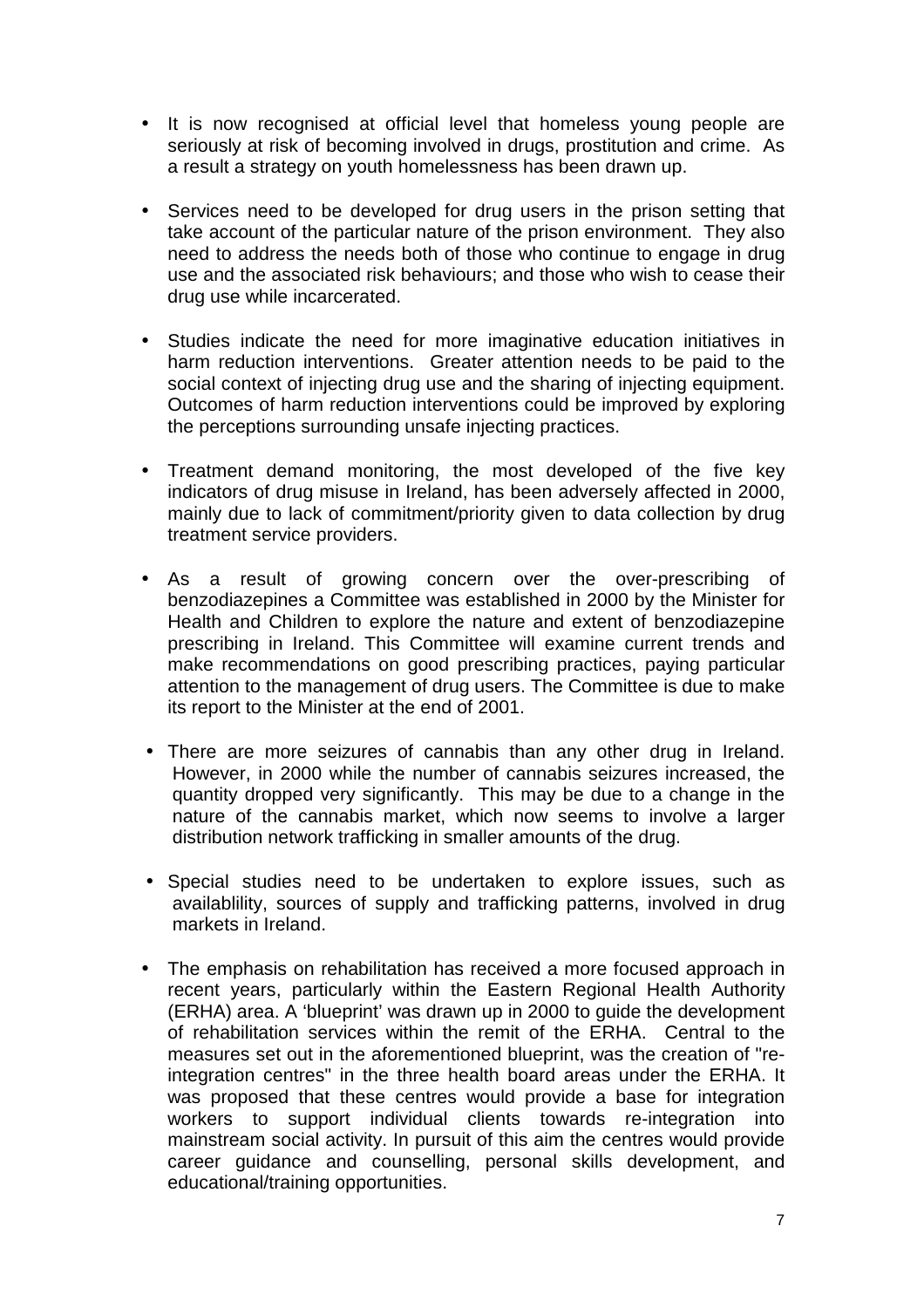- It is now recognised at official level that homeless young people are seriously at risk of becoming involved in drugs, prostitution and crime. As a result a strategy on youth homelessness has been drawn up.

- Services need to be developed for drug users in the prison setting that take account of the particular nature of the prison environment. They also need to address the needs both of those who continue to engage in drug use and the associated risk behaviours; and those who wish to cease their drug use while incarcerated.

- Studies indicate the need for more imaginative education initiatives in harm reduction interventions. Greater attention needs to be paid to the social context of injecting drug use and the sharing of injecting equipment. Outcomes of harm reduction interventions could be improved by exploring the perceptions surrounding unsafe injecting practices.

- Treatment demand monitoring, the most developed of the five key indicators of drug misuse in Ireland, has been adversely affected in 2000, mainly due to lack of commitment/priority given to data collection by drug treatment service providers.

- As a result of growing concern over the over-prescribing of benzodiazepines a Committee was established in 2000 by the Minister for Health and Children to explore the nature and extent of benzodiazepine prescribing in Ireland. This Committee will examine current trends and make recommendations on good prescribing practices, paying particular attention to the management of drug users. The Committee is due to make its report to the Minister at the end of 2001.

- There are more seizures of cannabis than any other drug in Ireland. However, in 2000 while the number of cannabis seizures increased, the quantity dropped very significantly. This may be due to a change in the nature of the cannabis market, which now seems to involve a larger distribution network trafficking in smaller amounts of the drug.

- Special studies need to be undertaken to explore issues, such as availablility, sources of supply and trafficking patterns, involved in drug markets in Ireland.

- The emphasis on rehabilitation has received a more focused approach in recent years, particularly within the Eastern Regional Health Authority (ERHA) area. A 'blueprint' was drawn up in 2000 to guide the development of rehabilitation services within the remit of the ERHA. Central to the measures set out in the aforementioned blueprint, was the creation of "re-integration centres" in the three health board areas under the ERHA. It was proposed that these centres would provide a base for integration workers to support individual clients towards re-integration into mainstream social activity. In pursuit of this aim the centres would provide career guidance and counselling, personal skills development, and educational/training opportunities.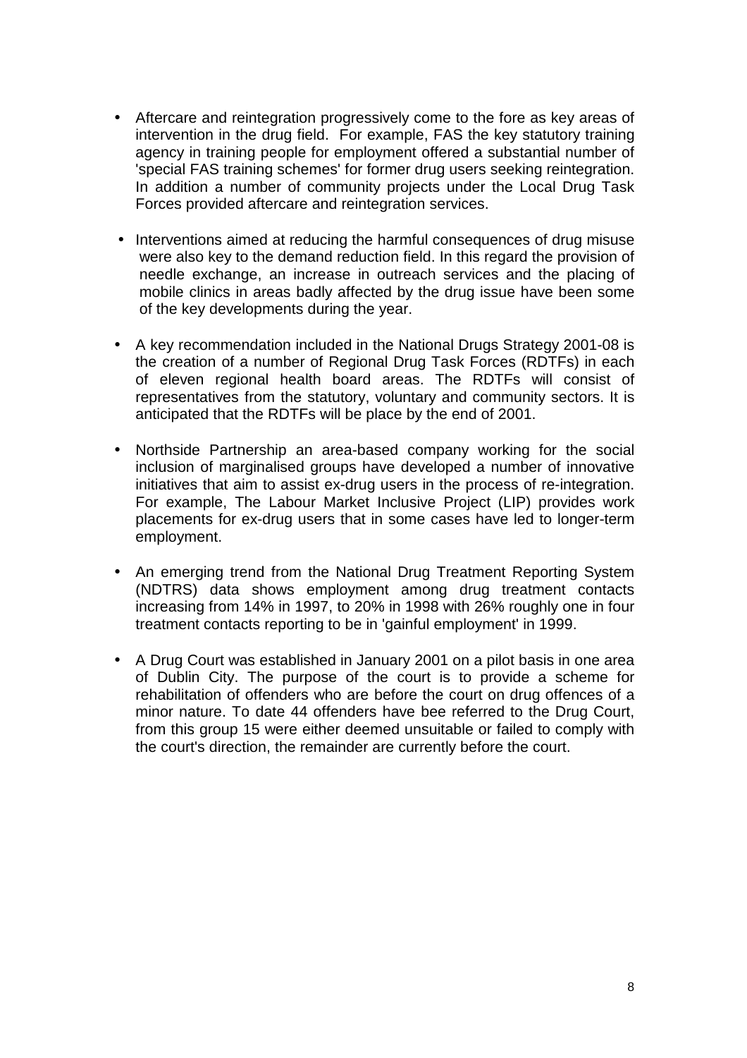- Aftercare and reintegration progressively come to the fore as key areas of intervention in the drug field. For example, FAS the key statutory training agency in training people for employment offered a substantial number of 'special FAS training schemes' for former drug users seeking reintegration. In addition a number of community projects under the Local Drug Task Forces provided aftercare and reintegration services.

- Interventions aimed at reducing the harmful consequences of drug misuse were also key to the demand reduction field. In this regard the provision of needle exchange, an increase in outreach services and the placing of mobile clinics in areas badly affected by the drug issue have been some of the key developments during the year.

- A key recommendation included in the National Drugs Strategy 2001-08 is the creation of a number of Regional Drug Task Forces (RDTFs) in each of eleven regional health board areas. The RDTFs will consist of representatives from the statutory, voluntary and community sectors. It is anticipated that the RDTFs will be place by the end of 2001.

- Northside Partnership an area-based company working for the social inclusion of marginalised groups have developed a number of innovative initiatives that aim to assist ex-drug users in the process of re-integration. For example, The Labour Market Inclusive Project (LIP) provides work placements for ex-drug users that in some cases have led to longer-term employment.

- An emerging trend from the National Drug Treatment Reporting System (NDTRS) data shows employment among drug treatment contacts increasing from 14% in 1997, to 20% in 1998 with 26% roughly one in four treatment contacts reporting to be in 'gainful employment' in 1999.

- A Drug Court was established in January 2001 on a pilot basis in one area of Dublin City. The purpose of the court is to provide a scheme for rehabilitation of offenders who are before the court on drug offences of a minor nature. To date 44 offenders have bee referred to the Drug Court, from this group 15 were either deemed unsuitable or failed to comply with the court's direction, the remainder are currently before the court.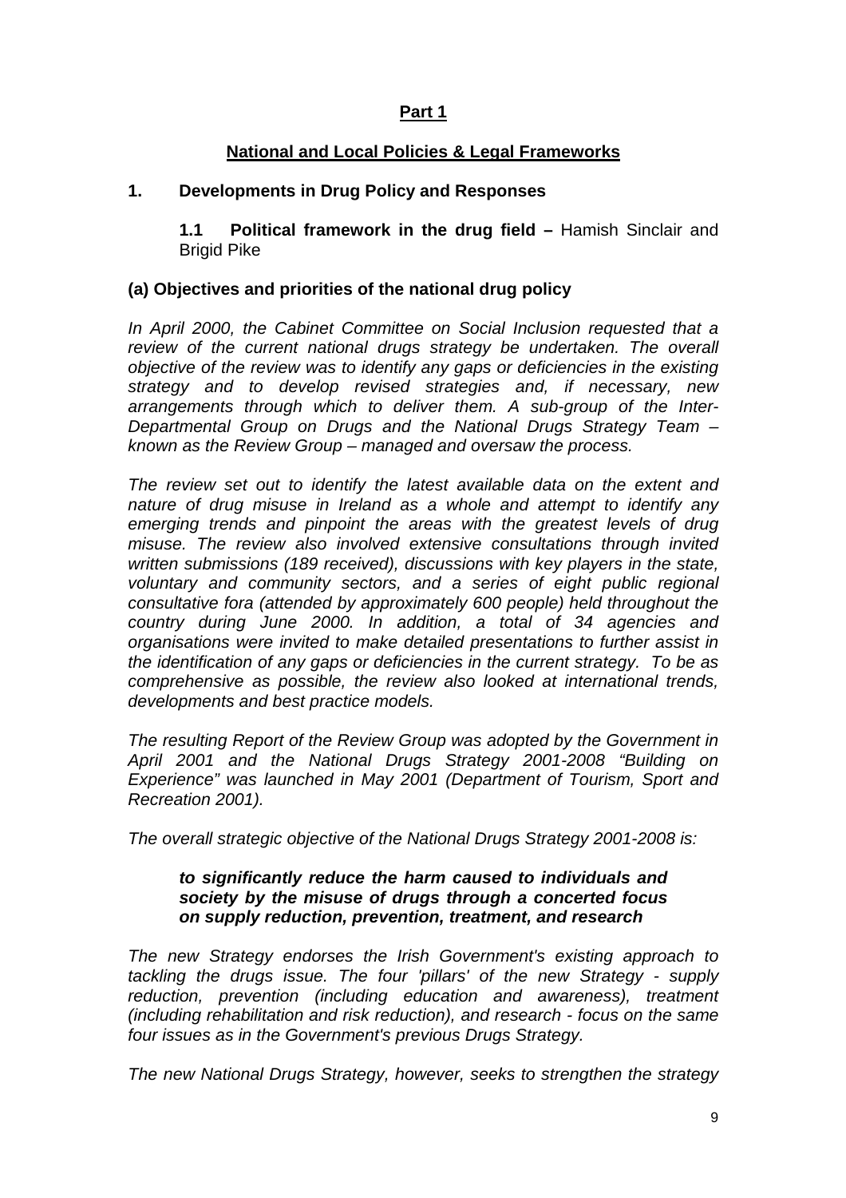# **Part 1**

## **National and Local Policies & Legal Frameworks**

## **1. Developments in Drug Policy and Responses**

### **1.1 Political framework in the drug field –** Hamish Sinclair and Brigid Pike

### **(a) Objectives and priorities of the national drug policy**

*In April 2000, the Cabinet Committee on Social Inclusion requested that a review of the current national drugs strategy be undertaken. The overall objective of the review was to identify any gaps or deficiencies in the existing strategy and to develop revised strategies and, if necessary, new arrangements through which to deliver them. A sub-group of the Inter-Departmental Group on Drugs and the National Drugs Strategy Team – known as the Review Group – managed and oversaw the process.*

*The review set out to identify the latest available data on the extent and nature of drug misuse in Ireland as a whole and attempt to identify any emerging trends and pinpoint the areas with the greatest levels of drug misuse. The review also involved extensive consultations through invited written submissions (189 received), discussions with key players in the state, voluntary and community sectors, and a series of eight public regional consultative fora (attended by approximately 600 people) held throughout the country during June 2000. In addition, a total of 34 agencies and organisations were invited to make detailed presentations to further assist in the identification of any gaps or deficiencies in the current strategy. To be as comprehensive as possible, the review also looked at international trends, developments and best practice models.*

*The resulting Report of the Review Group was adopted by the Government in April 2001 and the National Drugs Strategy 2001-2008 "Building on Experience" was launched in May 2001 (Department of Tourism, Sport and Recreation 2001).*

*The overall strategic objective of the National Drugs Strategy 2001-2008 is:*

> ***to significantly reduce the harm caused to individuals and society by the misuse of drugs through a concerted focus on supply reduction, prevention, treatment, and research***

*The new Strategy endorses the Irish Government's existing approach to tackling the drugs issue. The four 'pillars' of the new Strategy - supply reduction, prevention (including education and awareness), treatment (including rehabilitation and risk reduction), and research - focus on the same four issues as in the Government's previous Drugs Strategy.*

*The new National Drugs Strategy, however, seeks to strengthen the strategy*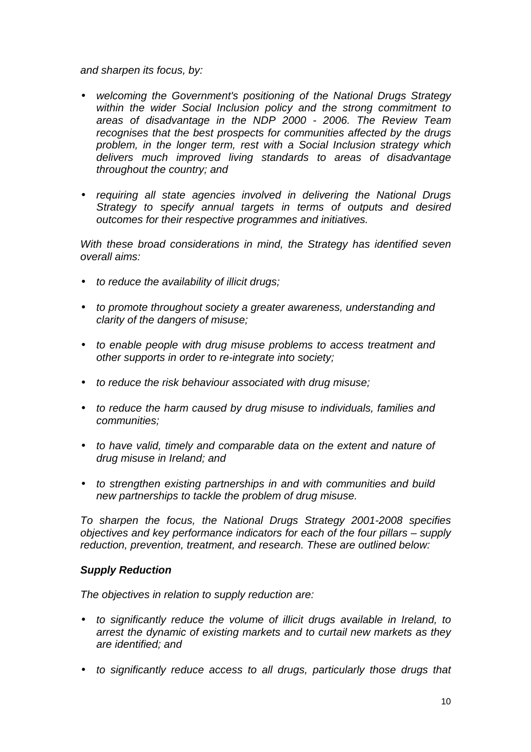*and sharpen its focus, by:*

- *welcoming the Government's positioning of the National Drugs Strategy within the wider Social Inclusion policy and the strong commitment to areas of disadvantage in the NDP 2000 - 2006. The Review Team recognises that the best prospects for communities affected by the drugs problem, in the longer term, rest with a Social Inclusion strategy which delivers much improved living standards to areas of disadvantage throughout the country; and*

- *requiring all state agencies involved in delivering the National Drugs Strategy to specify annual targets in terms of outputs and desired outcomes for their respective programmes and initiatives.*

*With these broad considerations in mind, the Strategy has identified seven overall aims:*

- *to reduce the availability of illicit drugs;*

- *to promote throughout society a greater awareness, understanding and clarity of the dangers of misuse;*

- *to enable people with drug misuse problems to access treatment and other supports in order to re-integrate into society;*

- *to reduce the risk behaviour associated with drug misuse;*

- *to reduce the harm caused by drug misuse to individuals, families and communities;*

- *to have valid, timely and comparable data on the extent and nature of drug misuse in Ireland; and*

- *to strengthen existing partnerships in and with communities and build new partnerships to tackle the problem of drug misuse.*

*To sharpen the focus, the National Drugs Strategy 2001-2008 specifies objectives and key performance indicators for each of the four pillars – supply reduction, prevention, treatment, and research. These are outlined below:*

***Supply Reduction***

*The objectives in relation to supply reduction are:*

- *to significantly reduce the volume of illicit drugs available in Ireland, to arrest the dynamic of existing markets and to curtail new markets as they are identified; and*

- *to significantly reduce access to all drugs, particularly those drugs that*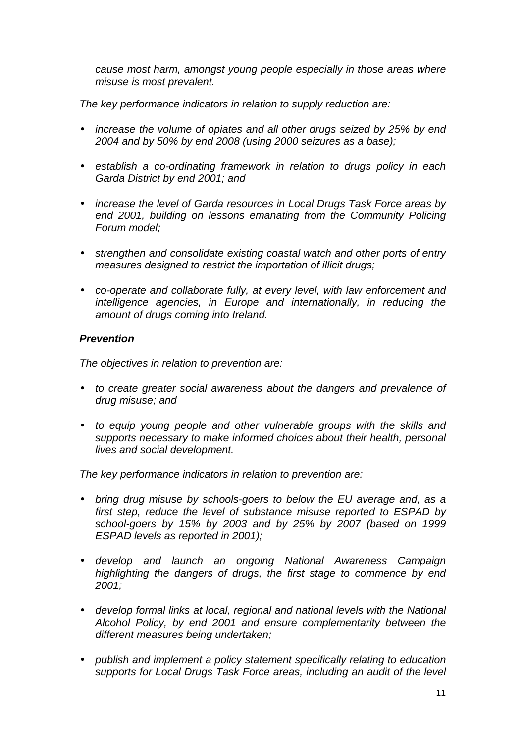*cause most harm, amongst young people especially in those areas where misuse is most prevalent.*

*The key performance indicators in relation to supply reduction are:*

- *increase the volume of opiates and all other drugs seized by 25% by end 2004 and by 50% by end 2008 (using 2000 seizures as a base);*
- *establish a co-ordinating framework in relation to drugs policy in each Garda District by end 2001; and*
- *increase the level of Garda resources in Local Drugs Task Force areas by end 2001, building on lessons emanating from the Community Policing Forum model;*
- *strengthen and consolidate existing coastal watch and other ports of entry measures designed to restrict the importation of illicit drugs;*
- *co-operate and collaborate fully, at every level, with law enforcement and intelligence agencies, in Europe and internationally, in reducing the amount of drugs coming into Ireland.*

***Prevention***

*The objectives in relation to prevention are:*

- *to create greater social awareness about the dangers and prevalence of drug misuse; and*
- *to equip young people and other vulnerable groups with the skills and supports necessary to make informed choices about their health, personal lives and social development.*

*The key performance indicators in relation to prevention are:*

- *bring drug misuse by schools-goers to below the EU average and, as a first step, reduce the level of substance misuse reported to ESPAD by school-goers by 15% by 2003 and by 25% by 2007 (based on 1999 ESPAD levels as reported in 2001);*
- *develop and launch an ongoing National Awareness Campaign highlighting the dangers of drugs, the first stage to commence by end 2001;*
- *develop formal links at local, regional and national levels with the National Alcohol Policy, by end 2001 and ensure complementarity between the different measures being undertaken;*
- *publish and implement a policy statement specifically relating to education supports for Local Drugs Task Force areas, including an audit of the level*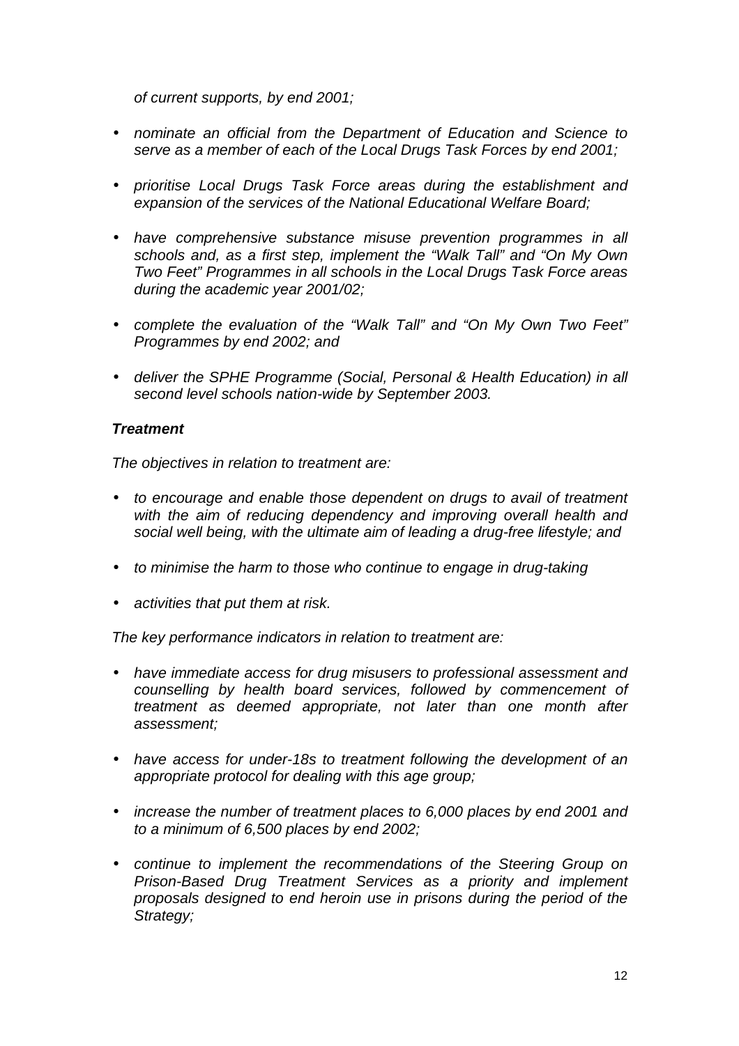*of current supports, by end 2001;*

- *nominate an official from the Department of Education and Science to serve as a member of each of the Local Drugs Task Forces by end 2001;*
- *prioritise Local Drugs Task Force areas during the establishment and expansion of the services of the National Educational Welfare Board;*
- *have comprehensive substance misuse prevention programmes in all schools and, as a first step, implement the "Walk Tall" and "On My Own Two Feet" Programmes in all schools in the Local Drugs Task Force areas during the academic year 2001/02;*
- *complete the evaluation of the "Walk Tall" and "On My Own Two Feet" Programmes by end 2002; and*
- *deliver the SPHE Programme (Social, Personal & Health Education) in all second level schools nation-wide by September 2003.*

***Treatment***

*The objectives in relation to treatment are:*

- *to encourage and enable those dependent on drugs to avail of treatment with the aim of reducing dependency and improving overall health and social well being, with the ultimate aim of leading a drug-free lifestyle; and*
- *to minimise the harm to those who continue to engage in drug-taking*
- *activities that put them at risk.*

*The key performance indicators in relation to treatment are:*

- *have immediate access for drug misusers to professional assessment and counselling by health board services, followed by commencement of treatment as deemed appropriate, not later than one month after assessment;*
- *have access for under-18s to treatment following the development of an appropriate protocol for dealing with this age group;*
- *increase the number of treatment places to 6,000 places by end 2001 and to a minimum of 6,500 places by end 2002;*
- *continue to implement the recommendations of the Steering Group on Prison-Based Drug Treatment Services as a priority and implement proposals designed to end heroin use in prisons during the period of the Strategy;*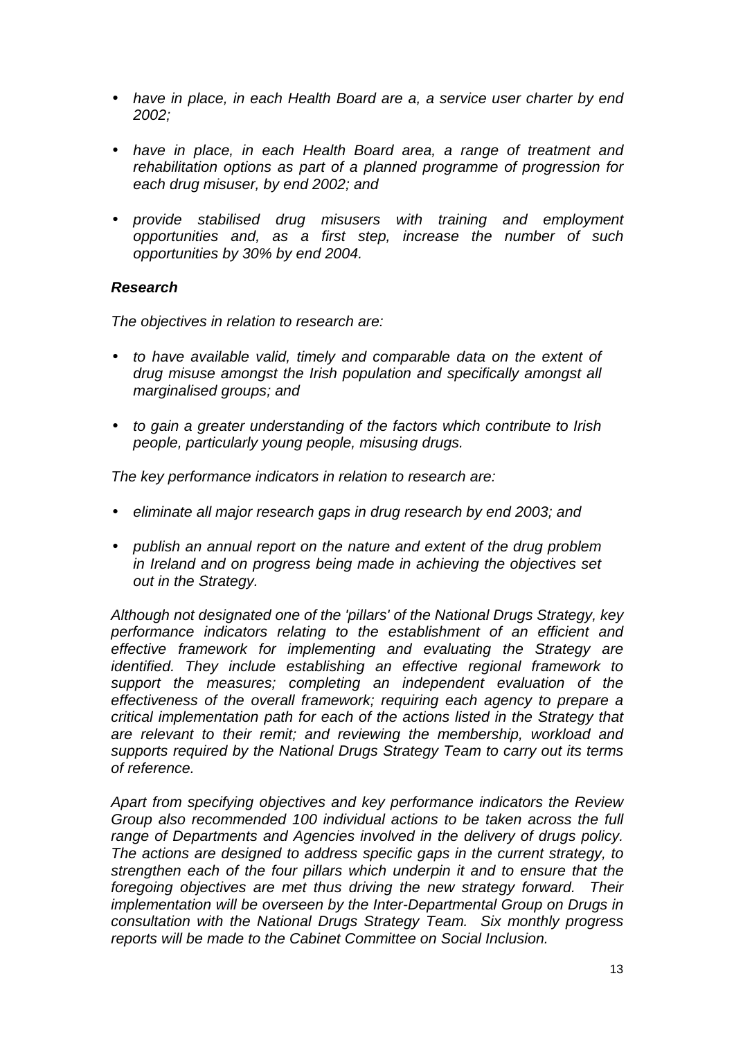- *have in place, in each Health Board are a, a service user charter by end 2002;*

- *have in place, in each Health Board area, a range of treatment and rehabilitation options as part of a planned programme of progression for each drug misuser, by end 2002; and*

- *provide stabilised drug misusers with training and employment opportunities and, as a first step, increase the number of such opportunities by 30% by end 2004.*

***Research***

*The objectives in relation to research are:*

- *to have available valid, timely and comparable data on the extent of drug misuse amongst the Irish population and specifically amongst all marginalised groups; and*

- *to gain a greater understanding of the factors which contribute to Irish people, particularly young people, misusing drugs.*

*The key performance indicators in relation to research are:*

- *eliminate all major research gaps in drug research by end 2003; and*

- *publish an annual report on the nature and extent of the drug problem in Ireland and on progress being made in achieving the objectives set out in the Strategy.*

*Although not designated one of the 'pillars' of the National Drugs Strategy, key performance indicators relating to the establishment of an efficient and effective framework for implementing and evaluating the Strategy are identified. They include establishing an effective regional framework to support the measures; completing an independent evaluation of the effectiveness of the overall framework; requiring each agency to prepare a critical implementation path for each of the actions listed in the Strategy that are relevant to their remit; and reviewing the membership, workload and supports required by the National Drugs Strategy Team to carry out its terms of reference.*

*Apart from specifying objectives and key performance indicators the Review Group also recommended 100 individual actions to be taken across the full range of Departments and Agencies involved in the delivery of drugs policy. The actions are designed to address specific gaps in the current strategy, to strengthen each of the four pillars which underpin it and to ensure that the foregoing objectives are met thus driving the new strategy forward. Their implementation will be overseen by the Inter-Departmental Group on Drugs in consultation with the National Drugs Strategy Team. Six monthly progress reports will be made to the Cabinet Committee on Social Inclusion.*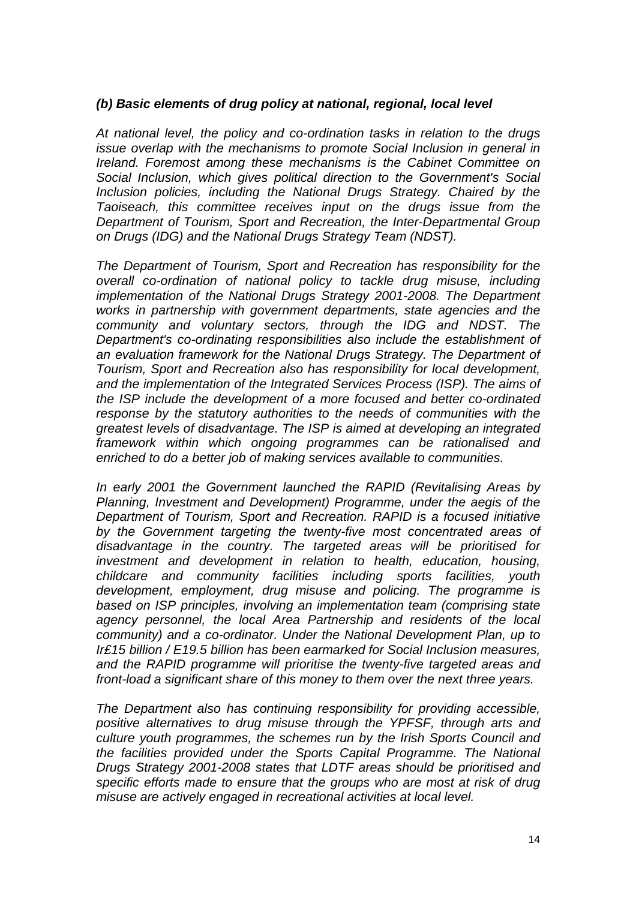### *(b) Basic elements of drug policy at national, regional, local level*

*At national level, the policy and co-ordination tasks in relation to the drugs issue overlap with the mechanisms to promote Social Inclusion in general in Ireland. Foremost among these mechanisms is the Cabinet Committee on Social Inclusion, which gives political direction to the Government's Social Inclusion policies, including the National Drugs Strategy. Chaired by the Taoiseach, this committee receives input on the drugs issue from the Department of Tourism, Sport and Recreation, the Inter-Departmental Group on Drugs (IDG) and the National Drugs Strategy Team (NDST).*

*The Department of Tourism, Sport and Recreation has responsibility for the overall co-ordination of national policy to tackle drug misuse, including implementation of the National Drugs Strategy 2001-2008. The Department works in partnership with government departments, state agencies and the community and voluntary sectors, through the IDG and NDST. The Department's co-ordinating responsibilities also include the establishment of an evaluation framework for the National Drugs Strategy. The Department of Tourism, Sport and Recreation also has responsibility for local development, and the implementation of the Integrated Services Process (ISP). The aims of the ISP include the development of a more focused and better co-ordinated response by the statutory authorities to the needs of communities with the greatest levels of disadvantage. The ISP is aimed at developing an integrated framework within which ongoing programmes can be rationalised and enriched to do a better job of making services available to communities.*

*In early 2001 the Government launched the RAPID (Revitalising Areas by Planning, Investment and Development) Programme, under the aegis of the Department of Tourism, Sport and Recreation. RAPID is a focused initiative by the Government targeting the twenty-five most concentrated areas of disadvantage in the country. The targeted areas will be prioritised for investment and development in relation to health, education, housing, childcare and community facilities including sports facilities, youth development, employment, drug misuse and policing. The programme is based on ISP principles, involving an implementation team (comprising state agency personnel, the local Area Partnership and residents of the local community) and a co-ordinator. Under the National Development Plan, up to Ir£15 billion / E19.5 billion has been earmarked for Social Inclusion measures, and the RAPID programme will prioritise the twenty-five targeted areas and front-load a significant share of this money to them over the next three years.*

*The Department also has continuing responsibility for providing accessible, positive alternatives to drug misuse through the YPFSF, through arts and culture youth programmes, the schemes run by the Irish Sports Council and the facilities provided under the Sports Capital Programme. The National Drugs Strategy 2001-2008 states that LDTF areas should be prioritised and specific efforts made to ensure that the groups who are most at risk of drug misuse are actively engaged in recreational activities at local level.*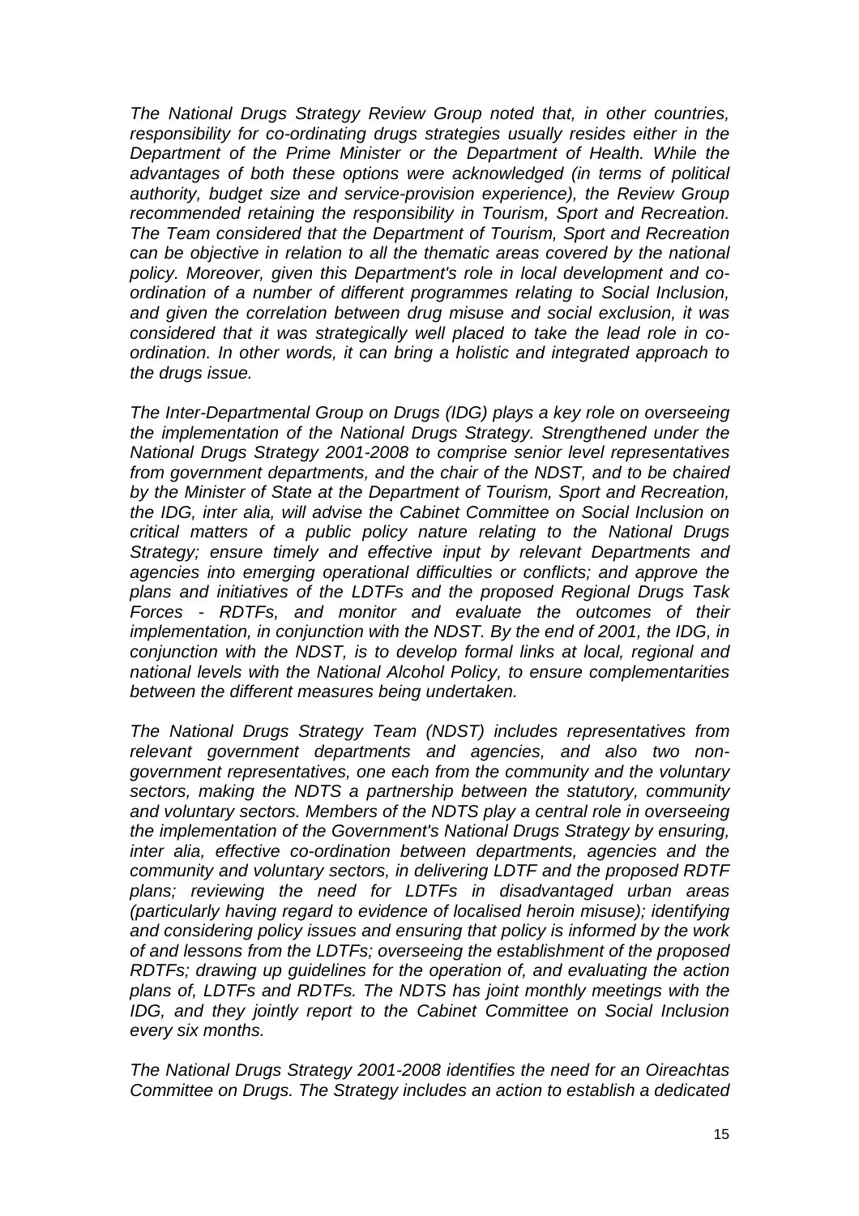*The National Drugs Strategy Review Group noted that, in other countries, responsibility for co-ordinating drugs strategies usually resides either in the Department of the Prime Minister or the Department of Health. While the advantages of both these options were acknowledged (in terms of political authority, budget size and service-provision experience), the Review Group recommended retaining the responsibility in Tourism, Sport and Recreation. The Team considered that the Department of Tourism, Sport and Recreation can be objective in relation to all the thematic areas covered by the national policy. Moreover, given this Department's role in local development and co-ordination of a number of different programmes relating to Social Inclusion, and given the correlation between drug misuse and social exclusion, it was considered that it was strategically well placed to take the lead role in co-ordination. In other words, it can bring a holistic and integrated approach to the drugs issue.*

*The Inter-Departmental Group on Drugs (IDG) plays a key role on overseeing the implementation of the National Drugs Strategy. Strengthened under the National Drugs Strategy 2001-2008 to comprise senior level representatives from government departments, and the chair of the NDST, and to be chaired by the Minister of State at the Department of Tourism, Sport and Recreation, the IDG, inter alia, will advise the Cabinet Committee on Social Inclusion on critical matters of a public policy nature relating to the National Drugs Strategy; ensure timely and effective input by relevant Departments and agencies into emerging operational difficulties or conflicts; and approve the plans and initiatives of the LDTFs and the proposed Regional Drugs Task Forces - RDTFs, and monitor and evaluate the outcomes of their implementation, in conjunction with the NDST. By the end of 2001, the IDG, in conjunction with the NDST, is to develop formal links at local, regional and national levels with the National Alcohol Policy, to ensure complementarities between the different measures being undertaken.*

*The National Drugs Strategy Team (NDST) includes representatives from relevant government departments and agencies, and also two non-government representatives, one each from the community and the voluntary sectors, making the NDTS a partnership between the statutory, community and voluntary sectors. Members of the NDTS play a central role in overseeing the implementation of the Government's National Drugs Strategy by ensuring, inter alia, effective co-ordination between departments, agencies and the community and voluntary sectors, in delivering LDTF and the proposed RDTF plans; reviewing the need for LDTFs in disadvantaged urban areas (particularly having regard to evidence of localised heroin misuse); identifying and considering policy issues and ensuring that policy is informed by the work of and lessons from the LDTFs; overseeing the establishment of the proposed RDTFs; drawing up guidelines for the operation of, and evaluating the action plans of, LDTFs and RDTFs. The NDTS has joint monthly meetings with the IDG, and they jointly report to the Cabinet Committee on Social Inclusion every six months.*

*The National Drugs Strategy 2001-2008 identifies the need for an Oireachtas Committee on Drugs. The Strategy includes an action to establish a dedicated*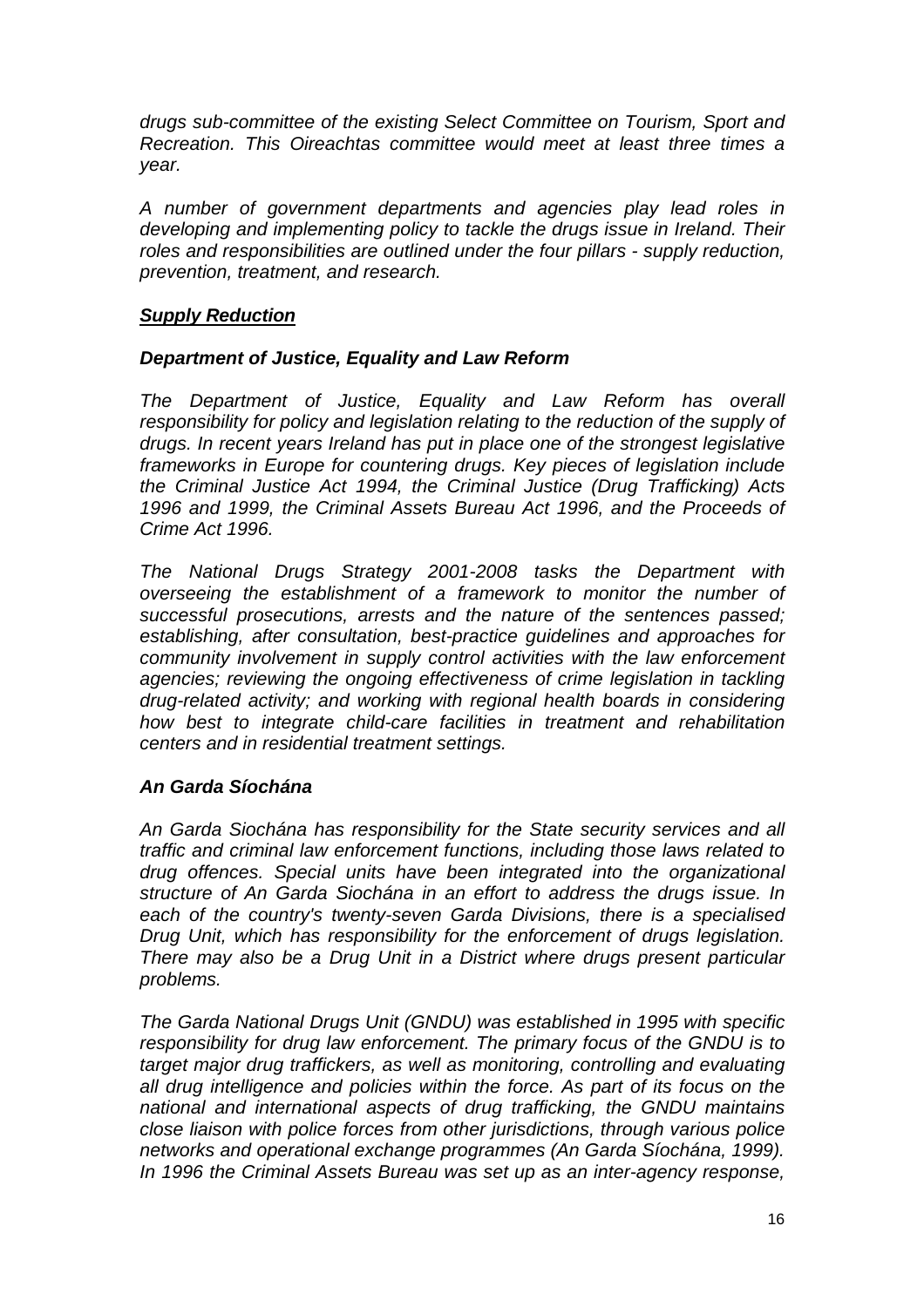*drugs sub-committee of the existing Select Committee on Tourism, Sport and Recreation. This Oireachtas committee would meet at least three times a year.*

*A number of government departments and agencies play lead roles in developing and implementing policy to tackle the drugs issue in Ireland. Their roles and responsibilities are outlined under the four pillars - supply reduction, prevention, treatment, and research.*

***<u>Supply Reduction</u>***

***Department of Justice, Equality and Law Reform***

*The Department of Justice, Equality and Law Reform has overall responsibility for policy and legislation relating to the reduction of the supply of drugs. In recent years Ireland has put in place one of the strongest legislative frameworks in Europe for countering drugs. Key pieces of legislation include the Criminal Justice Act 1994, the Criminal Justice (Drug Trafficking) Acts 1996 and 1999, the Criminal Assets Bureau Act 1996, and the Proceeds of Crime Act 1996.*

*The National Drugs Strategy 2001-2008 tasks the Department with overseeing the establishment of a framework to monitor the number of successful prosecutions, arrests and the nature of the sentences passed; establishing, after consultation, best-practice guidelines and approaches for community involvement in supply control activities with the law enforcement agencies; reviewing the ongoing effectiveness of crime legislation in tackling drug-related activity; and working with regional health boards in considering how best to integrate child-care facilities in treatment and rehabilitation centers and in residential treatment settings.*

***An Garda Síochána***

*An Garda Siochána has responsibility for the State security services and all traffic and criminal law enforcement functions, including those laws related to drug offences. Special units have been integrated into the organizational structure of An Garda Siochána in an effort to address the drugs issue. In each of the country's twenty-seven Garda Divisions, there is a specialised Drug Unit, which has responsibility for the enforcement of drugs legislation. There may also be a Drug Unit in a District where drugs present particular problems.*

*The Garda National Drugs Unit (GNDU) was established in 1995 with specific responsibility for drug law enforcement. The primary focus of the GNDU is to target major drug traffickers, as well as monitoring, controlling and evaluating all drug intelligence and policies within the force. As part of its focus on the national and international aspects of drug trafficking, the GNDU maintains close liaison with police forces from other jurisdictions, through various police networks and operational exchange programmes (An Garda Síochána, 1999). In 1996 the Criminal Assets Bureau was set up as an inter-agency response,*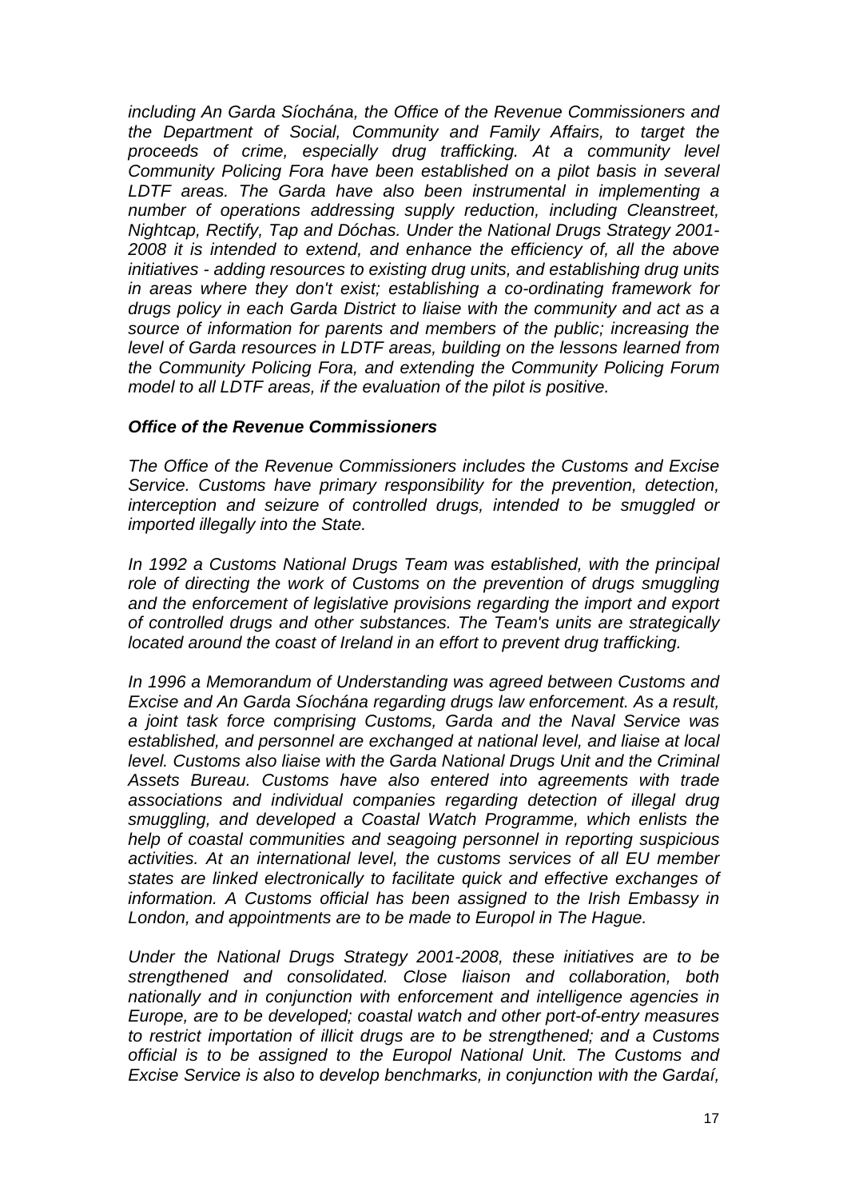*including An Garda Síochána, the Office of the Revenue Commissioners and the Department of Social, Community and Family Affairs, to target the proceeds of crime, especially drug trafficking. At a community level Community Policing Fora have been established on a pilot basis in several LDTF areas. The Garda have also been instrumental in implementing a number of operations addressing supply reduction, including Cleanstreet, Nightcap, Rectify, Tap and Dóchas. Under the National Drugs Strategy 2001-2008 it is intended to extend, and enhance the efficiency of, all the above initiatives - adding resources to existing drug units, and establishing drug units in areas where they don't exist; establishing a co-ordinating framework for drugs policy in each Garda District to liaise with the community and act as a source of information for parents and members of the public; increasing the level of Garda resources in LDTF areas, building on the lessons learned from the Community Policing Fora, and extending the Community Policing Forum model to all LDTF areas, if the evaluation of the pilot is positive.*

***Office of the Revenue Commissioners***

*The Office of the Revenue Commissioners includes the Customs and Excise Service. Customs have primary responsibility for the prevention, detection, interception and seizure of controlled drugs, intended to be smuggled or imported illegally into the State.*

*In 1992 a Customs National Drugs Team was established, with the principal role of directing the work of Customs on the prevention of drugs smuggling and the enforcement of legislative provisions regarding the import and export of controlled drugs and other substances. The Team's units are strategically located around the coast of Ireland in an effort to prevent drug trafficking.*

*In 1996 a Memorandum of Understanding was agreed between Customs and Excise and An Garda Síochána regarding drugs law enforcement. As a result, a joint task force comprising Customs, Garda and the Naval Service was established, and personnel are exchanged at national level, and liaise at local level. Customs also liaise with the Garda National Drugs Unit and the Criminal Assets Bureau. Customs have also entered into agreements with trade associations and individual companies regarding detection of illegal drug smuggling, and developed a Coastal Watch Programme, which enlists the help of coastal communities and seagoing personnel in reporting suspicious activities. At an international level, the customs services of all EU member states are linked electronically to facilitate quick and effective exchanges of information. A Customs official has been assigned to the Irish Embassy in London, and appointments are to be made to Europol in The Hague.*

*Under the National Drugs Strategy 2001-2008, these initiatives are to be strengthened and consolidated. Close liaison and collaboration, both nationally and in conjunction with enforcement and intelligence agencies in Europe, are to be developed; coastal watch and other port-of-entry measures to restrict importation of illicit drugs are to be strengthened; and a Customs official is to be assigned to the Europol National Unit. The Customs and Excise Service is also to develop benchmarks, in conjunction with the Gardaí,*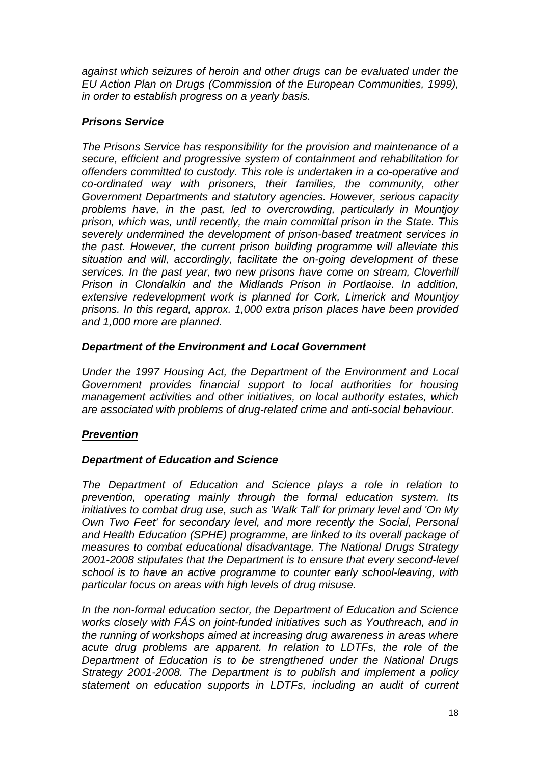*against which seizures of heroin and other drugs can be evaluated under the EU Action Plan on Drugs (Commission of the European Communities, 1999), in order to establish progress on a yearly basis.*

### *Prisons Service*

*The Prisons Service has responsibility for the provision and maintenance of a secure, efficient and progressive system of containment and rehabilitation for offenders committed to custody. This role is undertaken in a co-operative and co-ordinated way with prisoners, their families, the community, other Government Departments and statutory agencies. However, serious capacity problems have, in the past, led to overcrowding, particularly in Mountjoy prison, which was, until recently, the main committal prison in the State. This severely undermined the development of prison-based treatment services in the past. However, the current prison building programme will alleviate this situation and will, accordingly, facilitate the on-going development of these services. In the past year, two new prisons have come on stream, Cloverhill Prison in Clondalkin and the Midlands Prison in Portlaoise. In addition, extensive redevelopment work is planned for Cork, Limerick and Mountjoy prisons. In this regard, approx. 1,000 extra prison places have been provided and 1,000 more are planned.*

### *Department of the Environment and Local Government*

*Under the 1997 Housing Act, the Department of the Environment and Local Government provides financial support to local authorities for housing management activities and other initiatives, on local authority estates, which are associated with problems of drug-related crime and anti-social behaviour.*

## ***<u>Prevention</u>***

### *Department of Education and Science*

*The Department of Education and Science plays a role in relation to prevention, operating mainly through the formal education system. Its initiatives to combat drug use, such as 'Walk Tall' for primary level and 'On My Own Two Feet' for secondary level, and more recently the Social, Personal and Health Education (SPHE) programme, are linked to its overall package of measures to combat educational disadvantage. The National Drugs Strategy 2001-2008 stipulates that the Department is to ensure that every second-level school is to have an active programme to counter early school-leaving, with particular focus on areas with high levels of drug misuse.*

*In the non-formal education sector, the Department of Education and Science works closely with FÁS on joint-funded initiatives such as Youthreach, and in the running of workshops aimed at increasing drug awareness in areas where acute drug problems are apparent. In relation to LDTFs, the role of the Department of Education is to be strengthened under the National Drugs Strategy 2001-2008. The Department is to publish and implement a policy statement on education supports in LDTFs, including an audit of current*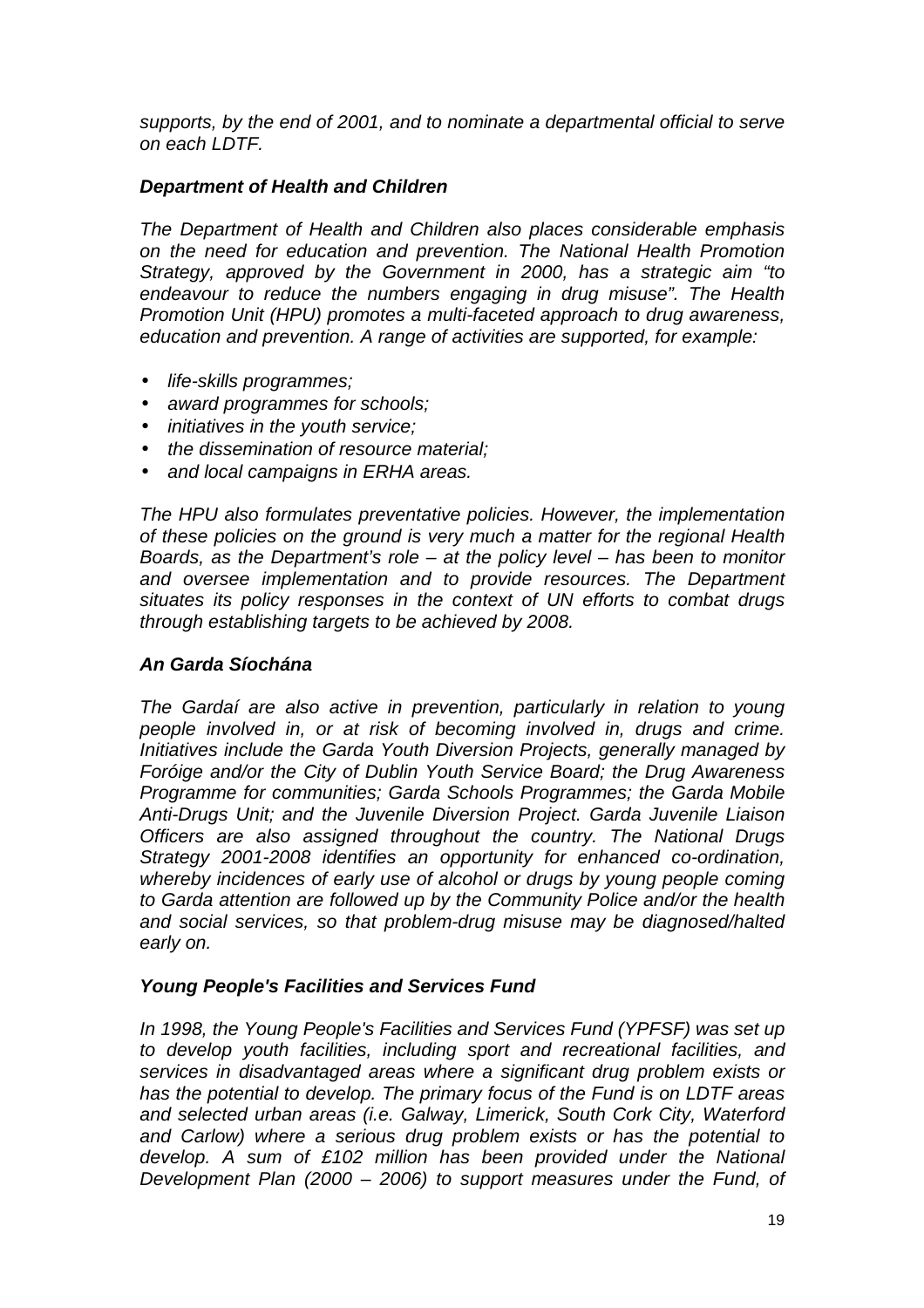*supports, by the end of 2001, and to nominate a departmental official to serve on each LDTF.*

***Department of Health and Children***

*The Department of Health and Children also places considerable emphasis on the need for education and prevention. The National Health Promotion Strategy, approved by the Government in 2000, has a strategic aim "to endeavour to reduce the numbers engaging in drug misuse". The Health Promotion Unit (HPU) promotes a multi-faceted approach to drug awareness, education and prevention. A range of activities are supported, for example:*

- *life-skills programmes;*
- *award programmes for schools;*
- *initiatives in the youth service;*
- *the dissemination of resource material;*
- *and local campaigns in ERHA areas.*

*The HPU also formulates preventative policies. However, the implementation of these policies on the ground is very much a matter for the regional Health Boards, as the Department's role – at the policy level – has been to monitor and oversee implementation and to provide resources. The Department situates its policy responses in the context of UN efforts to combat drugs through establishing targets to be achieved by 2008.*

***An Garda Síochána***

*The Gardaí are also active in prevention, particularly in relation to young people involved in, or at risk of becoming involved in, drugs and crime. Initiatives include the Garda Youth Diversion Projects, generally managed by Foróige and/or the City of Dublin Youth Service Board; the Drug Awareness Programme for communities; Garda Schools Programmes; the Garda Mobile Anti-Drugs Unit; and the Juvenile Diversion Project. Garda Juvenile Liaison Officers are also assigned throughout the country. The National Drugs Strategy 2001-2008 identifies an opportunity for enhanced co-ordination, whereby incidences of early use of alcohol or drugs by young people coming to Garda attention are followed up by the Community Police and/or the health and social services, so that problem-drug misuse may be diagnosed/halted early on.*

***Young People's Facilities and Services Fund***

*In 1998, the Young People's Facilities and Services Fund (YPFSF) was set up to develop youth facilities, including sport and recreational facilities, and services in disadvantaged areas where a significant drug problem exists or has the potential to develop. The primary focus of the Fund is on LDTF areas and selected urban areas (i.e. Galway, Limerick, South Cork City, Waterford and Carlow) where a serious drug problem exists or has the potential to develop. A sum of £102 million has been provided under the National Development Plan (2000 – 2006) to support measures under the Fund, of*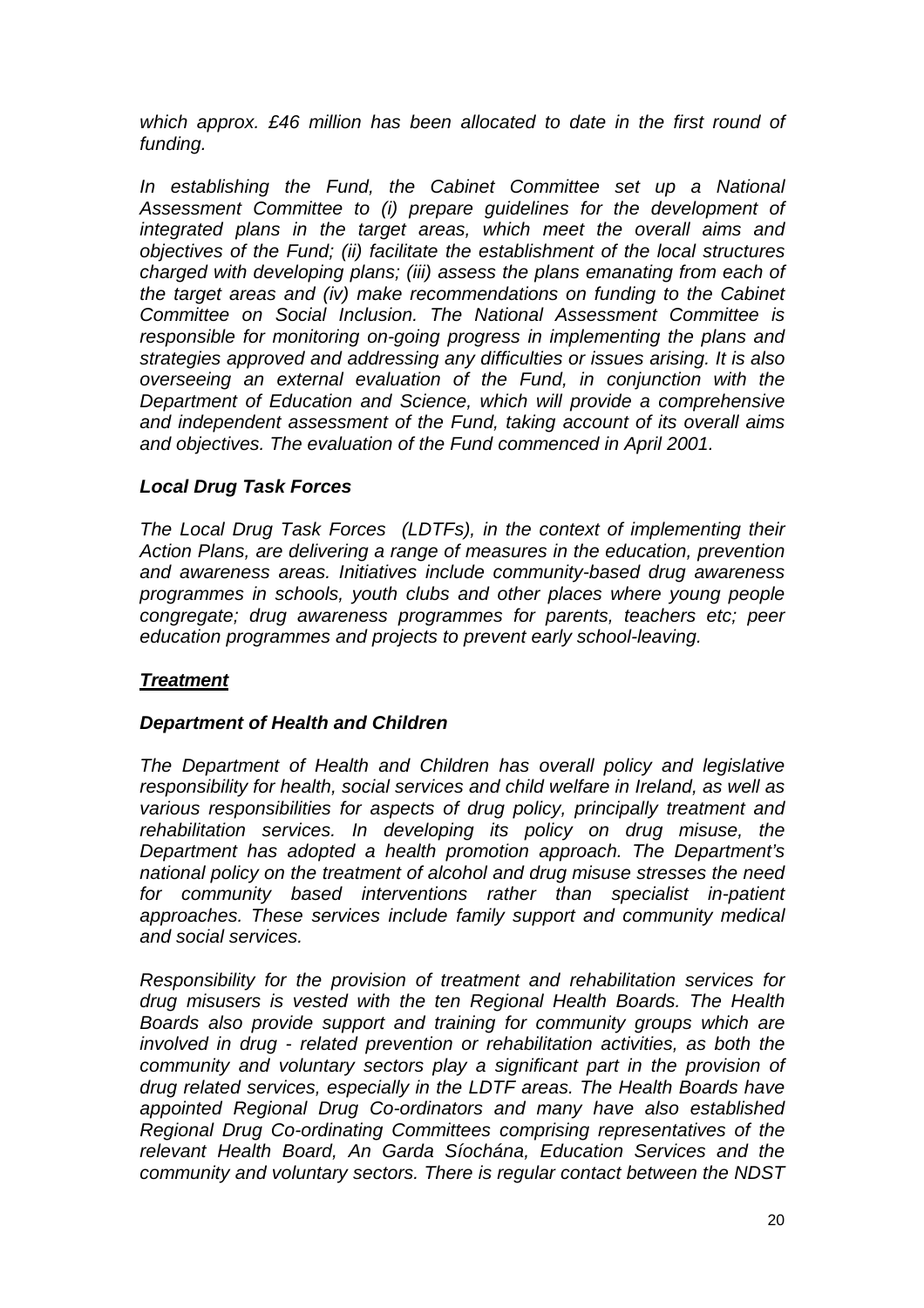*which approx. £46 million has been allocated to date in the first round of funding.*

*In establishing the Fund, the Cabinet Committee set up a National Assessment Committee to (i) prepare guidelines for the development of integrated plans in the target areas, which meet the overall aims and objectives of the Fund; (ii) facilitate the establishment of the local structures charged with developing plans; (iii) assess the plans emanating from each of the target areas and (iv) make recommendations on funding to the Cabinet Committee on Social Inclusion. The National Assessment Committee is responsible for monitoring on-going progress in implementing the plans and strategies approved and addressing any difficulties or issues arising. It is also overseeing an external evaluation of the Fund, in conjunction with the Department of Education and Science, which will provide a comprehensive and independent assessment of the Fund, taking account of its overall aims and objectives. The evaluation of the Fund commenced in April 2001.*

***Local Drug Task Forces***

*The Local Drug Task Forces (LDTFs), in the context of implementing their Action Plans, are delivering a range of measures in the education, prevention and awareness areas. Initiatives include community-based drug awareness programmes in schools, youth clubs and other places where young people congregate; drug awareness programmes for parents, teachers etc; peer education programmes and projects to prevent early school-leaving.*

***<u>Treatment</u>***

***Department of Health and Children***

*The Department of Health and Children has overall policy and legislative responsibility for health, social services and child welfare in Ireland, as well as various responsibilities for aspects of drug policy, principally treatment and rehabilitation services. In developing its policy on drug misuse, the Department has adopted a health promotion approach. The Department's national policy on the treatment of alcohol and drug misuse stresses the need for community based interventions rather than specialist in-patient approaches. These services include family support and community medical and social services.*

*Responsibility for the provision of treatment and rehabilitation services for drug misusers is vested with the ten Regional Health Boards. The Health Boards also provide support and training for community groups which are involved in drug - related prevention or rehabilitation activities, as both the community and voluntary sectors play a significant part in the provision of drug related services, especially in the LDTF areas. The Health Boards have appointed Regional Drug Co-ordinators and many have also established Regional Drug Co-ordinating Committees comprising representatives of the relevant Health Board, An Garda Síochána, Education Services and the community and voluntary sectors. There is regular contact between the NDST*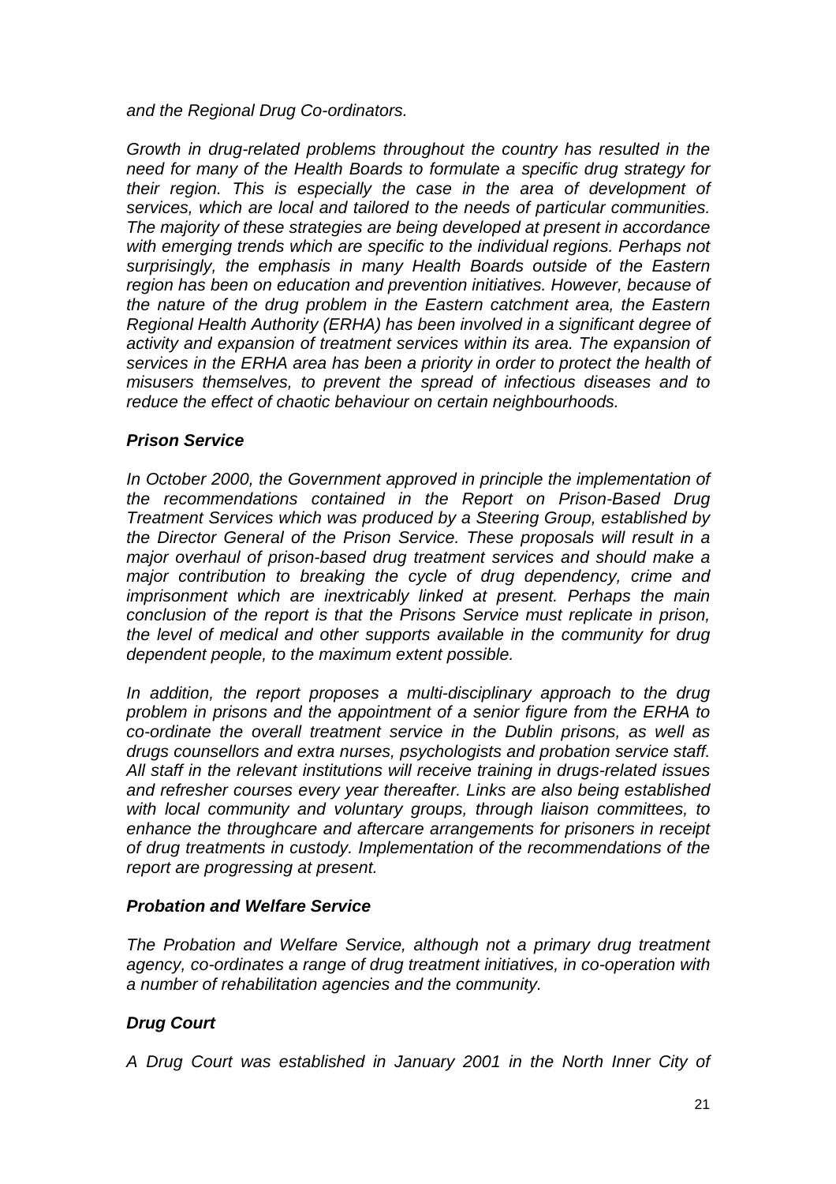*and the Regional Drug Co-ordinators.*

*Growth in drug-related problems throughout the country has resulted in the need for many of the Health Boards to formulate a specific drug strategy for their region. This is especially the case in the area of development of services, which are local and tailored to the needs of particular communities. The majority of these strategies are being developed at present in accordance with emerging trends which are specific to the individual regions. Perhaps not surprisingly, the emphasis in many Health Boards outside of the Eastern region has been on education and prevention initiatives. However, because of the nature of the drug problem in the Eastern catchment area, the Eastern Regional Health Authority (ERHA) has been involved in a significant degree of activity and expansion of treatment services within its area. The expansion of services in the ERHA area has been a priority in order to protect the health of misusers themselves, to prevent the spread of infectious diseases and to reduce the effect of chaotic behaviour on certain neighbourhoods.*

***Prison Service***

*In October 2000, the Government approved in principle the implementation of the recommendations contained in the Report on Prison-Based Drug Treatment Services which was produced by a Steering Group, established by the Director General of the Prison Service. These proposals will result in a major overhaul of prison-based drug treatment services and should make a major contribution to breaking the cycle of drug dependency, crime and imprisonment which are inextricably linked at present. Perhaps the main conclusion of the report is that the Prisons Service must replicate in prison, the level of medical and other supports available in the community for drug dependent people, to the maximum extent possible.*

*In addition, the report proposes a multi-disciplinary approach to the drug problem in prisons and the appointment of a senior figure from the ERHA to co-ordinate the overall treatment service in the Dublin prisons, as well as drugs counsellors and extra nurses, psychologists and probation service staff. All staff in the relevant institutions will receive training in drugs-related issues and refresher courses every year thereafter. Links are also being established with local community and voluntary groups, through liaison committees, to enhance the throughcare and aftercare arrangements for prisoners in receipt of drug treatments in custody. Implementation of the recommendations of the report are progressing at present.*

***Probation and Welfare Service***

*The Probation and Welfare Service, although not a primary drug treatment agency, co-ordinates a range of drug treatment initiatives, in co-operation with a number of rehabilitation agencies and the community.*

***Drug Court***

*A Drug Court was established in January 2001 in the North Inner City of*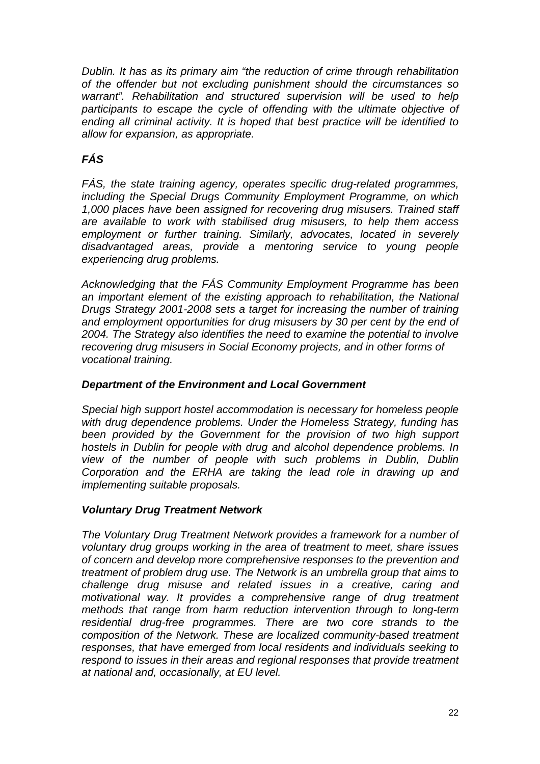*Dublin. It has as its primary aim "the reduction of crime through rehabilitation of the offender but not excluding punishment should the circumstances so warrant". Rehabilitation and structured supervision will be used to help participants to escape the cycle of offending with the ultimate objective of ending all criminal activity. It is hoped that best practice will be identified to allow for expansion, as appropriate.*

### *FÁS*

*FÁS, the state training agency, operates specific drug-related programmes, including the Special Drugs Community Employment Programme, on which 1,000 places have been assigned for recovering drug misusers. Trained staff are available to work with stabilised drug misusers, to help them access employment or further training. Similarly, advocates, located in severely disadvantaged areas, provide a mentoring service to young people experiencing drug problems.*

*Acknowledging that the FÁS Community Employment Programme has been an important element of the existing approach to rehabilitation, the National Drugs Strategy 2001-2008 sets a target for increasing the number of training and employment opportunities for drug misusers by 30 per cent by the end of 2004. The Strategy also identifies the need to examine the potential to involve recovering drug misusers in Social Economy projects, and in other forms of vocational training.*

### *Department of the Environment and Local Government*

*Special high support hostel accommodation is necessary for homeless people with drug dependence problems. Under the Homeless Strategy, funding has been provided by the Government for the provision of two high support hostels in Dublin for people with drug and alcohol dependence problems. In view of the number of people with such problems in Dublin, Dublin Corporation and the ERHA are taking the lead role in drawing up and implementing suitable proposals.*

### *Voluntary Drug Treatment Network*

*The Voluntary Drug Treatment Network provides a framework for a number of voluntary drug groups working in the area of treatment to meet, share issues of concern and develop more comprehensive responses to the prevention and treatment of problem drug use. The Network is an umbrella group that aims to challenge drug misuse and related issues in a creative, caring and motivational way. It provides a comprehensive range of drug treatment methods that range from harm reduction intervention through to long-term residential drug-free programmes. There are two core strands to the composition of the Network. These are localized community-based treatment responses, that have emerged from local residents and individuals seeking to respond to issues in their areas and regional responses that provide treatment at national and, occasionally, at EU level.*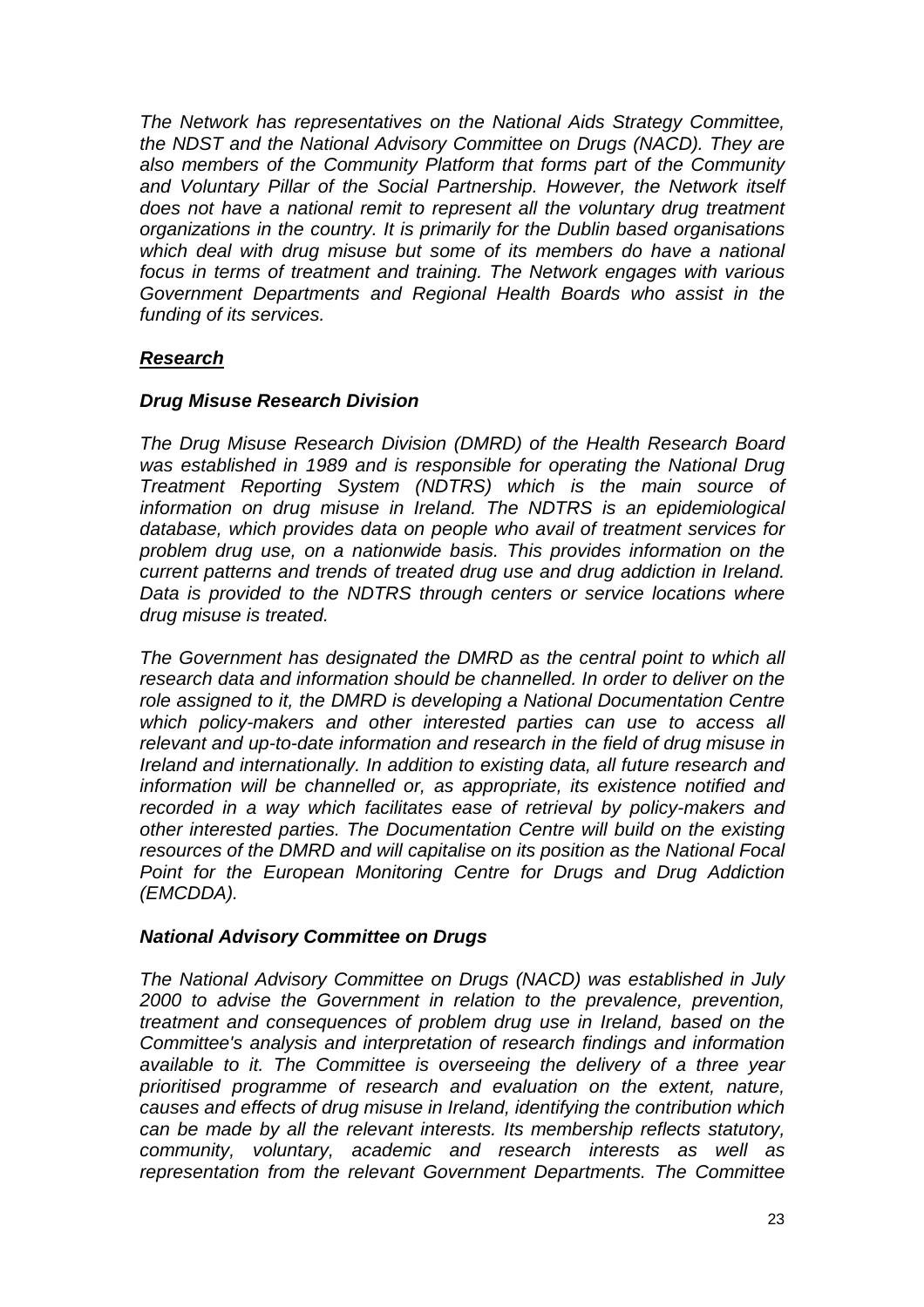*The Network has representatives on the National Aids Strategy Committee, the NDST and the National Advisory Committee on Drugs (NACD). They are also members of the Community Platform that forms part of the Community and Voluntary Pillar of the Social Partnership. However, the Network itself does not have a national remit to represent all the voluntary drug treatment organizations in the country. It is primarily for the Dublin based organisations which deal with drug misuse but some of its members do have a national focus in terms of treatment and training. The Network engages with various Government Departments and Regional Health Boards who assist in the funding of its services.*

## ***Research***

### ***Drug Misuse Research Division***

*The Drug Misuse Research Division (DMRD) of the Health Research Board was established in 1989 and is responsible for operating the National Drug Treatment Reporting System (NDTRS) which is the main source of information on drug misuse in Ireland. The NDTRS is an epidemiological database, which provides data on people who avail of treatment services for problem drug use, on a nationwide basis. This provides information on the current patterns and trends of treated drug use and drug addiction in Ireland. Data is provided to the NDTRS through centers or service locations where drug misuse is treated.*

*The Government has designated the DMRD as the central point to which all research data and information should be channelled. In order to deliver on the role assigned to it, the DMRD is developing a National Documentation Centre which policy-makers and other interested parties can use to access all relevant and up-to-date information and research in the field of drug misuse in Ireland and internationally. In addition to existing data, all future research and information will be channelled or, as appropriate, its existence notified and recorded in a way which facilitates ease of retrieval by policy-makers and other interested parties. The Documentation Centre will build on the existing resources of the DMRD and will capitalise on its position as the National Focal Point for the European Monitoring Centre for Drugs and Drug Addiction (EMCDDA).*

### ***National Advisory Committee on Drugs***

*The National Advisory Committee on Drugs (NACD) was established in July 2000 to advise the Government in relation to the prevalence, prevention, treatment and consequences of problem drug use in Ireland, based on the Committee's analysis and interpretation of research findings and information available to it. The Committee is overseeing the delivery of a three year prioritised programme of research and evaluation on the extent, nature, causes and effects of drug misuse in Ireland, identifying the contribution which can be made by all the relevant interests. Its membership reflects statutory, community, voluntary, academic and research interests as well as representation from the relevant Government Departments. The Committee*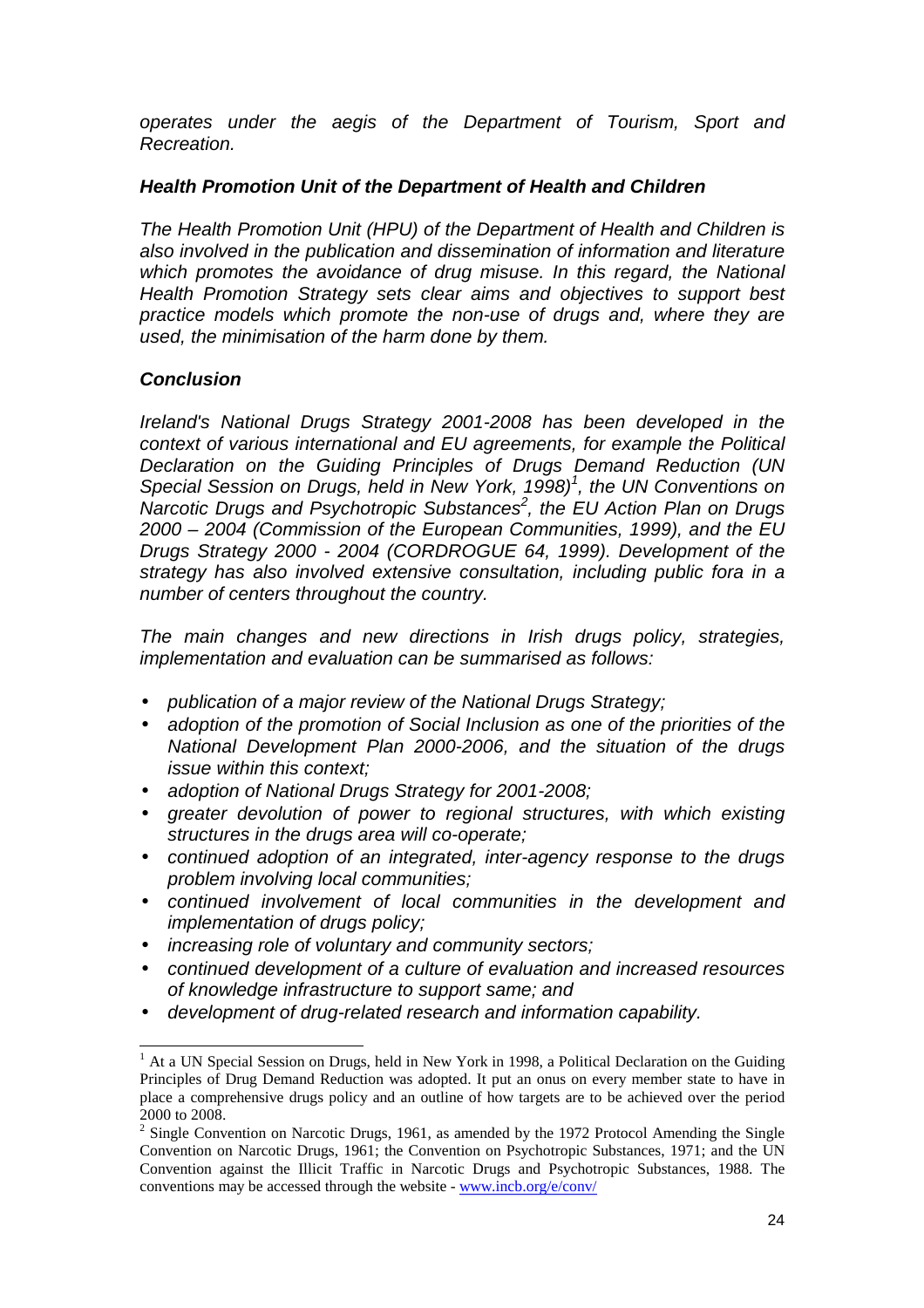*operates under the aegis of the Department of Tourism, Sport and Recreation.*

***Health Promotion Unit of the Department of Health and Children***

*The Health Promotion Unit (HPU) of the Department of Health and Children is also involved in the publication and dissemination of information and literature which promotes the avoidance of drug misuse. In this regard, the National Health Promotion Strategy sets clear aims and objectives to support best practice models which promote the non-use of drugs and, where they are used, the minimisation of the harm done by them.*

***Conclusion***

*Ireland's National Drugs Strategy 2001-2008 has been developed in the context of various international and EU agreements, for example the Political Declaration on the Guiding Principles of Drugs Demand Reduction (UN Special Session on Drugs, held in New York, 1998)[1], the UN Conventions on Narcotic Drugs and Psychotropic Substances[2], the EU Action Plan on Drugs 2000 – 2004 (Commission of the European Communities, 1999), and the EU Drugs Strategy 2000 - 2004 (CORDROGUE 64, 1999). Development of the strategy has also involved extensive consultation, including public fora in a number of centers throughout the country.*

*The main changes and new directions in Irish drugs policy, strategies, implementation and evaluation can be summarised as follows:*

- *publication of a major review of the National Drugs Strategy;*
- *adoption of the promotion of Social Inclusion as one of the priorities of the National Development Plan 2000-2006, and the situation of the drugs issue within this context;*
- *adoption of National Drugs Strategy for 2001-2008;*
- *greater devolution of power to regional structures, with which existing structures in the drugs area will co-operate;*
- *continued adoption of an integrated, inter-agency response to the drugs problem involving local communities;*
- *continued involvement of local communities in the development and implementation of drugs policy;*
- *increasing role of voluntary and community sectors;*
- *continued development of a culture of evaluation and increased resources of knowledge infrastructure to support same; and*
- *development of drug-related research and information capability.*

---

[1] At a UN Special Session on Drugs, held in New York in 1998, a Political Declaration on the Guiding Principles of Drug Demand Reduction was adopted. It put an onus on every member state to have in place a comprehensive drugs policy and an outline of how targets are to be achieved over the period 2000 to 2008.

[2] Single Convention on Narcotic Drugs, 1961, as amended by the 1972 Protocol Amending the Single Convention on Narcotic Drugs, 1961; the Convention on Psychotropic Substances, 1971; and the UN Convention against the Illicit Traffic in Narcotic Drugs and Psychotropic Substances, 1988. The conventions may be accessed through the website - www.incb.org/e/conv/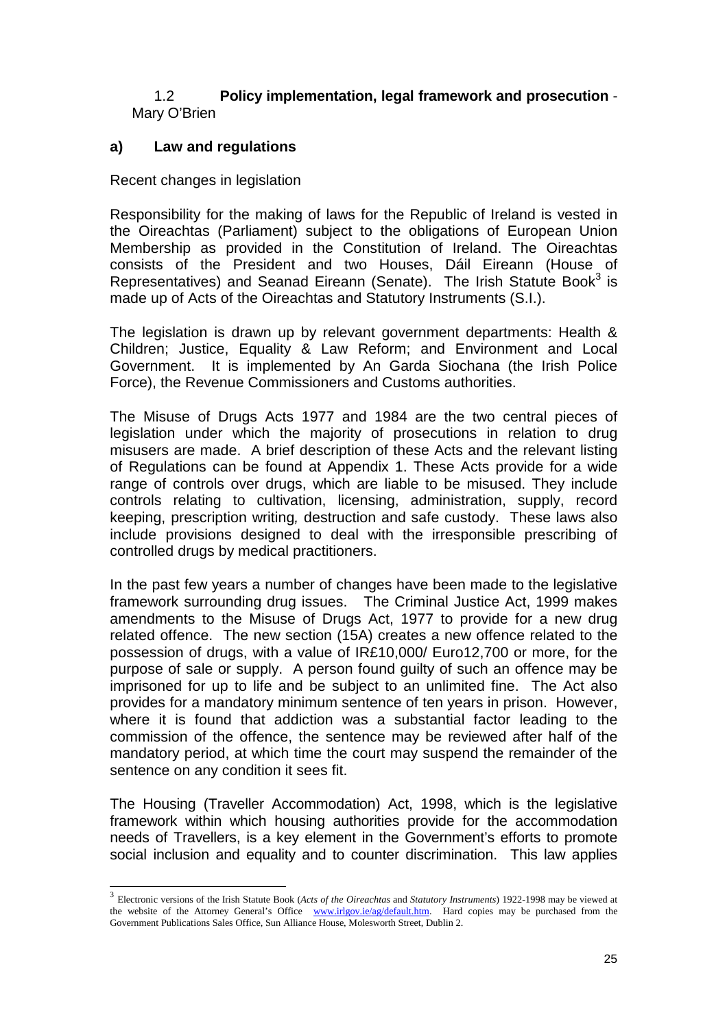## 1.2 **Policy implementation, legal framework and prosecution** - Mary O'Brien

### a) Law and regulations

Recent changes in legislation

Responsibility for the making of laws for the Republic of Ireland is vested in the Oireachtas (Parliament) subject to the obligations of European Union Membership as provided in the Constitution of Ireland. The Oireachtas consists of the President and two Houses, Dáil Eireann (House of Representatives) and Seanad Eireann (Senate). The Irish Statute Book[3] is made up of Acts of the Oireachtas and Statutory Instruments (S.I.).

The legislation is drawn up by relevant government departments: Health & Children; Justice, Equality & Law Reform; and Environment and Local Government. It is implemented by An Garda Siochana (the Irish Police Force), the Revenue Commissioners and Customs authorities.

The Misuse of Drugs Acts 1977 and 1984 are the two central pieces of legislation under which the majority of prosecutions in relation to drug misusers are made. A brief description of these Acts and the relevant listing of Regulations can be found at Appendix 1. These Acts provide for a wide range of controls over drugs, which are liable to be misused. They include controls relating to cultivation, licensing, administration, supply, record keeping, prescription writing, destruction and safe custody. These laws also include provisions designed to deal with the irresponsible prescribing of controlled drugs by medical practitioners.

In the past few years a number of changes have been made to the legislative framework surrounding drug issues. The Criminal Justice Act, 1999 makes amendments to the Misuse of Drugs Act, 1977 to provide for a new drug related offence. The new section (15A) creates a new offence related to the possession of drugs, with a value of IR£10,000/ Euro12,700 or more, for the purpose of sale or supply. A person found guilty of such an offence may be imprisoned for up to life and be subject to an unlimited fine. The Act also provides for a mandatory minimum sentence of ten years in prison. However, where it is found that addiction was a substantial factor leading to the commission of the offence, the sentence may be reviewed after half of the mandatory period, at which time the court may suspend the remainder of the sentence on any condition it sees fit.

The Housing (Traveller Accommodation) Act, 1998, which is the legislative framework within which housing authorities provide for the accommodation needs of Travellers, is a key element in the Government's efforts to promote social inclusion and equality and to counter discrimination. This law applies

---

[3] Electronic versions of the Irish Statute Book (*Acts of the Oireachtas* and *Statutory Instruments*) 1922-1998 may be viewed at the website of the Attorney General's Office www.irlgov.ie/ag/default.htm. Hard copies may be purchased from the Government Publications Sales Office, Sun Alliance House, Molesworth Street, Dublin 2.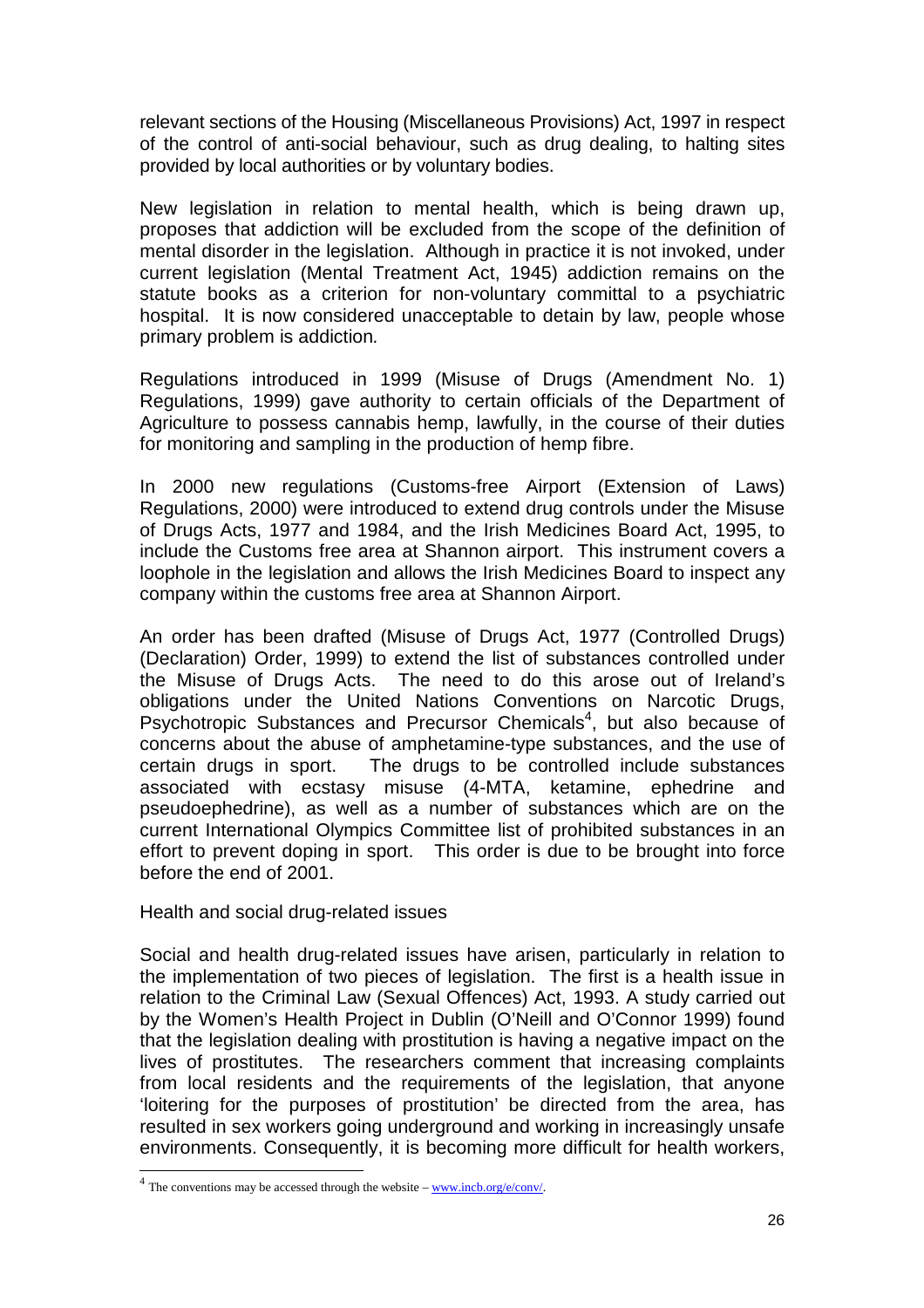relevant sections of the Housing (Miscellaneous Provisions) Act, 1997 in respect of the control of anti-social behaviour, such as drug dealing, to halting sites provided by local authorities or by voluntary bodies.

New legislation in relation to mental health, which is being drawn up, proposes that addiction will be excluded from the scope of the definition of mental disorder in the legislation. Although in practice it is not invoked, under current legislation (Mental Treatment Act, 1945) addiction remains on the statute books as a criterion for non-voluntary committal to a psychiatric hospital. It is now considered unacceptable to detain by law, people whose primary problem is addiction.

Regulations introduced in 1999 (Misuse of Drugs (Amendment No. 1) Regulations, 1999) gave authority to certain officials of the Department of Agriculture to possess cannabis hemp, lawfully, in the course of their duties for monitoring and sampling in the production of hemp fibre.

In 2000 new regulations (Customs-free Airport (Extension of Laws) Regulations, 2000) were introduced to extend drug controls under the Misuse of Drugs Acts, 1977 and 1984, and the Irish Medicines Board Act, 1995, to include the Customs free area at Shannon airport. This instrument covers a loophole in the legislation and allows the Irish Medicines Board to inspect any company within the customs free area at Shannon Airport.

An order has been drafted (Misuse of Drugs Act, 1977 (Controlled Drugs) (Declaration) Order, 1999) to extend the list of substances controlled under the Misuse of Drugs Acts. The need to do this arose out of Ireland's obligations under the United Nations Conventions on Narcotic Drugs, Psychotropic Substances and Precursor Chemicals[4], but also because of concerns about the abuse of amphetamine-type substances, and the use of certain drugs in sport. The drugs to be controlled include substances associated with ecstasy misuse (4-MTA, ketamine, ephedrine and pseudoephedrine), as well as a number of substances which are on the current International Olympics Committee list of prohibited substances in an effort to prevent doping in sport. This order is due to be brought into force before the end of 2001.

Health and social drug-related issues

Social and health drug-related issues have arisen, particularly in relation to the implementation of two pieces of legislation. The first is a health issue in relation to the Criminal Law (Sexual Offences) Act, 1993. A study carried out by the Women's Health Project in Dublin (O'Neill and O'Connor 1999) found that the legislation dealing with prostitution is having a negative impact on the lives of prostitutes. The researchers comment that increasing complaints from local residents and the requirements of the legislation, that anyone 'loitering for the purposes of prostitution' be directed from the area, has resulted in sex workers going underground and working in increasingly unsafe environments. Consequently, it is becoming more difficult for health workers,

[4] The conventions may be accessed through the website – www.incb.org/e/conv/.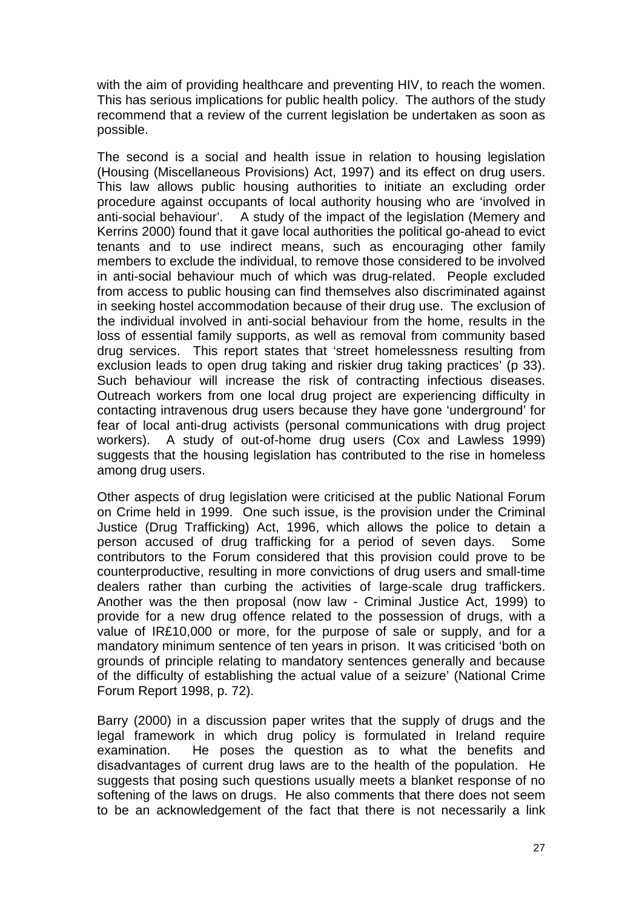with the aim of providing healthcare and preventing HIV, to reach the women. This has serious implications for public health policy. The authors of the study recommend that a review of the current legislation be undertaken as soon as possible.

The second is a social and health issue in relation to housing legislation (Housing (Miscellaneous Provisions) Act, 1997) and its effect on drug users. This law allows public housing authorities to initiate an excluding order procedure against occupants of local authority housing who are 'involved in anti-social behaviour'. A study of the impact of the legislation (Memery and Kerrins 2000) found that it gave local authorities the political go-ahead to evict tenants and to use indirect means, such as encouraging other family members to exclude the individual, to remove those considered to be involved in anti-social behaviour much of which was drug-related. People excluded from access to public housing can find themselves also discriminated against in seeking hostel accommodation because of their drug use. The exclusion of the individual involved in anti-social behaviour from the home, results in the loss of essential family supports, as well as removal from community based drug services. This report states that 'street homelessness resulting from exclusion leads to open drug taking and riskier drug taking practices' (p 33). Such behaviour will increase the risk of contracting infectious diseases. Outreach workers from one local drug project are experiencing difficulty in contacting intravenous drug users because they have gone 'underground' for fear of local anti-drug activists (personal communications with drug project workers). A study of out-of-home drug users (Cox and Lawless 1999) suggests that the housing legislation has contributed to the rise in homeless among drug users.

Other aspects of drug legislation were criticised at the public National Forum on Crime held in 1999. One such issue, is the provision under the Criminal Justice (Drug Trafficking) Act, 1996, which allows the police to detain a person accused of drug trafficking for a period of seven days. Some contributors to the Forum considered that this provision could prove to be counterproductive, resulting in more convictions of drug users and small-time dealers rather than curbing the activities of large-scale drug traffickers. Another was the then proposal (now law - Criminal Justice Act, 1999) to provide for a new drug offence related to the possession of drugs, with a value of IR£10,000 or more, for the purpose of sale or supply, and for a mandatory minimum sentence of ten years in prison. It was criticised 'both on grounds of principle relating to mandatory sentences generally and because of the difficulty of establishing the actual value of a seizure' (National Crime Forum Report 1998, p. 72).

Barry (2000) in a discussion paper writes that the supply of drugs and the legal framework in which drug policy is formulated in Ireland require examination. He poses the question as to what the benefits and disadvantages of current drug laws are to the health of the population. He suggests that posing such questions usually meets a blanket response of no softening of the laws on drugs. He also comments that there does not seem to be an acknowledgement of the fact that there is not necessarily a link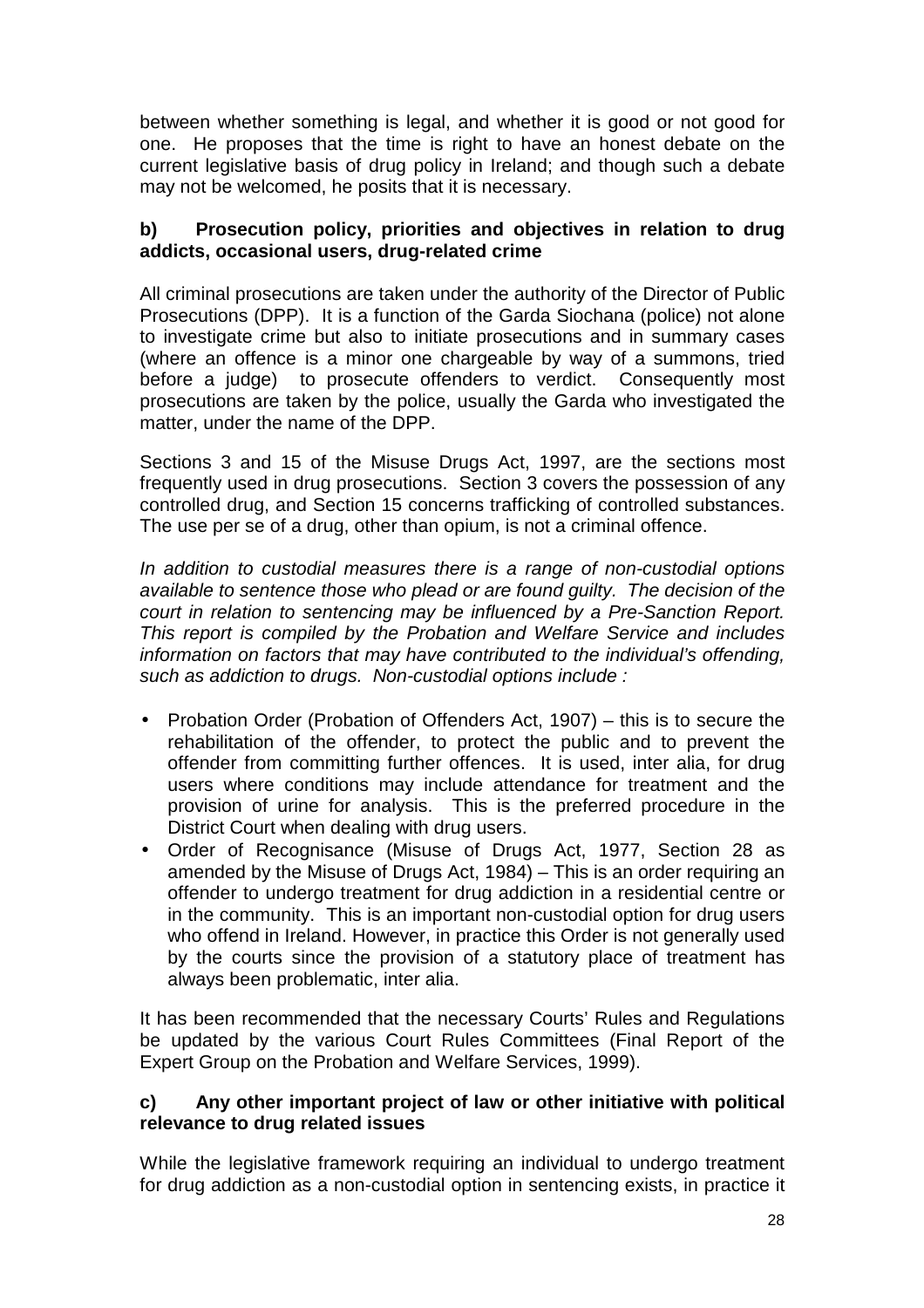between whether something is legal, and whether it is good or not good for one. He proposes that the time is right to have an honest debate on the current legislative basis of drug policy in Ireland; and though such a debate may not be welcomed, he posits that it is necessary.

**b) Prosecution policy, priorities and objectives in relation to drug addicts, occasional users, drug-related crime**

All criminal prosecutions are taken under the authority of the Director of Public Prosecutions (DPP). It is a function of the Garda Siochana (police) not alone to investigate crime but also to initiate prosecutions and in summary cases (where an offence is a minor one chargeable by way of a summons, tried before a judge) to prosecute offenders to verdict. Consequently most prosecutions are taken by the police, usually the Garda who investigated the matter, under the name of the DPP.

Sections 3 and 15 of the Misuse Drugs Act, 1997, are the sections most frequently used in drug prosecutions. Section 3 covers the possession of any controlled drug, and Section 15 concerns trafficking of controlled substances. The use per se of a drug, other than opium, is not a criminal offence.

*In addition to custodial measures there is a range of non-custodial options available to sentence those who plead or are found guilty. The decision of the court in relation to sentencing may be influenced by a Pre-Sanction Report. This report is compiled by the Probation and Welfare Service and includes information on factors that may have contributed to the individual's offending, such as addiction to drugs. Non-custodial options include :*

- Probation Order (Probation of Offenders Act, 1907) – this is to secure the rehabilitation of the offender, to protect the public and to prevent the offender from committing further offences. It is used, inter alia, for drug users where conditions may include attendance for treatment and the provision of urine for analysis. This is the preferred procedure in the District Court when dealing with drug users.
- Order of Recognisance (Misuse of Drugs Act, 1977, Section 28 as amended by the Misuse of Drugs Act, 1984) – This is an order requiring an offender to undergo treatment for drug addiction in a residential centre or in the community. This is an important non-custodial option for drug users who offend in Ireland. However, in practice this Order is not generally used by the courts since the provision of a statutory place of treatment has always been problematic, inter alia.

It has been recommended that the necessary Courts' Rules and Regulations be updated by the various Court Rules Committees (Final Report of the Expert Group on the Probation and Welfare Services, 1999).

**c) Any other important project of law or other initiative with political relevance to drug related issues**

While the legislative framework requiring an individual to undergo treatment for drug addiction as a non-custodial option in sentencing exists, in practice it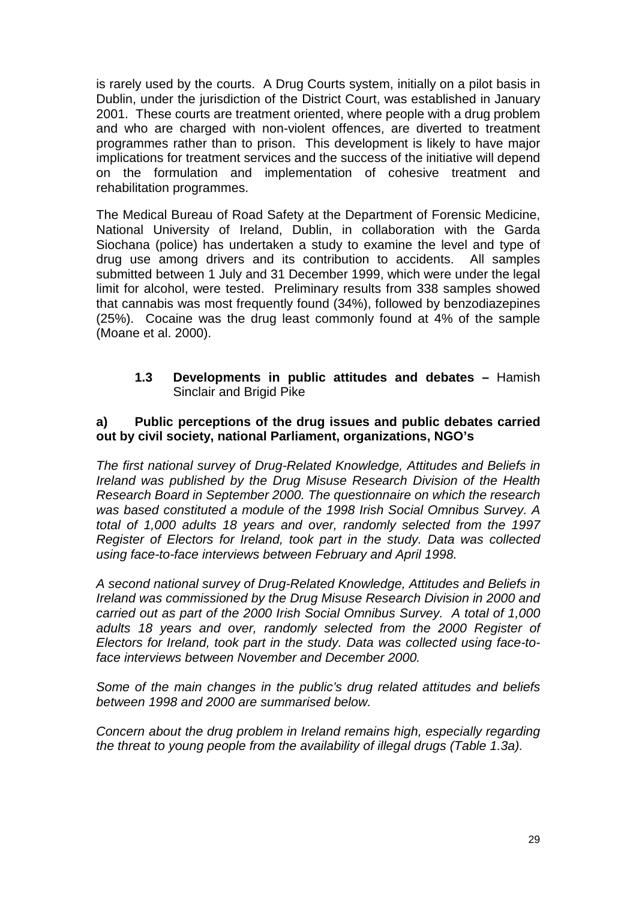is rarely used by the courts. A Drug Courts system, initially on a pilot basis in Dublin, under the jurisdiction of the District Court, was established in January 2001. These courts are treatment oriented, where people with a drug problem and who are charged with non-violent offences, are diverted to treatment programmes rather than to prison. This development is likely to have major implications for treatment services and the success of the initiative will depend on the formulation and implementation of cohesive treatment and rehabilitation programmes.

The Medical Bureau of Road Safety at the Department of Forensic Medicine, National University of Ireland, Dublin, in collaboration with the Garda Siochana (police) has undertaken a study to examine the level and type of drug use among drivers and its contribution to accidents. All samples submitted between 1 July and 31 December 1999, which were under the legal limit for alcohol, were tested. Preliminary results from 338 samples showed that cannabis was most frequently found (34%), followed by benzodiazepines (25%). Cocaine was the drug least commonly found at 4% of the sample (Moane et al. 2000).

### 1.3 Developments in public attitudes and debates – Hamish Sinclair and Brigid Pike

**a) Public perceptions of the drug issues and public debates carried out by civil society, national Parliament, organizations, NGO's**

*The first national survey of Drug-Related Knowledge, Attitudes and Beliefs in Ireland was published by the Drug Misuse Research Division of the Health Research Board in September 2000. The questionnaire on which the research was based constituted a module of the 1998 Irish Social Omnibus Survey. A total of 1,000 adults 18 years and over, randomly selected from the 1997 Register of Electors for Ireland, took part in the study. Data was collected using face-to-face interviews between February and April 1998.*

*A second national survey of Drug-Related Knowledge, Attitudes and Beliefs in Ireland was commissioned by the Drug Misuse Research Division in 2000 and carried out as part of the 2000 Irish Social Omnibus Survey. A total of 1,000 adults 18 years and over, randomly selected from the 2000 Register of Electors for Ireland, took part in the study. Data was collected using face-to-face interviews between November and December 2000.*

*Some of the main changes in the public's drug related attitudes and beliefs between 1998 and 2000 are summarised below.*

*Concern about the drug problem in Ireland remains high, especially regarding the threat to young people from the availability of illegal drugs (Table 1.3a).*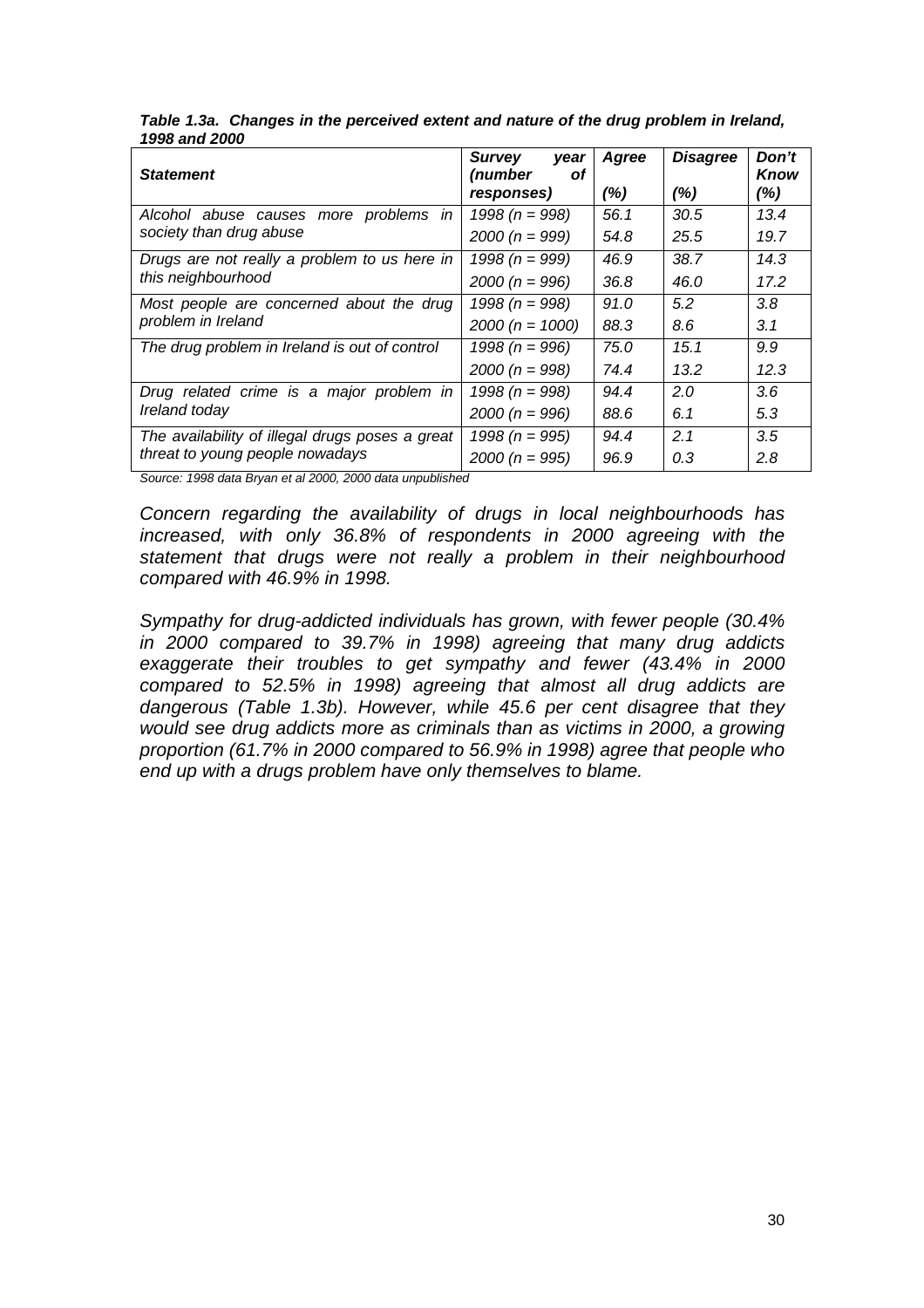***Table 1.3a. Changes in the perceived extent and nature of the drug problem in Ireland, 1998 and 2000***

| ***Statement*** | ***Survey year (number of responses)*** | ***Agree (%)*** | ***Disagree (%)*** | ***Don't Know (%)*** |
|---|---|---|---|---|
| *Alcohol abuse causes more problems in society than drug abuse* | *1998 (n = 998)* | *56.1* | *30.5* | *13.4* |
| | *2000 (n = 999)* | *54.8* | *25.5* | *19.7* |
| *Drugs are not really a problem to us here in this neighbourhood* | *1998 (n = 999)* | *46.9* | *38.7* | *14.3* |
| | *2000 (n = 996)* | *36.8* | *46.0* | *17.2* |
| *Most people are concerned about the drug problem in Ireland* | *1998 (n = 998)* | *91.0* | *5.2* | *3.8* |
| | *2000 (n = 1000)* | *88.3* | *8.6* | *3.1* |
| *The drug problem in Ireland is out of control* | *1998 (n = 996)* | *75.0* | *15.1* | *9.9* |
| | *2000 (n = 998)* | *74.4* | *13.2* | *12.3* |
| *Drug related crime is a major problem in Ireland today* | *1998 (n = 998)* | *94.4* | *2.0* | *3.6* |
| | *2000 (n = 996)* | *88.6* | *6.1* | *5.3* |
| *The availability of illegal drugs poses a great threat to young people nowadays* | *1998 (n = 995)* | *94.4* | *2.1* | *3.5* |
| | *2000 (n = 995)* | *96.9* | *0.3* | *2.8* |

*Source: 1998 data Bryan et al 2000, 2000 data unpublished*

*Concern regarding the availability of drugs in local neighbourhoods has increased, with only 36.8% of respondents in 2000 agreeing with the statement that drugs were not really a problem in their neighbourhood compared with 46.9% in 1998.*

*Sympathy for drug-addicted individuals has grown, with fewer people (30.4% in 2000 compared to 39.7% in 1998) agreeing that many drug addicts exaggerate their troubles to get sympathy and fewer (43.4% in 2000 compared to 52.5% in 1998) agreeing that almost all drug addicts are dangerous (Table 1.3b). However, while 45.6 per cent disagree that they would see drug addicts more as criminals than as victims in 2000, a growing proportion (61.7% in 2000 compared to 56.9% in 1998) agree that people who end up with a drugs problem have only themselves to blame.*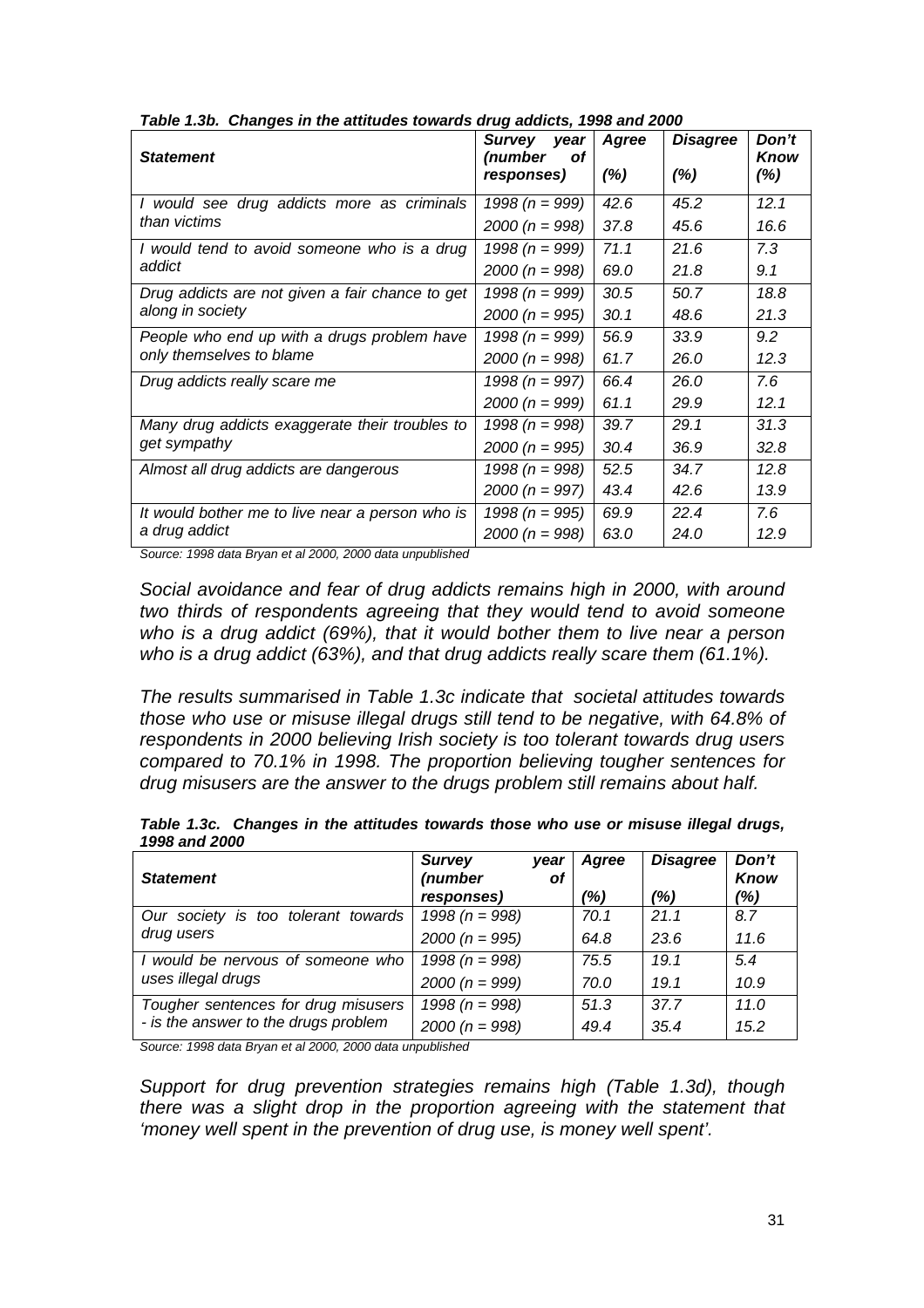*Table 1.3b. Changes in the attitudes towards drug addicts, 1998 and 2000*

| *Statement* | *Survey year (number of responses)* | *Agree (%)* | *Disagree (%)* | *Don't Know (%)* |
|---|---|---|---|---|
| *I would see drug addicts more as criminals than victims* | *1998 (n = 999)* | *42.6* | *45.2* | *12.1* |
| | *2000 (n = 998)* | *37.8* | *45.6* | *16.6* |
| *I would tend to avoid someone who is a drug addict* | *1998 (n = 999)* | *71.1* | *21.6* | *7.3* |
| | *2000 (n = 998)* | *69.0* | *21.8* | *9.1* |
| *Drug addicts are not given a fair chance to get along in society* | *1998 (n = 999)* | *30.5* | *50.7* | *18.8* |
| | *2000 (n = 995)* | *30.1* | *48.6* | *21.3* |
| *People who end up with a drugs problem have only themselves to blame* | *1998 (n = 999)* | *56.9* | *33.9* | *9.2* |
| | *2000 (n = 998)* | *61.7* | *26.0* | *12.3* |
| *Drug addicts really scare me* | *1998 (n = 997)* | *66.4* | *26.0* | *7.6* |
| | *2000 (n = 999)* | *61.1* | *29.9* | *12.1* |
| *Many drug addicts exaggerate their troubles to get sympathy* | *1998 (n = 998)* | *39.7* | *29.1* | *31.3* |
| | *2000 (n = 995)* | *30.4* | *36.9* | *32.8* |
| *Almost all drug addicts are dangerous* | *1998 (n = 998)* | *52.5* | *34.7* | *12.8* |
| | *2000 (n = 997)* | *43.4* | *42.6* | *13.9* |
| *It would bother me to live near a person who is a drug addict* | *1998 (n = 995)* | *69.9* | *22.4* | *7.6* |
| | *2000 (n = 998)* | *63.0* | *24.0* | *12.9* |

*Source: 1998 data Bryan et al 2000, 2000 data unpublished*

*Social avoidance and fear of drug addicts remains high in 2000, with around two thirds of respondents agreeing that they would tend to avoid someone who is a drug addict (69%), that it would bother them to live near a person who is a drug addict (63%), and that drug addicts really scare them (61.1%).*

*The results summarised in Table 1.3c indicate that societal attitudes towards those who use or misuse illegal drugs still tend to be negative, with 64.8% of respondents in 2000 believing Irish society is too tolerant towards drug users compared to 70.1% in 1998. The proportion believing tougher sentences for drug misusers are the answer to the drugs problem still remains about half.*

*Table 1.3c. Changes in the attitudes towards those who use or misuse illegal drugs, 1998 and 2000*

| *Statement* | *Survey year (number of responses)* | *Agree (%)* | *Disagree (%)* | *Don't Know (%)* |
|---|---|---|---|---|
| *Our society is too tolerant towards drug users* | *1998 (n = 998)* | *70.1* | *21.1* | *8.7* |
| | *2000 (n = 995)* | *64.8* | *23.6* | *11.6* |
| *I would be nervous of someone who uses illegal drugs* | *1998 (n = 998)* | *75.5* | *19.1* | *5.4* |
| | *2000 (n = 999)* | *70.0* | *19.1* | *10.9* |
| *Tougher sentences for drug misusers - is the answer to the drugs problem* | *1998 (n = 998)* | *51.3* | *37.7* | *11.0* |
| | *2000 (n = 998)* | *49.4* | *35.4* | *15.2* |

*Source: 1998 data Bryan et al 2000, 2000 data unpublished*

*Support for drug prevention strategies remains high (Table 1.3d), though there was a slight drop in the proportion agreeing with the statement that 'money well spent in the prevention of drug use, is money well spent'.*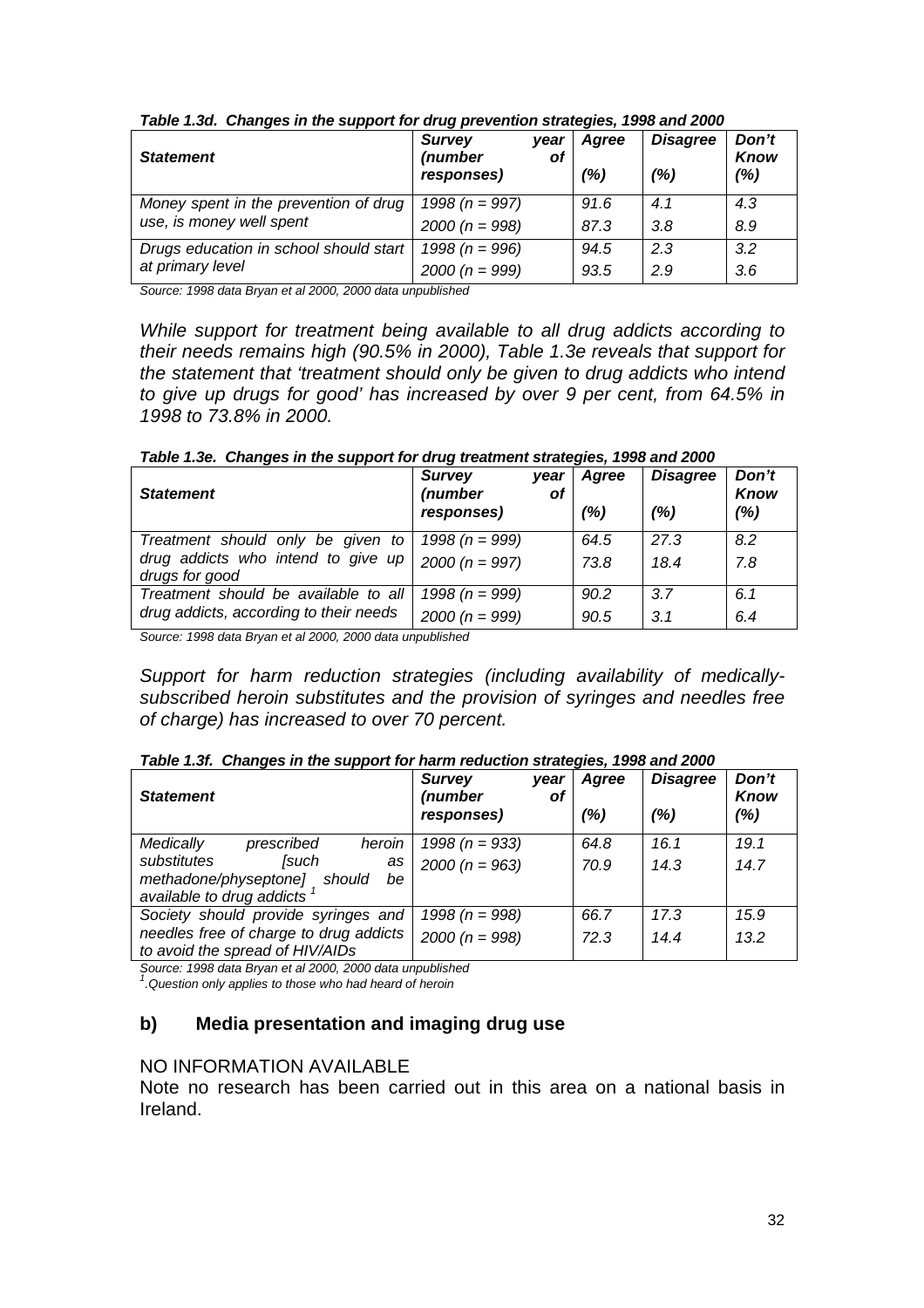*Table 1.3d. Changes in the support for drug prevention strategies, 1998 and 2000*

| *Statement* | *Survey year (number of responses)* | *Agree (%)* | *Disagree (%)* | *Don't Know (%)* |
|---|---|---|---|---|
| *Money spent in the prevention of drug use, is money well spent* | *1998 (n = 997)* | *91.6* | *4.1* | *4.3* |
| | *2000 (n = 998)* | *87.3* | *3.8* | *8.9* |
| *Drugs education in school should start at primary level* | *1998 (n = 996)* | *94.5* | *2.3* | *3.2* |
| | *2000 (n = 999)* | *93.5* | *2.9* | *3.6* |

*Source: 1998 data Bryan et al 2000, 2000 data unpublished*

*While support for treatment being available to all drug addicts according to their needs remains high (90.5% in 2000), Table 1.3e reveals that support for the statement that 'treatment should only be given to drug addicts who intend to give up drugs for good' has increased by over 9 per cent, from 64.5% in 1998 to 73.8% in 2000.*

*Table 1.3e. Changes in the support for drug treatment strategies, 1998 and 2000*

| *Statement* | *Survey year (number of responses)* | *Agree (%)* | *Disagree (%)* | *Don't Know (%)* |
|---|---|---|---|---|
| *Treatment should only be given to drug addicts who intend to give up drugs for good* | *1998 (n = 999)* | *64.5* | *27.3* | *8.2* |
| | *2000 (n = 997)* | *73.8* | *18.4* | *7.8* |
| *Treatment should be available to all drug addicts, according to their needs* | *1998 (n = 999)* | *90.2* | *3.7* | *6.1* |
| | *2000 (n = 999)* | *90.5* | *3.1* | *6.4* |

*Source: 1998 data Bryan et al 2000, 2000 data unpublished*

*Support for harm reduction strategies (including availability of medically-subscribed heroin substitutes and the provision of syringes and needles free of charge) has increased to over 70 percent.*

*Table 1.3f. Changes in the support for harm reduction strategies, 1998 and 2000*

| *Statement* | *Survey year (number of responses)* | *Agree (%)* | *Disagree (%)* | *Don't Know (%)* |
|---|---|---|---|---|
| *Medically prescribed heroin substitutes [such as methadone/physeptone] should be available to drug addicts* [1] | *1998 (n = 933)* | *64.8* | *16.1* | *19.1* |
| | *2000 (n = 963)* | *70.9* | *14.3* | *14.7* |
| *Society should provide syringes and needles free of charge to drug addicts to avoid the spread of HIV/AIDs* | *1998 (n = 998)* | *66.7* | *17.3* | *15.9* |
| | *2000 (n = 998)* | *72.3* | *14.4* | *13.2* |

*Source: 1998 data Bryan et al 2000, 2000 data unpublished*
[1]*.Question only applies to those who had heard of heroin*

## b) Media presentation and imaging drug use

NO INFORMATION AVAILABLE
Note no research has been carried out in this area on a national basis in Ireland.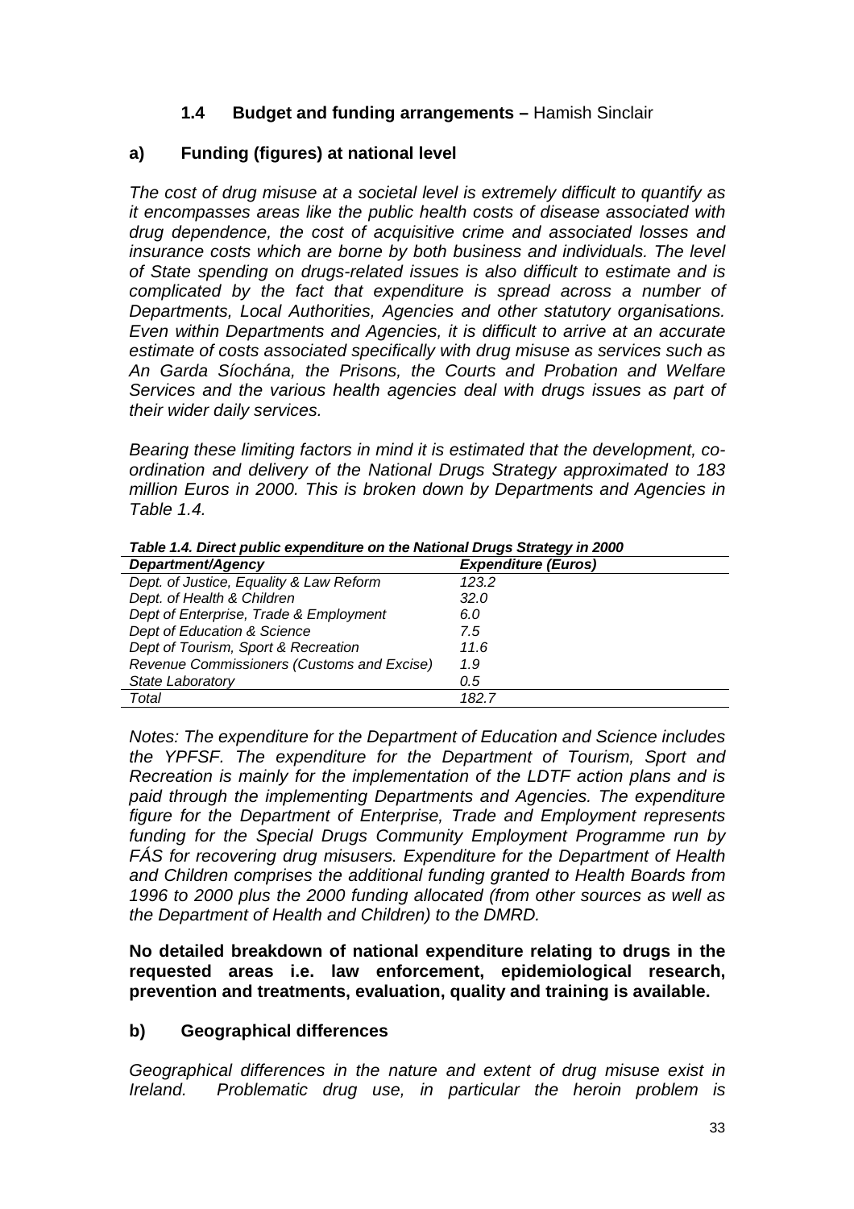### 1.4 Budget and funding arrangements – Hamish Sinclair

#### a) Funding (figures) at national level

*The cost of drug misuse at a societal level is extremely difficult to quantify as it encompasses areas like the public health costs of disease associated with drug dependence, the cost of acquisitive crime and associated losses and insurance costs which are borne by both business and individuals. The level of State spending on drugs-related issues is also difficult to estimate and is complicated by the fact that expenditure is spread across a number of Departments, Local Authorities, Agencies and other statutory organisations. Even within Departments and Agencies, it is difficult to arrive at an accurate estimate of costs associated specifically with drug misuse as services such as An Garda Síochána, the Prisons, the Courts and Probation and Welfare Services and the various health agencies deal with drugs issues as part of their wider daily services.*

*Bearing these limiting factors in mind it is estimated that the development, co-ordination and delivery of the National Drugs Strategy approximated to 183 million Euros in 2000. This is broken down by Departments and Agencies in Table 1.4.*

***Table 1.4. Direct public expenditure on the National Drugs Strategy in 2000***

| *Department/Agency* | *Expenditure (Euros)* |
|---|---|
| *Dept. of Justice, Equality & Law Reform* | *123.2* |
| *Dept. of Health & Children* | *32.0* |
| *Dept of Enterprise, Trade & Employment* | *6.0* |
| *Dept of Education & Science* | *7.5* |
| *Dept of Tourism, Sport & Recreation* | *11.6* |
| *Revenue Commissioners (Customs and Excise)* | *1.9* |
| *State Laboratory* | *0.5* |
| *Total* | *182.7* |

*Notes: The expenditure for the Department of Education and Science includes the YPFSF. The expenditure for the Department of Tourism, Sport and Recreation is mainly for the implementation of the LDTF action plans and is paid through the implementing Departments and Agencies. The expenditure figure for the Department of Enterprise, Trade and Employment represents funding for the Special Drugs Community Employment Programme run by FÁS for recovering drug misusers. Expenditure for the Department of Health and Children comprises the additional funding granted to Health Boards from 1996 to 2000 plus the 2000 funding allocated (from other sources as well as the Department of Health and Children) to the DMRD.*

**No detailed breakdown of national expenditure relating to drugs in the requested areas i.e. law enforcement, epidemiological research, prevention and treatments, evaluation, quality and training is available.**

#### b) Geographical differences

*Geographical differences in the nature and extent of drug misuse exist in Ireland. Problematic drug use, in particular the heroin problem is*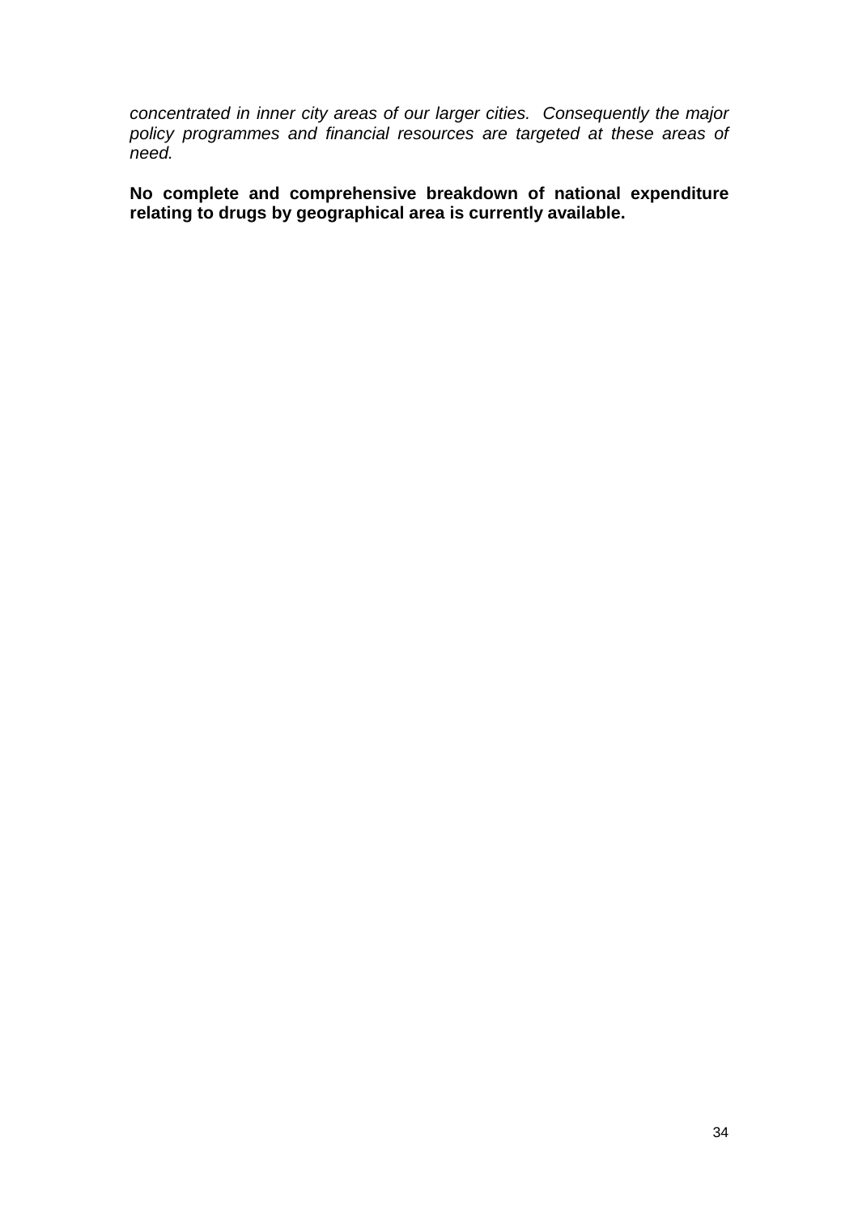*concentrated in inner city areas of our larger cities. Consequently the major policy programmes and financial resources are targeted at these areas of need.*

**No complete and comprehensive breakdown of national expenditure relating to drugs by geographical area is currently available.**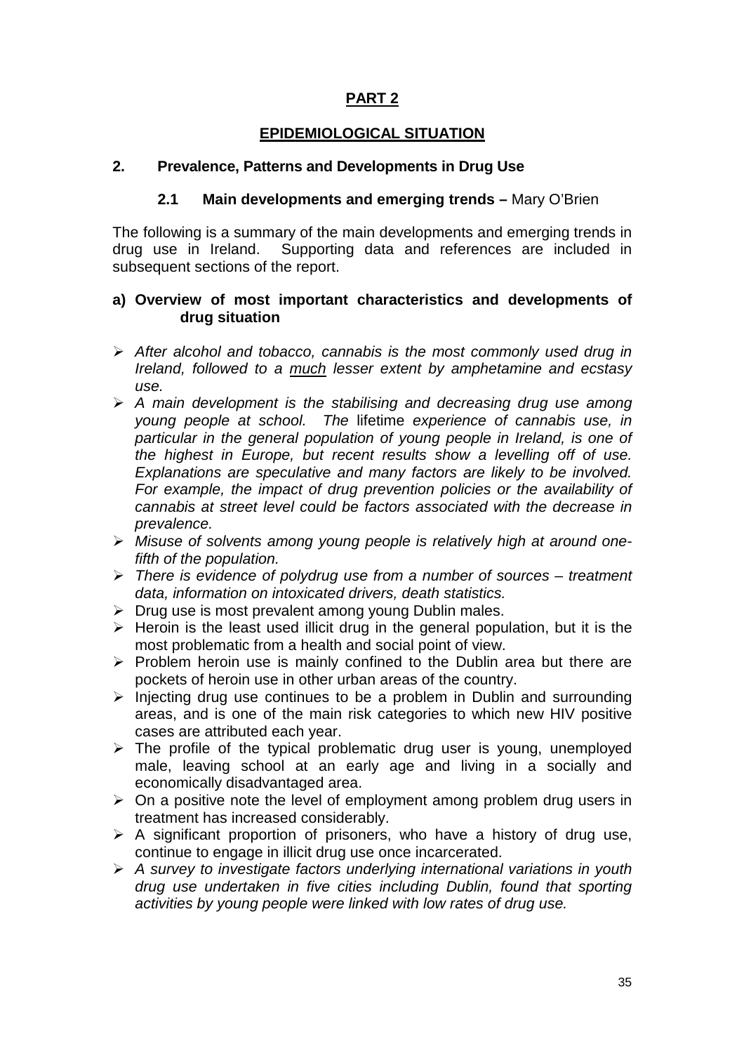# PART 2

## EPIDEMIOLOGICAL SITUATION

## 2. Prevalence, Patterns and Developments in Drug Use

### 2.1 Main developments and emerging trends – Mary O'Brien

The following is a summary of the main developments and emerging trends in drug use in Ireland. Supporting data and references are included in subsequent sections of the report.

**a) Overview of most important characteristics and developments of drug situation**

- *After alcohol and tobacco, cannabis is the most commonly used drug in Ireland, followed to a much lesser extent by amphetamine and ecstasy use.*
- *A main development is the stabilising and decreasing drug use among young people at school. The* lifetime *experience of cannabis use, in particular in the general population of young people in Ireland, is one of the highest in Europe, but recent results show a levelling off of use. Explanations are speculative and many factors are likely to be involved. For example, the impact of drug prevention policies or the availability of cannabis at street level could be factors associated with the decrease in prevalence.*
- *Misuse of solvents among young people is relatively high at around one-fifth of the population.*
- *There is evidence of polydrug use from a number of sources – treatment data, information on intoxicated drivers, death statistics.*
- Drug use is most prevalent among young Dublin males.
- Heroin is the least used illicit drug in the general population, but it is the most problematic from a health and social point of view.
- Problem heroin use is mainly confined to the Dublin area but there are pockets of heroin use in other urban areas of the country.
- Injecting drug use continues to be a problem in Dublin and surrounding areas, and is one of the main risk categories to which new HIV positive cases are attributed each year.
- The profile of the typical problematic drug user is young, unemployed male, leaving school at an early age and living in a socially and economically disadvantaged area.
- On a positive note the level of employment among problem drug users in treatment has increased considerably.
- A significant proportion of prisoners, who have a history of drug use, continue to engage in illicit drug use once incarcerated.
- *A survey to investigate factors underlying international variations in youth drug use undertaken in five cities including Dublin, found that sporting activities by young people were linked with low rates of drug use.*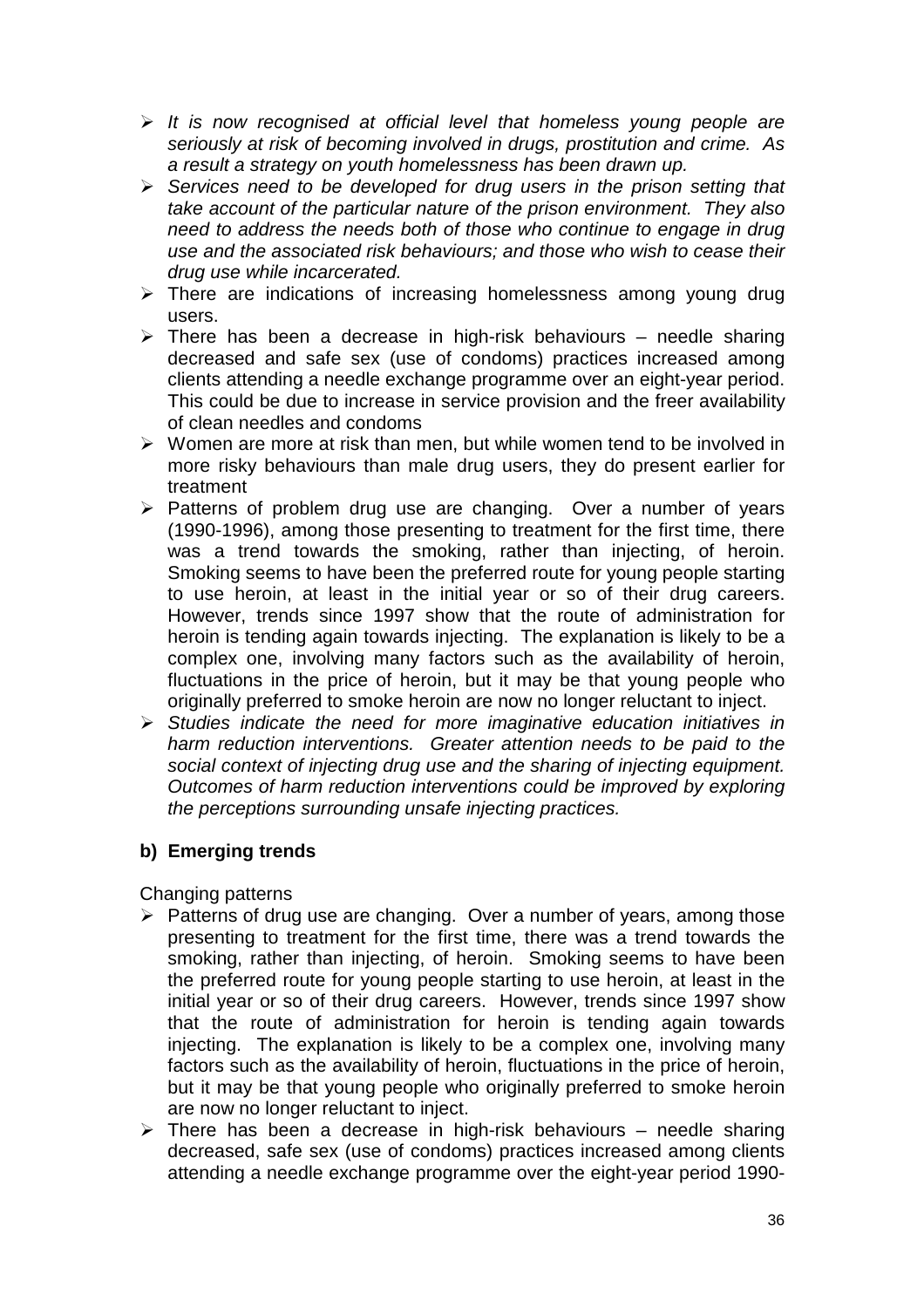- *It is now recognised at official level that homeless young people are seriously at risk of becoming involved in drugs, prostitution and crime. As a result a strategy on youth homelessness has been drawn up.*
- *Services need to be developed for drug users in the prison setting that take account of the particular nature of the prison environment. They also need to address the needs both of those who continue to engage in drug use and the associated risk behaviours; and those who wish to cease their drug use while incarcerated.*
- There are indications of increasing homelessness among young drug users.
- There has been a decrease in high-risk behaviours – needle sharing decreased and safe sex (use of condoms) practices increased among clients attending a needle exchange programme over an eight-year period. This could be due to increase in service provision and the freer availability of clean needles and condoms
- Women are more at risk than men, but while women tend to be involved in more risky behaviours than male drug users, they do present earlier for treatment
- Patterns of problem drug use are changing. Over a number of years (1990-1996), among those presenting to treatment for the first time, there was a trend towards the smoking, rather than injecting, of heroin. Smoking seems to have been the preferred route for young people starting to use heroin, at least in the initial year or so of their drug careers. However, trends since 1997 show that the route of administration for heroin is tending again towards injecting. The explanation is likely to be a complex one, involving many factors such as the availability of heroin, fluctuations in the price of heroin, but it may be that young people who originally preferred to smoke heroin are now no longer reluctant to inject.
- *Studies indicate the need for more imaginative education initiatives in harm reduction interventions. Greater attention needs to be paid to the social context of injecting drug use and the sharing of injecting equipment. Outcomes of harm reduction interventions could be improved by exploring the perceptions surrounding unsafe injecting practices.*

**b) Emerging trends**

Changing patterns

- Patterns of drug use are changing. Over a number of years, among those presenting to treatment for the first time, there was a trend towards the smoking, rather than injecting, of heroin. Smoking seems to have been the preferred route for young people starting to use heroin, at least in the initial year or so of their drug careers. However, trends since 1997 show that the route of administration for heroin is tending again towards injecting. The explanation is likely to be a complex one, involving many factors such as the availability of heroin, fluctuations in the price of heroin, but it may be that young people who originally preferred to smoke heroin are now no longer reluctant to inject.
- There has been a decrease in high-risk behaviours – needle sharing decreased, safe sex (use of condoms) practices increased among clients attending a needle exchange programme over the eight-year period 1990-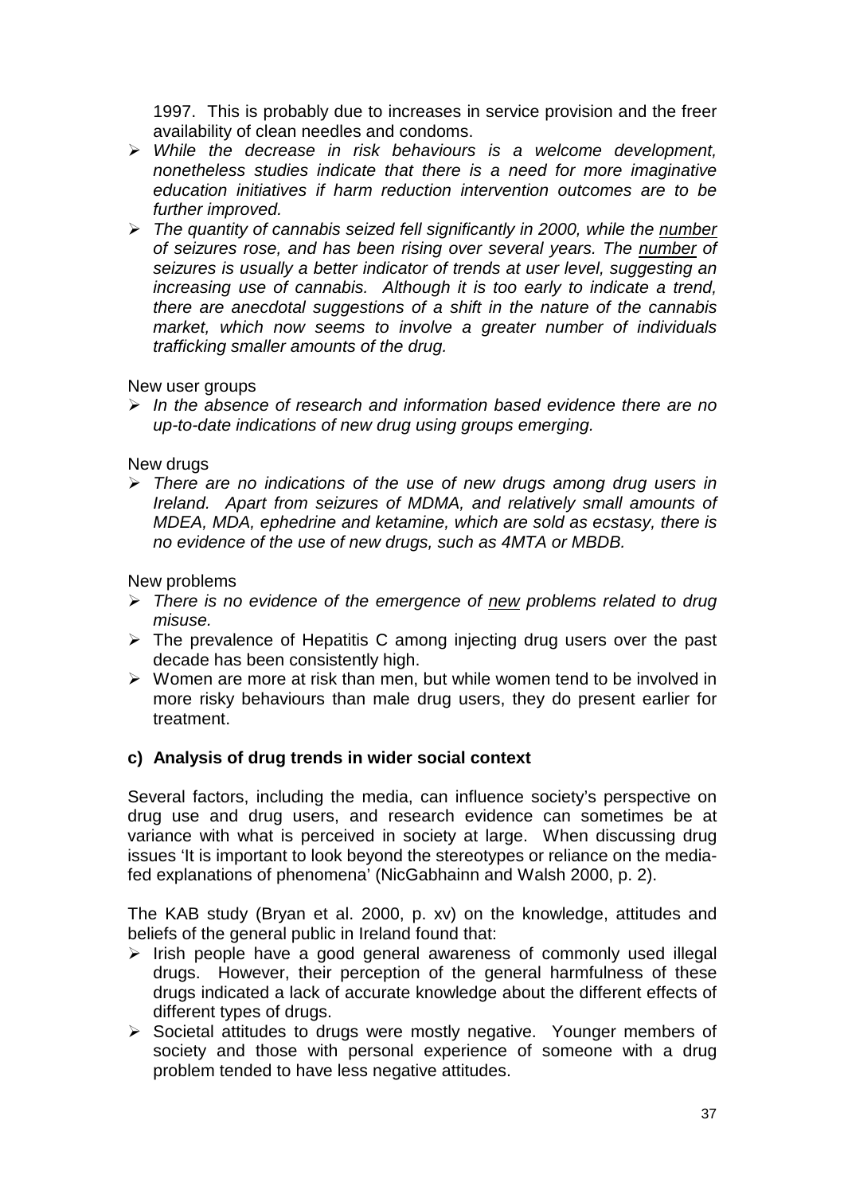1997. This is probably due to increases in service provision and the freer availability of clean needles and condoms.

- *While the decrease in risk behaviours is a welcome development, nonetheless studies indicate that there is a need for more imaginative education initiatives if harm reduction intervention outcomes are to be further improved.*
- *The quantity of cannabis seized fell significantly in 2000, while the <u>number</u> of seizures rose, and has been rising over several years. The <u>number</u> of seizures is usually a better indicator of trends at user level, suggesting an increasing use of cannabis. Although it is too early to indicate a trend, there are anecdotal suggestions of a shift in the nature of the cannabis market, which now seems to involve a greater number of individuals trafficking smaller amounts of the drug.*

New user groups

- *In the absence of research and information based evidence there are no up-to-date indications of new drug using groups emerging.*

New drugs

- *There are no indications of the use of new drugs among drug users in Ireland. Apart from seizures of MDMA, and relatively small amounts of MDEA, MDA, ephedrine and ketamine, which are sold as ecstasy, there is no evidence of the use of new drugs, such as 4MTA or MBDB.*

New problems

- *There is no evidence of the emergence of <u>new</u> problems related to drug misuse.*
- The prevalence of Hepatitis C among injecting drug users over the past decade has been consistently high.
- Women are more at risk than men, but while women tend to be involved in more risky behaviours than male drug users, they do present earlier for treatment.

### c) Analysis of drug trends in wider social context

Several factors, including the media, can influence society's perspective on drug use and drug users, and research evidence can sometimes be at variance with what is perceived in society at large. When discussing drug issues 'It is important to look beyond the stereotypes or reliance on the media-fed explanations of phenomena' (NicGabhainn and Walsh 2000, p. 2).

The KAB study (Bryan et al. 2000, p. xv) on the knowledge, attitudes and beliefs of the general public in Ireland found that:

- Irish people have a good general awareness of commonly used illegal drugs. However, their perception of the general harmfulness of these drugs indicated a lack of accurate knowledge about the different effects of different types of drugs.
- Societal attitudes to drugs were mostly negative. Younger members of society and those with personal experience of someone with a drug problem tended to have less negative attitudes.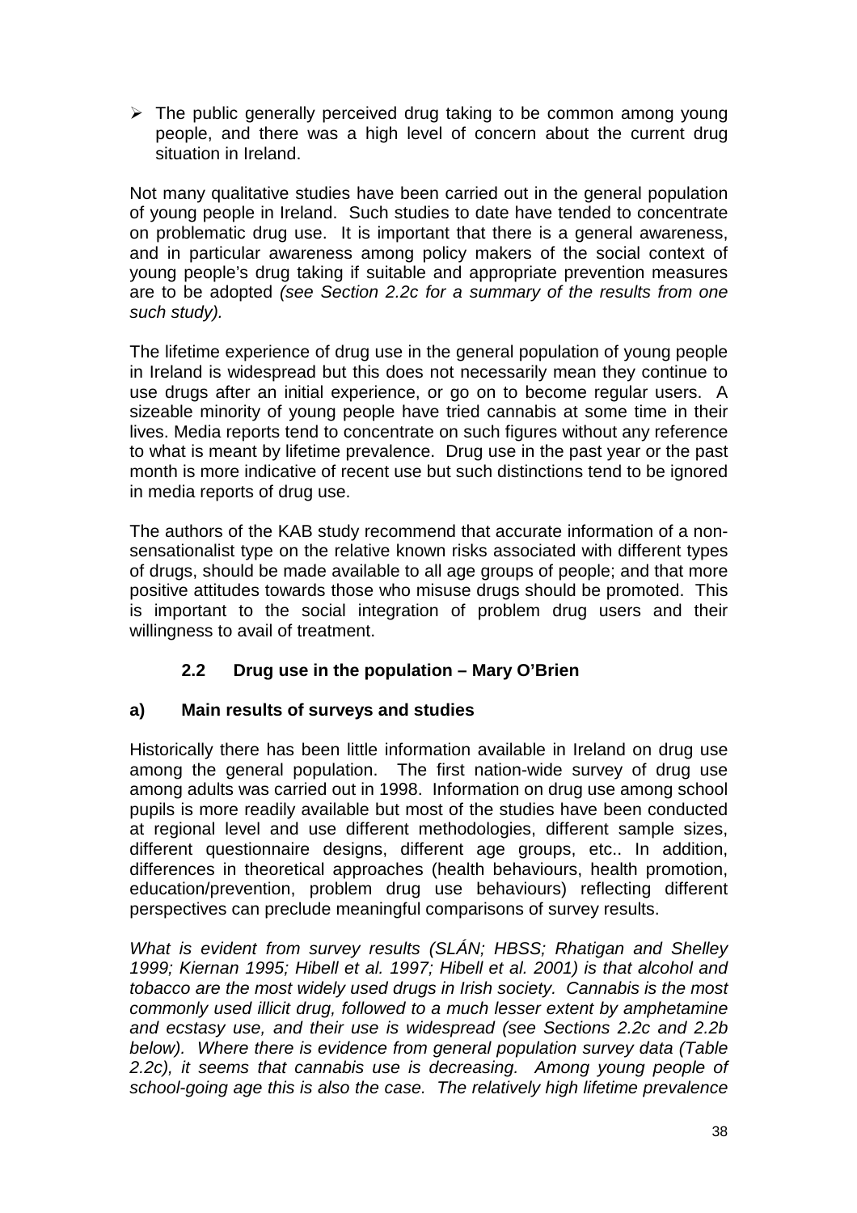- The public generally perceived drug taking to be common among young people, and there was a high level of concern about the current drug situation in Ireland.

Not many qualitative studies have been carried out in the general population of young people in Ireland. Such studies to date have tended to concentrate on problematic drug use. It is important that there is a general awareness, and in particular awareness among policy makers of the social context of young people's drug taking if suitable and appropriate prevention measures are to be adopted *(see Section 2.2c for a summary of the results from one such study).*

The lifetime experience of drug use in the general population of young people in Ireland is widespread but this does not necessarily mean they continue to use drugs after an initial experience, or go on to become regular users. A sizeable minority of young people have tried cannabis at some time in their lives. Media reports tend to concentrate on such figures without any reference to what is meant by lifetime prevalence. Drug use in the past year or the past month is more indicative of recent use but such distinctions tend to be ignored in media reports of drug use.

The authors of the KAB study recommend that accurate information of a non-sensationalist type on the relative known risks associated with different types of drugs, should be made available to all age groups of people; and that more positive attitudes towards those who misuse drugs should be promoted. This is important to the social integration of problem drug users and their willingness to avail of treatment.

## 2.2 Drug use in the population – Mary O'Brien

### a) Main results of surveys and studies

Historically there has been little information available in Ireland on drug use among the general population. The first nation-wide survey of drug use among adults was carried out in 1998. Information on drug use among school pupils is more readily available but most of the studies have been conducted at regional level and use different methodologies, different sample sizes, different questionnaire designs, different age groups, etc.. In addition, differences in theoretical approaches (health behaviours, health promotion, education/prevention, problem drug use behaviours) reflecting different perspectives can preclude meaningful comparisons of survey results.

*What is evident from survey results (SLÁN; HBSS; Rhatigan and Shelley 1999; Kiernan 1995; Hibell et al. 1997; Hibell et al. 2001) is that alcohol and tobacco are the most widely used drugs in Irish society. Cannabis is the most commonly used illicit drug, followed to a much lesser extent by amphetamine and ecstasy use, and their use is widespread (see Sections 2.2c and 2.2b below). Where there is evidence from general population survey data (Table 2.2c), it seems that cannabis use is decreasing. Among young people of school-going age this is also the case. The relatively high lifetime prevalence*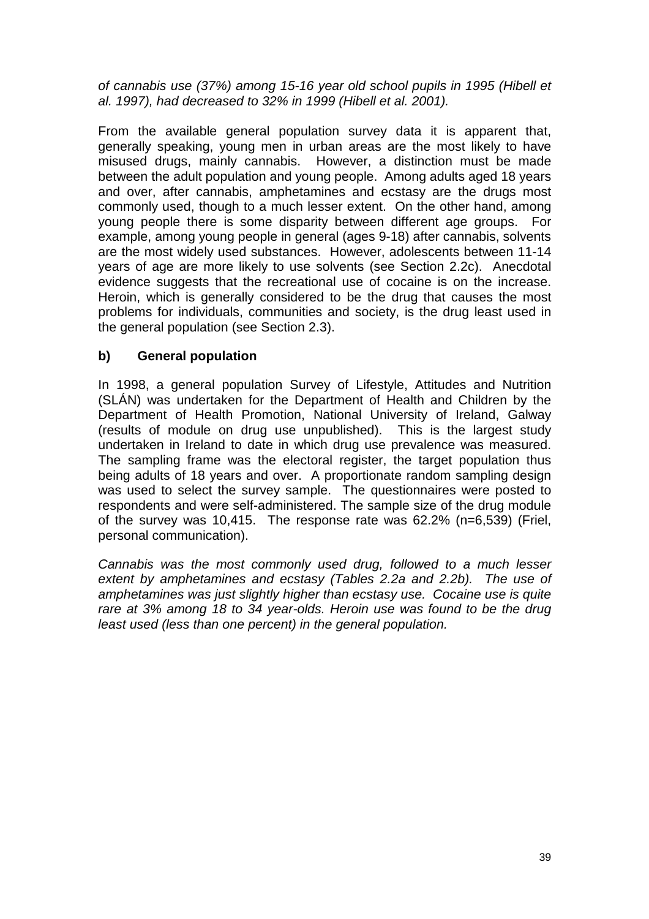*of cannabis use (37%) among 15-16 year old school pupils in 1995 (Hibell et al. 1997), had decreased to 32% in 1999 (Hibell et al. 2001).*

From the available general population survey data it is apparent that, generally speaking, young men in urban areas are the most likely to have misused drugs, mainly cannabis. However, a distinction must be made between the adult population and young people. Among adults aged 18 years and over, after cannabis, amphetamines and ecstasy are the drugs most commonly used, though to a much lesser extent. On the other hand, among young people there is some disparity between different age groups. For example, among young people in general (ages 9-18) after cannabis, solvents are the most widely used substances. However, adolescents between 11-14 years of age are more likely to use solvents (see Section 2.2c). Anecdotal evidence suggests that the recreational use of cocaine is on the increase. Heroin, which is generally considered to be the drug that causes the most problems for individuals, communities and society, is the drug least used in the general population (see Section 2.3).

### b) General population

In 1998, a general population Survey of Lifestyle, Attitudes and Nutrition (SLÁN) was undertaken for the Department of Health and Children by the Department of Health Promotion, National University of Ireland, Galway (results of module on drug use unpublished). This is the largest study undertaken in Ireland to date in which drug use prevalence was measured. The sampling frame was the electoral register, the target population thus being adults of 18 years and over. A proportionate random sampling design was used to select the survey sample. The questionnaires were posted to respondents and were self-administered. The sample size of the drug module of the survey was 10,415. The response rate was 62.2% (n=6,539) (Friel, personal communication).

*Cannabis was the most commonly used drug, followed to a much lesser extent by amphetamines and ecstasy (Tables 2.2a and 2.2b). The use of amphetamines was just slightly higher than ecstasy use. Cocaine use is quite rare at 3% among 18 to 34 year-olds. Heroin use was found to be the drug least used (less than one percent) in the general population.*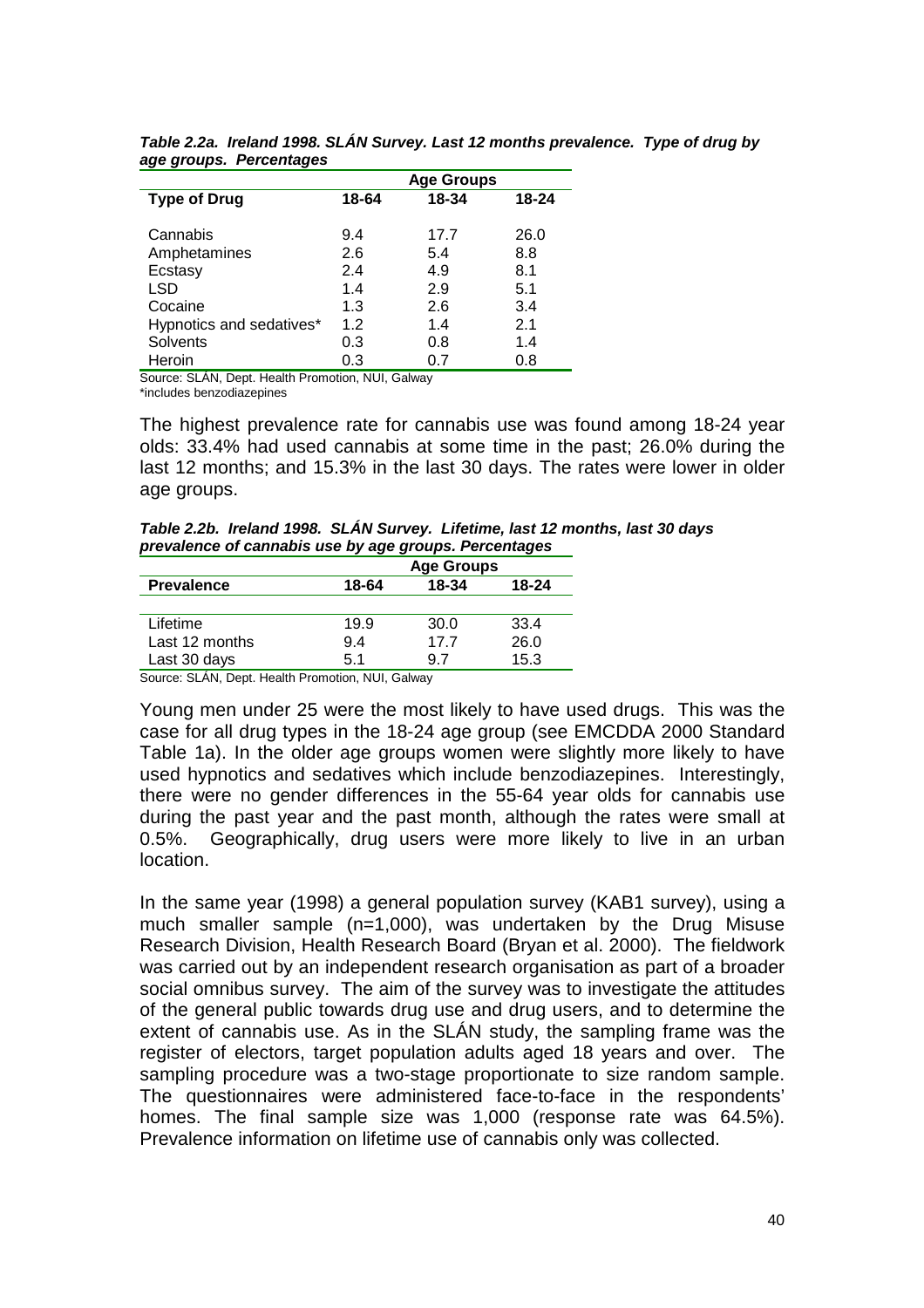***Table 2.2a. Ireland 1998. SLÁN Survey. Last 12 months prevalence. Type of drug by age groups. Percentages***

| Type of Drug | Age Groups | | |
|---|---|---|---|
| | 18-64 | 18-34 | 18-24 |
| Cannabis | 9.4 | 17.7 | 26.0 |
| Amphetamines | 2.6 | 5.4 | 8.8 |
| Ecstasy | 2.4 | 4.9 | 8.1 |
| LSD | 1.4 | 2.9 | 5.1 |
| Cocaine | 1.3 | 2.6 | 3.4 |
| Hypnotics and sedatives* | 1.2 | 1.4 | 2.1 |
| Solvents | 0.3 | 0.8 | 1.4 |
| Heroin | 0.3 | 0.7 | 0.8 |

Source: SLÁN, Dept. Health Promotion, NUI, Galway
*includes benzodiazepines

The highest prevalence rate for cannabis use was found among 18-24 year olds: 33.4% had used cannabis at some time in the past; 26.0% during the last 12 months; and 15.3% in the last 30 days. The rates were lower in older age groups.

***Table 2.2b. Ireland 1998. SLÁN Survey. Lifetime, last 12 months, last 30 days prevalence of cannabis use by age groups. Percentages***

| Prevalence | Age Groups | | |
|---|---|---|---|
| | 18-64 | 18-34 | 18-24 |
| Lifetime | 19.9 | 30.0 | 33.4 |
| Last 12 months | 9.4 | 17.7 | 26.0 |
| Last 30 days | 5.1 | 9.7 | 15.3 |

Source: SLÁN, Dept. Health Promotion, NUI, Galway

Young men under 25 were the most likely to have used drugs. This was the case for all drug types in the 18-24 age group (see EMCDDA 2000 Standard Table 1a). In the older age groups women were slightly more likely to have used hypnotics and sedatives which include benzodiazepines. Interestingly, there were no gender differences in the 55-64 year olds for cannabis use during the past year and the past month, although the rates were small at 0.5%. Geographically, drug users were more likely to live in an urban location.

In the same year (1998) a general population survey (KAB1 survey), using a much smaller sample (n=1,000), was undertaken by the Drug Misuse Research Division, Health Research Board (Bryan et al. 2000). The fieldwork was carried out by an independent research organisation as part of a broader social omnibus survey. The aim of the survey was to investigate the attitudes of the general public towards drug use and drug users, and to determine the extent of cannabis use. As in the SLÁN study, the sampling frame was the register of electors, target population adults aged 18 years and over. The sampling procedure was a two-stage proportionate to size random sample. The questionnaires were administered face-to-face in the respondents' homes. The final sample size was 1,000 (response rate was 64.5%). Prevalence information on lifetime use of cannabis only was collected.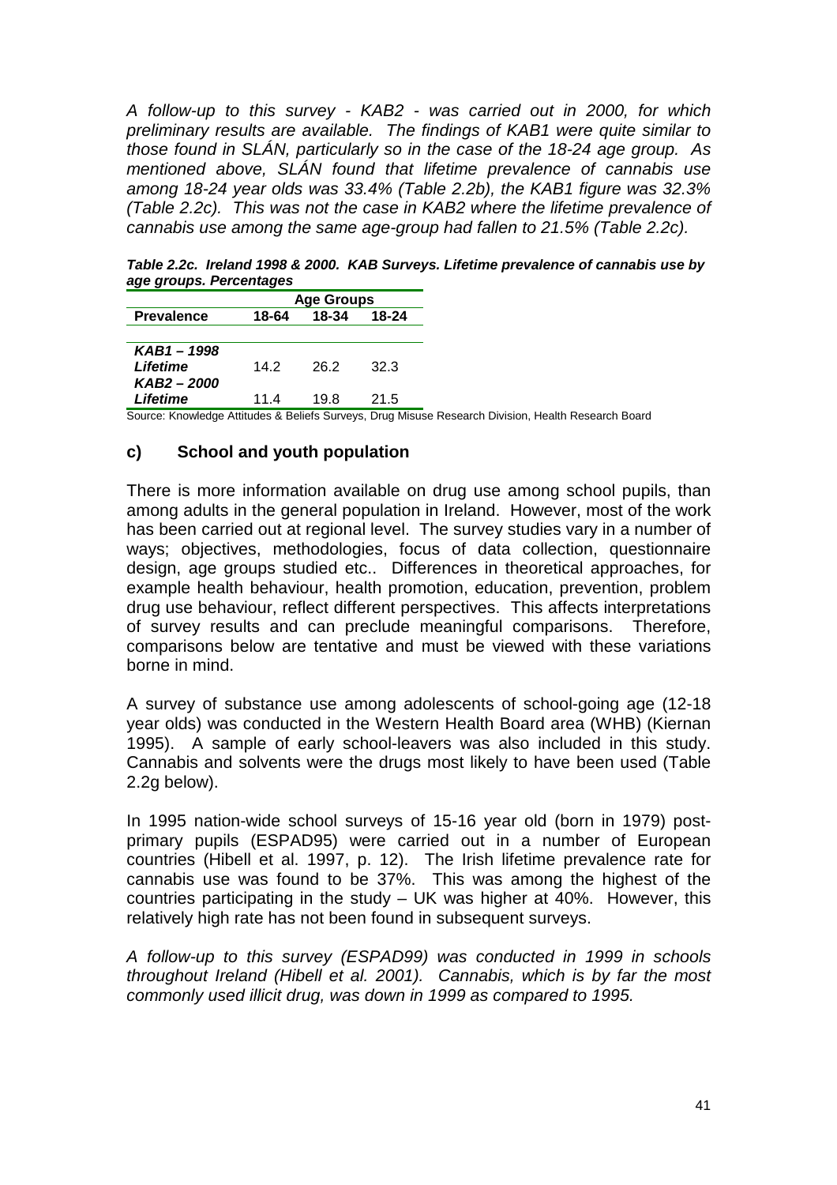*A follow-up to this survey - KAB2 - was carried out in 2000, for which preliminary results are available. The findings of KAB1 were quite similar to those found in SLÁN, particularly so in the case of the 18-24 age group. As mentioned above, SLÁN found that lifetime prevalence of cannabis use among 18-24 year olds was 33.4% (Table 2.2b), the KAB1 figure was 32.3% (Table 2.2c). This was not the case in KAB2 where the lifetime prevalence of cannabis use among the same age-group had fallen to 21.5% (Table 2.2c).*

***Table 2.2c. Ireland 1998 & 2000. KAB Surveys. Lifetime prevalence of cannabis use by age groups. Percentages***

| | Age Groups | | |
|---|---|---|---|
| **Prevalence** | **18-64** | **18-34** | **18-24** |
| ***KAB1 – 1998*** | | | |
| ***Lifetime*** | 14.2 | 26.2 | 32.3 |
| ***KAB2 – 2000*** | | | |
| ***Lifetime*** | 11.4 | 19.8 | 21.5 |

Source: Knowledge Attitudes & Beliefs Surveys, Drug Misuse Research Division, Health Research Board

### c) School and youth population

There is more information available on drug use among school pupils, than among adults in the general population in Ireland. However, most of the work has been carried out at regional level. The survey studies vary in a number of ways; objectives, methodologies, focus of data collection, questionnaire design, age groups studied etc.. Differences in theoretical approaches, for example health behaviour, health promotion, education, prevention, problem drug use behaviour, reflect different perspectives. This affects interpretations of survey results and can preclude meaningful comparisons. Therefore, comparisons below are tentative and must be viewed with these variations borne in mind.

A survey of substance use among adolescents of school-going age (12-18 year olds) was conducted in the Western Health Board area (WHB) (Kiernan 1995). A sample of early school-leavers was also included in this study. Cannabis and solvents were the drugs most likely to have been used (Table 2.2g below).

In 1995 nation-wide school surveys of 15-16 year old (born in 1979) post-primary pupils (ESPAD95) were carried out in a number of European countries (Hibell et al. 1997, p. 12). The Irish lifetime prevalence rate for cannabis use was found to be 37%. This was among the highest of the countries participating in the study – UK was higher at 40%. However, this relatively high rate has not been found in subsequent surveys.

*A follow-up to this survey (ESPAD99) was conducted in 1999 in schools throughout Ireland (Hibell et al. 2001). Cannabis, which is by far the most commonly used illicit drug, was down in 1999 as compared to 1995.*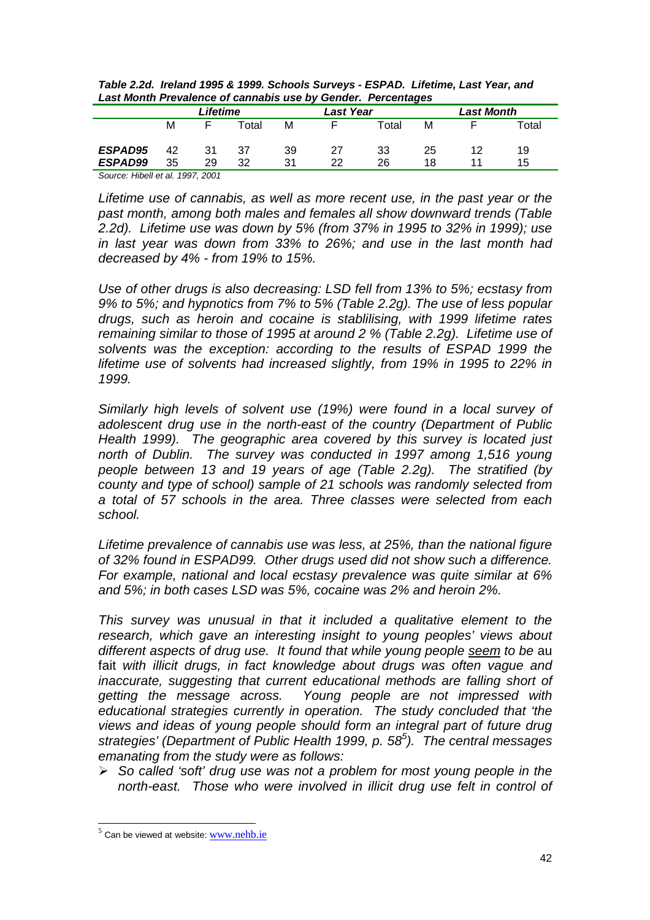*Table 2.2d. Ireland 1995 & 1999. Schools Surveys - ESPAD. Lifetime, Last Year, and Last Month Prevalence of cannabis use by Gender. Percentages*

| | *Lifetime* | | | *Last Year* | | | *Last Month* | | |
|---|---|---|---|---|---|---|---|---|---|
| | M | F | Total | M | F | Total | M | F | Total |
| ***ESPAD95*** | 42 | 31 | 37 | 39 | 27 | 33 | 25 | 12 | 19 |
| ***ESPAD99*** | 35 | 29 | 32 | 31 | 22 | 26 | 18 | 11 | 15 |

*Source: Hibell et al. 1997, 2001*

*Lifetime use of cannabis, as well as more recent use, in the past year or the past month, among both males and females all show downward trends (Table 2.2d). Lifetime use was down by 5% (from 37% in 1995 to 32% in 1999); use in last year was down from 33% to 26%; and use in the last month had decreased by 4% - from 19% to 15%.*

*Use of other drugs is also decreasing: LSD fell from 13% to 5%; ecstasy from 9% to 5%; and hypnotics from 7% to 5% (Table 2.2g). The use of less popular drugs, such as heroin and cocaine is stablilising, with 1999 lifetime rates remaining similar to those of 1995 at around 2 % (Table 2.2g). Lifetime use of solvents was the exception: according to the results of ESPAD 1999 the lifetime use of solvents had increased slightly, from 19% in 1995 to 22% in 1999.*

*Similarly high levels of solvent use (19%) were found in a local survey of adolescent drug use in the north-east of the country (Department of Public Health 1999). The geographic area covered by this survey is located just north of Dublin. The survey was conducted in 1997 among 1,516 young people between 13 and 19 years of age (Table 2.2g). The stratified (by county and type of school) sample of 21 schools was randomly selected from a total of 57 schools in the area. Three classes were selected from each school.*

*Lifetime prevalence of cannabis use was less, at 25%, than the national figure of 32% found in ESPAD99. Other drugs used did not show such a difference. For example, national and local ecstasy prevalence was quite similar at 6% and 5%; in both cases LSD was 5%, cocaine was 2% and heroin 2%.*

*This survey was unusual in that it included a qualitative element to the research, which gave an interesting insight to young peoples' views about different aspects of drug use. It found that while young people <u>seem</u> to be* au fait *with illicit drugs, in fact knowledge about drugs was often vague and inaccurate, suggesting that current educational methods are falling short of getting the message across. Young people are not impressed with educational strategies currently in operation. The study concluded that 'the views and ideas of young people should form an integral part of future drug strategies' (Department of Public Health 1999, p. 58[5]). The central messages emanating from the study were as follows:*

- *So called 'soft' drug use was not a problem for most young people in the north-east. Those who were involved in illicit drug use felt in control of*

[5] Can be viewed at website: www.nehb.ie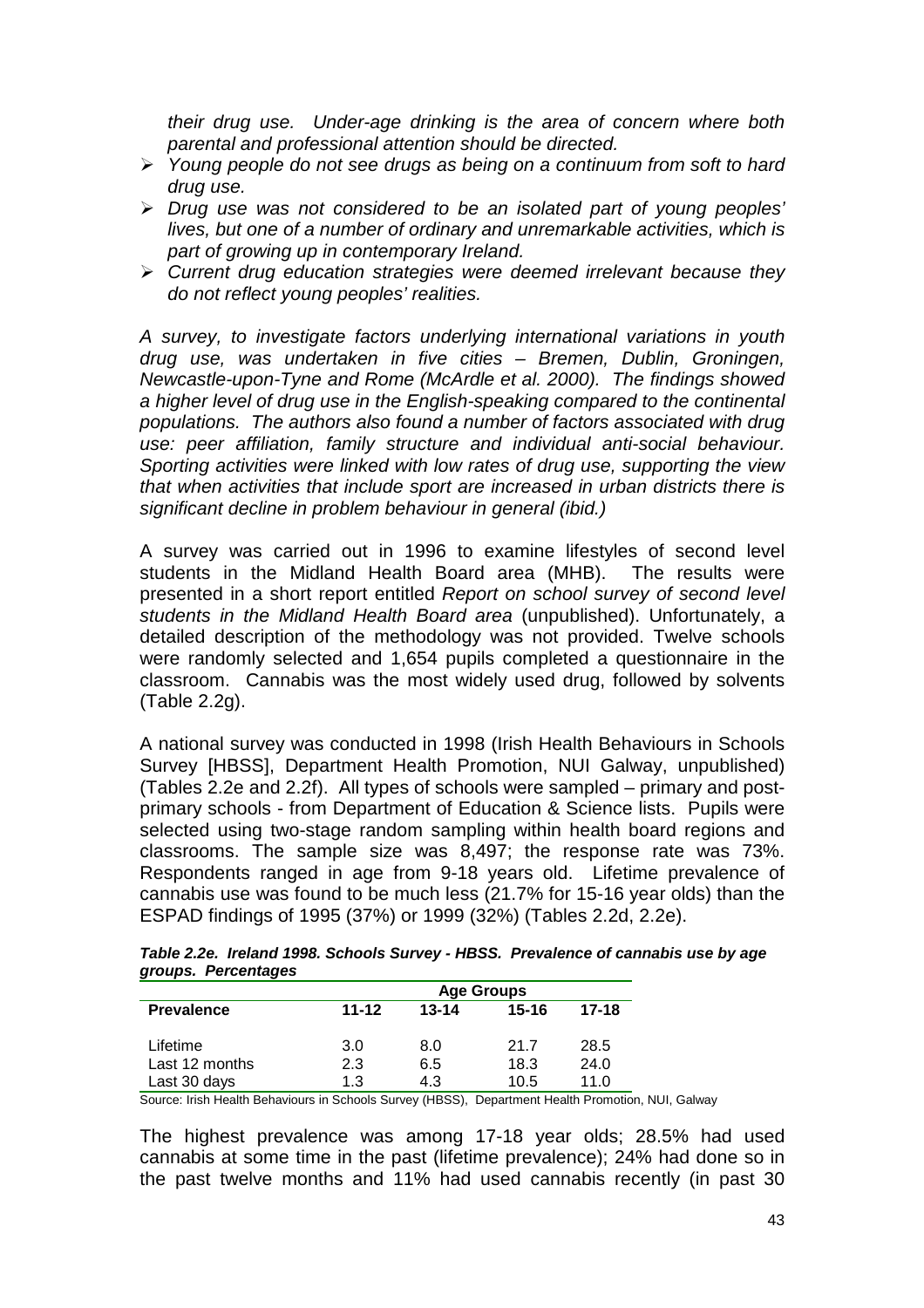*their drug use. Under-age drinking is the area of concern where both parental and professional attention should be directed.*

- *Young people do not see drugs as being on a continuum from soft to hard drug use.*
- *Drug use was not considered to be an isolated part of young peoples' lives, but one of a number of ordinary and unremarkable activities, which is part of growing up in contemporary Ireland.*
- *Current drug education strategies were deemed irrelevant because they do not reflect young peoples' realities.*

*A survey, to investigate factors underlying international variations in youth drug use, was undertaken in five cities – Bremen, Dublin, Groningen, Newcastle-upon-Tyne and Rome (McArdle et al. 2000). The findings showed a higher level of drug use in the English-speaking compared to the continental populations. The authors also found a number of factors associated with drug use: peer affiliation, family structure and individual anti-social behaviour. Sporting activities were linked with low rates of drug use, supporting the view that when activities that include sport are increased in urban districts there is significant decline in problem behaviour in general (ibid.)*

A survey was carried out in 1996 to examine lifestyles of second level students in the Midland Health Board area (MHB). The results were presented in a short report entitled *Report on school survey of second level students in the Midland Health Board area* (unpublished). Unfortunately, a detailed description of the methodology was not provided. Twelve schools were randomly selected and 1,654 pupils completed a questionnaire in the classroom. Cannabis was the most widely used drug, followed by solvents (Table 2.2g).

A national survey was conducted in 1998 (Irish Health Behaviours in Schools Survey [HBSS], Department Health Promotion, NUI Galway, unpublished) (Tables 2.2e and 2.2f). All types of schools were sampled – primary and post-primary schools - from Department of Education & Science lists. Pupils were selected using two-stage random sampling within health board regions and classrooms. The sample size was 8,497; the response rate was 73%. Respondents ranged in age from 9-18 years old. Lifetime prevalence of cannabis use was found to be much less (21.7% for 15-16 year olds) than the ESPAD findings of 1995 (37%) or 1999 (32%) (Tables 2.2d, 2.2e).

***Table 2.2e. Ireland 1998. Schools Survey - HBSS. Prevalence of cannabis use by age groups. Percentages***

| | Age Groups | | | |
|---|---|---|---|---|
| **Prevalence** | **11-12** | **13-14** | **15-16** | **17-18** |
| Lifetime | 3.0 | 8.0 | 21.7 | 28.5 |
| Last 12 months | 2.3 | 6.5 | 18.3 | 24.0 |
| Last 30 days | 1.3 | 4.3 | 10.5 | 11.0 |

Source: Irish Health Behaviours in Schools Survey (HBSS), Department Health Promotion, NUI, Galway

The highest prevalence was among 17-18 year olds; 28.5% had used cannabis at some time in the past (lifetime prevalence); 24% had done so in the past twelve months and 11% had used cannabis recently (in past 30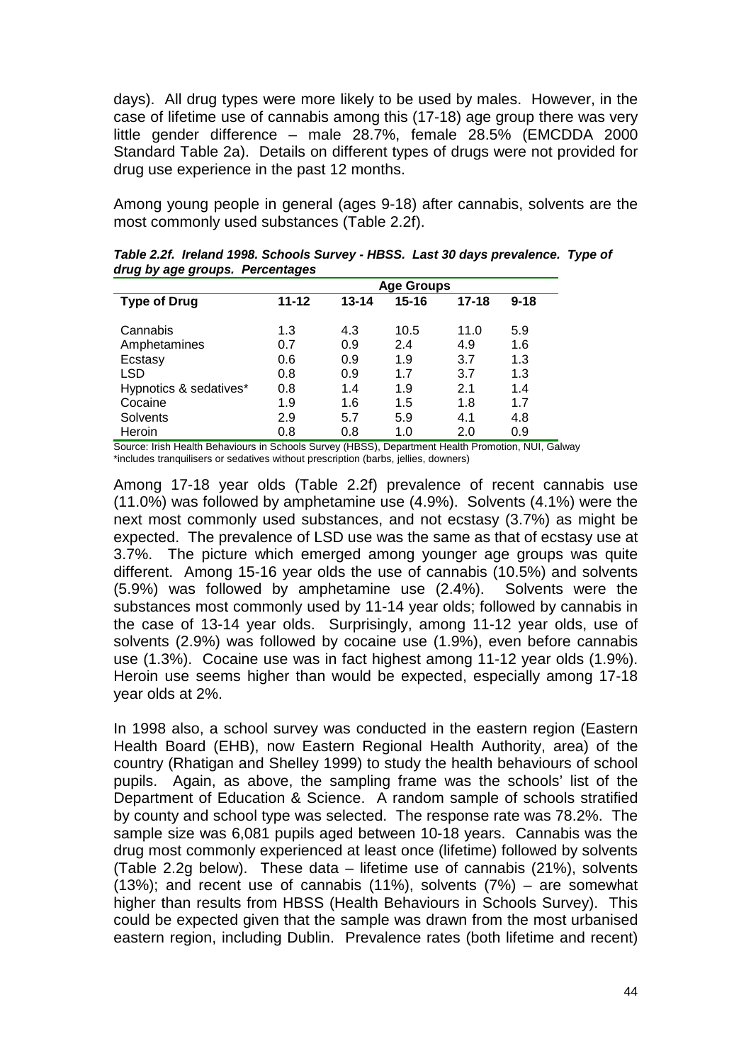days). All drug types were more likely to be used by males. However, in the case of lifetime use of cannabis among this (17-18) age group there was very little gender difference – male 28.7%, female 28.5% (EMCDDA 2000 Standard Table 2a). Details on different types of drugs were not provided for drug use experience in the past 12 months.

Among young people in general (ages 9-18) after cannabis, solvents are the most commonly used substances (Table 2.2f).

***Table 2.2f. Ireland 1998. Schools Survey - HBSS. Last 30 days prevalence. Type of drug by age groups. Percentages***

| | Age Groups | | | | |
|---|---|---|---|---|---|
| **Type of Drug** | **11-12** | **13-14** | **15-16** | **17-18** | **9-18** |
| Cannabis | 1.3 | 4.3 | 10.5 | 11.0 | 5.9 |
| Amphetamines | 0.7 | 0.9 | 2.4 | 4.9 | 1.6 |
| Ecstasy | 0.6 | 0.9 | 1.9 | 3.7 | 1.3 |
| LSD | 0.8 | 0.9 | 1.7 | 3.7 | 1.3 |
| Hypnotics & sedatives* | 0.8 | 1.4 | 1.9 | 2.1 | 1.4 |
| Cocaine | 1.9 | 1.6 | 1.5 | 1.8 | 1.7 |
| Solvents | 2.9 | 5.7 | 5.9 | 4.1 | 4.8 |
| Heroin | 0.8 | 0.8 | 1.0 | 2.0 | 0.9 |

Source: Irish Health Behaviours in Schools Survey (HBSS), Department Health Promotion, NUI, Galway
*includes tranquilisers or sedatives without prescription (barbs, jellies, downers)

Among 17-18 year olds (Table 2.2f) prevalence of recent cannabis use (11.0%) was followed by amphetamine use (4.9%). Solvents (4.1%) were the next most commonly used substances, and not ecstasy (3.7%) as might be expected. The prevalence of LSD use was the same as that of ecstasy use at 3.7%. The picture which emerged among younger age groups was quite different. Among 15-16 year olds the use of cannabis (10.5%) and solvents (5.9%) was followed by amphetamine use (2.4%). Solvents were the substances most commonly used by 11-14 year olds; followed by cannabis in the case of 13-14 year olds. Surprisingly, among 11-12 year olds, use of solvents (2.9%) was followed by cocaine use (1.9%), even before cannabis use (1.3%). Cocaine use was in fact highest among 11-12 year olds (1.9%). Heroin use seems higher than would be expected, especially among 17-18 year olds at 2%.

In 1998 also, a school survey was conducted in the eastern region (Eastern Health Board (EHB), now Eastern Regional Health Authority, area) of the country (Rhatigan and Shelley 1999) to study the health behaviours of school pupils. Again, as above, the sampling frame was the schools' list of the Department of Education & Science. A random sample of schools stratified by county and school type was selected. The response rate was 78.2%. The sample size was 6,081 pupils aged between 10-18 years. Cannabis was the drug most commonly experienced at least once (lifetime) followed by solvents (Table 2.2g below). These data – lifetime use of cannabis (21%), solvents (13%); and recent use of cannabis (11%), solvents (7%) – are somewhat higher than results from HBSS (Health Behaviours in Schools Survey). This could be expected given that the sample was drawn from the most urbanised eastern region, including Dublin. Prevalence rates (both lifetime and recent)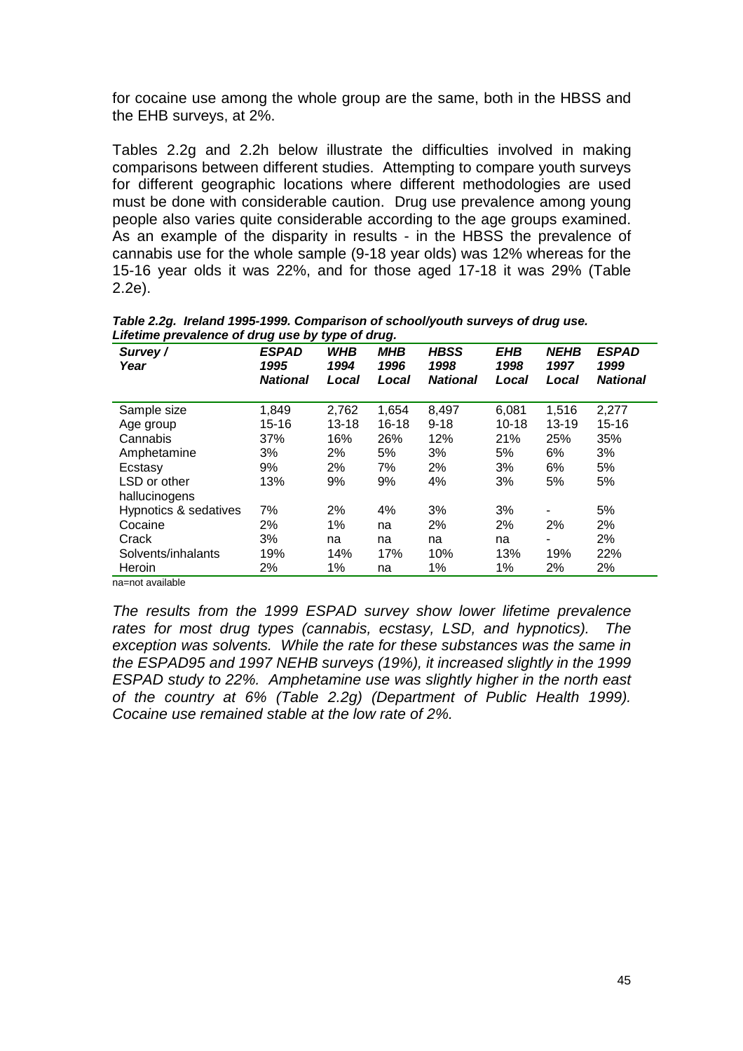for cocaine use among the whole group are the same, both in the HBSS and the EHB surveys, at 2%.

Tables 2.2g and 2.2h below illustrate the difficulties involved in making comparisons between different studies. Attempting to compare youth surveys for different geographic locations where different methodologies are used must be done with considerable caution. Drug use prevalence among young people also varies quite considerable according to the age groups examined. As an example of the disparity in results - in the HBSS the prevalence of cannabis use for the whole sample (9-18 year olds) was 12% whereas for the 15-16 year olds it was 22%, and for those aged 17-18 it was 29% (Table 2.2e).

***Table 2.2g. Ireland 1995-1999. Comparison of school/youth surveys of drug use. Lifetime prevalence of drug use by type of drug.***

| *Survey / Year* | *ESPAD 1995 National* | *WHB 1994 Local* | *MHB 1996 Local* | *HBSS 1998 National* | *EHB 1998 Local* | *NEHB 1997 Local* | *ESPAD 1999 National* |
|---|---|---|---|---|---|---|---|
| Sample size | 1,849 | 2,762 | 1,654 | 8,497 | 6,081 | 1,516 | 2,277 |
| Age group | 15-16 | 13-18 | 16-18 | 9-18 | 10-18 | 13-19 | 15-16 |
| Cannabis | 37% | 16% | 26% | 12% | 21% | 25% | 35% |
| Amphetamine | 3% | 2% | 5% | 3% | 5% | 6% | 3% |
| Ecstasy | 9% | 2% | 7% | 2% | 3% | 6% | 5% |
| LSD or other hallucinogens | 13% | 9% | 9% | 4% | 3% | 5% | 5% |
| Hypnotics & sedatives | 7% | 2% | 4% | 3% | 3% | - | 5% |
| Cocaine | 2% | 1% | na | 2% | 2% | 2% | 2% |
| Crack | 3% | na | na | na | na | - | 2% |
| Solvents/inhalants | 19% | 14% | 17% | 10% | 13% | 19% | 22% |
| Heroin | 2% | 1% | na | 1% | 1% | 2% | 2% |

na=not available

*The results from the 1999 ESPAD survey show lower lifetime prevalence rates for most drug types (cannabis, ecstasy, LSD, and hypnotics). The exception was solvents. While the rate for these substances was the same in the ESPAD95 and 1997 NEHB surveys (19%), it increased slightly in the 1999 ESPAD study to 22%. Amphetamine use was slightly higher in the north east of the country at 6% (Table 2.2g) (Department of Public Health 1999). Cocaine use remained stable at the low rate of 2%.*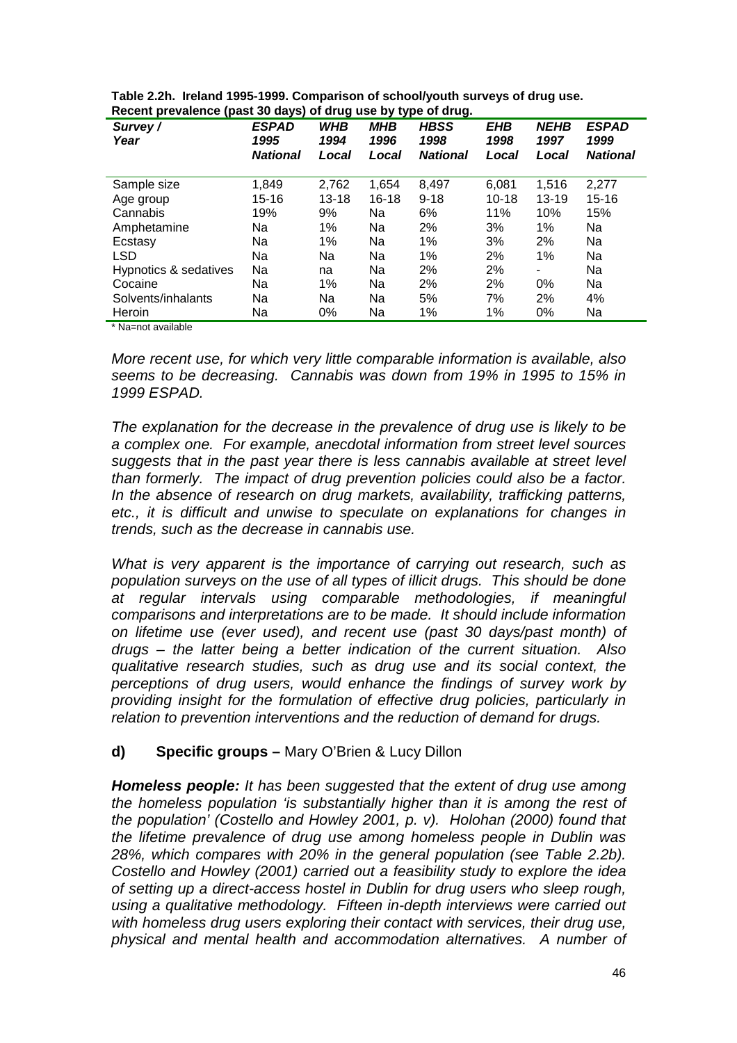**Table 2.2h. Ireland 1995-1999. Comparison of school/youth surveys of drug use. Recent prevalence (past 30 days) of drug use by type of drug.**

| *Survey / Year* | *ESPAD 1995 National* | *WHB 1994 Local* | *MHB 1996 Local* | *HBSS 1998 National* | *EHB 1998 Local* | *NEHB 1997 Local* | *ESPAD 1999 National* |
|---|---|---|---|---|---|---|---|
| Sample size | 1,849 | 2,762 | 1,654 | 8,497 | 6,081 | 1,516 | 2,277 |
| Age group | 15-16 | 13-18 | 16-18 | 9-18 | 10-18 | 13-19 | 15-16 |
| Cannabis | 19% | 9% | Na | 6% | 11% | 10% | 15% |
| Amphetamine | Na | 1% | Na | 2% | 3% | 1% | Na |
| Ecstasy | Na | 1% | Na | 1% | 3% | 2% | Na |
| LSD | Na | Na | Na | 1% | 2% | 1% | Na |
| Hypnotics & sedatives | Na | na | Na | 2% | 2% | - | Na |
| Cocaine | Na | 1% | Na | 2% | 2% | 0% | Na |
| Solvents/inhalants | Na | Na | Na | 5% | 7% | 2% | 4% |
| Heroin | Na | 0% | Na | 1% | 1% | 0% | Na |

\* Na=not available

*More recent use, for which very little comparable information is available, also seems to be decreasing. Cannabis was down from 19% in 1995 to 15% in 1999 ESPAD.*

*The explanation for the decrease in the prevalence of drug use is likely to be a complex one. For example, anecdotal information from street level sources suggests that in the past year there is less cannabis available at street level than formerly. The impact of drug prevention policies could also be a factor. In the absence of research on drug markets, availability, trafficking patterns, etc., it is difficult and unwise to speculate on explanations for changes in trends, such as the decrease in cannabis use.*

*What is very apparent is the importance of carrying out research, such as population surveys on the use of all types of illicit drugs. This should be done at regular intervals using comparable methodologies, if meaningful comparisons and interpretations are to be made. It should include information on lifetime use (ever used), and recent use (past 30 days/past month) of drugs – the latter being a better indication of the current situation. Also qualitative research studies, such as drug use and its social context, the perceptions of drug users, would enhance the findings of survey work by providing insight for the formulation of effective drug policies, particularly in relation to prevention interventions and the reduction of demand for drugs.*

#### d) **Specific groups –** Mary O'Brien & Lucy Dillon

***Homeless people:*** *It has been suggested that the extent of drug use among the homeless population 'is substantially higher than it is among the rest of the population' (Costello and Howley 2001, p. v). Holohan (2000) found that the lifetime prevalence of drug use among homeless people in Dublin was 28%, which compares with 20% in the general population (see Table 2.2b). Costello and Howley (2001) carried out a feasibility study to explore the idea of setting up a direct-access hostel in Dublin for drug users who sleep rough, using a qualitative methodology. Fifteen in-depth interviews were carried out with homeless drug users exploring their contact with services, their drug use, physical and mental health and accommodation alternatives. A number of*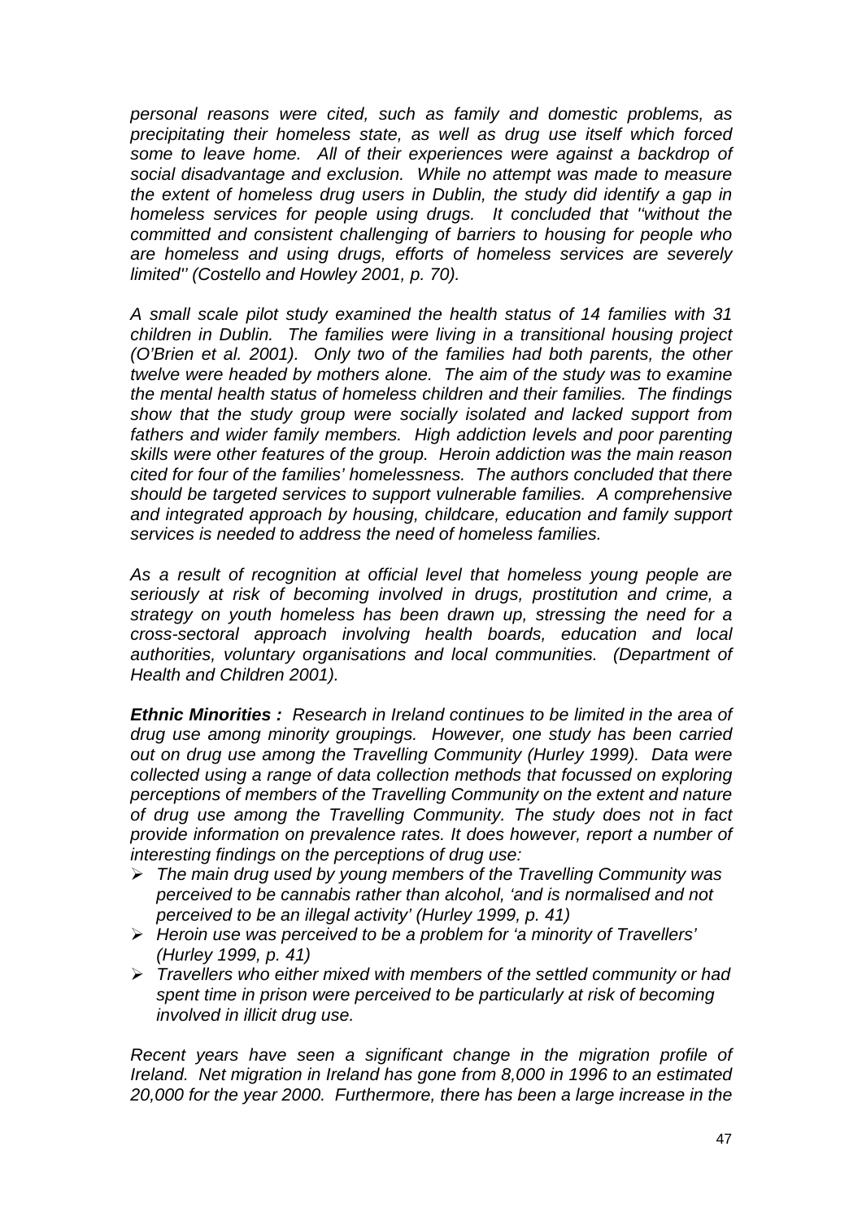*personal reasons were cited, such as family and domestic problems, as precipitating their homeless state, as well as drug use itself which forced some to leave home. All of their experiences were against a backdrop of social disadvantage and exclusion. While no attempt was made to measure the extent of homeless drug users in Dublin, the study did identify a gap in homeless services for people using drugs. It concluded that ''without the committed and consistent challenging of barriers to housing for people who are homeless and using drugs, efforts of homeless services are severely limited'' (Costello and Howley 2001, p. 70).*

*A small scale pilot study examined the health status of 14 families with 31 children in Dublin. The families were living in a transitional housing project (O'Brien et al. 2001). Only two of the families had both parents, the other twelve were headed by mothers alone. The aim of the study was to examine the mental health status of homeless children and their families. The findings show that the study group were socially isolated and lacked support from fathers and wider family members. High addiction levels and poor parenting skills were other features of the group. Heroin addiction was the main reason cited for four of the families' homelessness. The authors concluded that there should be targeted services to support vulnerable families. A comprehensive and integrated approach by housing, childcare, education and family support services is needed to address the need of homeless families.*

*As a result of recognition at official level that homeless young people are seriously at risk of becoming involved in drugs, prostitution and crime, a strategy on youth homeless has been drawn up, stressing the need for a cross-sectoral approach involving health boards, education and local authorities, voluntary organisations and local communities. (Department of Health and Children 2001).*

***Ethnic Minorities :*** *Research in Ireland continues to be limited in the area of drug use among minority groupings. However, one study has been carried out on drug use among the Travelling Community (Hurley 1999). Data were collected using a range of data collection methods that focussed on exploring perceptions of members of the Travelling Community on the extent and nature of drug use among the Travelling Community. The study does not in fact provide information on prevalence rates. It does however, report a number of interesting findings on the perceptions of drug use:*

- *The main drug used by young members of the Travelling Community was perceived to be cannabis rather than alcohol, 'and is normalised and not perceived to be an illegal activity' (Hurley 1999, p. 41)*
- *Heroin use was perceived to be a problem for 'a minority of Travellers' (Hurley 1999, p. 41)*
- *Travellers who either mixed with members of the settled community or had spent time in prison were perceived to be particularly at risk of becoming involved in illicit drug use.*

*Recent years have seen a significant change in the migration profile of Ireland. Net migration in Ireland has gone from 8,000 in 1996 to an estimated 20,000 for the year 2000. Furthermore, there has been a large increase in the*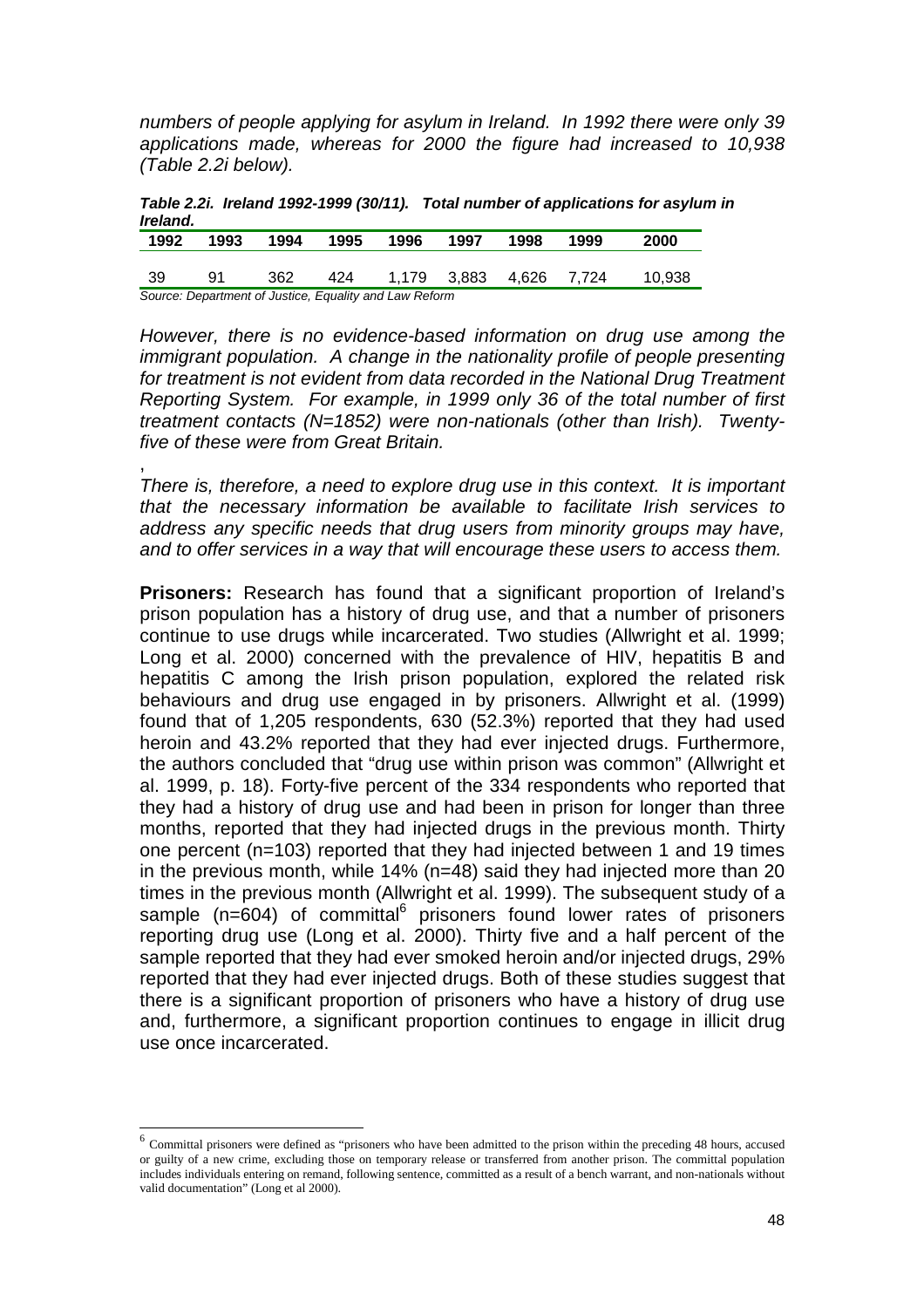*numbers of people applying for asylum in Ireland. In 1992 there were only 39 applications made, whereas for 2000 the figure had increased to 10,938 (Table 2.2i below).*

***Table 2.2i. Ireland 1992-1999 (30/11). Total number of applications for asylum in Ireland.***

| 1992 | 1993 | 1994 | 1995 | 1996 | 1997 | 1998 | 1999 | 2000 |
|---|---|---|---|---|---|---|---|---|
| 39 | 91 | 362 | 424 | 1,179 | 3,883 | 4,626 | 7,724 | 10,938 |

*Source: Department of Justice, Equality and Law Reform*

*However, there is no evidence-based information on drug use among the immigrant population. A change in the nationality profile of people presenting for treatment is not evident from data recorded in the National Drug Treatment Reporting System. For example, in 1999 only 36 of the total number of first treatment contacts (N=1852) were non-nationals (other than Irish). Twenty-five of these were from Great Britain.*

,

*There is, therefore, a need to explore drug use in this context. It is important that the necessary information be available to facilitate Irish services to address any specific needs that drug users from minority groups may have, and to offer services in a way that will encourage these users to access them.*

**Prisoners:** Research has found that a significant proportion of Ireland's prison population has a history of drug use, and that a number of prisoners continue to use drugs while incarcerated. Two studies (Allwright et al. 1999; Long et al. 2000) concerned with the prevalence of HIV, hepatitis B and hepatitis C among the Irish prison population, explored the related risk behaviours and drug use engaged in by prisoners. Allwright et al. (1999) found that of 1,205 respondents, 630 (52.3%) reported that they had used heroin and 43.2% reported that they had ever injected drugs. Furthermore, the authors concluded that "drug use within prison was common" (Allwright et al. 1999, p. 18). Forty-five percent of the 334 respondents who reported that they had a history of drug use and had been in prison for longer than three months, reported that they had injected drugs in the previous month. Thirty one percent (n=103) reported that they had injected between 1 and 19 times in the previous month, while 14% (n=48) said they had injected more than 20 times in the previous month (Allwright et al. 1999). The subsequent study of a sample (n=604) of committal[6] prisoners found lower rates of prisoners reporting drug use (Long et al. 2000). Thirty five and a half percent of the sample reported that they had ever smoked heroin and/or injected drugs, 29% reported that they had ever injected drugs. Both of these studies suggest that there is a significant proportion of prisoners who have a history of drug use and, furthermore, a significant proportion continues to engage in illicit drug use once incarcerated.

[6] Committal prisoners were defined as "prisoners who have been admitted to the prison within the preceding 48 hours, accused or guilty of a new crime, excluding those on temporary release or transferred from another prison. The committal population includes individuals entering on remand, following sentence, committed as a result of a bench warrant, and non-nationals without valid documentation" (Long et al 2000).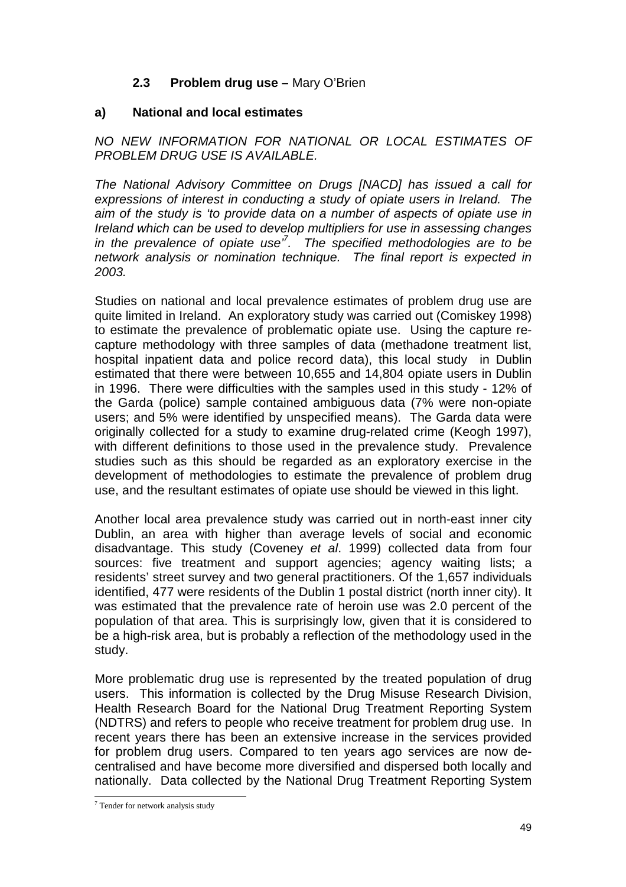### 2.3 Problem drug use – Mary O'Brien

#### a) National and local estimates

*NO NEW INFORMATION FOR NATIONAL OR LOCAL ESTIMATES OF PROBLEM DRUG USE IS AVAILABLE.*

*The National Advisory Committee on Drugs [NACD] has issued a call for expressions of interest in conducting a study of opiate users in Ireland. The aim of the study is 'to provide data on a number of aspects of opiate use in Ireland which can be used to develop multipliers for use in assessing changes in the prevalence of opiate use'[7]. The specified methodologies are to be network analysis or nomination technique. The final report is expected in 2003.*

Studies on national and local prevalence estimates of problem drug use are quite limited in Ireland. An exploratory study was carried out (Comiskey 1998) to estimate the prevalence of problematic opiate use. Using the capture re-capture methodology with three samples of data (methadone treatment list, hospital inpatient data and police record data), this local study in Dublin estimated that there were between 10,655 and 14,804 opiate users in Dublin in 1996. There were difficulties with the samples used in this study - 12% of the Garda (police) sample contained ambiguous data (7% were non-opiate users; and 5% were identified by unspecified means). The Garda data were originally collected for a study to examine drug-related crime (Keogh 1997), with different definitions to those used in the prevalence study. Prevalence studies such as this should be regarded as an exploratory exercise in the development of methodologies to estimate the prevalence of problem drug use, and the resultant estimates of opiate use should be viewed in this light.

Another local area prevalence study was carried out in north-east inner city Dublin, an area with higher than average levels of social and economic disadvantage. This study (Coveney *et al*. 1999) collected data from four sources: five treatment and support agencies; agency waiting lists; a residents' street survey and two general practitioners. Of the 1,657 individuals identified, 477 were residents of the Dublin 1 postal district (north inner city). It was estimated that the prevalence rate of heroin use was 2.0 percent of the population of that area. This is surprisingly low, given that it is considered to be a high-risk area, but is probably a reflection of the methodology used in the study.

More problematic drug use is represented by the treated population of drug users. This information is collected by the Drug Misuse Research Division, Health Research Board for the National Drug Treatment Reporting System (NDTRS) and refers to people who receive treatment for problem drug use. In recent years there has been an extensive increase in the services provided for problem drug users. Compared to ten years ago services are now de-centralised and have become more diversified and dispersed both locally and nationally. Data collected by the National Drug Treatment Reporting System

[7] Tender for network analysis study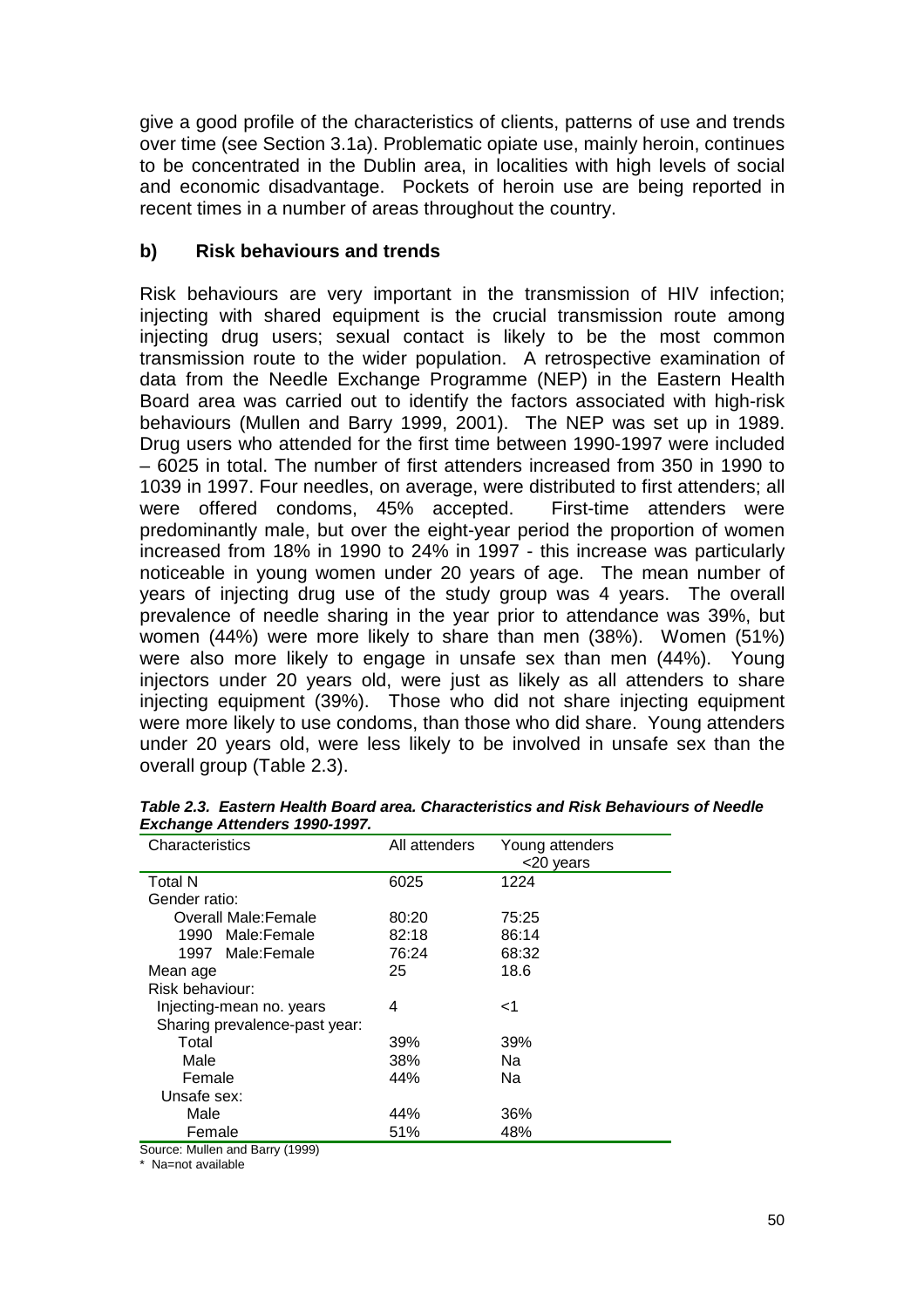give a good profile of the characteristics of clients, patterns of use and trends over time (see Section 3.1a). Problematic opiate use, mainly heroin, continues to be concentrated in the Dublin area, in localities with high levels of social and economic disadvantage. Pockets of heroin use are being reported in recent times in a number of areas throughout the country.

### b) Risk behaviours and trends

Risk behaviours are very important in the transmission of HIV infection; injecting with shared equipment is the crucial transmission route among injecting drug users; sexual contact is likely to be the most common transmission route to the wider population. A retrospective examination of data from the Needle Exchange Programme (NEP) in the Eastern Health Board area was carried out to identify the factors associated with high-risk behaviours (Mullen and Barry 1999, 2001). The NEP was set up in 1989. Drug users who attended for the first time between 1990-1997 were included – 6025 in total. The number of first attenders increased from 350 in 1990 to 1039 in 1997. Four needles, on average, were distributed to first attenders; all were offered condoms, 45% accepted. First-time attenders were predominantly male, but over the eight-year period the proportion of women increased from 18% in 1990 to 24% in 1997 - this increase was particularly noticeable in young women under 20 years of age. The mean number of years of injecting drug use of the study group was 4 years. The overall prevalence of needle sharing in the year prior to attendance was 39%, but women (44%) were more likely to share than men (38%). Women (51%) were also more likely to engage in unsafe sex than men (44%). Young injectors under 20 years old, were just as likely as all attenders to share injecting equipment (39%). Those who did not share injecting equipment were more likely to use condoms, than those who did share. Young attenders under 20 years old, were less likely to be involved in unsafe sex than the overall group (Table 2.3).

***Table 2.3. Eastern Health Board area. Characteristics and Risk Behaviours of Needle Exchange Attenders 1990-1997.***

| Characteristics | All attenders | Young attenders <20 years |
|---|---|---|
| Total N | 6025 | 1224 |
| Gender ratio: | | |
| Overall Male:Female | 80:20 | 75:25 |
| 1990 Male:Female | 82:18 | 86:14 |
| 1997 Male:Female | 76:24 | 68:32 |
| Mean age | 25 | 18.6 |
| Risk behaviour: | | |
| Injecting-mean no. years | 4 | <1 |
| Sharing prevalence-past year: | | |
| Total | 39% | 39% |
| Male | 38% | Na |
| Female | 44% | Na |
| Unsafe sex: | | |
| Male | 44% | 36% |
| Female | 51% | 48% |

Source: Mullen and Barry (1999)

\* Na=not available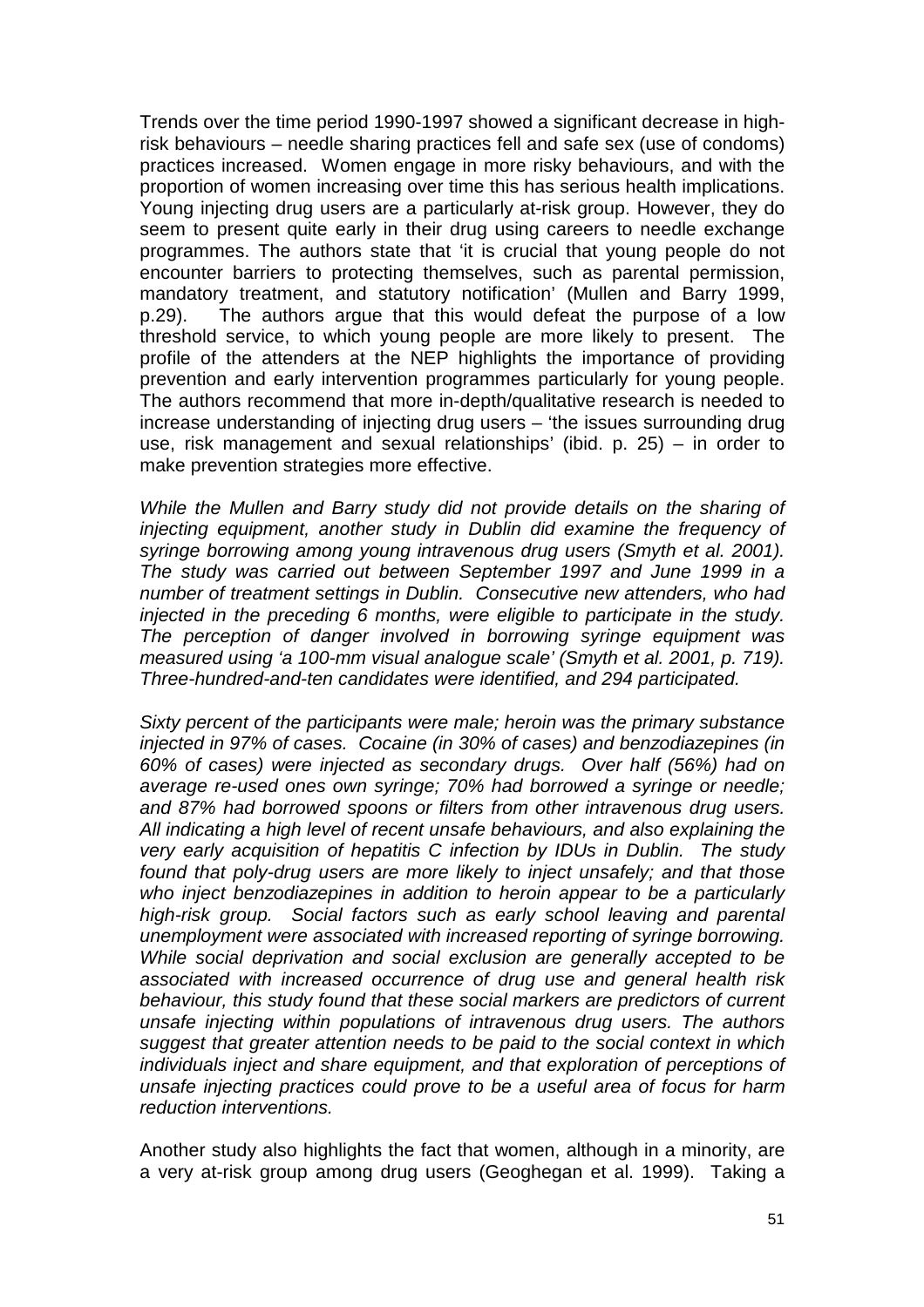Trends over the time period 1990-1997 showed a significant decrease in high-risk behaviours – needle sharing practices fell and safe sex (use of condoms) practices increased. Women engage in more risky behaviours, and with the proportion of women increasing over time this has serious health implications. Young injecting drug users are a particularly at-risk group. However, they do seem to present quite early in their drug using careers to needle exchange programmes. The authors state that 'it is crucial that young people do not encounter barriers to protecting themselves, such as parental permission, mandatory treatment, and statutory notification' (Mullen and Barry 1999, p.29). The authors argue that this would defeat the purpose of a low threshold service, to which young people are more likely to present. The profile of the attenders at the NEP highlights the importance of providing prevention and early intervention programmes particularly for young people. The authors recommend that more in-depth/qualitative research is needed to increase understanding of injecting drug users – 'the issues surrounding drug use, risk management and sexual relationships' (ibid. p. 25) – in order to make prevention strategies more effective.

*While the Mullen and Barry study did not provide details on the sharing of injecting equipment, another study in Dublin did examine the frequency of syringe borrowing among young intravenous drug users (Smyth et al. 2001). The study was carried out between September 1997 and June 1999 in a number of treatment settings in Dublin. Consecutive new attenders, who had injected in the preceding 6 months, were eligible to participate in the study. The perception of danger involved in borrowing syringe equipment was measured using 'a 100-mm visual analogue scale' (Smyth et al. 2001, p. 719). Three-hundred-and-ten candidates were identified, and 294 participated.*

*Sixty percent of the participants were male; heroin was the primary substance injected in 97% of cases. Cocaine (in 30% of cases) and benzodiazepines (in 60% of cases) were injected as secondary drugs. Over half (56%) had on average re-used ones own syringe; 70% had borrowed a syringe or needle; and 87% had borrowed spoons or filters from other intravenous drug users. All indicating a high level of recent unsafe behaviours, and also explaining the very early acquisition of hepatitis C infection by IDUs in Dublin. The study found that poly-drug users are more likely to inject unsafely; and that those who inject benzodiazepines in addition to heroin appear to be a particularly high-risk group. Social factors such as early school leaving and parental unemployment were associated with increased reporting of syringe borrowing. While social deprivation and social exclusion are generally accepted to be associated with increased occurrence of drug use and general health risk behaviour, this study found that these social markers are predictors of current unsafe injecting within populations of intravenous drug users. The authors suggest that greater attention needs to be paid to the social context in which individuals inject and share equipment, and that exploration of perceptions of unsafe injecting practices could prove to be a useful area of focus for harm reduction interventions.*

Another study also highlights the fact that women, although in a minority, are a very at-risk group among drug users (Geoghegan et al. 1999). Taking a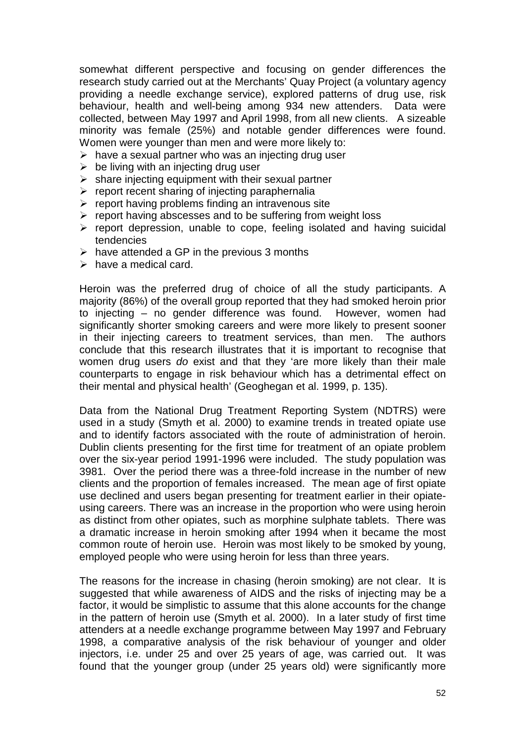somewhat different perspective and focusing on gender differences the research study carried out at the Merchants' Quay Project (a voluntary agency providing a needle exchange service), explored patterns of drug use, risk behaviour, health and well-being among 934 new attenders. Data were collected, between May 1997 and April 1998, from all new clients. A sizeable minority was female (25%) and notable gender differences were found. Women were younger than men and were more likely to:

- have a sexual partner who was an injecting drug user
- be living with an injecting drug user
- share injecting equipment with their sexual partner
- report recent sharing of injecting paraphernalia
- report having problems finding an intravenous site
- report having abscesses and to be suffering from weight loss
- report depression, unable to cope, feeling isolated and having suicidal tendencies
- have attended a GP in the previous 3 months
- have a medical card.

Heroin was the preferred drug of choice of all the study participants. A majority (86%) of the overall group reported that they had smoked heroin prior to injecting – no gender difference was found. However, women had significantly shorter smoking careers and were more likely to present sooner in their injecting careers to treatment services, than men. The authors conclude that this research illustrates that it is important to recognise that women drug users *do* exist and that they 'are more likely than their male counterparts to engage in risk behaviour which has a detrimental effect on their mental and physical health' (Geoghegan et al. 1999, p. 135).

Data from the National Drug Treatment Reporting System (NDTRS) were used in a study (Smyth et al. 2000) to examine trends in treated opiate use and to identify factors associated with the route of administration of heroin. Dublin clients presenting for the first time for treatment of an opiate problem over the six-year period 1991-1996 were included. The study population was 3981. Over the period there was a three-fold increase in the number of new clients and the proportion of females increased. The mean age of first opiate use declined and users began presenting for treatment earlier in their opiate-using careers. There was an increase in the proportion who were using heroin as distinct from other opiates, such as morphine sulphate tablets. There was a dramatic increase in heroin smoking after 1994 when it became the most common route of heroin use. Heroin was most likely to be smoked by young, employed people who were using heroin for less than three years.

The reasons for the increase in chasing (heroin smoking) are not clear. It is suggested that while awareness of AIDS and the risks of injecting may be a factor, it would be simplistic to assume that this alone accounts for the change in the pattern of heroin use (Smyth et al. 2000). In a later study of first time attenders at a needle exchange programme between May 1997 and February 1998, a comparative analysis of the risk behaviour of younger and older injectors, i.e. under 25 and over 25 years of age, was carried out. It was found that the younger group (under 25 years old) were significantly more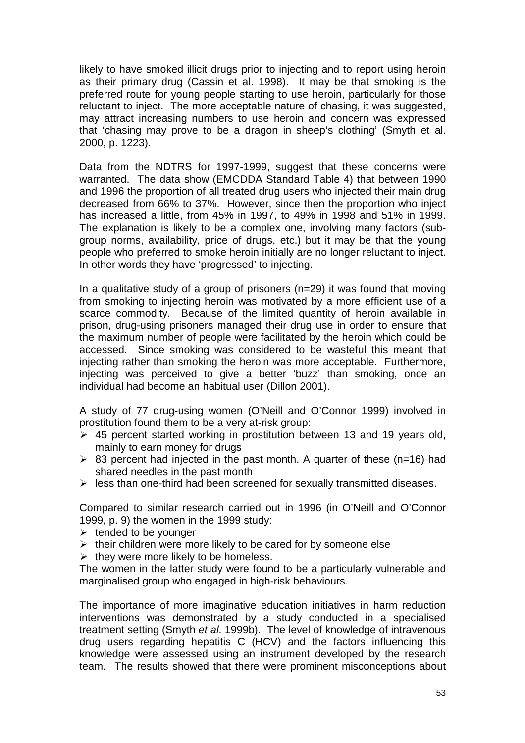likely to have smoked illicit drugs prior to injecting and to report using heroin as their primary drug (Cassin et al. 1998). It may be that smoking is the preferred route for young people starting to use heroin, particularly for those reluctant to inject. The more acceptable nature of chasing, it was suggested, may attract increasing numbers to use heroin and concern was expressed that 'chasing may prove to be a dragon in sheep's clothing' (Smyth et al. 2000, p. 1223).

Data from the NDTRS for 1997-1999, suggest that these concerns were warranted. The data show (EMCDDA Standard Table 4) that between 1990 and 1996 the proportion of all treated drug users who injected their main drug decreased from 66% to 37%. However, since then the proportion who inject has increased a little, from 45% in 1997, to 49% in 1998 and 51% in 1999. The explanation is likely to be a complex one, involving many factors (sub-group norms, availability, price of drugs, etc.) but it may be that the young people who preferred to smoke heroin initially are no longer reluctant to inject. In other words they have 'progressed' to injecting.

In a qualitative study of a group of prisoners (n=29) it was found that moving from smoking to injecting heroin was motivated by a more efficient use of a scarce commodity. Because of the limited quantity of heroin available in prison, drug-using prisoners managed their drug use in order to ensure that the maximum number of people were facilitated by the heroin which could be accessed. Since smoking was considered to be wasteful this meant that injecting rather than smoking the heroin was more acceptable. Furthermore, injecting was perceived to give a better 'buzz' than smoking, once an individual had become an habitual user (Dillon 2001).

A study of 77 drug-using women (O'Neill and O'Connor 1999) involved in prostitution found them to be a very at-risk group:

- 45 percent started working in prostitution between 13 and 19 years old, mainly to earn money for drugs
- 83 percent had injected in the past month. A quarter of these (n=16) had shared needles in the past month
- less than one-third had been screened for sexually transmitted diseases.

Compared to similar research carried out in 1996 (in O'Neill and O'Connor 1999, p. 9) the women in the 1999 study:

- tended to be younger
- their children were more likely to be cared for by someone else
- they were more likely to be homeless.

The women in the latter study were found to be a particularly vulnerable and marginalised group who engaged in high-risk behaviours.

The importance of more imaginative education initiatives in harm reduction interventions was demonstrated by a study conducted in a specialised treatment setting (Smyth *et al*. 1999b). The level of knowledge of intravenous drug users regarding hepatitis C (HCV) and the factors influencing this knowledge were assessed using an instrument developed by the research team. The results showed that there were prominent misconceptions about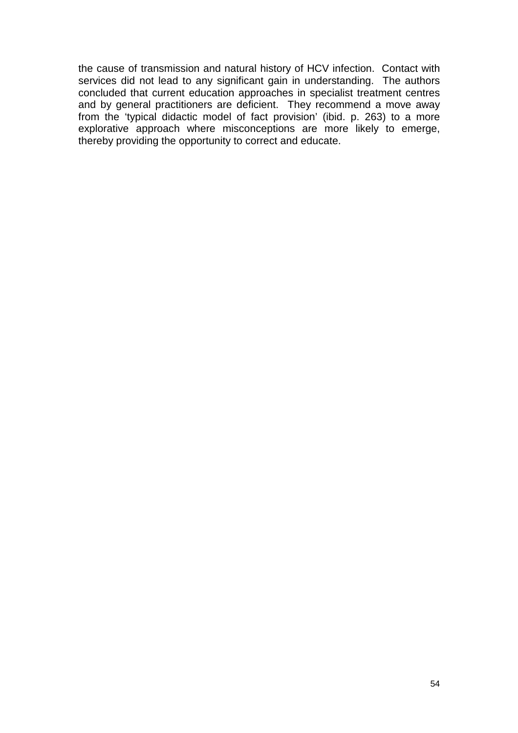the cause of transmission and natural history of HCV infection. Contact with services did not lead to any significant gain in understanding. The authors concluded that current education approaches in specialist treatment centres and by general practitioners are deficient. They recommend a move away from the 'typical didactic model of fact provision' (ibid. p. 263) to a more explorative approach where misconceptions are more likely to emerge, thereby providing the opportunity to correct and educate.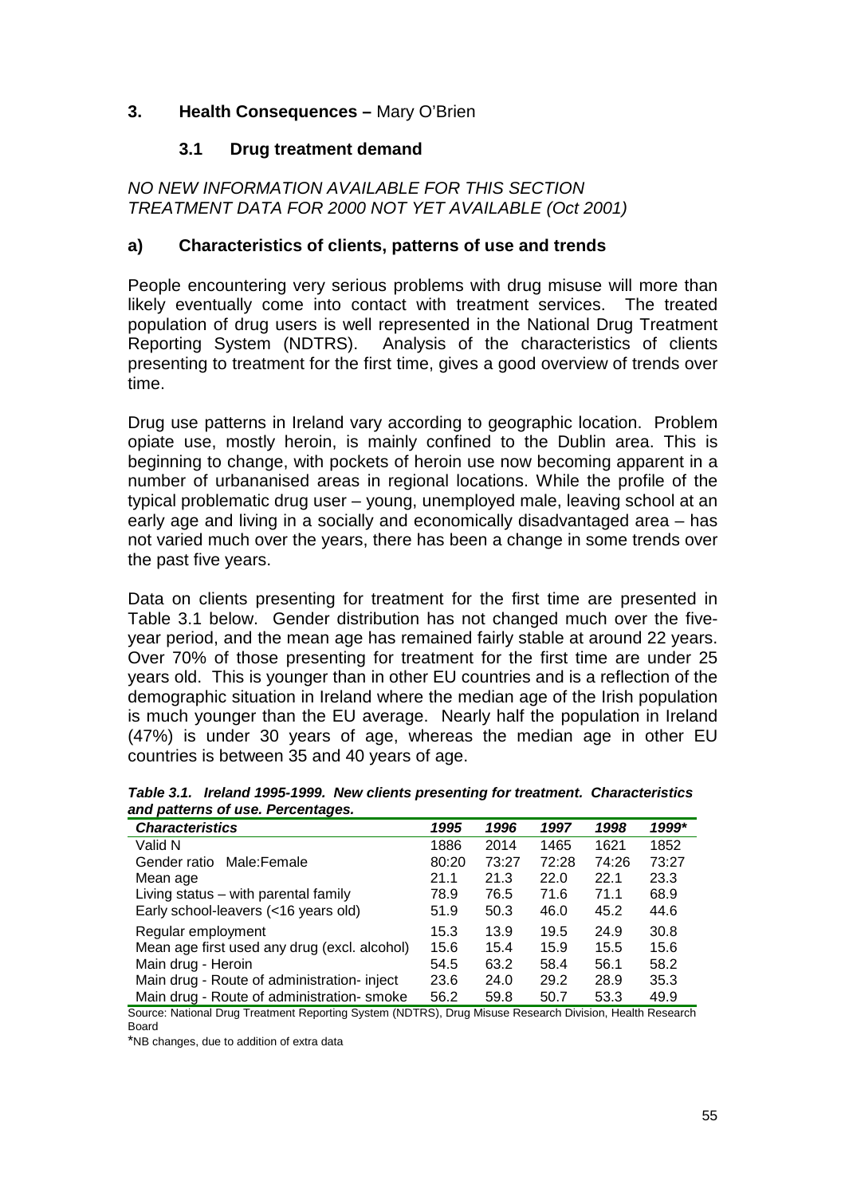## 3. Health Consequences – Mary O'Brien

### 3.1 Drug treatment demand

*NO NEW INFORMATION AVAILABLE FOR THIS SECTION*
*TREATMENT DATA FOR 2000 NOT YET AVAILABLE (Oct 2001)*

#### a) Characteristics of clients, patterns of use and trends

People encountering very serious problems with drug misuse will more than likely eventually come into contact with treatment services. The treated population of drug users is well represented in the National Drug Treatment Reporting System (NDTRS). Analysis of the characteristics of clients presenting to treatment for the first time, gives a good overview of trends over time.

Drug use patterns in Ireland vary according to geographic location. Problem opiate use, mostly heroin, is mainly confined to the Dublin area. This is beginning to change, with pockets of heroin use now becoming apparent in a number of urbananised areas in regional locations. While the profile of the typical problematic drug user – young, unemployed male, leaving school at an early age and living in a socially and economically disadvantaged area – has not varied much over the years, there has been a change in some trends over the past five years.

Data on clients presenting for treatment for the first time are presented in Table 3.1 below. Gender distribution has not changed much over the five-year period, and the mean age has remained fairly stable at around 22 years. Over 70% of those presenting for treatment for the first time are under 25 years old. This is younger than in other EU countries and is a reflection of the demographic situation in Ireland where the median age of the Irish population is much younger than the EU average. Nearly half the population in Ireland (47%) is under 30 years of age, whereas the median age in other EU countries is between 35 and 40 years of age.

***Table 3.1. Ireland 1995-1999. New clients presenting for treatment. Characteristics and patterns of use. Percentages.***

| *Characteristics* | *1995* | *1996* | *1997* | *1998* | *1999\** |
|---|---|---|---|---|---|
| Valid N | 1886 | 2014 | 1465 | 1621 | 1852 |
| Gender ratio Male:Female | 80:20 | 73:27 | 72:28 | 74:26 | 73:27 |
| Mean age | 21.1 | 21.3 | 22.0 | 22.1 | 23.3 |
| Living status – with parental family | 78.9 | 76.5 | 71.6 | 71.1 | 68.9 |
| Early school-leavers (<16 years old) | 51.9 | 50.3 | 46.0 | 45.2 | 44.6 |
| Regular employment | 15.3 | 13.9 | 19.5 | 24.9 | 30.8 |
| Mean age first used any drug (excl. alcohol) | 15.6 | 15.4 | 15.9 | 15.5 | 15.6 |
| Main drug - Heroin | 54.5 | 63.2 | 58.4 | 56.1 | 58.2 |
| Main drug - Route of administration- inject | 23.6 | 24.0 | 29.2 | 28.9 | 35.3 |
| Main drug - Route of administration- smoke | 56.2 | 59.8 | 50.7 | 53.3 | 49.9 |

Source: National Drug Treatment Reporting System (NDTRS), Drug Misuse Research Division, Health Research Board

*NB changes, due to addition of extra data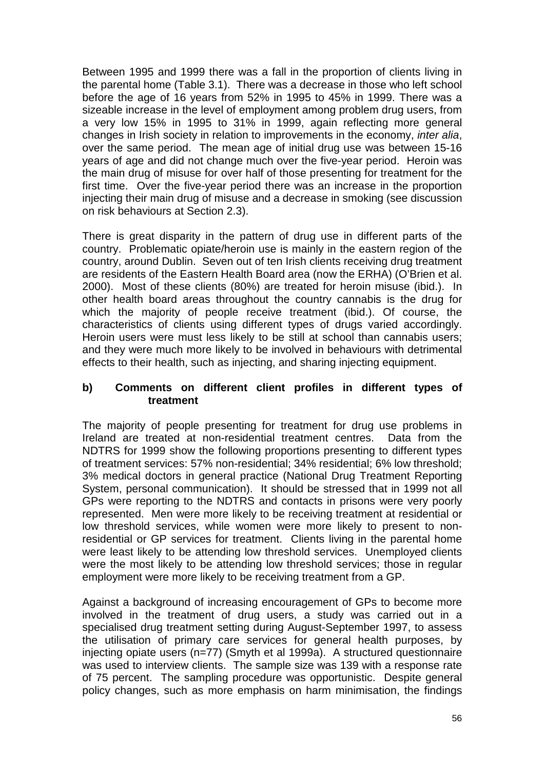Between 1995 and 1999 there was a fall in the proportion of clients living in the parental home (Table 3.1). There was a decrease in those who left school before the age of 16 years from 52% in 1995 to 45% in 1999. There was a sizeable increase in the level of employment among problem drug users, from a very low 15% in 1995 to 31% in 1999, again reflecting more general changes in Irish society in relation to improvements in the economy, *inter alia*, over the same period. The mean age of initial drug use was between 15-16 years of age and did not change much over the five-year period. Heroin was the main drug of misuse for over half of those presenting for treatment for the first time. Over the five-year period there was an increase in the proportion injecting their main drug of misuse and a decrease in smoking (see discussion on risk behaviours at Section 2.3).

There is great disparity in the pattern of drug use in different parts of the country. Problematic opiate/heroin use is mainly in the eastern region of the country, around Dublin. Seven out of ten Irish clients receiving drug treatment are residents of the Eastern Health Board area (now the ERHA) (O'Brien et al. 2000). Most of these clients (80%) are treated for heroin misuse (ibid.). In other health board areas throughout the country cannabis is the drug for which the majority of people receive treatment (ibid.). Of course, the characteristics of clients using different types of drugs varied accordingly. Heroin users were must less likely to be still at school than cannabis users; and they were much more likely to be involved in behaviours with detrimental effects to their health, such as injecting, and sharing injecting equipment.

**b) Comments on different client profiles in different types of treatment**

The majority of people presenting for treatment for drug use problems in Ireland are treated at non-residential treatment centres. Data from the NDTRS for 1999 show the following proportions presenting to different types of treatment services: 57% non-residential; 34% residential; 6% low threshold; 3% medical doctors in general practice (National Drug Treatment Reporting System, personal communication). It should be stressed that in 1999 not all GPs were reporting to the NDTRS and contacts in prisons were very poorly represented. Men were more likely to be receiving treatment at residential or low threshold services, while women were more likely to present to non-residential or GP services for treatment. Clients living in the parental home were least likely to be attending low threshold services. Unemployed clients were the most likely to be attending low threshold services; those in regular employment were more likely to be receiving treatment from a GP.

Against a background of increasing encouragement of GPs to become more involved in the treatment of drug users, a study was carried out in a specialised drug treatment setting during August-September 1997, to assess the utilisation of primary care services for general health purposes, by injecting opiate users (n=77) (Smyth et al 1999a). A structured questionnaire was used to interview clients. The sample size was 139 with a response rate of 75 percent. The sampling procedure was opportunistic. Despite general policy changes, such as more emphasis on harm minimisation, the findings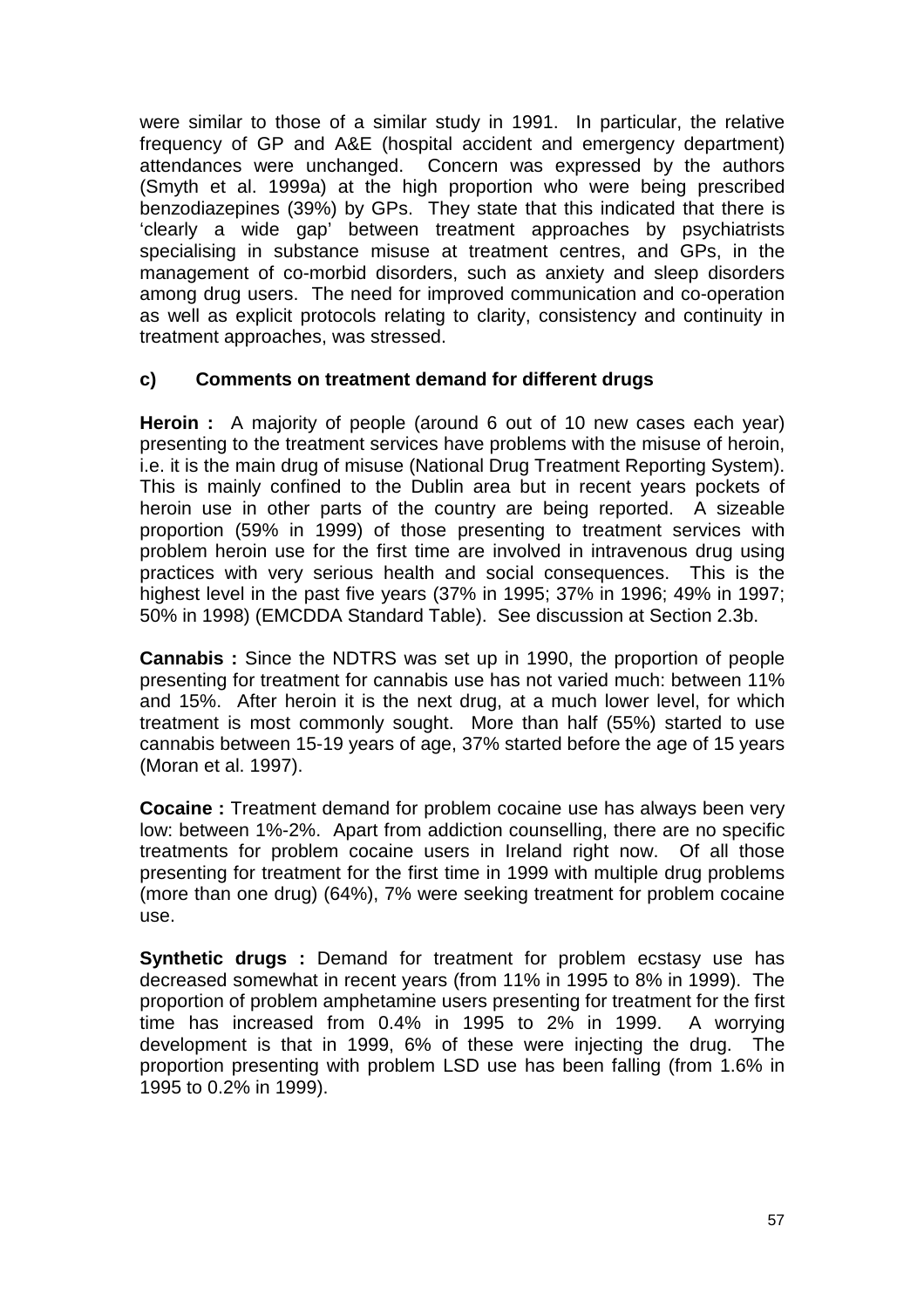were similar to those of a similar study in 1991. In particular, the relative frequency of GP and A&E (hospital accident and emergency department) attendances were unchanged. Concern was expressed by the authors (Smyth et al. 1999a) at the high proportion who were being prescribed benzodiazepines (39%) by GPs. They state that this indicated that there is 'clearly a wide gap' between treatment approaches by psychiatrists specialising in substance misuse at treatment centres, and GPs, in the management of co-morbid disorders, such as anxiety and sleep disorders among drug users. The need for improved communication and co-operation as well as explicit protocols relating to clarity, consistency and continuity in treatment approaches, was stressed.

### c) Comments on treatment demand for different drugs

**Heroin :** A majority of people (around 6 out of 10 new cases each year) presenting to the treatment services have problems with the misuse of heroin, i.e. it is the main drug of misuse (National Drug Treatment Reporting System). This is mainly confined to the Dublin area but in recent years pockets of heroin use in other parts of the country are being reported. A sizeable proportion (59% in 1999) of those presenting to treatment services with problem heroin use for the first time are involved in intravenous drug using practices with very serious health and social consequences. This is the highest level in the past five years (37% in 1995; 37% in 1996; 49% in 1997; 50% in 1998) (EMCDDA Standard Table). See discussion at Section 2.3b.

**Cannabis :** Since the NDTRS was set up in 1990, the proportion of people presenting for treatment for cannabis use has not varied much: between 11% and 15%. After heroin it is the next drug, at a much lower level, for which treatment is most commonly sought. More than half (55%) started to use cannabis between 15-19 years of age, 37% started before the age of 15 years (Moran et al. 1997).

**Cocaine :** Treatment demand for problem cocaine use has always been very low: between 1%-2%. Apart from addiction counselling, there are no specific treatments for problem cocaine users in Ireland right now. Of all those presenting for treatment for the first time in 1999 with multiple drug problems (more than one drug) (64%), 7% were seeking treatment for problem cocaine use.

**Synthetic drugs :** Demand for treatment for problem ecstasy use has decreased somewhat in recent years (from 11% in 1995 to 8% in 1999). The proportion of problem amphetamine users presenting for treatment for the first time has increased from 0.4% in 1995 to 2% in 1999. A worrying development is that in 1999, 6% of these were injecting the drug. The proportion presenting with problem LSD use has been falling (from 1.6% in 1995 to 0.2% in 1999).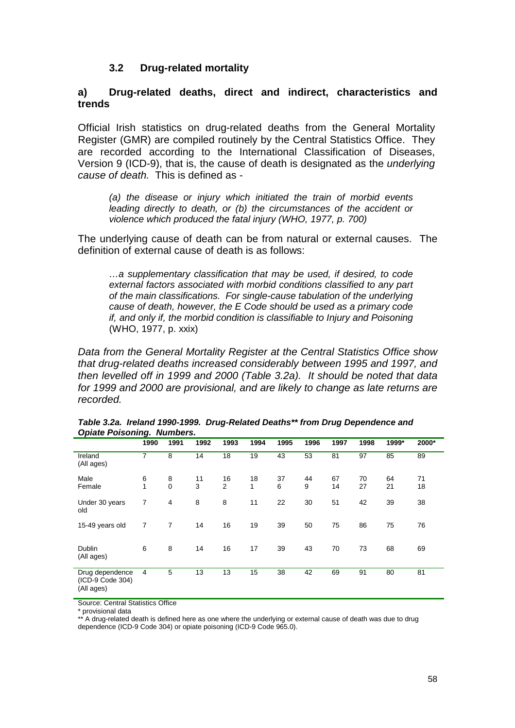### 3.2 Drug-related mortality

#### a) Drug-related deaths, direct and indirect, characteristics and trends

Official Irish statistics on drug-related deaths from the General Mortality Register (GMR) are compiled routinely by the Central Statistics Office. They are recorded according to the International Classification of Diseases, Version 9 (ICD-9), that is, the cause of death is designated as the *underlying cause of death.* This is defined as -

> *(a) the disease or injury which initiated the train of morbid events leading directly to death, or (b) the circumstances of the accident or violence which produced the fatal injury (WHO, 1977, p. 700)*

The underlying cause of death can be from natural or external causes. The definition of external cause of death is as follows:

> *…a supplementary classification that may be used, if desired, to code external factors associated with morbid conditions classified to any part of the main classifications. For single-cause tabulation of the underlying cause of death, however, the E Code should be used as a primary code if, and only if, the morbid condition is classifiable to Injury and Poisoning* (WHO, 1977, p. xxix)

*Data from the General Mortality Register at the Central Statistics Office show that drug-related deaths increased considerably between 1995 and 1997, and then levelled off in 1999 and 2000 (Table 3.2a). It should be noted that data for 1999 and 2000 are provisional, and are likely to change as late returns are recorded.*

***Table 3.2a. Ireland 1990-1999. Drug-Related Deaths\*\* from Drug Dependence and Opiate Poisoning. Numbers.***

| | 1990 | 1991 | 1992 | 1993 | 1994 | 1995 | 1996 | 1997 | 1998 | 1999* | 2000* |
|---|---|---|---|---|---|---|---|---|---|---|---|
| Ireland (All ages) | 7 | 8 | 14 | 18 | 19 | 43 | 53 | 81 | 97 | 85 | 89 |
| Male | 6 | 8 | 11 | 16 | 18 | 37 | 44 | 67 | 70 | 64 | 71 |
| Female | 1 | 0 | 3 | 2 | 1 | 6 | 9 | 14 | 27 | 21 | 18 |
| Under 30 years old | 7 | 4 | 8 | 8 | 11 | 22 | 30 | 51 | 42 | 39 | 38 |
| 15-49 years old | 7 | 7 | 14 | 16 | 19 | 39 | 50 | 75 | 86 | 75 | 76 |
| Dublin (All ages) | 6 | 8 | 14 | 16 | 17 | 39 | 43 | 70 | 73 | 68 | 69 |
| Drug dependence (ICD-9 Code 304) (All ages) | 4 | 5 | 13 | 13 | 15 | 38 | 42 | 69 | 91 | 80 | 81 |

Source: Central Statistics Office

\* provisional data

\*\* A drug-related death is defined here as one where the underlying or external cause of death was due to drug dependence (ICD-9 Code 304) or opiate poisoning (ICD-9 Code 965.0).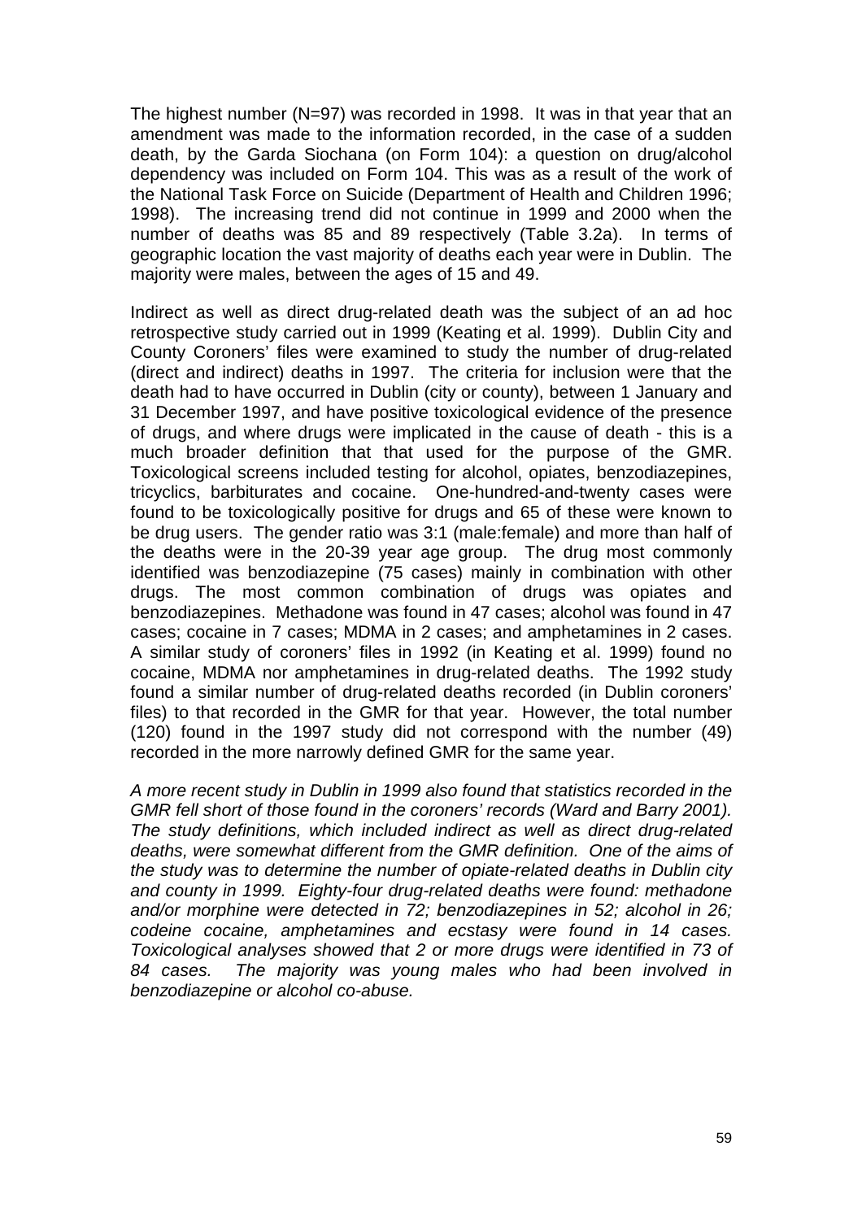The highest number (N=97) was recorded in 1998. It was in that year that an amendment was made to the information recorded, in the case of a sudden death, by the Garda Siochana (on Form 104): a question on drug/alcohol dependency was included on Form 104. This was as a result of the work of the National Task Force on Suicide (Department of Health and Children 1996; 1998). The increasing trend did not continue in 1999 and 2000 when the number of deaths was 85 and 89 respectively (Table 3.2a). In terms of geographic location the vast majority of deaths each year were in Dublin. The majority were males, between the ages of 15 and 49.

Indirect as well as direct drug-related death was the subject of an ad hoc retrospective study carried out in 1999 (Keating et al. 1999). Dublin City and County Coroners' files were examined to study the number of drug-related (direct and indirect) deaths in 1997. The criteria for inclusion were that the death had to have occurred in Dublin (city or county), between 1 January and 31 December 1997, and have positive toxicological evidence of the presence of drugs, and where drugs were implicated in the cause of death - this is a much broader definition that that used for the purpose of the GMR. Toxicological screens included testing for alcohol, opiates, benzodiazepines, tricyclics, barbiturates and cocaine. One-hundred-and-twenty cases were found to be toxicologically positive for drugs and 65 of these were known to be drug users. The gender ratio was 3:1 (male:female) and more than half of the deaths were in the 20-39 year age group. The drug most commonly identified was benzodiazepine (75 cases) mainly in combination with other drugs. The most common combination of drugs was opiates and benzodiazepines. Methadone was found in 47 cases; alcohol was found in 47 cases; cocaine in 7 cases; MDMA in 2 cases; and amphetamines in 2 cases. A similar study of coroners' files in 1992 (in Keating et al. 1999) found no cocaine, MDMA nor amphetamines in drug-related deaths. The 1992 study found a similar number of drug-related deaths recorded (in Dublin coroners' files) to that recorded in the GMR for that year. However, the total number (120) found in the 1997 study did not correspond with the number (49) recorded in the more narrowly defined GMR for the same year.

*A more recent study in Dublin in 1999 also found that statistics recorded in the GMR fell short of those found in the coroners' records (Ward and Barry 2001). The study definitions, which included indirect as well as direct drug-related deaths, were somewhat different from the GMR definition. One of the aims of the study was to determine the number of opiate-related deaths in Dublin city and county in 1999. Eighty-four drug-related deaths were found: methadone and/or morphine were detected in 72; benzodiazepines in 52; alcohol in 26; codeine cocaine, amphetamines and ecstasy were found in 14 cases. Toxicological analyses showed that 2 or more drugs were identified in 73 of 84 cases. The majority was young males who had been involved in benzodiazepine or alcohol co-abuse.*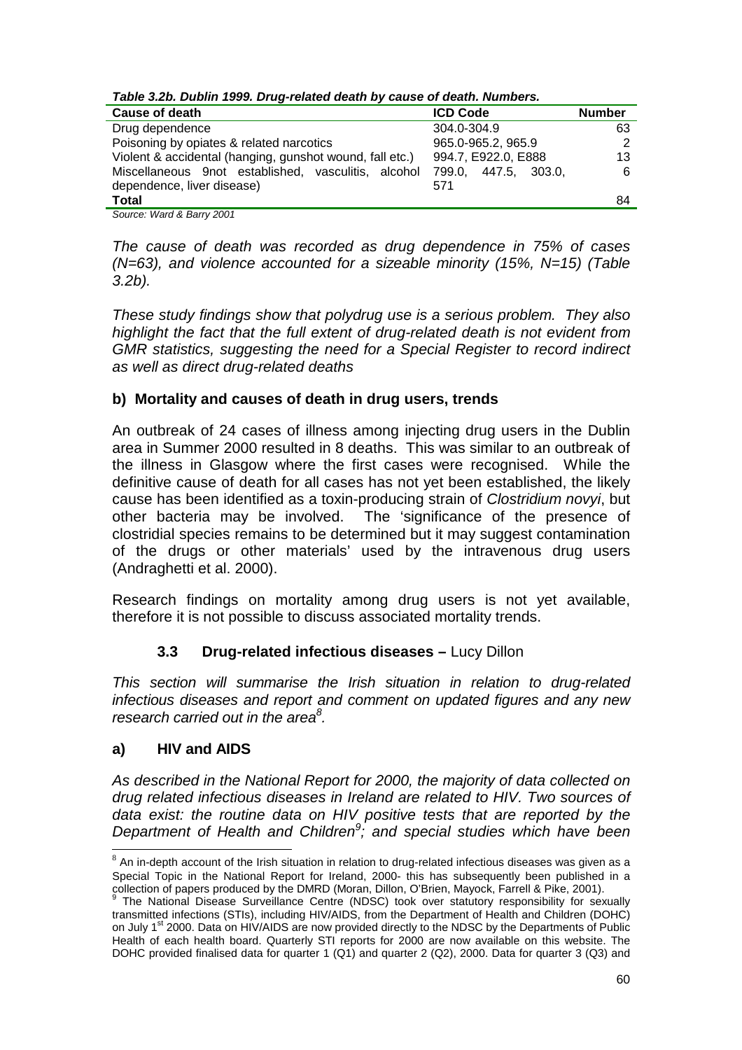*Table 3.2b. Dublin 1999. Drug-related death by cause of death. Numbers.*

| Cause of death | ICD Code | Number |
|---|---|---|
| Drug dependence | 304.0-304.9 | 63 |
| Poisoning by opiates & related narcotics | 965.0-965.2, 965.9 | 2 |
| Violent & accidental (hanging, gunshot wound, fall etc.) | 994.7, E922.0, E888 | 13 |
| Miscellaneous 9not established, vasculitis, alcohol dependence, liver disease) | 799.0, 447.5, 303.0, 571 | 6 |
| **Total** | | 84 |

*Source: Ward & Barry 2001*

*The cause of death was recorded as drug dependence in 75% of cases (N=63), and violence accounted for a sizeable minority (15%, N=15) (Table 3.2b).*

*These study findings show that polydrug use is a serious problem. They also highlight the fact that the full extent of drug-related death is not evident from GMR statistics, suggesting the need for a Special Register to record indirect as well as direct drug-related deaths*

### b) Mortality and causes of death in drug users, trends

An outbreak of 24 cases of illness among injecting drug users in the Dublin area in Summer 2000 resulted in 8 deaths. This was similar to an outbreak of the illness in Glasgow where the first cases were recognised. While the definitive cause of death for all cases has not yet been established, the likely cause has been identified as a toxin-producing strain of *Clostridium novyi*, but other bacteria may be involved. The 'significance of the presence of clostridial species remains to be determined but it may suggest contamination of the drugs or other materials' used by the intravenous drug users (Andraghetti et al. 2000).

Research findings on mortality among drug users is not yet available, therefore it is not possible to discuss associated mortality trends.

## 3.3 Drug-related infectious diseases – Lucy Dillon

*This section will summarise the Irish situation in relation to drug-related infectious diseases and report and comment on updated figures and any new research carried out in the area[8].*

### a) HIV and AIDS

*As described in the National Report for 2000, the majority of data collected on drug related infectious diseases in Ireland are related to HIV. Two sources of data exist: the routine data on HIV positive tests that are reported by the Department of Health and Children[9]; and special studies which have been*

---

[8] An in-depth account of the Irish situation in relation to drug-related infectious diseases was given as a Special Topic in the National Report for Ireland, 2000- this has subsequently been published in a collection of papers produced by the DMRD (Moran, Dillon, O'Brien, Mayock, Farrell & Pike, 2001).

[9] The National Disease Surveillance Centre (NDSC) took over statutory responsibility for sexually transmitted infections (STIs), including HIV/AIDS, from the Department of Health and Children (DOHC) on July 1st 2000. Data on HIV/AIDS are now provided directly to the NDSC by the Departments of Public Health of each health board. Quarterly STI reports for 2000 are now available on this website. The DOHC provided finalised data for quarter 1 (Q1) and quarter 2 (Q2), 2000. Data for quarter 3 (Q3) and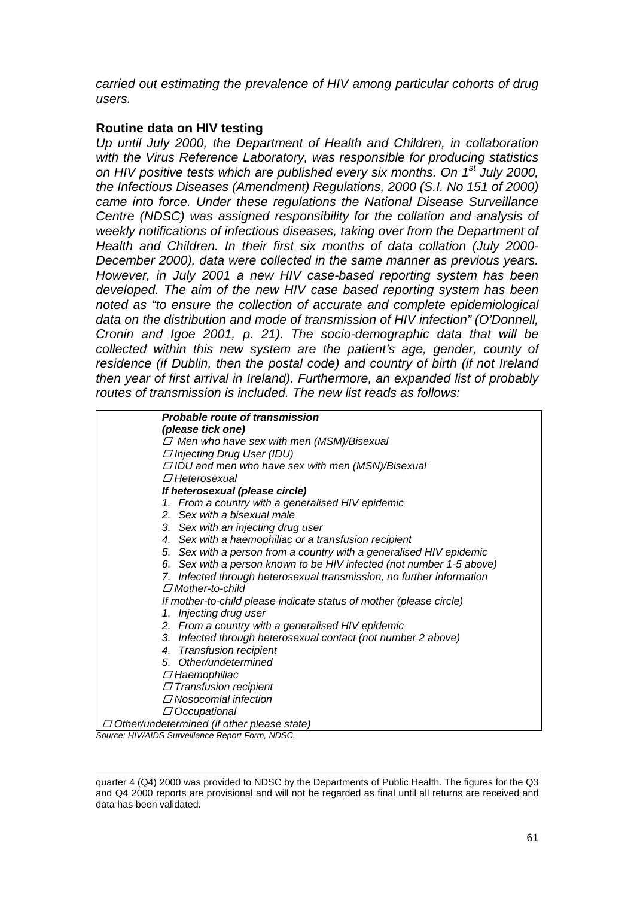*carried out estimating the prevalence of HIV among particular cohorts of drug users.*

**Routine data on HIV testing**

*Up until July 2000, the Department of Health and Children, in collaboration with the Virus Reference Laboratory, was responsible for producing statistics on HIV positive tests which are published every six months. On 1st July 2000, the Infectious Diseases (Amendment) Regulations, 2000 (S.I. No 151 of 2000) came into force. Under these regulations the National Disease Surveillance Centre (NDSC) was assigned responsibility for the collation and analysis of weekly notifications of infectious diseases, taking over from the Department of Health and Children. In their first six months of data collation (July 2000-December 2000), data were collected in the same manner as previous years. However, in July 2001 a new HIV case-based reporting system has been developed. The aim of the new HIV case based reporting system has been noted as "to ensure the collection of accurate and complete epidemiological data on the distribution and mode of transmission of HIV infection" (O'Donnell, Cronin and Igoe 2001, p. 21). The socio-demographic data that will be collected within this new system are the patient's age, gender, county of residence (if Dublin, then the postal code) and country of birth (if not Ireland then year of first arrival in Ireland). Furthermore, an expanded list of probably routes of transmission is included. The new list reads as follows:*

***Probable route of transmission***
***(please tick one)***

- ☐ *Men who have sex with men (MSM)/Bisexual*
- ☐ *Injecting Drug User (IDU)*
- ☐ *IDU and men who have sex with men (MSN)/Bisexual*
- ☐ *Heterosexual*

***If heterosexual (please circle)***

1. *From a country with a generalised HIV epidemic*
2. *Sex with a bisexual male*
3. *Sex with an injecting drug user*
4. *Sex with a haemophiliac or a transfusion recipient*
5. *Sex with a person from a country with a generalised HIV epidemic*
6. *Sex with a person known to be HIV infected (not number 1-5 above)*
7. *Infected through heterosexual transmission, no further information*

- ☐ *Mother-to-child*

*If mother-to-child please indicate status of mother (please circle)*

1. *Injecting drug user*
2. *From a country with a generalised HIV epidemic*
3. *Infected through heterosexual contact (not number 2 above)*
4. *Transfusion recipient*
5. *Other/undetermined*

- ☐ *Haemophiliac*
- ☐ *Transfusion recipient*
- ☐ *Nosocomial infection*
- ☐ *Occupational*
- ☐ *Other/undetermined (if other please state)*

*Source: HIV/AIDS Surveillance Report Form, NDSC.*

---

quarter 4 (Q4) 2000 was provided to NDSC by the Departments of Public Health. The figures for the Q3 and Q4 2000 reports are provisional and will not be regarded as final until all returns are received and data has been validated.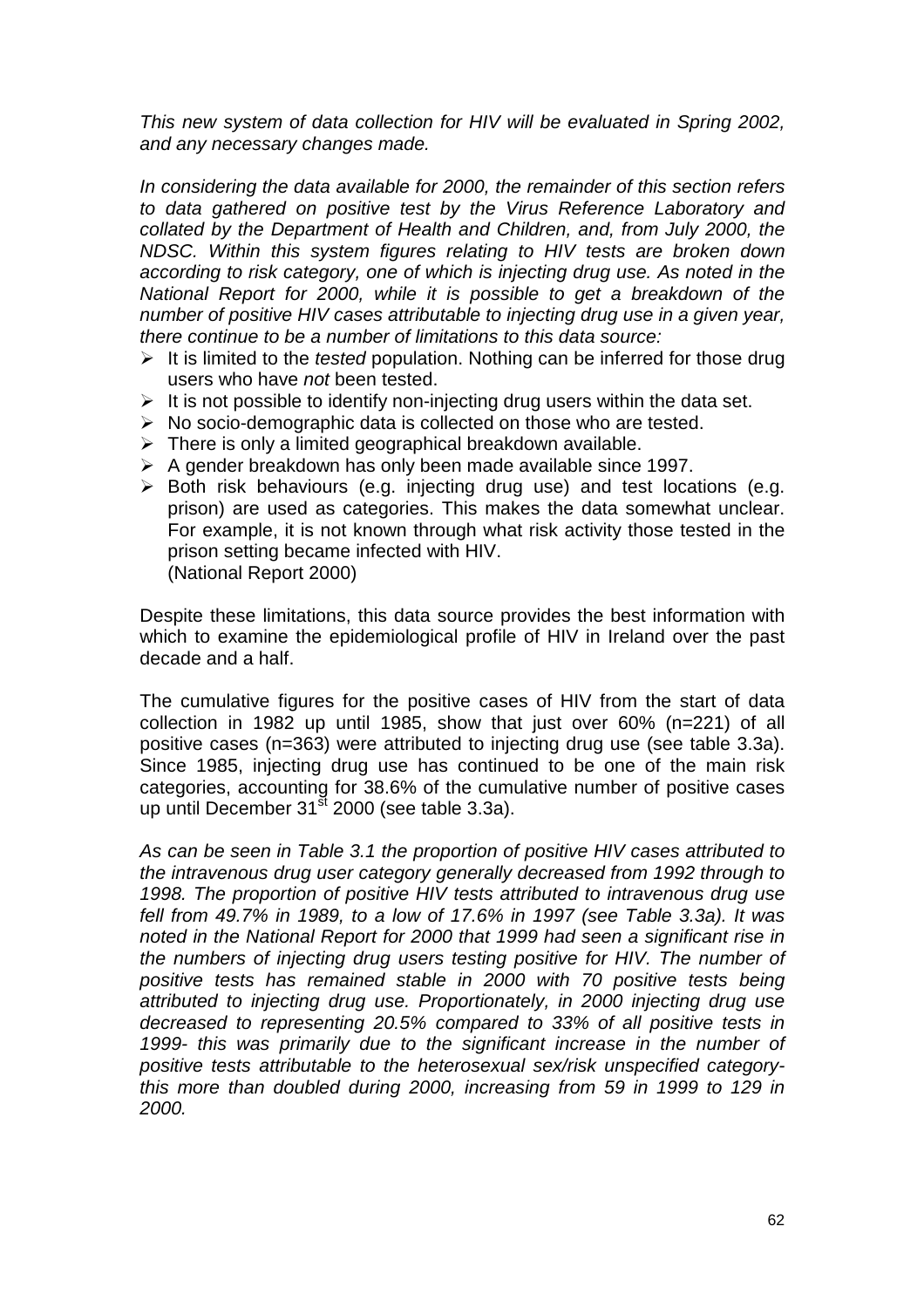*This new system of data collection for HIV will be evaluated in Spring 2002, and any necessary changes made.*

*In considering the data available for 2000, the remainder of this section refers to data gathered on positive test by the Virus Reference Laboratory and collated by the Department of Health and Children, and, from July 2000, the NDSC. Within this system figures relating to HIV tests are broken down according to risk category, one of which is injecting drug use. As noted in the National Report for 2000, while it is possible to get a breakdown of the number of positive HIV cases attributable to injecting drug use in a given year, there continue to be a number of limitations to this data source:*

- It is limited to the *tested* population. Nothing can be inferred for those drug users who have *not* been tested.
- It is not possible to identify non-injecting drug users within the data set.
- No socio-demographic data is collected on those who are tested.
- There is only a limited geographical breakdown available.
- A gender breakdown has only been made available since 1997.
- Both risk behaviours (e.g. injecting drug use) and test locations (e.g. prison) are used as categories. This makes the data somewhat unclear. For example, it is not known through what risk activity those tested in the prison setting became infected with HIV.
(National Report 2000)

Despite these limitations, this data source provides the best information with which to examine the epidemiological profile of HIV in Ireland over the past decade and a half.

The cumulative figures for the positive cases of HIV from the start of data collection in 1982 up until 1985, show that just over 60% (n=221) of all positive cases (n=363) were attributed to injecting drug use (see table 3.3a). Since 1985, injecting drug use has continued to be one of the main risk categories, accounting for 38.6% of the cumulative number of positive cases up until December 31st 2000 (see table 3.3a).

*As can be seen in Table 3.1 the proportion of positive HIV cases attributed to the intravenous drug user category generally decreased from 1992 through to 1998. The proportion of positive HIV tests attributed to intravenous drug use fell from 49.7% in 1989, to a low of 17.6% in 1997 (see Table 3.3a). It was noted in the National Report for 2000 that 1999 had seen a significant rise in the numbers of injecting drug users testing positive for HIV. The number of positive tests has remained stable in 2000 with 70 positive tests being attributed to injecting drug use. Proportionately, in 2000 injecting drug use decreased to representing 20.5% compared to 33% of all positive tests in 1999- this was primarily due to the significant increase in the number of positive tests attributable to the heterosexual sex/risk unspecified category- this more than doubled during 2000, increasing from 59 in 1999 to 129 in 2000.*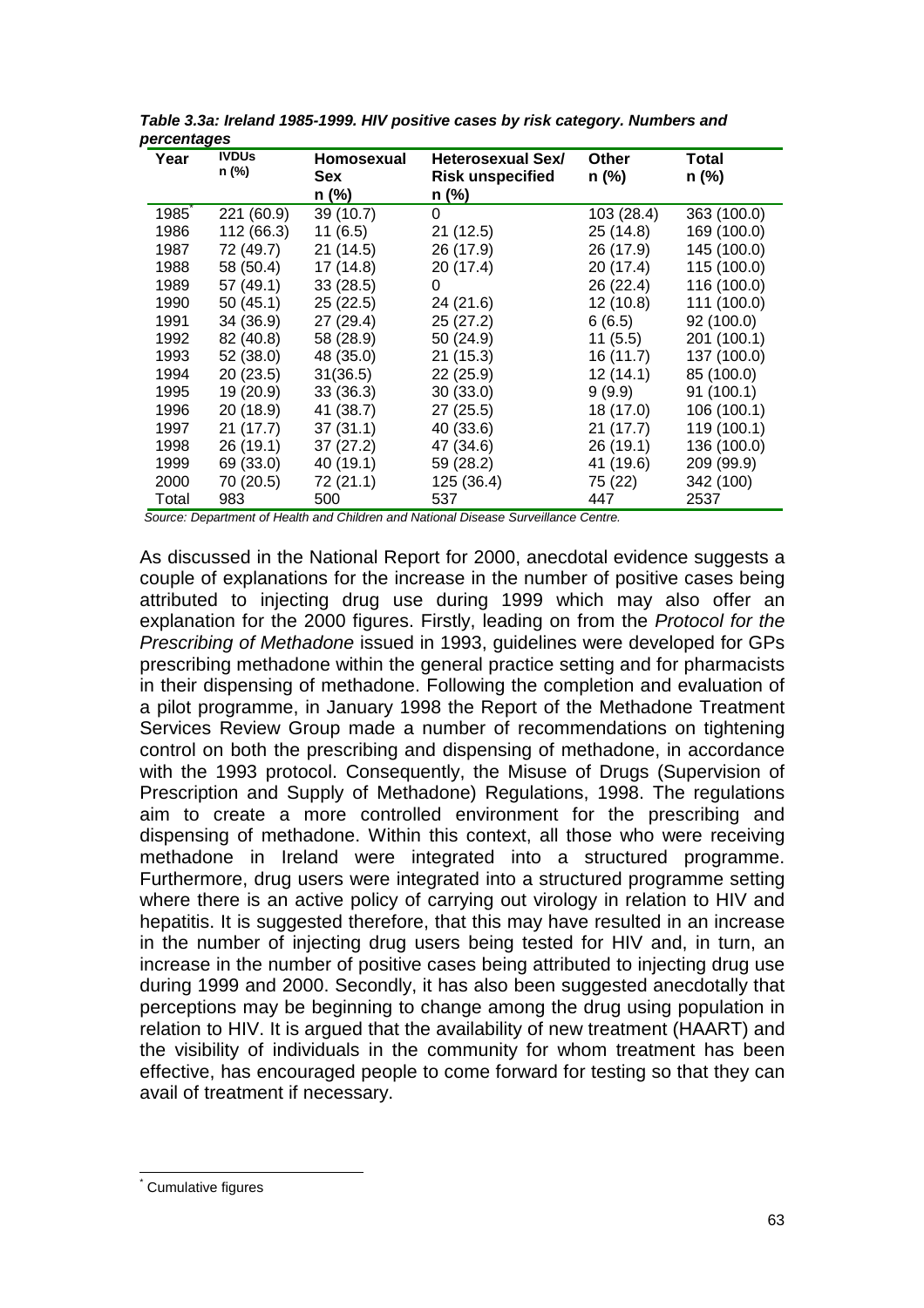***Table 3.3a: Ireland 1985-1999. HIV positive cases by risk category. Numbers and percentages***

| Year | IVDUs n (%) | Homosexual Sex n (%) | Heterosexual Sex/ Risk unspecified n (%) | Other n (%) | Total n (%) |
|---|---|---|---|---|---|
| 1985* | 221 (60.9) | 39 (10.7) | 0 | 103 (28.4) | 363 (100.0) |
| 1986 | 112 (66.3) | 11 (6.5) | 21 (12.5) | 25 (14.8) | 169 (100.0) |
| 1987 | 72 (49.7) | 21 (14.5) | 26 (17.9) | 26 (17.9) | 145 (100.0) |
| 1988 | 58 (50.4) | 17 (14.8) | 20 (17.4) | 20 (17.4) | 115 (100.0) |
| 1989 | 57 (49.1) | 33 (28.5) | 0 | 26 (22.4) | 116 (100.0) |
| 1990 | 50 (45.1) | 25 (22.5) | 24 (21.6) | 12 (10.8) | 111 (100.0) |
| 1991 | 34 (36.9) | 27 (29.4) | 25 (27.2) | 6 (6.5) | 92 (100.0) |
| 1992 | 82 (40.8) | 58 (28.9) | 50 (24.9) | 11 (5.5) | 201 (100.1) |
| 1993 | 52 (38.0) | 48 (35.0) | 21 (15.3) | 16 (11.7) | 137 (100.0) |
| 1994 | 20 (23.5) | 31(36.5) | 22 (25.9) | 12 (14.1) | 85 (100.0) |
| 1995 | 19 (20.9) | 33 (36.3) | 30 (33.0) | 9 (9.9) | 91 (100.1) |
| 1996 | 20 (18.9) | 41 (38.7) | 27 (25.5) | 18 (17.0) | 106 (100.1) |
| 1997 | 21 (17.7) | 37 (31.1) | 40 (33.6) | 21 (17.7) | 119 (100.1) |
| 1998 | 26 (19.1) | 37 (27.2) | 47 (34.6) | 26 (19.1) | 136 (100.0) |
| 1999 | 69 (33.0) | 40 (19.1) | 59 (28.2) | 41 (19.6) | 209 (99.9) |
| 2000 | 70 (20.5) | 72 (21.1) | 125 (36.4) | 75 (22) | 342 (100) |
| Total | 983 | 500 | 537 | 447 | 2537 |

*Source: Department of Health and Children and National Disease Surveillance Centre.*

As discussed in the National Report for 2000, anecdotal evidence suggests a couple of explanations for the increase in the number of positive cases being attributed to injecting drug use during 1999 which may also offer an explanation for the 2000 figures. Firstly, leading on from the *Protocol for the Prescribing of Methadone* issued in 1993, guidelines were developed for GPs prescribing methadone within the general practice setting and for pharmacists in their dispensing of methadone. Following the completion and evaluation of a pilot programme, in January 1998 the Report of the Methadone Treatment Services Review Group made a number of recommendations on tightening control on both the prescribing and dispensing of methadone, in accordance with the 1993 protocol. Consequently, the Misuse of Drugs (Supervision of Prescription and Supply of Methadone) Regulations, 1998. The regulations aim to create a more controlled environment for the prescribing and dispensing of methadone. Within this context, all those who were receiving methadone in Ireland were integrated into a structured programme. Furthermore, drug users were integrated into a structured programme setting where there is an active policy of carrying out virology in relation to HIV and hepatitis. It is suggested therefore, that this may have resulted in an increase in the number of injecting drug users being tested for HIV and, in turn, an increase in the number of positive cases being attributed to injecting drug use during 1999 and 2000. Secondly, it has also been suggested anecdotally that perceptions may be beginning to change among the drug using population in relation to HIV. It is argued that the availability of new treatment (HAART) and the visibility of individuals in the community for whom treatment has been effective, has encouraged people to come forward for testing so that they can avail of treatment if necessary.

* Cumulative figures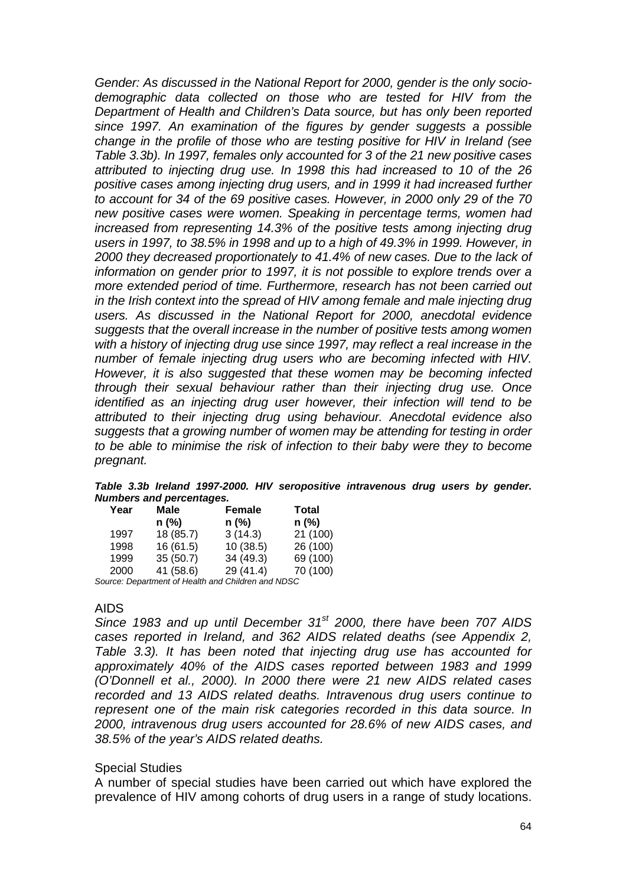*Gender: As discussed in the National Report for 2000, gender is the only socio-demographic data collected on those who are tested for HIV from the Department of Health and Children's Data source, but has only been reported since 1997. An examination of the figures by gender suggests a possible change in the profile of those who are testing positive for HIV in Ireland (see Table 3.3b). In 1997, females only accounted for 3 of the 21 new positive cases attributed to injecting drug use. In 1998 this had increased to 10 of the 26 positive cases among injecting drug users, and in 1999 it had increased further to account for 34 of the 69 positive cases. However, in 2000 only 29 of the 70 new positive cases were women. Speaking in percentage terms, women had increased from representing 14.3% of the positive tests among injecting drug users in 1997, to 38.5% in 1998 and up to a high of 49.3% in 1999. However, in 2000 they decreased proportionately to 41.4% of new cases. Due to the lack of information on gender prior to 1997, it is not possible to explore trends over a more extended period of time. Furthermore, research has not been carried out in the Irish context into the spread of HIV among female and male injecting drug users. As discussed in the National Report for 2000, anecdotal evidence suggests that the overall increase in the number of positive tests among women with a history of injecting drug use since 1997, may reflect a real increase in the number of female injecting drug users who are becoming infected with HIV. However, it is also suggested that these women may be becoming infected through their sexual behaviour rather than their injecting drug use. Once identified as an injecting drug user however, their infection will tend to be attributed to their injecting drug using behaviour. Anecdotal evidence also suggests that a growing number of women may be attending for testing in order to be able to minimise the risk of infection to their baby were they to become pregnant.*

***Table 3.3b Ireland 1997-2000. HIV seropositive intravenous drug users by gender. Numbers and percentages.***

| Year | Male n (%) | Female n (%) | Total n (%) |
|---|---|---|---|
| 1997 | 18 (85.7) | 3 (14.3) | 21 (100) |
| 1998 | 16 (61.5) | 10 (38.5) | 26 (100) |
| 1999 | 35 (50.7) | 34 (49.3) | 69 (100) |
| 2000 | 41 (58.6) | 29 (41.4) | 70 (100) |

*Source: Department of Health and Children and NDSC*

AIDS

*Since 1983 and up until December 31st 2000, there have been 707 AIDS cases reported in Ireland, and 362 AIDS related deaths (see Appendix 2, Table 3.3). It has been noted that injecting drug use has accounted for approximately 40% of the AIDS cases reported between 1983 and 1999 (O'Donnell et al., 2000). In 2000 there were 21 new AIDS related cases recorded and 13 AIDS related deaths. Intravenous drug users continue to represent one of the main risk categories recorded in this data source. In 2000, intravenous drug users accounted for 28.6% of new AIDS cases, and 38.5% of the year's AIDS related deaths.*

Special Studies

A number of special studies have been carried out which have explored the prevalence of HIV among cohorts of drug users in a range of study locations.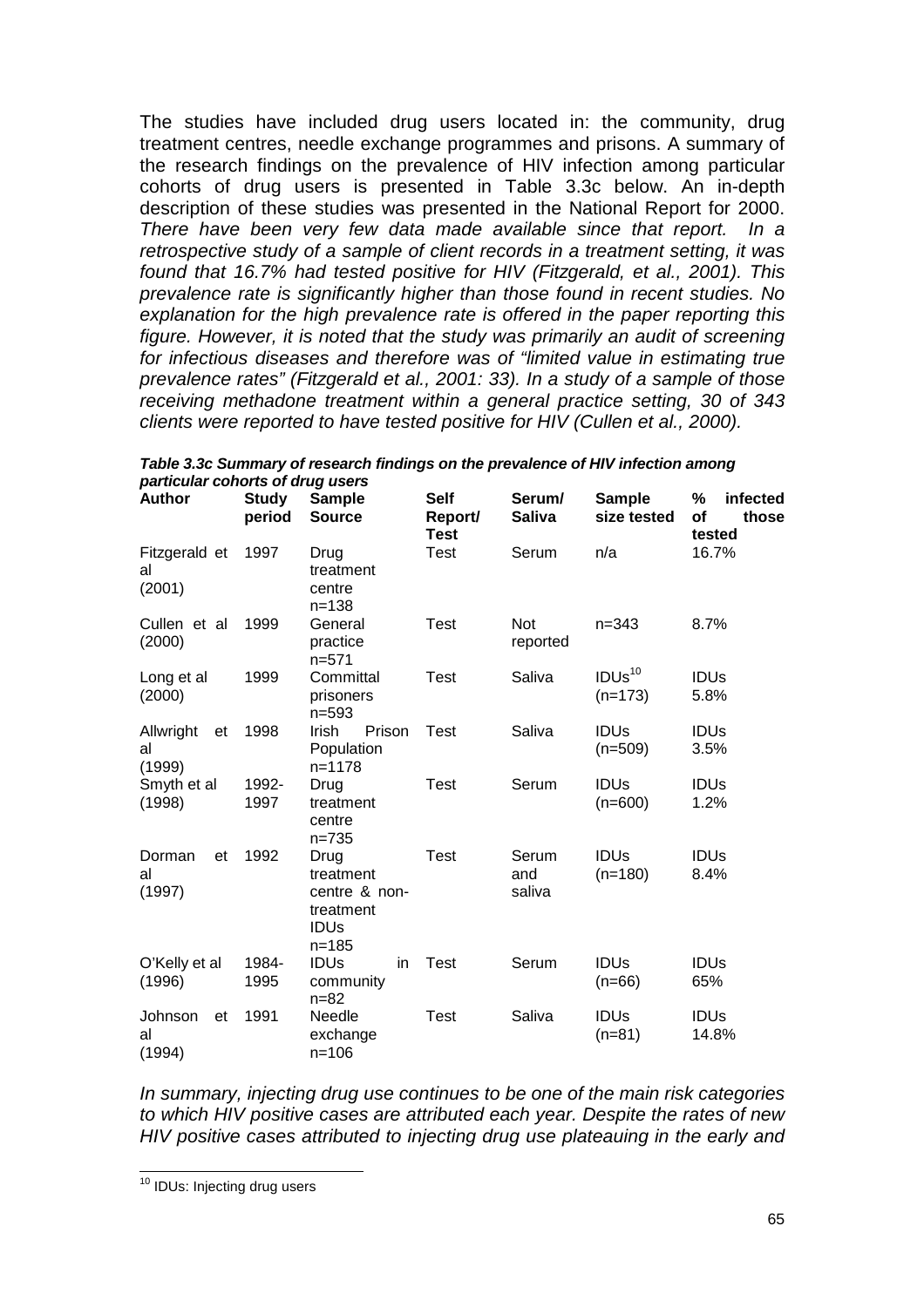The studies have included drug users located in: the community, drug treatment centres, needle exchange programmes and prisons. A summary of the research findings on the prevalence of HIV infection among particular cohorts of drug users is presented in Table 3.3c below. An in-depth description of these studies was presented in the National Report for 2000. *There have been very few data made available since that report. In a retrospective study of a sample of client records in a treatment setting, it was found that 16.7% had tested positive for HIV (Fitzgerald, et al., 2001). This prevalence rate is significantly higher than those found in recent studies. No explanation for the high prevalence rate is offered in the paper reporting this figure. However, it is noted that the study was primarily an audit of screening for infectious diseases and therefore was of "limited value in estimating true prevalence rates" (Fitzgerald et al., 2001: 33). In a study of a sample of those receiving methadone treatment within a general practice setting, 30 of 343 clients were reported to have tested positive for HIV (Cullen et al., 2000).*

***Table 3.3c Summary of research findings on the prevalence of HIV infection among particular cohorts of drug users***

| Author | Study period | Sample Source | Self Report/ Test | Serum/ Saliva | Sample size tested | % infected of those tested |
|---|---|---|---|---|---|---|
| Fitzgerald et al (2001) | 1997 | Drug treatment centre n=138 | Test | Serum | n/a | 16.7% |
| Cullen et al (2000) | 1999 | General practice n=571 | Test | Not reported | n=343 | 8.7% |
| Long et al (2000) | 1999 | Committal prisoners n=593 | Test | Saliva | IDUs[10] (n=173) | IDUs 5.8% |
| Allwright et al (1999) | 1998 | Irish Prison Population n=1178 | Test | Saliva | IDUs (n=509) | IDUs 3.5% |
| Smyth et al (1998) | 1992-1997 | Drug treatment centre n=735 | Test | Serum | IDUs (n=600) | IDUs 1.2% |
| Dorman et al (1997) | 1992 | Drug treatment centre & non-treatment IDUs n=185 | Test | Serum and saliva | IDUs (n=180) | IDUs 8.4% |
| O'Kelly et al (1996) | 1984-1995 | IDUs in community n=82 | Test | Serum | IDUs (n=66) | IDUs 65% |
| Johnson et al (1994) | 1991 | Needle exchange n=106 | Test | Saliva | IDUs (n=81) | IDUs 14.8% |

*In summary, injecting drug use continues to be one of the main risk categories to which HIV positive cases are attributed each year. Despite the rates of new HIV positive cases attributed to injecting drug use plateauing in the early and*

[10] IDUs: Injecting drug users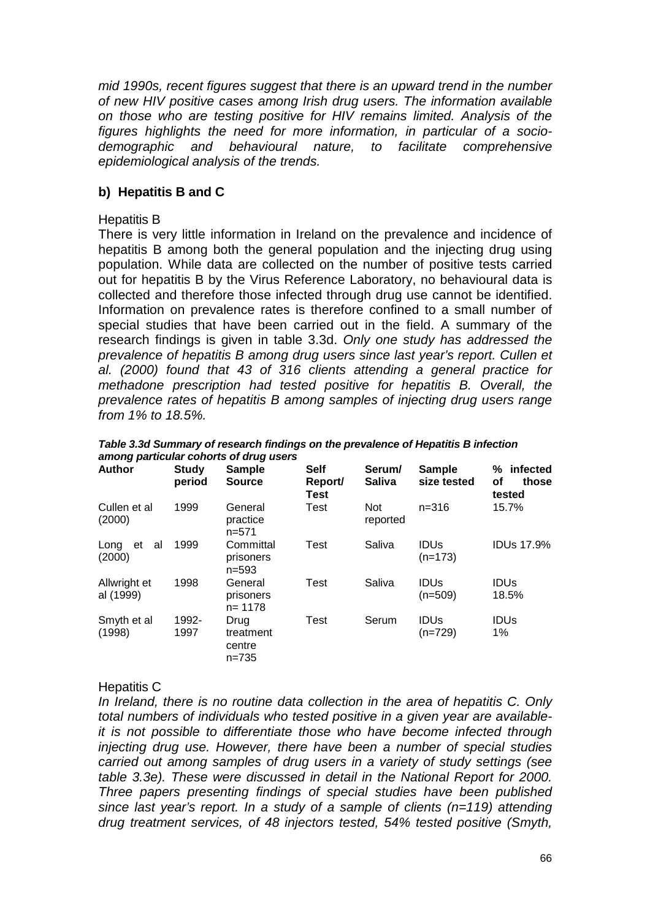*mid 1990s, recent figures suggest that there is an upward trend in the number of new HIV positive cases among Irish drug users. The information available on those who are testing positive for HIV remains limited. Analysis of the figures highlights the need for more information, in particular of a socio-demographic and behavioural nature, to facilitate comprehensive epidemiological analysis of the trends.*

### b) Hepatitis B and C

Hepatitis B

There is very little information in Ireland on the prevalence and incidence of hepatitis B among both the general population and the injecting drug using population. While data are collected on the number of positive tests carried out for hepatitis B by the Virus Reference Laboratory, no behavioural data is collected and therefore those infected through drug use cannot be identified. Information on prevalence rates is therefore confined to a small number of special studies that have been carried out in the field. A summary of the research findings is given in table 3.3d. *Only one study has addressed the prevalence of hepatitis B among drug users since last year's report. Cullen et al. (2000) found that 43 of 316 clients attending a general practice for methadone prescription had tested positive for hepatitis B. Overall, the prevalence rates of hepatitis B among samples of injecting drug users range from 1% to 18.5%.*

***Table 3.3d Summary of research findings on the prevalence of Hepatitis B infection among particular cohorts of drug users***

| Author | Study period | Sample Source | Self Report/ Test | Serum/ Saliva | Sample size tested | % infected of those tested |
|---|---|---|---|---|---|---|
| Cullen et al (2000) | 1999 | General practice n=571 | Test | Not reported | n=316 | 15.7% |
| Long et al (2000) | 1999 | Committal prisoners n=593 | Test | Saliva | IDUs (n=173) | IDUs 17.9% |
| Allwright et al (1999) | 1998 | General prisoners n= 1178 | Test | Saliva | IDUs (n=509) | IDUs 18.5% |
| Smyth et al (1998) | 1992-1997 | Drug treatment centre n=735 | Test | Serum | IDUs (n=729) | IDUs 1% |

Hepatitis C

*In Ireland, there is no routine data collection in the area of hepatitis C. Only total numbers of individuals who tested positive in a given year are available- it is not possible to differentiate those who have become infected through injecting drug use. However, there have been a number of special studies carried out among samples of drug users in a variety of study settings (see table 3.3e). These were discussed in detail in the National Report for 2000. Three papers presenting findings of special studies have been published since last year's report. In a study of a sample of clients (n=119) attending drug treatment services, of 48 injectors tested, 54% tested positive (Smyth,*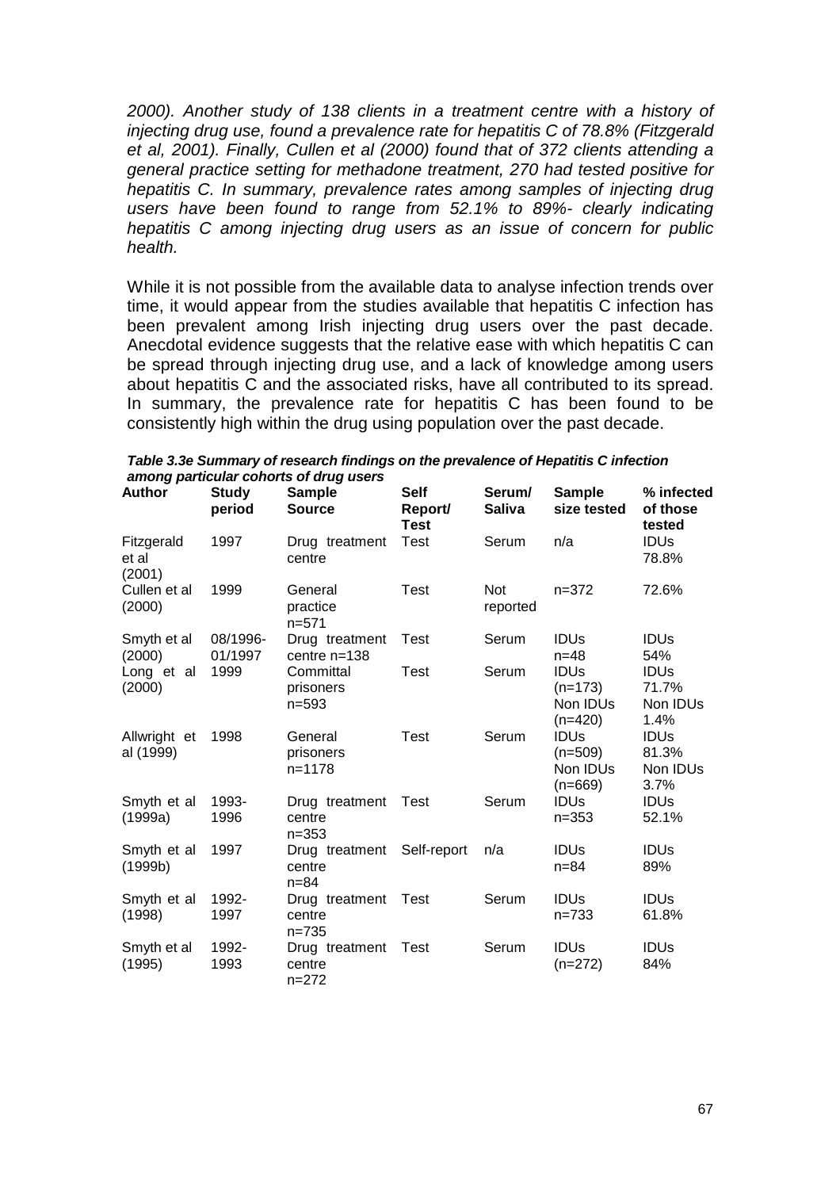*2000). Another study of 138 clients in a treatment centre with a history of injecting drug use, found a prevalence rate for hepatitis C of 78.8% (Fitzgerald et al, 2001). Finally, Cullen et al (2000) found that of 372 clients attending a general practice setting for methadone treatment, 270 had tested positive for hepatitis C. In summary, prevalence rates among samples of injecting drug users have been found to range from 52.1% to 89%- clearly indicating hepatitis C among injecting drug users as an issue of concern for public health.*

While it is not possible from the available data to analyse infection trends over time, it would appear from the studies available that hepatitis C infection has been prevalent among Irish injecting drug users over the past decade. Anecdotal evidence suggests that the relative ease with which hepatitis C can be spread through injecting drug use, and a lack of knowledge among users about hepatitis C and the associated risks, have all contributed to its spread. In summary, the prevalence rate for hepatitis C has been found to be consistently high within the drug using population over the past decade.

***Table 3.3e Summary of research findings on the prevalence of Hepatitis C infection among particular cohorts of drug users***

| Author | Study period | Sample Source | Self Report/ Test | Serum/ Saliva | Sample size tested | % infected of those tested |
|---|---|---|---|---|---|---|
| Fitzgerald et al (2001) | 1997 | Drug treatment centre | Test | Serum | n/a | IDUs 78.8% |
| Cullen et al (2000) | 1999 | General practice n=571 | Test | Not reported | n=372 | 72.6% |
| Smyth et al (2000) | 08/1996-01/1997 | Drug treatment centre n=138 | Test | Serum | IDUs n=48 | IDUs 54% |
| Long et al (2000) | 1999 | Committal prisoners n=593 | Test | Serum | IDUs (n=173) Non IDUs (n=420) | IDUs 71.7% Non IDUs 1.4% |
| Allwright et al (1999) | 1998 | General prisoners n=1178 | Test | Serum | IDUs (n=509) Non IDUs (n=669) | IDUs 81.3% Non IDUs 3.7% |
| Smyth et al (1999a) | 1993-1996 | Drug treatment centre n=353 | Test | Serum | IDUs n=353 | IDUs 52.1% |
| Smyth et al (1999b) | 1997 | Drug treatment centre n=84 | Self-report | n/a | IDUs n=84 | IDUs 89% |
| Smyth et al (1998) | 1992-1997 | Drug treatment centre n=735 | Test | Serum | IDUs n=733 | IDUs 61.8% |
| Smyth et al (1995) | 1992-1993 | Drug treatment centre n=272 | Test | Serum | IDUs (n=272) | IDUs 84% |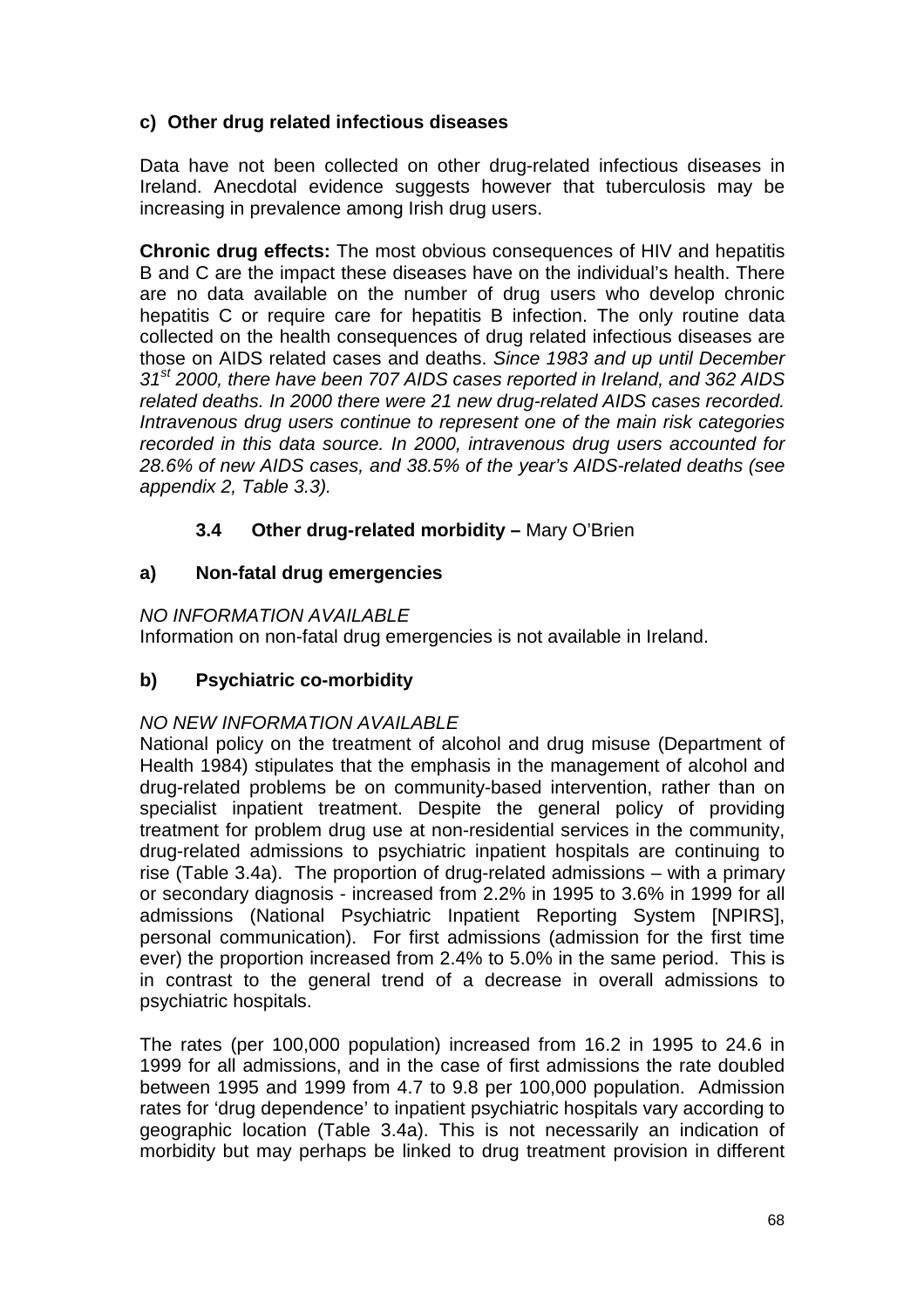### c) Other drug related infectious diseases

Data have not been collected on other drug-related infectious diseases in Ireland. Anecdotal evidence suggests however that tuberculosis may be increasing in prevalence among Irish drug users.

**Chronic drug effects:** The most obvious consequences of HIV and hepatitis B and C are the impact these diseases have on the individual's health. There are no data available on the number of drug users who develop chronic hepatitis C or require care for hepatitis B infection. The only routine data collected on the health consequences of drug related infectious diseases are those on AIDS related cases and deaths. *Since 1983 and up until December 31st 2000, there have been 707 AIDS cases reported in Ireland, and 362 AIDS related deaths. In 2000 there were 21 new drug-related AIDS cases recorded. Intravenous drug users continue to represent one of the main risk categories recorded in this data source. In 2000, intravenous drug users accounted for 28.6% of new AIDS cases, and 38.5% of the year's AIDS-related deaths (see appendix 2, Table 3.3).*

## 3.4 Other drug-related morbidity – Mary O'Brien

### a) Non-fatal drug emergencies

*NO INFORMATION AVAILABLE*

Information on non-fatal drug emergencies is not available in Ireland.

### b) Psychiatric co-morbidity

*NO NEW INFORMATION AVAILABLE*

National policy on the treatment of alcohol and drug misuse (Department of Health 1984) stipulates that the emphasis in the management of alcohol and drug-related problems be on community-based intervention, rather than on specialist inpatient treatment. Despite the general policy of providing treatment for problem drug use at non-residential services in the community, drug-related admissions to psychiatric inpatient hospitals are continuing to rise (Table 3.4a). The proportion of drug-related admissions – with a primary or secondary diagnosis - increased from 2.2% in 1995 to 3.6% in 1999 for all admissions (National Psychiatric Inpatient Reporting System [NPIRS], personal communication). For first admissions (admission for the first time ever) the proportion increased from 2.4% to 5.0% in the same period. This is in contrast to the general trend of a decrease in overall admissions to psychiatric hospitals.

The rates (per 100,000 population) increased from 16.2 in 1995 to 24.6 in 1999 for all admissions, and in the case of first admissions the rate doubled between 1995 and 1999 from 4.7 to 9.8 per 100,000 population. Admission rates for 'drug dependence' to inpatient psychiatric hospitals vary according to geographic location (Table 3.4a). This is not necessarily an indication of morbidity but may perhaps be linked to drug treatment provision in different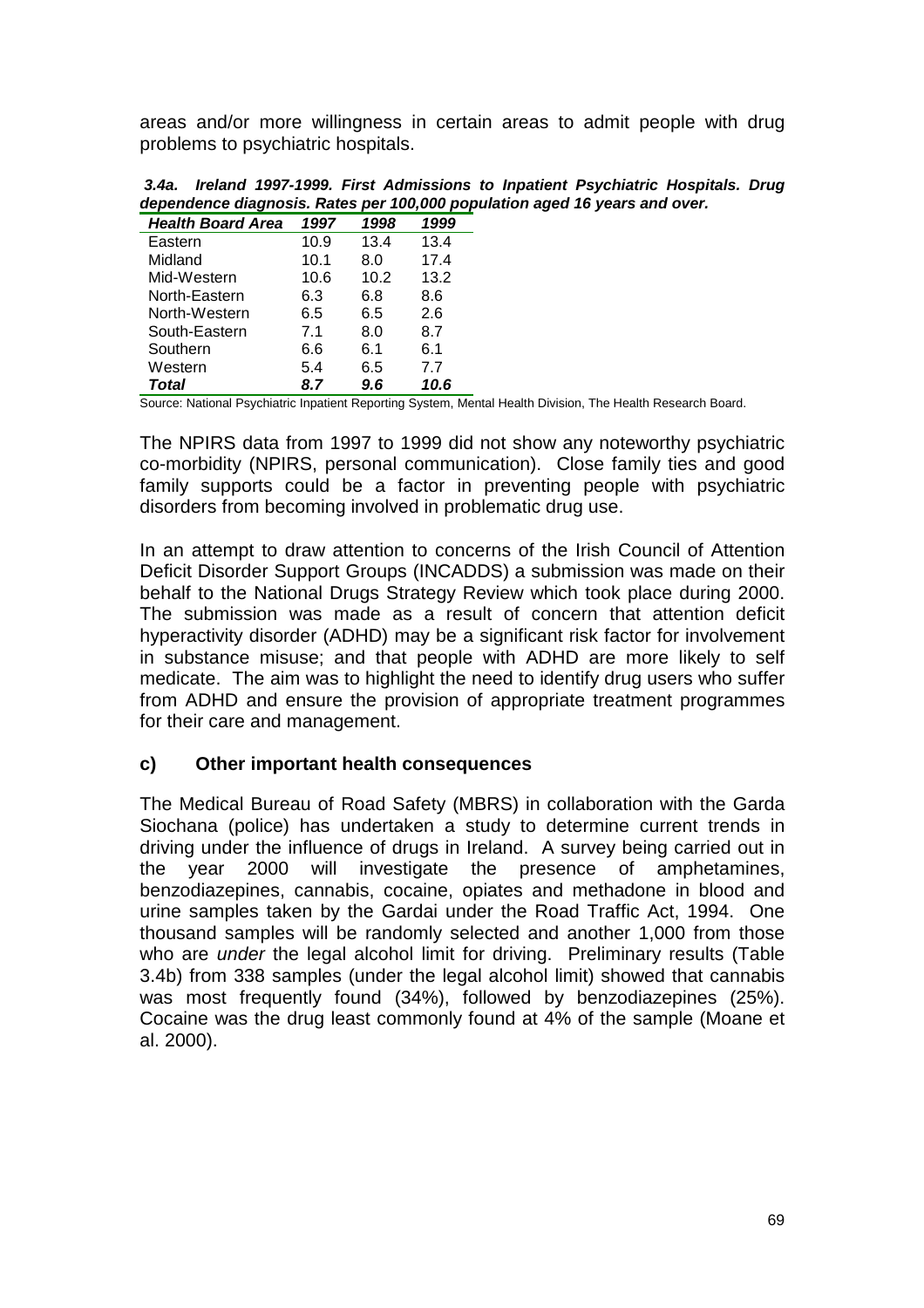areas and/or more willingness in certain areas to admit people with drug problems to psychiatric hospitals.

***3.4a. Ireland 1997-1999. First Admissions to Inpatient Psychiatric Hospitals. Drug dependence diagnosis. Rates per 100,000 population aged 16 years and over.***

| *Health Board Area* | *1997* | *1998* | *1999* |
|---|---|---|---|
| Eastern | 10.9 | 13.4 | 13.4 |
| Midland | 10.1 | 8.0 | 17.4 |
| Mid-Western | 10.6 | 10.2 | 13.2 |
| North-Eastern | 6.3 | 6.8 | 8.6 |
| North-Western | 6.5 | 6.5 | 2.6 |
| South-Eastern | 7.1 | 8.0 | 8.7 |
| Southern | 6.6 | 6.1 | 6.1 |
| Western | 5.4 | 6.5 | 7.7 |
| ***Total*** | ***8.7*** | ***9.6*** | ***10.6*** |

Source: National Psychiatric Inpatient Reporting System, Mental Health Division, The Health Research Board.

The NPIRS data from 1997 to 1999 did not show any noteworthy psychiatric co-morbidity (NPIRS, personal communication). Close family ties and good family supports could be a factor in preventing people with psychiatric disorders from becoming involved in problematic drug use.

In an attempt to draw attention to concerns of the Irish Council of Attention Deficit Disorder Support Groups (INCADDS) a submission was made on their behalf to the National Drugs Strategy Review which took place during 2000. The submission was made as a result of concern that attention deficit hyperactivity disorder (ADHD) may be a significant risk factor for involvement in substance misuse; and that people with ADHD are more likely to self medicate. The aim was to highlight the need to identify drug users who suffer from ADHD and ensure the provision of appropriate treatment programmes for their care and management.

### c) Other important health consequences

The Medical Bureau of Road Safety (MBRS) in collaboration with the Garda Siochana (police) has undertaken a study to determine current trends in driving under the influence of drugs in Ireland. A survey being carried out in the year 2000 will investigate the presence of amphetamines, benzodiazepines, cannabis, cocaine, opiates and methadone in blood and urine samples taken by the Gardai under the Road Traffic Act, 1994. One thousand samples will be randomly selected and another 1,000 from those who are *under* the legal alcohol limit for driving. Preliminary results (Table 3.4b) from 338 samples (under the legal alcohol limit) showed that cannabis was most frequently found (34%), followed by benzodiazepines (25%). Cocaine was the drug least commonly found at 4% of the sample (Moane et al. 2000).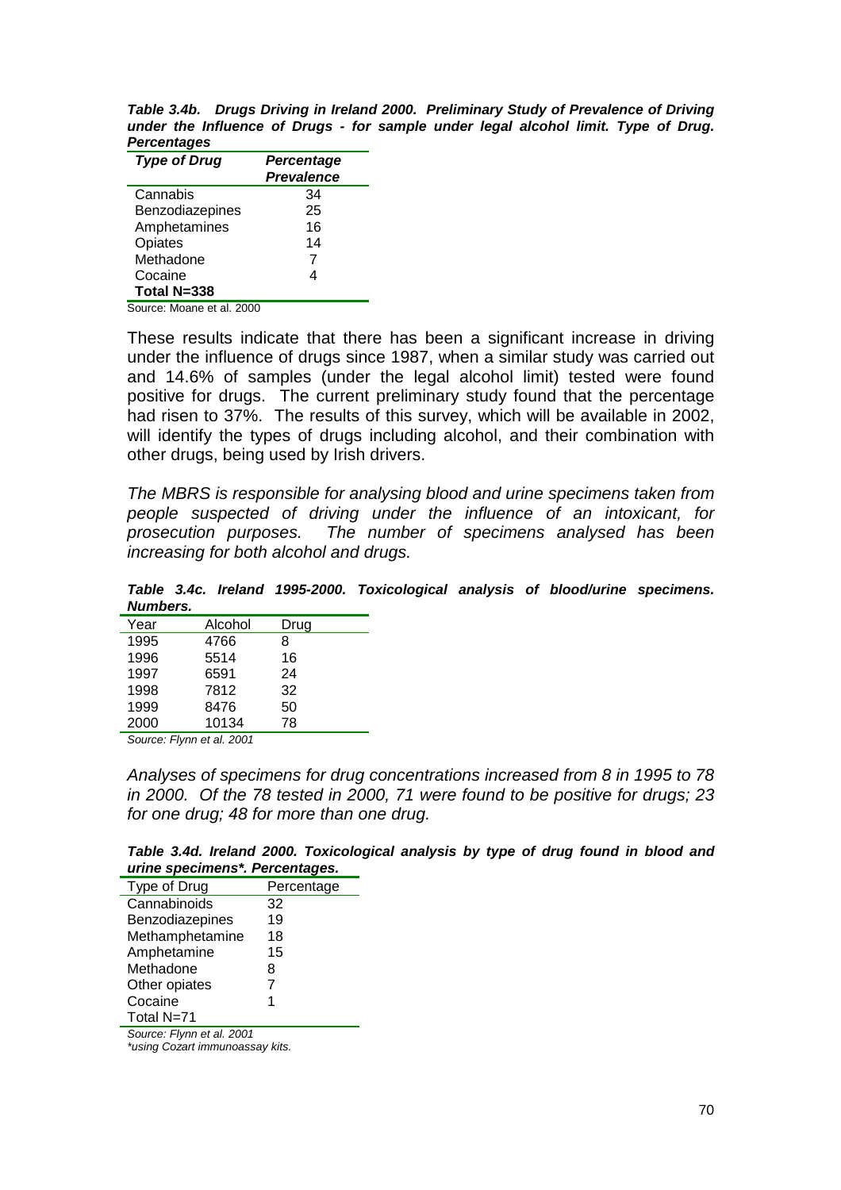***Table 3.4b. Drugs Driving in Ireland 2000. Preliminary Study of Prevalence of Driving under the Influence of Drugs - for sample under legal alcohol limit. Type of Drug. Percentages***

| ***Type of Drug*** | ***Percentage Prevalence*** |
|---|---|
| Cannabis | 34 |
| Benzodiazepines | 25 |
| Amphetamines | 16 |
| Opiates | 14 |
| Methadone | 7 |
| Cocaine | 4 |
| **Total N=338** | |

Source: Moane et al. 2000

These results indicate that there has been a significant increase in driving under the influence of drugs since 1987, when a similar study was carried out and 14.6% of samples (under the legal alcohol limit) tested were found positive for drugs. The current preliminary study found that the percentage had risen to 37%. The results of this survey, which will be available in 2002, will identify the types of drugs including alcohol, and their combination with other drugs, being used by Irish drivers.

*The MBRS is responsible for analysing blood and urine specimens taken from people suspected of driving under the influence of an intoxicant, for prosecution purposes. The number of specimens analysed has been increasing for both alcohol and drugs.*

***Table 3.4c. Ireland 1995-2000. Toxicological analysis of blood/urine specimens. Numbers.***

| Year | Alcohol | Drug |
|---|---|---|
| 1995 | 4766 | 8 |
| 1996 | 5514 | 16 |
| 1997 | 6591 | 24 |
| 1998 | 7812 | 32 |
| 1999 | 8476 | 50 |
| 2000 | 10134 | 78 |

*Source: Flynn et al. 2001*

*Analyses of specimens for drug concentrations increased from 8 in 1995 to 78 in 2000. Of the 78 tested in 2000, 71 were found to be positive for drugs; 23 for one drug; 48 for more than one drug.*

***Table 3.4d. Ireland 2000. Toxicological analysis by type of drug found in blood and urine specimens\*. Percentages.***

| Type of Drug | Percentage |
|---|---|
| Cannabinoids | 32 |
| Benzodiazepines | 19 |
| Methamphetamine | 18 |
| Amphetamine | 15 |
| Methadone | 8 |
| Other opiates | 7 |
| Cocaine | 1 |
| Total N=71 | |

*Source: Flynn et al. 2001*
*\*using Cozart immunoassay kits.*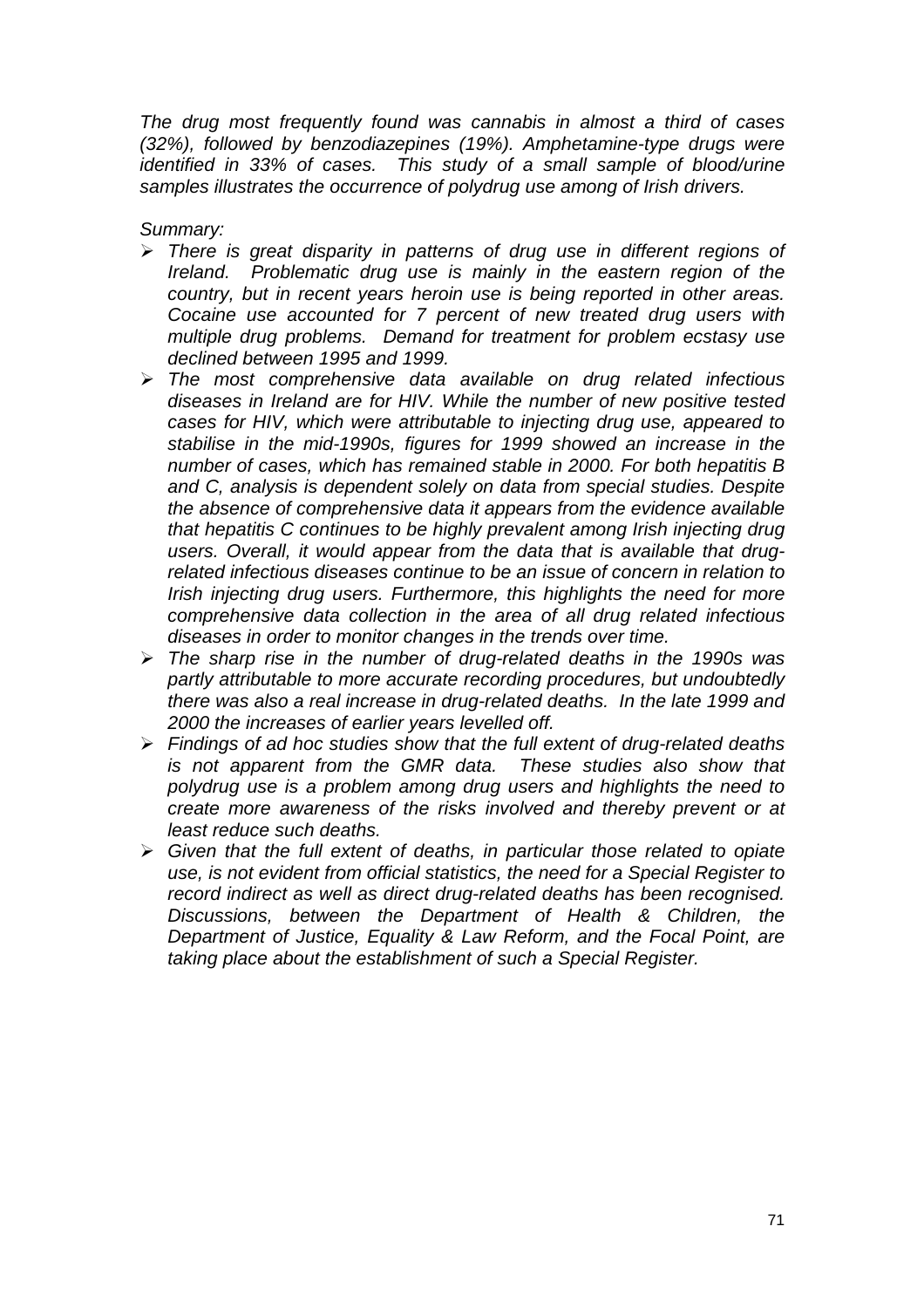*The drug most frequently found was cannabis in almost a third of cases (32%), followed by benzodiazepines (19%). Amphetamine-type drugs were identified in 33% of cases. This study of a small sample of blood/urine samples illustrates the occurrence of polydrug use among of Irish drivers.*

*Summary:*

- *There is great disparity in patterns of drug use in different regions of Ireland. Problematic drug use is mainly in the eastern region of the country, but in recent years heroin use is being reported in other areas. Cocaine use accounted for 7 percent of new treated drug users with multiple drug problems. Demand for treatment for problem ecstasy use declined between 1995 and 1999.*
- *The most comprehensive data available on drug related infectious diseases in Ireland are for HIV. While the number of new positive tested cases for HIV, which were attributable to injecting drug use, appeared to stabilise in the mid-1990s, figures for 1999 showed an increase in the number of cases, which has remained stable in 2000. For both hepatitis B and C, analysis is dependent solely on data from special studies. Despite the absence of comprehensive data it appears from the evidence available that hepatitis C continues to be highly prevalent among Irish injecting drug users. Overall, it would appear from the data that is available that drug-related infectious diseases continue to be an issue of concern in relation to Irish injecting drug users. Furthermore, this highlights the need for more comprehensive data collection in the area of all drug related infectious diseases in order to monitor changes in the trends over time.*
- *The sharp rise in the number of drug-related deaths in the 1990s was partly attributable to more accurate recording procedures, but undoubtedly there was also a real increase in drug-related deaths. In the late 1999 and 2000 the increases of earlier years levelled off.*
- *Findings of ad hoc studies show that the full extent of drug-related deaths is not apparent from the GMR data. These studies also show that polydrug use is a problem among drug users and highlights the need to create more awareness of the risks involved and thereby prevent or at least reduce such deaths.*
- *Given that the full extent of deaths, in particular those related to opiate use, is not evident from official statistics, the need for a Special Register to record indirect as well as direct drug-related deaths has been recognised. Discussions, between the Department of Health & Children, the Department of Justice, Equality & Law Reform, and the Focal Point, are taking place about the establishment of such a Special Register.*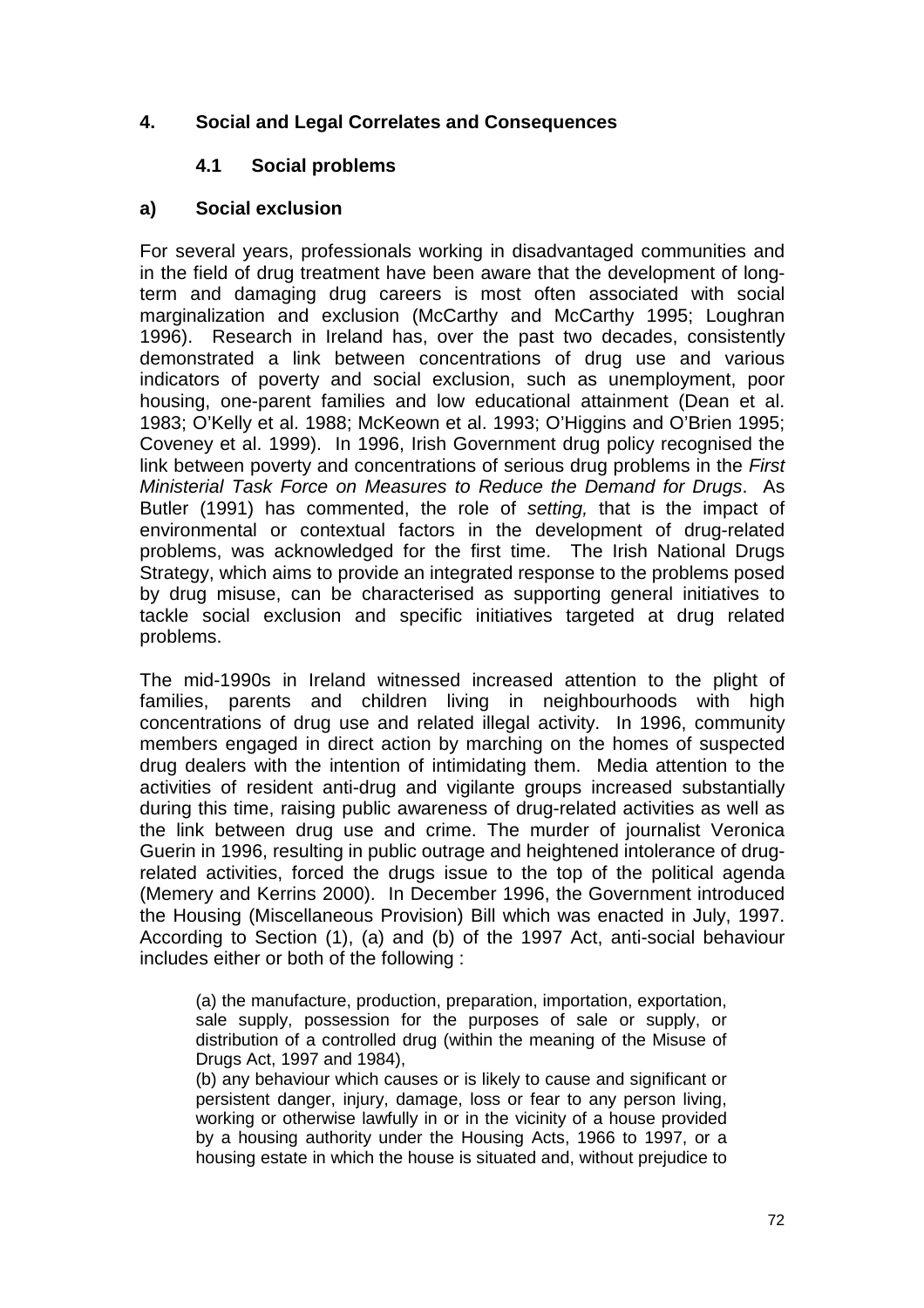## 4. Social and Legal Correlates and Consequences

### 4.1 Social problems

#### a) Social exclusion

For several years, professionals working in disadvantaged communities and in the field of drug treatment have been aware that the development of long-term and damaging drug careers is most often associated with social marginalization and exclusion (McCarthy and McCarthy 1995; Loughran 1996). Research in Ireland has, over the past two decades, consistently demonstrated a link between concentrations of drug use and various indicators of poverty and social exclusion, such as unemployment, poor housing, one-parent families and low educational attainment (Dean et al. 1983; O'Kelly et al. 1988; McKeown et al. 1993; O'Higgins and O'Brien 1995; Coveney et al. 1999). In 1996, Irish Government drug policy recognised the link between poverty and concentrations of serious drug problems in the *First Ministerial Task Force on Measures to Reduce the Demand for Drugs*. As Butler (1991) has commented, the role of *setting,* that is the impact of environmental or contextual factors in the development of drug-related problems, was acknowledged for the first time. The Irish National Drugs Strategy, which aims to provide an integrated response to the problems posed by drug misuse, can be characterised as supporting general initiatives to tackle social exclusion and specific initiatives targeted at drug related problems.

The mid-1990s in Ireland witnessed increased attention to the plight of families, parents and children living in neighbourhoods with high concentrations of drug use and related illegal activity. In 1996, community members engaged in direct action by marching on the homes of suspected drug dealers with the intention of intimidating them. Media attention to the activities of resident anti-drug and vigilante groups increased substantially during this time, raising public awareness of drug-related activities as well as the link between drug use and crime. The murder of journalist Veronica Guerin in 1996, resulting in public outrage and heightened intolerance of drug-related activities, forced the drugs issue to the top of the political agenda (Memery and Kerrins 2000). In December 1996, the Government introduced the Housing (Miscellaneous Provision) Bill which was enacted in July, 1997. According to Section (1), (a) and (b) of the 1997 Act, anti-social behaviour includes either or both of the following :

> (a) the manufacture, production, preparation, importation, exportation, sale supply, possession for the purposes of sale or supply, or distribution of a controlled drug (within the meaning of the Misuse of Drugs Act, 1997 and 1984),
> (b) any behaviour which causes or is likely to cause and significant or persistent danger, injury, damage, loss or fear to any person living, working or otherwise lawfully in or in the vicinity of a house provided by a housing authority under the Housing Acts, 1966 to 1997, or a housing estate in which the house is situated and, without prejudice to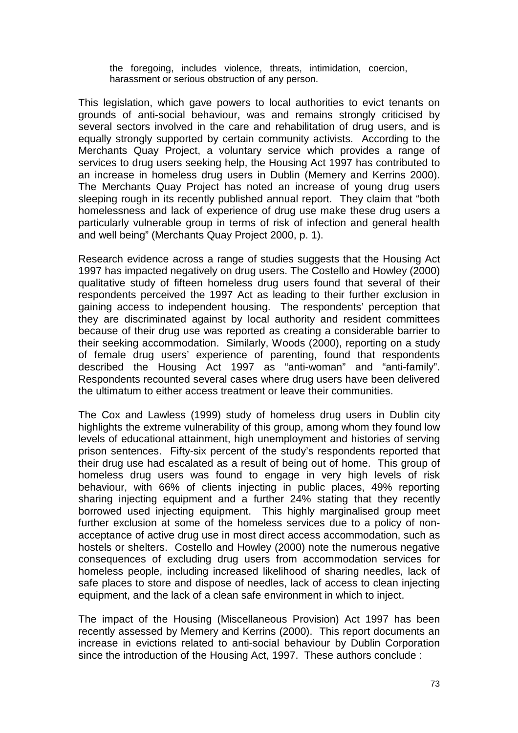> the foregoing, includes violence, threats, intimidation, coercion, harassment or serious obstruction of any person.

This legislation, which gave powers to local authorities to evict tenants on grounds of anti-social behaviour, was and remains strongly criticised by several sectors involved in the care and rehabilitation of drug users, and is equally strongly supported by certain community activists. According to the Merchants Quay Project, a voluntary service which provides a range of services to drug users seeking help, the Housing Act 1997 has contributed to an increase in homeless drug users in Dublin (Memery and Kerrins 2000). The Merchants Quay Project has noted an increase of young drug users sleeping rough in its recently published annual report. They claim that "both homelessness and lack of experience of drug use make these drug users a particularly vulnerable group in terms of risk of infection and general health and well being" (Merchants Quay Project 2000, p. 1).

Research evidence across a range of studies suggests that the Housing Act 1997 has impacted negatively on drug users. The Costello and Howley (2000) qualitative study of fifteen homeless drug users found that several of their respondents perceived the 1997 Act as leading to their further exclusion in gaining access to independent housing. The respondents' perception that they are discriminated against by local authority and resident committees because of their drug use was reported as creating a considerable barrier to their seeking accommodation. Similarly, Woods (2000), reporting on a study of female drug users' experience of parenting, found that respondents described the Housing Act 1997 as "anti-woman" and "anti-family". Respondents recounted several cases where drug users have been delivered the ultimatum to either access treatment or leave their communities.

The Cox and Lawless (1999) study of homeless drug users in Dublin city highlights the extreme vulnerability of this group, among whom they found low levels of educational attainment, high unemployment and histories of serving prison sentences. Fifty-six percent of the study's respondents reported that their drug use had escalated as a result of being out of home. This group of homeless drug users was found to engage in very high levels of risk behaviour, with 66% of clients injecting in public places, 49% reporting sharing injecting equipment and a further 24% stating that they recently borrowed used injecting equipment. This highly marginalised group meet further exclusion at some of the homeless services due to a policy of non-acceptance of active drug use in most direct access accommodation, such as hostels or shelters. Costello and Howley (2000) note the numerous negative consequences of excluding drug users from accommodation services for homeless people, including increased likelihood of sharing needles, lack of safe places to store and dispose of needles, lack of access to clean injecting equipment, and the lack of a clean safe environment in which to inject.

The impact of the Housing (Miscellaneous Provision) Act 1997 has been recently assessed by Memery and Kerrins (2000). This report documents an increase in evictions related to anti-social behaviour by Dublin Corporation since the introduction of the Housing Act, 1997. These authors conclude :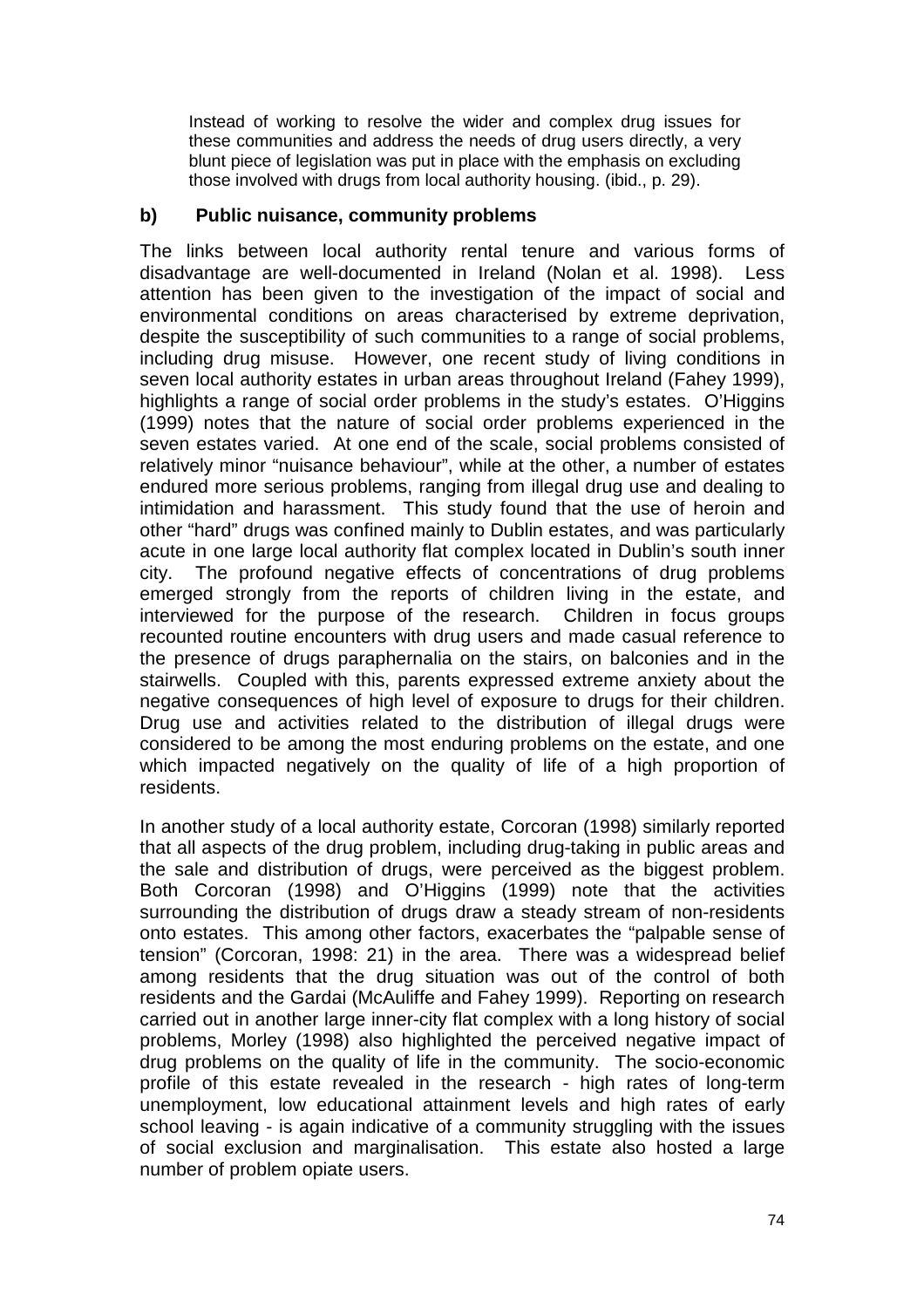> Instead of working to resolve the wider and complex drug issues for these communities and address the needs of drug users directly, a very blunt piece of legislation was put in place with the emphasis on excluding those involved with drugs from local authority housing. (ibid., p. 29).

**b) Public nuisance, community problems**

The links between local authority rental tenure and various forms of disadvantage are well-documented in Ireland (Nolan et al. 1998). Less attention has been given to the investigation of the impact of social and environmental conditions on areas characterised by extreme deprivation, despite the susceptibility of such communities to a range of social problems, including drug misuse. However, one recent study of living conditions in seven local authority estates in urban areas throughout Ireland (Fahey 1999), highlights a range of social order problems in the study's estates. O'Higgins (1999) notes that the nature of social order problems experienced in the seven estates varied. At one end of the scale, social problems consisted of relatively minor "nuisance behaviour", while at the other, a number of estates endured more serious problems, ranging from illegal drug use and dealing to intimidation and harassment. This study found that the use of heroin and other "hard" drugs was confined mainly to Dublin estates, and was particularly acute in one large local authority flat complex located in Dublin's south inner city. The profound negative effects of concentrations of drug problems emerged strongly from the reports of children living in the estate, and interviewed for the purpose of the research. Children in focus groups recounted routine encounters with drug users and made casual reference to the presence of drugs paraphernalia on the stairs, on balconies and in the stairwells. Coupled with this, parents expressed extreme anxiety about the negative consequences of high level of exposure to drugs for their children. Drug use and activities related to the distribution of illegal drugs were considered to be among the most enduring problems on the estate, and one which impacted negatively on the quality of life of a high proportion of residents.

In another study of a local authority estate, Corcoran (1998) similarly reported that all aspects of the drug problem, including drug-taking in public areas and the sale and distribution of drugs, were perceived as the biggest problem. Both Corcoran (1998) and O'Higgins (1999) note that the activities surrounding the distribution of drugs draw a steady stream of non-residents onto estates. This among other factors, exacerbates the "palpable sense of tension" (Corcoran, 1998: 21) in the area. There was a widespread belief among residents that the drug situation was out of the control of both residents and the Gardai (McAuliffe and Fahey 1999). Reporting on research carried out in another large inner-city flat complex with a long history of social problems, Morley (1998) also highlighted the perceived negative impact of drug problems on the quality of life in the community. The socio-economic profile of this estate revealed in the research - high rates of long-term unemployment, low educational attainment levels and high rates of early school leaving - is again indicative of a community struggling with the issues of social exclusion and marginalisation. This estate also hosted a large number of problem opiate users.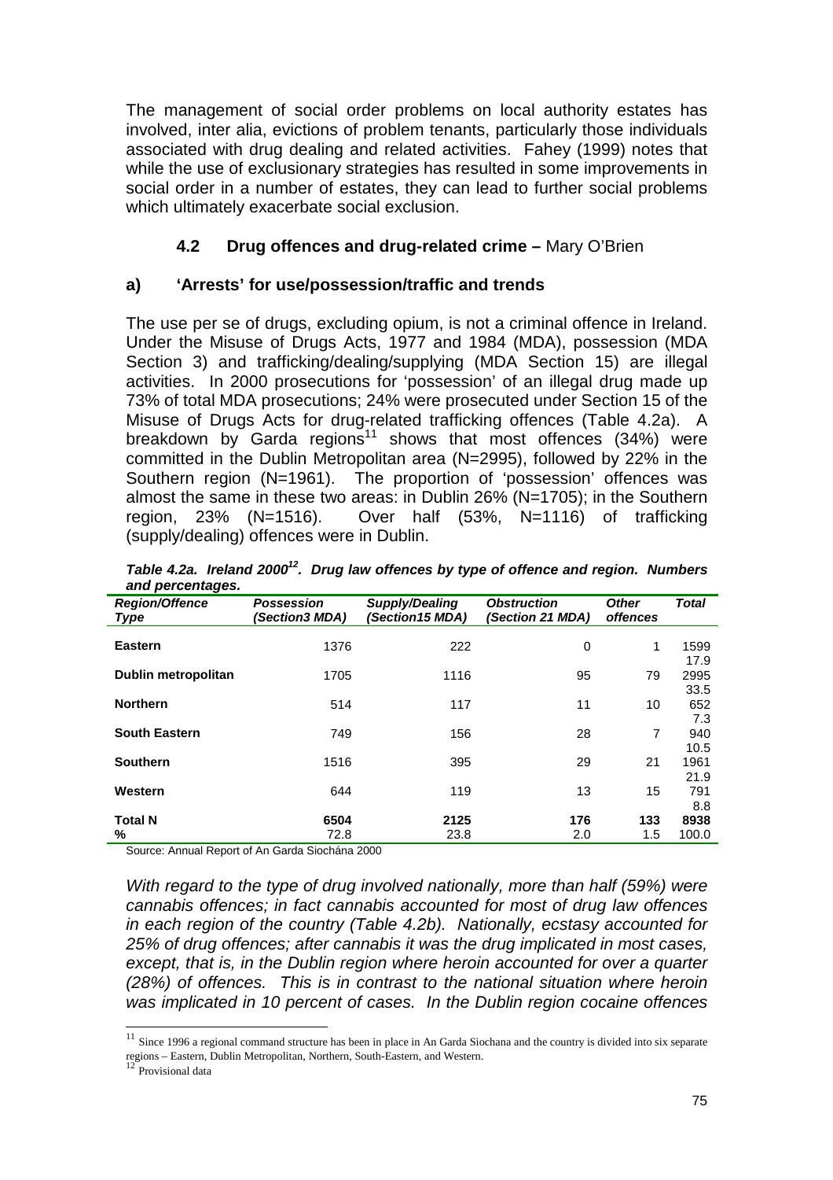The management of social order problems on local authority estates has involved, inter alia, evictions of problem tenants, particularly those individuals associated with drug dealing and related activities. Fahey (1999) notes that while the use of exclusionary strategies has resulted in some improvements in social order in a number of estates, they can lead to further social problems which ultimately exacerbate social exclusion.

### 4.2 Drug offences and drug-related crime – Mary O'Brien

#### a) 'Arrests' for use/possession/traffic and trends

The use per se of drugs, excluding opium, is not a criminal offence in Ireland. Under the Misuse of Drugs Acts, 1977 and 1984 (MDA), possession (MDA Section 3) and trafficking/dealing/supplying (MDA Section 15) are illegal activities. In 2000 prosecutions for 'possession' of an illegal drug made up 73% of total MDA prosecutions; 24% were prosecuted under Section 15 of the Misuse of Drugs Acts for drug-related trafficking offences (Table 4.2a). A breakdown by Garda regions[11] shows that most offences (34%) were committed in the Dublin Metropolitan area (N=2995), followed by 22% in the Southern region (N=1961). The proportion of 'possession' offences was almost the same in these two areas: in Dublin 26% (N=1705); in the Southern region, 23% (N=1516). Over half (53%, N=1116) of trafficking (supply/dealing) offences were in Dublin.

***Table 4.2a. Ireland 2000[12]. Drug law offences by type of offence and region. Numbers and percentages.***

| *Region/Offence Type* | *Possession (Section3 MDA)* | *Supply/Dealing (Section15 MDA)* | *Obstruction (Section 21 MDA)* | *Other offences* | *Total* |
|---|---|---|---|---|---|
| **Eastern** | 1376 | 222 | 0 | 1 | 1599 |
| | | | | | 17.9 |
| **Dublin metropolitan** | 1705 | 1116 | 95 | 79 | 2995 |
| | | | | | 33.5 |
| **Northern** | 514 | 117 | 11 | 10 | 652 |
| | | | | | 7.3 |
| **South Eastern** | 749 | 156 | 28 | 7 | 940 |
| | | | | | 10.5 |
| **Southern** | 1516 | 395 | 29 | 21 | 1961 |
| | | | | | 21.9 |
| **Western** | 644 | 119 | 13 | 15 | 791 |
| | | | | | 8.8 |
| **Total N** | **6504** | **2125** | **176** | **133** | **8938** |
| **%** | 72.8 | 23.8 | 2.0 | 1.5 | 100.0 |

Source: Annual Report of An Garda Siochána 2000

*With regard to the type of drug involved nationally, more than half (59%) were cannabis offences; in fact cannabis accounted for most of drug law offences in each region of the country (Table 4.2b). Nationally, ecstasy accounted for 25% of drug offences; after cannabis it was the drug implicated in most cases, except, that is, in the Dublin region where heroin accounted for over a quarter (28%) of offences. This is in contrast to the national situation where heroin was implicated in 10 percent of cases. In the Dublin region cocaine offences*

---

[11] Since 1996 a regional command structure has been in place in An Garda Siochana and the country is divided into six separate regions – Eastern, Dublin Metropolitan, Northern, South-Eastern, and Western.

[12] Provisional data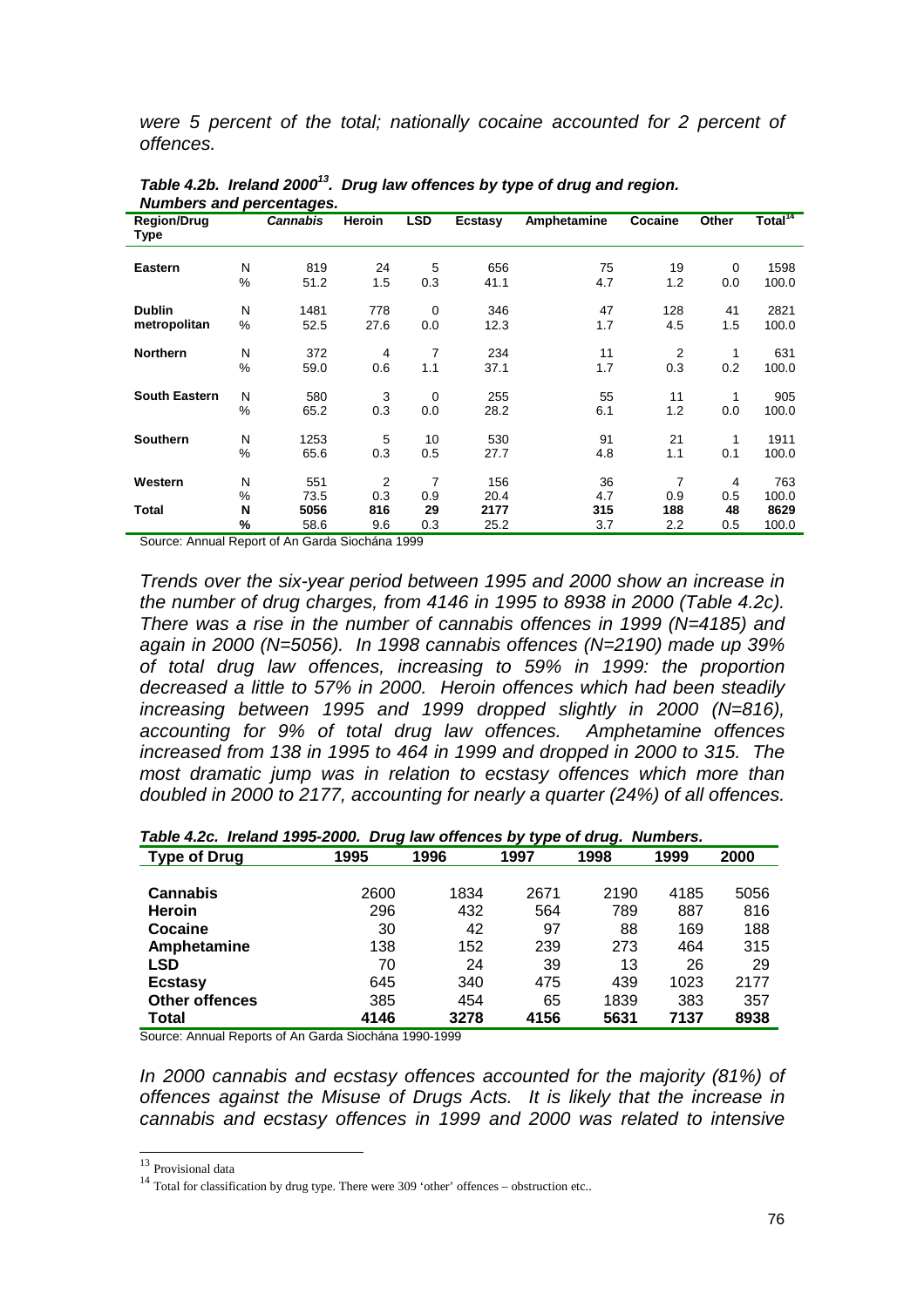*were 5 percent of the total; nationally cocaine accounted for 2 percent of offences.*

***Table 4.2b. Ireland 2000[13]. Drug law offences by type of drug and region. Numbers and percentages.***

| Region/Drug Type | | *Cannabis* | Heroin | LSD | Ecstasy | Amphetamine | Cocaine | Other | Total[14] |
|---|---|---|---|---|---|---|---|---|---|
| **Eastern** | N | 819 | 24 | 5 | 656 | 75 | 19 | 0 | 1598 |
| | % | 51.2 | 1.5 | 0.3 | 41.1 | 4.7 | 1.2 | 0.0 | 100.0 |
| **Dublin metropolitan** | N | 1481 | 778 | 0 | 346 | 47 | 128 | 41 | 2821 |
| | % | 52.5 | 27.6 | 0.0 | 12.3 | 1.7 | 4.5 | 1.5 | 100.0 |
| **Northern** | N | 372 | 4 | 7 | 234 | 11 | 2 | 1 | 631 |
| | % | 59.0 | 0.6 | 1.1 | 37.1 | 1.7 | 0.3 | 0.2 | 100.0 |
| **South Eastern** | N | 580 | 3 | 0 | 255 | 55 | 11 | 1 | 905 |
| | % | 65.2 | 0.3 | 0.0 | 28.2 | 6.1 | 1.2 | 0.0 | 100.0 |
| **Southern** | N | 1253 | 5 | 10 | 530 | 91 | 21 | 1 | 1911 |
| | % | 65.6 | 0.3 | 0.5 | 27.7 | 4.8 | 1.1 | 0.1 | 100.0 |
| **Western** | N | 551 | 2 | 7 | 156 | 36 | 7 | 4 | 763 |
| | % | 73.5 | 0.3 | 0.9 | 20.4 | 4.7 | 0.9 | 0.5 | 100.0 |
| **Total** | **N** | **5056** | **816** | **29** | **2177** | **315** | **188** | **48** | **8629** |
| | **%** | 58.6 | 9.6 | 0.3 | 25.2 | 3.7 | 2.2 | 0.5 | 100.0 |

Source: Annual Report of An Garda Siochána 1999

*Trends over the six-year period between 1995 and 2000 show an increase in the number of drug charges, from 4146 in 1995 to 8938 in 2000 (Table 4.2c). There was a rise in the number of cannabis offences in 1999 (N=4185) and again in 2000 (N=5056). In 1998 cannabis offences (N=2190) made up 39% of total drug law offences, increasing to 59% in 1999: the proportion decreased a little to 57% in 2000. Heroin offences which had been steadily increasing between 1995 and 1999 dropped slightly in 2000 (N=816), accounting for 9% of total drug law offences. Amphetamine offences increased from 138 in 1995 to 464 in 1999 and dropped in 2000 to 315. The most dramatic jump was in relation to ecstasy offences which more than doubled in 2000 to 2177, accounting for nearly a quarter (24%) of all offences.*

***Table 4.2c. Ireland 1995-2000. Drug law offences by type of drug. Numbers.***

| Type of Drug | 1995 | 1996 | 1997 | 1998 | 1999 | 2000 |
|---|---|---|---|---|---|---|
| **Cannabis** | 2600 | 1834 | 2671 | 2190 | 4185 | 5056 |
| **Heroin** | 296 | 432 | 564 | 789 | 887 | 816 |
| **Cocaine** | 30 | 42 | 97 | 88 | 169 | 188 |
| **Amphetamine** | 138 | 152 | 239 | 273 | 464 | 315 |
| **LSD** | 70 | 24 | 39 | 13 | 26 | 29 |
| **Ecstasy** | 645 | 340 | 475 | 439 | 1023 | 2177 |
| **Other offences** | 385 | 454 | 65 | 1839 | 383 | 357 |
| **Total** | **4146** | **3278** | **4156** | **5631** | **7137** | **8938** |

Source: Annual Reports of An Garda Siochána 1990-1999

*In 2000 cannabis and ecstasy offences accounted for the majority (81%) of offences against the Misuse of Drugs Acts. It is likely that the increase in cannabis and ecstasy offences in 1999 and 2000 was related to intensive*

[13] Provisional data

[14] Total for classification by drug type. There were 309 'other' offences – obstruction etc..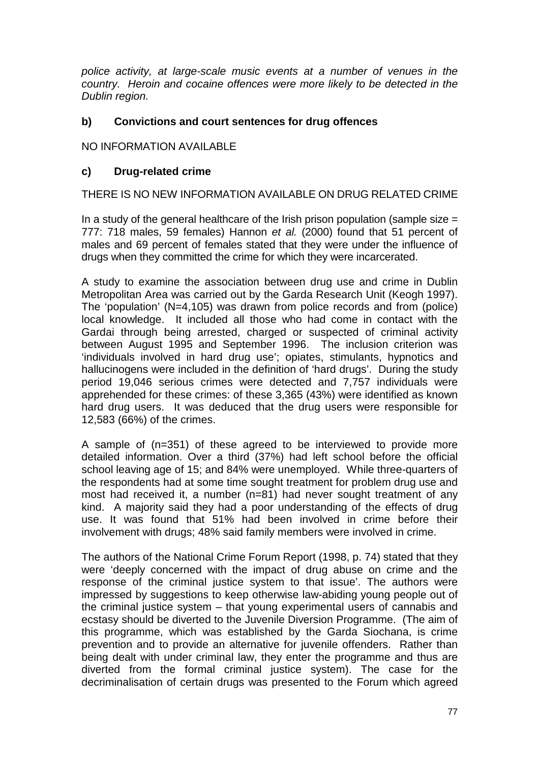*police activity, at large-scale music events at a number of venues in the country. Heroin and cocaine offences were more likely to be detected in the Dublin region.*

### b) Convictions and court sentences for drug offences

NO INFORMATION AVAILABLE

### c) Drug-related crime

THERE IS NO NEW INFORMATION AVAILABLE ON DRUG RELATED CRIME

In a study of the general healthcare of the Irish prison population (sample size = 777: 718 males, 59 females) Hannon *et al.* (2000) found that 51 percent of males and 69 percent of females stated that they were under the influence of drugs when they committed the crime for which they were incarcerated.

A study to examine the association between drug use and crime in Dublin Metropolitan Area was carried out by the Garda Research Unit (Keogh 1997). The 'population' (N=4,105) was drawn from police records and from (police) local knowledge. It included all those who had come in contact with the Gardai through being arrested, charged or suspected of criminal activity between August 1995 and September 1996. The inclusion criterion was 'individuals involved in hard drug use'; opiates, stimulants, hypnotics and hallucinogens were included in the definition of 'hard drugs'. During the study period 19,046 serious crimes were detected and 7,757 individuals were apprehended for these crimes: of these 3,365 (43%) were identified as known hard drug users. It was deduced that the drug users were responsible for 12,583 (66%) of the crimes.

A sample of (n=351) of these agreed to be interviewed to provide more detailed information. Over a third (37%) had left school before the official school leaving age of 15; and 84% were unemployed. While three-quarters of the respondents had at some time sought treatment for problem drug use and most had received it, a number (n=81) had never sought treatment of any kind. A majority said they had a poor understanding of the effects of drug use. It was found that 51% had been involved in crime before their involvement with drugs; 48% said family members were involved in crime.

The authors of the National Crime Forum Report (1998, p. 74) stated that they were 'deeply concerned with the impact of drug abuse on crime and the response of the criminal justice system to that issue'. The authors were impressed by suggestions to keep otherwise law-abiding young people out of the criminal justice system – that young experimental users of cannabis and ecstasy should be diverted to the Juvenile Diversion Programme. (The aim of this programme, which was established by the Garda Siochana, is crime prevention and to provide an alternative for juvenile offenders. Rather than being dealt with under criminal law, they enter the programme and thus are diverted from the formal criminal justice system). The case for the decriminalisation of certain drugs was presented to the Forum which agreed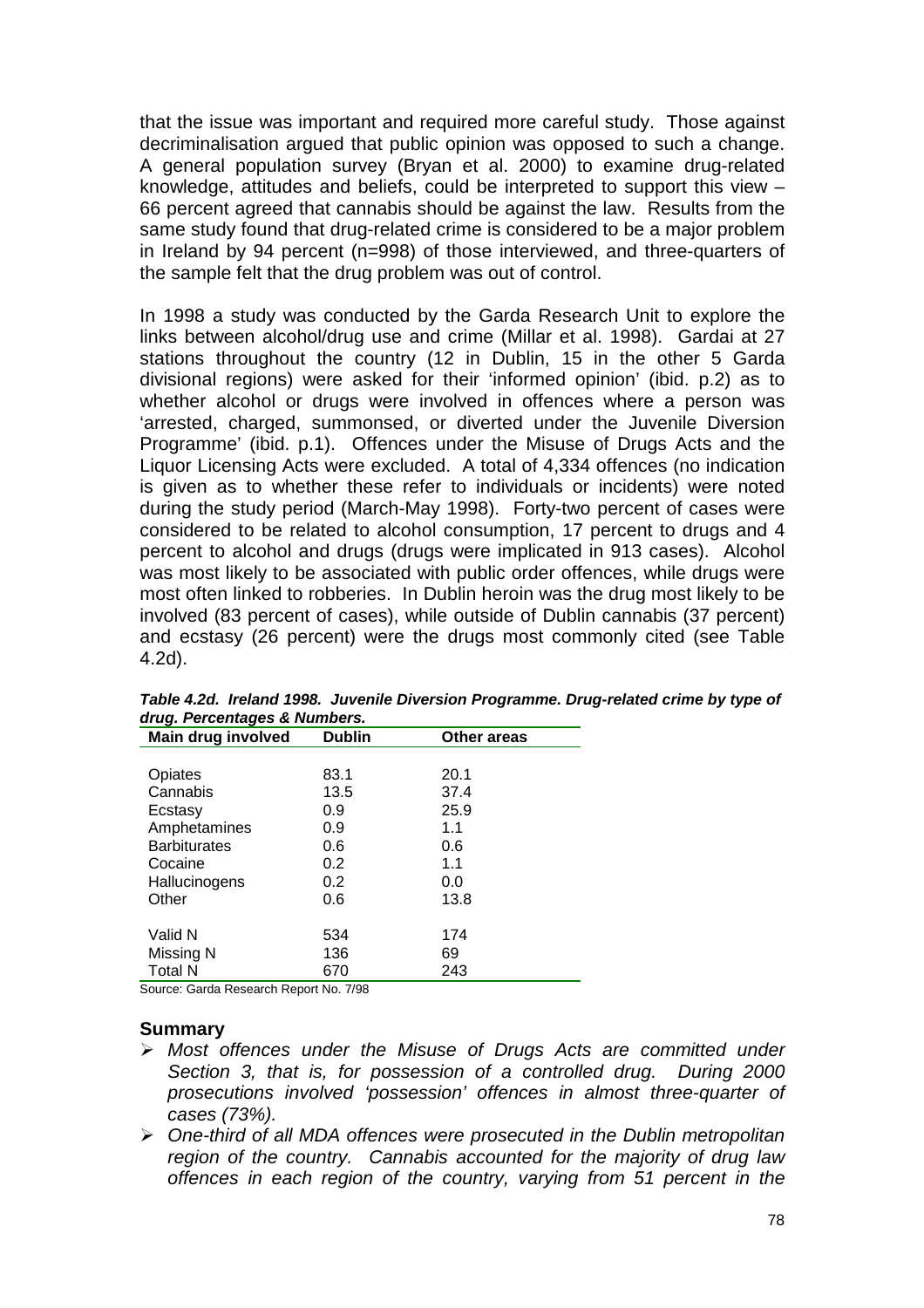that the issue was important and required more careful study. Those against decriminalisation argued that public opinion was opposed to such a change. A general population survey (Bryan et al. 2000) to examine drug-related knowledge, attitudes and beliefs, could be interpreted to support this view – 66 percent agreed that cannabis should be against the law. Results from the same study found that drug-related crime is considered to be a major problem in Ireland by 94 percent (n=998) of those interviewed, and three-quarters of the sample felt that the drug problem was out of control.

In 1998 a study was conducted by the Garda Research Unit to explore the links between alcohol/drug use and crime (Millar et al. 1998). Gardai at 27 stations throughout the country (12 in Dublin, 15 in the other 5 Garda divisional regions) were asked for their 'informed opinion' (ibid. p.2) as to whether alcohol or drugs were involved in offences where a person was 'arrested, charged, summonsed, or diverted under the Juvenile Diversion Programme' (ibid. p.1). Offences under the Misuse of Drugs Acts and the Liquor Licensing Acts were excluded. A total of 4,334 offences (no indication is given as to whether these refer to individuals or incidents) were noted during the study period (March-May 1998). Forty-two percent of cases were considered to be related to alcohol consumption, 17 percent to drugs and 4 percent to alcohol and drugs (drugs were implicated in 913 cases). Alcohol was most likely to be associated with public order offences, while drugs were most often linked to robberies. In Dublin heroin was the drug most likely to be involved (83 percent of cases), while outside of Dublin cannabis (37 percent) and ecstasy (26 percent) were the drugs most commonly cited (see Table 4.2d).

***Table 4.2d. Ireland 1998. Juvenile Diversion Programme. Drug-related crime by type of drug. Percentages & Numbers.***

| Main drug involved | Dublin | Other areas |
|---|---|---|
| Opiates | 83.1 | 20.1 |
| Cannabis | 13.5 | 37.4 |
| Ecstasy | 0.9 | 25.9 |
| Amphetamines | 0.9 | 1.1 |
| Barbiturates | 0.6 | 0.6 |
| Cocaine | 0.2 | 1.1 |
| Hallucinogens | 0.2 | 0.0 |
| Other | 0.6 | 13.8 |
| Valid N | 534 | 174 |
| Missing N | 136 | 69 |
| Total N | 670 | 243 |

Source: Garda Research Report No. 7/98

### Summary

- *Most offences under the Misuse of Drugs Acts are committed under Section 3, that is, for possession of a controlled drug. During 2000 prosecutions involved 'possession' offences in almost three-quarter of cases (73%).*
- *One-third of all MDA offences were prosecuted in the Dublin metropolitan region of the country. Cannabis accounted for the majority of drug law offences in each region of the country, varying from 51 percent in the*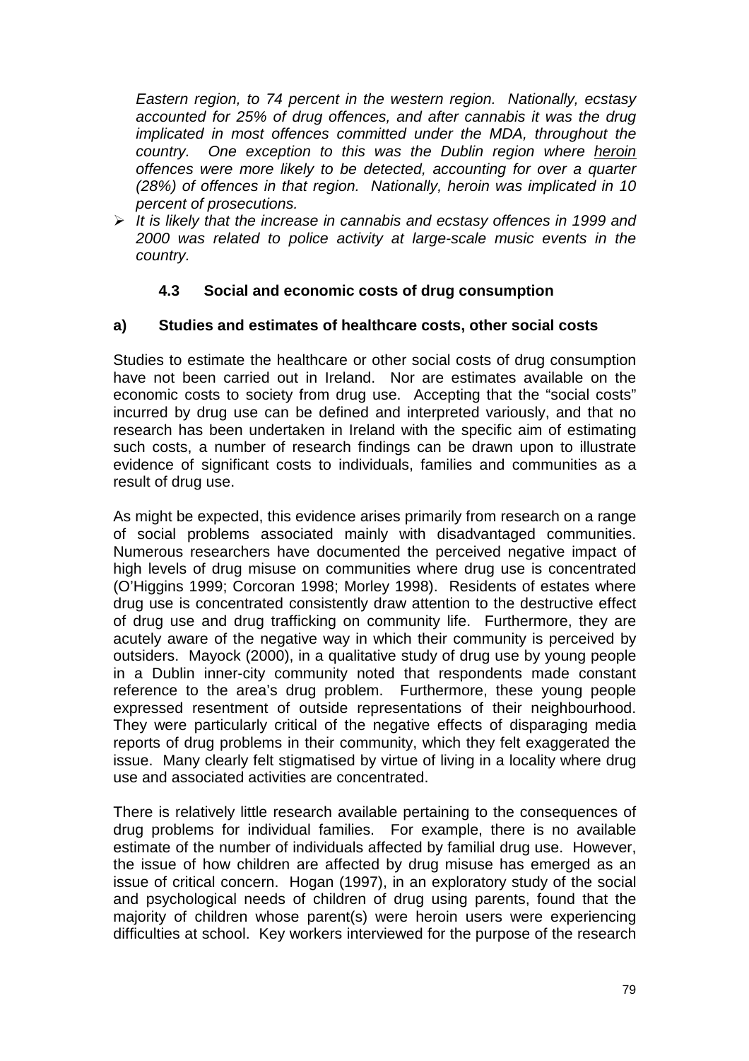*Eastern region, to 74 percent in the western region. Nationally, ecstasy accounted for 25% of drug offences, and after cannabis it was the drug implicated in most offences committed under the MDA, throughout the country. One exception to this was the Dublin region where <u>heroin</u> offences were more likely to be detected, accounting for over a quarter (28%) of offences in that region. Nationally, heroin was implicated in 10 percent of prosecutions.*

- *It is likely that the increase in cannabis and ecstasy offences in 1999 and 2000 was related to police activity at large-scale music events in the country.*

### 4.3 Social and economic costs of drug consumption

#### a) Studies and estimates of healthcare costs, other social costs

Studies to estimate the healthcare or other social costs of drug consumption have not been carried out in Ireland. Nor are estimates available on the economic costs to society from drug use. Accepting that the "social costs" incurred by drug use can be defined and interpreted variously, and that no research has been undertaken in Ireland with the specific aim of estimating such costs, a number of research findings can be drawn upon to illustrate evidence of significant costs to individuals, families and communities as a result of drug use.

As might be expected, this evidence arises primarily from research on a range of social problems associated mainly with disadvantaged communities. Numerous researchers have documented the perceived negative impact of high levels of drug misuse on communities where drug use is concentrated (O'Higgins 1999; Corcoran 1998; Morley 1998). Residents of estates where drug use is concentrated consistently draw attention to the destructive effect of drug use and drug trafficking on community life. Furthermore, they are acutely aware of the negative way in which their community is perceived by outsiders. Mayock (2000), in a qualitative study of drug use by young people in a Dublin inner-city community noted that respondents made constant reference to the area's drug problem. Furthermore, these young people expressed resentment of outside representations of their neighbourhood. They were particularly critical of the negative effects of disparaging media reports of drug problems in their community, which they felt exaggerated the issue. Many clearly felt stigmatised by virtue of living in a locality where drug use and associated activities are concentrated.

There is relatively little research available pertaining to the consequences of drug problems for individual families. For example, there is no available estimate of the number of individuals affected by familial drug use. However, the issue of how children are affected by drug misuse has emerged as an issue of critical concern. Hogan (1997), in an exploratory study of the social and psychological needs of children of drug using parents, found that the majority of children whose parent(s) were heroin users were experiencing difficulties at school. Key workers interviewed for the purpose of the research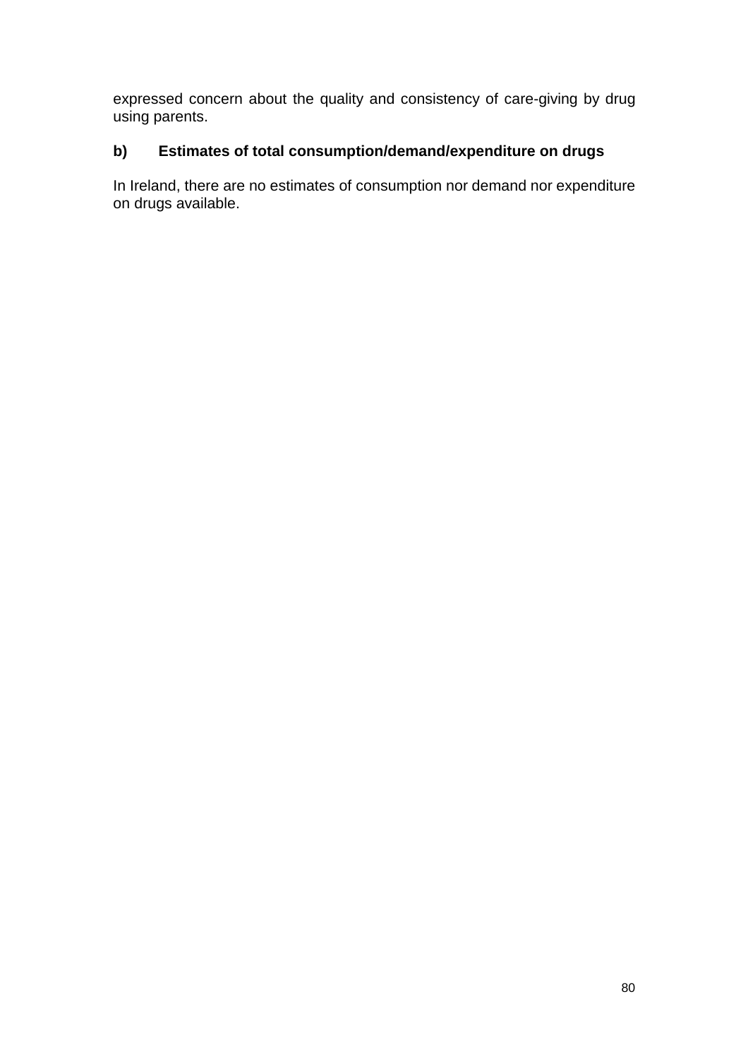expressed concern about the quality and consistency of care-giving by drug using parents.

### b) Estimates of total consumption/demand/expenditure on drugs

In Ireland, there are no estimates of consumption nor demand nor expenditure on drugs available.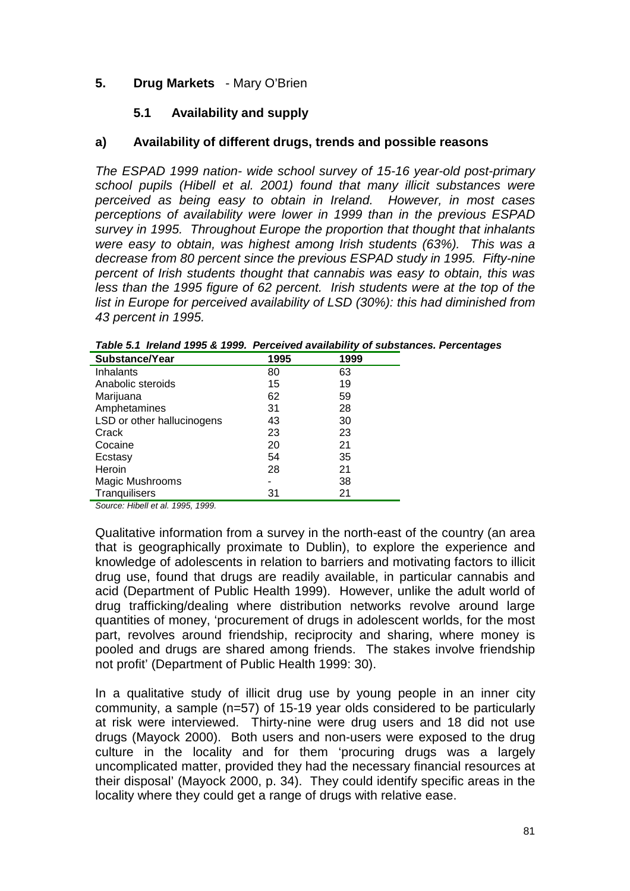## 5. Drug Markets - Mary O'Brien

### 5.1 Availability and supply

#### a) Availability of different drugs, trends and possible reasons

*The ESPAD 1999 nation- wide school survey of 15-16 year-old post-primary school pupils (Hibell et al. 2001) found that many illicit substances were perceived as being easy to obtain in Ireland. However, in most cases perceptions of availability were lower in 1999 than in the previous ESPAD survey in 1995. Throughout Europe the proportion that thought that inhalants were easy to obtain, was highest among Irish students (63%). This was a decrease from 80 percent since the previous ESPAD study in 1995. Fifty-nine percent of Irish students thought that cannabis was easy to obtain, this was less than the 1995 figure of 62 percent. Irish students were at the top of the list in Europe for perceived availability of LSD (30%): this had diminished from 43 percent in 1995.*

***Table 5.1 Ireland 1995 & 1999. Perceived availability of substances. Percentages***

| Substance/Year | 1995 | 1999 |
|---|---|---|
| Inhalants | 80 | 63 |
| Anabolic steroids | 15 | 19 |
| Marijuana | 62 | 59 |
| Amphetamines | 31 | 28 |
| LSD or other hallucinogens | 43 | 30 |
| Crack | 23 | 23 |
| Cocaine | 20 | 21 |
| Ecstasy | 54 | 35 |
| Heroin | 28 | 21 |
| Magic Mushrooms | - | 38 |
| Tranquilisers | 31 | 21 |

*Source: Hibell et al. 1995, 1999.*

Qualitative information from a survey in the north-east of the country (an area that is geographically proximate to Dublin), to explore the experience and knowledge of adolescents in relation to barriers and motivating factors to illicit drug use, found that drugs are readily available, in particular cannabis and acid (Department of Public Health 1999). However, unlike the adult world of drug trafficking/dealing where distribution networks revolve around large quantities of money, 'procurement of drugs in adolescent worlds, for the most part, revolves around friendship, reciprocity and sharing, where money is pooled and drugs are shared among friends. The stakes involve friendship not profit' (Department of Public Health 1999: 30).

In a qualitative study of illicit drug use by young people in an inner city community, a sample (n=57) of 15-19 year olds considered to be particularly at risk were interviewed. Thirty-nine were drug users and 18 did not use drugs (Mayock 2000). Both users and non-users were exposed to the drug culture in the locality and for them 'procuring drugs was a largely uncomplicated matter, provided they had the necessary financial resources at their disposal' (Mayock 2000, p. 34). They could identify specific areas in the locality where they could get a range of drugs with relative ease.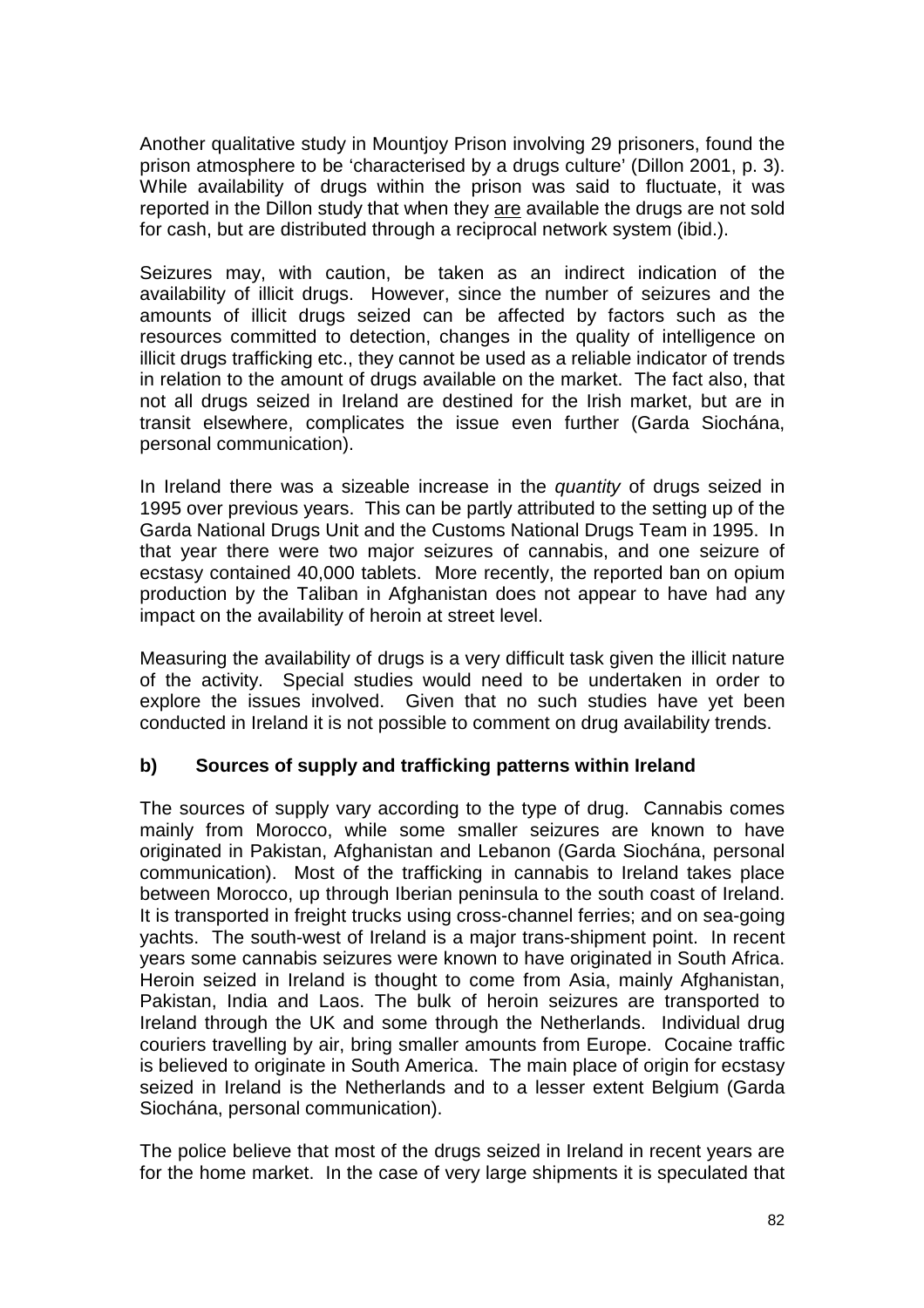Another qualitative study in Mountjoy Prison involving 29 prisoners, found the prison atmosphere to be 'characterised by a drugs culture' (Dillon 2001, p. 3). While availability of drugs within the prison was said to fluctuate, it was reported in the Dillon study that when they <u>are</u> available the drugs are not sold for cash, but are distributed through a reciprocal network system (ibid.).

Seizures may, with caution, be taken as an indirect indication of the availability of illicit drugs. However, since the number of seizures and the amounts of illicit drugs seized can be affected by factors such as the resources committed to detection, changes in the quality of intelligence on illicit drugs trafficking etc., they cannot be used as a reliable indicator of trends in relation to the amount of drugs available on the market. The fact also, that not all drugs seized in Ireland are destined for the Irish market, but are in transit elsewhere, complicates the issue even further (Garda Siochána, personal communication).

In Ireland there was a sizeable increase in the *quantity* of drugs seized in 1995 over previous years. This can be partly attributed to the setting up of the Garda National Drugs Unit and the Customs National Drugs Team in 1995. In that year there were two major seizures of cannabis, and one seizure of ecstasy contained 40,000 tablets. More recently, the reported ban on opium production by the Taliban in Afghanistan does not appear to have had any impact on the availability of heroin at street level.

Measuring the availability of drugs is a very difficult task given the illicit nature of the activity. Special studies would need to be undertaken in order to explore the issues involved. Given that no such studies have yet been conducted in Ireland it is not possible to comment on drug availability trends.

### b) Sources of supply and trafficking patterns within Ireland

The sources of supply vary according to the type of drug. Cannabis comes mainly from Morocco, while some smaller seizures are known to have originated in Pakistan, Afghanistan and Lebanon (Garda Siochána, personal communication). Most of the trafficking in cannabis to Ireland takes place between Morocco, up through Iberian peninsula to the south coast of Ireland. It is transported in freight trucks using cross-channel ferries; and on sea-going yachts. The south-west of Ireland is a major trans-shipment point. In recent years some cannabis seizures were known to have originated in South Africa. Heroin seized in Ireland is thought to come from Asia, mainly Afghanistan, Pakistan, India and Laos. The bulk of heroin seizures are transported to Ireland through the UK and some through the Netherlands. Individual drug couriers travelling by air, bring smaller amounts from Europe. Cocaine traffic is believed to originate in South America. The main place of origin for ecstasy seized in Ireland is the Netherlands and to a lesser extent Belgium (Garda Siochána, personal communication).

The police believe that most of the drugs seized in Ireland in recent years are for the home market. In the case of very large shipments it is speculated that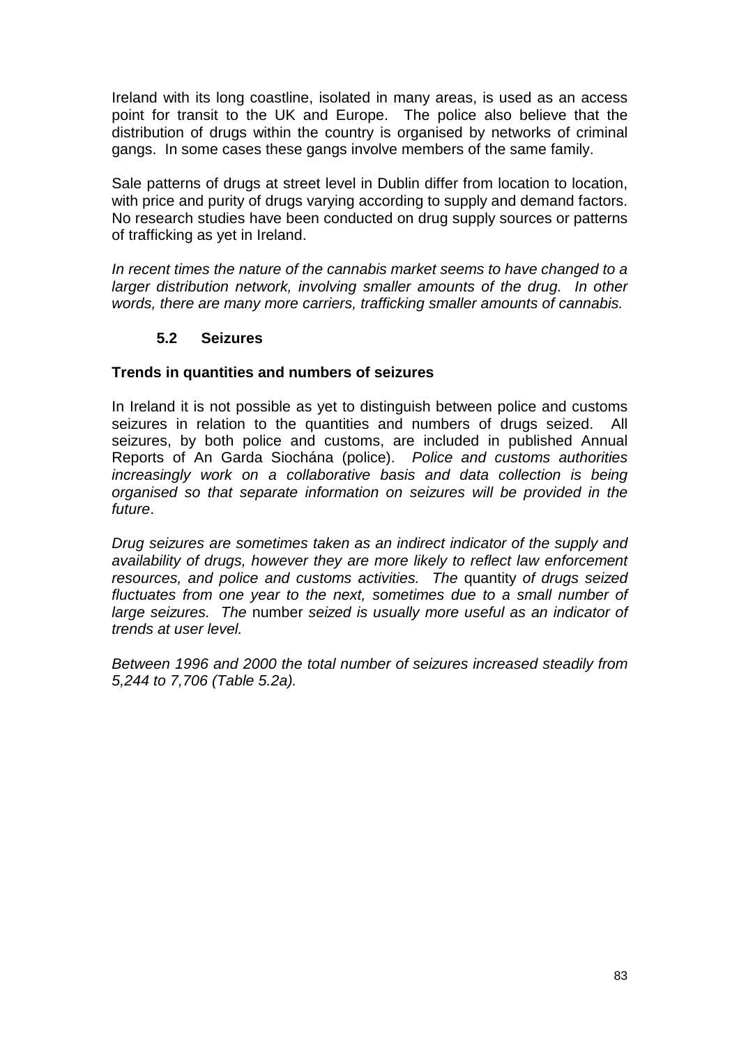Ireland with its long coastline, isolated in many areas, is used as an access point for transit to the UK and Europe. The police also believe that the distribution of drugs within the country is organised by networks of criminal gangs. In some cases these gangs involve members of the same family.

Sale patterns of drugs at street level in Dublin differ from location to location, with price and purity of drugs varying according to supply and demand factors. No research studies have been conducted on drug supply sources or patterns of trafficking as yet in Ireland.

*In recent times the nature of the cannabis market seems to have changed to a larger distribution network, involving smaller amounts of the drug. In other words, there are many more carriers, trafficking smaller amounts of cannabis.*

### 5.2 Seizures

**Trends in quantities and numbers of seizures**

In Ireland it is not possible as yet to distinguish between police and customs seizures in relation to the quantities and numbers of drugs seized. All seizures, by both police and customs, are included in published Annual Reports of An Garda Siochána (police). *Police and customs authorities increasingly work on a collaborative basis and data collection is being organised so that separate information on seizures will be provided in the future*.

*Drug seizures are sometimes taken as an indirect indicator of the supply and availability of drugs, however they are more likely to reflect law enforcement resources, and police and customs activities. The* quantity *of drugs seized fluctuates from one year to the next, sometimes due to a small number of large seizures. The* number *seized is usually more useful as an indicator of trends at user level.*

*Between 1996 and 2000 the total number of seizures increased steadily from 5,244 to 7,706 (Table 5.2a).*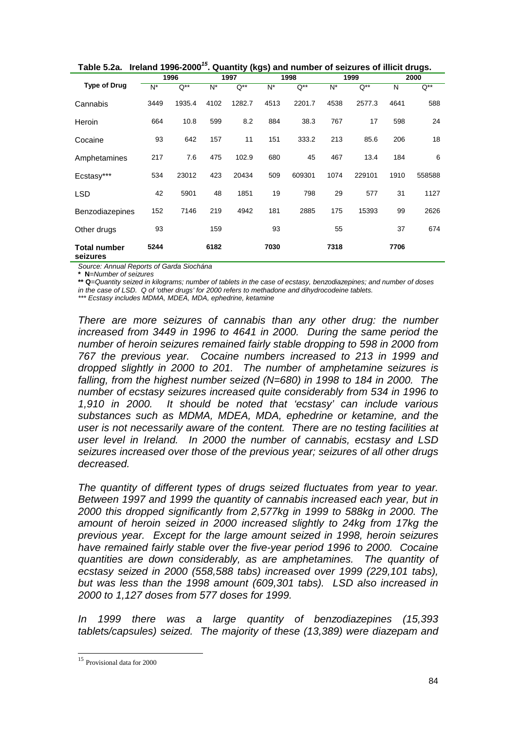**Table 5.2a. Ireland 1996-2000[15]. Quantity (kgs) and number of seizures of illicit drugs.**

| Type of Drug | 1996 | | 1997 | | 1998 | | 1999 | | 2000 | |
|---|---|---|---|---|---|---|---|---|---|---|
| | N* | Q** | N* | Q** | N* | Q** | N* | Q** | N | Q** |
| Cannabis | 3449 | 1935.4 | 4102 | 1282.7 | 4513 | 2201.7 | 4538 | 2577.3 | 4641 | 588 |
| Heroin | 664 | 10.8 | 599 | 8.2 | 884 | 38.3 | 767 | 17 | 598 | 24 |
| Cocaine | 93 | 642 | 157 | 11 | 151 | 333.2 | 213 | 85.6 | 206 | 18 |
| Amphetamines | 217 | 7.6 | 475 | 102.9 | 680 | 45 | 467 | 13.4 | 184 | 6 |
| Ecstasy*** | 534 | 23012 | 423 | 20434 | 509 | 609301 | 1074 | 229101 | 1910 | 558588 |
| LSD | 42 | 5901 | 48 | 1851 | 19 | 798 | 29 | 577 | 31 | 1127 |
| Benzodiazepines | 152 | 7146 | 219 | 4942 | 181 | 2885 | 175 | 15393 | 99 | 2626 |
| Other drugs | 93 | | 159 | | 93 | | 55 | | 37 | 674 |
| **Total number seizures** | **5244** | | **6182** | | **7030** | | **7318** | | **7706** | |

*Source: Annual Reports of Garda Siochána*

**\*** **N**=*Number of seizures*

**\*\*** **Q**=*Quantity seized in kilograms; number of tablets in the case of ecstasy, benzodiazepines; and number of doses in the case of LSD. Q of 'other drugs' for 2000 refers to methadone and dihydrocodeine tablets.*

*\*\*\* Ecstasy includes MDMA, MDEA, MDA, ephedrine, ketamine*

*There are more seizures of cannabis than any other drug: the number increased from 3449 in 1996 to 4641 in 2000. During the same period the number of heroin seizures remained fairly stable dropping to 598 in 2000 from 767 the previous year. Cocaine numbers increased to 213 in 1999 and dropped slightly in 2000 to 201. The number of amphetamine seizures is falling, from the highest number seized (N=680) in 1998 to 184 in 2000. The number of ecstasy seizures increased quite considerably from 534 in 1996 to 1,910 in 2000. It should be noted that 'ecstasy' can include various substances such as MDMA, MDEA, MDA, ephedrine or ketamine, and the user is not necessarily aware of the content. There are no testing facilities at user level in Ireland. In 2000 the number of cannabis, ecstasy and LSD seizures increased over those of the previous year; seizures of all other drugs decreased.*

*The quantity of different types of drugs seized fluctuates from year to year. Between 1997 and 1999 the quantity of cannabis increased each year, but in 2000 this dropped significantly from 2,577kg in 1999 to 588kg in 2000. The amount of heroin seized in 2000 increased slightly to 24kg from 17kg the previous year. Except for the large amount seized in 1998, heroin seizures have remained fairly stable over the five-year period 1996 to 2000. Cocaine quantities are down considerably, as are amphetamines. The quantity of ecstasy seized in 2000 (558,588 tabs) increased over 1999 (229,101 tabs), but was less than the 1998 amount (609,301 tabs). LSD also increased in 2000 to 1,127 doses from 577 doses for 1999.*

*In 1999 there was a large quantity of benzodiazepines (15,393 tablets/capsules) seized. The majority of these (13,389) were diazepam and*

[15] Provisional data for 2000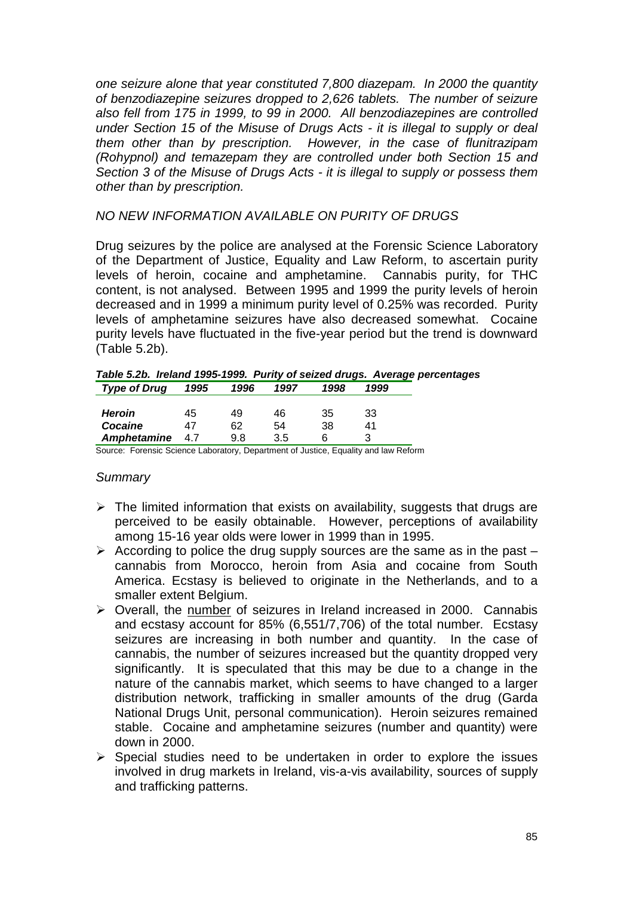*one seizure alone that year constituted 7,800 diazepam. In 2000 the quantity of benzodiazepine seizures dropped to 2,626 tablets. The number of seizure also fell from 175 in 1999, to 99 in 2000. All benzodiazepines are controlled under Section 15 of the Misuse of Drugs Acts - it is illegal to supply or deal them other than by prescription. However, in the case of flunitrazipam (Rohypnol) and temazepam they are controlled under both Section 15 and Section 3 of the Misuse of Drugs Acts - it is illegal to supply or possess them other than by prescription.*

*NO NEW INFORMATION AVAILABLE ON PURITY OF DRUGS*

Drug seizures by the police are analysed at the Forensic Science Laboratory of the Department of Justice, Equality and Law Reform, to ascertain purity levels of heroin, cocaine and amphetamine. Cannabis purity, for THC content, is not analysed. Between 1995 and 1999 the purity levels of heroin decreased and in 1999 a minimum purity level of 0.25% was recorded. Purity levels of amphetamine seizures have also decreased somewhat. Cocaine purity levels have fluctuated in the five-year period but the trend is downward (Table 5.2b).

***Table 5.2b. Ireland 1995-1999. Purity of seized drugs. Average percentages***

| *Type of Drug* | *1995* | *1996* | *1997* | *1998* | *1999* |
|---|---|---|---|---|---|
| ***Heroin*** | 45 | 49 | 46 | 35 | 33 |
| ***Cocaine*** | 47 | 62 | 54 | 38 | 41 |
| ***Amphetamine*** | 4.7 | 9.8 | 3.5 | 6 | 3 |

Source: Forensic Science Laboratory, Department of Justice, Equality and law Reform

*Summary*

- The limited information that exists on availability, suggests that drugs are perceived to be easily obtainable. However, perceptions of availability among 15-16 year olds were lower in 1999 than in 1995.
- According to police the drug supply sources are the same as in the past – cannabis from Morocco, heroin from Asia and cocaine from South America. Ecstasy is believed to originate in the Netherlands, and to a smaller extent Belgium.
- Overall, the number of seizures in Ireland increased in 2000. Cannabis and ecstasy account for 85% (6,551/7,706) of the total number. Ecstasy seizures are increasing in both number and quantity. In the case of cannabis, the number of seizures increased but the quantity dropped very significantly. It is speculated that this may be due to a change in the nature of the cannabis market, which seems to have changed to a larger distribution network, trafficking in smaller amounts of the drug (Garda National Drugs Unit, personal communication). Heroin seizures remained stable. Cocaine and amphetamine seizures (number and quantity) were down in 2000.
- Special studies need to be undertaken in order to explore the issues involved in drug markets in Ireland, vis-a-vis availability, sources of supply and trafficking patterns.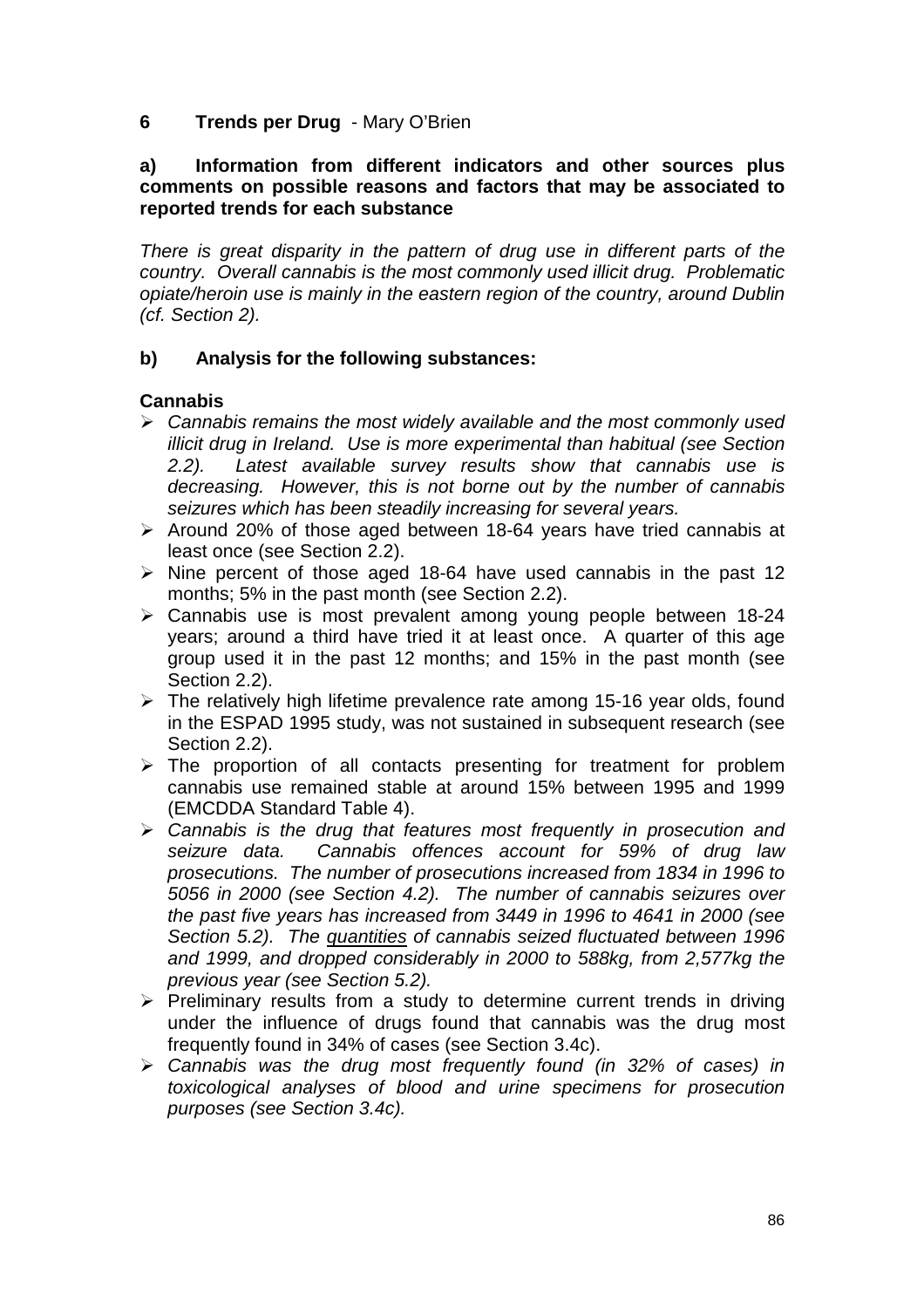# 6 Trends per Drug - Mary O'Brien

**a) Information from different indicators and other sources plus comments on possible reasons and factors that may be associated to reported trends for each substance**

*There is great disparity in the pattern of drug use in different parts of the country. Overall cannabis is the most commonly used illicit drug. Problematic opiate/heroin use is mainly in the eastern region of the country, around Dublin (cf. Section 2).*

**b) Analysis for the following substances:**

**Cannabis**

- *Cannabis remains the most widely available and the most commonly used illicit drug in Ireland. Use is more experimental than habitual (see Section 2.2). Latest available survey results show that cannabis use is decreasing. However, this is not borne out by the number of cannabis seizures which has been steadily increasing for several years.*
- Around 20% of those aged between 18-64 years have tried cannabis at least once (see Section 2.2).
- Nine percent of those aged 18-64 have used cannabis in the past 12 months; 5% in the past month (see Section 2.2).
- Cannabis use is most prevalent among young people between 18-24 years; around a third have tried it at least once. A quarter of this age group used it in the past 12 months; and 15% in the past month (see Section 2.2).
- The relatively high lifetime prevalence rate among 15-16 year olds, found in the ESPAD 1995 study, was not sustained in subsequent research (see Section 2.2).
- The proportion of all contacts presenting for treatment for problem cannabis use remained stable at around 15% between 1995 and 1999 (EMCDDA Standard Table 4).
- *Cannabis is the drug that features most frequently in prosecution and seizure data. Cannabis offences account for 59% of drug law prosecutions. The number of prosecutions increased from 1834 in 1996 to 5056 in 2000 (see Section 4.2). The number of cannabis seizures over the past five years has increased from 3449 in 1996 to 4641 in 2000 (see Section 5.2). The <u>quantities</u> of cannabis seized fluctuated between 1996 and 1999, and dropped considerably in 2000 to 588kg, from 2,577kg the previous year (see Section 5.2).*
- Preliminary results from a study to determine current trends in driving under the influence of drugs found that cannabis was the drug most frequently found in 34% of cases (see Section 3.4c).
- *Cannabis was the drug most frequently found (in 32% of cases) in toxicological analyses of blood and urine specimens for prosecution purposes (see Section 3.4c).*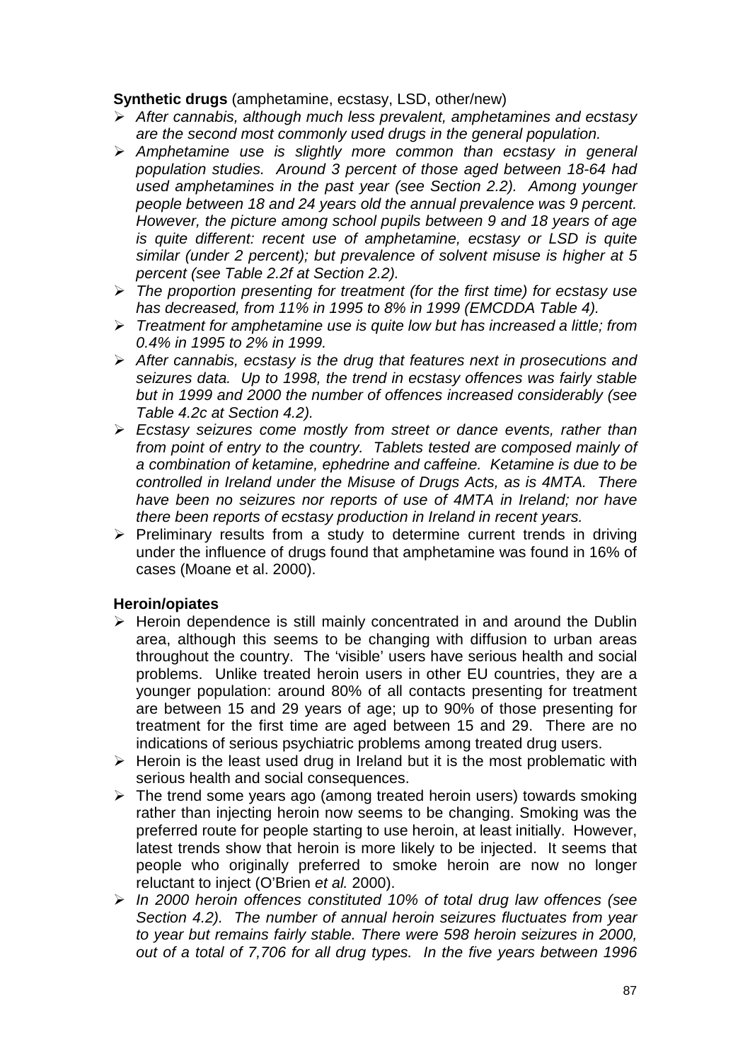**Synthetic drugs** (amphetamine, ecstasy, LSD, other/new)

- *After cannabis, although much less prevalent, amphetamines and ecstasy are the second most commonly used drugs in the general population.*
- *Amphetamine use is slightly more common than ecstasy in general population studies. Around 3 percent of those aged between 18-64 had used amphetamines in the past year (see Section 2.2). Among younger people between 18 and 24 years old the annual prevalence was 9 percent. However, the picture among school pupils between 9 and 18 years of age is quite different: recent use of amphetamine, ecstasy or LSD is quite similar (under 2 percent); but prevalence of solvent misuse is higher at 5 percent (see Table 2.2f at Section 2.2).*
- *The proportion presenting for treatment (for the first time) for ecstasy use has decreased, from 11% in 1995 to 8% in 1999 (EMCDDA Table 4).*
- *Treatment for amphetamine use is quite low but has increased a little; from 0.4% in 1995 to 2% in 1999.*
- *After cannabis, ecstasy is the drug that features next in prosecutions and seizures data. Up to 1998, the trend in ecstasy offences was fairly stable but in 1999 and 2000 the number of offences increased considerably (see Table 4.2c at Section 4.2).*
- *Ecstasy seizures come mostly from street or dance events, rather than from point of entry to the country. Tablets tested are composed mainly of a combination of ketamine, ephedrine and caffeine. Ketamine is due to be controlled in Ireland under the Misuse of Drugs Acts, as is 4MTA. There have been no seizures nor reports of use of 4MTA in Ireland; nor have there been reports of ecstasy production in Ireland in recent years.*
- Preliminary results from a study to determine current trends in driving under the influence of drugs found that amphetamine was found in 16% of cases (Moane et al. 2000).

**Heroin/opiates**

- Heroin dependence is still mainly concentrated in and around the Dublin area, although this seems to be changing with diffusion to urban areas throughout the country. The 'visible' users have serious health and social problems. Unlike treated heroin users in other EU countries, they are a younger population: around 80% of all contacts presenting for treatment are between 15 and 29 years of age; up to 90% of those presenting for treatment for the first time are aged between 15 and 29. There are no indications of serious psychiatric problems among treated drug users.
- Heroin is the least used drug in Ireland but it is the most problematic with serious health and social consequences.
- The trend some years ago (among treated heroin users) towards smoking rather than injecting heroin now seems to be changing. Smoking was the preferred route for people starting to use heroin, at least initially. However, latest trends show that heroin is more likely to be injected. It seems that people who originally preferred to smoke heroin are now no longer reluctant to inject (O'Brien *et al.* 2000).
- *In 2000 heroin offences constituted 10% of total drug law offences (see Section 4.2). The number of annual heroin seizures fluctuates from year to year but remains fairly stable. There were 598 heroin seizures in 2000, out of a total of 7,706 for all drug types. In the five years between 1996*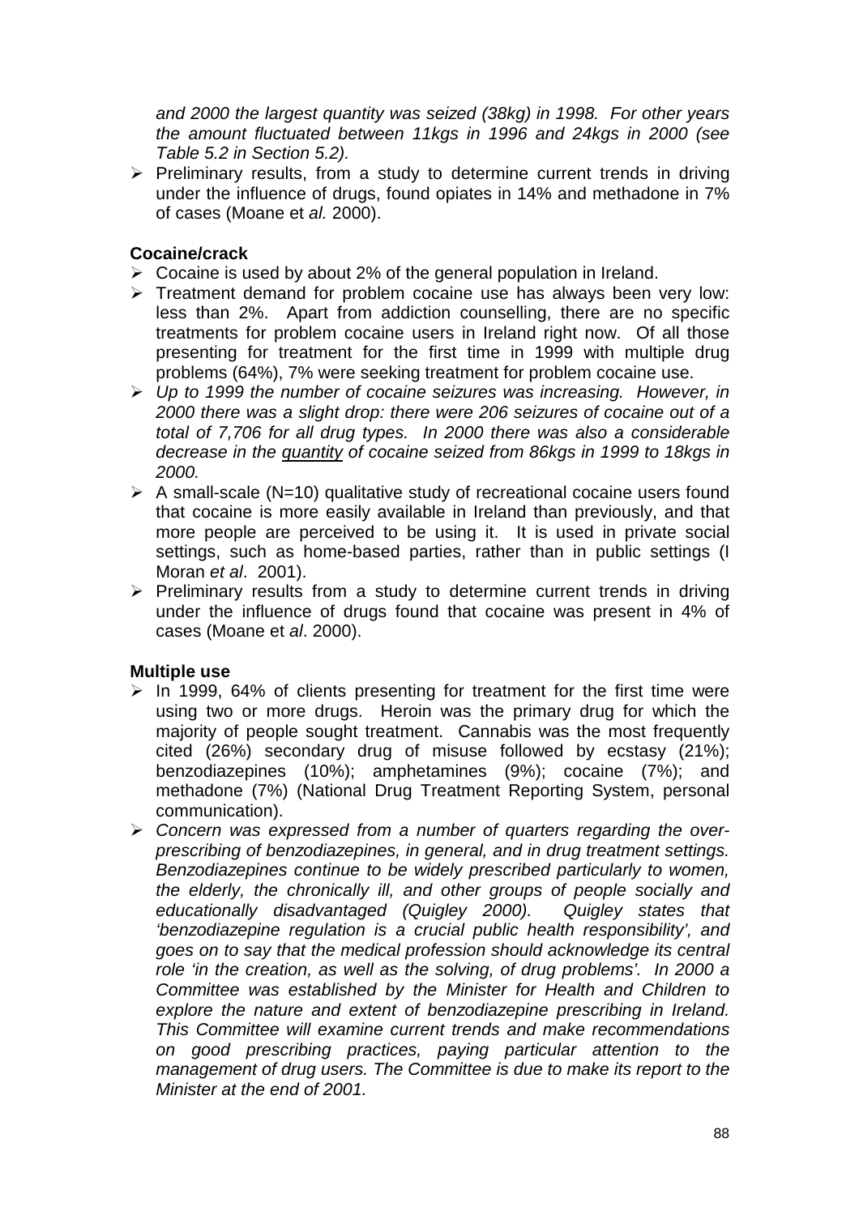*and 2000 the largest quantity was seized (38kg) in 1998. For other years the amount fluctuated between 11kgs in 1996 and 24kgs in 2000 (see Table 5.2 in Section 5.2).*

- Preliminary results, from a study to determine current trends in driving under the influence of drugs, found opiates in 14% and methadone in 7% of cases (Moane et *al.* 2000).

**Cocaine/crack**

- Cocaine is used by about 2% of the general population in Ireland.
- Treatment demand for problem cocaine use has always been very low: less than 2%. Apart from addiction counselling, there are no specific treatments for problem cocaine users in Ireland right now. Of all those presenting for treatment for the first time in 1999 with multiple drug problems (64%), 7% were seeking treatment for problem cocaine use.
- *Up to 1999 the number of cocaine seizures was increasing. However, in 2000 there was a slight drop: there were 206 seizures of cocaine out of a total of 7,706 for all drug types. In 2000 there was also a considerable decrease in the <u>quantity</u> of cocaine seized from 86kgs in 1999 to 18kgs in 2000.*
- A small-scale (N=10) qualitative study of recreational cocaine users found that cocaine is more easily available in Ireland than previously, and that more people are perceived to be using it. It is used in private social settings, such as home-based parties, rather than in public settings (I Moran *et al*. 2001).
- Preliminary results from a study to determine current trends in driving under the influence of drugs found that cocaine was present in 4% of cases (Moane et *al*. 2000).

**Multiple use**

- In 1999, 64% of clients presenting for treatment for the first time were using two or more drugs. Heroin was the primary drug for which the majority of people sought treatment. Cannabis was the most frequently cited (26%) secondary drug of misuse followed by ecstasy (21%); benzodiazepines (10%); amphetamines (9%); cocaine (7%); and methadone (7%) (National Drug Treatment Reporting System, personal communication).
- *Concern was expressed from a number of quarters regarding the over-prescribing of benzodiazepines, in general, and in drug treatment settings. Benzodiazepines continue to be widely prescribed particularly to women, the elderly, the chronically ill, and other groups of people socially and educationally disadvantaged (Quigley 2000). Quigley states that 'benzodiazepine regulation is a crucial public health responsibility', and goes on to say that the medical profession should acknowledge its central role 'in the creation, as well as the solving, of drug problems'. In 2000 a Committee was established by the Minister for Health and Children to explore the nature and extent of benzodiazepine prescribing in Ireland. This Committee will examine current trends and make recommendations on good prescribing practices, paying particular attention to the management of drug users. The Committee is due to make its report to the Minister at the end of 2001.*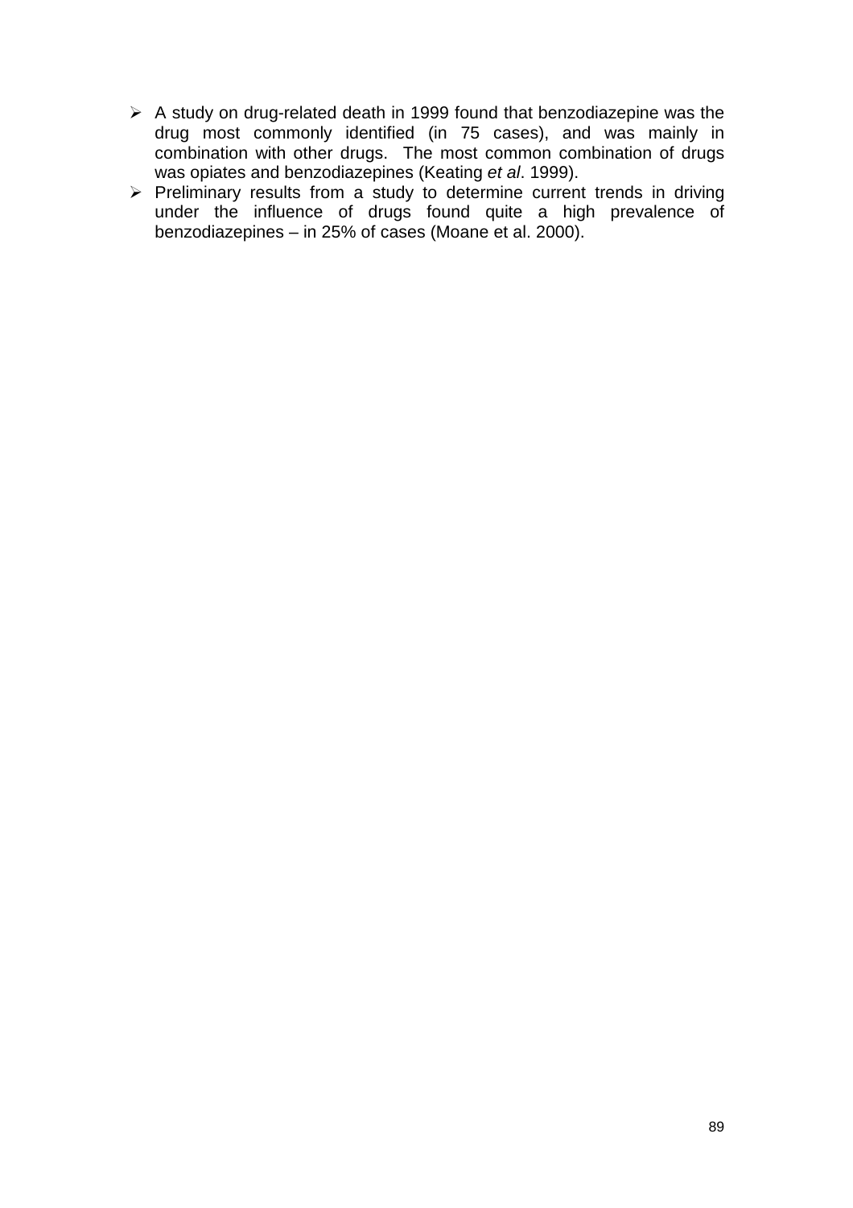- A study on drug-related death in 1999 found that benzodiazepine was the drug most commonly identified (in 75 cases), and was mainly in combination with other drugs. The most common combination of drugs was opiates and benzodiazepines (Keating *et al*. 1999).
- Preliminary results from a study to determine current trends in driving under the influence of drugs found quite a high prevalence of benzodiazepines – in 25% of cases (Moane et al. 2000).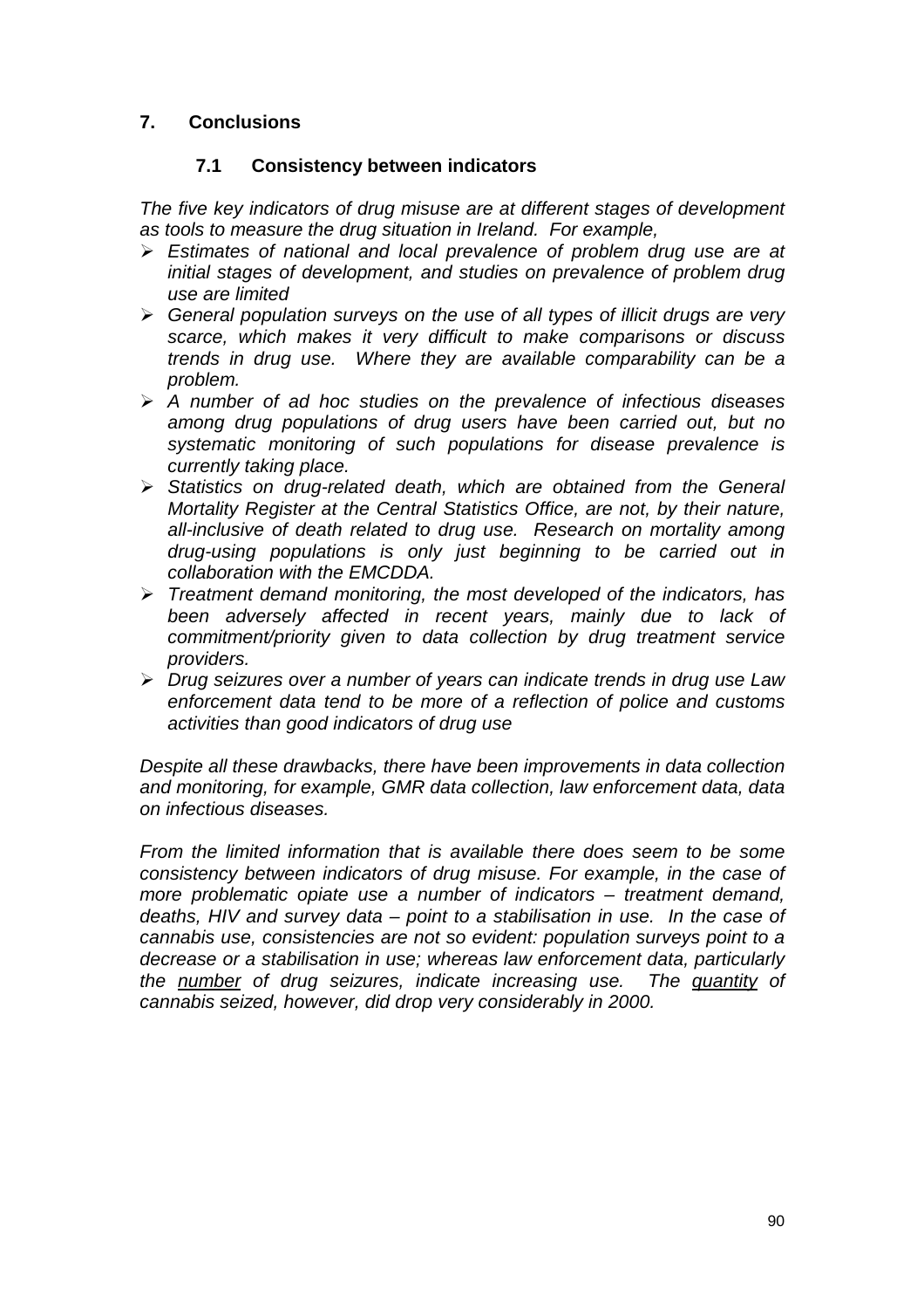## 7. Conclusions

### 7.1 Consistency between indicators

*The five key indicators of drug misuse are at different stages of development as tools to measure the drug situation in Ireland. For example,*

- *Estimates of national and local prevalence of problem drug use are at initial stages of development, and studies on prevalence of problem drug use are limited*
- *General population surveys on the use of all types of illicit drugs are very scarce, which makes it very difficult to make comparisons or discuss trends in drug use. Where they are available comparability can be a problem.*
- *A number of ad hoc studies on the prevalence of infectious diseases among drug populations of drug users have been carried out, but no systematic monitoring of such populations for disease prevalence is currently taking place.*
- *Statistics on drug-related death, which are obtained from the General Mortality Register at the Central Statistics Office, are not, by their nature, all-inclusive of death related to drug use. Research on mortality among drug-using populations is only just beginning to be carried out in collaboration with the EMCDDA.*
- *Treatment demand monitoring, the most developed of the indicators, has been adversely affected in recent years, mainly due to lack of commitment/priority given to data collection by drug treatment service providers.*
- *Drug seizures over a number of years can indicate trends in drug use Law enforcement data tend to be more of a reflection of police and customs activities than good indicators of drug use*

*Despite all these drawbacks, there have been improvements in data collection and monitoring, for example, GMR data collection, law enforcement data, data on infectious diseases.*

*From the limited information that is available there does seem to be some consistency between indicators of drug misuse. For example, in the case of more problematic opiate use a number of indicators – treatment demand, deaths, HIV and survey data – point to a stabilisation in use. In the case of cannabis use, consistencies are not so evident: population surveys point to a decrease or a stabilisation in use; whereas law enforcement data, particularly the number of drug seizures, indicate increasing use. The quantity of cannabis seized, however, did drop very considerably in 2000.*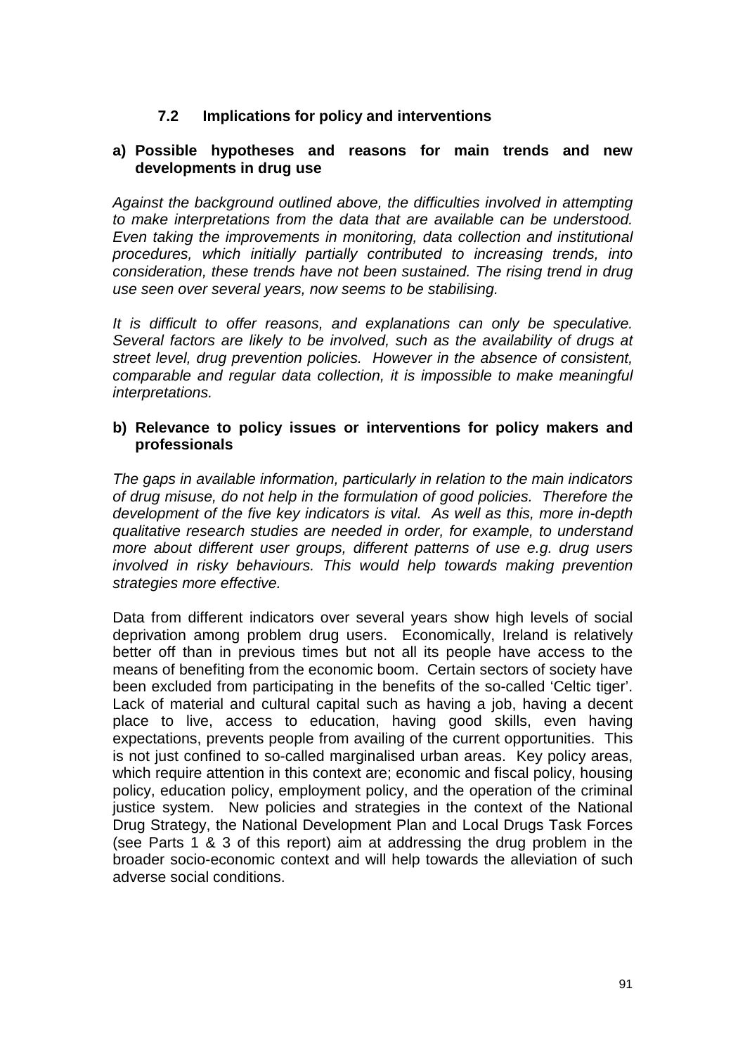### 7.2 Implications for policy and interventions

**a) Possible hypotheses and reasons for main trends and new developments in drug use**

*Against the background outlined above, the difficulties involved in attempting to make interpretations from the data that are available can be understood. Even taking the improvements in monitoring, data collection and institutional procedures, which initially partially contributed to increasing trends, into consideration, these trends have not been sustained. The rising trend in drug use seen over several years, now seems to be stabilising.*

*It is difficult to offer reasons, and explanations can only be speculative. Several factors are likely to be involved, such as the availability of drugs at street level, drug prevention policies. However in the absence of consistent, comparable and regular data collection, it is impossible to make meaningful interpretations.*

**b) Relevance to policy issues or interventions for policy makers and professionals**

*The gaps in available information, particularly in relation to the main indicators of drug misuse, do not help in the formulation of good policies. Therefore the development of the five key indicators is vital. As well as this, more in-depth qualitative research studies are needed in order, for example, to understand more about different user groups, different patterns of use e.g. drug users involved in risky behaviours. This would help towards making prevention strategies more effective.*

Data from different indicators over several years show high levels of social deprivation among problem drug users. Economically, Ireland is relatively better off than in previous times but not all its people have access to the means of benefiting from the economic boom. Certain sectors of society have been excluded from participating in the benefits of the so-called 'Celtic tiger'. Lack of material and cultural capital such as having a job, having a decent place to live, access to education, having good skills, even having expectations, prevents people from availing of the current opportunities. This is not just confined to so-called marginalised urban areas. Key policy areas, which require attention in this context are; economic and fiscal policy, housing policy, education policy, employment policy, and the operation of the criminal justice system. New policies and strategies in the context of the National Drug Strategy, the National Development Plan and Local Drugs Task Forces (see Parts 1 & 3 of this report) aim at addressing the drug problem in the broader socio-economic context and will help towards the alleviation of such adverse social conditions.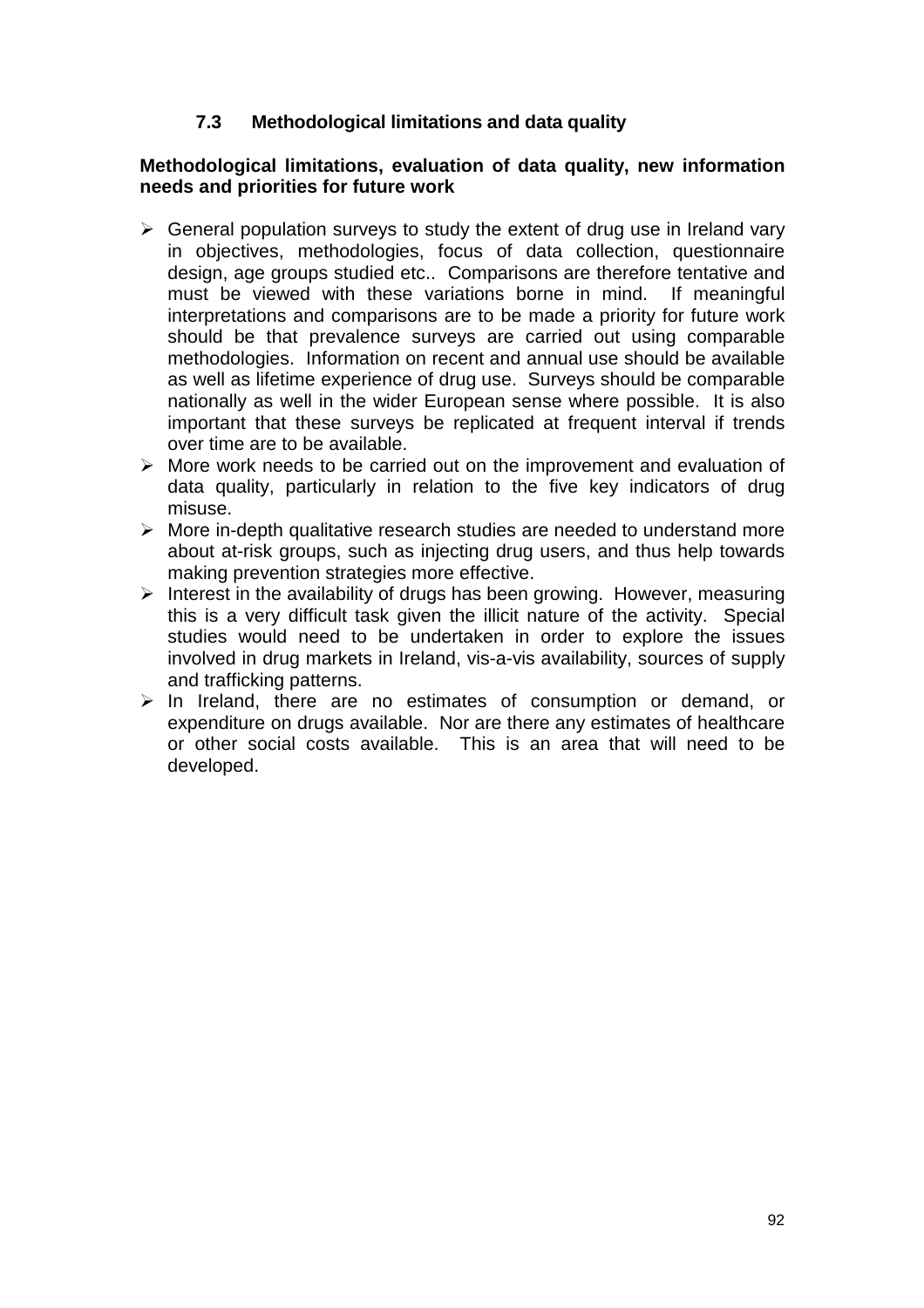### 7.3 Methodological limitations and data quality

**Methodological limitations, evaluation of data quality, new information needs and priorities for future work**

- General population surveys to study the extent of drug use in Ireland vary in objectives, methodologies, focus of data collection, questionnaire design, age groups studied etc.. Comparisons are therefore tentative and must be viewed with these variations borne in mind. If meaningful interpretations and comparisons are to be made a priority for future work should be that prevalence surveys are carried out using comparable methodologies. Information on recent and annual use should be available as well as lifetime experience of drug use. Surveys should be comparable nationally as well in the wider European sense where possible. It is also important that these surveys be replicated at frequent interval if trends over time are to be available.
- More work needs to be carried out on the improvement and evaluation of data quality, particularly in relation to the five key indicators of drug misuse.
- More in-depth qualitative research studies are needed to understand more about at-risk groups, such as injecting drug users, and thus help towards making prevention strategies more effective.
- Interest in the availability of drugs has been growing. However, measuring this is a very difficult task given the illicit nature of the activity. Special studies would need to be undertaken in order to explore the issues involved in drug markets in Ireland, vis-a-vis availability, sources of supply and trafficking patterns.
- In Ireland, there are no estimates of consumption or demand, or expenditure on drugs available. Nor are there any estimates of healthcare or other social costs available. This is an area that will need to be developed.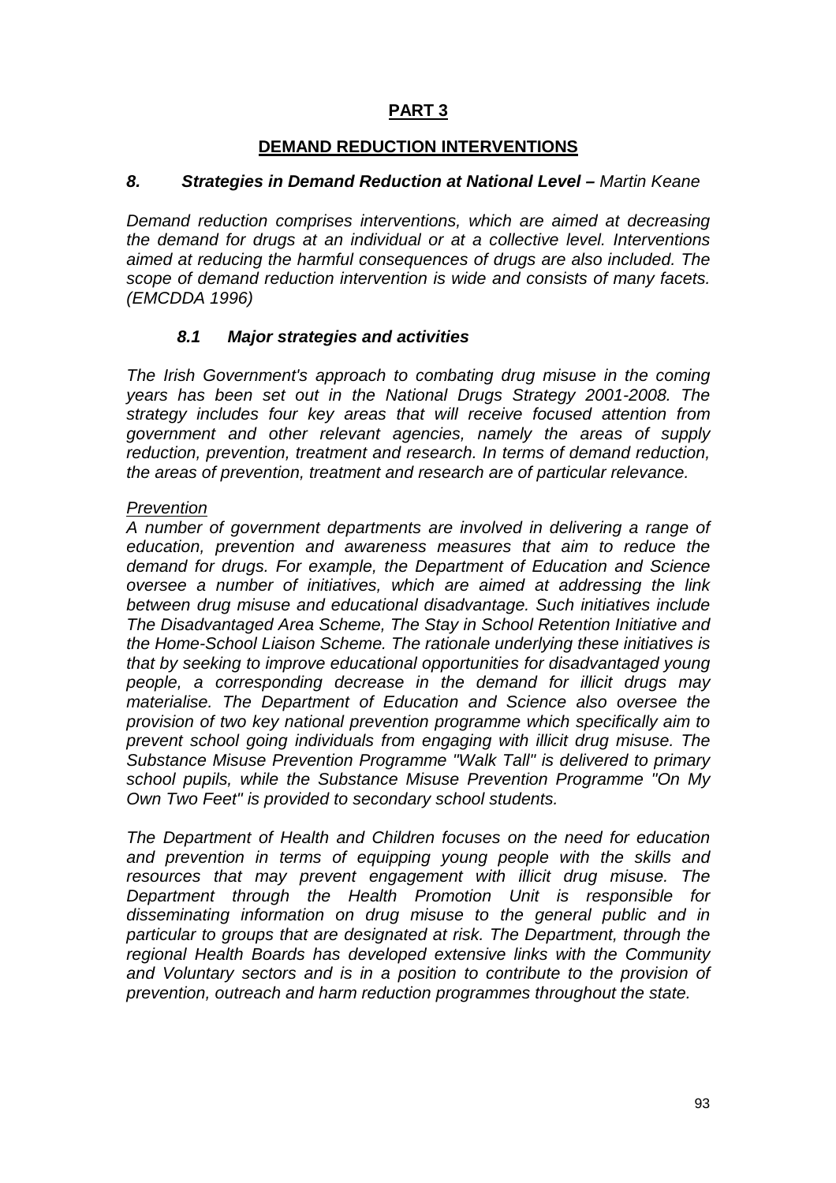# PART 3

## DEMAND REDUCTION INTERVENTIONS

### *8. Strategies in Demand Reduction at National Level – Martin Keane*

*Demand reduction comprises interventions, which are aimed at decreasing the demand for drugs at an individual or at a collective level. Interventions aimed at reducing the harmful consequences of drugs are also included. The scope of demand reduction intervention is wide and consists of many facets. (EMCDDA 1996)*

#### *8.1 Major strategies and activities*

*The Irish Government's approach to combating drug misuse in the coming years has been set out in the National Drugs Strategy 2001-2008. The strategy includes four key areas that will receive focused attention from government and other relevant agencies, namely the areas of supply reduction, prevention, treatment and research. In terms of demand reduction, the areas of prevention, treatment and research are of particular relevance.*

*Prevention*

*A number of government departments are involved in delivering a range of education, prevention and awareness measures that aim to reduce the demand for drugs. For example, the Department of Education and Science oversee a number of initiatives, which are aimed at addressing the link between drug misuse and educational disadvantage. Such initiatives include The Disadvantaged Area Scheme, The Stay in School Retention Initiative and the Home-School Liaison Scheme. The rationale underlying these initiatives is that by seeking to improve educational opportunities for disadvantaged young people, a corresponding decrease in the demand for illicit drugs may materialise. The Department of Education and Science also oversee the provision of two key national prevention programme which specifically aim to prevent school going individuals from engaging with illicit drug misuse. The Substance Misuse Prevention Programme "Walk Tall" is delivered to primary school pupils, while the Substance Misuse Prevention Programme "On My Own Two Feet" is provided to secondary school students.*

*The Department of Health and Children focuses on the need for education and prevention in terms of equipping young people with the skills and resources that may prevent engagement with illicit drug misuse. The Department through the Health Promotion Unit is responsible for disseminating information on drug misuse to the general public and in particular to groups that are designated at risk. The Department, through the regional Health Boards has developed extensive links with the Community and Voluntary sectors and is in a position to contribute to the provision of prevention, outreach and harm reduction programmes throughout the state.*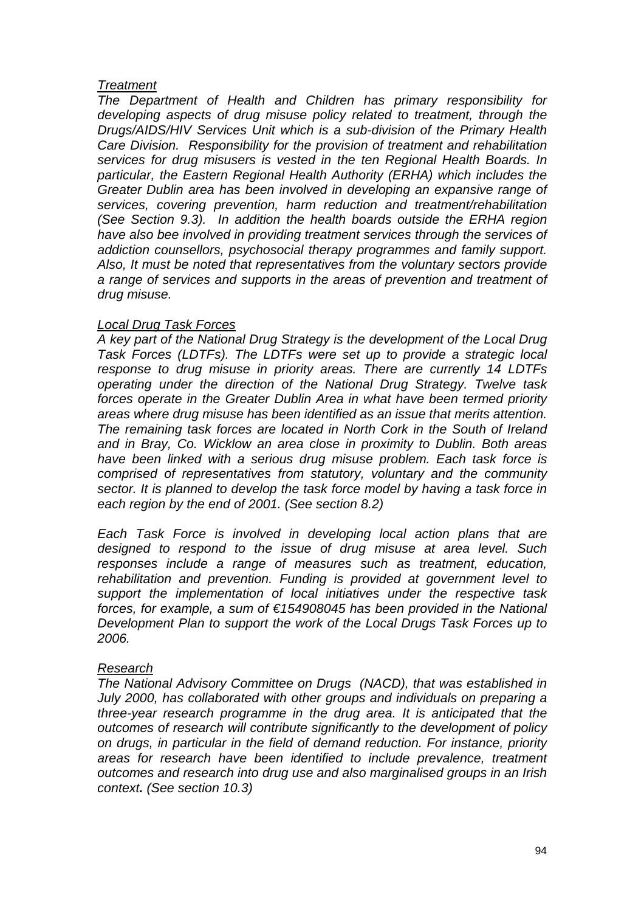*Treatment*

*The Department of Health and Children has primary responsibility for developing aspects of drug misuse policy related to treatment, through the Drugs/AIDS/HIV Services Unit which is a sub-division of the Primary Health Care Division. Responsibility for the provision of treatment and rehabilitation services for drug misusers is vested in the ten Regional Health Boards. In particular, the Eastern Regional Health Authority (ERHA) which includes the Greater Dublin area has been involved in developing an expansive range of services, covering prevention, harm reduction and treatment/rehabilitation (See Section 9.3). In addition the health boards outside the ERHA region have also bee involved in providing treatment services through the services of addiction counsellors, psychosocial therapy programmes and family support. Also, It must be noted that representatives from the voluntary sectors provide a range of services and supports in the areas of prevention and treatment of drug misuse.*

*Local Drug Task Forces*

*A key part of the National Drug Strategy is the development of the Local Drug Task Forces (LDTFs). The LDTFs were set up to provide a strategic local response to drug misuse in priority areas. There are currently 14 LDTFs operating under the direction of the National Drug Strategy. Twelve task forces operate in the Greater Dublin Area in what have been termed priority areas where drug misuse has been identified as an issue that merits attention. The remaining task forces are located in North Cork in the South of Ireland and in Bray, Co. Wicklow an area close in proximity to Dublin. Both areas have been linked with a serious drug misuse problem. Each task force is comprised of representatives from statutory, voluntary and the community sector. It is planned to develop the task force model by having a task force in each region by the end of 2001. (See section 8.2)*

*Each Task Force is involved in developing local action plans that are designed to respond to the issue of drug misuse at area level. Such responses include a range of measures such as treatment, education, rehabilitation and prevention. Funding is provided at government level to support the implementation of local initiatives under the respective task forces, for example, a sum of €154908045 has been provided in the National Development Plan to support the work of the Local Drugs Task Forces up to 2006.*

*Research*

*The National Advisory Committee on Drugs (NACD), that was established in July 2000, has collaborated with other groups and individuals on preparing a three-year research programme in the drug area. It is anticipated that the outcomes of research will contribute significantly to the development of policy on drugs, in particular in the field of demand reduction. For instance, priority areas for research have been identified to include prevalence, treatment outcomes and research into drug use and also marginalised groups in an Irish context**.** (See section 10.3)*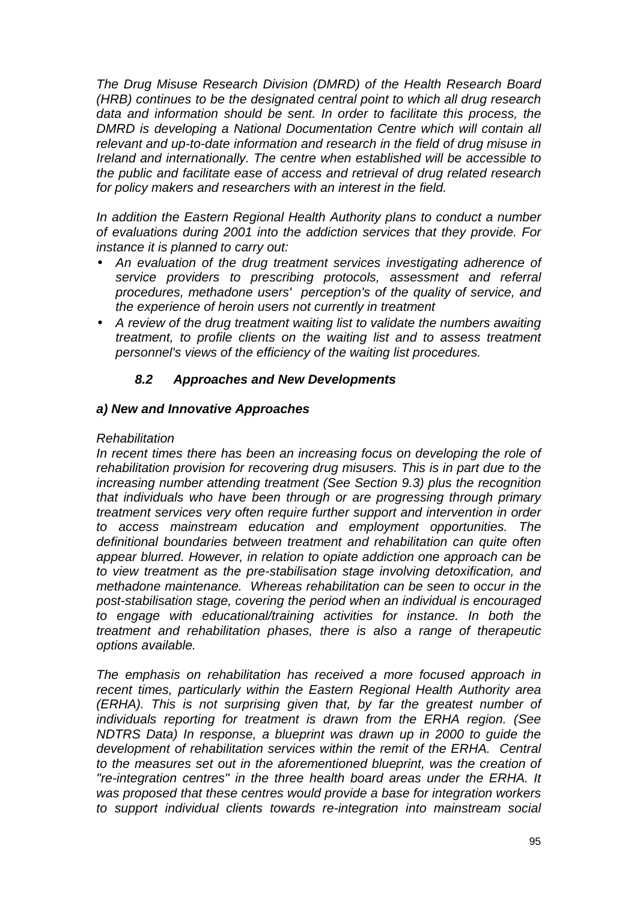*The Drug Misuse Research Division (DMRD) of the Health Research Board (HRB) continues to be the designated central point to which all drug research data and information should be sent. In order to facilitate this process, the DMRD is developing a National Documentation Centre which will contain all relevant and up-to-date information and research in the field of drug misuse in Ireland and internationally. The centre when established will be accessible to the public and facilitate ease of access and retrieval of drug related research for policy makers and researchers with an interest in the field.*

*In addition the Eastern Regional Health Authority plans to conduct a number of evaluations during 2001 into the addiction services that they provide. For instance it is planned to carry out:*

- *An evaluation of the drug treatment services investigating adherence of service providers to prescribing protocols, assessment and referral procedures, methadone users' perception's of the quality of service, and the experience of heroin users not currently in treatment*
- *A review of the drug treatment waiting list to validate the numbers awaiting treatment, to profile clients on the waiting list and to assess treatment personnel's views of the efficiency of the waiting list procedures.*

### *8.2 Approaches and New Developments*

#### *a) New and Innovative Approaches*

*Rehabilitation*

*In recent times there has been an increasing focus on developing the role of rehabilitation provision for recovering drug misusers. This is in part due to the increasing number attending treatment (See Section 9.3) plus the recognition that individuals who have been through or are progressing through primary treatment services very often require further support and intervention in order to access mainstream education and employment opportunities. The definitional boundaries between treatment and rehabilitation can quite often appear blurred. However, in relation to opiate addiction one approach can be to view treatment as the pre-stabilisation stage involving detoxification, and methadone maintenance. Whereas rehabilitation can be seen to occur in the post-stabilisation stage, covering the period when an individual is encouraged to engage with educational/training activities for instance. In both the treatment and rehabilitation phases, there is also a range of therapeutic options available.*

*The emphasis on rehabilitation has received a more focused approach in recent times, particularly within the Eastern Regional Health Authority area (ERHA). This is not surprising given that, by far the greatest number of individuals reporting for treatment is drawn from the ERHA region. (See NDTRS Data) In response, a blueprint was drawn up in 2000 to guide the development of rehabilitation services within the remit of the ERHA. Central to the measures set out in the aforementioned blueprint, was the creation of "re-integration centres" in the three health board areas under the ERHA. It was proposed that these centres would provide a base for integration workers to support individual clients towards re-integration into mainstream social*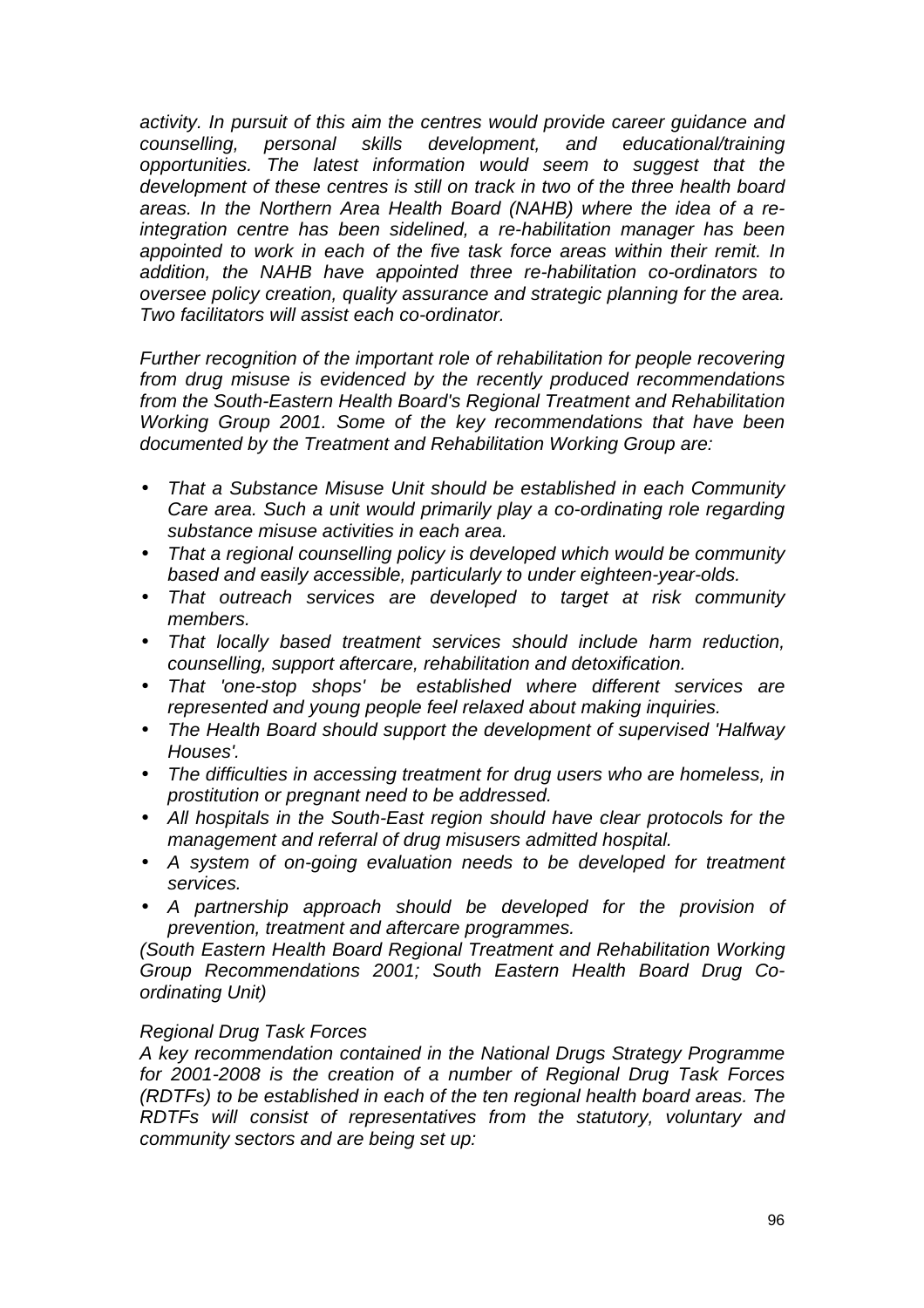*activity. In pursuit of this aim the centres would provide career guidance and counselling, personal skills development, and educational/training opportunities. The latest information would seem to suggest that the development of these centres is still on track in two of the three health board areas. In the Northern Area Health Board (NAHB) where the idea of a re-integration centre has been sidelined, a re-habilitation manager has been appointed to work in each of the five task force areas within their remit. In addition, the NAHB have appointed three re-habilitation co-ordinators to oversee policy creation, quality assurance and strategic planning for the area. Two facilitators will assist each co-ordinator.*

*Further recognition of the important role of rehabilitation for people recovering from drug misuse is evidenced by the recently produced recommendations from the South-Eastern Health Board's Regional Treatment and Rehabilitation Working Group 2001. Some of the key recommendations that have been documented by the Treatment and Rehabilitation Working Group are:*

- *That a Substance Misuse Unit should be established in each Community Care area. Such a unit would primarily play a co-ordinating role regarding substance misuse activities in each area.*
- *That a regional counselling policy is developed which would be community based and easily accessible, particularly to under eighteen-year-olds.*
- *That outreach services are developed to target at risk community members.*
- *That locally based treatment services should include harm reduction, counselling, support aftercare, rehabilitation and detoxification.*
- *That 'one-stop shops' be established where different services are represented and young people feel relaxed about making inquiries.*
- *The Health Board should support the development of supervised 'Halfway Houses'.*
- *The difficulties in accessing treatment for drug users who are homeless, in prostitution or pregnant need to be addressed.*
- *All hospitals in the South-East region should have clear protocols for the management and referral of drug misusers admitted hospital.*
- *A system of on-going evaluation needs to be developed for treatment services.*
- *A partnership approach should be developed for the provision of prevention, treatment and aftercare programmes.*

*(South Eastern Health Board Regional Treatment and Rehabilitation Working Group Recommendations 2001; South Eastern Health Board Drug Co-ordinating Unit)*

*Regional Drug Task Forces*
*A key recommendation contained in the National Drugs Strategy Programme for 2001-2008 is the creation of a number of Regional Drug Task Forces (RDTFs) to be established in each of the ten regional health board areas. The RDTFs will consist of representatives from the statutory, voluntary and community sectors and are being set up:*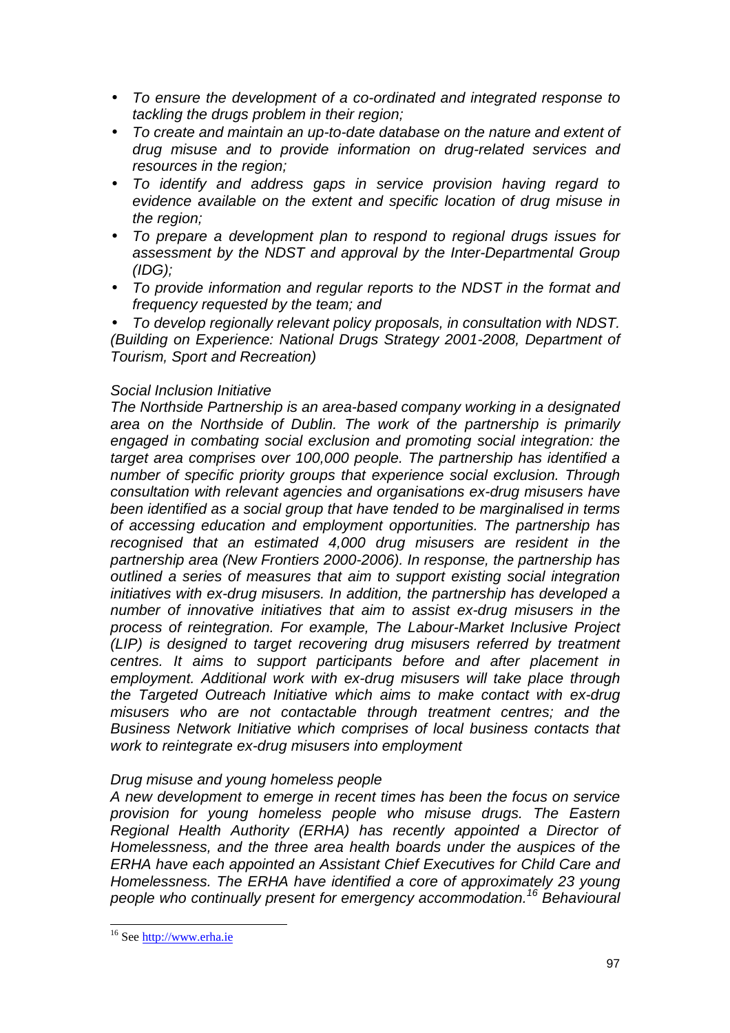- *To ensure the development of a co-ordinated and integrated response to tackling the drugs problem in their region;*
- *To create and maintain an up-to-date database on the nature and extent of drug misuse and to provide information on drug-related services and resources in the region;*
- *To identify and address gaps in service provision having regard to evidence available on the extent and specific location of drug misuse in the region;*
- *To prepare a development plan to respond to regional drugs issues for assessment by the NDST and approval by the Inter-Departmental Group (IDG);*
- *To provide information and regular reports to the NDST in the format and frequency requested by the team; and*
- *To develop regionally relevant policy proposals, in consultation with NDST.*

*(Building on Experience: National Drugs Strategy 2001-2008, Department of Tourism, Sport and Recreation)*

*Social Inclusion Initiative*

*The Northside Partnership is an area-based company working in a designated area on the Northside of Dublin. The work of the partnership is primarily engaged in combating social exclusion and promoting social integration: the target area comprises over 100,000 people. The partnership has identified a number of specific priority groups that experience social exclusion. Through consultation with relevant agencies and organisations ex-drug misusers have been identified as a social group that have tended to be marginalised in terms of accessing education and employment opportunities. The partnership has recognised that an estimated 4,000 drug misusers are resident in the partnership area (New Frontiers 2000-2006). In response, the partnership has outlined a series of measures that aim to support existing social integration initiatives with ex-drug misusers. In addition, the partnership has developed a number of innovative initiatives that aim to assist ex-drug misusers in the process of reintegration. For example, The Labour-Market Inclusive Project (LIP) is designed to target recovering drug misusers referred by treatment centres. It aims to support participants before and after placement in employment. Additional work with ex-drug misusers will take place through the Targeted Outreach Initiative which aims to make contact with ex-drug misusers who are not contactable through treatment centres; and the Business Network Initiative which comprises of local business contacts that work to reintegrate ex-drug misusers into employment*

*Drug misuse and young homeless people*

*A new development to emerge in recent times has been the focus on service provision for young homeless people who misuse drugs. The Eastern Regional Health Authority (ERHA) has recently appointed a Director of Homelessness, and the three area health boards under the auspices of the ERHA have each appointed an Assistant Chief Executives for Child Care and Homelessness. The ERHA have identified a core of approximately 23 young people who continually present for emergency accommodation.[16] Behavioural*

[16] See http://www.erha.ie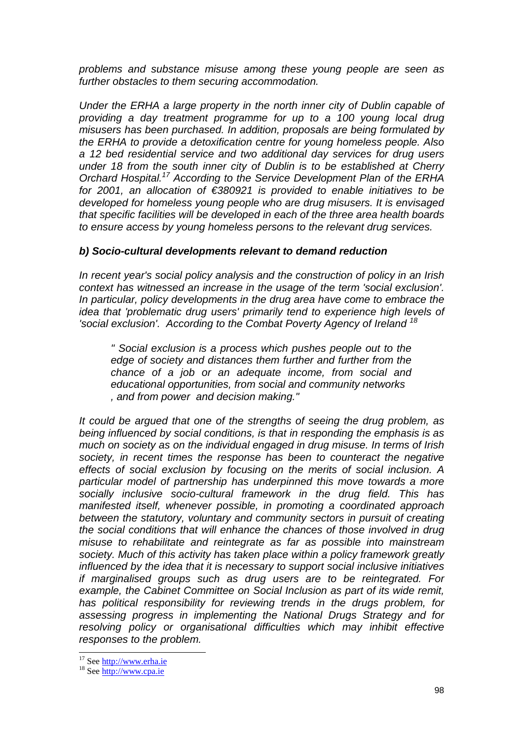*problems and substance misuse among these young people are seen as further obstacles to them securing accommodation.*

*Under the ERHA a large property in the north inner city of Dublin capable of providing a day treatment programme for up to a 100 young local drug misusers has been purchased. In addition, proposals are being formulated by the ERHA to provide a detoxification centre for young homeless people. Also a 12 bed residential service and two additional day services for drug users under 18 from the south inner city of Dublin is to be established at Cherry Orchard Hospital.[17] According to the Service Development Plan of the ERHA for 2001, an allocation of €380921 is provided to enable initiatives to be developed for homeless young people who are drug misusers. It is envisaged that specific facilities will be developed in each of the three area health boards to ensure access by young homeless persons to the relevant drug services.*

### *b) Socio-cultural developments relevant to demand reduction*

*In recent year's social policy analysis and the construction of policy in an Irish context has witnessed an increase in the usage of the term 'social exclusion'. In particular, policy developments in the drug area have come to embrace the idea that 'problematic drug users' primarily tend to experience high levels of 'social exclusion'. According to the Combat Poverty Agency of Ireland [18]*

> *" Social exclusion is a process which pushes people out to the edge of society and distances them further and further from the chance of a job or an adequate income, from social and educational opportunities, from social and community networks , and from power and decision making."*

*It could be argued that one of the strengths of seeing the drug problem, as being influenced by social conditions, is that in responding the emphasis is as much on society as on the individual engaged in drug misuse. In terms of Irish society, in recent times the response has been to counteract the negative effects of social exclusion by focusing on the merits of social inclusion. A particular model of partnership has underpinned this move towards a more socially inclusive socio-cultural framework in the drug field. This has manifested itself, whenever possible, in promoting a coordinated approach between the statutory, voluntary and community sectors in pursuit of creating the social conditions that will enhance the chances of those involved in drug misuse to rehabilitate and reintegrate as far as possible into mainstream society. Much of this activity has taken place within a policy framework greatly influenced by the idea that it is necessary to support social inclusive initiatives if marginalised groups such as drug users are to be reintegrated. For example, the Cabinet Committee on Social Inclusion as part of its wide remit, has political responsibility for reviewing trends in the drugs problem, for assessing progress in implementing the National Drugs Strategy and for resolving policy or organisational difficulties which may inhibit effective responses to the problem.*

---

[17] See http://www.erha.ie

[18] See http://www.cpa.ie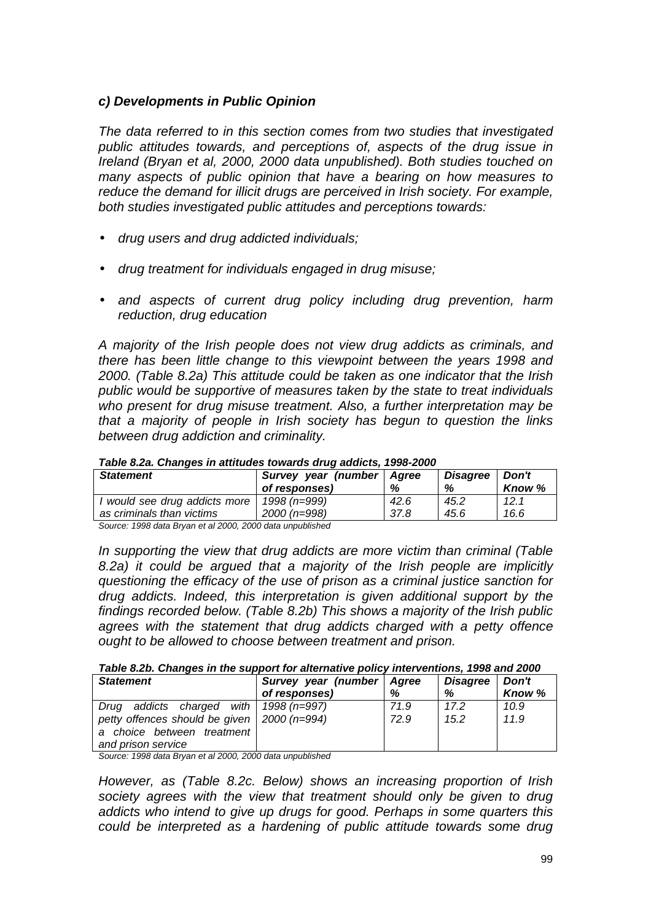### *c) Developments in Public Opinion*

*The data referred to in this section comes from two studies that investigated public attitudes towards, and perceptions of, aspects of the drug issue in Ireland (Bryan et al, 2000, 2000 data unpublished). Both studies touched on many aspects of public opinion that have a bearing on how measures to reduce the demand for illicit drugs are perceived in Irish society. For example, both studies investigated public attitudes and perceptions towards:*

- *drug users and drug addicted individuals;*
- *drug treatment for individuals engaged in drug misuse;*
- *and aspects of current drug policy including drug prevention, harm reduction, drug education*

*A majority of the Irish people does not view drug addicts as criminals, and there has been little change to this viewpoint between the years 1998 and 2000. (Table 8.2a) This attitude could be taken as one indicator that the Irish public would be supportive of measures taken by the state to treat individuals who present for drug misuse treatment. Also, a further interpretation may be that a majority of people in Irish society has begun to question the links between drug addiction and criminality.*

***Table 8.2a. Changes in attitudes towards drug addicts, 1998-2000***

| ***Statement*** | ***Survey year (number of responses)*** | ***Agree %*** | ***Disagree %*** | ***Don't Know %*** |
|---|---|---|---|---|
| *I would see drug addicts more as criminals than victims* | *1998 (n=999)* | *42.6* | *45.2* | *12.1* |
| | *2000 (n=998)* | *37.8* | *45.6* | *16.6* |

*Source: 1998 data Bryan et al 2000, 2000 data unpublished*

*In supporting the view that drug addicts are more victim than criminal (Table 8.2a) it could be argued that a majority of the Irish people are implicitly questioning the efficacy of the use of prison as a criminal justice sanction for drug addicts. Indeed, this interpretation is given additional support by the findings recorded below. (Table 8.2b) This shows a majority of the Irish public agrees with the statement that drug addicts charged with a petty offence ought to be allowed to choose between treatment and prison.*

***Table 8.2b. Changes in the support for alternative policy interventions, 1998 and 2000***

| ***Statement*** | ***Survey year (number of responses)*** | ***Agree %*** | ***Disagree %*** | ***Don't Know %*** |
|---|---|---|---|---|
| *Drug addicts charged with petty offences should be given a choice between treatment and prison service* | *1998 (n=997)* | *71.9* | *17.2* | *10.9* |
| | *2000 (n=994)* | *72.9* | *15.2* | *11.9* |

*Source: 1998 data Bryan et al 2000, 2000 data unpublished*

*However, as (Table 8.2c. Below) shows an increasing proportion of Irish society agrees with the view that treatment should only be given to drug addicts who intend to give up drugs for good. Perhaps in some quarters this could be interpreted as a hardening of public attitude towards some drug*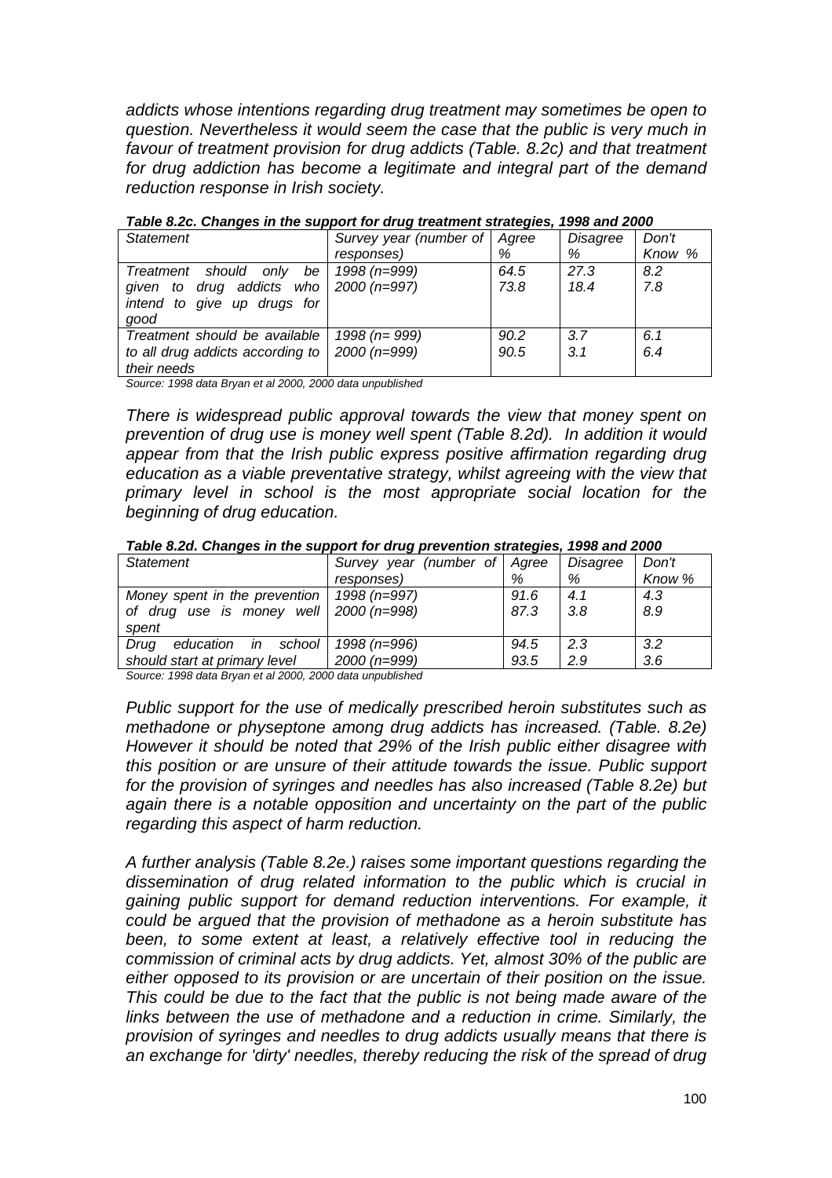*addicts whose intentions regarding drug treatment may sometimes be open to question. Nevertheless it would seem the case that the public is very much in favour of treatment provision for drug addicts (Table. 8.2c) and that treatment for drug addiction has become a legitimate and integral part of the demand reduction response in Irish society.*

***Table 8.2c. Changes in the support for drug treatment strategies, 1998 and 2000***

| *Statement* | *Survey year (number of responses)* | *Agree %* | *Disagree %* | *Don't Know %* |
|---|---|---|---|---|
| *Treatment should only be given to drug addicts who intend to give up drugs for good* | *1998 (n=999)*<br>*2000 (n=997)* | *64.5*<br>*73.8* | *27.3*<br>*18.4* | *8.2*<br>*7.8* |
| *Treatment should be available to all drug addicts according to their needs* | *1998 (n= 999)*<br>*2000 (n=999)* | *90.2*<br>*90.5* | *3.7*<br>*3.1* | *6.1*<br>*6.4* |

*Source: 1998 data Bryan et al 2000, 2000 data unpublished*

*There is widespread public approval towards the view that money spent on prevention of drug use is money well spent (Table 8.2d). In addition it would appear from that the Irish public express positive affirmation regarding drug education as a viable preventative strategy, whilst agreeing with the view that primary level in school is the most appropriate social location for the beginning of drug education.*

***Table 8.2d. Changes in the support for drug prevention strategies, 1998 and 2000***

| *Statement* | *Survey year (number of responses)* | *Agree %* | *Disagree %* | *Don't Know %* |
|---|---|---|---|---|
| *Money spent in the prevention of drug use is money well spent* | *1998 (n=997)*<br>*2000 (n=998)* | *91.6*<br>*87.3* | *4.1*<br>*3.8* | *4.3*<br>*8.9* |
| *Drug education in school should start at primary level* | *1998 (n=996)*<br>*2000 (n=999)* | *94.5*<br>*93.5* | *2.3*<br>*2.9* | *3.2*<br>*3.6* |

*Source: 1998 data Bryan et al 2000, 2000 data unpublished*

*Public support for the use of medically prescribed heroin substitutes such as methadone or physeptone among drug addicts has increased. (Table. 8.2e) However it should be noted that 29% of the Irish public either disagree with this position or are unsure of their attitude towards the issue. Public support for the provision of syringes and needles has also increased (Table 8.2e) but again there is a notable opposition and uncertainty on the part of the public regarding this aspect of harm reduction.*

*A further analysis (Table 8.2e.) raises some important questions regarding the dissemination of drug related information to the public which is crucial in gaining public support for demand reduction interventions. For example, it could be argued that the provision of methadone as a heroin substitute has been, to some extent at least, a relatively effective tool in reducing the commission of criminal acts by drug addicts. Yet, almost 30% of the public are either opposed to its provision or are uncertain of their position on the issue. This could be due to the fact that the public is not being made aware of the links between the use of methadone and a reduction in crime. Similarly, the provision of syringes and needles to drug addicts usually means that there is an exchange for 'dirty' needles, thereby reducing the risk of the spread of drug*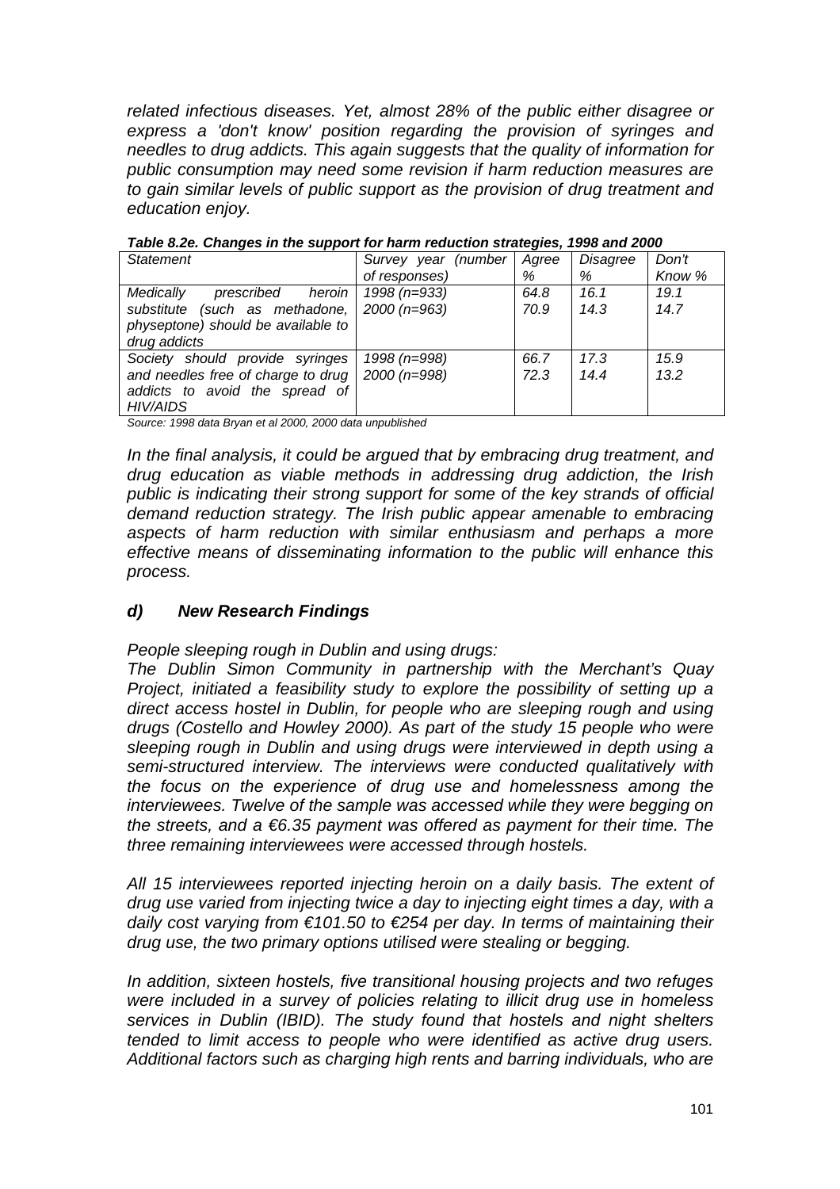*related infectious diseases. Yet, almost 28% of the public either disagree or express a 'don't know' position regarding the provision of syringes and needles to drug addicts. This again suggests that the quality of information for public consumption may need some revision if harm reduction measures are to gain similar levels of public support as the provision of drug treatment and education enjoy.*

***Table 8.2e. Changes in the support for harm reduction strategies, 1998 and 2000***

| *Statement* | *Survey year (number of responses)* | *Agree %* | *Disagree %* | *Don't Know %* |
|---|---|---|---|---|
| *Medically prescribed heroin substitute (such as methadone, physeptone) should be available to drug addicts* | *1998 (n=933)*<br>*2000 (n=963)* | *64.8*<br>*70.9* | *16.1*<br>*14.3* | *19.1*<br>*14.7* |
| *Society should provide syringes and needles free of charge to drug addicts to avoid the spread of HIV/AIDS* | *1998 (n=998)*<br>*2000 (n=998)* | *66.7*<br>*72.3* | *17.3*<br>*14.4* | *15.9*<br>*13.2* |

*Source: 1998 data Bryan et al 2000, 2000 data unpublished*

*In the final analysis, it could be argued that by embracing drug treatment, and drug education as viable methods in addressing drug addiction, the Irish public is indicating their strong support for some of the key strands of official demand reduction strategy. The Irish public appear amenable to embracing aspects of harm reduction with similar enthusiasm and perhaps a more effective means of disseminating information to the public will enhance this process.*

### *d) New Research Findings*

*People sleeping rough in Dublin and using drugs:*
*The Dublin Simon Community in partnership with the Merchant's Quay Project, initiated a feasibility study to explore the possibility of setting up a direct access hostel in Dublin, for people who are sleeping rough and using drugs (Costello and Howley 2000). As part of the study 15 people who were sleeping rough in Dublin and using drugs were interviewed in depth using a semi-structured interview. The interviews were conducted qualitatively with the focus on the experience of drug use and homelessness among the interviewees. Twelve of the sample was accessed while they were begging on the streets, and a €6.35 payment was offered as payment for their time. The three remaining interviewees were accessed through hostels.*

*All 15 interviewees reported injecting heroin on a daily basis. The extent of drug use varied from injecting twice a day to injecting eight times a day, with a daily cost varying from €101.50 to €254 per day. In terms of maintaining their drug use, the two primary options utilised were stealing or begging.*

*In addition, sixteen hostels, five transitional housing projects and two refuges were included in a survey of policies relating to illicit drug use in homeless services in Dublin (IBID). The study found that hostels and night shelters tended to limit access to people who were identified as active drug users. Additional factors such as charging high rents and barring individuals, who are*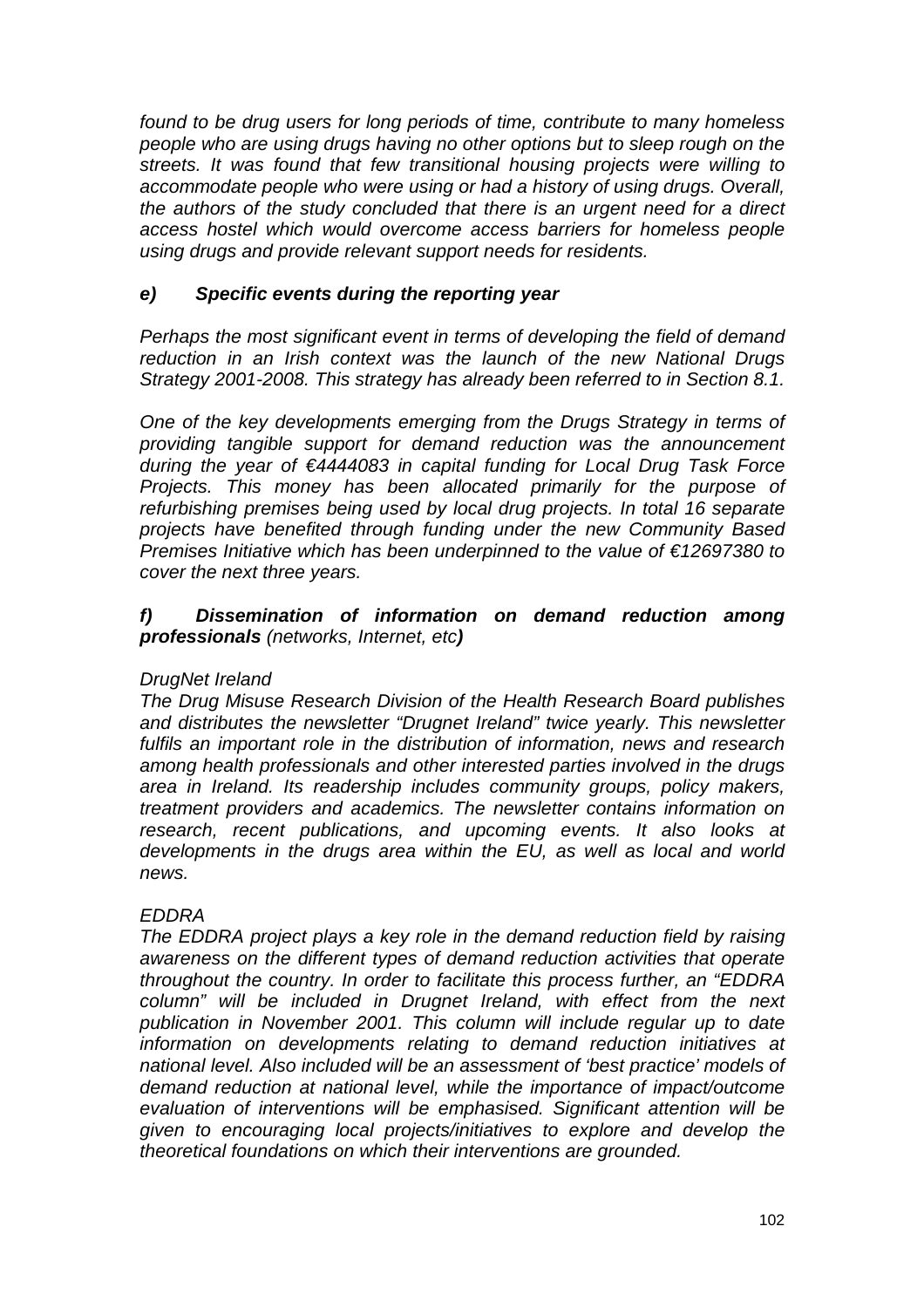*found to be drug users for long periods of time, contribute to many homeless people who are using drugs having no other options but to sleep rough on the streets. It was found that few transitional housing projects were willing to accommodate people who were using or had a history of using drugs. Overall, the authors of the study concluded that there is an urgent need for a direct access hostel which would overcome access barriers for homeless people using drugs and provide relevant support needs for residents.*

### *e) Specific events during the reporting year*

*Perhaps the most significant event in terms of developing the field of demand reduction in an Irish context was the launch of the new National Drugs Strategy 2001-2008. This strategy has already been referred to in Section 8.1.*

*One of the key developments emerging from the Drugs Strategy in terms of providing tangible support for demand reduction was the announcement during the year of €4444083 in capital funding for Local Drug Task Force Projects. This money has been allocated primarily for the purpose of refurbishing premises being used by local drug projects. In total 16 separate projects have benefited through funding under the new Community Based Premises Initiative which has been underpinned to the value of €12697380 to cover the next three years.*

### *f) Dissemination of information on demand reduction among professionals (networks, Internet, etc)*

*DrugNet Ireland*
*The Drug Misuse Research Division of the Health Research Board publishes and distributes the newsletter "Drugnet Ireland" twice yearly. This newsletter fulfils an important role in the distribution of information, news and research among health professionals and other interested parties involved in the drugs area in Ireland. Its readership includes community groups, policy makers, treatment providers and academics. The newsletter contains information on research, recent publications, and upcoming events. It also looks at developments in the drugs area within the EU, as well as local and world news.*

*EDDRA*
*The EDDRA project plays a key role in the demand reduction field by raising awareness on the different types of demand reduction activities that operate throughout the country. In order to facilitate this process further, an "EDDRA column" will be included in Drugnet Ireland, with effect from the next publication in November 2001. This column will include regular up to date information on developments relating to demand reduction initiatives at national level. Also included will be an assessment of 'best practice' models of demand reduction at national level, while the importance of impact/outcome evaluation of interventions will be emphasised. Significant attention will be given to encouraging local projects/initiatives to explore and develop the theoretical foundations on which their interventions are grounded.*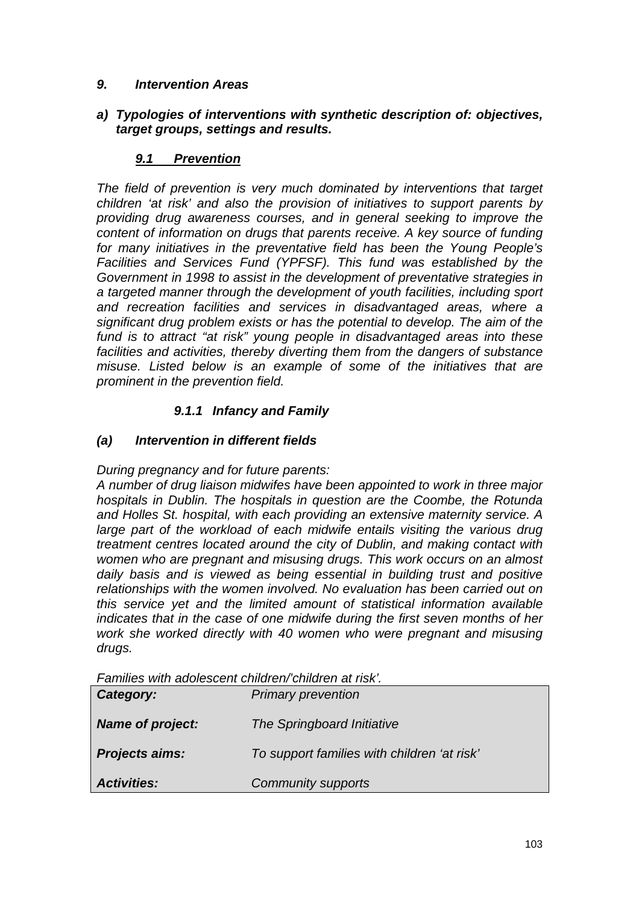## *9. Intervention Areas*

### *a) Typologies of interventions with synthetic description of: objectives, target groups, settings and results.*

### ***9.1 Prevention***

*The field of prevention is very much dominated by interventions that target children 'at risk' and also the provision of initiatives to support parents by providing drug awareness courses, and in general seeking to improve the content of information on drugs that parents receive. A key source of funding for many initiatives in the preventative field has been the Young People's Facilities and Services Fund (YPFSF). This fund was established by the Government in 1998 to assist in the development of preventative strategies in a targeted manner through the development of youth facilities, including sport and recreation facilities and services in disadvantaged areas, where a significant drug problem exists or has the potential to develop. The aim of the fund is to attract "at risk" young people in disadvantaged areas into these facilities and activities, thereby diverting them from the dangers of substance misuse. Listed below is an example of some of the initiatives that are prominent in the prevention field.*

#### *9.1.1 Infancy and Family*

#### *(a) Intervention in different fields*

*During pregnancy and for future parents:*
*A number of drug liaison midwifes have been appointed to work in three major hospitals in Dublin. The hospitals in question are the Coombe, the Rotunda and Holles St. hospital, with each providing an extensive maternity service. A large part of the workload of each midwife entails visiting the various drug treatment centres located around the city of Dublin, and making contact with women who are pregnant and misusing drugs. This work occurs on an almost daily basis and is viewed as being essential in building trust and positive relationships with the women involved. No evaluation has been carried out on this service yet and the limited amount of statistical information available indicates that in the case of one midwife during the first seven months of her work she worked directly with 40 women who were pregnant and misusing drugs.*

*Families with adolescent children/'children at risk'.*

| | |
|---|---|
| ***Category:*** | *Primary prevention* |
| ***Name of project:*** | *The Springboard Initiative* |
| ***Projects aims:*** | *To support families with children 'at risk'* |
| ***Activities:*** | *Community supports* |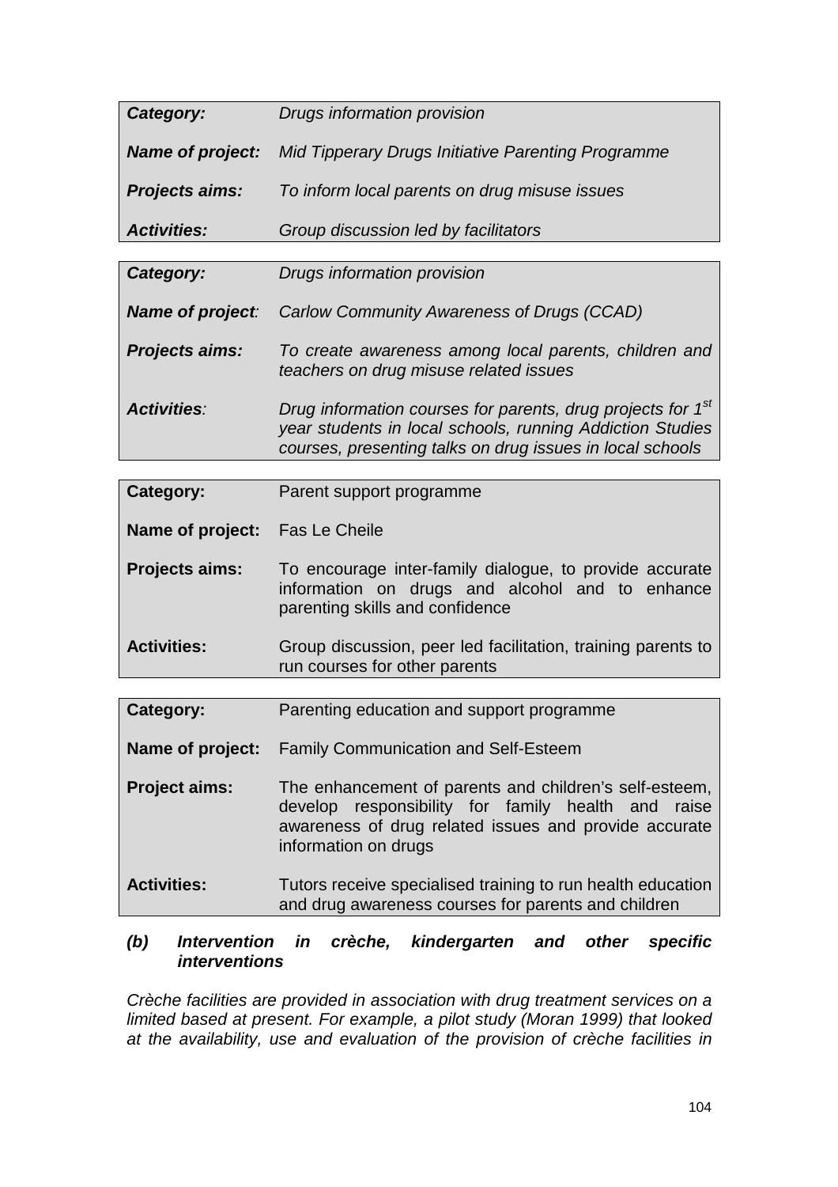| *Category:* | *Drugs information provision* |
| --- | --- |
| ***Name of project:*** | *Mid Tipperary Drugs Initiative Parenting Programme* |
| ***Projects aims:*** | *To inform local parents on drug misuse issues* |
| ***Activities:*** | *Group discussion led by facilitators* |

| *Category:* | *Drugs information provision* |
| --- | --- |
| ***Name of project:*** | *Carlow Community Awareness of Drugs (CCAD)* |
| ***Projects aims:*** | *To create awareness among local parents, children and teachers on drug misuse related issues* |
| ***Activities:*** | *Drug information courses for parents, drug projects for 1st year students in local schools, running Addiction Studies courses, presenting talks on drug issues in local schools* |

| **Category:** | Parent support programme |
| --- | --- |
| **Name of project:** | Fas Le Cheile |
| **Projects aims:** | To encourage inter-family dialogue, to provide accurate information on drugs and alcohol and to enhance parenting skills and confidence |
| **Activities:** | Group discussion, peer led facilitation, training parents to run courses for other parents |

| **Category:** | Parenting education and support programme |
| --- | --- |
| **Name of project:** | Family Communication and Self-Esteem |
| **Project aims:** | The enhancement of parents and children's self-esteem, develop responsibility for family health and raise awareness of drug related issues and provide accurate information on drugs |
| **Activities:** | Tutors receive specialised training to run health education and drug awareness courses for parents and children |

***(b) Intervention in crèche, kindergarten and other specific interventions***

*Crèche facilities are provided in association with drug treatment services on a limited based at present. For example, a pilot study (Moran 1999) that looked at the availability, use and evaluation of the provision of crèche facilities in*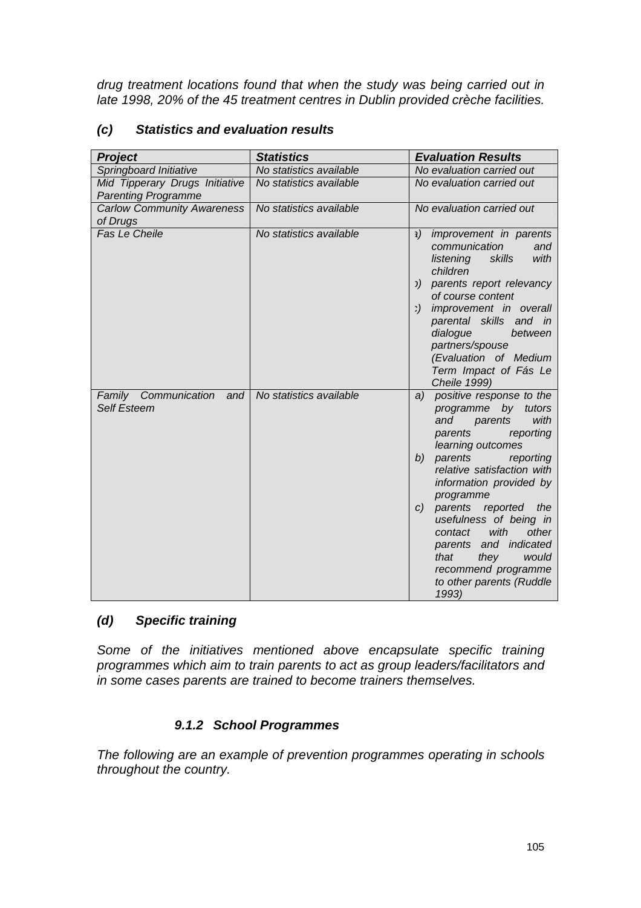*drug treatment locations found that when the study was being carried out in late 1998, 20% of the 45 treatment centres in Dublin provided crèche facilities.*

### *(c) Statistics and evaluation results*

| ***Project*** | ***Statistics*** | ***Evaluation Results*** |
|---|---|---|
| *Springboard Initiative* | *No statistics available* | *No evaluation carried out* |
| *Mid Tipperary Drugs Initiative Parenting Programme* | *No statistics available* | *No evaluation carried out* |
| *Carlow Community Awareness of Drugs* | *No statistics available* | *No evaluation carried out* |
| *Fas Le Cheile* | *No statistics available* | *a) improvement in parents communication and listening skills with children<br>b) parents report relevancy of course content<br>c) improvement in overall parental skills and in dialogue between partners/spouse (Evaluation of Medium Term Impact of Fás Le Cheile 1999)* |
| *Family Communication and Self Esteem* | *No statistics available* | *a) positive response to the programme by tutors and parents with parents reporting learning outcomes<br>b) parents reporting relative satisfaction with information provided by programme<br>c) parents reported the usefulness of being in contact with other parents and indicated that they would recommend programme to other parents (Ruddle 1993)* |

### *(d) Specific training*

*Some of the initiatives mentioned above encapsulate specific training programmes which aim to train parents to act as group leaders/facilitators and in some cases parents are trained to become trainers themselves.*

### *9.1.2 School Programmes*

*The following are an example of prevention programmes operating in schools throughout the country.*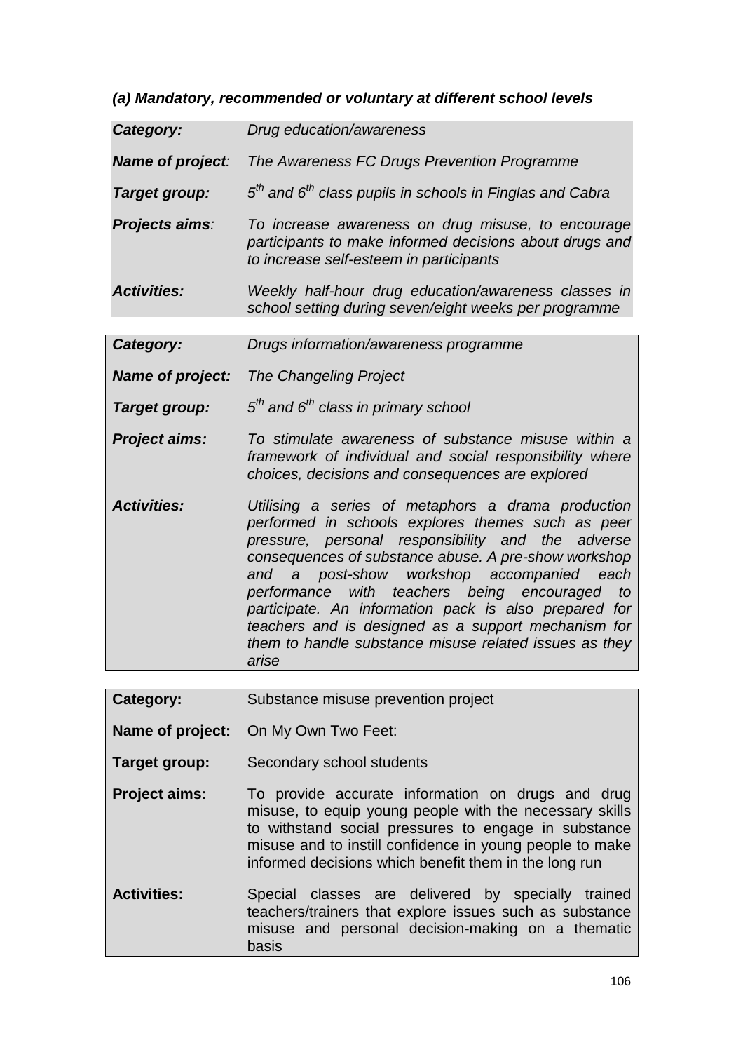### *(a) Mandatory, recommended or voluntary at different school levels*

| | |
|---|---|
| ***Category:*** | *Drug education/awareness* |
| ***Name of project:*** | *The Awareness FC Drugs Prevention Programme* |
| ***Target group:*** | *$5^{th}$ and $6^{th}$ class pupils in schools in Finglas and Cabra* |
| ***Projects aims:*** | *To increase awareness on drug misuse, to encourage participants to make informed decisions about drugs and to increase self-esteem in participants* |
| ***Activities:*** | *Weekly half-hour drug education/awareness classes in school setting during seven/eight weeks per programme* |

| | |
|---|---|
| ***Category:*** | *Drugs information/awareness programme* |
| ***Name of project:*** | *The Changeling Project* |
| ***Target group:*** | *$5^{th}$ and $6^{th}$ class in primary school* |
| ***Project aims:*** | *To stimulate awareness of substance misuse within a framework of individual and social responsibility where choices, decisions and consequences are explored* |
| ***Activities:*** | *Utilising a series of metaphors a drama production performed in schools explores themes such as peer pressure, personal responsibility and the adverse consequences of substance abuse. A pre-show workshop and a post-show workshop accompanied each performance with teachers being encouraged to participate. An information pack is also prepared for teachers and is designed as a support mechanism for them to handle substance misuse related issues as they arise* |

| | |
|---|---|
| **Category:** | Substance misuse prevention project |
| **Name of project:** | On My Own Two Feet: |
| **Target group:** | Secondary school students |
| **Project aims:** | To provide accurate information on drugs and drug misuse, to equip young people with the necessary skills to withstand social pressures to engage in substance misuse and to instill confidence in young people to make informed decisions which benefit them in the long run |
| **Activities:** | Special classes are delivered by specially trained teachers/trainers that explore issues such as substance misuse and personal decision-making on a thematic basis |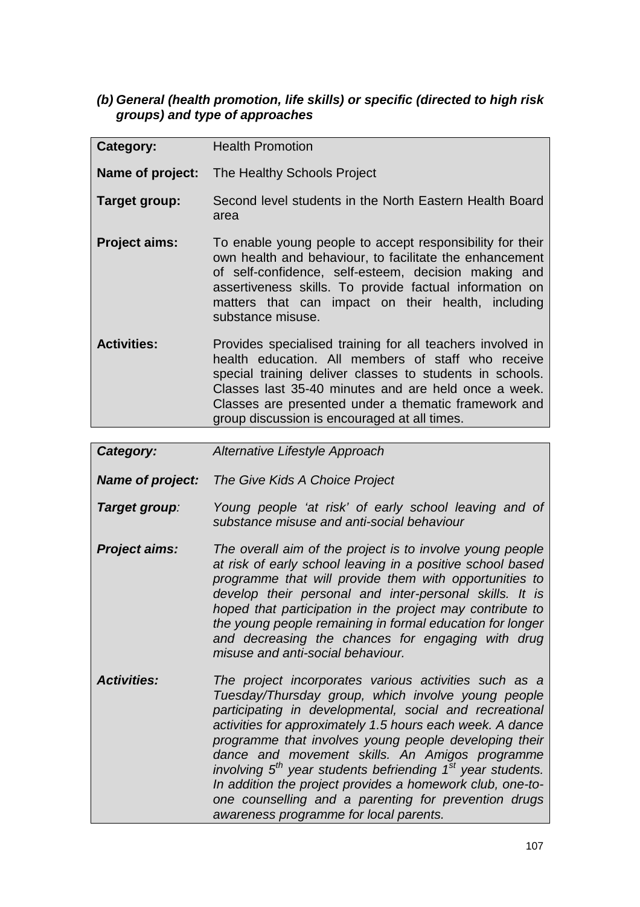### *(b) General (health promotion, life skills) or specific (directed to high risk groups) and type of approaches*

| **Category:** | Health Promotion |
|---|---|
| **Name of project:** | The Healthy Schools Project |
| **Target group:** | Second level students in the North Eastern Health Board area |
| **Project aims:** | To enable young people to accept responsibility for their own health and behaviour, to facilitate the enhancement of self-confidence, self-esteem, decision making and assertiveness skills. To provide factual information on matters that can impact on their health, including substance misuse. |
| **Activities:** | Provides specialised training for all teachers involved in health education. All members of staff who receive special training deliver classes to students in schools. Classes last 35-40 minutes and are held once a week. Classes are presented under a thematic framework and group discussion is encouraged at all times. |

| ***Category:*** | *Alternative Lifestyle Approach* |
|---|---|
| ***Name of project:*** | *The Give Kids A Choice Project* |
| ***Target group:*** | *Young people 'at risk' of early school leaving and of substance misuse and anti-social behaviour* |
| ***Project aims:*** | *The overall aim of the project is to involve young people at risk of early school leaving in a positive school based programme that will provide them with opportunities to develop their personal and inter-personal skills. It is hoped that participation in the project may contribute to the young people remaining in formal education for longer and decreasing the chances for engaging with drug misuse and anti-social behaviour.* |
| ***Activities:*** | *The project incorporates various activities such as a Tuesday/Thursday group, which involve young people participating in developmental, social and recreational activities for approximately 1.5 hours each week. A dance programme that involves young people developing their dance and movement skills. An Amigos programme involving 5th year students befriending 1st year students. In addition the project provides a homework club, one-to-one counselling and a parenting for prevention drugs awareness programme for local parents.* |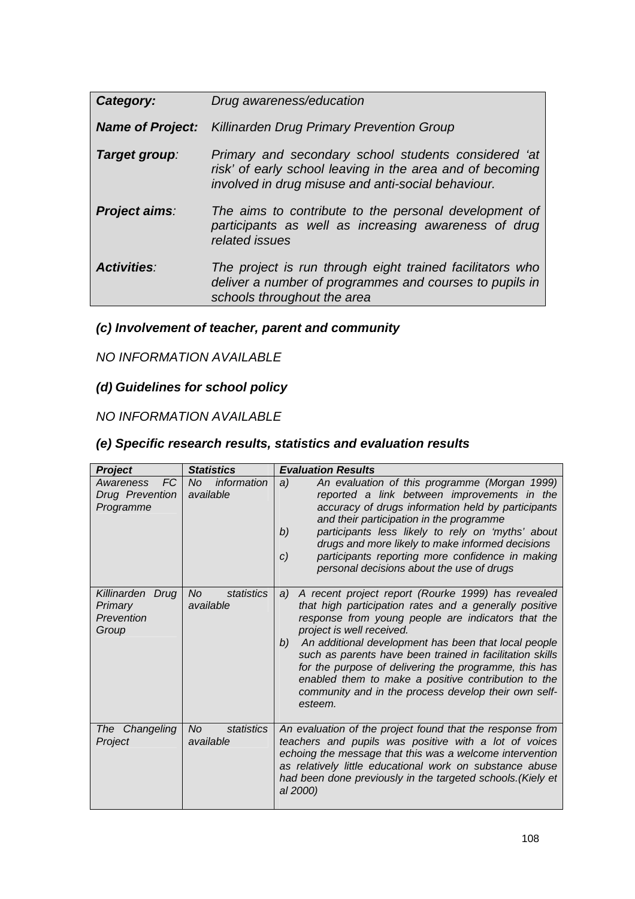| | |
|---|---|
| ***Category:*** | *Drug awareness/education* |
| ***Name of Project:*** | *Killinarden Drug Primary Prevention Group* |
| ***Target group:*** | *Primary and secondary school students considered 'at risk' of early school leaving in the area and of becoming involved in drug misuse and anti-social behaviour.* |
| ***Project aims:*** | *The aims to contribute to the personal development of participants as well as increasing awareness of drug related issues* |
| ***Activities:*** | *The project is run through eight trained facilitators who deliver a number of programmes and courses to pupils in schools throughout the area* |

### *(c) Involvement of teacher, parent and community*

*NO INFORMATION AVAILABLE*

### *(d) Guidelines for school policy*

*NO INFORMATION AVAILABLE*

### *(e) Specific research results, statistics and evaluation results*

| ***Project*** | ***Statistics*** | ***Evaluation Results*** |
|---|---|---|
| *Awareness FC Drug Prevention Programme* | *No information available* | *a) An evaluation of this programme (Morgan 1999) reported a link between improvements in the accuracy of drugs information held by participants and their participation in the programme*<br>*b) participants less likely to rely on 'myths' about drugs and more likely to make informed decisions*<br>*c) participants reporting more confidence in making personal decisions about the use of drugs* |
| *Killinarden Drug Primary Prevention Group* | *No statistics available* | *a) A recent project report (Rourke 1999) has revealed that high participation rates and a generally positive response from young people are indicators that the project is well received.*<br>*b) An additional development has been that local people such as parents have been trained in facilitation skills for the purpose of delivering the programme, this has enabled them to make a positive contribution to the community and in the process develop their own self-esteem.* |
| *The Changeling Project* | *No statistics available* | *An evaluation of the project found that the response from teachers and pupils was positive with a lot of voices echoing the message that this was a welcome intervention as relatively little educational work on substance abuse had been done previously in the targeted schools.(Kiely et al 2000)* |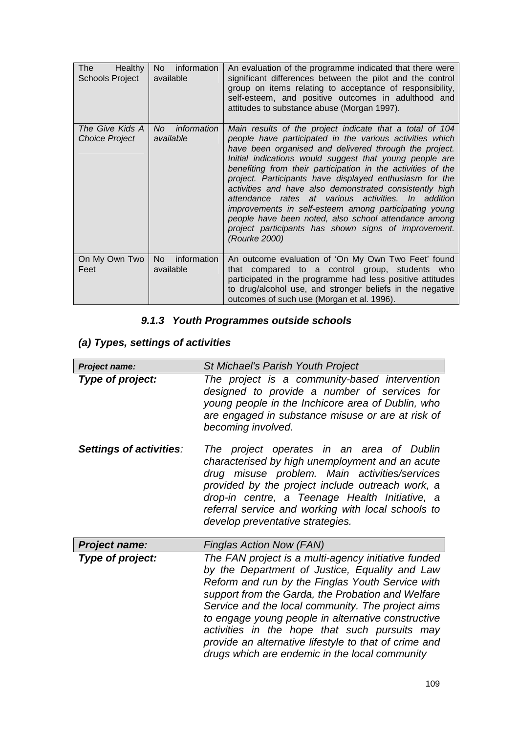| | | |
|---|---|---|
| The Healthy Schools Project | No information available | An evaluation of the programme indicated that there were significant differences between the pilot and the control group on items relating to acceptance of responsibility, self-esteem, and positive outcomes in adulthood and attitudes to substance abuse (Morgan 1997). |
| *The Give Kids A Choice Project* | *No information available* | *Main results of the project indicate that a total of 104 people have participated in the various activities which have been organised and delivered through the project. Initial indications would suggest that young people are benefiting from their participation in the activities of the project. Participants have displayed enthusiasm for the activities and have also demonstrated consistently high attendance rates at various activities. In addition improvements in self-esteem among participating young people have been noted, also school attendance among project participants has shown signs of improvement. (Rourke 2000)* |
| On My Own Two Feet | No information available | An outcome evaluation of 'On My Own Two Feet' found that compared to a control group, students who participated in the programme had less positive attitudes to drug/alcohol use, and stronger beliefs in the negative outcomes of such use (Morgan et al. 1996). |

### *9.1.3 Youth Programmes outside schools*

#### *(a) Types, settings of activities*

| | |
|---|---|
| ***Project name:*** | *St Michael's Parish Youth Project* |
| ***Type of project:*** | *The project is a community-based intervention designed to provide a number of services for young people in the Inchicore area of Dublin, who are engaged in substance misuse or are at risk of becoming involved.* |
| ***Settings of activities:*** | *The project operates in an area of Dublin characterised by high unemployment and an acute drug misuse problem. Main activities/services provided by the project include outreach work, a drop-in centre, a Teenage Health Initiative, a referral service and working with local schools to develop preventative strategies.* |

| | |
|---|---|
| ***Project name:*** | *Finglas Action Now (FAN)* |
| ***Type of project:*** | *The FAN project is a multi-agency initiative funded by the Department of Justice, Equality and Law Reform and run by the Finglas Youth Service with support from the Garda, the Probation and Welfare Service and the local community. The project aims to engage young people in alternative constructive activities in the hope that such pursuits may provide an alternative lifestyle to that of crime and drugs which are endemic in the local community* |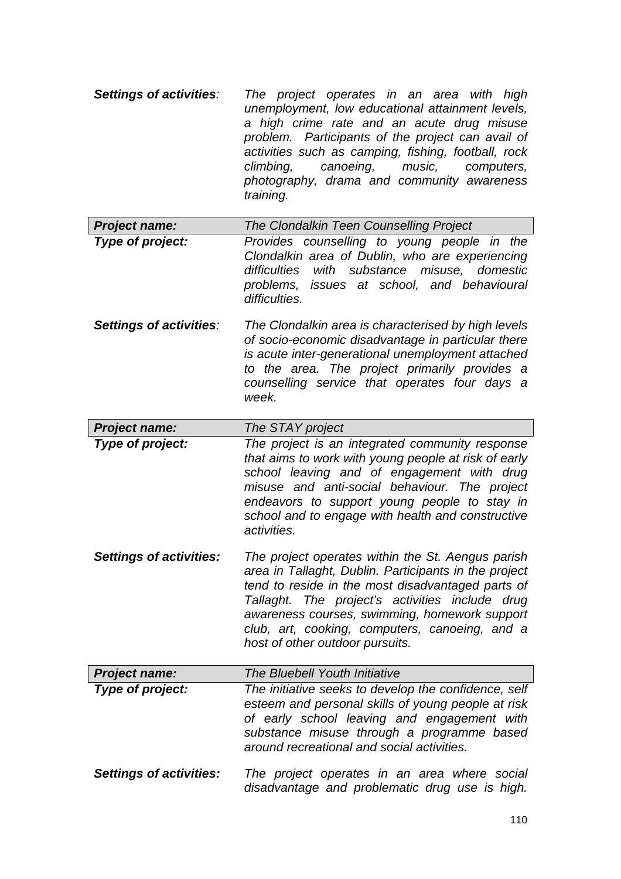| | |
|---|---|
| ***Settings of activities**:* | *The project operates in an area with high unemployment, low educational attainment levels, a high crime rate and an acute drug misuse problem. Participants of the project can avail of activities such as camping, fishing, football, rock climbing, canoeing, music, computers, photography, drama and community awareness training.* |

| ***Project name:*** | *The Clondalkin Teen Counselling Project* |
|---|---|
| ***Type of project:*** | *Provides counselling to young people in the Clondalkin area of Dublin, who are experiencing difficulties with substance misuse, domestic problems, issues at school, and behavioural difficulties.* |
| ***Settings of activities**:* | *The Clondalkin area is characterised by high levels of socio-economic disadvantage in particular there is acute inter-generational unemployment attached to the area. The project primarily provides a counselling service that operates four days a week.* |

| ***Project name:*** | *The STAY project* |
|---|---|
| ***Type of project:*** | *The project is an integrated community response that aims to work with young people at risk of early school leaving and of engagement with drug misuse and anti-social behaviour. The project endeavors to support young people to stay in school and to engage with health and constructive activities.* |
| ***Settings of activities:*** | *The project operates within the St. Aengus parish area in Tallaght, Dublin. Participants in the project tend to reside in the most disadvantaged parts of Tallaght. The project's activities include drug awareness courses, swimming, homework support club, art, cooking, computers, canoeing, and a host of other outdoor pursuits.* |

| ***Project name:*** | *The Bluebell Youth Initiative* |
|---|---|
| ***Type of project:*** | *The initiative seeks to develop the confidence, self esteem and personal skills of young people at risk of early school leaving and engagement with substance misuse through a programme based around recreational and social activities.* |
| ***Settings of activities:*** | *The project operates in an area where social disadvantage and problematic drug use is high.* |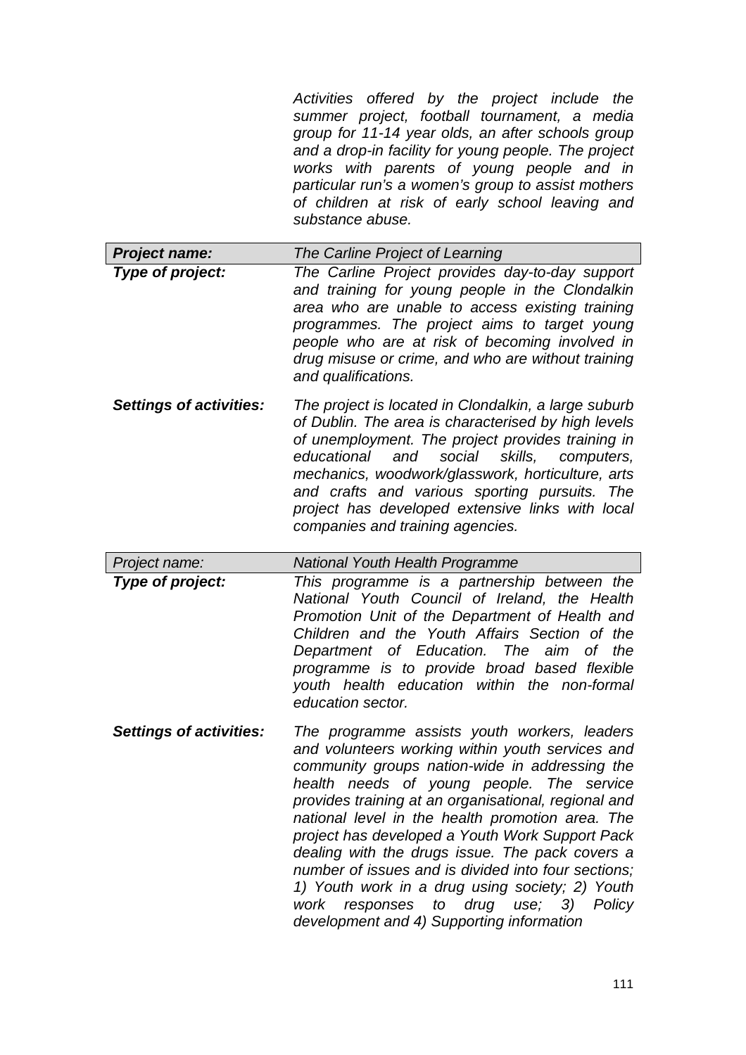*Activities offered by the project include the summer project, football tournament, a media group for 11-14 year olds, an after schools group and a drop-in facility for young people. The project works with parents of young people and in particular run's a women's group to assist mothers of children at risk of early school leaving and substance abuse.*

| ***Project name:*** | *The Carline Project of Learning* |
|---|---|
| ***Type of project:*** | *The Carline Project provides day-to-day support and training for young people in the Clondalkin area who are unable to access existing training programmes. The project aims to target young people who are at risk of becoming involved in drug misuse or crime, and who are without training and qualifications.* |
| ***Settings of activities:*** | *The project is located in Clondalkin, a large suburb of Dublin. The area is characterised by high levels of unemployment. The project provides training in educational and social skills, computers, mechanics, woodwork/glasswork, horticulture, arts and crafts and various sporting pursuits. The project has developed extensive links with local companies and training agencies.* |

| *Project name:* | *National Youth Health Programme* |
|---|---|
| ***Type of project:*** | *This programme is a partnership between the National Youth Council of Ireland, the Health Promotion Unit of the Department of Health and Children and the Youth Affairs Section of the Department of Education. The aim of the programme is to provide broad based flexible youth health education within the non-formal education sector.* |
| ***Settings of activities:*** | *The programme assists youth workers, leaders and volunteers working within youth services and community groups nation-wide in addressing the health needs of young people. The service provides training at an organisational, regional and national level in the health promotion area. The project has developed a Youth Work Support Pack dealing with the drugs issue. The pack covers a number of issues and is divided into four sections; 1) Youth work in a drug using society; 2) Youth work responses to drug use; 3) Policy development and 4) Supporting information* |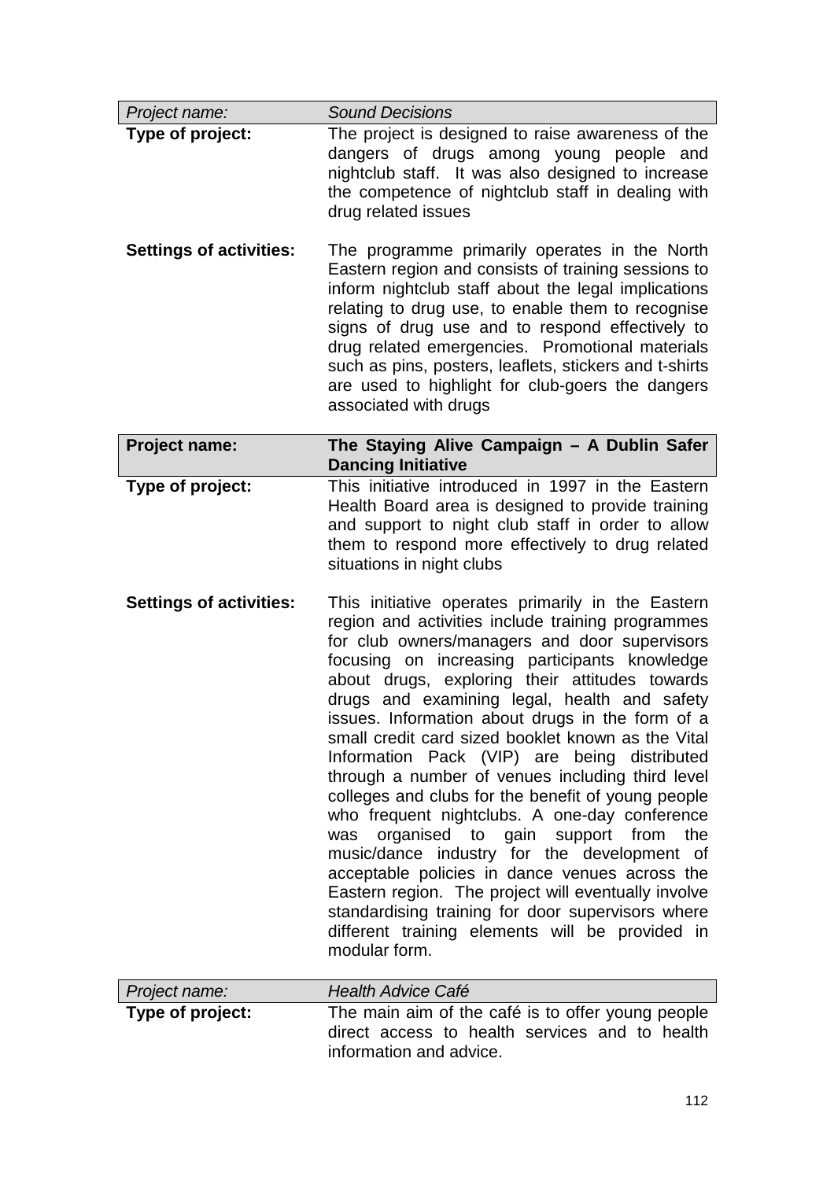| *Project name:* | *Sound Decisions* |
|---|---|
| **Type of project:** | The project is designed to raise awareness of the dangers of drugs among young people and nightclub staff. It was also designed to increase the competence of nightclub staff in dealing with drug related issues |
| **Settings of activities:** | The programme primarily operates in the North Eastern region and consists of training sessions to inform nightclub staff about the legal implications relating to drug use, to enable them to recognise signs of drug use and to respond effectively to drug related emergencies. Promotional materials such as pins, posters, leaflets, stickers and t-shirts are used to highlight for club-goers the dangers associated with drugs |

| **Project name:** | **The Staying Alive Campaign – A Dublin Safer Dancing Initiative** |
|---|---|
| **Type of project:** | This initiative introduced in 1997 in the Eastern Health Board area is designed to provide training and support to night club staff in order to allow them to respond more effectively to drug related situations in night clubs |
| **Settings of activities:** | This initiative operates primarily in the Eastern region and activities include training programmes for club owners/managers and door supervisors focusing on increasing participants knowledge about drugs, exploring their attitudes towards drugs and examining legal, health and safety issues. Information about drugs in the form of a small credit card sized booklet known as the Vital Information Pack (VIP) are being distributed through a number of venues including third level colleges and clubs for the benefit of young people who frequent nightclubs. A one-day conference was organised to gain support from the music/dance industry for the development of acceptable policies in dance venues across the Eastern region. The project will eventually involve standardising training for door supervisors where different training elements will be provided in modular form. |

| *Project name:* | *Health Advice Café* |
|---|---|
| **Type of project:** | The main aim of the café is to offer young people direct access to health services and to health information and advice. |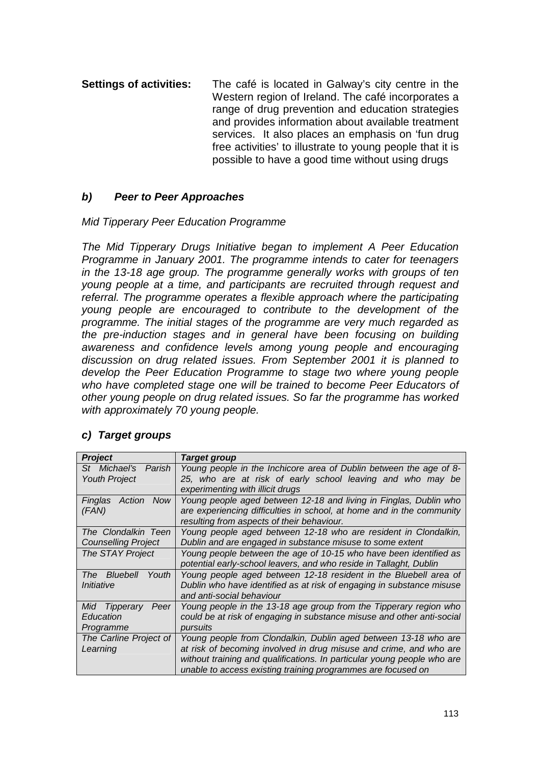**Settings of activities:** The café is located in Galway's city centre in the Western region of Ireland. The café incorporates a range of drug prevention and education strategies and provides information about available treatment services. It also places an emphasis on 'fun drug free activities' to illustrate to young people that it is possible to have a good time without using drugs

### *b) Peer to Peer Approaches*

*Mid Tipperary Peer Education Programme*

*The Mid Tipperary Drugs Initiative began to implement A Peer Education Programme in January 2001. The programme intends to cater for teenagers in the 13-18 age group. The programme generally works with groups of ten young people at a time, and participants are recruited through request and referral. The programme operates a flexible approach where the participating young people are encouraged to contribute to the development of the programme. The initial stages of the programme are very much regarded as the pre-induction stages and in general have been focusing on building awareness and confidence levels among young people and encouraging discussion on drug related issues. From September 2001 it is planned to develop the Peer Education Programme to stage two where young people who have completed stage one will be trained to become Peer Educators of other young people on drug related issues. So far the programme has worked with approximately 70 young people.*

### *c) Target groups*

| ***Project*** | ***Target group*** |
|---|---|
| *St Michael's Parish Youth Project* | *Young people in the Inchicore area of Dublin between the age of 8-25, who are at risk of early school leaving and who may be experimenting with illicit drugs* |
| *Finglas Action Now (FAN)* | *Young people aged between 12-18 and living in Finglas, Dublin who are experiencing difficulties in school, at home and in the community resulting from aspects of their behaviour.* |
| *The Clondalkin Teen Counselling Project* | *Young people aged between 12-18 who are resident in Clondalkin, Dublin and are engaged in substance misuse to some extent* |
| *The STAY Project* | *Young people between the age of 10-15 who have been identified as potential early-school leavers, and who reside in Tallaght, Dublin* |
| *The Bluebell Youth Initiative* | *Young people aged between 12-18 resident in the Bluebell area of Dublin who have identified as at risk of engaging in substance misuse and anti-social behaviour* |
| *Mid Tipperary Peer Education Programme* | *Young people in the 13-18 age group from the Tipperary region who could be at risk of engaging in substance misuse and other anti-social pursuits* |
| *The Carline Project of Learning* | *Young people from Clondalkin, Dublin aged between 13-18 who are at risk of becoming involved in drug misuse and crime, and who are without training and qualifications. In particular young people who are unable to access existing training programmes are focused on* |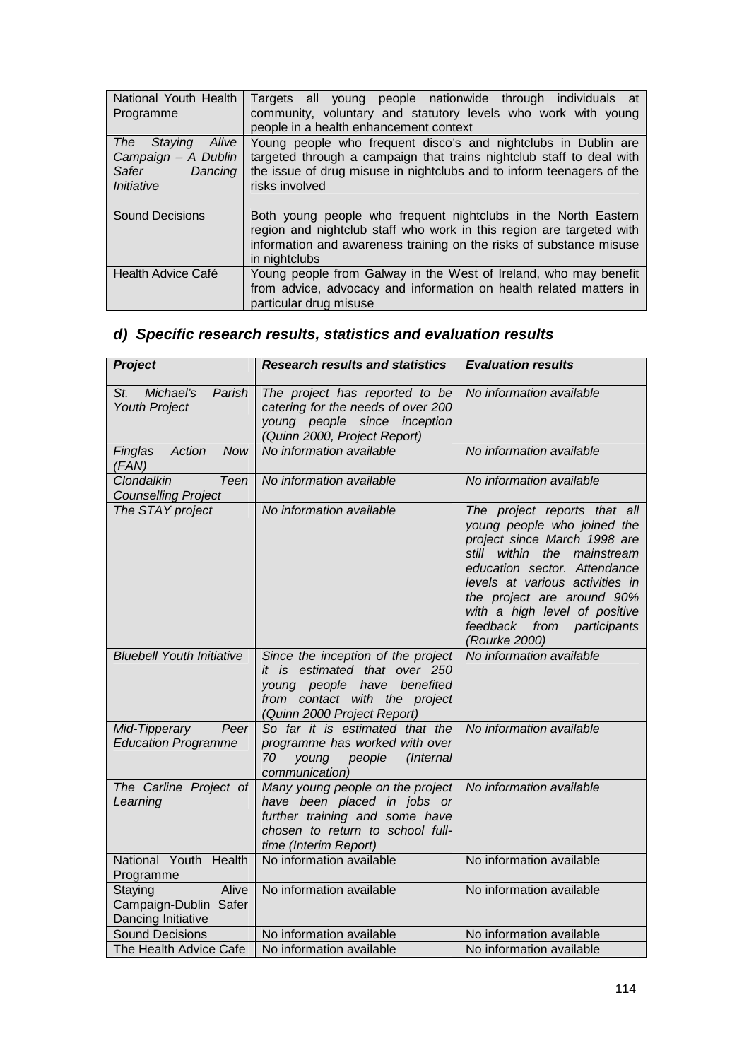| National Youth Health Programme | Targets all young people nationwide through individuals at community, voluntary and statutory levels who work with young people in a health enhancement context |
|---|---|
| *The Staying Alive Campaign – A Dublin Safer Dancing Initiative* | Young people who frequent disco's and nightclubs in Dublin are targeted through a campaign that trains nightclub staff to deal with the issue of drug misuse in nightclubs and to inform teenagers of the risks involved |
| Sound Decisions | Both young people who frequent nightclubs in the North Eastern region and nightclub staff who work in this region are targeted with information and awareness training on the risks of substance misuse in nightclubs |
| Health Advice Café | Young people from Galway in the West of Ireland, who may benefit from advice, advocacy and information on health related matters in particular drug misuse |

## *d) Specific research results, statistics and evaluation results*

| ***Project*** | ***Research results and statistics*** | ***Evaluation results*** |
|---|---|---|
| *St. Michael's Parish Youth Project* | *The project has reported to be catering for the needs of over 200 young people since inception (Quinn 2000, Project Report)* | *No information available* |
| *Finglas Action Now (FAN)* | *No information available* | *No information available* |
| *Clondalkin Teen Counselling Project* | *No information available* | *No information available* |
| *The STAY project* | *No information available* | *The project reports that all young people who joined the project since March 1998 are still within the mainstream education sector. Attendance levels at various activities in the project are around 90% with a high level of positive feedback from participants (Rourke 2000)* |
| *Bluebell Youth Initiative* | *Since the inception of the project it is estimated that over 250 young people have benefited from contact with the project (Quinn 2000 Project Report)* | *No information available* |
| *Mid-Tipperary Peer Education Programme* | *So far it is estimated that the programme has worked with over 70 young people (Internal communication)* | *No information available* |
| *The Carline Project of Learning* | *Many young people on the project have been placed in jobs or further training and some have chosen to return to school full-time (Interim Report)* | *No information available* |
| National Youth Health Programme | No information available | No information available |
| Staying Alive Campaign-Dublin Safer Dancing Initiative | No information available | No information available |
| Sound Decisions | No information available | No information available |
| The Health Advice Cafe | No information available | No information available |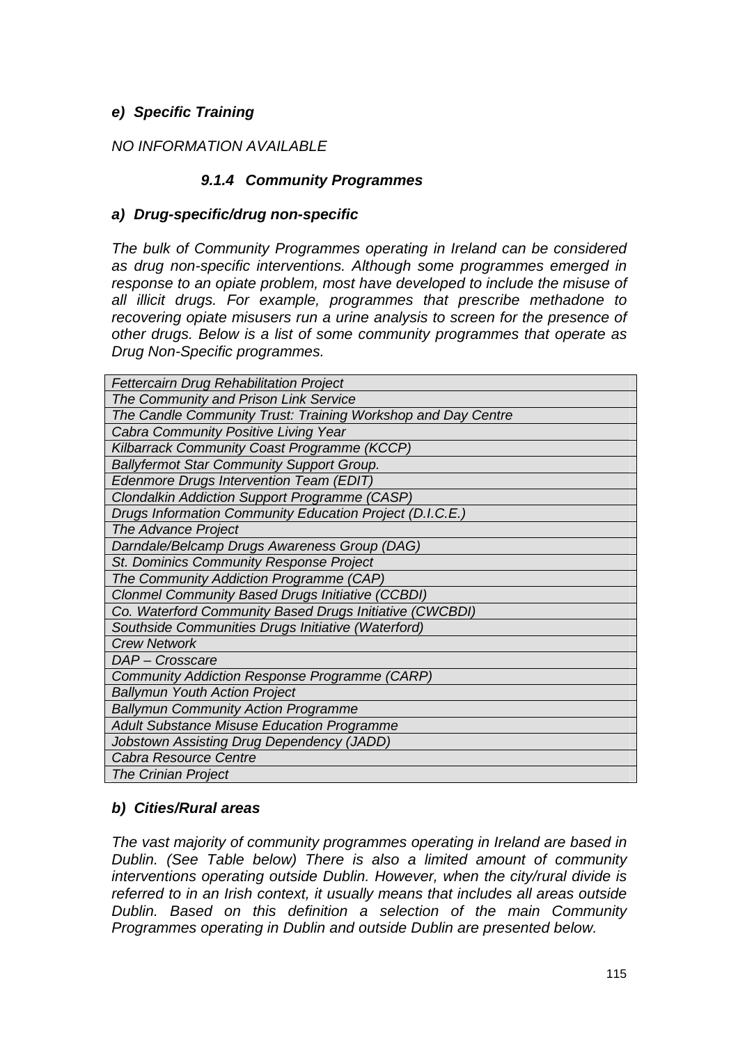#### *e) Specific Training*

*NO INFORMATION AVAILABLE*

### *9.1.4 Community Programmes*

#### *a) Drug-specific/drug non-specific*

*The bulk of Community Programmes operating in Ireland can be considered as drug non-specific interventions. Although some programmes emerged in response to an opiate problem, most have developed to include the misuse of all illicit drugs. For example, programmes that prescribe methadone to recovering opiate misusers run a urine analysis to screen for the presence of other drugs. Below is a list of some community programmes that operate as Drug Non-Specific programmes.*

| *Fettercairn Drug Rehabilitation Project* |
|---|
| *The Community and Prison Link Service* |
| *The Candle Community Trust: Training Workshop and Day Centre* |
| *Cabra Community Positive Living Year* |
| *Kilbarrack Community Coast Programme (KCCP)* |
| *Ballyfermot Star Community Support Group.* |
| *Edenmore Drugs Intervention Team (EDIT)* |
| *Clondalkin Addiction Support Programme (CASP)* |
| *Drugs Information Community Education Project (D.I.C.E.)* |
| *The Advance Project* |
| *Darndale/Belcamp Drugs Awareness Group (DAG)* |
| *St. Dominics Community Response Project* |
| *The Community Addiction Programme (CAP)* |
| *Clonmel Community Based Drugs Initiative (CCBDI)* |
| *Co. Waterford Community Based Drugs Initiative (CWCBDI)* |
| *Southside Communities Drugs Initiative (Waterford)* |
| *Crew Network* |
| *DAP – Crosscare* |
| *Community Addiction Response Programme (CARP)* |
| *Ballymun Youth Action Project* |
| *Ballymun Community Action Programme* |
| *Adult Substance Misuse Education Programme* |
| *Jobstown Assisting Drug Dependency (JADD)* |
| *Cabra Resource Centre* |
| *The Crinian Project* |

#### *b) Cities/Rural areas*

*The vast majority of community programmes operating in Ireland are based in Dublin. (See Table below) There is also a limited amount of community interventions operating outside Dublin. However, when the city/rural divide is referred to in an Irish context, it usually means that includes all areas outside Dublin. Based on this definition a selection of the main Community Programmes operating in Dublin and outside Dublin are presented below.*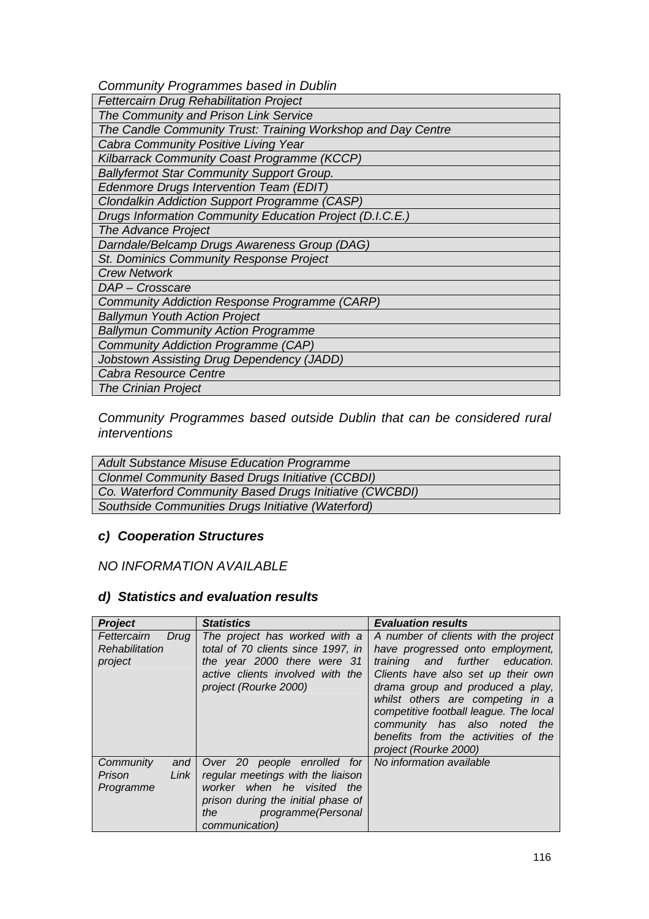*Community Programmes based in Dublin*

| *Fettercairn Drug Rehabilitation Project* |
|---|
| *The Community and Prison Link Service* |
| *The Candle Community Trust: Training Workshop and Day Centre* |
| *Cabra Community Positive Living Year* |
| *Kilbarrack Community Coast Programme (KCCP)* |
| *Ballyfermot Star Community Support Group.* |
| *Edenmore Drugs Intervention Team (EDIT)* |
| *Clondalkin Addiction Support Programme (CASP)* |
| *Drugs Information Community Education Project (D.I.C.E.)* |
| *The Advance Project* |
| *Darndale/Belcamp Drugs Awareness Group (DAG)* |
| *St. Dominics Community Response Project* |
| *Crew Network* |
| *DAP – Crosscare* |
| *Community Addiction Response Programme (CARP)* |
| *Ballymun Youth Action Project* |
| *Ballymun Community Action Programme* |
| *Community Addiction Programme (CAP)* |
| *Jobstown Assisting Drug Dependency (JADD)* |
| *Cabra Resource Centre* |
| *The Crinian Project* |

*Community Programmes based outside Dublin that can be considered rural interventions*

| *Adult Substance Misuse Education Programme* |
|---|
| *Clonmel Community Based Drugs Initiative (CCBDI)* |
| *Co. Waterford Community Based Drugs Initiative (CWCBDI)* |
| *Southside Communities Drugs Initiative (Waterford)* |

### *c) Cooperation Structures*

*NO INFORMATION AVAILABLE*

### *d) Statistics and evaluation results*

| ***Project*** | ***Statistics*** | ***Evaluation results*** |
|---|---|---|
| *Fettercairn Drug Rehabilitation project* | *The project has worked with a total of 70 clients since 1997, in the year 2000 there were 31 active clients involved with the project (Rourke 2000)* | *A number of clients with the project have progressed onto employment, training and further education. Clients have also set up their own drama group and produced a play, whilst others are competing in a competitive football league. The local community has also noted the benefits from the activities of the project (Rourke 2000)* |
| *Community and Prison Link Programme* | *Over 20 people enrolled for regular meetings with the liaison worker when he visited the prison during the initial phase of the programme(Personal communication)* | *No information available* |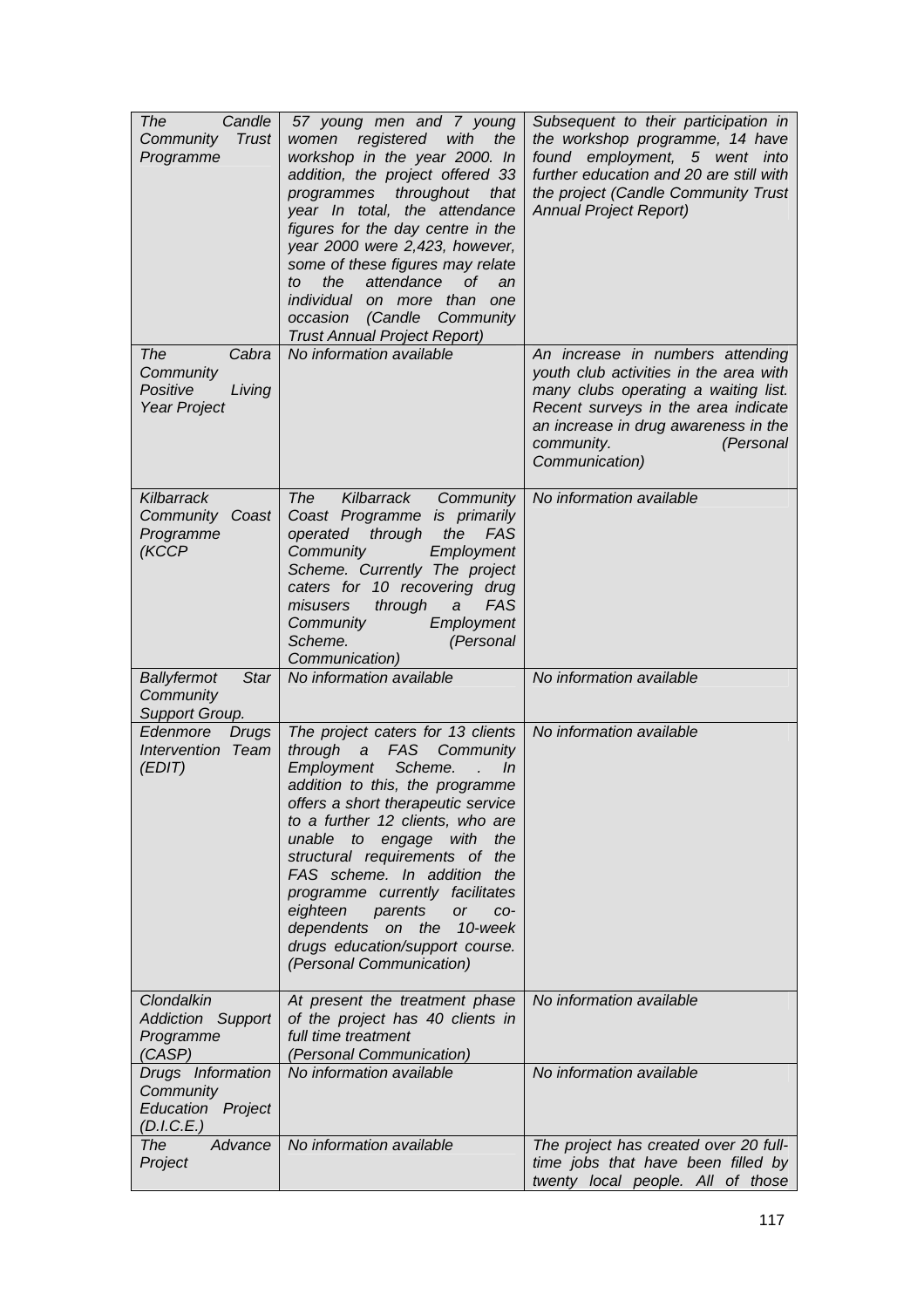| | | |
|---|---|---|
| *The Candle Community Trust Programme* | *57 young men and 7 young women registered with the workshop in the year 2000. In addition, the project offered 33 programmes throughout that year In total, the attendance figures for the day centre in the year 2000 were 2,423, however, some of these figures may relate to the attendance of an individual on more than one occasion (Candle Community Trust Annual Project Report)* | *Subsequent to their participation in the workshop programme, 14 have found employment, 5 went into further education and 20 are still with the project (Candle Community Trust Annual Project Report)* |
| *The Cabra Community Positive Living Year Project* | *No information available* | *An increase in numbers attending youth club activities in the area with many clubs operating a waiting list. Recent surveys in the area indicate an increase in drug awareness in the community. (Personal Communication)* |
| *Kilbarrack Community Coast Programme (KCCP* | *The Kilbarrack Community Coast Programme is primarily operated through the FAS Community Employment Scheme. Currently The project caters for 10 recovering drug misusers through a FAS Community Employment Scheme. (Personal Communication)* | *No information available* |
| *Ballyfermot Star Community Support Group.* | *No information available* | *No information available* |
| *Edenmore Drugs Intervention Team (EDIT)* | *The project caters for 13 clients through a FAS Community Employment Scheme. . In addition to this, the programme offers a short therapeutic service to a further 12 clients, who are unable to engage with the structural requirements of the FAS scheme. In addition the programme currently facilitates eighteen parents or co-dependents on the 10-week drugs education/support course. (Personal Communication)* | *No information available* |
| *Clondalkin Addiction Support Programme (CASP)* | *At present the treatment phase of the project has 40 clients in full time treatment (Personal Communication)* | *No information available* |
| *Drugs Information Community Education Project (D.I.C.E.)* | *No information available* | *No information available* |
| *The Advance Project* | *No information available* | *The project has created over 20 full-time jobs that have been filled by twenty local people. All of those* |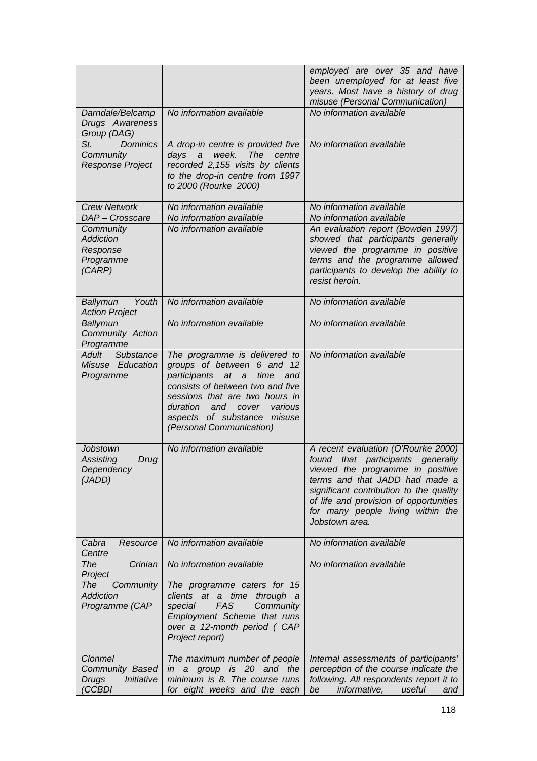| | | |
|---|---|---|
| | | *employed are over 35 and have been unemployed for at least five years. Most have a history of drug misuse (Personal Communication)* |
| *Darndale/Belcamp Drugs Awareness Group (DAG)* | *No information available* | *No information available* |
| *St. Dominics Community Response Project* | *A drop-in centre is provided five days a week. The centre recorded 2,155 visits by clients to the drop-in centre from 1997 to 2000 (Rourke 2000)* | *No information available* |
| *Crew Network* | *No information available* | *No information available* |
| *DAP – Crosscare* | *No information available* | *No information available* |
| *Community Addiction Response Programme (CARP)* | *No information available* | *An evaluation report (Bowden 1997) showed that participants generally viewed the programme in positive terms and the programme allowed participants to develop the ability to resist heroin.* |
| *Ballymun Youth Action Project* | *No information available* | *No information available* |
| *Ballymun Community Action Programme* | *No information available* | *No information available* |
| *Adult Substance Misuse Education Programme* | *The programme is delivered to groups of between 6 and 12 participants at a time and consists of between two and five sessions that are two hours in duration and cover various aspects of substance misuse (Personal Communication)* | *No information available* |
| *Jobstown Assisting Drug Dependency (JADD)* | *No information available* | *A recent evaluation (O'Rourke 2000) found that participants generally viewed the programme in positive terms and that JADD had made a significant contribution to the quality of life and provision of opportunities for many people living within the Jobstown area.* |
| *Cabra Resource Centre* | *No information available* | *No information available* |
| *The Crinian Project* | *No information available* | *No information available* |
| *The Community Addiction Programme (CAP* | *The programme caters for 15 clients at a time through a special FAS Community Employment Scheme that runs over a 12-month period ( CAP Project report)* | |
| *Clonmel Community Based Drugs Initiative (CCBDI* | *The maximum number of people in a group is 20 and the minimum is 8. The course runs for eight weeks and the each* | *Internal assessments of participants' perception of the course indicate the following. All respondents report it to be informative, useful and* |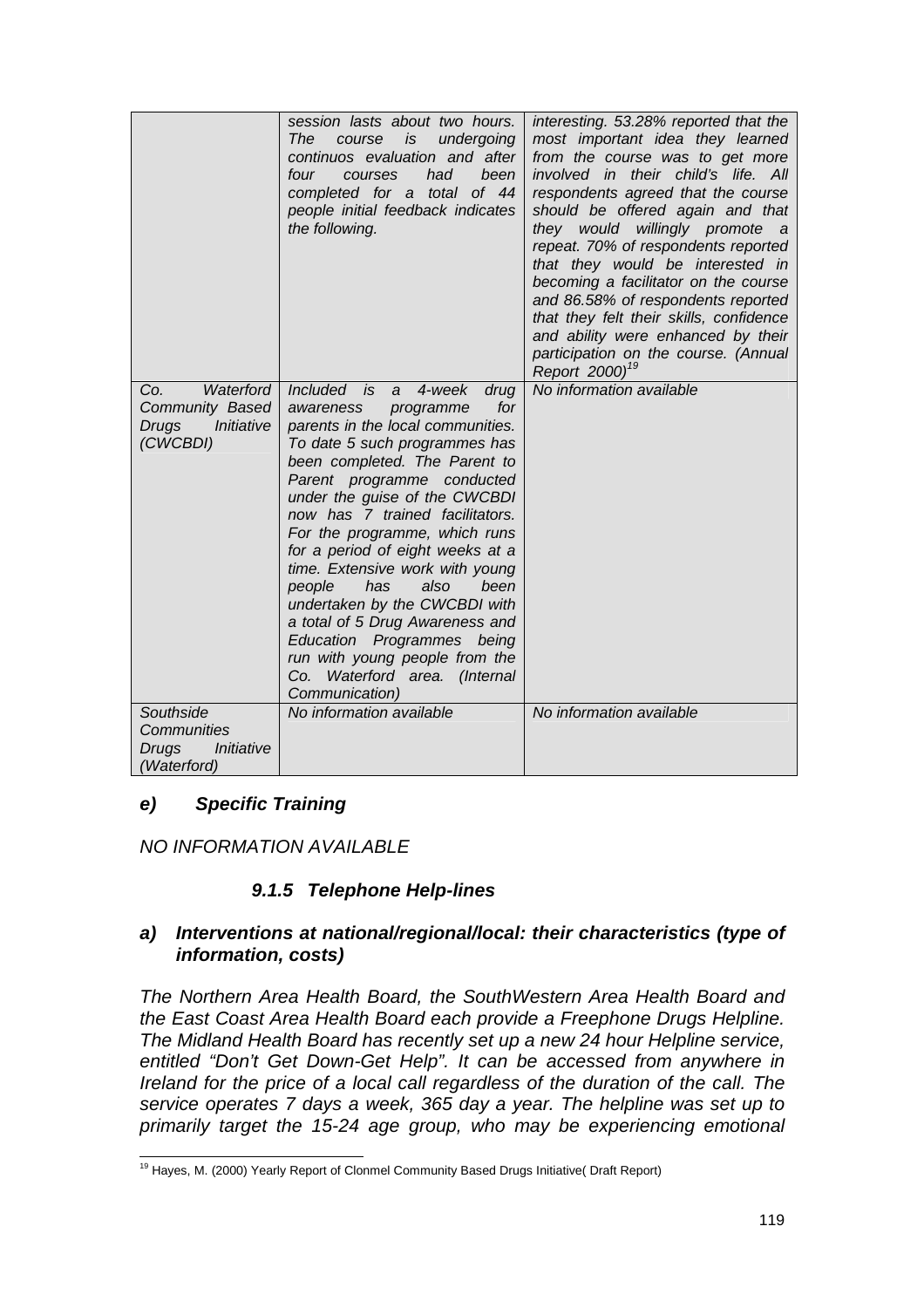| | | |
|---|---|---|
| | *session lasts about two hours. The course is undergoing continuos evaluation and after four courses had been completed for a total of 44 people initial feedback indicates the following.* | *interesting. 53.28% reported that the most important idea they learned from the course was to get more involved in their child's life. All respondents agreed that the course should be offered again and that they would willingly promote a repeat. 70% of respondents reported that they would be interested in becoming a facilitator on the course and 86.58% of respondents reported that they felt their skills, confidence and ability were enhanced by their participation on the course. (Annual Report 2000)[19]* |
| *Co. Waterford Community Based Drugs Initiative (CWCBDI)* | *Included is a 4-week drug awareness programme for parents in the local communities. To date 5 such programmes has been completed. The Parent to Parent programme conducted under the guise of the CWCBDI now has 7 trained facilitators. For the programme, which runs for a period of eight weeks at a time. Extensive work with young people has also been undertaken by the CWCBDI with a total of 5 Drug Awareness and Education Programmes being run with young people from the Co. Waterford area. (Internal Communication)* | *No information available* |
| *Southside Communities Drugs Initiative (Waterford)* | *No information available* | *No information available* |

#### *e) Specific Training*

*NO INFORMATION AVAILABLE*

### *9.1.5 Telephone Help-lines*

#### *a) Interventions at national/regional/local: their characteristics (type of information, costs)*

*The Northern Area Health Board, the SouthWestern Area Health Board and the East Coast Area Health Board each provide a Freephone Drugs Helpline. The Midland Health Board has recently set up a new 24 hour Helpline service, entitled "Don't Get Down-Get Help". It can be accessed from anywhere in Ireland for the price of a local call regardless of the duration of the call. The service operates 7 days a week, 365 day a year. The helpline was set up to primarily target the 15-24 age group, who may be experiencing emotional*

[19] Hayes, M. (2000) Yearly Report of Clonmel Community Based Drugs Initiative( Draft Report)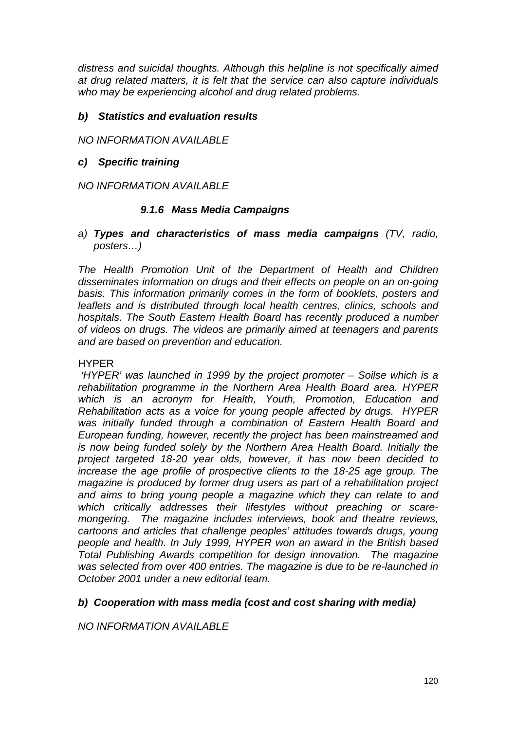*distress and suicidal thoughts. Although this helpline is not specifically aimed at drug related matters, it is felt that the service can also capture individuals who may be experiencing alcohol and drug related problems.*

***b) Statistics and evaluation results***

*NO INFORMATION AVAILABLE*

***c) Specific training***

*NO INFORMATION AVAILABLE*

### *9.1.6 Mass Media Campaigns*

*a)* ***Types and characteristics of mass media campaigns*** *(TV, radio, posters…)*

*The Health Promotion Unit of the Department of Health and Children disseminates information on drugs and their effects on people on an on-going basis. This information primarily comes in the form of booklets, posters and leaflets and is distributed through local health centres, clinics, schools and hospitals. The South Eastern Health Board has recently produced a number of videos on drugs. The videos are primarily aimed at teenagers and parents and are based on prevention and education.*

HYPER

*'HYPER' was launched in 1999 by the project promoter – Soilse which is a rehabilitation programme in the Northern Area Health Board area. HYPER which is an acronym for Health, Youth, Promotion, Education and Rehabilitation acts as a voice for young people affected by drugs. HYPER was initially funded through a combination of Eastern Health Board and European funding, however, recently the project has been mainstreamed and is now being funded solely by the Northern Area Health Board. Initially the project targeted 18-20 year olds, however, it has now been decided to increase the age profile of prospective clients to the 18-25 age group. The magazine is produced by former drug users as part of a rehabilitation project and aims to bring young people a magazine which they can relate to and which critically addresses their lifestyles without preaching or scare-mongering. The magazine includes interviews, book and theatre reviews, cartoons and articles that challenge peoples' attitudes towards drugs, young people and health. In July 1999, HYPER won an award in the British based Total Publishing Awards competition for design innovation. The magazine was selected from over 400 entries. The magazine is due to be re-launched in October 2001 under a new editorial team.*

***b) Cooperation with mass media (cost and cost sharing with media)***

*NO INFORMATION AVAILABLE*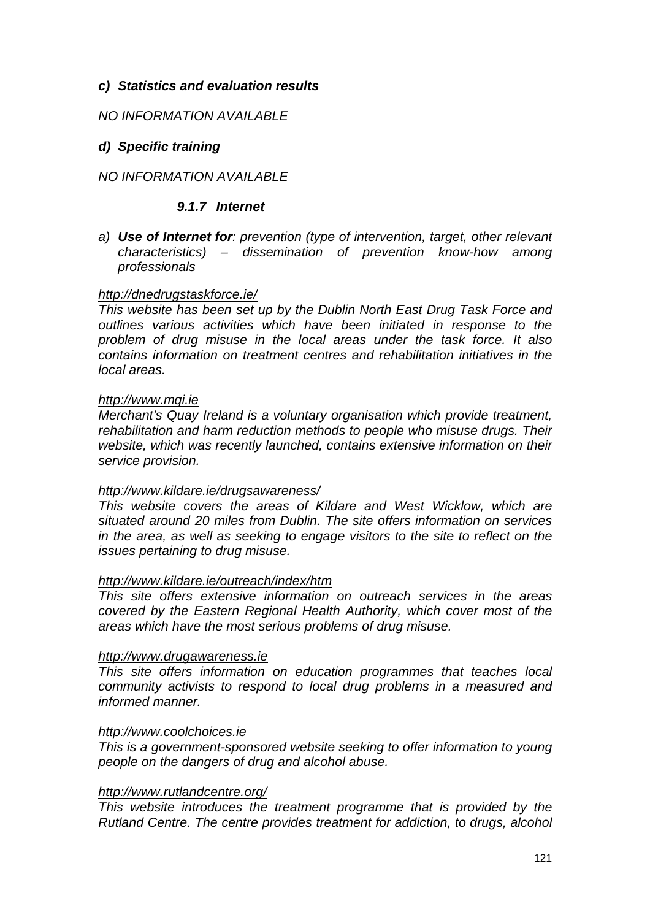***c) Statistics and evaluation results***

*NO INFORMATION AVAILABLE*

***d) Specific training***

*NO INFORMATION AVAILABLE*

### *9.1.7 Internet*

*a)* ***Use of Internet for****: prevention (type of intervention, target, other relevant characteristics) – dissemination of prevention know-how among professionals*

*http://dnedrugstaskforce.ie/*
*This website has been set up by the Dublin North East Drug Task Force and outlines various activities which have been initiated in response to the problem of drug misuse in the local areas under the task force. It also contains information on treatment centres and rehabilitation initiatives in the local areas.*

*http://www.mqi.ie*
*Merchant's Quay Ireland is a voluntary organisation which provide treatment, rehabilitation and harm reduction methods to people who misuse drugs. Their website, which was recently launched, contains extensive information on their service provision.*

*http://www.kildare.ie/drugsawareness/*
*This website covers the areas of Kildare and West Wicklow, which are situated around 20 miles from Dublin. The site offers information on services in the area, as well as seeking to engage visitors to the site to reflect on the issues pertaining to drug misuse.*

*http://www.kildare.ie/outreach/index/htm*
*This site offers extensive information on outreach services in the areas covered by the Eastern Regional Health Authority, which cover most of the areas which have the most serious problems of drug misuse.*

*http://www.drugawareness.ie*
*This site offers information on education programmes that teaches local community activists to respond to local drug problems in a measured and informed manner.*

*http://www.coolchoices.ie*
*This is a government-sponsored website seeking to offer information to young people on the dangers of drug and alcohol abuse.*

*http://www.rutlandcentre.org/*
*This website introduces the treatment programme that is provided by the Rutland Centre. The centre provides treatment for addiction, to drugs, alcohol*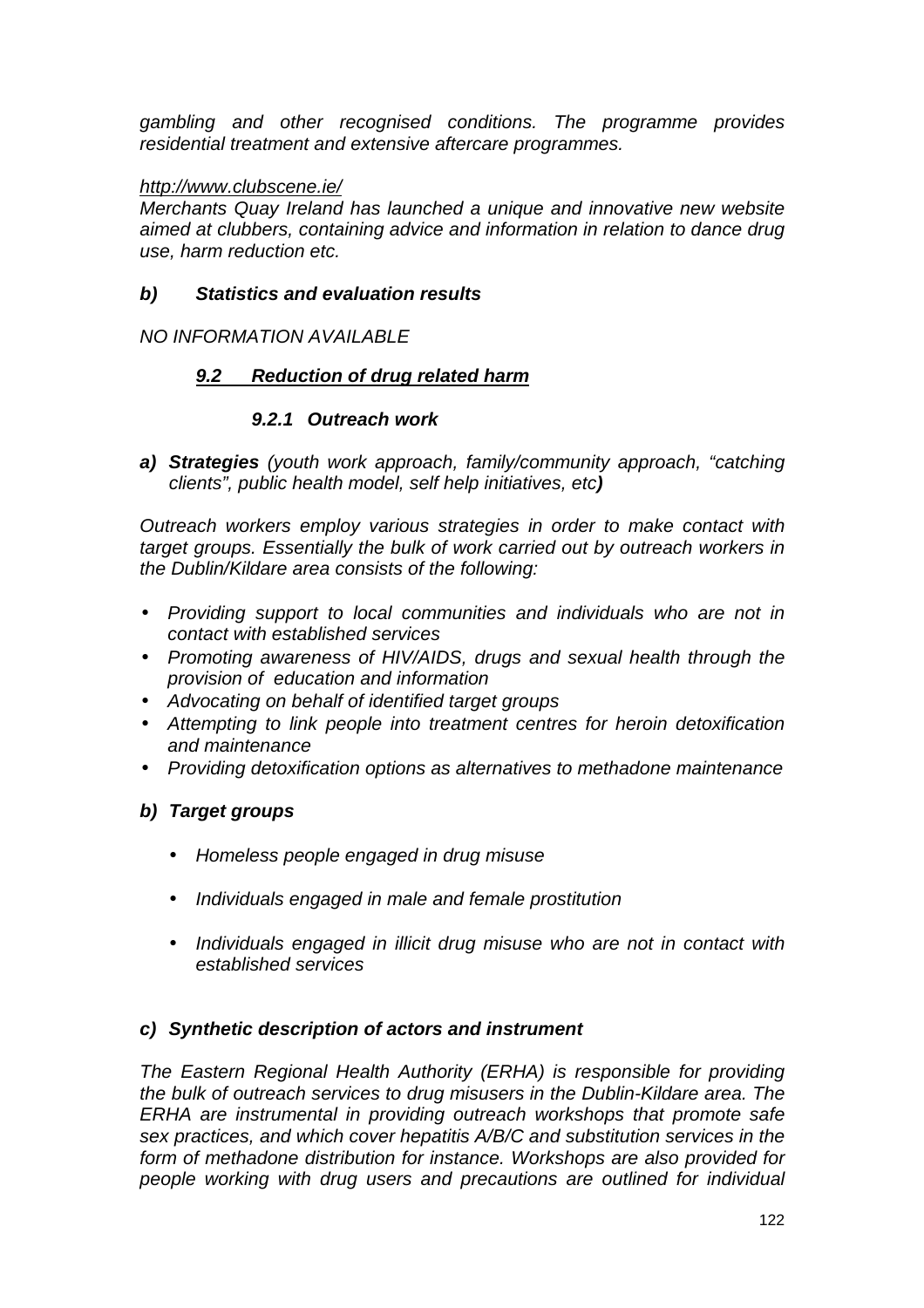*gambling and other recognised conditions. The programme provides residential treatment and extensive aftercare programmes.*

*http://www.clubscene.ie/*
*Merchants Quay Ireland has launched a unique and innovative new website aimed at clubbers, containing advice and information in relation to dance drug use, harm reduction etc.*

***b) Statistics and evaluation results***

*NO INFORMATION AVAILABLE*

## ***9.2 Reduction of drug related harm***

### ***9.2.1 Outreach work***

***a) Strategies*** *(youth work approach, family/community approach, "catching clients", public health model, self help initiatives, etc**)***

*Outreach workers employ various strategies in order to make contact with target groups. Essentially the bulk of work carried out by outreach workers in the Dublin/Kildare area consists of the following:*

- *Providing support to local communities and individuals who are not in contact with established services*
- *Promoting awareness of HIV/AIDS, drugs and sexual health through the provision of education and information*
- *Advocating on behalf of identified target groups*
- *Attempting to link people into treatment centres for heroin detoxification and maintenance*
- *Providing detoxification options as alternatives to methadone maintenance*

***b) Target groups***

- *Homeless people engaged in drug misuse*
- *Individuals engaged in male and female prostitution*
- *Individuals engaged in illicit drug misuse who are not in contact with established services*

***c) Synthetic description of actors and instrument***

*The Eastern Regional Health Authority (ERHA) is responsible for providing the bulk of outreach services to drug misusers in the Dublin-Kildare area. The ERHA are instrumental in providing outreach workshops that promote safe sex practices, and which cover hepatitis A/B/C and substitution services in the form of methadone distribution for instance. Workshops are also provided for people working with drug users and precautions are outlined for individual*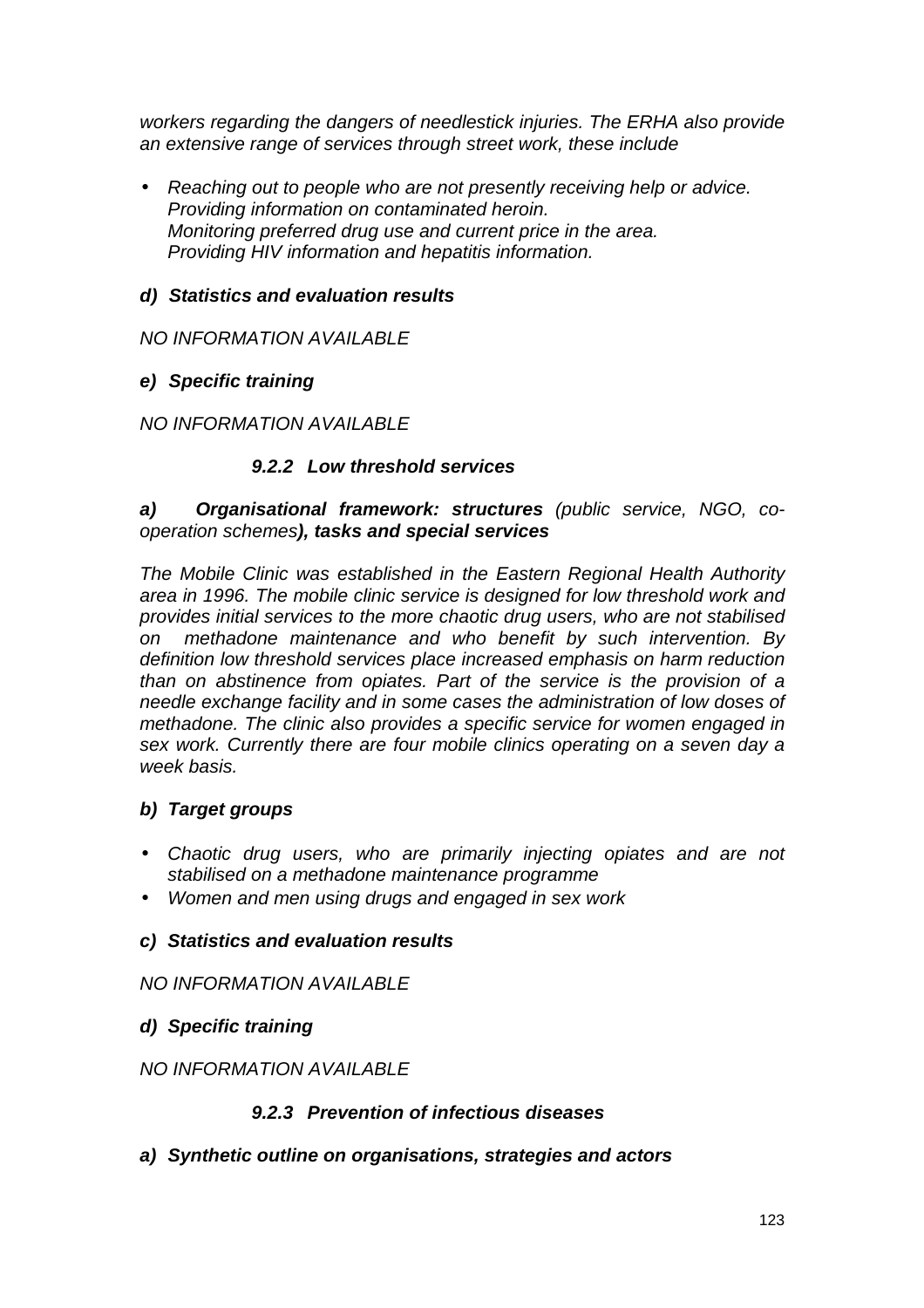*workers regarding the dangers of needlestick injuries. The ERHA also provide an extensive range of services through street work, these include*

- *Reaching out to people who are not presently receiving help or advice.*
  *Providing information on contaminated heroin.*
  *Monitoring preferred drug use and current price in the area.*
  *Providing HIV information and hepatitis information.*

***d) Statistics and evaluation results***

*NO INFORMATION AVAILABLE*

***e) Specific training***

*NO INFORMATION AVAILABLE*

#### *9.2.2 Low threshold services*

***a) Organisational framework: structures** (public service, NGO, co-operation schemes)**, tasks and special services***

*The Mobile Clinic was established in the Eastern Regional Health Authority area in 1996. The mobile clinic service is designed for low threshold work and provides initial services to the more chaotic drug users, who are not stabilised on methadone maintenance and who benefit by such intervention. By definition low threshold services place increased emphasis on harm reduction than on abstinence from opiates. Part of the service is the provision of a needle exchange facility and in some cases the administration of low doses of methadone. The clinic also provides a specific service for women engaged in sex work. Currently there are four mobile clinics operating on a seven day a week basis.*

***b) Target groups***

- *Chaotic drug users, who are primarily injecting opiates and are not stabilised on a methadone maintenance programme*
- *Women and men using drugs and engaged in sex work*

***c) Statistics and evaluation results***

*NO INFORMATION AVAILABLE*

***d) Specific training***

*NO INFORMATION AVAILABLE*

#### *9.2.3 Prevention of infectious diseases*

***a) Synthetic outline on organisations, strategies and actors***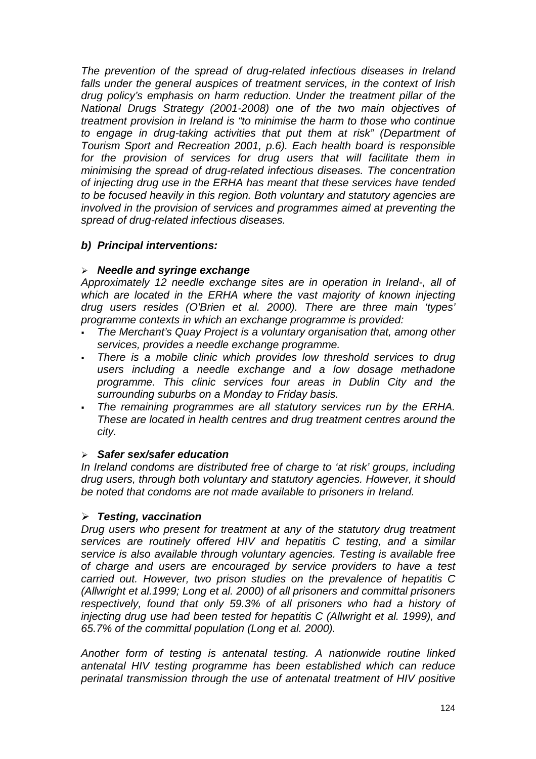*The prevention of the spread of drug-related infectious diseases in Ireland falls under the general auspices of treatment services, in the context of Irish drug policy's emphasis on harm reduction. Under the treatment pillar of the National Drugs Strategy (2001-2008) one of the two main objectives of treatment provision in Ireland is "to minimise the harm to those who continue to engage in drug-taking activities that put them at risk" (Department of Tourism Sport and Recreation 2001, p.6). Each health board is responsible for the provision of services for drug users that will facilitate them in minimising the spread of drug-related infectious diseases. The concentration of injecting drug use in the ERHA has meant that these services have tended to be focused heavily in this region. Both voluntary and statutory agencies are involved in the provision of services and programmes aimed at preventing the spread of drug-related infectious diseases.*

### *b) Principal interventions:*

- ***Needle and syringe exchange***

*Approximately 12 needle exchange sites are in operation in Ireland-, all of which are located in the ERHA where the vast majority of known injecting drug users resides (O'Brien et al. 2000). There are three main 'types' programme contexts in which an exchange programme is provided:*

- *The Merchant's Quay Project is a voluntary organisation that, among other services, provides a needle exchange programme.*
- *There is a mobile clinic which provides low threshold services to drug users including a needle exchange and a low dosage methadone programme. This clinic services four areas in Dublin City and the surrounding suburbs on a Monday to Friday basis.*
- *The remaining programmes are all statutory services run by the ERHA. These are located in health centres and drug treatment centres around the city.*

- ***Safer sex/safer education***

*In Ireland condoms are distributed free of charge to 'at risk' groups, including drug users, through both voluntary and statutory agencies. However, it should be noted that condoms are not made available to prisoners in Ireland.*

- ***Testing, vaccination***

*Drug users who present for treatment at any of the statutory drug treatment services are routinely offered HIV and hepatitis C testing, and a similar service is also available through voluntary agencies. Testing is available free of charge and users are encouraged by service providers to have a test carried out. However, two prison studies on the prevalence of hepatitis C (Allwright et al.1999; Long et al. 2000) of all prisoners and committal prisoners respectively, found that only 59.3% of all prisoners who had a history of injecting drug use had been tested for hepatitis C (Allwright et al. 1999), and 65.7% of the committal population (Long et al. 2000).*

*Another form of testing is antenatal testing. A nationwide routine linked antenatal HIV testing programme has been established which can reduce perinatal transmission through the use of antenatal treatment of HIV positive*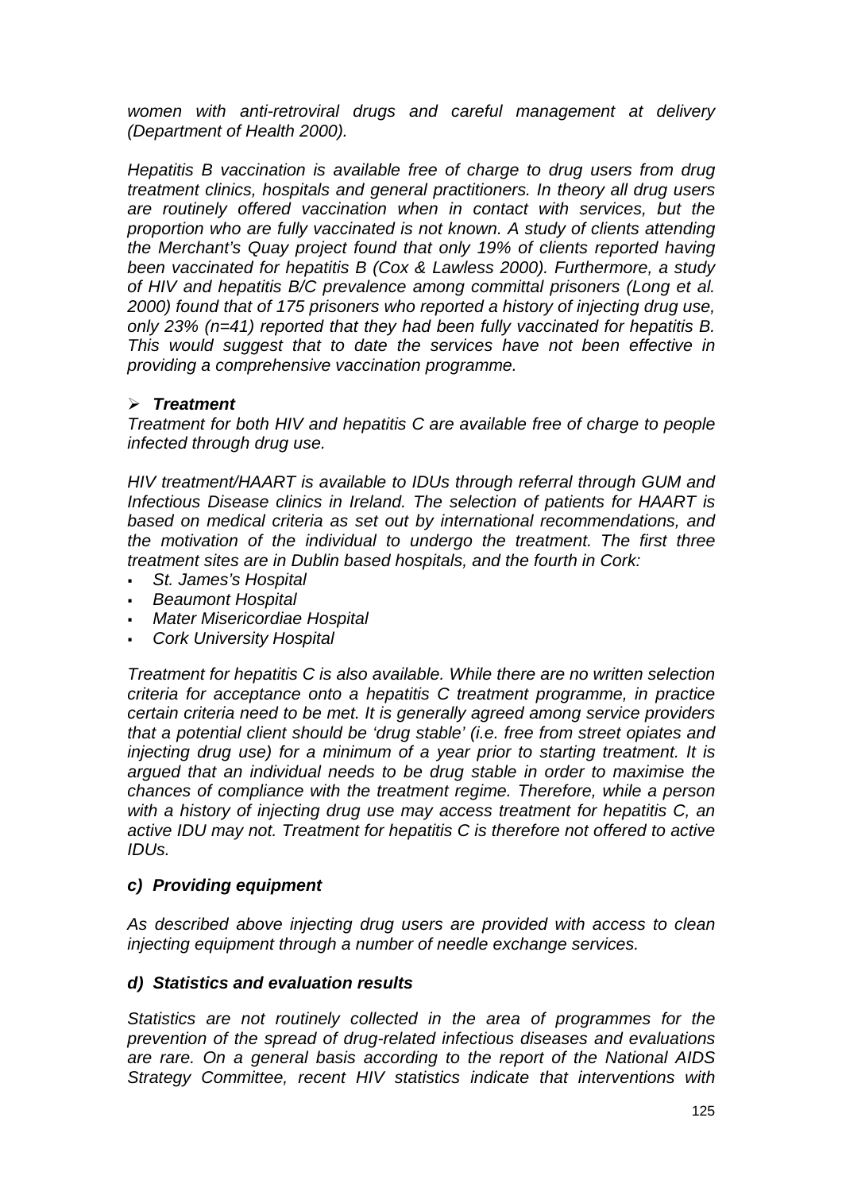*women with anti-retroviral drugs and careful management at delivery (Department of Health 2000).*

*Hepatitis B vaccination is available free of charge to drug users from drug treatment clinics, hospitals and general practitioners. In theory all drug users are routinely offered vaccination when in contact with services, but the proportion who are fully vaccinated is not known. A study of clients attending the Merchant's Quay project found that only 19% of clients reported having been vaccinated for hepatitis B (Cox & Lawless 2000). Furthermore, a study of HIV and hepatitis B/C prevalence among committal prisoners (Long et al. 2000) found that of 175 prisoners who reported a history of injecting drug use, only 23% (n=41) reported that they had been fully vaccinated for hepatitis B. This would suggest that to date the services have not been effective in providing a comprehensive vaccination programme.*

- ***Treatment***

*Treatment for both HIV and hepatitis C are available free of charge to people infected through drug use.*

*HIV treatment/HAART is available to IDUs through referral through GUM and Infectious Disease clinics in Ireland. The selection of patients for HAART is based on medical criteria as set out by international recommendations, and the motivation of the individual to undergo the treatment. The first three treatment sites are in Dublin based hospitals, and the fourth in Cork:*

- *St. James's Hospital*
- *Beaumont Hospital*
- *Mater Misericordiae Hospital*
- *Cork University Hospital*

*Treatment for hepatitis C is also available. While there are no written selection criteria for acceptance onto a hepatitis C treatment programme, in practice certain criteria need to be met. It is generally agreed among service providers that a potential client should be 'drug stable' (i.e. free from street opiates and injecting drug use) for a minimum of a year prior to starting treatment. It is argued that an individual needs to be drug stable in order to maximise the chances of compliance with the treatment regime. Therefore, while a person with a history of injecting drug use may access treatment for hepatitis C, an active IDU may not. Treatment for hepatitis C is therefore not offered to active IDUs.*

### *c) Providing equipment*

*As described above injecting drug users are provided with access to clean injecting equipment through a number of needle exchange services.*

### *d) Statistics and evaluation results*

*Statistics are not routinely collected in the area of programmes for the prevention of the spread of drug-related infectious diseases and evaluations are rare. On a general basis according to the report of the National AIDS Strategy Committee, recent HIV statistics indicate that interventions with*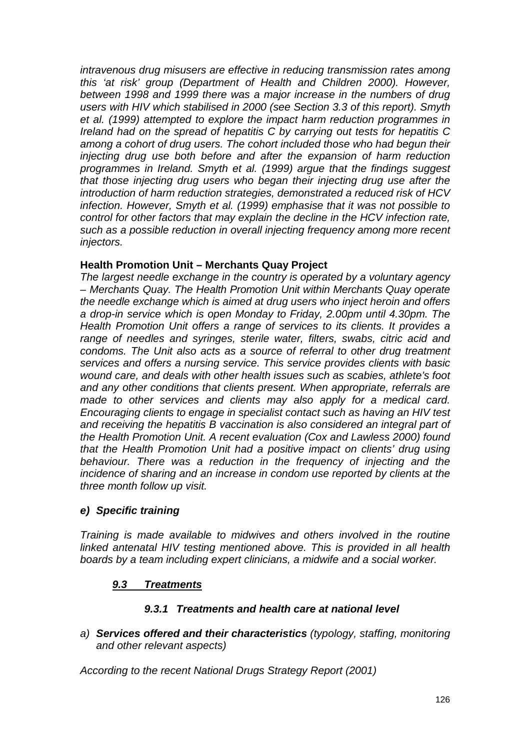*intravenous drug misusers are effective in reducing transmission rates among this 'at risk' group (Department of Health and Children 2000). However, between 1998 and 1999 there was a major increase in the numbers of drug users with HIV which stabilised in 2000 (see Section 3.3 of this report). Smyth et al. (1999) attempted to explore the impact harm reduction programmes in Ireland had on the spread of hepatitis C by carrying out tests for hepatitis C among a cohort of drug users. The cohort included those who had begun their injecting drug use both before and after the expansion of harm reduction programmes in Ireland. Smyth et al. (1999) argue that the findings suggest that those injecting drug users who began their injecting drug use after the introduction of harm reduction strategies, demonstrated a reduced risk of HCV infection. However, Smyth et al. (1999) emphasise that it was not possible to control for other factors that may explain the decline in the HCV infection rate, such as a possible reduction in overall injecting frequency among more recent injectors.*

**Health Promotion Unit – Merchants Quay Project**

*The largest needle exchange in the country is operated by a voluntary agency – Merchants Quay. The Health Promotion Unit within Merchants Quay operate the needle exchange which is aimed at drug users who inject heroin and offers a drop-in service which is open Monday to Friday, 2.00pm until 4.30pm. The Health Promotion Unit offers a range of services to its clients. It provides a range of needles and syringes, sterile water, filters, swabs, citric acid and condoms. The Unit also acts as a source of referral to other drug treatment services and offers a nursing service. This service provides clients with basic wound care, and deals with other health issues such as scabies, athlete's foot and any other conditions that clients present. When appropriate, referrals are made to other services and clients may also apply for a medical card. Encouraging clients to engage in specialist contact such as having an HIV test and receiving the hepatitis B vaccination is also considered an integral part of the Health Promotion Unit. A recent evaluation (Cox and Lawless 2000) found that the Health Promotion Unit had a positive impact on clients' drug using behaviour. There was a reduction in the frequency of injecting and the incidence of sharing and an increase in condom use reported by clients at the three month follow up visit.*

***e) Specific training***

*Training is made available to midwives and others involved in the routine linked antenatal HIV testing mentioned above. This is provided in all health boards by a team including expert clinicians, a midwife and a social worker.*

## ***9.3 Treatments***

### ***9.3.1 Treatments and health care at national level***

*a)* ***Services offered and their characteristics*** *(typology, staffing, monitoring and other relevant aspects)*

*According to the recent National Drugs Strategy Report (2001)*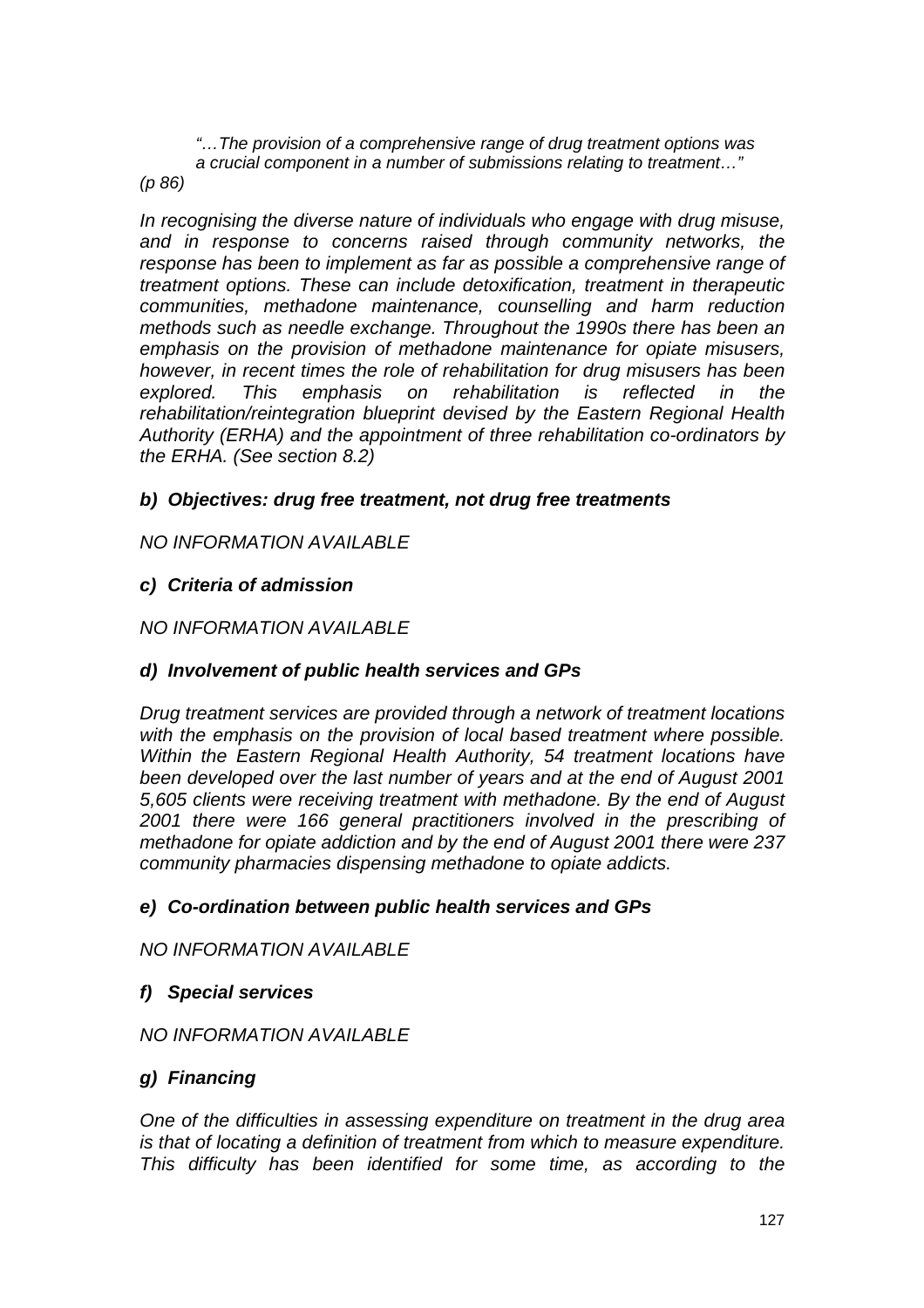> *"…The provision of a comprehensive range of drug treatment options was a crucial component in a number of submissions relating to treatment…"*

*(p 86)*

*In recognising the diverse nature of individuals who engage with drug misuse, and in response to concerns raised through community networks, the response has been to implement as far as possible a comprehensive range of treatment options. These can include detoxification, treatment in therapeutic communities, methadone maintenance, counselling and harm reduction methods such as needle exchange. Throughout the 1990s there has been an emphasis on the provision of methadone maintenance for opiate misusers, however, in recent times the role of rehabilitation for drug misusers has been explored. This emphasis on rehabilitation is reflected in the rehabilitation/reintegration blueprint devised by the Eastern Regional Health Authority (ERHA) and the appointment of three rehabilitation co-ordinators by the ERHA. (See section 8.2)*

### *b) Objectives: drug free treatment, not drug free treatments*

*NO INFORMATION AVAILABLE*

### *c) Criteria of admission*

*NO INFORMATION AVAILABLE*

### *d) Involvement of public health services and GPs*

*Drug treatment services are provided through a network of treatment locations with the emphasis on the provision of local based treatment where possible. Within the Eastern Regional Health Authority, 54 treatment locations have been developed over the last number of years and at the end of August 2001 5,605 clients were receiving treatment with methadone. By the end of August 2001 there were 166 general practitioners involved in the prescribing of methadone for opiate addiction and by the end of August 2001 there were 237 community pharmacies dispensing methadone to opiate addicts.*

### *e) Co-ordination between public health services and GPs*

*NO INFORMATION AVAILABLE*

### *f) Special services*

*NO INFORMATION AVAILABLE*

### *g) Financing*

*One of the difficulties in assessing expenditure on treatment in the drug area is that of locating a definition of treatment from which to measure expenditure. This difficulty has been identified for some time, as according to the*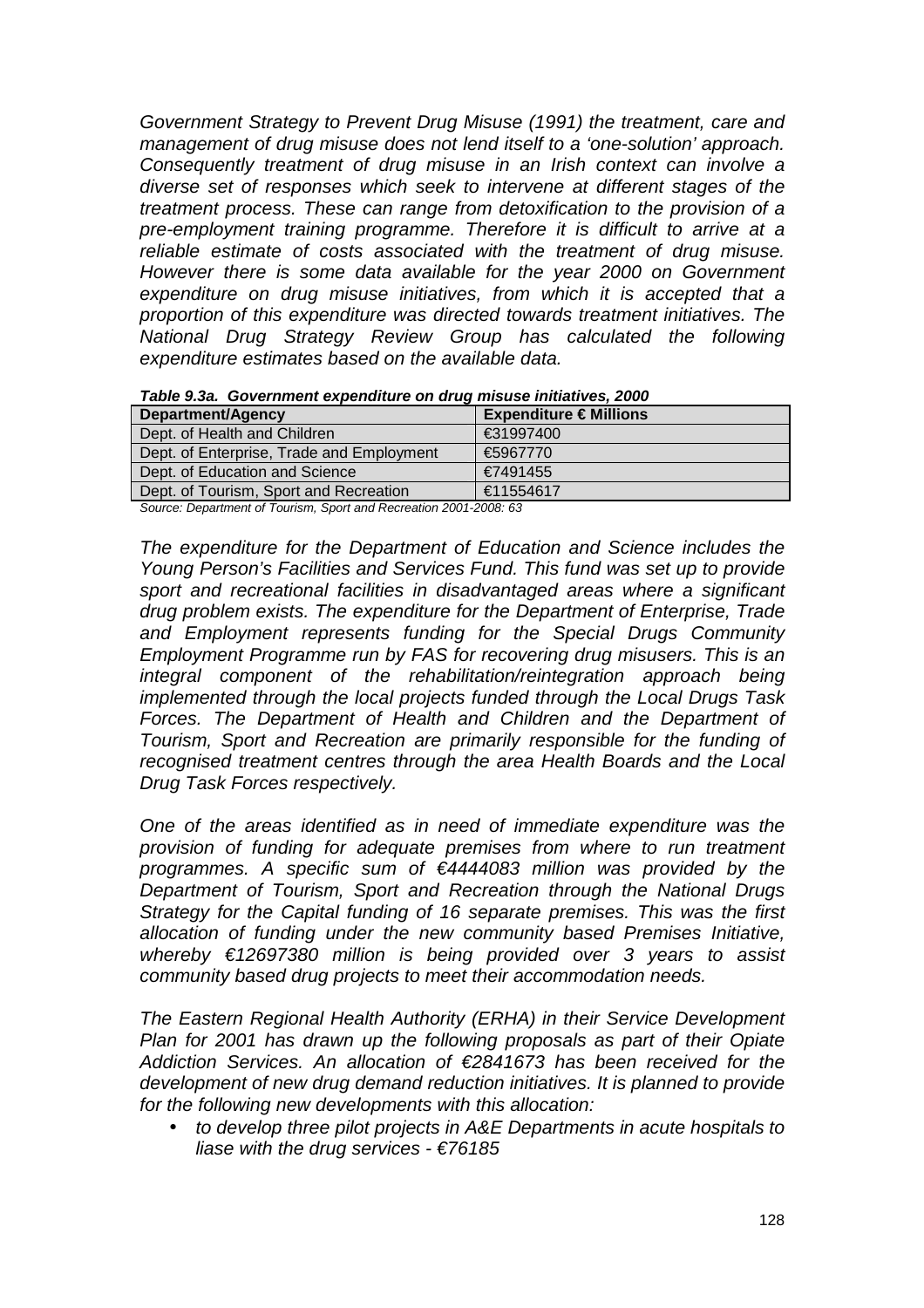*Government Strategy to Prevent Drug Misuse (1991) the treatment, care and management of drug misuse does not lend itself to a 'one-solution' approach. Consequently treatment of drug misuse in an Irish context can involve a diverse set of responses which seek to intervene at different stages of the treatment process. These can range from detoxification to the provision of a pre-employment training programme. Therefore it is difficult to arrive at a reliable estimate of costs associated with the treatment of drug misuse. However there is some data available for the year 2000 on Government expenditure on drug misuse initiatives, from which it is accepted that a proportion of this expenditure was directed towards treatment initiatives. The National Drug Strategy Review Group has calculated the following expenditure estimates based on the available data.*

***Table 9.3a. Government expenditure on drug misuse initiatives, 2000***

| Department/Agency | Expenditure € Millions |
|---|---|
| Dept. of Health and Children | €31997400 |
| Dept. of Enterprise, Trade and Employment | €5967770 |
| Dept. of Education and Science | €7491455 |
| Dept. of Tourism, Sport and Recreation | €11554617 |

*Source: Department of Tourism, Sport and Recreation 2001-2008: 63*

*The expenditure for the Department of Education and Science includes the Young Person's Facilities and Services Fund. This fund was set up to provide sport and recreational facilities in disadvantaged areas where a significant drug problem exists. The expenditure for the Department of Enterprise, Trade and Employment represents funding for the Special Drugs Community Employment Programme run by FAS for recovering drug misusers. This is an integral component of the rehabilitation/reintegration approach being implemented through the local projects funded through the Local Drugs Task Forces. The Department of Health and Children and the Department of Tourism, Sport and Recreation are primarily responsible for the funding of recognised treatment centres through the area Health Boards and the Local Drug Task Forces respectively.*

*One of the areas identified as in need of immediate expenditure was the provision of funding for adequate premises from where to run treatment programmes. A specific sum of €4444083 million was provided by the Department of Tourism, Sport and Recreation through the National Drugs Strategy for the Capital funding of 16 separate premises. This was the first allocation of funding under the new community based Premises Initiative, whereby €12697380 million is being provided over 3 years to assist community based drug projects to meet their accommodation needs.*

*The Eastern Regional Health Authority (ERHA) in their Service Development Plan for 2001 has drawn up the following proposals as part of their Opiate Addiction Services. An allocation of €2841673 has been received for the development of new drug demand reduction initiatives. It is planned to provide for the following new developments with this allocation:*

- *to develop three pilot projects in A&E Departments in acute hospitals to liase with the drug services - €76185*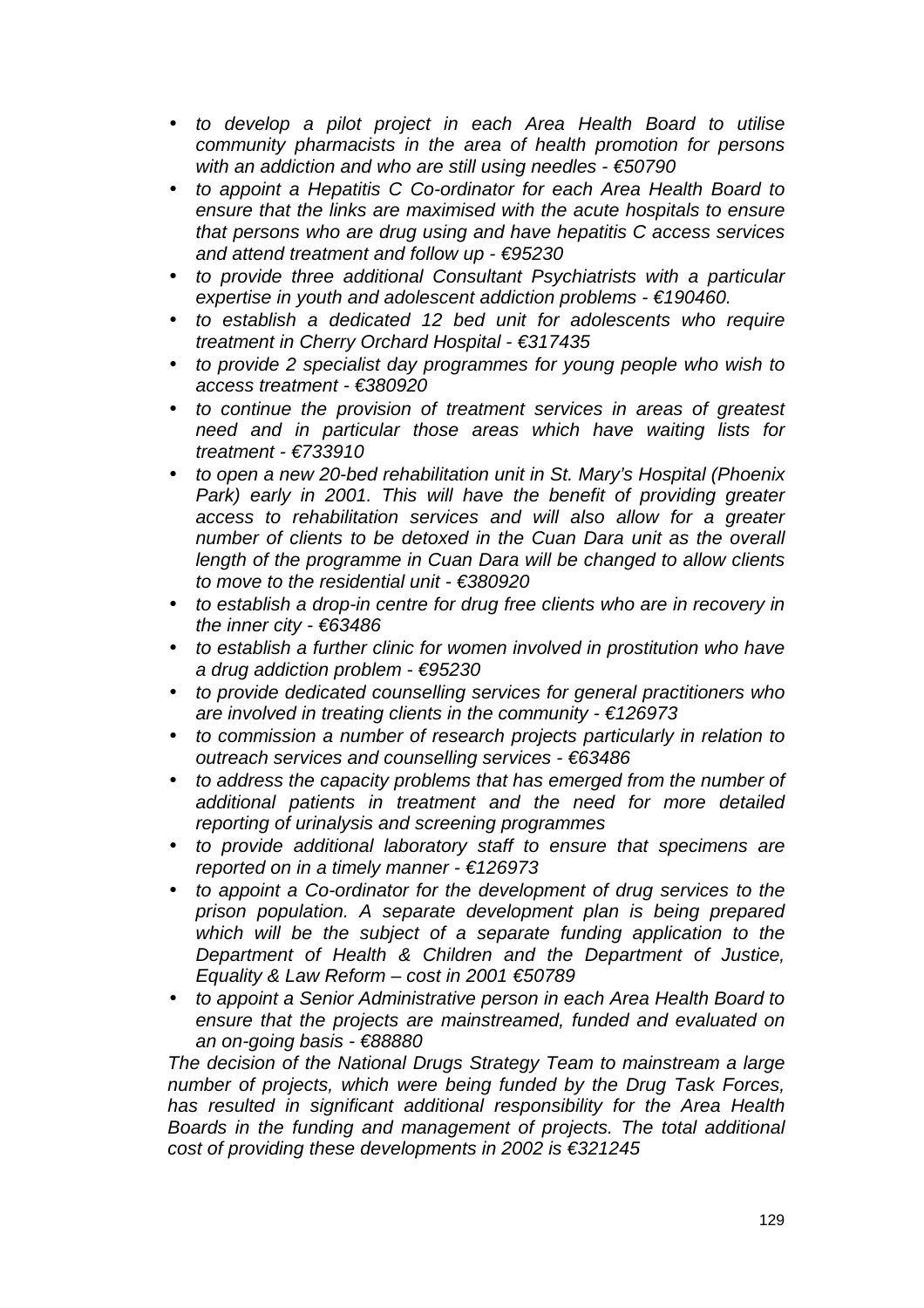- *to develop a pilot project in each Area Health Board to utilise community pharmacists in the area of health promotion for persons with an addiction and who are still using needles - €50790*
- *to appoint a Hepatitis C Co-ordinator for each Area Health Board to ensure that the links are maximised with the acute hospitals to ensure that persons who are drug using and have hepatitis C access services and attend treatment and follow up - €95230*
- *to provide three additional Consultant Psychiatrists with a particular expertise in youth and adolescent addiction problems - €190460.*
- *to establish a dedicated 12 bed unit for adolescents who require treatment in Cherry Orchard Hospital - €317435*
- *to provide 2 specialist day programmes for young people who wish to access treatment - €380920*
- *to continue the provision of treatment services in areas of greatest need and in particular those areas which have waiting lists for treatment - €733910*
- *to open a new 20-bed rehabilitation unit in St. Mary's Hospital (Phoenix Park) early in 2001. This will have the benefit of providing greater access to rehabilitation services and will also allow for a greater number of clients to be detoxed in the Cuan Dara unit as the overall length of the programme in Cuan Dara will be changed to allow clients to move to the residential unit - €380920*
- *to establish a drop-in centre for drug free clients who are in recovery in the inner city - €63486*
- *to establish a further clinic for women involved in prostitution who have a drug addiction problem - €95230*
- *to provide dedicated counselling services for general practitioners who are involved in treating clients in the community - €126973*
- *to commission a number of research projects particularly in relation to outreach services and counselling services - €63486*
- *to address the capacity problems that has emerged from the number of additional patients in treatment and the need for more detailed reporting of urinalysis and screening programmes*
- *to provide additional laboratory staff to ensure that specimens are reported on in a timely manner - €126973*
- *to appoint a Co-ordinator for the development of drug services to the prison population. A separate development plan is being prepared which will be the subject of a separate funding application to the Department of Health & Children and the Department of Justice, Equality & Law Reform – cost in 2001 €50789*
- *to appoint a Senior Administrative person in each Area Health Board to ensure that the projects are mainstreamed, funded and evaluated on an on-going basis - €88880*

*The decision of the National Drugs Strategy Team to mainstream a large number of projects, which were being funded by the Drug Task Forces, has resulted in significant additional responsibility for the Area Health Boards in the funding and management of projects. The total additional cost of providing these developments in 2002 is €321245*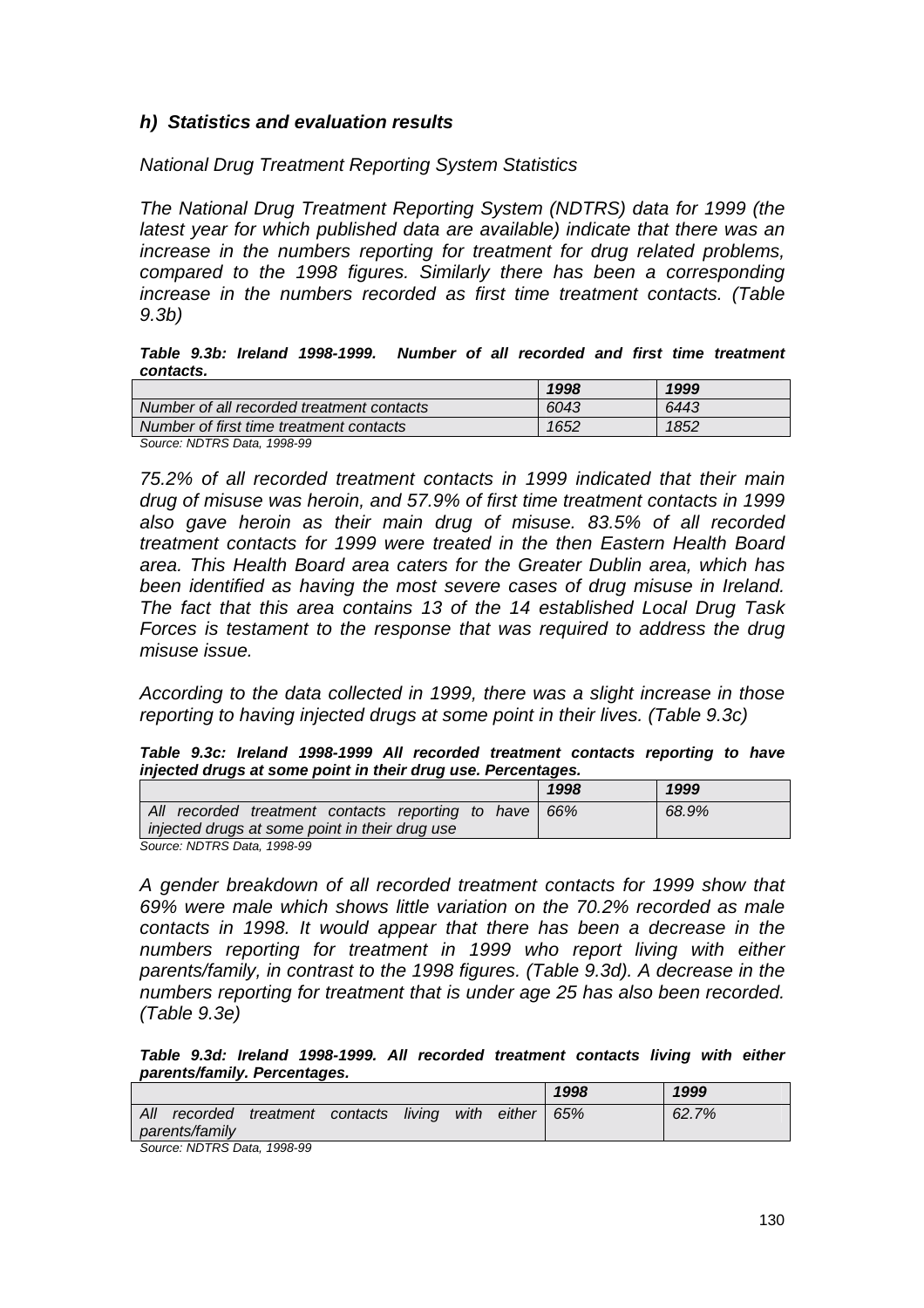### *h) Statistics and evaluation results*

*National Drug Treatment Reporting System Statistics*

*The National Drug Treatment Reporting System (NDTRS) data for 1999 (the latest year for which published data are available) indicate that there was an increase in the numbers reporting for treatment for drug related problems, compared to the 1998 figures. Similarly there has been a corresponding increase in the numbers recorded as first time treatment contacts. (Table 9.3b)*

***Table 9.3b: Ireland 1998-1999. Number of all recorded and first time treatment contacts.***

| | *1998* | *1999* |
|---|---|---|
| *Number of all recorded treatment contacts* | *6043* | *6443* |
| *Number of first time treatment contacts* | *1652* | *1852* |

*Source: NDTRS Data, 1998-99*

*75.2% of all recorded treatment contacts in 1999 indicated that their main drug of misuse was heroin, and 57.9% of first time treatment contacts in 1999 also gave heroin as their main drug of misuse. 83.5% of all recorded treatment contacts for 1999 were treated in the then Eastern Health Board area. This Health Board area caters for the Greater Dublin area, which has been identified as having the most severe cases of drug misuse in Ireland. The fact that this area contains 13 of the 14 established Local Drug Task Forces is testament to the response that was required to address the drug misuse issue.*

*According to the data collected in 1999, there was a slight increase in those reporting to having injected drugs at some point in their lives. (Table 9.3c)*

***Table 9.3c: Ireland 1998-1999 All recorded treatment contacts reporting to have injected drugs at some point in their drug use. Percentages.***

| | *1998* | *1999* |
|---|---|---|
| *All recorded treatment contacts reporting to have injected drugs at some point in their drug use* | *66%* | *68.9%* |

*Source: NDTRS Data, 1998-99*

*A gender breakdown of all recorded treatment contacts for 1999 show that 69% were male which shows little variation on the 70.2% recorded as male contacts in 1998. It would appear that there has been a decrease in the numbers reporting for treatment in 1999 who report living with either parents/family, in contrast to the 1998 figures. (Table 9.3d). A decrease in the numbers reporting for treatment that is under age 25 has also been recorded. (Table 9.3e)*

***Table 9.3d: Ireland 1998-1999. All recorded treatment contacts living with either parents/family. Percentages.***

| | *1998* | *1999* |
|---|---|---|
| *All recorded treatment contacts living with either parents/family* | *65%* | *62.7%* |

*Source: NDTRS Data, 1998-99*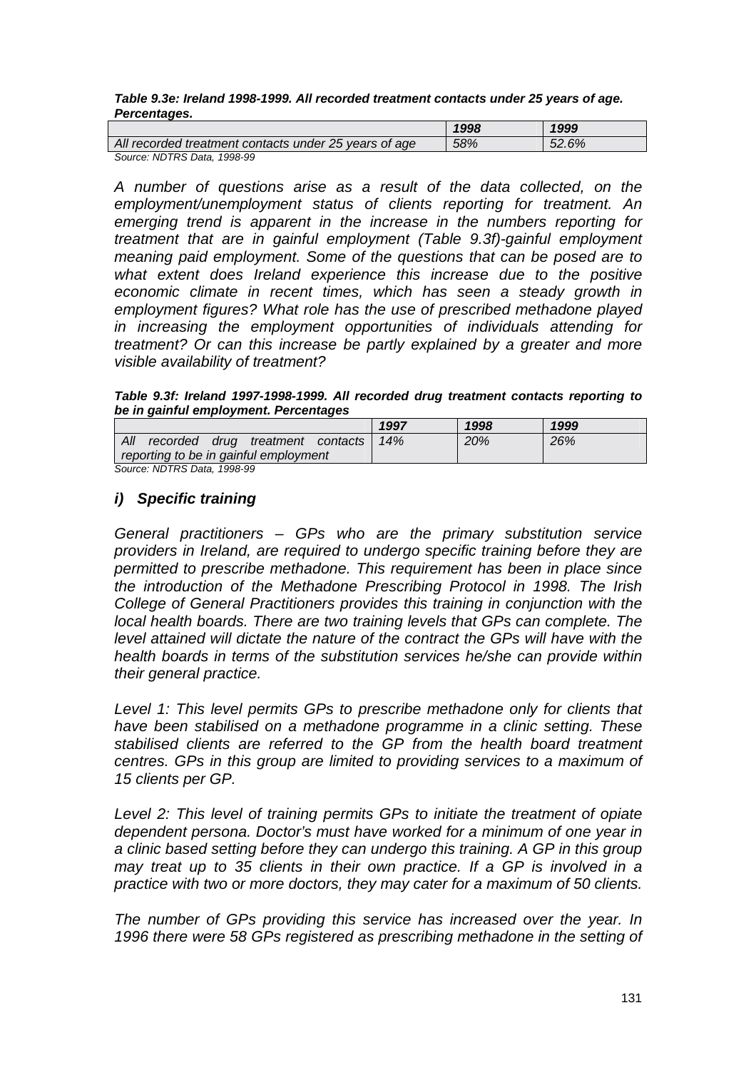***Table 9.3e: Ireland 1998-1999. All recorded treatment contacts under 25 years of age. Percentages.***

| | *1998* | *1999* |
|---|---|---|
| *All recorded treatment contacts under 25 years of age* | *58%* | *52.6%* |

*Source: NDTRS Data, 1998-99*

*A number of questions arise as a result of the data collected, on the employment/unemployment status of clients reporting for treatment. An emerging trend is apparent in the increase in the numbers reporting for treatment that are in gainful employment (Table 9.3f)-gainful employment meaning paid employment. Some of the questions that can be posed are to what extent does Ireland experience this increase due to the positive economic climate in recent times, which has seen a steady growth in employment figures? What role has the use of prescribed methadone played in increasing the employment opportunities of individuals attending for treatment? Or can this increase be partly explained by a greater and more visible availability of treatment?*

***Table 9.3f: Ireland 1997-1998-1999. All recorded drug treatment contacts reporting to be in gainful employment. Percentages***

| | *1997* | *1998* | *1999* |
|---|---|---|---|
| *All recorded drug treatment contacts reporting to be in gainful employment* | *14%* | *20%* | *26%* |

*Source: NDTRS Data, 1998-99*

## *i) Specific training*

*General practitioners – GPs who are the primary substitution service providers in Ireland, are required to undergo specific training before they are permitted to prescribe methadone. This requirement has been in place since the introduction of the Methadone Prescribing Protocol in 1998. The Irish College of General Practitioners provides this training in conjunction with the local health boards. There are two training levels that GPs can complete. The level attained will dictate the nature of the contract the GPs will have with the health boards in terms of the substitution services he/she can provide within their general practice.*

*Level 1: This level permits GPs to prescribe methadone only for clients that have been stabilised on a methadone programme in a clinic setting. These stabilised clients are referred to the GP from the health board treatment centres. GPs in this group are limited to providing services to a maximum of 15 clients per GP.*

*Level 2: This level of training permits GPs to initiate the treatment of opiate dependent persona. Doctor's must have worked for a minimum of one year in a clinic based setting before they can undergo this training. A GP in this group may treat up to 35 clients in their own practice. If a GP is involved in a practice with two or more doctors, they may cater for a maximum of 50 clients.*

*The number of GPs providing this service has increased over the year. In 1996 there were 58 GPs registered as prescribing methadone in the setting of*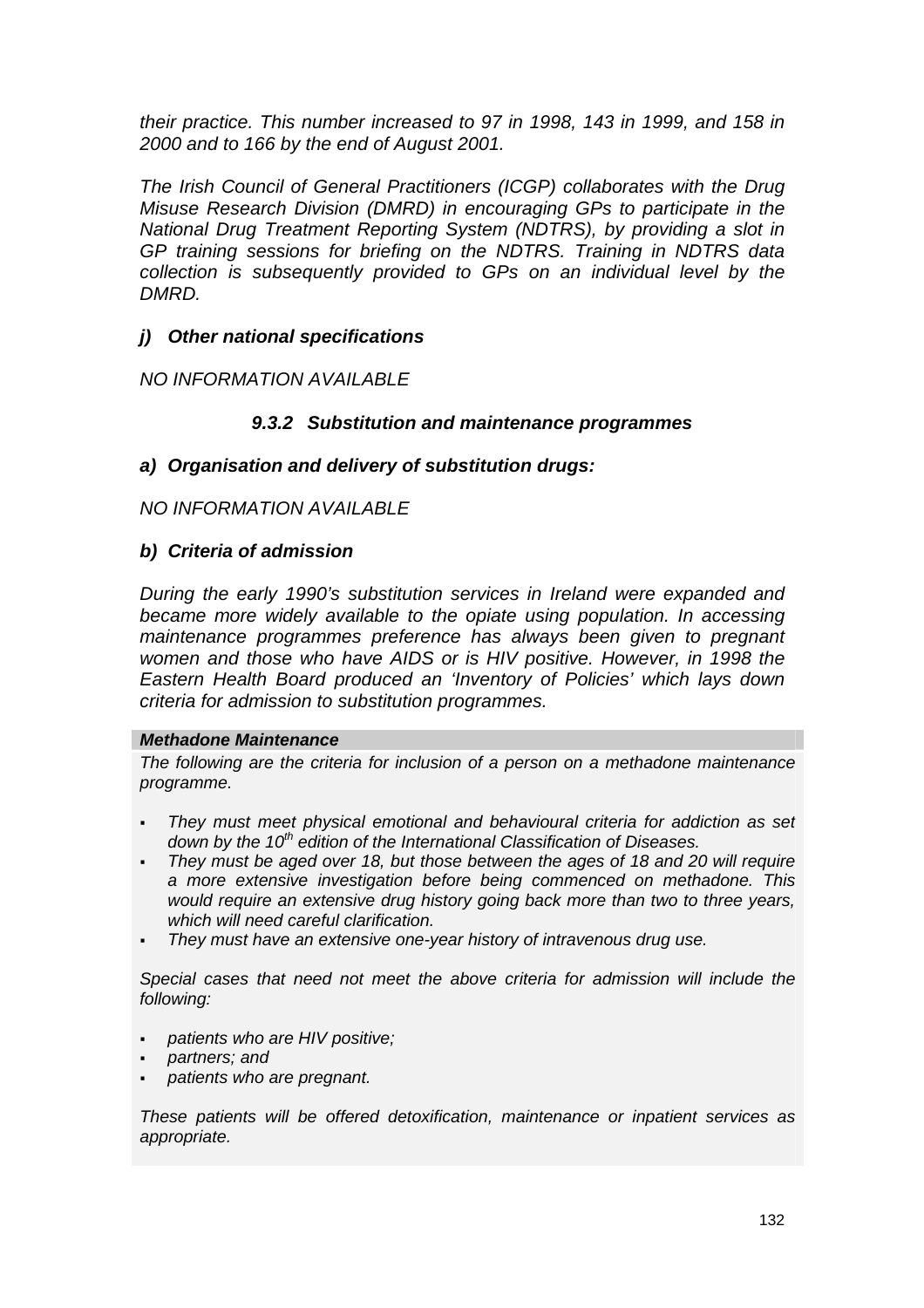*their practice. This number increased to 97 in 1998, 143 in 1999, and 158 in 2000 and to 166 by the end of August 2001.*

*The Irish Council of General Practitioners (ICGP) collaborates with the Drug Misuse Research Division (DMRD) in encouraging GPs to participate in the National Drug Treatment Reporting System (NDTRS), by providing a slot in GP training sessions for briefing on the NDTRS. Training in NDTRS data collection is subsequently provided to GPs on an individual level by the DMRD.*

#### ***j) Other national specifications***

*NO INFORMATION AVAILABLE*

### ***9.3.2 Substitution and maintenance programmes***

#### ***a) Organisation and delivery of substitution drugs:***

*NO INFORMATION AVAILABLE*

#### ***b) Criteria of admission***

*During the early 1990's substitution services in Ireland were expanded and became more widely available to the opiate using population. In accessing maintenance programmes preference has always been given to pregnant women and those who have AIDS or is HIV positive. However, in 1998 the Eastern Health Board produced an 'Inventory of Policies' which lays down criteria for admission to substitution programmes.*

***Methadone Maintenance***

*The following are the criteria for inclusion of a person on a methadone maintenance programme.*

- *They must meet physical emotional and behavioural criteria for addiction as set down by the 10th edition of the International Classification of Diseases.*
- *They must be aged over 18, but those between the ages of 18 and 20 will require a more extensive investigation before being commenced on methadone. This would require an extensive drug history going back more than two to three years, which will need careful clarification.*
- *They must have an extensive one-year history of intravenous drug use.*

*Special cases that need not meet the above criteria for admission will include the following:*

- *patients who are HIV positive;*
- *partners; and*
- *patients who are pregnant.*

*These patients will be offered detoxification, maintenance or inpatient services as appropriate.*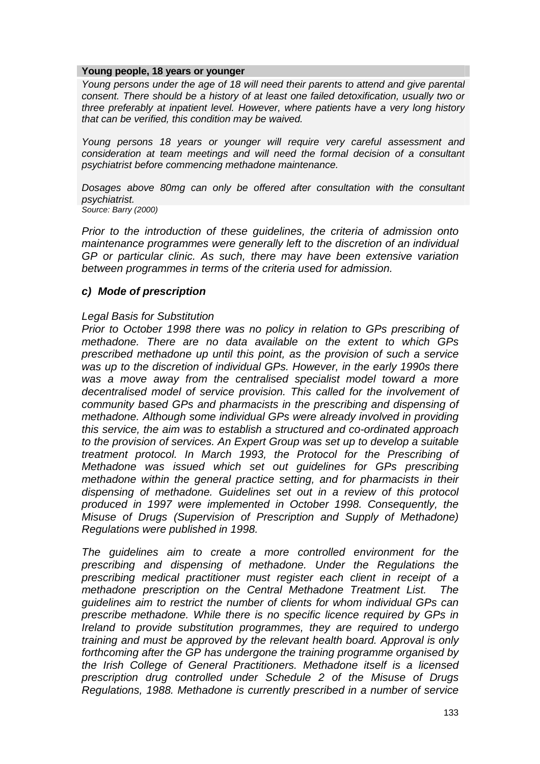**Young people, 18 years or younger**

*Young persons under the age of 18 will need their parents to attend and give parental consent. There should be a history of at least one failed detoxification, usually two or three preferably at inpatient level. However, where patients have a very long history that can be verified, this condition may be waived.*

*Young persons 18 years or younger will require very careful assessment and consideration at team meetings and will need the formal decision of a consultant psychiatrist before commencing methadone maintenance.*

*Dosages above 80mg can only be offered after consultation with the consultant psychiatrist.*

*Source: Barry (2000)*

*Prior to the introduction of these guidelines, the criteria of admission onto maintenance programmes were generally left to the discretion of an individual GP or particular clinic. As such, there may have been extensive variation between programmes in terms of the criteria used for admission.*

### *c) Mode of prescription*

*Legal Basis for Substitution*

*Prior to October 1998 there was no policy in relation to GPs prescribing of methadone. There are no data available on the extent to which GPs prescribed methadone up until this point, as the provision of such a service was up to the discretion of individual GPs. However, in the early 1990s there was a move away from the centralised specialist model toward a more decentralised model of service provision. This called for the involvement of community based GPs and pharmacists in the prescribing and dispensing of methadone. Although some individual GPs were already involved in providing this service, the aim was to establish a structured and co-ordinated approach to the provision of services. An Expert Group was set up to develop a suitable treatment protocol. In March 1993, the Protocol for the Prescribing of Methadone was issued which set out guidelines for GPs prescribing methadone within the general practice setting, and for pharmacists in their dispensing of methadone. Guidelines set out in a review of this protocol produced in 1997 were implemented in October 1998. Consequently, the Misuse of Drugs (Supervision of Prescription and Supply of Methadone) Regulations were published in 1998.*

*The guidelines aim to create a more controlled environment for the prescribing and dispensing of methadone. Under the Regulations the prescribing medical practitioner must register each client in receipt of a methadone prescription on the Central Methadone Treatment List. The guidelines aim to restrict the number of clients for whom individual GPs can prescribe methadone. While there is no specific licence required by GPs in Ireland to provide substitution programmes, they are required to undergo training and must be approved by the relevant health board. Approval is only forthcoming after the GP has undergone the training programme organised by the Irish College of General Practitioners. Methadone itself is a licensed prescription drug controlled under Schedule 2 of the Misuse of Drugs Regulations, 1988. Methadone is currently prescribed in a number of service*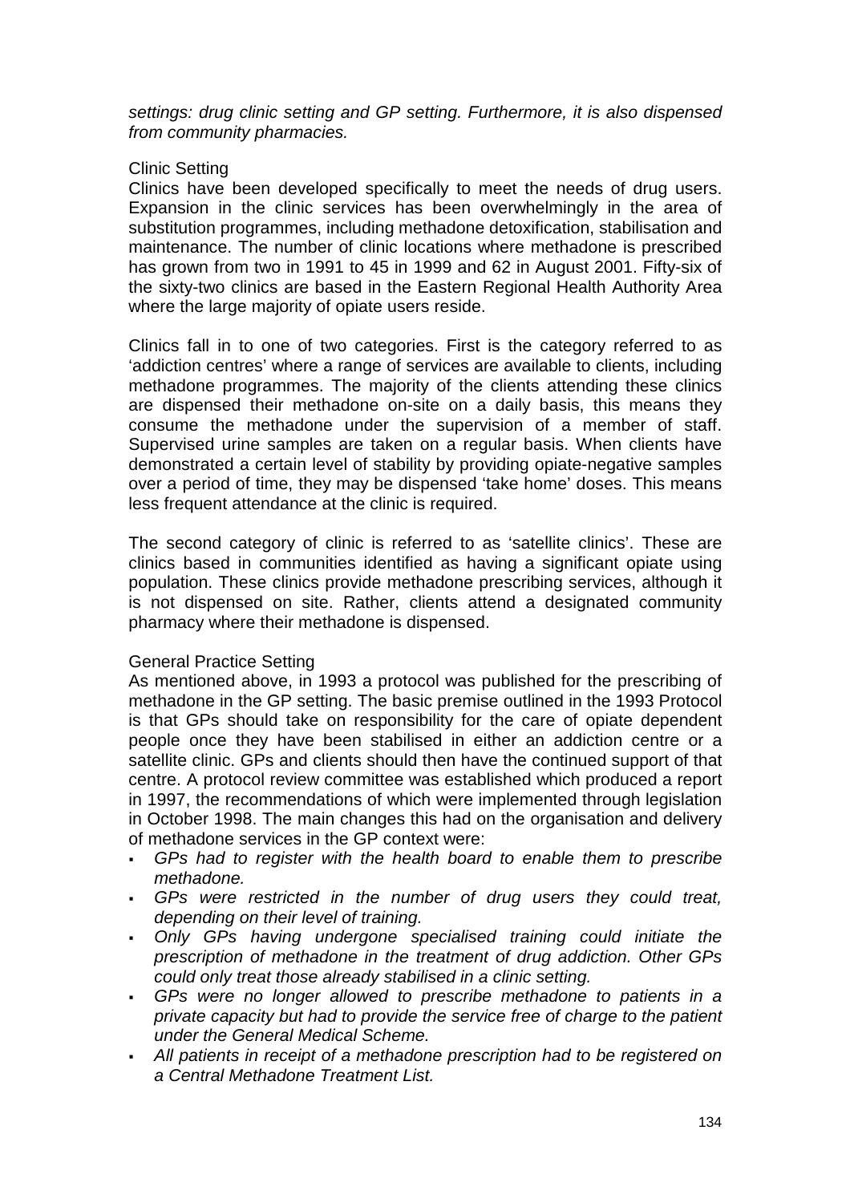*settings: drug clinic setting and GP setting. Furthermore, it is also dispensed from community pharmacies.*

Clinic Setting

Clinics have been developed specifically to meet the needs of drug users. Expansion in the clinic services has been overwhelmingly in the area of substitution programmes, including methadone detoxification, stabilisation and maintenance. The number of clinic locations where methadone is prescribed has grown from two in 1991 to 45 in 1999 and 62 in August 2001. Fifty-six of the sixty-two clinics are based in the Eastern Regional Health Authority Area where the large majority of opiate users reside.

Clinics fall in to one of two categories. First is the category referred to as 'addiction centres' where a range of services are available to clients, including methadone programmes. The majority of the clients attending these clinics are dispensed their methadone on-site on a daily basis, this means they consume the methadone under the supervision of a member of staff. Supervised urine samples are taken on a regular basis. When clients have demonstrated a certain level of stability by providing opiate-negative samples over a period of time, they may be dispensed 'take home' doses. This means less frequent attendance at the clinic is required.

The second category of clinic is referred to as 'satellite clinics'. These are clinics based in communities identified as having a significant opiate using population. These clinics provide methadone prescribing services, although it is not dispensed on site. Rather, clients attend a designated community pharmacy where their methadone is dispensed.

General Practice Setting

As mentioned above, in 1993 a protocol was published for the prescribing of methadone in the GP setting. The basic premise outlined in the 1993 Protocol is that GPs should take on responsibility for the care of opiate dependent people once they have been stabilised in either an addiction centre or a satellite clinic. GPs and clients should then have the continued support of that centre. A protocol review committee was established which produced a report in 1997, the recommendations of which were implemented through legislation in October 1998. The main changes this had on the organisation and delivery of methadone services in the GP context were:

- *GPs had to register with the health board to enable them to prescribe methadone.*
- *GPs were restricted in the number of drug users they could treat, depending on their level of training.*
- *Only GPs having undergone specialised training could initiate the prescription of methadone in the treatment of drug addiction. Other GPs could only treat those already stabilised in a clinic setting.*
- *GPs were no longer allowed to prescribe methadone to patients in a private capacity but had to provide the service free of charge to the patient under the General Medical Scheme.*
- *All patients in receipt of a methadone prescription had to be registered on a Central Methadone Treatment List.*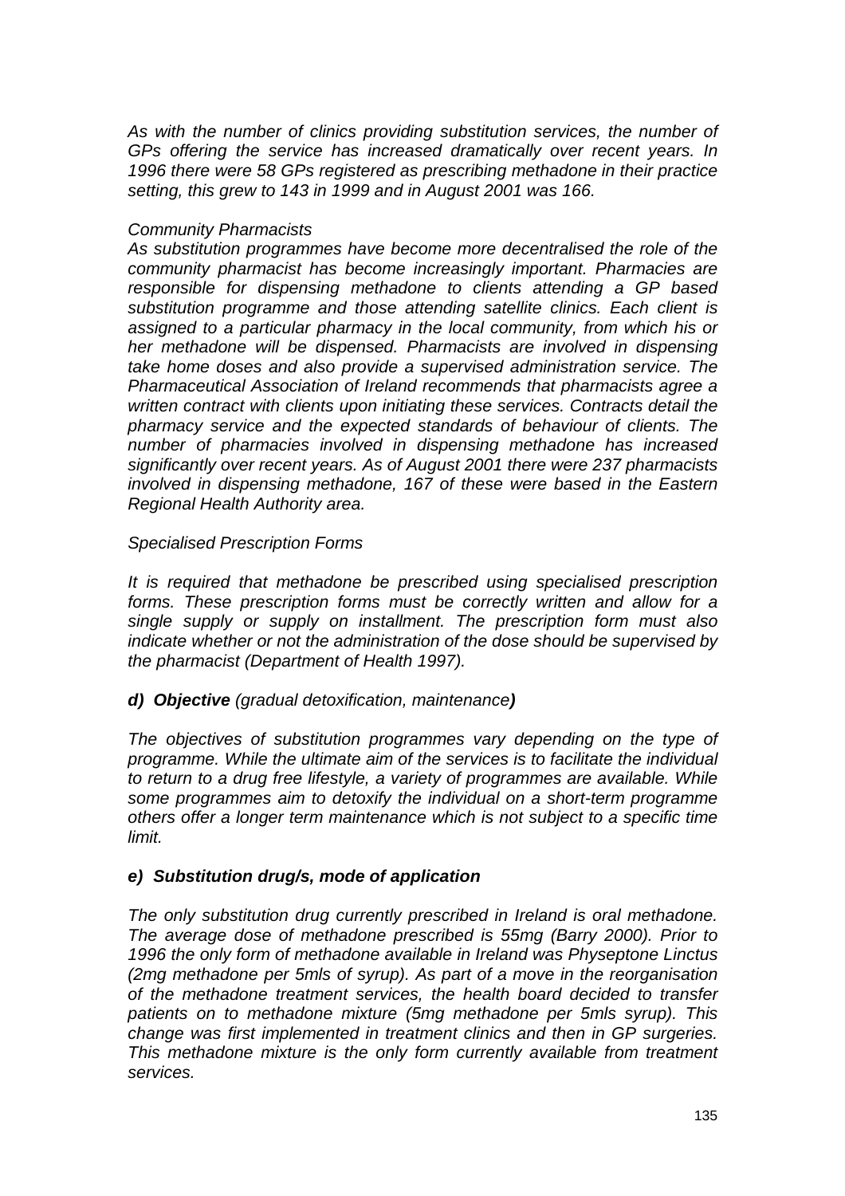*As with the number of clinics providing substitution services, the number of GPs offering the service has increased dramatically over recent years. In 1996 there were 58 GPs registered as prescribing methadone in their practice setting, this grew to 143 in 1999 and in August 2001 was 166.*

*Community Pharmacists*

*As substitution programmes have become more decentralised the role of the community pharmacist has become increasingly important. Pharmacies are responsible for dispensing methadone to clients attending a GP based substitution programme and those attending satellite clinics. Each client is assigned to a particular pharmacy in the local community, from which his or her methadone will be dispensed. Pharmacists are involved in dispensing take home doses and also provide a supervised administration service. The Pharmaceutical Association of Ireland recommends that pharmacists agree a written contract with clients upon initiating these services. Contracts detail the pharmacy service and the expected standards of behaviour of clients. The number of pharmacies involved in dispensing methadone has increased significantly over recent years. As of August 2001 there were 237 pharmacists involved in dispensing methadone, 167 of these were based in the Eastern Regional Health Authority area.*

*Specialised Prescription Forms*

*It is required that methadone be prescribed using specialised prescription forms. These prescription forms must be correctly written and allow for a single supply or supply on installment. The prescription form must also indicate whether or not the administration of the dose should be supervised by the pharmacist (Department of Health 1997).*

### *d) Objective* *(gradual detoxification, maintenance)*

*The objectives of substitution programmes vary depending on the type of programme. While the ultimate aim of the services is to facilitate the individual to return to a drug free lifestyle, a variety of programmes are available. While some programmes aim to detoxify the individual on a short-term programme others offer a longer term maintenance which is not subject to a specific time limit.*

### *e) Substitution drug/s, mode of application*

*The only substitution drug currently prescribed in Ireland is oral methadone. The average dose of methadone prescribed is 55mg (Barry 2000). Prior to 1996 the only form of methadone available in Ireland was Physeptone Linctus (2mg methadone per 5mls of syrup). As part of a move in the reorganisation of the methadone treatment services, the health board decided to transfer patients on to methadone mixture (5mg methadone per 5mls syrup). This change was first implemented in treatment clinics and then in GP surgeries. This methadone mixture is the only form currently available from treatment services.*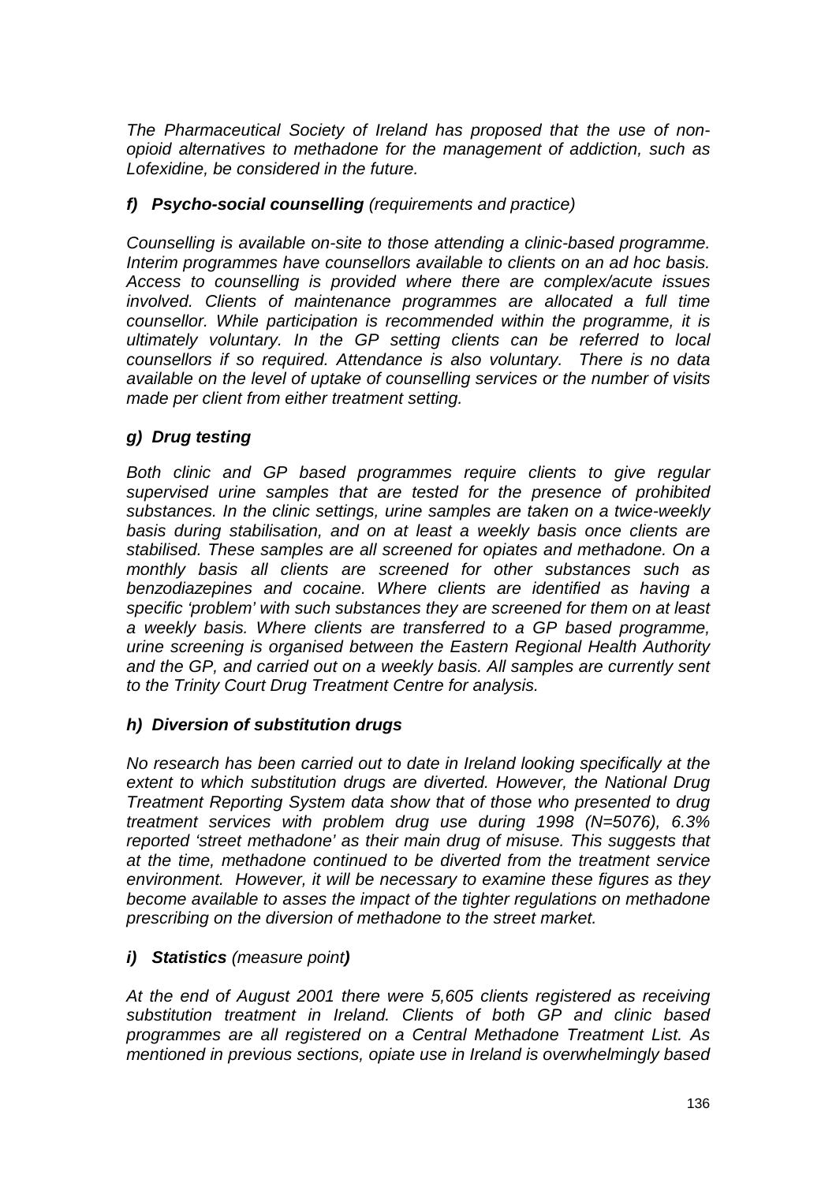*The Pharmaceutical Society of Ireland has proposed that the use of non-opioid alternatives to methadone for the management of addiction, such as Lofexidine, be considered in the future.*

### *f) Psycho-social counselling (requirements and practice)*

*Counselling is available on-site to those attending a clinic-based programme. Interim programmes have counsellors available to clients on an ad hoc basis. Access to counselling is provided where there are complex/acute issues involved. Clients of maintenance programmes are allocated a full time counsellor. While participation is recommended within the programme, it is ultimately voluntary. In the GP setting clients can be referred to local counsellors if so required. Attendance is also voluntary. There is no data available on the level of uptake of counselling services or the number of visits made per client from either treatment setting.*

### *g) Drug testing*

*Both clinic and GP based programmes require clients to give regular supervised urine samples that are tested for the presence of prohibited substances. In the clinic settings, urine samples are taken on a twice-weekly basis during stabilisation, and on at least a weekly basis once clients are stabilised. These samples are all screened for opiates and methadone. On a monthly basis all clients are screened for other substances such as benzodiazepines and cocaine. Where clients are identified as having a specific 'problem' with such substances they are screened for them on at least a weekly basis. Where clients are transferred to a GP based programme, urine screening is organised between the Eastern Regional Health Authority and the GP, and carried out on a weekly basis. All samples are currently sent to the Trinity Court Drug Treatment Centre for analysis.*

### *h) Diversion of substitution drugs*

*No research has been carried out to date in Ireland looking specifically at the extent to which substitution drugs are diverted. However, the National Drug Treatment Reporting System data show that of those who presented to drug treatment services with problem drug use during 1998 (N=5076), 6.3% reported 'street methadone' as their main drug of misuse. This suggests that at the time, methadone continued to be diverted from the treatment service environment. However, it will be necessary to examine these figures as they become available to asses the impact of the tighter regulations on methadone prescribing on the diversion of methadone to the street market.*

### *i) Statistics (measure point)*

*At the end of August 2001 there were 5,605 clients registered as receiving substitution treatment in Ireland. Clients of both GP and clinic based programmes are all registered on a Central Methadone Treatment List. As mentioned in previous sections, opiate use in Ireland is overwhelmingly based*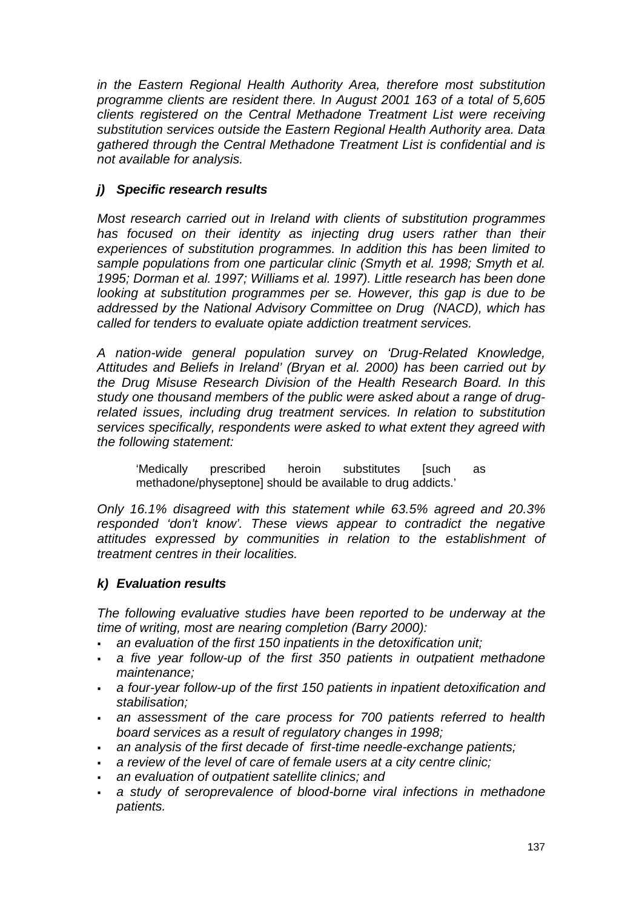*in the Eastern Regional Health Authority Area, therefore most substitution programme clients are resident there. In August 2001 163 of a total of 5,605 clients registered on the Central Methadone Treatment List were receiving substitution services outside the Eastern Regional Health Authority area. Data gathered through the Central Methadone Treatment List is confidential and is not available for analysis.*

### *j) Specific research results*

*Most research carried out in Ireland with clients of substitution programmes has focused on their identity as injecting drug users rather than their experiences of substitution programmes. In addition this has been limited to sample populations from one particular clinic (Smyth et al. 1998; Smyth et al. 1995; Dorman et al. 1997; Williams et al. 1997). Little research has been done looking at substitution programmes per se. However, this gap is due to be addressed by the National Advisory Committee on Drug (NACD), which has called for tenders to evaluate opiate addiction treatment services.*

*A nation-wide general population survey on 'Drug-Related Knowledge, Attitudes and Beliefs in Ireland' (Bryan et al. 2000) has been carried out by the Drug Misuse Research Division of the Health Research Board. In this study one thousand members of the public were asked about a range of drug-related issues, including drug treatment services. In relation to substitution services specifically, respondents were asked to what extent they agreed with the following statement:*

> 'Medically prescribed heroin substitutes [such as methadone/physeptone] should be available to drug addicts.'

*Only 16.1% disagreed with this statement while 63.5% agreed and 20.3% responded 'don't know'. These views appear to contradict the negative attitudes expressed by communities in relation to the establishment of treatment centres in their localities.*

### *k) Evaluation results*

*The following evaluative studies have been reported to be underway at the time of writing, most are nearing completion (Barry 2000):*

- *an evaluation of the first 150 inpatients in the detoxification unit;*
- *a five year follow-up of the first 350 patients in outpatient methadone maintenance;*
- *a four-year follow-up of the first 150 patients in inpatient detoxification and stabilisation;*
- *an assessment of the care process for 700 patients referred to health board services as a result of regulatory changes in 1998;*
- *an analysis of the first decade of first-time needle-exchange patients;*
- *a review of the level of care of female users at a city centre clinic;*
- *an evaluation of outpatient satellite clinics; and*
- *a study of seroprevalence of blood-borne viral infections in methadone patients.*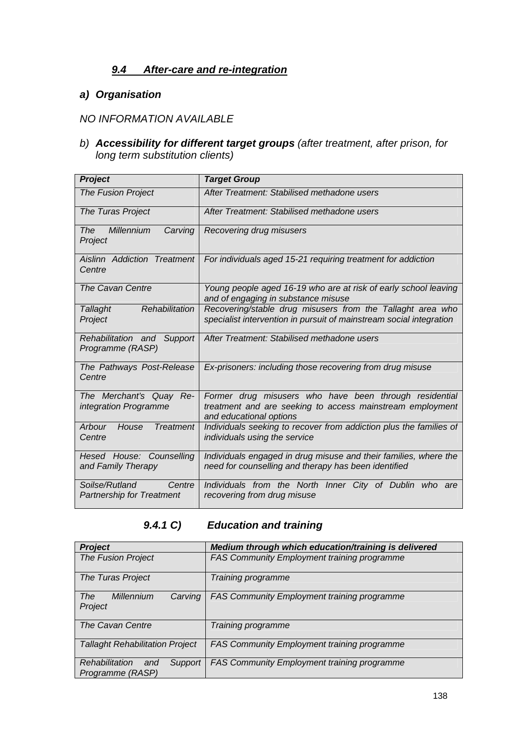### *9.4 After-care and re-integration*

#### *a) Organisation*

*NO INFORMATION AVAILABLE*

*b) **Accessibility for different target groups** (after treatment, after prison, for long term substitution clients)*

| ***Project*** | ***Target Group*** |
|---|---|
| *The Fusion Project* | *After Treatment: Stabilised methadone users* |
| *The Turas Project* | *After Treatment: Stabilised methadone users* |
| *The Millennium Carving Project* | *Recovering drug misusers* |
| *Aislinn Addiction Treatment Centre* | *For individuals aged 15-21 requiring treatment for addiction* |
| *The Cavan Centre* | *Young people aged 16-19 who are at risk of early school leaving and of engaging in substance misuse* |
| *Tallaght Rehabilitation Project* | *Recovering/stable drug misusers from the Tallaght area who specialist intervention in pursuit of mainstream social integration* |
| *Rehabilitation and Support Programme (RASP)* | *After Treatment: Stabilised methadone users* |
| *The Pathways Post-Release Centre* | *Ex-prisoners: including those recovering from drug misuse* |
| *The Merchant's Quay Re-integration Programme* | *Former drug misusers who have been through residential treatment and are seeking to access mainstream employment and educational options* |
| *Arbour House Treatment Centre* | *Individuals seeking to recover from addiction plus the families of individuals using the service* |
| *Hesed House: Counselling and Family Therapy* | *Individuals engaged in drug misuse and their families, where the need for counselling and therapy has been identified* |
| *Soilse/Rutland Centre Partnership for Treatment* | *Individuals from the North Inner City of Dublin who are recovering from drug misuse* |

### *9.4.1 C) Education and training*

| ***Project*** | ***Medium through which education/training is delivered*** |
|---|---|
| *The Fusion Project* | *FAS Community Employment training programme* |
| *The Turas Project* | *Training programme* |
| *The Millennium Carving Project* | *FAS Community Employment training programme* |
| *The Cavan Centre* | *Training programme* |
| *Tallaght Rehabilitation Project* | *FAS Community Employment training programme* |
| *Rehabilitation and Support Programme (RASP)* | *FAS Community Employment training programme* |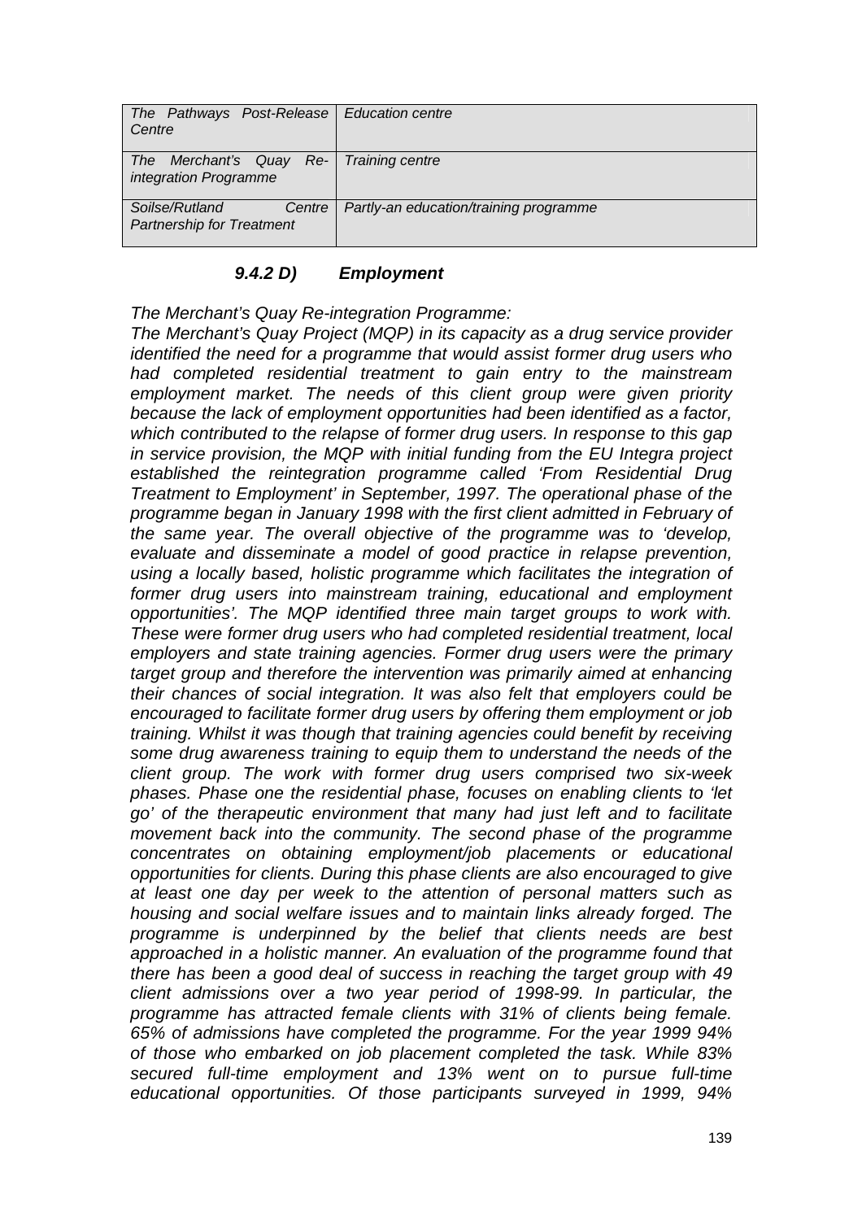| *The Pathways Post-Release Centre* | *Education centre* |
|---|---|
| *The Merchant's Quay Re-integration Programme* | *Training centre* |
| *Soilse/Rutland Centre Partnership for Treatment* | *Partly-an education/training programme* |

### *9.4.2 D) Employment*

*The Merchant's Quay Re-integration Programme:*

*The Merchant's Quay Project (MQP) in its capacity as a drug service provider identified the need for a programme that would assist former drug users who had completed residential treatment to gain entry to the mainstream employment market. The needs of this client group were given priority because the lack of employment opportunities had been identified as a factor, which contributed to the relapse of former drug users. In response to this gap in service provision, the MQP with initial funding from the EU Integra project established the reintegration programme called 'From Residential Drug Treatment to Employment' in September, 1997. The operational phase of the programme began in January 1998 with the first client admitted in February of the same year. The overall objective of the programme was to 'develop, evaluate and disseminate a model of good practice in relapse prevention, using a locally based, holistic programme which facilitates the integration of former drug users into mainstream training, educational and employment opportunities'. The MQP identified three main target groups to work with. These were former drug users who had completed residential treatment, local employers and state training agencies. Former drug users were the primary target group and therefore the intervention was primarily aimed at enhancing their chances of social integration. It was also felt that employers could be encouraged to facilitate former drug users by offering them employment or job training. Whilst it was though that training agencies could benefit by receiving some drug awareness training to equip them to understand the needs of the client group. The work with former drug users comprised two six-week phases. Phase one the residential phase, focuses on enabling clients to 'let go' of the therapeutic environment that many had just left and to facilitate movement back into the community. The second phase of the programme concentrates on obtaining employment/job placements or educational opportunities for clients. During this phase clients are also encouraged to give at least one day per week to the attention of personal matters such as housing and social welfare issues and to maintain links already forged. The programme is underpinned by the belief that clients needs are best approached in a holistic manner. An evaluation of the programme found that there has been a good deal of success in reaching the target group with 49 client admissions over a two year period of 1998-99. In particular, the programme has attracted female clients with 31% of clients being female. 65% of admissions have completed the programme. For the year 1999 94% of those who embarked on job placement completed the task. While 83% secured full-time employment and 13% went on to pursue full-time educational opportunities. Of those participants surveyed in 1999, 94%*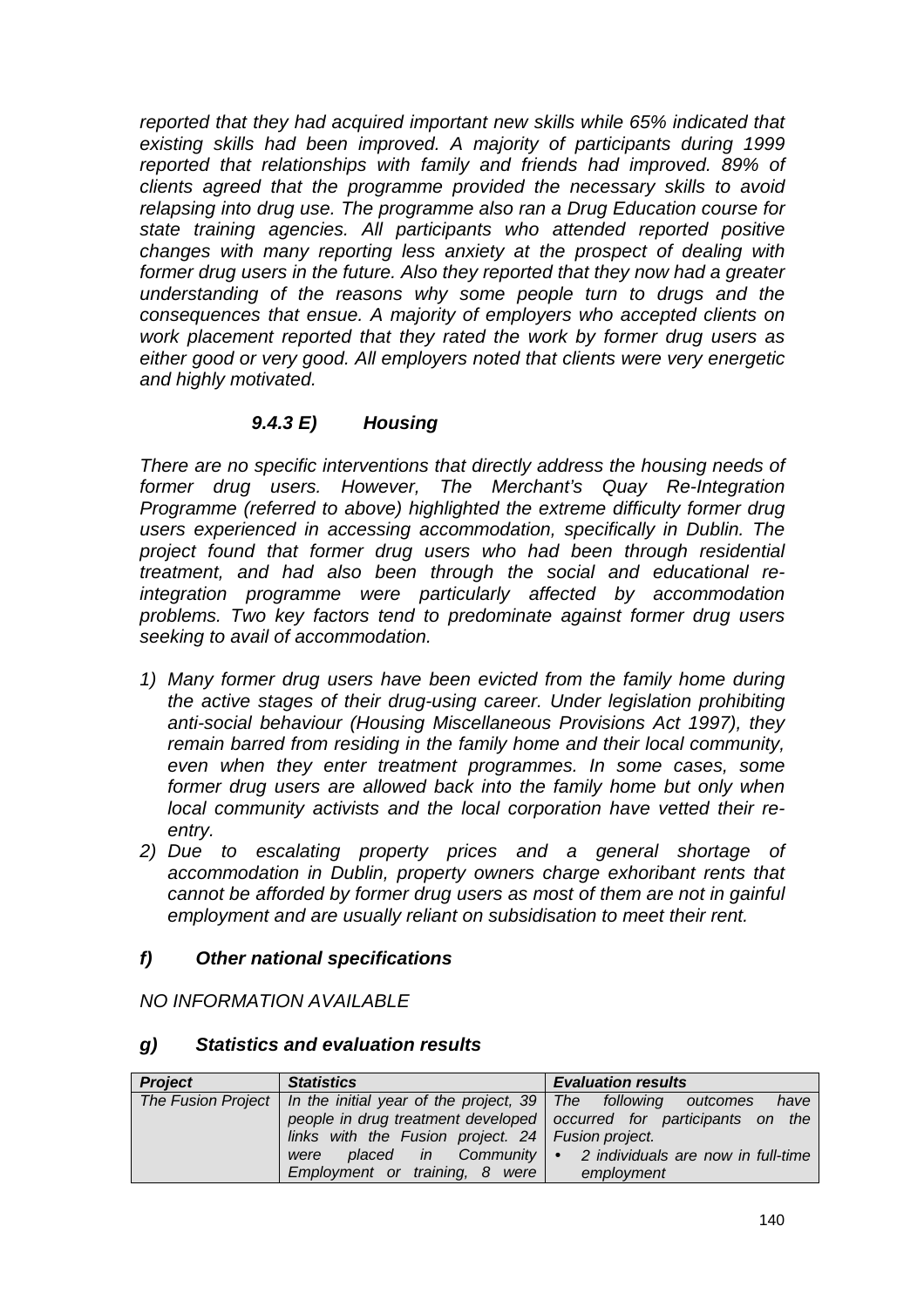*reported that they had acquired important new skills while 65% indicated that existing skills had been improved. A majority of participants during 1999 reported that relationships with family and friends had improved. 89% of clients agreed that the programme provided the necessary skills to avoid relapsing into drug use. The programme also ran a Drug Education course for state training agencies. All participants who attended reported positive changes with many reporting less anxiety at the prospect of dealing with former drug users in the future. Also they reported that they now had a greater understanding of the reasons why some people turn to drugs and the consequences that ensue. A majority of employers who accepted clients on work placement reported that they rated the work by former drug users as either good or very good. All employers noted that clients were very energetic and highly motivated.*

### *9.4.3 E) Housing*

*There are no specific interventions that directly address the housing needs of former drug users. However, The Merchant's Quay Re-Integration Programme (referred to above) highlighted the extreme difficulty former drug users experienced in accessing accommodation, specifically in Dublin. The project found that former drug users who had been through residential treatment, and had also been through the social and educational re-integration programme were particularly affected by accommodation problems. Two key factors tend to predominate against former drug users seeking to avail of accommodation.*

1) *Many former drug users have been evicted from the family home during the active stages of their drug-using career. Under legislation prohibiting anti-social behaviour (Housing Miscellaneous Provisions Act 1997), they remain barred from residing in the family home and their local community, even when they enter treatment programmes. In some cases, some former drug users are allowed back into the family home but only when local community activists and the local corporation have vetted their re-entry.*
2) *Due to escalating property prices and a general shortage of accommodation in Dublin, property owners charge exhoribant rents that cannot be afforded by former drug users as most of them are not in gainful employment and are usually reliant on subsidisation to meet their rent.*

### ***f) Other national specifications***

*NO INFORMATION AVAILABLE*

### ***g) Statistics and evaluation results***

| ***Project*** | ***Statistics*** | ***Evaluation results*** |
|---|---|---|
| *The Fusion Project* | *In the initial year of the project, 39 people in drug treatment developed links with the Fusion project. 24 were placed in Community Employment or training, 8 were* | *The following outcomes have occurred for participants on the Fusion project.*<br>• *2 individuals are now in full-time employment* |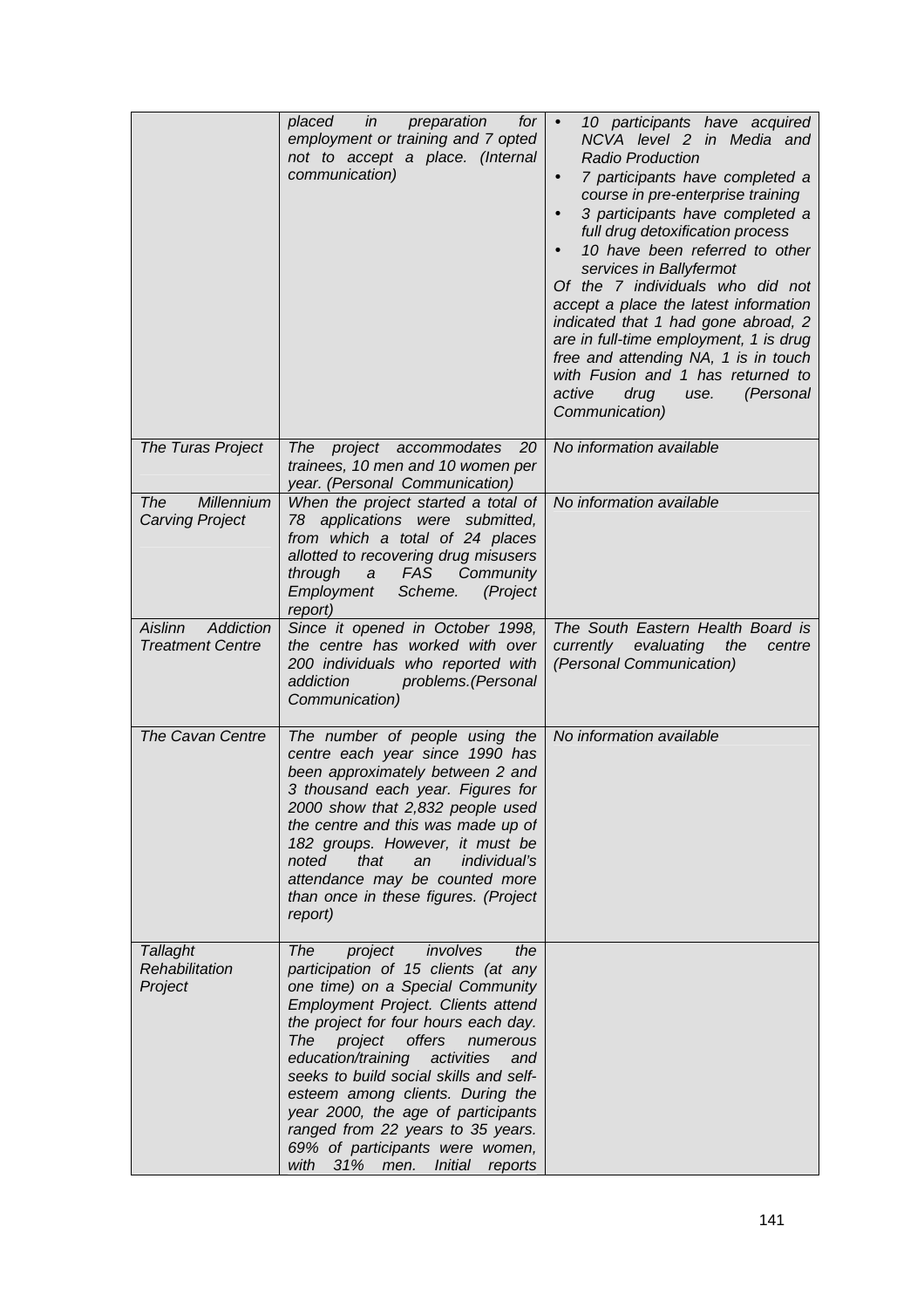| | | |
|---|---|---|
| | *placed in preparation for employment or training and 7 opted not to accept a place. (Internal communication)* | • *10 participants have acquired NCVA level 2 in Media and Radio Production*<br>• *7 participants have completed a course in pre-enterprise training*<br>• *3 participants have completed a full drug detoxification process*<br>• *10 have been referred to other services in Ballyfermot*<br>*Of the 7 individuals who did not accept a place the latest information indicated that 1 had gone abroad, 2 are in full-time employment, 1 is drug free and attending NA, 1 is in touch with Fusion and 1 has returned to active drug use. (Personal Communication)* |
| *The Turas Project* | *The project accommodates 20 trainees, 10 men and 10 women per year. (Personal Communication)* | *No information available* |
| *The Millennium Carving Project* | *When the project started a total of 78 applications were submitted, from which a total of 24 places allotted to recovering drug misusers through a FAS Community Employment Scheme. (Project report)* | *No information available* |
| *Aislinn Addiction Treatment Centre* | *Since it opened in October 1998, the centre has worked with over 200 individuals who reported with addiction problems.(Personal Communication)* | *The South Eastern Health Board is currently evaluating the centre (Personal Communication)* |
| *The Cavan Centre* | *The number of people using the centre each year since 1990 has been approximately between 2 and 3 thousand each year. Figures for 2000 show that 2,832 people used the centre and this was made up of 182 groups. However, it must be noted that an individual's attendance may be counted more than once in these figures. (Project report)* | *No information available* |
| *Tallaght Rehabilitation Project* | *The project involves the participation of 15 clients (at any one time) on a Special Community Employment Project. Clients attend the project for four hours each day. The project offers numerous education/training activities and seeks to build social skills and self-esteem among clients. During the year 2000, the age of participants ranged from 22 years to 35 years. 69% of participants were women, with 31% men. Initial reports* | |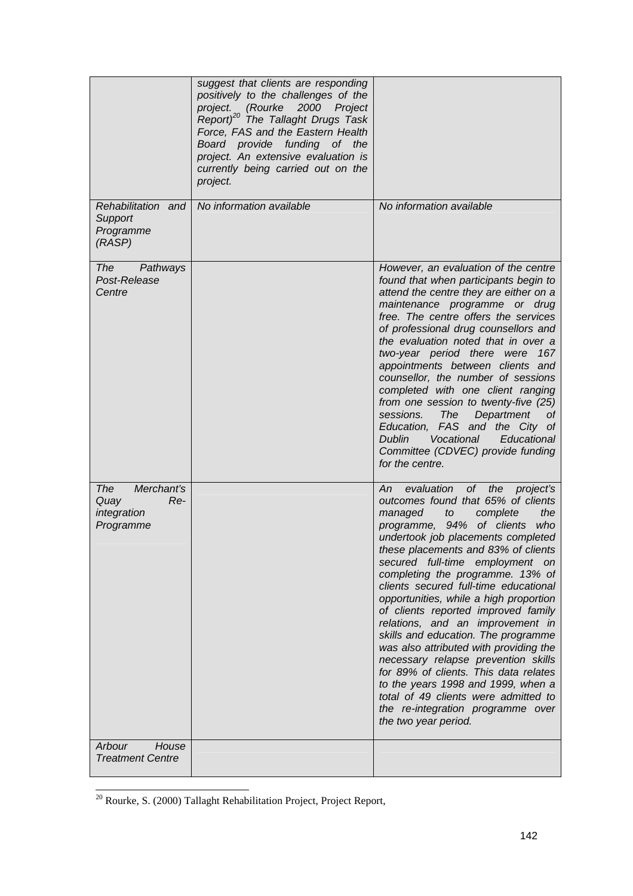| | | |
|---|---|---|
| | *suggest that clients are responding positively to the challenges of the project. (Rourke 2000 Project Report)[20] The Tallaght Drugs Task Force, FAS and the Eastern Health Board provide funding of the project. An extensive evaluation is currently being carried out on the project.* | |
| *Rehabilitation and Support Programme (RASP)* | *No information available* | *No information available* |
| *The Pathways Post-Release Centre* | | *However, an evaluation of the centre found that when participants begin to attend the centre they are either on a maintenance programme or drug free. The centre offers the services of professional drug counsellors and the evaluation noted that in over a two-year period there were 167 appointments between clients and counsellor, the number of sessions completed with one client ranging from one session to twenty-five (25) sessions. The Department of Education, FAS and the City of Dublin Vocational Educational Committee (CDVEC) provide funding for the centre.* |
| *The Merchant's Quay Re-integration Programme* | | *An evaluation of the project's outcomes found that 65% of clients managed to complete the programme, 94% of clients who undertook job placements completed these placements and 83% of clients secured full-time employment on completing the programme. 13% of clients secured full-time educational opportunities, while a high proportion of clients reported improved family relations, and an improvement in skills and education. The programme was also attributed with providing the necessary relapse prevention skills for 89% of clients. This data relates to the years 1998 and 1999, when a total of 49 clients were admitted to the re-integration programme over the two year period.* |
| *Arbour House Treatment Centre* | | |

[20] Rourke, S. (2000) Tallaght Rehabilitation Project, Project Report,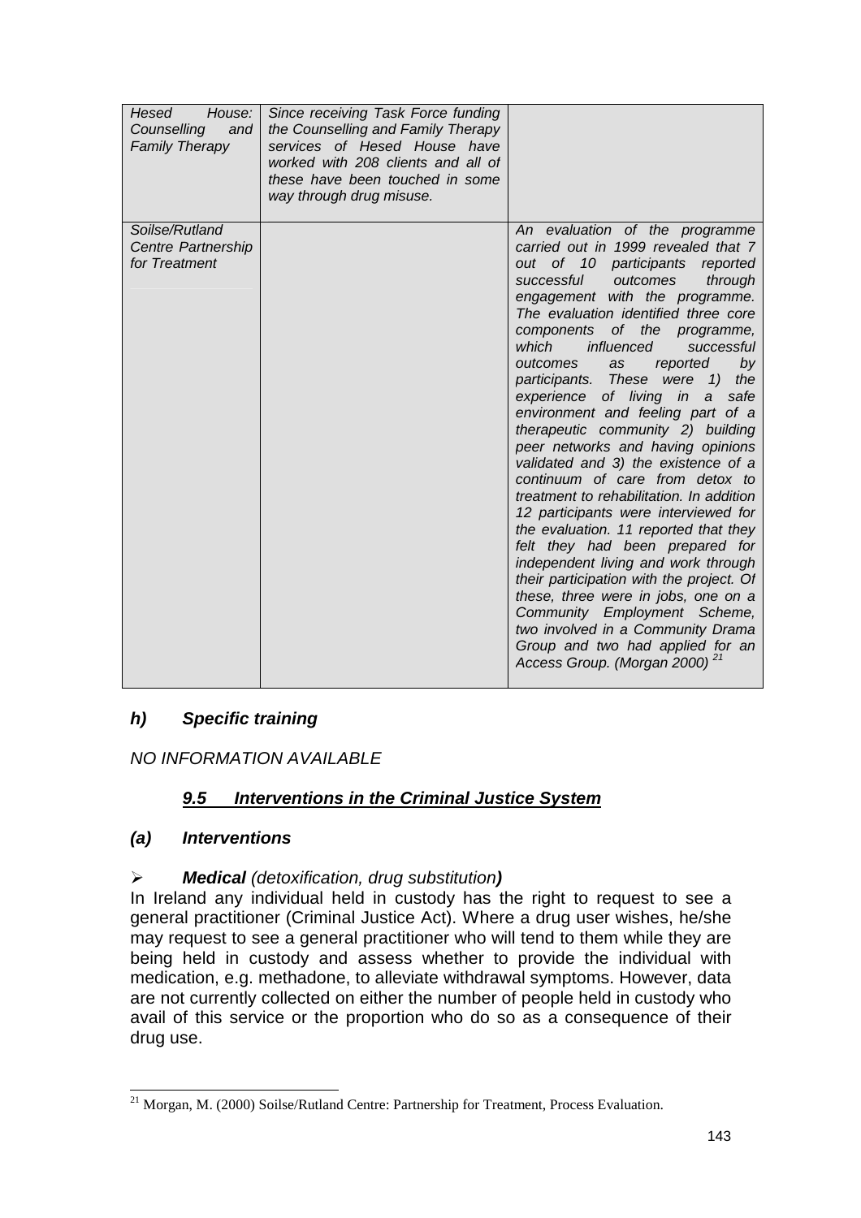| | | |
|---|---|---|
| *Hesed House: Counselling and Family Therapy* | *Since receiving Task Force funding the Counselling and Family Therapy services of Hesed House have worked with 208 clients and all of these have been touched in some way through drug misuse.* | |
| *Soilse/Rutland Centre Partnership for Treatment* | | *An evaluation of the programme carried out in 1999 revealed that 7 out of 10 participants reported successful outcomes through engagement with the programme. The evaluation identified three core components of the programme, which influenced successful outcomes as reported by participants. These were 1) the experience of living in a safe environment and feeling part of a therapeutic community 2) building peer networks and having opinions validated and 3) the existence of a continuum of care from detox to treatment to rehabilitation. In addition 12 participants were interviewed for the evaluation. 11 reported that they felt they had been prepared for independent living and work through their participation with the project. Of these, three were in jobs, one on a Community Employment Scheme, two involved in a Community Drama Group and two had applied for an Access Group. (Morgan 2000)* [21] |

### *h) Specific training*

*NO INFORMATION AVAILABLE*

## *9.5 Interventions in the Criminal Justice System*

### *(a) Interventions*

- ***Medical** (detoxification, drug substitution)*

In Ireland any individual held in custody has the right to request to see a general practitioner (Criminal Justice Act). Where a drug user wishes, he/she may request to see a general practitioner who will tend to them while they are being held in custody and assess whether to provide the individual with medication, e.g. methadone, to alleviate withdrawal symptoms. However, data are not currently collected on either the number of people held in custody who avail of this service or the proportion who do so as a consequence of their drug use.

---

[21] Morgan, M. (2000) Soilse/Rutland Centre: Partnership for Treatment, Process Evaluation.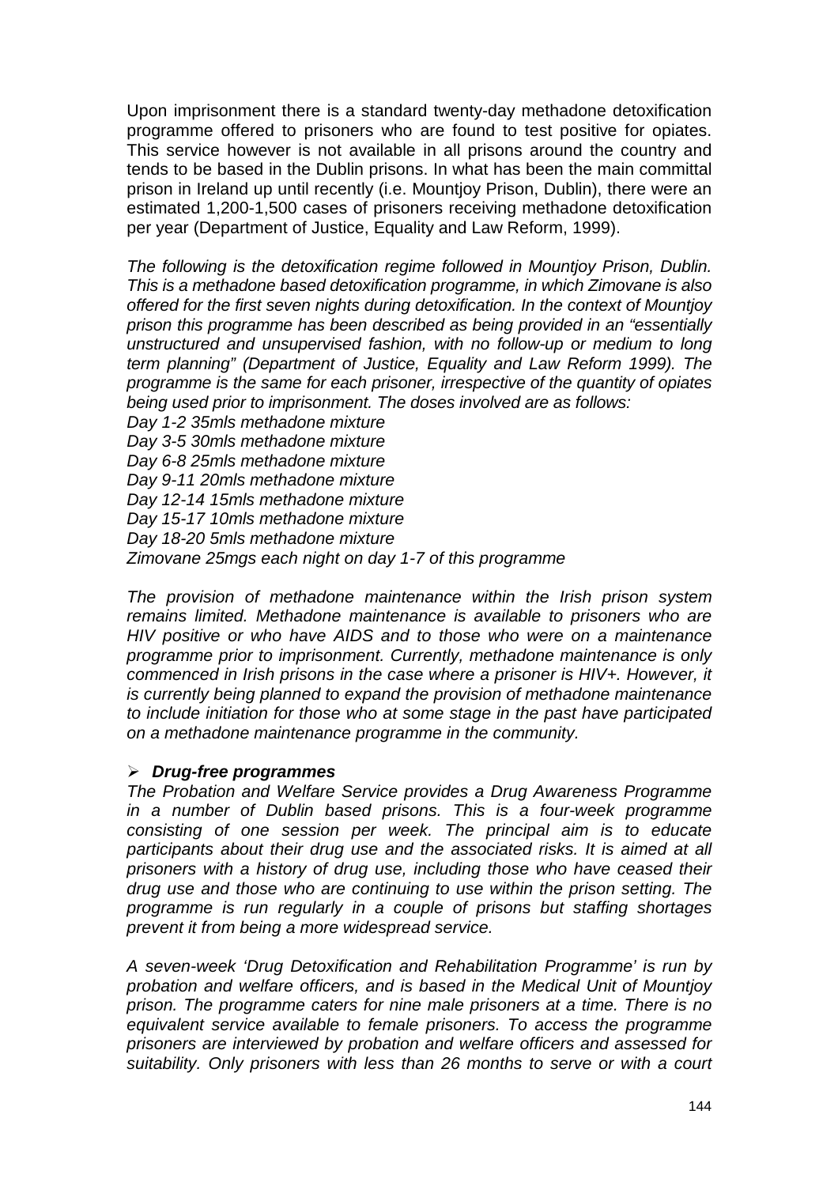Upon imprisonment there is a standard twenty-day methadone detoxification programme offered to prisoners who are found to test positive for opiates. This service however is not available in all prisons around the country and tends to be based in the Dublin prisons. In what has been the main committal prison in Ireland up until recently (i.e. Mountjoy Prison, Dublin), there were an estimated 1,200-1,500 cases of prisoners receiving methadone detoxification per year (Department of Justice, Equality and Law Reform, 1999).

*The following is the detoxification regime followed in Mountjoy Prison, Dublin. This is a methadone based detoxification programme, in which Zimovane is also offered for the first seven nights during detoxification. In the context of Mountjoy prison this programme has been described as being provided in an "essentially unstructured and unsupervised fashion, with no follow-up or medium to long term planning" (Department of Justice, Equality and Law Reform 1999). The programme is the same for each prisoner, irrespective of the quantity of opiates being used prior to imprisonment. The doses involved are as follows:*
*Day 1-2 35mls methadone mixture*
*Day 3-5 30mls methadone mixture*
*Day 6-8 25mls methadone mixture*
*Day 9-11 20mls methadone mixture*
*Day 12-14 15mls methadone mixture*
*Day 15-17 10mls methadone mixture*
*Day 18-20 5mls methadone mixture*
*Zimovane 25mgs each night on day 1-7 of this programme*

*The provision of methadone maintenance within the Irish prison system remains limited. Methadone maintenance is available to prisoners who are HIV positive or who have AIDS and to those who were on a maintenance programme prior to imprisonment. Currently, methadone maintenance is only commenced in Irish prisons in the case where a prisoner is HIV+. However, it is currently being planned to expand the provision of methadone maintenance to include initiation for those who at some stage in the past have participated on a methadone maintenance programme in the community.*

- ***Drug-free programmes***

*The Probation and Welfare Service provides a Drug Awareness Programme in a number of Dublin based prisons. This is a four-week programme consisting of one session per week. The principal aim is to educate participants about their drug use and the associated risks. It is aimed at all prisoners with a history of drug use, including those who have ceased their drug use and those who are continuing to use within the prison setting. The programme is run regularly in a couple of prisons but staffing shortages prevent it from being a more widespread service.*

*A seven-week 'Drug Detoxification and Rehabilitation Programme' is run by probation and welfare officers, and is based in the Medical Unit of Mountjoy prison. The programme caters for nine male prisoners at a time. There is no equivalent service available to female prisoners. To access the programme prisoners are interviewed by probation and welfare officers and assessed for suitability. Only prisoners with less than 26 months to serve or with a court*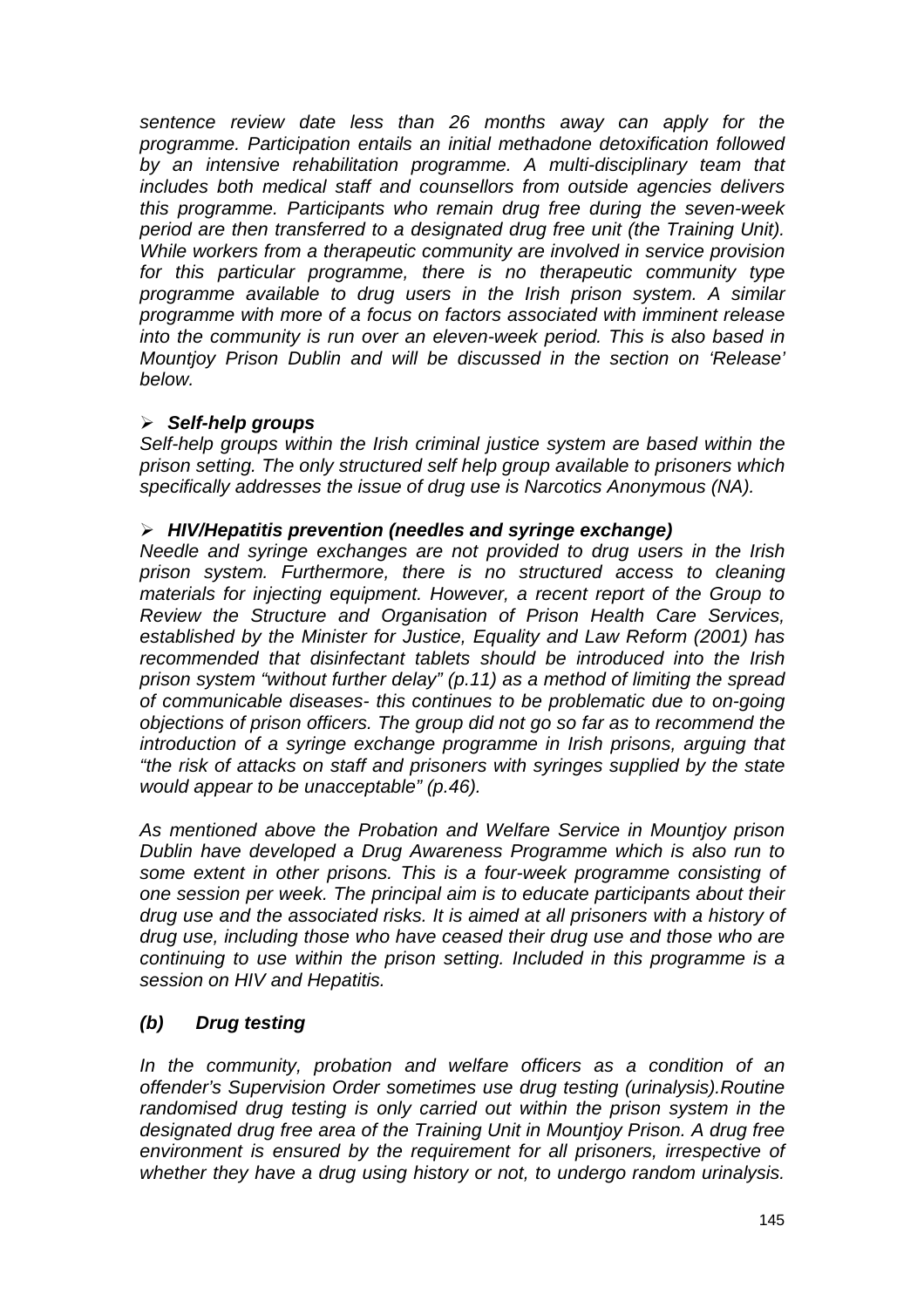*sentence review date less than 26 months away can apply for the programme. Participation entails an initial methadone detoxification followed by an intensive rehabilitation programme. A multi-disciplinary team that includes both medical staff and counsellors from outside agencies delivers this programme. Participants who remain drug free during the seven-week period are then transferred to a designated drug free unit (the Training Unit). While workers from a therapeutic community are involved in service provision for this particular programme, there is no therapeutic community type programme available to drug users in the Irish prison system. A similar programme with more of a focus on factors associated with imminent release into the community is run over an eleven-week period. This is also based in Mountjoy Prison Dublin and will be discussed in the section on 'Release' below.*

- ***Self-help groups***

*Self-help groups within the Irish criminal justice system are based within the prison setting. The only structured self help group available to prisoners which specifically addresses the issue of drug use is Narcotics Anonymous (NA).*

- ***HIV/Hepatitis prevention (needles and syringe exchange)***

*Needle and syringe exchanges are not provided to drug users in the Irish prison system. Furthermore, there is no structured access to cleaning materials for injecting equipment. However, a recent report of the Group to Review the Structure and Organisation of Prison Health Care Services, established by the Minister for Justice, Equality and Law Reform (2001) has recommended that disinfectant tablets should be introduced into the Irish prison system "without further delay" (p.11) as a method of limiting the spread of communicable diseases- this continues to be problematic due to on-going objections of prison officers. The group did not go so far as to recommend the introduction of a syringe exchange programme in Irish prisons, arguing that "the risk of attacks on staff and prisoners with syringes supplied by the state would appear to be unacceptable" (p.46).*

*As mentioned above the Probation and Welfare Service in Mountjoy prison Dublin have developed a Drug Awareness Programme which is also run to some extent in other prisons. This is a four-week programme consisting of one session per week. The principal aim is to educate participants about their drug use and the associated risks. It is aimed at all prisoners with a history of drug use, including those who have ceased their drug use and those who are continuing to use within the prison setting. Included in this programme is a session on HIV and Hepatitis.*

### *(b) Drug testing*

*In the community, probation and welfare officers as a condition of an offender's Supervision Order sometimes use drug testing (urinalysis).Routine randomised drug testing is only carried out within the prison system in the designated drug free area of the Training Unit in Mountjoy Prison. A drug free environment is ensured by the requirement for all prisoners, irrespective of whether they have a drug using history or not, to undergo random urinalysis.*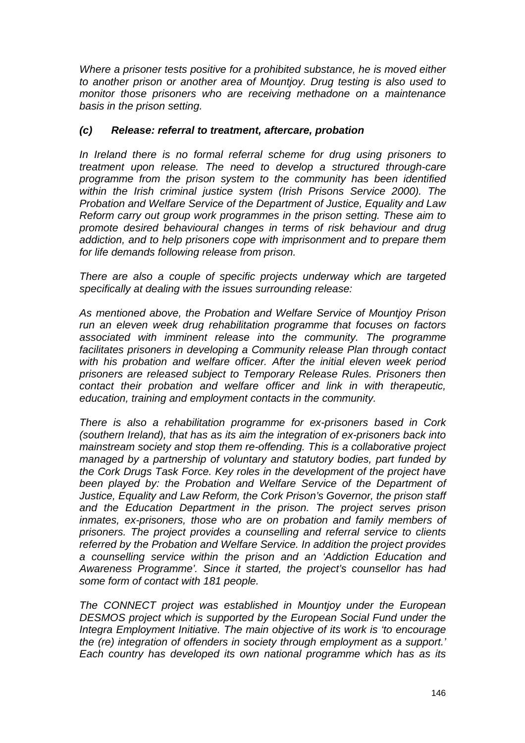*Where a prisoner tests positive for a prohibited substance, he is moved either to another prison or another area of Mountjoy. Drug testing is also used to monitor those prisoners who are receiving methadone on a maintenance basis in the prison setting.*

### *(c) Release: referral to treatment, aftercare, probation*

*In Ireland there is no formal referral scheme for drug using prisoners to treatment upon release. The need to develop a structured through-care programme from the prison system to the community has been identified within the Irish criminal justice system (Irish Prisons Service 2000). The Probation and Welfare Service of the Department of Justice, Equality and Law Reform carry out group work programmes in the prison setting. These aim to promote desired behavioural changes in terms of risk behaviour and drug addiction, and to help prisoners cope with imprisonment and to prepare them for life demands following release from prison.*

*There are also a couple of specific projects underway which are targeted specifically at dealing with the issues surrounding release:*

*As mentioned above, the Probation and Welfare Service of Mountjoy Prison run an eleven week drug rehabilitation programme that focuses on factors associated with imminent release into the community. The programme facilitates prisoners in developing a Community release Plan through contact with his probation and welfare officer. After the initial eleven week period prisoners are released subject to Temporary Release Rules. Prisoners then contact their probation and welfare officer and link in with therapeutic, education, training and employment contacts in the community.*

*There is also a rehabilitation programme for ex-prisoners based in Cork (southern Ireland), that has as its aim the integration of ex-prisoners back into mainstream society and stop them re-offending. This is a collaborative project managed by a partnership of voluntary and statutory bodies, part funded by the Cork Drugs Task Force. Key roles in the development of the project have been played by: the Probation and Welfare Service of the Department of Justice, Equality and Law Reform, the Cork Prison's Governor, the prison staff and the Education Department in the prison. The project serves prison inmates, ex-prisoners, those who are on probation and family members of prisoners. The project provides a counselling and referral service to clients referred by the Probation and Welfare Service. In addition the project provides a counselling service within the prison and an 'Addiction Education and Awareness Programme'. Since it started, the project's counsellor has had some form of contact with 181 people.*

*The CONNECT project was established in Mountjoy under the European DESMOS project which is supported by the European Social Fund under the Integra Employment Initiative. The main objective of its work is 'to encourage the (re) integration of offenders in society through employment as a support.' Each country has developed its own national programme which has as its*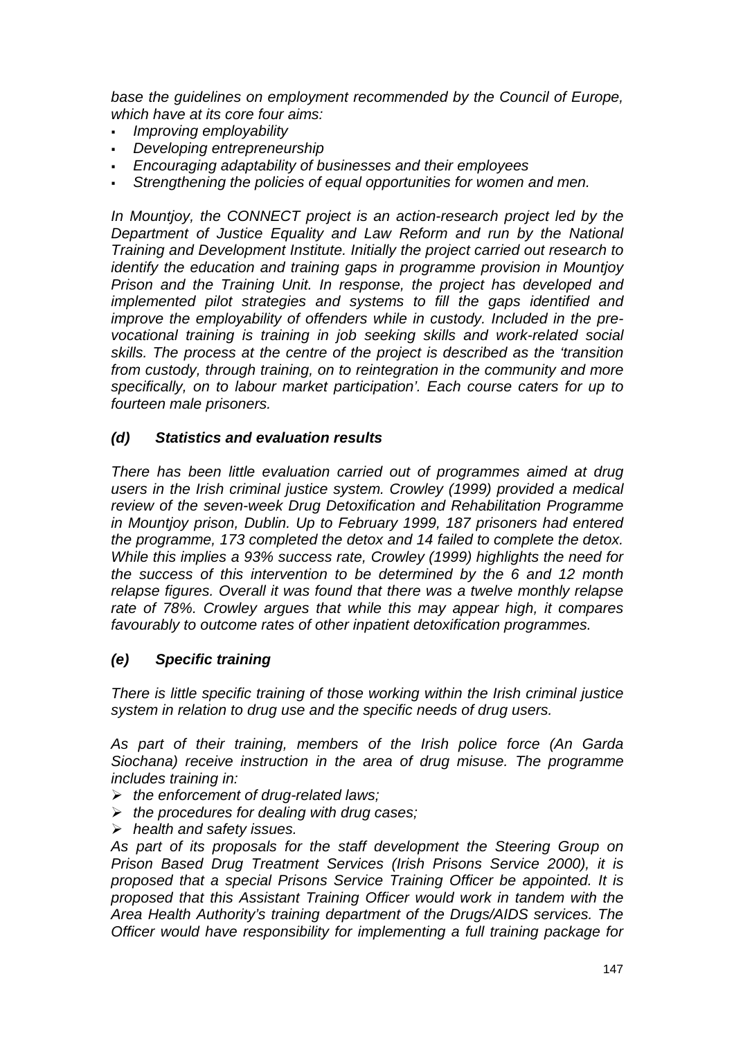*base the guidelines on employment recommended by the Council of Europe, which have at its core four aims:*

- *Improving employability*
- *Developing entrepreneurship*
- *Encouraging adaptability of businesses and their employees*
- *Strengthening the policies of equal opportunities for women and men.*

*In Mountjoy, the CONNECT project is an action-research project led by the Department of Justice Equality and Law Reform and run by the National Training and Development Institute. Initially the project carried out research to identify the education and training gaps in programme provision in Mountjoy Prison and the Training Unit. In response, the project has developed and implemented pilot strategies and systems to fill the gaps identified and improve the employability of offenders while in custody. Included in the pre-vocational training is training in job seeking skills and work-related social skills. The process at the centre of the project is described as the 'transition from custody, through training, on to reintegration in the community and more specifically, on to labour market participation'. Each course caters for up to fourteen male prisoners.*

### *(d) Statistics and evaluation results*

*There has been little evaluation carried out of programmes aimed at drug users in the Irish criminal justice system. Crowley (1999) provided a medical review of the seven-week Drug Detoxification and Rehabilitation Programme in Mountjoy prison, Dublin. Up to February 1999, 187 prisoners had entered the programme, 173 completed the detox and 14 failed to complete the detox. While this implies a 93% success rate, Crowley (1999) highlights the need for the success of this intervention to be determined by the 6 and 12 month relapse figures. Overall it was found that there was a twelve monthly relapse rate of 78%. Crowley argues that while this may appear high, it compares favourably to outcome rates of other inpatient detoxification programmes.*

### *(e) Specific training*

*There is little specific training of those working within the Irish criminal justice system in relation to drug use and the specific needs of drug users.*

*As part of their training, members of the Irish police force (An Garda Siochana) receive instruction in the area of drug misuse. The programme includes training in:*

- *the enforcement of drug-related laws;*
- *the procedures for dealing with drug cases;*
- *health and safety issues.*

*As part of its proposals for the staff development the Steering Group on Prison Based Drug Treatment Services (Irish Prisons Service 2000), it is proposed that a special Prisons Service Training Officer be appointed. It is proposed that this Assistant Training Officer would work in tandem with the Area Health Authority's training department of the Drugs/AIDS services. The Officer would have responsibility for implementing a full training package for*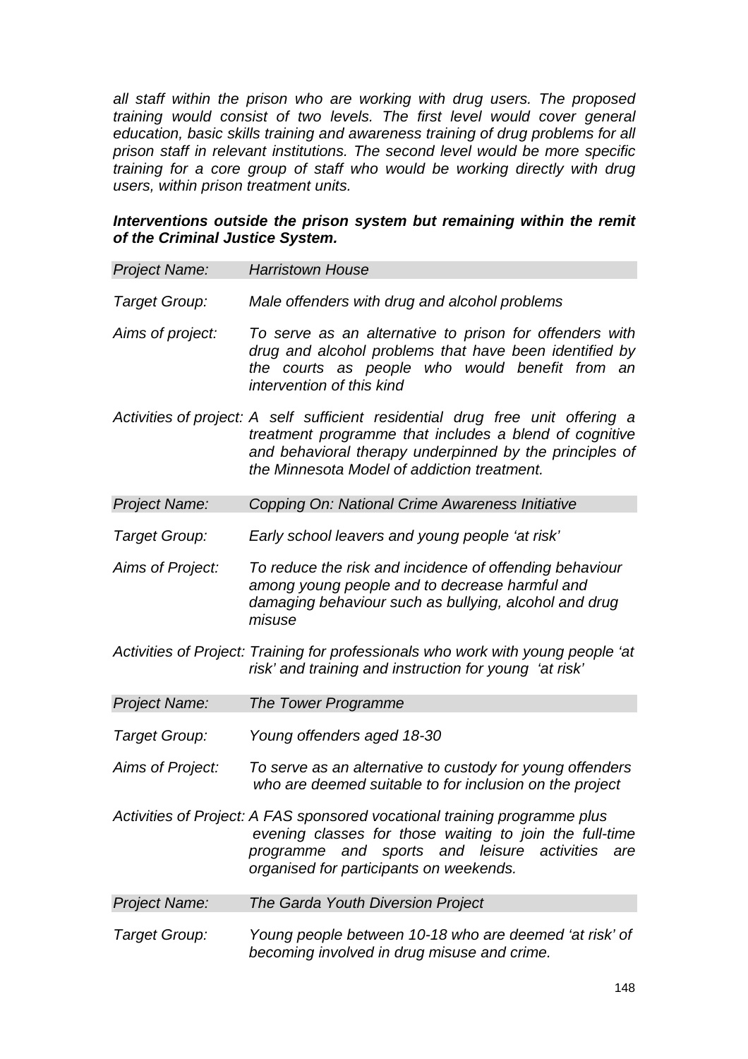*all staff within the prison who are working with drug users. The proposed training would consist of two levels. The first level would cover general education, basic skills training and awareness training of drug problems for all prison staff in relevant institutions. The second level would be more specific training for a core group of staff who would be working directly with drug users, within prison treatment units.*

***Interventions outside the prison system but remaining within the remit of the Criminal Justice System.***

| *Project Name:* | *Harristown House* |
|---|---|
| *Target Group:* | *Male offenders with drug and alcohol problems* |
| *Aims of project:* | *To serve as an alternative to prison for offenders with drug and alcohol problems that have been identified by the courts as people who would benefit from an intervention of this kind* |
| *Activities of project:* | *A self sufficient residential drug free unit offering a treatment programme that includes a blend of cognitive and behavioral therapy underpinned by the principles of the Minnesota Model of addiction treatment.* |

| *Project Name:* | *Copping On: National Crime Awareness Initiative* |
|---|---|
| *Target Group:* | *Early school leavers and young people 'at risk'* |
| *Aims of Project:* | *To reduce the risk and incidence of offending behaviour among young people and to decrease harmful and damaging behaviour such as bullying, alcohol and drug misuse* |
| *Activities of Project:* | *Training for professionals who work with young people 'at risk' and training and instruction for young 'at risk'* |

| *Project Name:* | *The Tower Programme* |
|---|---|
| *Target Group:* | *Young offenders aged 18-30* |
| *Aims of Project:* | *To serve as an alternative to custody for young offenders who are deemed suitable to for inclusion on the project* |
| *Activities of Project:* | *A FAS sponsored vocational training programme plus evening classes for those waiting to join the full-time programme and sports and leisure activities are organised for participants on weekends.* |

| *Project Name:* | *The Garda Youth Diversion Project* |
|---|---|
| *Target Group:* | *Young people between 10-18 who are deemed 'at risk' of becoming involved in drug misuse and crime.* |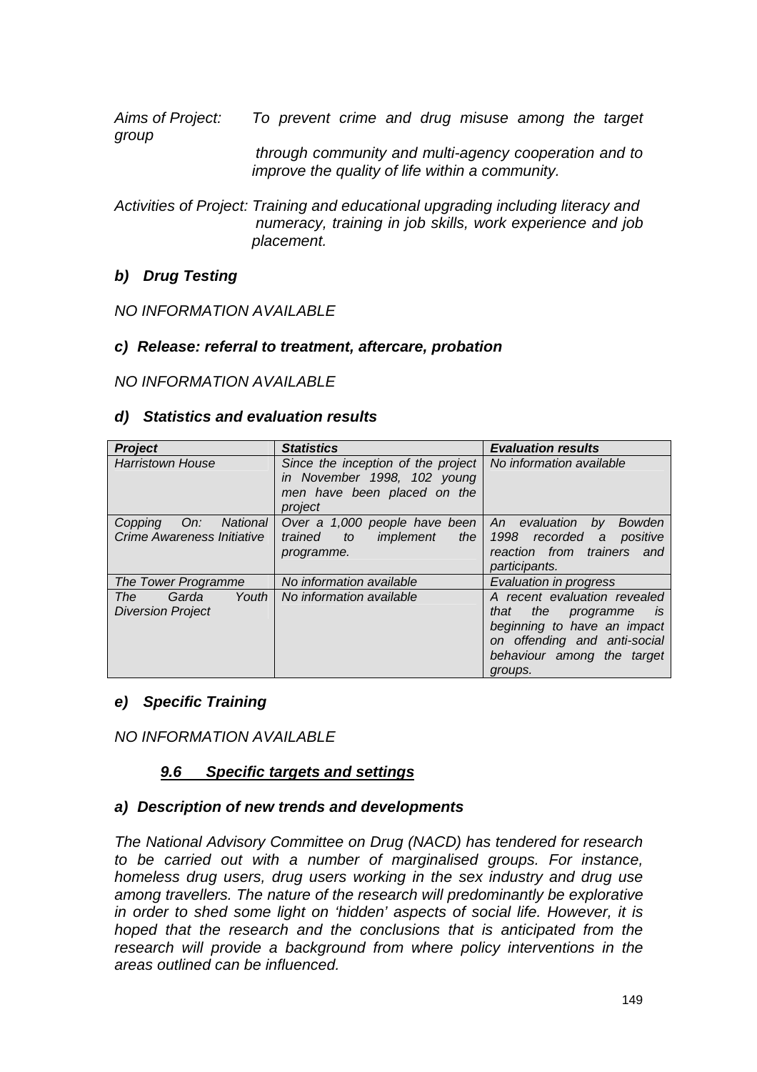*Aims of Project:* *To prevent crime and drug misuse among the target group through community and multi-agency cooperation and to improve the quality of life within a community.*

*Activities of Project:* *Training and educational upgrading including literacy and numeracy, training in job skills, work experience and job placement.*

### *b) Drug Testing*

*NO INFORMATION AVAILABLE*

### *c) Release: referral to treatment, aftercare, probation*

*NO INFORMATION AVAILABLE*

### *d) Statistics and evaluation results*

| ***Project*** | ***Statistics*** | ***Evaluation results*** |
|---|---|---|
| *Harristown House* | *Since the inception of the project in November 1998, 102 young men have been placed on the project* | *No information available* |
| *Copping On: National Crime Awareness Initiative* | *Over a 1,000 people have been trained to implement the programme.* | *An evaluation by Bowden 1998 recorded a positive reaction from trainers and participants.* |
| *The Tower Programme* | *No information available* | *Evaluation in progress* |
| *The Garda Youth Diversion Project* | *No information available* | *A recent evaluation revealed that the programme is beginning to have an impact on offending and anti-social behaviour among the target groups.* |

### *e) Specific Training*

*NO INFORMATION AVAILABLE*

## ***9.6 Specific targets and settings***

### *a) Description of new trends and developments*

*The National Advisory Committee on Drug (NACD) has tendered for research to be carried out with a number of marginalised groups. For instance, homeless drug users, drug users working in the sex industry and drug use among travellers. The nature of the research will predominantly be explorative in order to shed some light on 'hidden' aspects of social life. However, it is hoped that the research and the conclusions that is anticipated from the research will provide a background from where policy interventions in the areas outlined can be influenced.*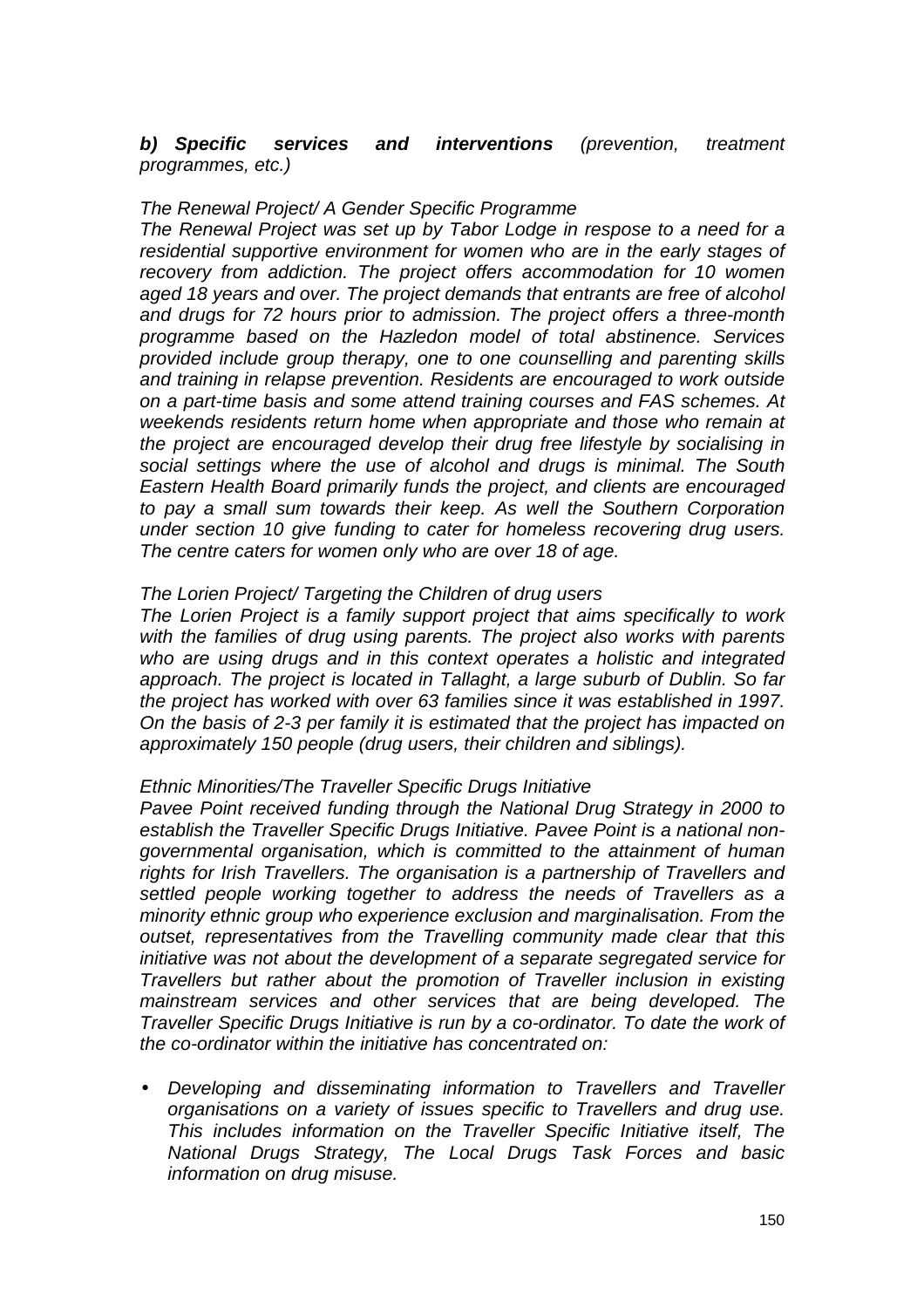***b) Specific services and interventions*** *(prevention, treatment programmes, etc.)*

*The Renewal Project/ A Gender Specific Programme*

*The Renewal Project was set up by Tabor Lodge in respose to a need for a residential supportive environment for women who are in the early stages of recovery from addiction. The project offers accommodation for 10 women aged 18 years and over. The project demands that entrants are free of alcohol and drugs for 72 hours prior to admission. The project offers a three-month programme based on the Hazledon model of total abstinence. Services provided include group therapy, one to one counselling and parenting skills and training in relapse prevention. Residents are encouraged to work outside on a part-time basis and some attend training courses and FAS schemes. At weekends residents return home when appropriate and those who remain at the project are encouraged develop their drug free lifestyle by socialising in social settings where the use of alcohol and drugs is minimal. The South Eastern Health Board primarily funds the project, and clients are encouraged to pay a small sum towards their keep. As well the Southern Corporation under section 10 give funding to cater for homeless recovering drug users. The centre caters for women only who are over 18 of age.*

*The Lorien Project/ Targeting the Children of drug users*

*The Lorien Project is a family support project that aims specifically to work with the families of drug using parents. The project also works with parents who are using drugs and in this context operates a holistic and integrated approach. The project is located in Tallaght, a large suburb of Dublin. So far the project has worked with over 63 families since it was established in 1997. On the basis of 2-3 per family it is estimated that the project has impacted on approximately 150 people (drug users, their children and siblings).*

*Ethnic Minorities/The Traveller Specific Drugs Initiative*

*Pavee Point received funding through the National Drug Strategy in 2000 to establish the Traveller Specific Drugs Initiative. Pavee Point is a national non-governmental organisation, which is committed to the attainment of human rights for Irish Travellers. The organisation is a partnership of Travellers and settled people working together to address the needs of Travellers as a minority ethnic group who experience exclusion and marginalisation. From the outset, representatives from the Travelling community made clear that this initiative was not about the development of a separate segregated service for Travellers but rather about the promotion of Traveller inclusion in existing mainstream services and other services that are being developed. The Traveller Specific Drugs Initiative is run by a co-ordinator. To date the work of the co-ordinator within the initiative has concentrated on:*

- *Developing and disseminating information to Travellers and Traveller organisations on a variety of issues specific to Travellers and drug use. This includes information on the Traveller Specific Initiative itself, The National Drugs Strategy, The Local Drugs Task Forces and basic information on drug misuse.*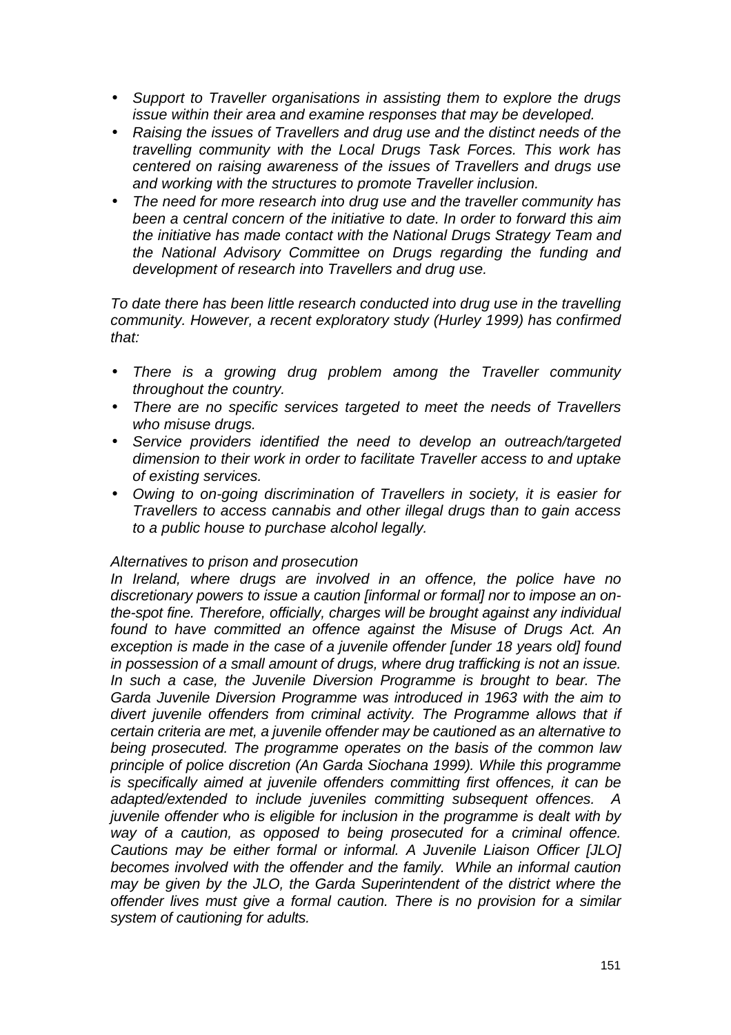- *Support to Traveller organisations in assisting them to explore the drugs issue within their area and examine responses that may be developed.*
- *Raising the issues of Travellers and drug use and the distinct needs of the travelling community with the Local Drugs Task Forces. This work has centered on raising awareness of the issues of Travellers and drugs use and working with the structures to promote Traveller inclusion.*
- *The need for more research into drug use and the traveller community has been a central concern of the initiative to date. In order to forward this aim the initiative has made contact with the National Drugs Strategy Team and the National Advisory Committee on Drugs regarding the funding and development of research into Travellers and drug use.*

*To date there has been little research conducted into drug use in the travelling community. However, a recent exploratory study (Hurley 1999) has confirmed that:*

- *There is a growing drug problem among the Traveller community throughout the country.*
- *There are no specific services targeted to meet the needs of Travellers who misuse drugs.*
- *Service providers identified the need to develop an outreach/targeted dimension to their work in order to facilitate Traveller access to and uptake of existing services.*
- *Owing to on-going discrimination of Travellers in society, it is easier for Travellers to access cannabis and other illegal drugs than to gain access to a public house to purchase alcohol legally.*

*Alternatives to prison and prosecution*

*In Ireland, where drugs are involved in an offence, the police have no discretionary powers to issue a caution [informal or formal] nor to impose an on-the-spot fine. Therefore, officially, charges will be brought against any individual found to have committed an offence against the Misuse of Drugs Act. An exception is made in the case of a juvenile offender [under 18 years old] found in possession of a small amount of drugs, where drug trafficking is not an issue. In such a case, the Juvenile Diversion Programme is brought to bear. The Garda Juvenile Diversion Programme was introduced in 1963 with the aim to divert juvenile offenders from criminal activity. The Programme allows that if certain criteria are met, a juvenile offender may be cautioned as an alternative to being prosecuted. The programme operates on the basis of the common law principle of police discretion (An Garda Siochana 1999). While this programme is specifically aimed at juvenile offenders committing first offences, it can be adapted/extended to include juveniles committing subsequent offences. A juvenile offender who is eligible for inclusion in the programme is dealt with by way of a caution, as opposed to being prosecuted for a criminal offence. Cautions may be either formal or informal. A Juvenile Liaison Officer [JLO] becomes involved with the offender and the family. While an informal caution may be given by the JLO, the Garda Superintendent of the district where the offender lives must give a formal caution. There is no provision for a similar system of cautioning for adults.*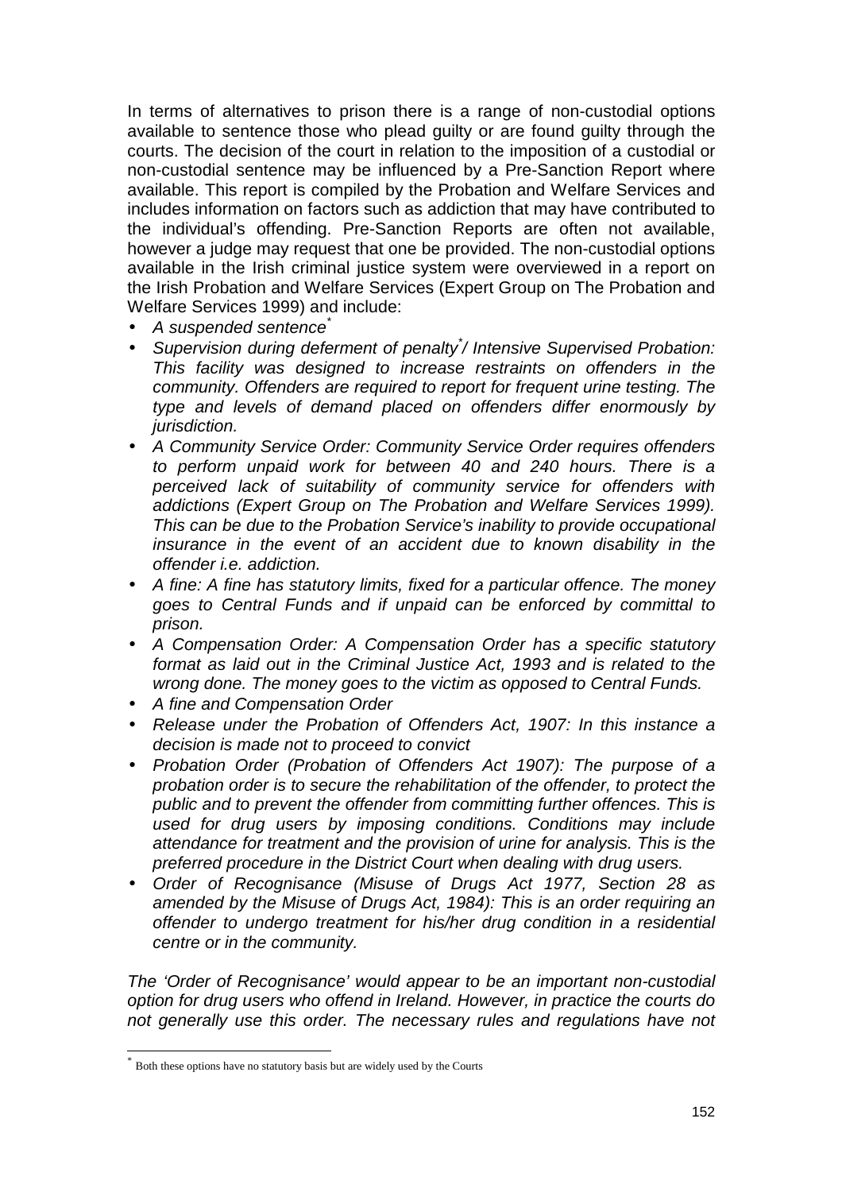In terms of alternatives to prison there is a range of non-custodial options available to sentence those who plead guilty or are found guilty through the courts. The decision of the court in relation to the imposition of a custodial or non-custodial sentence may be influenced by a Pre-Sanction Report where available. This report is compiled by the Probation and Welfare Services and includes information on factors such as addiction that may have contributed to the individual's offending. Pre-Sanction Reports are often not available, however a judge may request that one be provided. The non-custodial options available in the Irish criminal justice system were overviewed in a report on the Irish Probation and Welfare Services (Expert Group on The Probation and Welfare Services 1999) and include:

- *A suspended sentence*[*]
- *Supervision during deferment of penalty*[*]*/ Intensive Supervised Probation: This facility was designed to increase restraints on offenders in the community. Offenders are required to report for frequent urine testing. The type and levels of demand placed on offenders differ enormously by jurisdiction.*
- *A Community Service Order: Community Service Order requires offenders to perform unpaid work for between 40 and 240 hours. There is a perceived lack of suitability of community service for offenders with addictions (Expert Group on The Probation and Welfare Services 1999). This can be due to the Probation Service's inability to provide occupational insurance in the event of an accident due to known disability in the offender i.e. addiction.*
- *A fine: A fine has statutory limits, fixed for a particular offence. The money goes to Central Funds and if unpaid can be enforced by committal to prison.*
- *A Compensation Order: A Compensation Order has a specific statutory format as laid out in the Criminal Justice Act, 1993 and is related to the wrong done. The money goes to the victim as opposed to Central Funds.*
- *A fine and Compensation Order*
- *Release under the Probation of Offenders Act, 1907: In this instance a decision is made not to proceed to convict*
- *Probation Order (Probation of Offenders Act 1907): The purpose of a probation order is to secure the rehabilitation of the offender, to protect the public and to prevent the offender from committing further offences. This is used for drug users by imposing conditions. Conditions may include attendance for treatment and the provision of urine for analysis. This is the preferred procedure in the District Court when dealing with drug users.*
- *Order of Recognisance (Misuse of Drugs Act 1977, Section 28 as amended by the Misuse of Drugs Act, 1984): This is an order requiring an offender to undergo treatment for his/her drug condition in a residential centre or in the community.*

*The 'Order of Recognisance' would appear to be an important non-custodial option for drug users who offend in Ireland. However, in practice the courts do not generally use this order. The necessary rules and regulations have not*

[*] Both these options have no statutory basis but are widely used by the Courts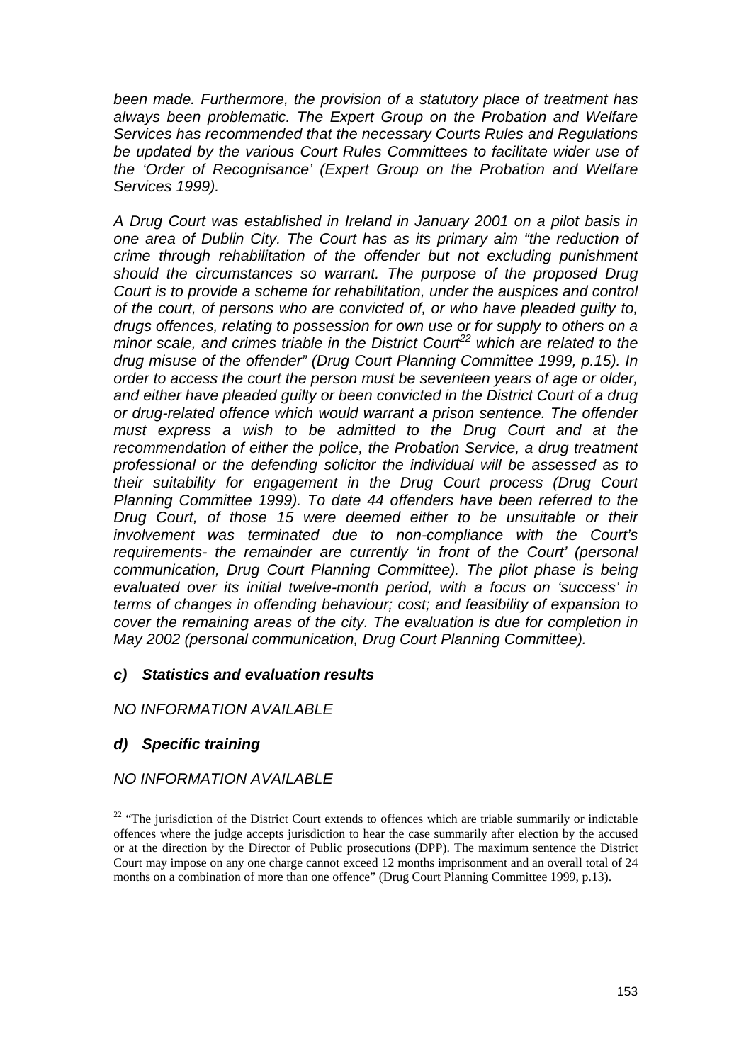*been made. Furthermore, the provision of a statutory place of treatment has always been problematic. The Expert Group on the Probation and Welfare Services has recommended that the necessary Courts Rules and Regulations be updated by the various Court Rules Committees to facilitate wider use of the 'Order of Recognisance' (Expert Group on the Probation and Welfare Services 1999).*

*A Drug Court was established in Ireland in January 2001 on a pilot basis in one area of Dublin City. The Court has as its primary aim "the reduction of crime through rehabilitation of the offender but not excluding punishment should the circumstances so warrant. The purpose of the proposed Drug Court is to provide a scheme for rehabilitation, under the auspices and control of the court, of persons who are convicted of, or who have pleaded guilty to, drugs offences, relating to possession for own use or for supply to others on a minor scale, and crimes triable in the District Court[22] which are related to the drug misuse of the offender" (Drug Court Planning Committee 1999, p.15). In order to access the court the person must be seventeen years of age or older, and either have pleaded guilty or been convicted in the District Court of a drug or drug-related offence which would warrant a prison sentence. The offender must express a wish to be admitted to the Drug Court and at the recommendation of either the police, the Probation Service, a drug treatment professional or the defending solicitor the individual will be assessed as to their suitability for engagement in the Drug Court process (Drug Court Planning Committee 1999). To date 44 offenders have been referred to the Drug Court, of those 15 were deemed either to be unsuitable or their involvement was terminated due to non-compliance with the Court's requirements- the remainder are currently 'in front of the Court' (personal communication, Drug Court Planning Committee). The pilot phase is being evaluated over its initial twelve-month period, with a focus on 'success' in terms of changes in offending behaviour; cost; and feasibility of expansion to cover the remaining areas of the city. The evaluation is due for completion in May 2002 (personal communication, Drug Court Planning Committee).*

#### *c) Statistics and evaluation results*

*NO INFORMATION AVAILABLE*

#### *d) Specific training*

*NO INFORMATION AVAILABLE*

---

[22] "The jurisdiction of the District Court extends to offences which are triable summarily or indictable offences where the judge accepts jurisdiction to hear the case summarily after election by the accused or at the direction by the Director of Public prosecutions (DPP). The maximum sentence the District Court may impose on any one charge cannot exceed 12 months imprisonment and an overall total of 24 months on a combination of more than one offence" (Drug Court Planning Committee 1999, p.13).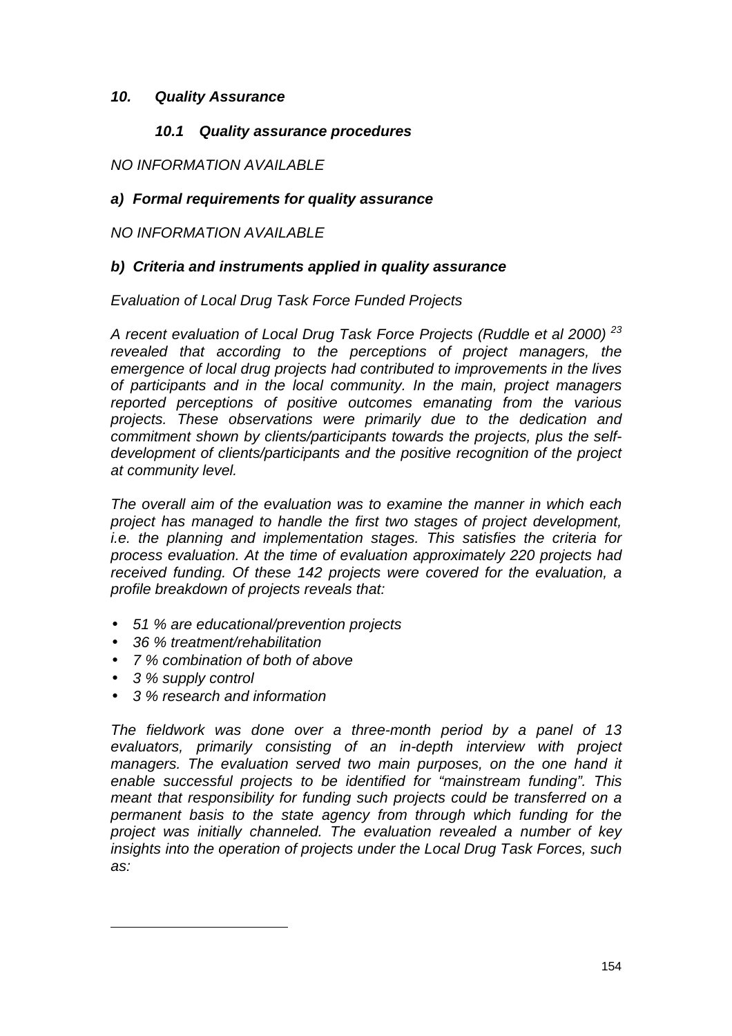## *10. Quality Assurance*

### *10.1 Quality assurance procedures*

*NO INFORMATION AVAILABLE*

#### *a) Formal requirements for quality assurance*

*NO INFORMATION AVAILABLE*

#### *b) Criteria and instruments applied in quality assurance*

*Evaluation of Local Drug Task Force Funded Projects*

*A recent evaluation of Local Drug Task Force Projects (Ruddle et al 2000) [23] revealed that according to the perceptions of project managers, the emergence of local drug projects had contributed to improvements in the lives of participants and in the local community. In the main, project managers reported perceptions of positive outcomes emanating from the various projects. These observations were primarily due to the dedication and commitment shown by clients/participants towards the projects, plus the self-development of clients/participants and the positive recognition of the project at community level.*

*The overall aim of the evaluation was to examine the manner in which each project has managed to handle the first two stages of project development, i.e. the planning and implementation stages. This satisfies the criteria for process evaluation. At the time of evaluation approximately 220 projects had received funding. Of these 142 projects were covered for the evaluation, a profile breakdown of projects reveals that:*

- *51 % are educational/prevention projects*
- *36 % treatment/rehabilitation*
- *7 % combination of both of above*
- *3 % supply control*
- *3 % research and information*

*The fieldwork was done over a three-month period by a panel of 13 evaluators, primarily consisting of an in-depth interview with project managers. The evaluation served two main purposes, on the one hand it enable successful projects to be identified for "mainstream funding". This meant that responsibility for funding such projects could be transferred on a permanent basis to the state agency from through which funding for the project was initially channeled. The evaluation revealed a number of key insights into the operation of projects under the Local Drug Task Forces, such as:*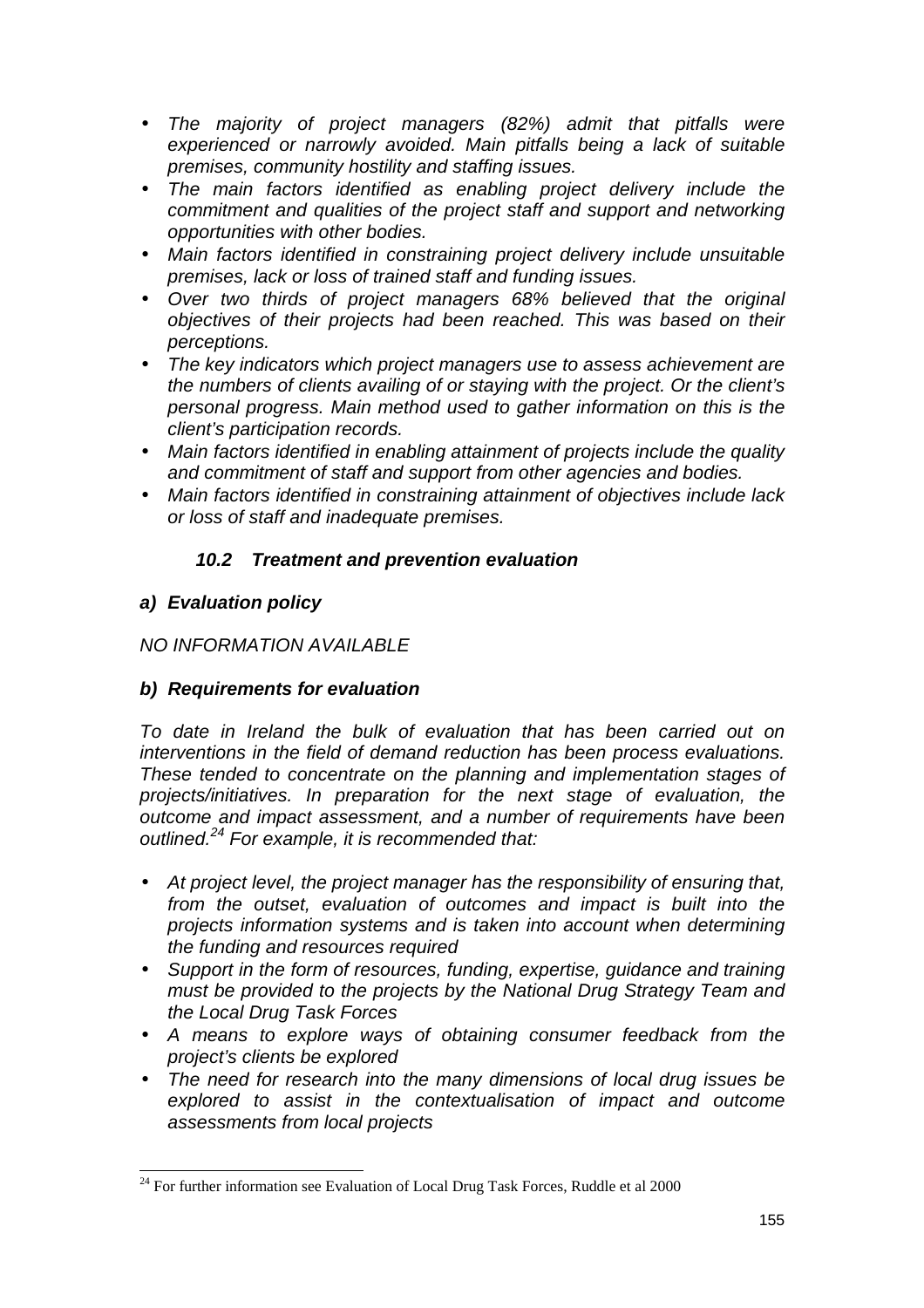- *The majority of project managers (82%) admit that pitfalls were experienced or narrowly avoided. Main pitfalls being a lack of suitable premises, community hostility and staffing issues.*
- *The main factors identified as enabling project delivery include the commitment and qualities of the project staff and support and networking opportunities with other bodies.*
- *Main factors identified in constraining project delivery include unsuitable premises, lack or loss of trained staff and funding issues.*
- *Over two thirds of project managers 68% believed that the original objectives of their projects had been reached. This was based on their perceptions.*
- *The key indicators which project managers use to assess achievement are the numbers of clients availing of or staying with the project. Or the client's personal progress. Main method used to gather information on this is the client's participation records.*
- *Main factors identified in enabling attainment of projects include the quality and commitment of staff and support from other agencies and bodies.*
- *Main factors identified in constraining attainment of objectives include lack or loss of staff and inadequate premises.*

### *10.2 Treatment and prevention evaluation*

#### *a) Evaluation policy*

*NO INFORMATION AVAILABLE*

#### *b) Requirements for evaluation*

*To date in Ireland the bulk of evaluation that has been carried out on interventions in the field of demand reduction has been process evaluations. These tended to concentrate on the planning and implementation stages of projects/initiatives. In preparation for the next stage of evaluation, the outcome and impact assessment, and a number of requirements have been outlined.*[24] *For example, it is recommended that:*

- *At project level, the project manager has the responsibility of ensuring that, from the outset, evaluation of outcomes and impact is built into the projects information systems and is taken into account when determining the funding and resources required*
- *Support in the form of resources, funding, expertise, guidance and training must be provided to the projects by the National Drug Strategy Team and the Local Drug Task Forces*
- *A means to explore ways of obtaining consumer feedback from the project's clients be explored*
- *The need for research into the many dimensions of local drug issues be explored to assist in the contextualisation of impact and outcome assessments from local projects*

[24] For further information see Evaluation of Local Drug Task Forces, Ruddle et al 2000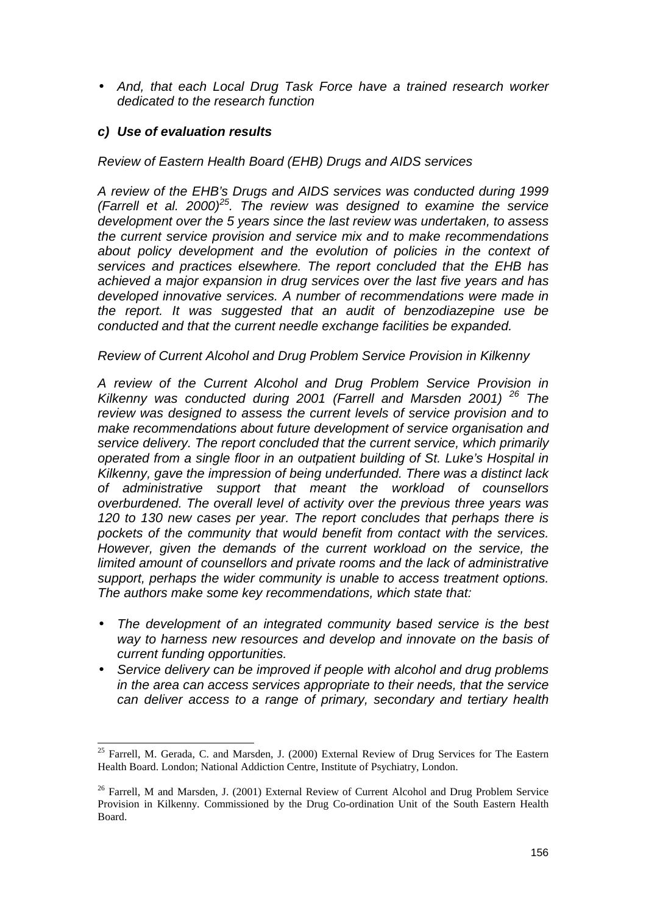- *And, that each Local Drug Task Force have a trained research worker dedicated to the research function*

***c) Use of evaluation results***

*Review of Eastern Health Board (EHB) Drugs and AIDS services*

*A review of the EHB's Drugs and AIDS services was conducted during 1999 (Farrell et al. 2000)[25]. The review was designed to examine the service development over the 5 years since the last review was undertaken, to assess the current service provision and service mix and to make recommendations about policy development and the evolution of policies in the context of services and practices elsewhere. The report concluded that the EHB has achieved a major expansion in drug services over the last five years and has developed innovative services. A number of recommendations were made in the report. It was suggested that an audit of benzodiazepine use be conducted and that the current needle exchange facilities be expanded.*

*Review of Current Alcohol and Drug Problem Service Provision in Kilkenny*

*A review of the Current Alcohol and Drug Problem Service Provision in Kilkenny was conducted during 2001 (Farrell and Marsden 2001) [26] The review was designed to assess the current levels of service provision and to make recommendations about future development of service organisation and service delivery. The report concluded that the current service, which primarily operated from a single floor in an outpatient building of St. Luke's Hospital in Kilkenny, gave the impression of being underfunded. There was a distinct lack of administrative support that meant the workload of counsellors overburdened. The overall level of activity over the previous three years was 120 to 130 new cases per year. The report concludes that perhaps there is pockets of the community that would benefit from contact with the services. However, given the demands of the current workload on the service, the limited amount of counsellors and private rooms and the lack of administrative support, perhaps the wider community is unable to access treatment options. The authors make some key recommendations, which state that:*

- *The development of an integrated community based service is the best way to harness new resources and develop and innovate on the basis of current funding opportunities.*
- *Service delivery can be improved if people with alcohol and drug problems in the area can access services appropriate to their needs, that the service can deliver access to a range of primary, secondary and tertiary health*

---

[25] Farrell, M. Gerada, C. and Marsden, J. (2000) External Review of Drug Services for The Eastern Health Board. London; National Addiction Centre, Institute of Psychiatry, London.

[26] Farrell, M and Marsden, J. (2001) External Review of Current Alcohol and Drug Problem Service Provision in Kilkenny. Commissioned by the Drug Co-ordination Unit of the South Eastern Health Board.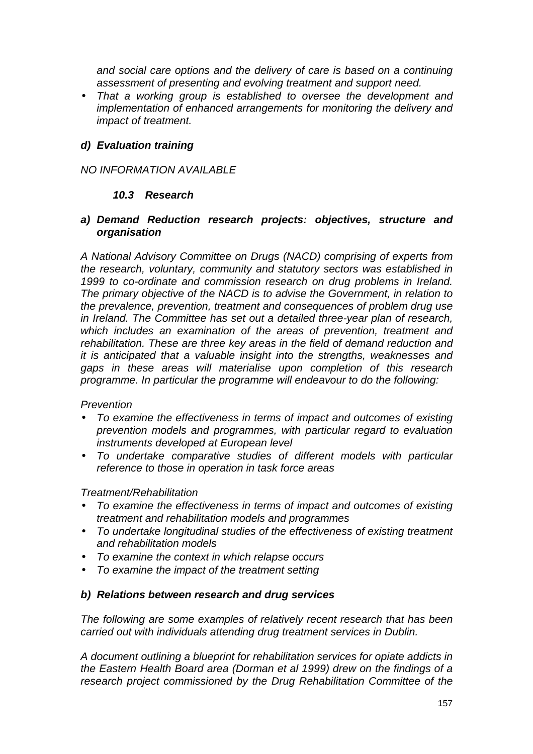*and social care options and the delivery of care is based on a continuing assessment of presenting and evolving treatment and support need.*

- *That a working group is established to oversee the development and implementation of enhanced arrangements for monitoring the delivery and impact of treatment.*

***d) Evaluation training***

*NO INFORMATION AVAILABLE*

### *10.3 Research*

***a) Demand Reduction research projects: objectives, structure and organisation***

*A National Advisory Committee on Drugs (NACD) comprising of experts from the research, voluntary, community and statutory sectors was established in 1999 to co-ordinate and commission research on drug problems in Ireland. The primary objective of the NACD is to advise the Government, in relation to the prevalence, prevention, treatment and consequences of problem drug use in Ireland. The Committee has set out a detailed three-year plan of research, which includes an examination of the areas of prevention, treatment and rehabilitation. These are three key areas in the field of demand reduction and it is anticipated that a valuable insight into the strengths, weaknesses and gaps in these areas will materialise upon completion of this research programme. In particular the programme will endeavour to do the following:*

*Prevention*

- *To examine the effectiveness in terms of impact and outcomes of existing prevention models and programmes, with particular regard to evaluation instruments developed at European level*
- *To undertake comparative studies of different models with particular reference to those in operation in task force areas*

*Treatment/Rehabilitation*

- *To examine the effectiveness in terms of impact and outcomes of existing treatment and rehabilitation models and programmes*
- *To undertake longitudinal studies of the effectiveness of existing treatment and rehabilitation models*
- *To examine the context in which relapse occurs*
- *To examine the impact of the treatment setting*

***b) Relations between research and drug services***

*The following are some examples of relatively recent research that has been carried out with individuals attending drug treatment services in Dublin.*

*A document outlining a blueprint for rehabilitation services for opiate addicts in the Eastern Health Board area (Dorman et al 1999) drew on the findings of a research project commissioned by the Drug Rehabilitation Committee of the*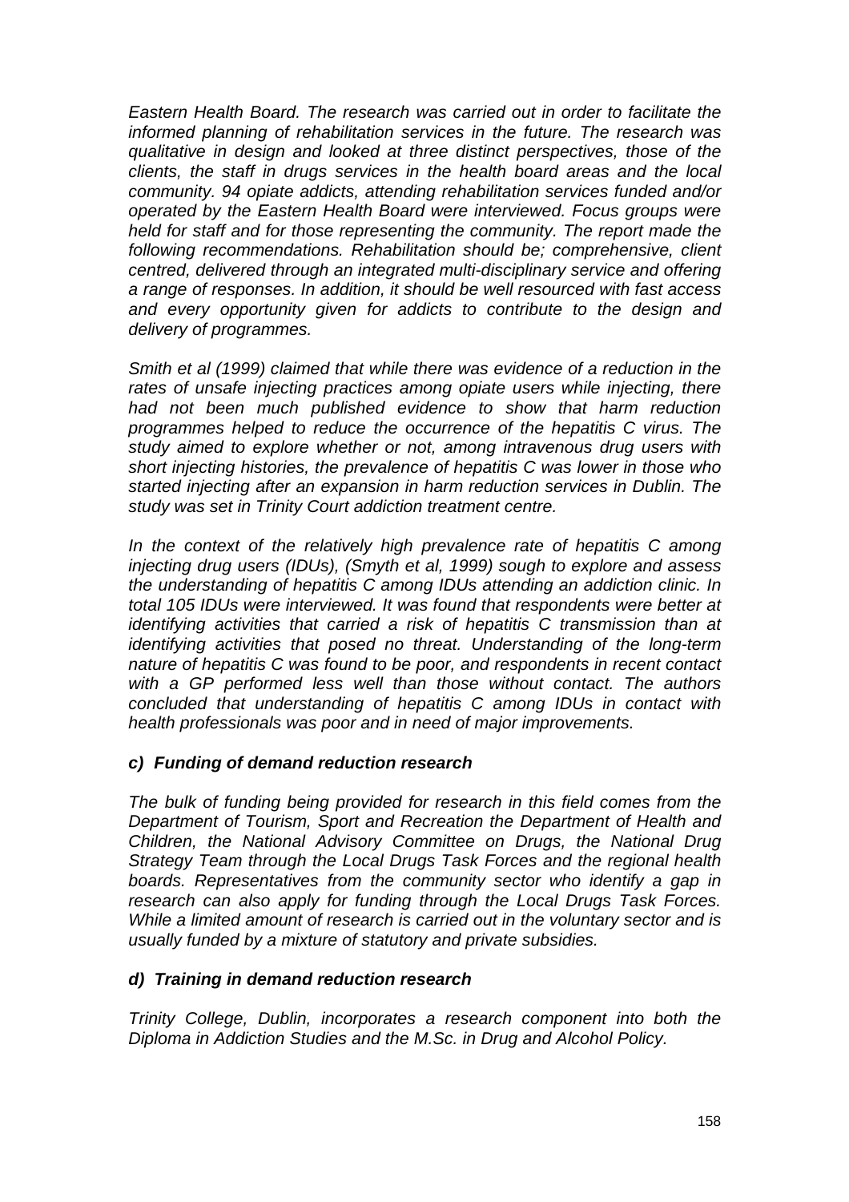*Eastern Health Board. The research was carried out in order to facilitate the informed planning of rehabilitation services in the future. The research was qualitative in design and looked at three distinct perspectives, those of the clients, the staff in drugs services in the health board areas and the local community. 94 opiate addicts, attending rehabilitation services funded and/or operated by the Eastern Health Board were interviewed. Focus groups were held for staff and for those representing the community. The report made the following recommendations. Rehabilitation should be; comprehensive, client centred, delivered through an integrated multi-disciplinary service and offering a range of responses. In addition, it should be well resourced with fast access and every opportunity given for addicts to contribute to the design and delivery of programmes.*

*Smith et al (1999) claimed that while there was evidence of a reduction in the rates of unsafe injecting practices among opiate users while injecting, there had not been much published evidence to show that harm reduction programmes helped to reduce the occurrence of the hepatitis C virus. The study aimed to explore whether or not, among intravenous drug users with short injecting histories, the prevalence of hepatitis C was lower in those who started injecting after an expansion in harm reduction services in Dublin. The study was set in Trinity Court addiction treatment centre.*

*In the context of the relatively high prevalence rate of hepatitis C among injecting drug users (IDUs), (Smyth et al, 1999) sough to explore and assess the understanding of hepatitis C among IDUs attending an addiction clinic. In total 105 IDUs were interviewed. It was found that respondents were better at identifying activities that carried a risk of hepatitis C transmission than at identifying activities that posed no threat. Understanding of the long-term nature of hepatitis C was found to be poor, and respondents in recent contact with a GP performed less well than those without contact. The authors concluded that understanding of hepatitis C among IDUs in contact with health professionals was poor and in need of major improvements.*

### *c) Funding of demand reduction research*

*The bulk of funding being provided for research in this field comes from the Department of Tourism, Sport and Recreation the Department of Health and Children, the National Advisory Committee on Drugs, the National Drug Strategy Team through the Local Drugs Task Forces and the regional health boards. Representatives from the community sector who identify a gap in research can also apply for funding through the Local Drugs Task Forces. While a limited amount of research is carried out in the voluntary sector and is usually funded by a mixture of statutory and private subsidies.*

### *d) Training in demand reduction research*

*Trinity College, Dublin, incorporates a research component into both the Diploma in Addiction Studies and the M.Sc. in Drug and Alcohol Policy.*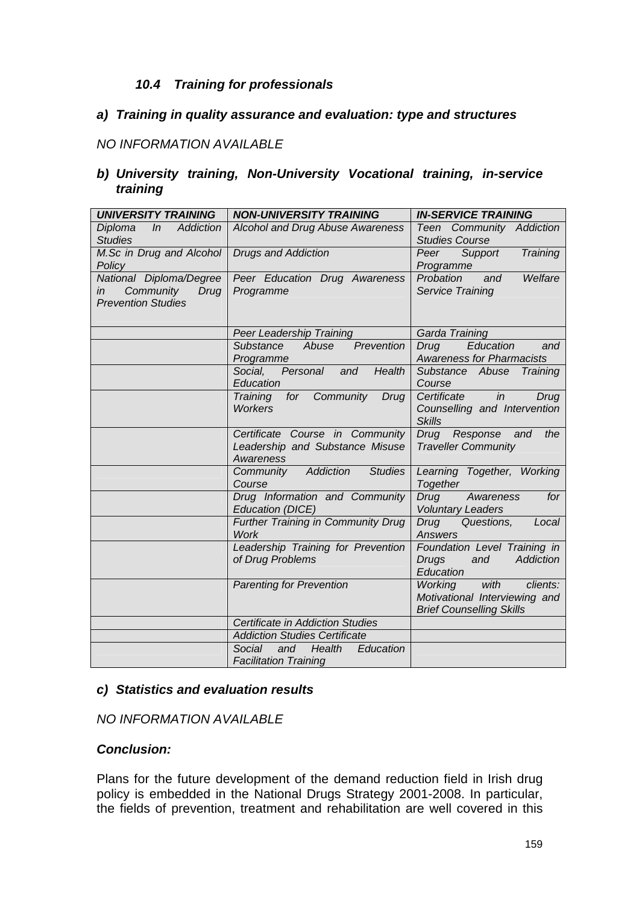### *10.4 Training for professionals*

#### *a) Training in quality assurance and evaluation: type and structures*

*NO INFORMATION AVAILABLE*

#### *b) University training, Non-University Vocational training, in-service training*

| *UNIVERSITY TRAINING* | *NON-UNIVERSITY TRAINING* | *IN-SERVICE TRAINING* |
|---|---|---|
| *Diploma In Addiction Studies* | *Alcohol and Drug Abuse Awareness* | *Teen Community Addiction Studies Course* |
| *M.Sc in Drug and Alcohol Policy* | *Drugs and Addiction* | *Peer Support Training Programme* |
| *National Diploma/Degree in Community Drug Prevention Studies* | *Peer Education Drug Awareness Programme* | *Probation and Welfare Service Training* |
| | *Peer Leadership Training* | *Garda Training* |
| | *Substance Abuse Prevention Programme* | *Drug Education and Awareness for Pharmacists* |
| | *Social, Personal and Health Education* | *Substance Abuse Training Course* |
| | *Training for Community Drug Workers* | *Certificate in Drug Counselling and Intervention Skills* |
| | *Certificate Course in Community Leadership and Substance Misuse Awareness* | *Drug Response and the Traveller Community* |
| | *Community Addiction Studies Course* | *Learning Together, Working Together* |
| | *Drug Information and Community Education (DICE)* | *Drug Awareness for Voluntary Leaders* |
| | *Further Training in Community Drug Work* | *Drug Questions, Local Answers* |
| | *Leadership Training for Prevention of Drug Problems* | *Foundation Level Training in Drugs and Addiction Education* |
| | *Parenting for Prevention* | *Working with clients: Motivational Interviewing and Brief Counselling Skills* |
| | *Certificate in Addiction Studies* | |
| | *Addiction Studies Certificate* | |
| | *Social and Health Education Facilitation Training* | |

#### *c) Statistics and evaluation results*

*NO INFORMATION AVAILABLE*

#### *Conclusion:*

Plans for the future development of the demand reduction field in Irish drug policy is embedded in the National Drugs Strategy 2001-2008. In particular, the fields of prevention, treatment and rehabilitation are well covered in this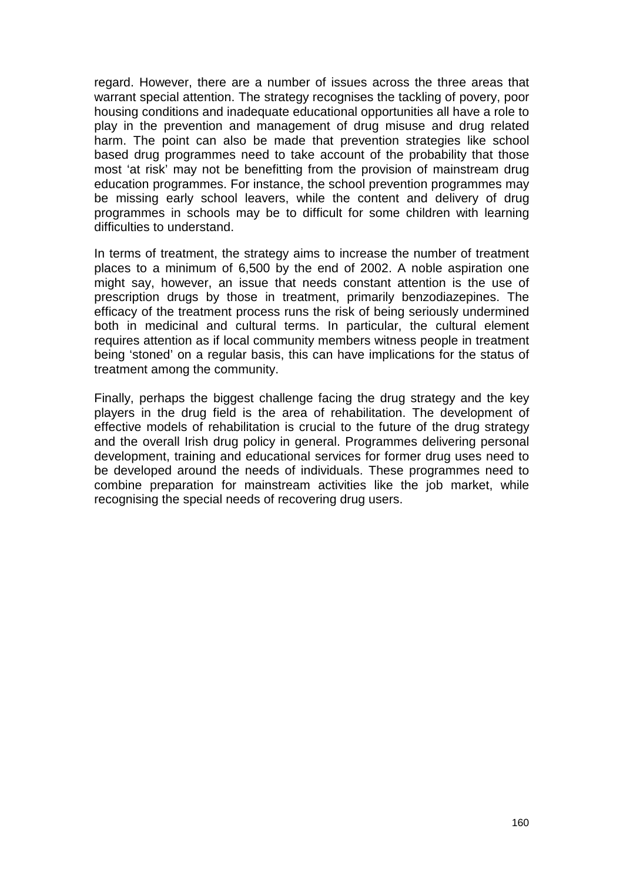regard. However, there are a number of issues across the three areas that warrant special attention. The strategy recognises the tackling of povery, poor housing conditions and inadequate educational opportunities all have a role to play in the prevention and management of drug misuse and drug related harm. The point can also be made that prevention strategies like school based drug programmes need to take account of the probability that those most 'at risk' may not be benefitting from the provision of mainstream drug education programmes. For instance, the school prevention programmes may be missing early school leavers, while the content and delivery of drug programmes in schools may be to difficult for some children with learning difficulties to understand.

In terms of treatment, the strategy aims to increase the number of treatment places to a minimum of 6,500 by the end of 2002. A noble aspiration one might say, however, an issue that needs constant attention is the use of prescription drugs by those in treatment, primarily benzodiazepines. The efficacy of the treatment process runs the risk of being seriously undermined both in medicinal and cultural terms. In particular, the cultural element requires attention as if local community members witness people in treatment being 'stoned' on a regular basis, this can have implications for the status of treatment among the community.

Finally, perhaps the biggest challenge facing the drug strategy and the key players in the drug field is the area of rehabilitation. The development of effective models of rehabilitation is crucial to the future of the drug strategy and the overall Irish drug policy in general. Programmes delivering personal development, training and educational services for former drug uses need to be developed around the needs of individuals. These programmes need to combine preparation for mainstream activities like the job market, while recognising the special needs of recovering drug users.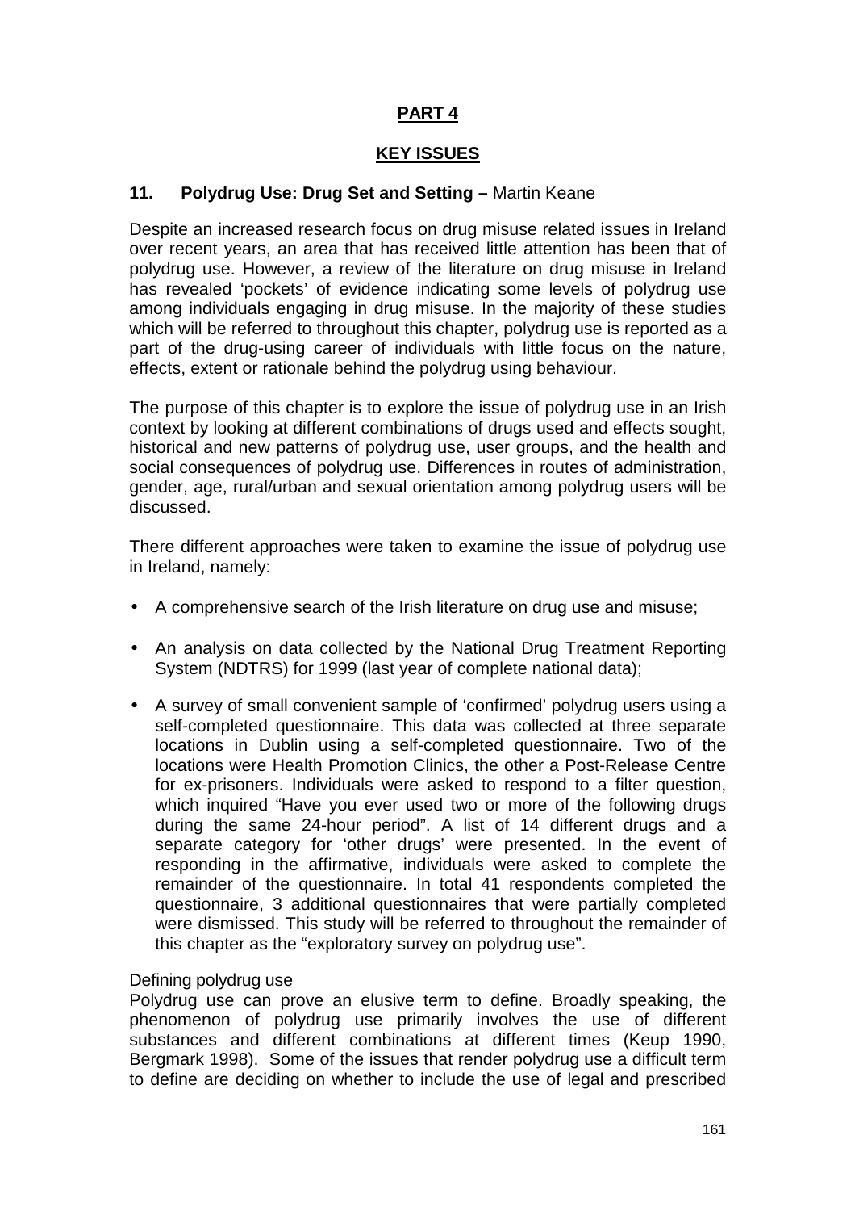# PART 4

## KEY ISSUES

### 11. Polydrug Use: Drug Set and Setting – Martin Keane

Despite an increased research focus on drug misuse related issues in Ireland over recent years, an area that has received little attention has been that of polydrug use. However, a review of the literature on drug misuse in Ireland has revealed 'pockets' of evidence indicating some levels of polydrug use among individuals engaging in drug misuse. In the majority of these studies which will be referred to throughout this chapter, polydrug use is reported as a part of the drug-using career of individuals with little focus on the nature, effects, extent or rationale behind the polydrug using behaviour.

The purpose of this chapter is to explore the issue of polydrug use in an Irish context by looking at different combinations of drugs used and effects sought, historical and new patterns of polydrug use, user groups, and the health and social consequences of polydrug use. Differences in routes of administration, gender, age, rural/urban and sexual orientation among polydrug users will be discussed.

There different approaches were taken to examine the issue of polydrug use in Ireland, namely:

- A comprehensive search of the Irish literature on drug use and misuse;
- An analysis on data collected by the National Drug Treatment Reporting System (NDTRS) for 1999 (last year of complete national data);
- A survey of small convenient sample of 'confirmed' polydrug users using a self-completed questionnaire. This data was collected at three separate locations in Dublin using a self-completed questionnaire. Two of the locations were Health Promotion Clinics, the other a Post-Release Centre for ex-prisoners. Individuals were asked to respond to a filter question, which inquired "Have you ever used two or more of the following drugs during the same 24-hour period". A list of 14 different drugs and a separate category for 'other drugs' were presented. In the event of responding in the affirmative, individuals were asked to complete the remainder of the questionnaire. In total 41 respondents completed the questionnaire, 3 additional questionnaires that were partially completed were dismissed. This study will be referred to throughout the remainder of this chapter as the "exploratory survey on polydrug use".

#### Defining polydrug use

Polydrug use can prove an elusive term to define. Broadly speaking, the phenomenon of polydrug use primarily involves the use of different substances and different combinations at different times (Keup 1990, Bergmark 1998). Some of the issues that render polydrug use a difficult term to define are deciding on whether to include the use of legal and prescribed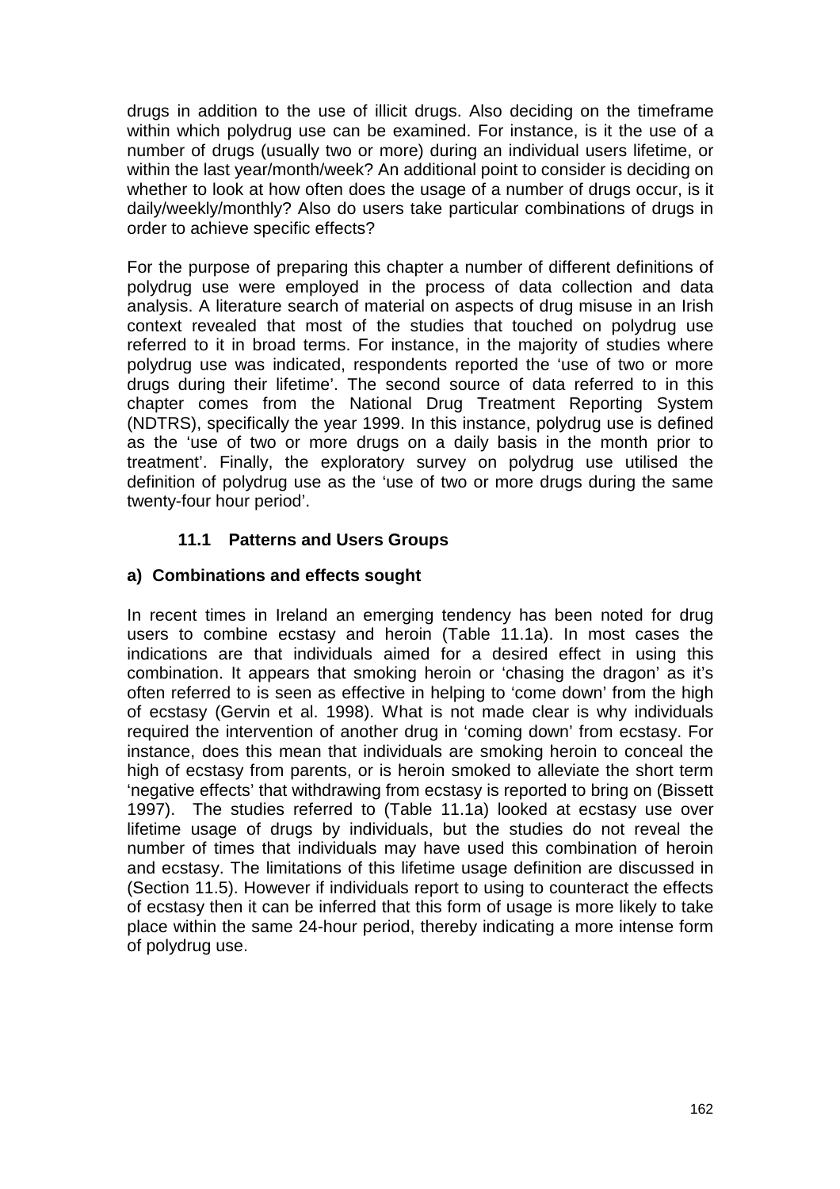drugs in addition to the use of illicit drugs. Also deciding on the timeframe within which polydrug use can be examined. For instance, is it the use of a number of drugs (usually two or more) during an individual users lifetime, or within the last year/month/week? An additional point to consider is deciding on whether to look at how often does the usage of a number of drugs occur, is it daily/weekly/monthly? Also do users take particular combinations of drugs in order to achieve specific effects?

For the purpose of preparing this chapter a number of different definitions of polydrug use were employed in the process of data collection and data analysis. A literature search of material on aspects of drug misuse in an Irish context revealed that most of the studies that touched on polydrug use referred to it in broad terms. For instance, in the majority of studies where polydrug use was indicated, respondents reported the 'use of two or more drugs during their lifetime'. The second source of data referred to in this chapter comes from the National Drug Treatment Reporting System (NDTRS), specifically the year 1999. In this instance, polydrug use is defined as the 'use of two or more drugs on a daily basis in the month prior to treatment'. Finally, the exploratory survey on polydrug use utilised the definition of polydrug use as the 'use of two or more drugs during the same twenty-four hour period'.

### 11.1 Patterns and Users Groups

**a) Combinations and effects sought**

In recent times in Ireland an emerging tendency has been noted for drug users to combine ecstasy and heroin (Table 11.1a). In most cases the indications are that individuals aimed for a desired effect in using this combination. It appears that smoking heroin or 'chasing the dragon' as it's often referred to is seen as effective in helping to 'come down' from the high of ecstasy (Gervin et al. 1998). What is not made clear is why individuals required the intervention of another drug in 'coming down' from ecstasy. For instance, does this mean that individuals are smoking heroin to conceal the high of ecstasy from parents, or is heroin smoked to alleviate the short term 'negative effects' that withdrawing from ecstasy is reported to bring on (Bissett 1997). The studies referred to (Table 11.1a) looked at ecstasy use over lifetime usage of drugs by individuals, but the studies do not reveal the number of times that individuals may have used this combination of heroin and ecstasy. The limitations of this lifetime usage definition are discussed in (Section 11.5). However if individuals report to using to counteract the effects of ecstasy then it can be inferred that this form of usage is more likely to take place within the same 24-hour period, thereby indicating a more intense form of polydrug use.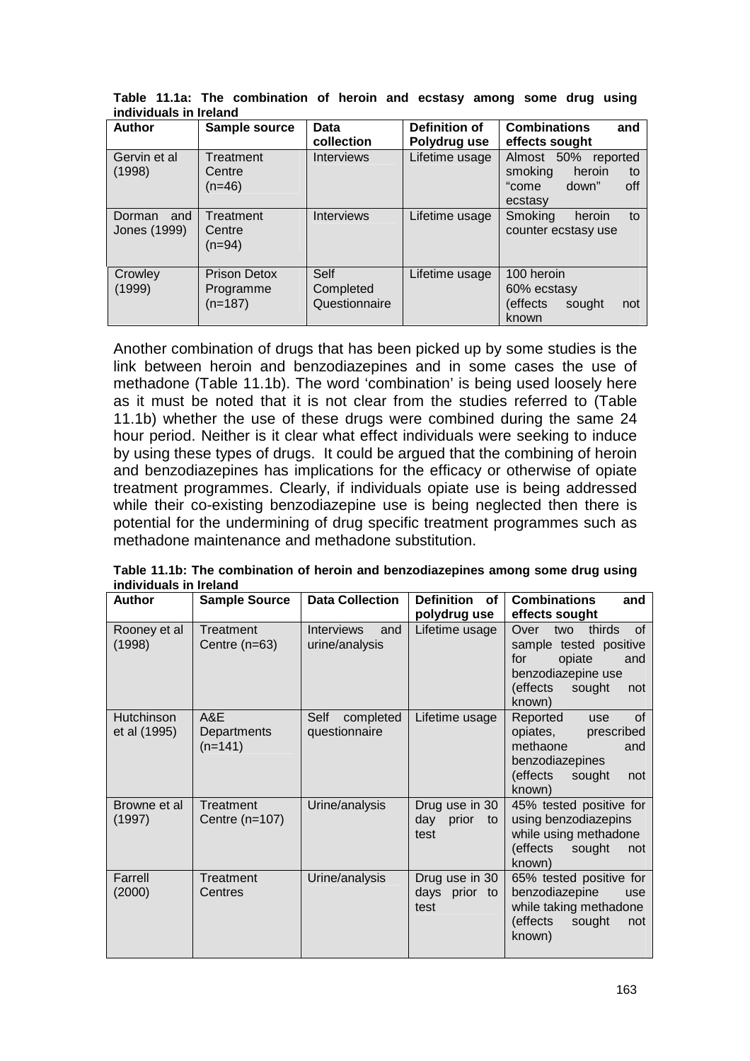**Table 11.1a: The combination of heroin and ecstasy among some drug using individuals in Ireland**

| Author | Sample source | Data collection | Definition of Polydrug use | Combinations and effects sought |
|---|---|---|---|---|
| Gervin et al (1998) | Treatment Centre (n=46) | Interviews | Lifetime usage | Almost 50% reported smoking heroin to "come down" off ecstasy |
| Dorman and Jones (1999) | Treatment Centre (n=94) | Interviews | Lifetime usage | Smoking heroin to counter ecstasy use |
| Crowley (1999) | Prison Detox Programme (n=187) | Self Completed Questionnaire | Lifetime usage | 100 heroin<br>60% ecstasy<br>(effects sought not known |

Another combination of drugs that has been picked up by some studies is the link between heroin and benzodiazepines and in some cases the use of methadone (Table 11.1b). The word 'combination' is being used loosely here as it must be noted that it is not clear from the studies referred to (Table 11.1b) whether the use of these drugs were combined during the same 24 hour period. Neither is it clear what effect individuals were seeking to induce by using these types of drugs. It could be argued that the combining of heroin and benzodiazepines has implications for the efficacy or otherwise of opiate treatment programmes. Clearly, if individuals opiate use is being addressed while their co-existing benzodiazepine use is being neglected then there is potential for the undermining of drug specific treatment programmes such as methadone maintenance and methadone substitution.

**Table 11.1b: The combination of heroin and benzodiazepines among some drug using individuals in Ireland**

| Author | Sample Source | Data Collection | Definition of polydrug use | Combinations and effects sought |
|---|---|---|---|---|
| Rooney et al (1998) | Treatment Centre (n=63) | Interviews and urine/analysis | Lifetime usage | Over two thirds of sample tested positive for opiate and benzodiazepine use (effects sought not known) |
| Hutchinson et al (1995) | A&E Departments (n=141) | Self completed questionnaire | Lifetime usage | Reported use of opiates, prescribed methaone and benzodiazepines (effects sought not known) |
| Browne et al (1997) | Treatment Centre (n=107) | Urine/analysis | Drug use in 30 day prior to test | 45% tested positive for using benzodiazepins while using methadone (effects sought not known) |
| Farrell (2000) | Treatment Centres | Urine/analysis | Drug use in 30 days prior to test | 65% tested positive for benzodiazepine use while taking methadone (effects sought not known) |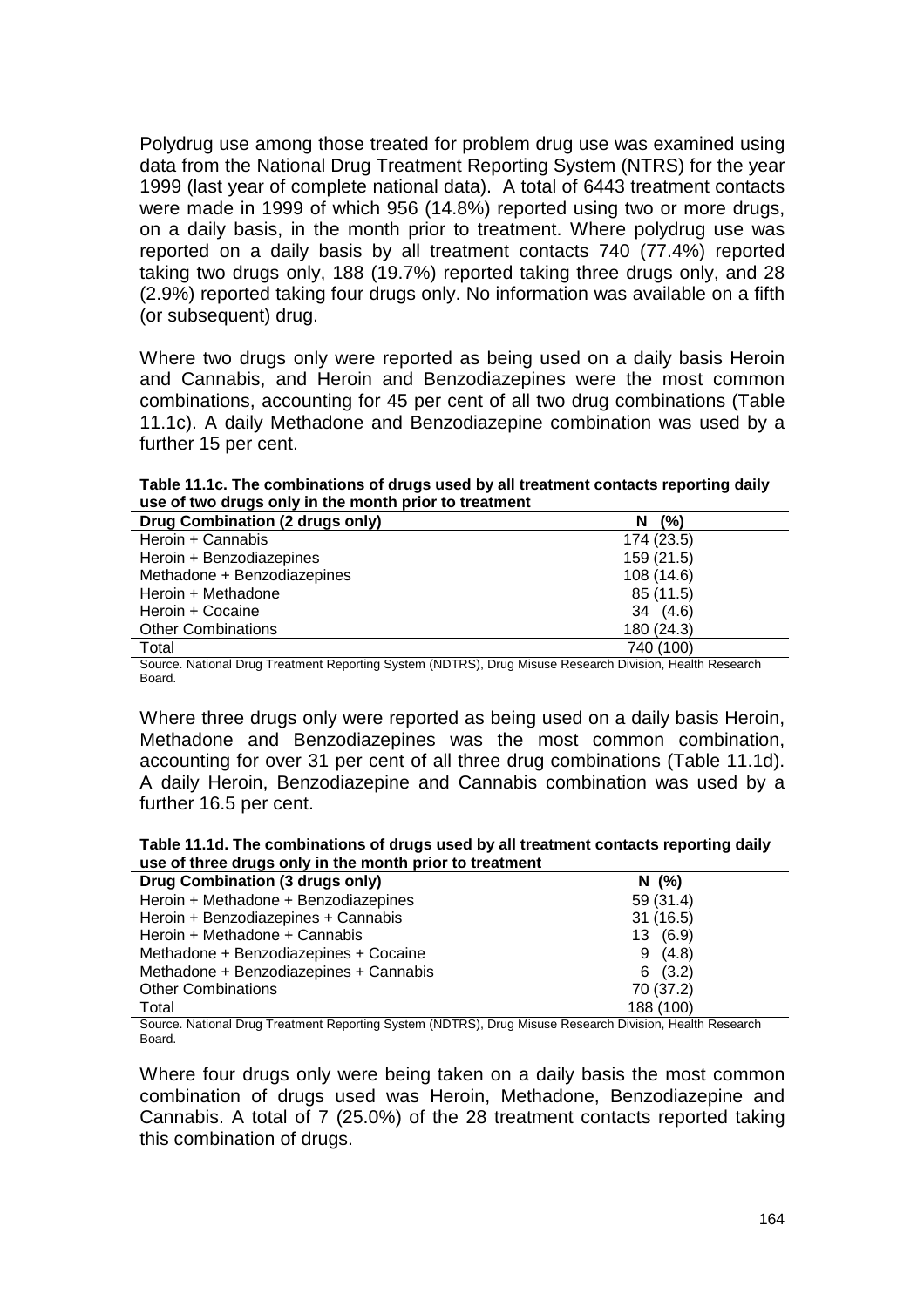Polydrug use among those treated for problem drug use was examined using data from the National Drug Treatment Reporting System (NTRS) for the year 1999 (last year of complete national data). A total of 6443 treatment contacts were made in 1999 of which 956 (14.8%) reported using two or more drugs, on a daily basis, in the month prior to treatment. Where polydrug use was reported on a daily basis by all treatment contacts 740 (77.4%) reported taking two drugs only, 188 (19.7%) reported taking three drugs only, and 28 (2.9%) reported taking four drugs only. No information was available on a fifth (or subsequent) drug.

Where two drugs only were reported as being used on a daily basis Heroin and Cannabis, and Heroin and Benzodiazepines were the most common combinations, accounting for 45 per cent of all two drug combinations (Table 11.1c). A daily Methadone and Benzodiazepine combination was used by a further 15 per cent.

**Table 11.1c. The combinations of drugs used by all treatment contacts reporting daily use of two drugs only in the month prior to treatment**

| Drug Combination (2 drugs only) | N (%) |
|---|---|
| Heroin + Cannabis | 174 (23.5) |
| Heroin + Benzodiazepines | 159 (21.5) |
| Methadone + Benzodiazepines | 108 (14.6) |
| Heroin + Methadone | 85 (11.5) |
| Heroin + Cocaine | 34 (4.6) |
| Other Combinations | 180 (24.3) |
| Total | 740 (100) |

Source. National Drug Treatment Reporting System (NDTRS), Drug Misuse Research Division, Health Research Board.

Where three drugs only were reported as being used on a daily basis Heroin, Methadone and Benzodiazepines was the most common combination, accounting for over 31 per cent of all three drug combinations (Table 11.1d). A daily Heroin, Benzodiazepine and Cannabis combination was used by a further 16.5 per cent.

**Table 11.1d. The combinations of drugs used by all treatment contacts reporting daily use of three drugs only in the month prior to treatment**

| Drug Combination (3 drugs only) | N (%) |
|---|---|
| Heroin + Methadone + Benzodiazepines | 59 (31.4) |
| Heroin + Benzodiazepines + Cannabis | 31 (16.5) |
| Heroin + Methadone + Cannabis | 13 (6.9) |
| Methadone + Benzodiazepines + Cocaine | 9 (4.8) |
| Methadone + Benzodiazepines + Cannabis | 6 (3.2) |
| Other Combinations | 70 (37.2) |
| Total | 188 (100) |

Source. National Drug Treatment Reporting System (NDTRS), Drug Misuse Research Division, Health Research Board.

Where four drugs only were being taken on a daily basis the most common combination of drugs used was Heroin, Methadone, Benzodiazepine and Cannabis. A total of 7 (25.0%) of the 28 treatment contacts reported taking this combination of drugs.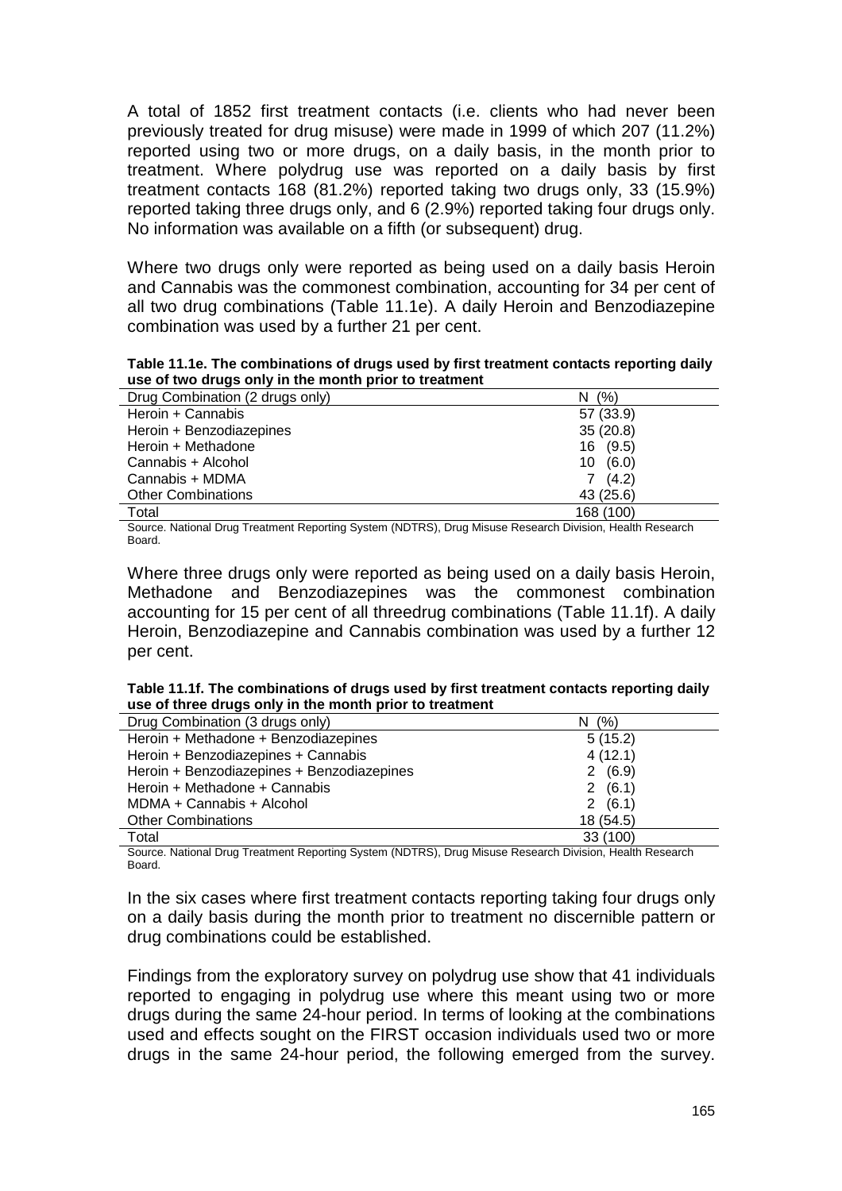A total of 1852 first treatment contacts (i.e. clients who had never been previously treated for drug misuse) were made in 1999 of which 207 (11.2%) reported using two or more drugs, on a daily basis, in the month prior to treatment. Where polydrug use was reported on a daily basis by first treatment contacts 168 (81.2%) reported taking two drugs only, 33 (15.9%) reported taking three drugs only, and 6 (2.9%) reported taking four drugs only. No information was available on a fifth (or subsequent) drug.

Where two drugs only were reported as being used on a daily basis Heroin and Cannabis was the commonest combination, accounting for 34 per cent of all two drug combinations (Table 11.1e). A daily Heroin and Benzodiazepine combination was used by a further 21 per cent.

**Table 11.1e. The combinations of drugs used by first treatment contacts reporting daily use of two drugs only in the month prior to treatment**

| Drug Combination (2 drugs only) | N (%) |
|---|---|
| Heroin + Cannabis | 57 (33.9) |
| Heroin + Benzodiazepines | 35 (20.8) |
| Heroin + Methadone | 16 (9.5) |
| Cannabis + Alcohol | 10 (6.0) |
| Cannabis + MDMA | 7 (4.2) |
| Other Combinations | 43 (25.6) |
| Total | 168 (100) |

Source. National Drug Treatment Reporting System (NDTRS), Drug Misuse Research Division, Health Research Board.

Where three drugs only were reported as being used on a daily basis Heroin, Methadone and Benzodiazepines was the commonest combination accounting for 15 per cent of all threedrug combinations (Table 11.1f). A daily Heroin, Benzodiazepine and Cannabis combination was used by a further 12 per cent.

**Table 11.1f. The combinations of drugs used by first treatment contacts reporting daily use of three drugs only in the month prior to treatment**

| Drug Combination (3 drugs only) | N (%) |
|---|---|
| Heroin + Methadone + Benzodiazepines | 5 (15.2) |
| Heroin + Benzodiazepines + Cannabis | 4 (12.1) |
| Heroin + Benzodiazepines + Benzodiazepines | 2 (6.9) |
| Heroin + Methadone + Cannabis | 2 (6.1) |
| MDMA + Cannabis + Alcohol | 2 (6.1) |
| Other Combinations | 18 (54.5) |
| Total | 33 (100) |

Source. National Drug Treatment Reporting System (NDTRS), Drug Misuse Research Division, Health Research Board.

In the six cases where first treatment contacts reporting taking four drugs only on a daily basis during the month prior to treatment no discernible pattern or drug combinations could be established.

Findings from the exploratory survey on polydrug use show that 41 individuals reported to engaging in polydrug use where this meant using two or more drugs during the same 24-hour period. In terms of looking at the combinations used and effects sought on the FIRST occasion individuals used two or more drugs in the same 24-hour period, the following emerged from the survey.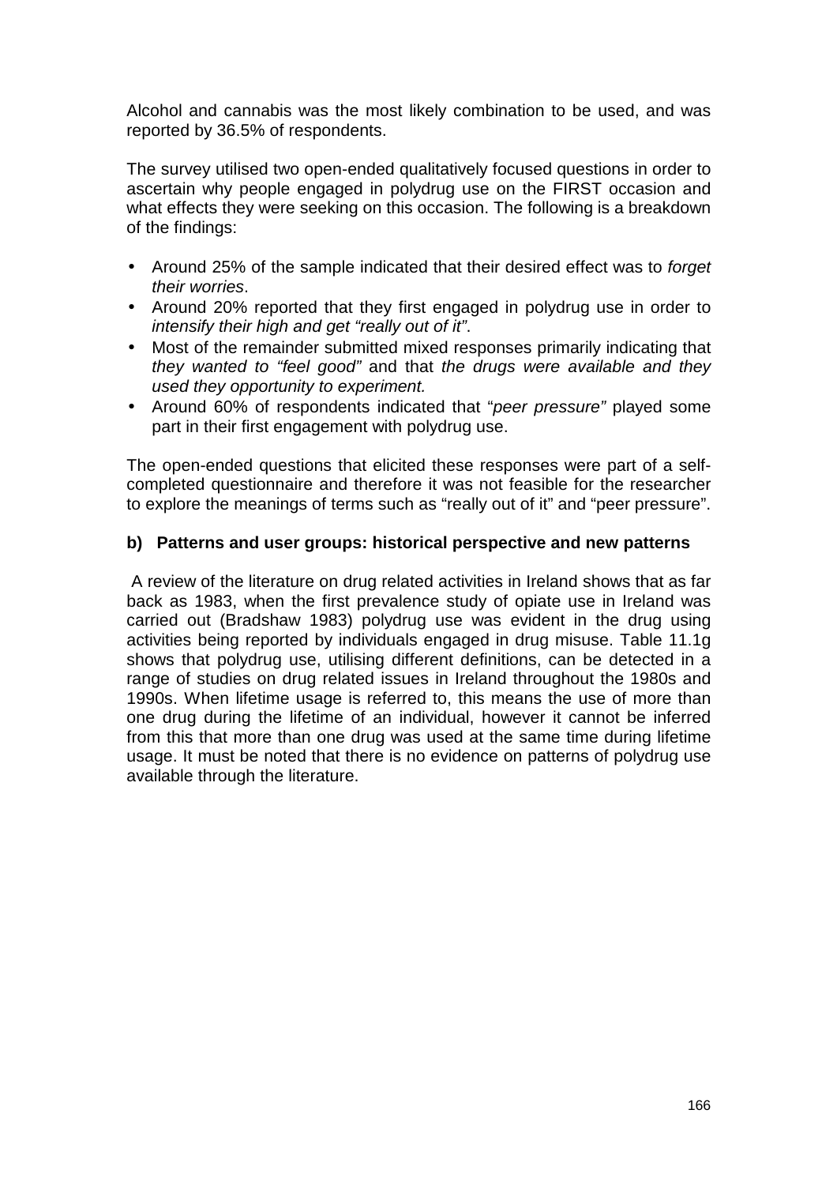Alcohol and cannabis was the most likely combination to be used, and was reported by 36.5% of respondents.

The survey utilised two open-ended qualitatively focused questions in order to ascertain why people engaged in polydrug use on the FIRST occasion and what effects they were seeking on this occasion. The following is a breakdown of the findings:

- Around 25% of the sample indicated that their desired effect was to *forget their worries*.
- Around 20% reported that they first engaged in polydrug use in order to *intensify their high and get "really out of it"*.
- Most of the remainder submitted mixed responses primarily indicating that *they wanted to "feel good"* and that *the drugs were available and they used they opportunity to experiment.*
- Around 60% of respondents indicated that "*peer pressure"* played some part in their first engagement with polydrug use.

The open-ended questions that elicited these responses were part of a self-completed questionnaire and therefore it was not feasible for the researcher to explore the meanings of terms such as "really out of it" and "peer pressure".

**b) Patterns and user groups: historical perspective and new patterns**

A review of the literature on drug related activities in Ireland shows that as far back as 1983, when the first prevalence study of opiate use in Ireland was carried out (Bradshaw 1983) polydrug use was evident in the drug using activities being reported by individuals engaged in drug misuse. Table 11.1g shows that polydrug use, utilising different definitions, can be detected in a range of studies on drug related issues in Ireland throughout the 1980s and 1990s. When lifetime usage is referred to, this means the use of more than one drug during the lifetime of an individual, however it cannot be inferred from this that more than one drug was used at the same time during lifetime usage. It must be noted that there is no evidence on patterns of polydrug use available through the literature.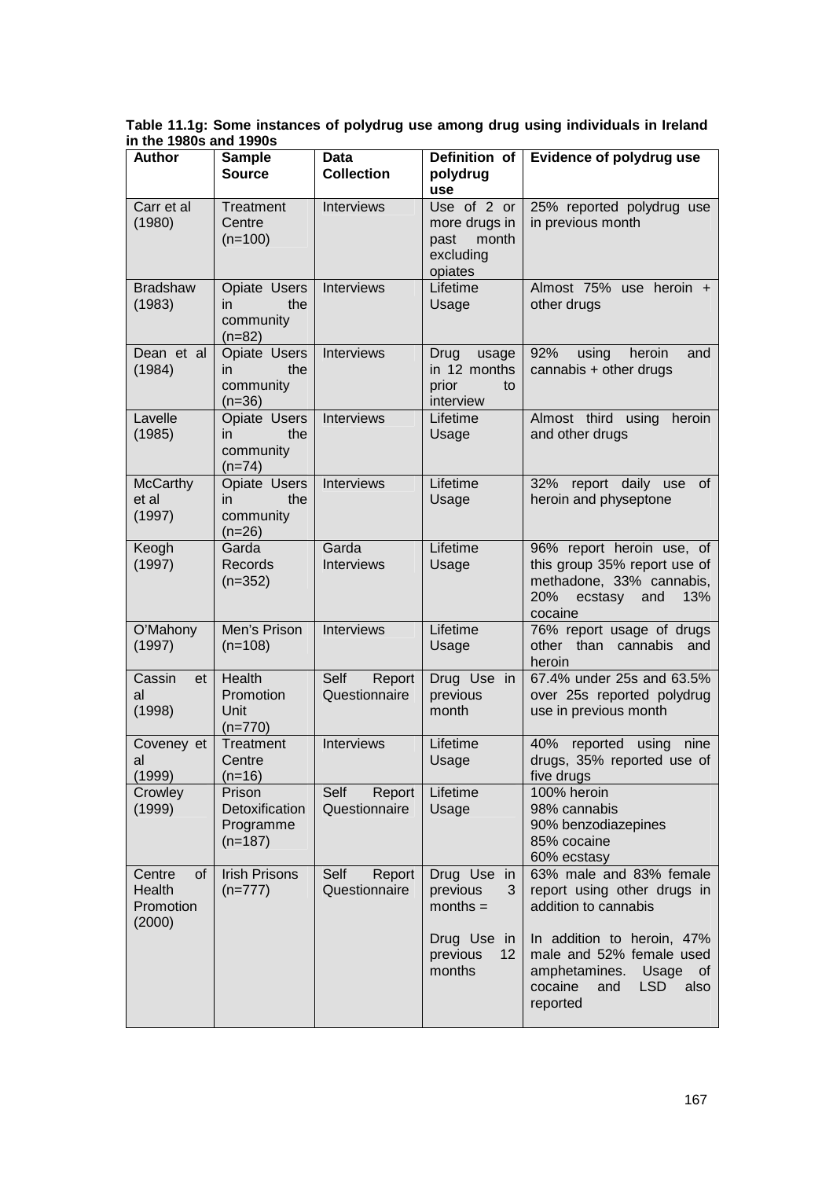**Table 11.1g: Some instances of polydrug use among drug using individuals in Ireland in the 1980s and 1990s**

| Author | Sample Source | Data Collection | Definition of polydrug use | Evidence of polydrug use |
|---|---|---|---|---|
| Carr et al (1980) | Treatment Centre (n=100) | Interviews | Use of 2 or more drugs in past month excluding opiates | 25% reported polydrug use in previous month |
| Bradshaw (1983) | Opiate Users in the community (n=82) | Interviews | Lifetime Usage | Almost 75% use heroin + other drugs |
| Dean et al (1984) | Opiate Users in the community (n=36) | Interviews | Drug usage in 12 months prior to interview | 92% using heroin and cannabis + other drugs |
| Lavelle (1985) | Opiate Users in the community (n=74) | Interviews | Lifetime Usage | Almost third using heroin and other drugs |
| McCarthy et al (1997) | Opiate Users in the community (n=26) | Interviews | Lifetime Usage | 32% report daily use of heroin and physeptone |
| Keogh (1997) | Garda Records (n=352) | Garda Interviews | Lifetime Usage | 96% report heroin use, of this group 35% report use of methadone, 33% cannabis, 20% ecstasy and 13% cocaine |
| O'Mahony (1997) | Men's Prison (n=108) | Interviews | Lifetime Usage | 76% report usage of drugs other than cannabis and heroin |
| Cassin et al (1998) | Health Promotion Unit (n=770) | Self Report Questionnaire | Drug Use in previous month | 67.4% under 25s and 63.5% over 25s reported polydrug use in previous month |
| Coveney et al (1999) | Treatment Centre (n=16) | Interviews | Lifetime Usage | 40% reported using nine drugs, 35% reported use of five drugs |
| Crowley (1999) | Prison Detoxification Programme (n=187) | Self Report Questionnaire | Lifetime Usage | 100% heroin<br>98% cannabis<br>90% benzodiazepines<br>85% cocaine<br>60% ecstasy |
| Centre of Health Promotion (2000) | Irish Prisons (n=777) | Self Report Questionnaire | Drug Use in previous 3 months =<br><br>Drug Use in previous 12 months | 63% male and 83% female report using other drugs in addition to cannabis<br><br>In addition to heroin, 47% male and 52% female used amphetamines. Usage of cocaine and LSD also reported |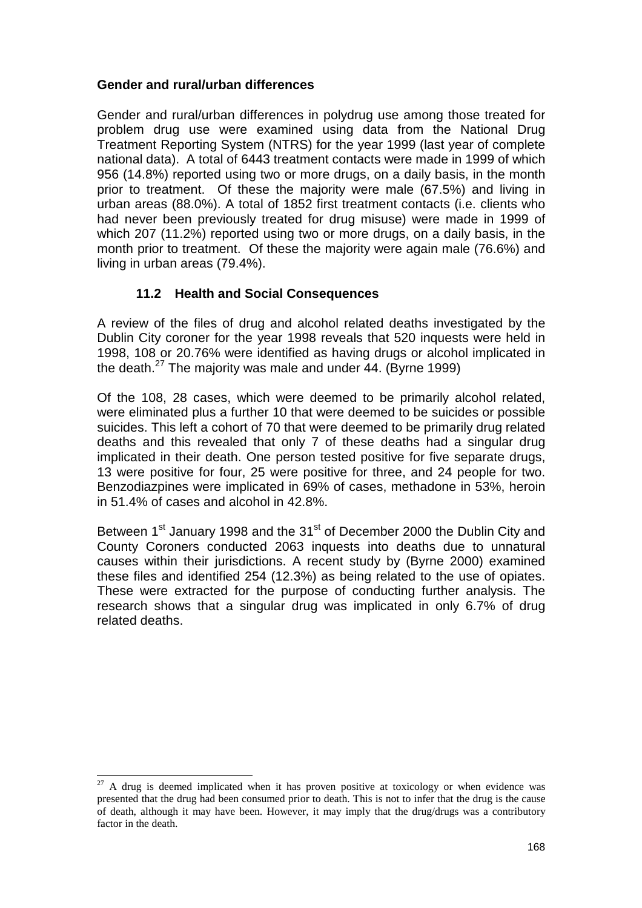**Gender and rural/urban differences**

Gender and rural/urban differences in polydrug use among those treated for problem drug use were examined using data from the National Drug Treatment Reporting System (NTRS) for the year 1999 (last year of complete national data). A total of 6443 treatment contacts were made in 1999 of which 956 (14.8%) reported using two or more drugs, on a daily basis, in the month prior to treatment. Of these the majority were male (67.5%) and living in urban areas (88.0%). A total of 1852 first treatment contacts (i.e. clients who had never been previously treated for drug misuse) were made in 1999 of which 207 (11.2%) reported using two or more drugs, on a daily basis, in the month prior to treatment. Of these the majority were again male (76.6%) and living in urban areas (79.4%).

## 11.2 Health and Social Consequences

A review of the files of drug and alcohol related deaths investigated by the Dublin City coroner for the year 1998 reveals that 520 inquests were held in 1998, 108 or 20.76% were identified as having drugs or alcohol implicated in the death.[27] The majority was male and under 44. (Byrne 1999)

Of the 108, 28 cases, which were deemed to be primarily alcohol related, were eliminated plus a further 10 that were deemed to be suicides or possible suicides. This left a cohort of 70 that were deemed to be primarily drug related deaths and this revealed that only 7 of these deaths had a singular drug implicated in their death. One person tested positive for five separate drugs, 13 were positive for four, 25 were positive for three, and 24 people for two. Benzodiazpines were implicated in 69% of cases, methadone in 53%, heroin in 51.4% of cases and alcohol in 42.8%.

Between 1st January 1998 and the 31st of December 2000 the Dublin City and County Coroners conducted 2063 inquests into deaths due to unnatural causes within their jurisdictions. A recent study by (Byrne 2000) examined these files and identified 254 (12.3%) as being related to the use of opiates. These were extracted for the purpose of conducting further analysis. The research shows that a singular drug was implicated in only 6.7% of drug related deaths.

---

[27] A drug is deemed implicated when it has proven positive at toxicology or when evidence was presented that the drug had been consumed prior to death. This is not to infer that the drug is the cause of death, although it may have been. However, it may imply that the drug/drugs was a contributory factor in the death.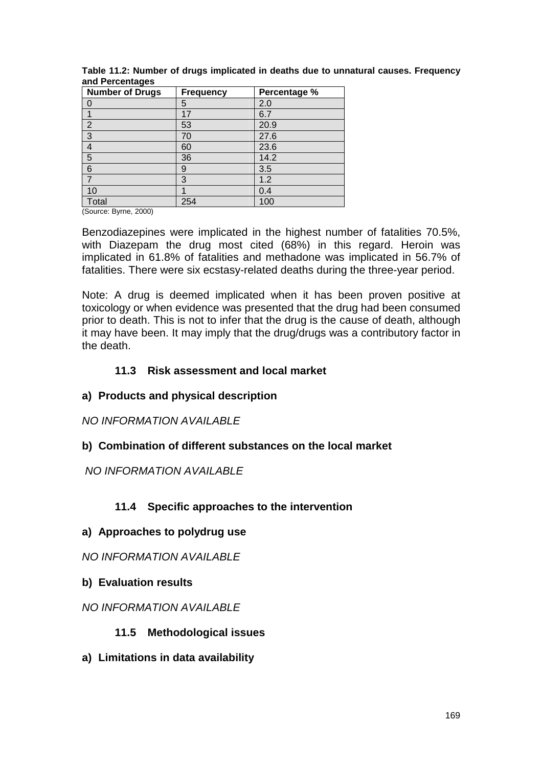**Table 11.2: Number of drugs implicated in deaths due to unnatural causes. Frequency and Percentages**

| Number of Drugs | Frequency | Percentage % |
|---|---|---|
| 0 | 5 | 2.0 |
| 1 | 17 | 6.7 |
| 2 | 53 | 20.9 |
| 3 | 70 | 27.6 |
| 4 | 60 | 23.6 |
| 5 | 36 | 14.2 |
| 6 | 9 | 3.5 |
| 7 | 3 | 1.2 |
| 10 | 1 | 0.4 |
| Total | 254 | 100 |

(Source: Byrne, 2000)

Benzodiazepines were implicated in the highest number of fatalities 70.5%, with Diazepam the drug most cited (68%) in this regard. Heroin was implicated in 61.8% of fatalities and methadone was implicated in 56.7% of fatalities. There were six ecstasy-related deaths during the three-year period.

Note: A drug is deemed implicated when it has been proven positive at toxicology or when evidence was presented that the drug had been consumed prior to death. This is not to infer that the drug is the cause of death, although it may have been. It may imply that the drug/drugs was a contributory factor in the death.

### 11.3 Risk assessment and local market

**a) Products and physical description**

*NO INFORMATION AVAILABLE*

**b) Combination of different substances on the local market**

*NO INFORMATION AVAILABLE*

### 11.4 Specific approaches to the intervention

**a) Approaches to polydrug use**

*NO INFORMATION AVAILABLE*

**b) Evaluation results**

*NO INFORMATION AVAILABLE*

### 11.5 Methodological issues

**a) Limitations in data availability**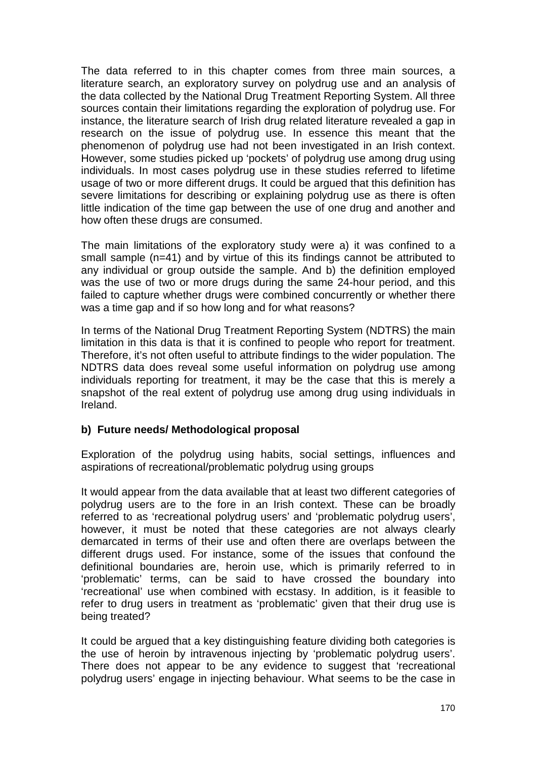The data referred to in this chapter comes from three main sources, a literature search, an exploratory survey on polydrug use and an analysis of the data collected by the National Drug Treatment Reporting System. All three sources contain their limitations regarding the exploration of polydrug use. For instance, the literature search of Irish drug related literature revealed a gap in research on the issue of polydrug use. In essence this meant that the phenomenon of polydrug use had not been investigated in an Irish context. However, some studies picked up 'pockets' of polydrug use among drug using individuals. In most cases polydrug use in these studies referred to lifetime usage of two or more different drugs. It could be argued that this definition has severe limitations for describing or explaining polydrug use as there is often little indication of the time gap between the use of one drug and another and how often these drugs are consumed.

The main limitations of the exploratory study were a) it was confined to a small sample (n=41) and by virtue of this its findings cannot be attributed to any individual or group outside the sample. And b) the definition employed was the use of two or more drugs during the same 24-hour period, and this failed to capture whether drugs were combined concurrently or whether there was a time gap and if so how long and for what reasons?

In terms of the National Drug Treatment Reporting System (NDTRS) the main limitation in this data is that it is confined to people who report for treatment. Therefore, it's not often useful to attribute findings to the wider population. The NDTRS data does reveal some useful information on polydrug use among individuals reporting for treatment, it may be the case that this is merely a snapshot of the real extent of polydrug use among drug using individuals in Ireland.

**b) Future needs/ Methodological proposal**

Exploration of the polydrug using habits, social settings, influences and aspirations of recreational/problematic polydrug using groups

It would appear from the data available that at least two different categories of polydrug users are to the fore in an Irish context. These can be broadly referred to as 'recreational polydrug users' and 'problematic polydrug users', however, it must be noted that these categories are not always clearly demarcated in terms of their use and often there are overlaps between the different drugs used. For instance, some of the issues that confound the definitional boundaries are, heroin use, which is primarily referred to in 'problematic' terms, can be said to have crossed the boundary into 'recreational' use when combined with ecstasy. In addition, is it feasible to refer to drug users in treatment as 'problematic' given that their drug use is being treated?

It could be argued that a key distinguishing feature dividing both categories is the use of heroin by intravenous injecting by 'problematic polydrug users'. There does not appear to be any evidence to suggest that 'recreational polydrug users' engage in injecting behaviour. What seems to be the case in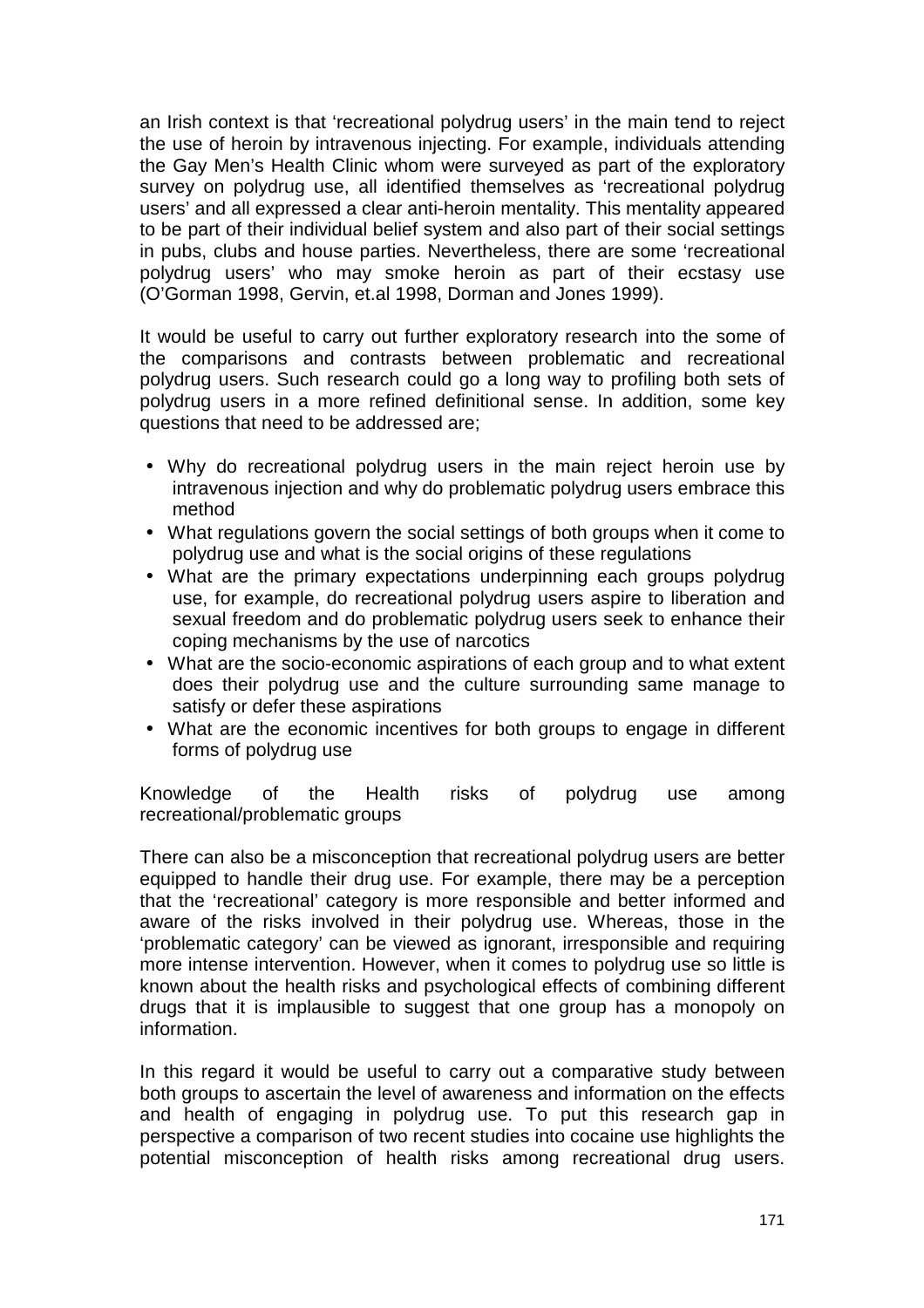an Irish context is that 'recreational polydrug users' in the main tend to reject the use of heroin by intravenous injecting. For example, individuals attending the Gay Men's Health Clinic whom were surveyed as part of the exploratory survey on polydrug use, all identified themselves as 'recreational polydrug users' and all expressed a clear anti-heroin mentality. This mentality appeared to be part of their individual belief system and also part of their social settings in pubs, clubs and house parties. Nevertheless, there are some 'recreational polydrug users' who may smoke heroin as part of their ecstasy use (O'Gorman 1998, Gervin, et.al 1998, Dorman and Jones 1999).

It would be useful to carry out further exploratory research into the some of the comparisons and contrasts between problematic and recreational polydrug users. Such research could go a long way to profiling both sets of polydrug users in a more refined definitional sense. In addition, some key questions that need to be addressed are;

- Why do recreational polydrug users in the main reject heroin use by intravenous injection and why do problematic polydrug users embrace this method
- What regulations govern the social settings of both groups when it come to polydrug use and what is the social origins of these regulations
- What are the primary expectations underpinning each groups polydrug use, for example, do recreational polydrug users aspire to liberation and sexual freedom and do problematic polydrug users seek to enhance their coping mechanisms by the use of narcotics
- What are the socio-economic aspirations of each group and to what extent does their polydrug use and the culture surrounding same manage to satisfy or defer these aspirations
- What are the economic incentives for both groups to engage in different forms of polydrug use

Knowledge of the Health risks of polydrug use among recreational/problematic groups

There can also be a misconception that recreational polydrug users are better equipped to handle their drug use. For example, there may be a perception that the 'recreational' category is more responsible and better informed and aware of the risks involved in their polydrug use. Whereas, those in the 'problematic category' can be viewed as ignorant, irresponsible and requiring more intense intervention. However, when it comes to polydrug use so little is known about the health risks and psychological effects of combining different drugs that it is implausible to suggest that one group has a monopoly on information.

In this regard it would be useful to carry out a comparative study between both groups to ascertain the level of awareness and information on the effects and health of engaging in polydrug use. To put this research gap in perspective a comparison of two recent studies into cocaine use highlights the potential misconception of health risks among recreational drug users.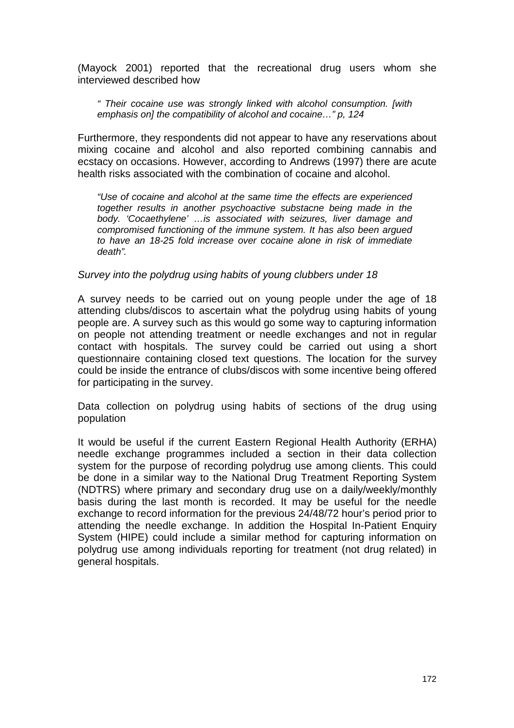(Mayock 2001) reported that the recreational drug users whom she interviewed described how

> *" Their cocaine use was strongly linked with alcohol consumption. [with emphasis on] the compatibility of alcohol and cocaine…" p, 124*

Furthermore, they respondents did not appear to have any reservations about mixing cocaine and alcohol and also reported combining cannabis and ecstacy on occasions. However, according to Andrews (1997) there are acute health risks associated with the combination of cocaine and alcohol.

> *"Use of cocaine and alcohol at the same time the effects are experienced together results in another psychoactive substacne being made in the body. 'Cocaethylene' …is associated with seizures, liver damage and compromised functioning of the immune system. It has also been argued to have an 18-25 fold increase over cocaine alone in risk of immediate death".*

*Survey into the polydrug using habits of young clubbers under 18*

A survey needs to be carried out on young people under the age of 18 attending clubs/discos to ascertain what the polydrug using habits of young people are. A survey such as this would go some way to capturing information on people not attending treatment or needle exchanges and not in regular contact with hospitals. The survey could be carried out using a short questionnaire containing closed text questions. The location for the survey could be inside the entrance of clubs/discos with some incentive being offered for participating in the survey.

Data collection on polydrug using habits of sections of the drug using population

It would be useful if the current Eastern Regional Health Authority (ERHA) needle exchange programmes included a section in their data collection system for the purpose of recording polydrug use among clients. This could be done in a similar way to the National Drug Treatment Reporting System (NDTRS) where primary and secondary drug use on a daily/weekly/monthly basis during the last month is recorded. It may be useful for the needle exchange to record information for the previous 24/48/72 hour's period prior to attending the needle exchange. In addition the Hospital In-Patient Enquiry System (HIPE) could include a similar method for capturing information on polydrug use among individuals reporting for treatment (not drug related) in general hospitals.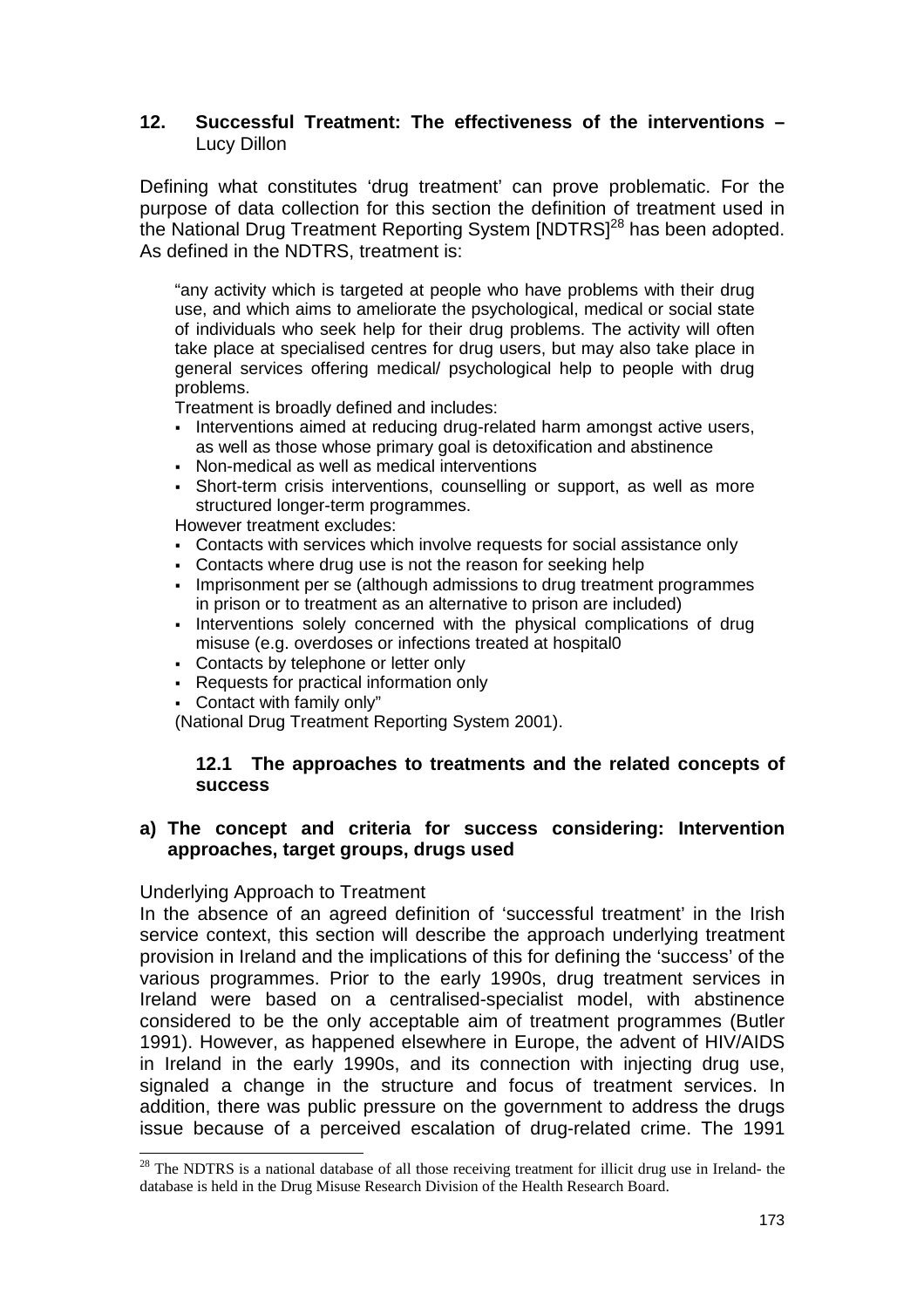## 12. Successful Treatment: The effectiveness of the interventions – Lucy Dillon

Defining what constitutes 'drug treatment' can prove problematic. For the purpose of data collection for this section the definition of treatment used in the National Drug Treatment Reporting System [NDTRS][28] has been adopted. As defined in the NDTRS, treatment is:

> "any activity which is targeted at people who have problems with their drug use, and which aims to ameliorate the psychological, medical or social state of individuals who seek help for their drug problems. The activity will often take place at specialised centres for drug users, but may also take place in general services offering medical/ psychological help to people with drug problems.
>
> Treatment is broadly defined and includes:
>
> - Interventions aimed at reducing drug-related harm amongst active users, as well as those whose primary goal is detoxification and abstinence
> - Non-medical as well as medical interventions
> - Short-term crisis interventions, counselling or support, as well as more structured longer-term programmes.
>
> However treatment excludes:
>
> - Contacts with services which involve requests for social assistance only
> - Contacts where drug use is not the reason for seeking help
> - Imprisonment per se (although admissions to drug treatment programmes in prison or to treatment as an alternative to prison are included)
> - Interventions solely concerned with the physical complications of drug misuse (e.g. overdoses or infections treated at hospital0
> - Contacts by telephone or letter only
> - Requests for practical information only
> - Contact with family only"
>
> (National Drug Treatment Reporting System 2001).

### 12.1 The approaches to treatments and the related concepts of success

#### a) The concept and criteria for success considering: Intervention approaches, target groups, drugs used

Underlying Approach to Treatment

In the absence of an agreed definition of 'successful treatment' in the Irish service context, this section will describe the approach underlying treatment provision in Ireland and the implications of this for defining the 'success' of the various programmes. Prior to the early 1990s, drug treatment services in Ireland were based on a centralised-specialist model, with abstinence considered to be the only acceptable aim of treatment programmes (Butler 1991). However, as happened elsewhere in Europe, the advent of HIV/AIDS in Ireland in the early 1990s, and its connection with injecting drug use, signaled a change in the structure and focus of treatment services. In addition, there was public pressure on the government to address the drugs issue because of a perceived escalation of drug-related crime. The 1991

---

[28] The NDTRS is a national database of all those receiving treatment for illicit drug use in Ireland- the database is held in the Drug Misuse Research Division of the Health Research Board.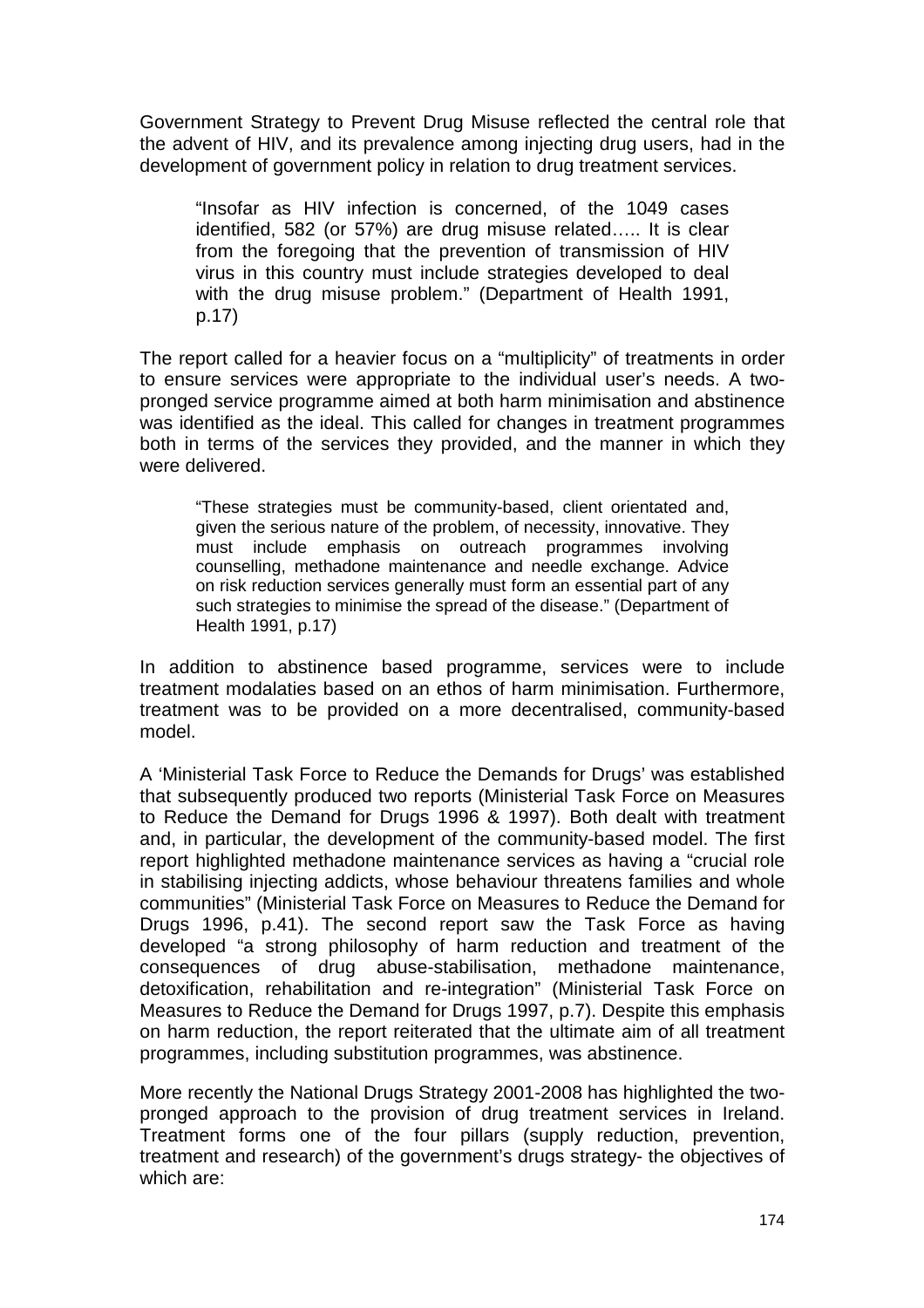Government Strategy to Prevent Drug Misuse reflected the central role that the advent of HIV, and its prevalence among injecting drug users, had in the development of government policy in relation to drug treatment services.

> "Insofar as HIV infection is concerned, of the 1049 cases identified, 582 (or 57%) are drug misuse related….. It is clear from the foregoing that the prevention of transmission of HIV virus in this country must include strategies developed to deal with the drug misuse problem." (Department of Health 1991, p.17)

The report called for a heavier focus on a "multiplicity" of treatments in order to ensure services were appropriate to the individual user's needs. A two-pronged service programme aimed at both harm minimisation and abstinence was identified as the ideal. This called for changes in treatment programmes both in terms of the services they provided, and the manner in which they were delivered.

> "These strategies must be community-based, client orientated and, given the serious nature of the problem, of necessity, innovative. They must include emphasis on outreach programmes involving counselling, methadone maintenance and needle exchange. Advice on risk reduction services generally must form an essential part of any such strategies to minimise the spread of the disease." (Department of Health 1991, p.17)

In addition to abstinence based programme, services were to include treatment modalaties based on an ethos of harm minimisation. Furthermore, treatment was to be provided on a more decentralised, community-based model.

A 'Ministerial Task Force to Reduce the Demands for Drugs' was established that subsequently produced two reports (Ministerial Task Force on Measures to Reduce the Demand for Drugs 1996 & 1997). Both dealt with treatment and, in particular, the development of the community-based model. The first report highlighted methadone maintenance services as having a "crucial role in stabilising injecting addicts, whose behaviour threatens families and whole communities" (Ministerial Task Force on Measures to Reduce the Demand for Drugs 1996, p.41). The second report saw the Task Force as having developed "a strong philosophy of harm reduction and treatment of the consequences of drug abuse-stabilisation, methadone maintenance, detoxification, rehabilitation and re-integration" (Ministerial Task Force on Measures to Reduce the Demand for Drugs 1997, p.7). Despite this emphasis on harm reduction, the report reiterated that the ultimate aim of all treatment programmes, including substitution programmes, was abstinence.

More recently the National Drugs Strategy 2001-2008 has highlighted the two-pronged approach to the provision of drug treatment services in Ireland. Treatment forms one of the four pillars (supply reduction, prevention, treatment and research) of the government's drugs strategy- the objectives of which are: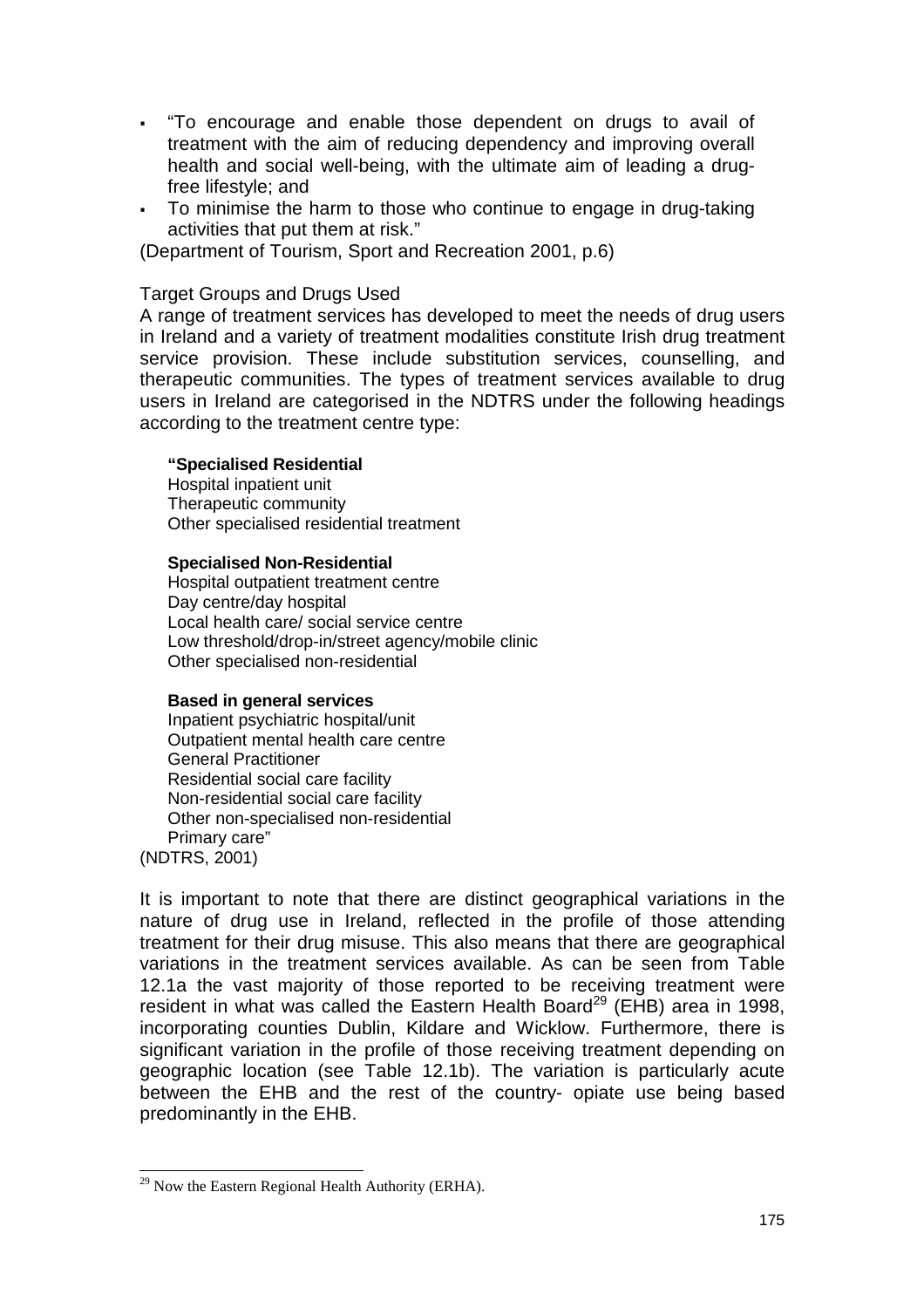- "To encourage and enable those dependent on drugs to avail of treatment with the aim of reducing dependency and improving overall health and social well-being, with the ultimate aim of leading a drug-free lifestyle; and
- To minimise the harm to those who continue to engage in drug-taking activities that put them at risk."

(Department of Tourism, Sport and Recreation 2001, p.6)

Target Groups and Drugs Used

A range of treatment services has developed to meet the needs of drug users in Ireland and a variety of treatment modalities constitute Irish drug treatment service provision. These include substitution services, counselling, and therapeutic communities. The types of treatment services available to drug users in Ireland are categorised in the NDTRS under the following headings according to the treatment centre type:

**"Specialised Residential**
Hospital inpatient unit
Therapeutic community
Other specialised residential treatment

**Specialised Non-Residential**
Hospital outpatient treatment centre
Day centre/day hospital
Local health care/ social service centre
Low threshold/drop-in/street agency/mobile clinic
Other specialised non-residential

**Based in general services**
Inpatient psychiatric hospital/unit
Outpatient mental health care centre
General Practitioner
Residential social care facility
Non-residential social care facility
Other non-specialised non-residential
Primary care"

(NDTRS, 2001)

It is important to note that there are distinct geographical variations in the nature of drug use in Ireland, reflected in the profile of those attending treatment for their drug misuse. This also means that there are geographical variations in the treatment services available. As can be seen from Table 12.1a the vast majority of those reported to be receiving treatment were resident in what was called the Eastern Health Board[29] (EHB) area in 1998, incorporating counties Dublin, Kildare and Wicklow. Furthermore, there is significant variation in the profile of those receiving treatment depending on geographic location (see Table 12.1b). The variation is particularly acute between the EHB and the rest of the country- opiate use being based predominantly in the EHB.

[29] Now the Eastern Regional Health Authority (ERHA).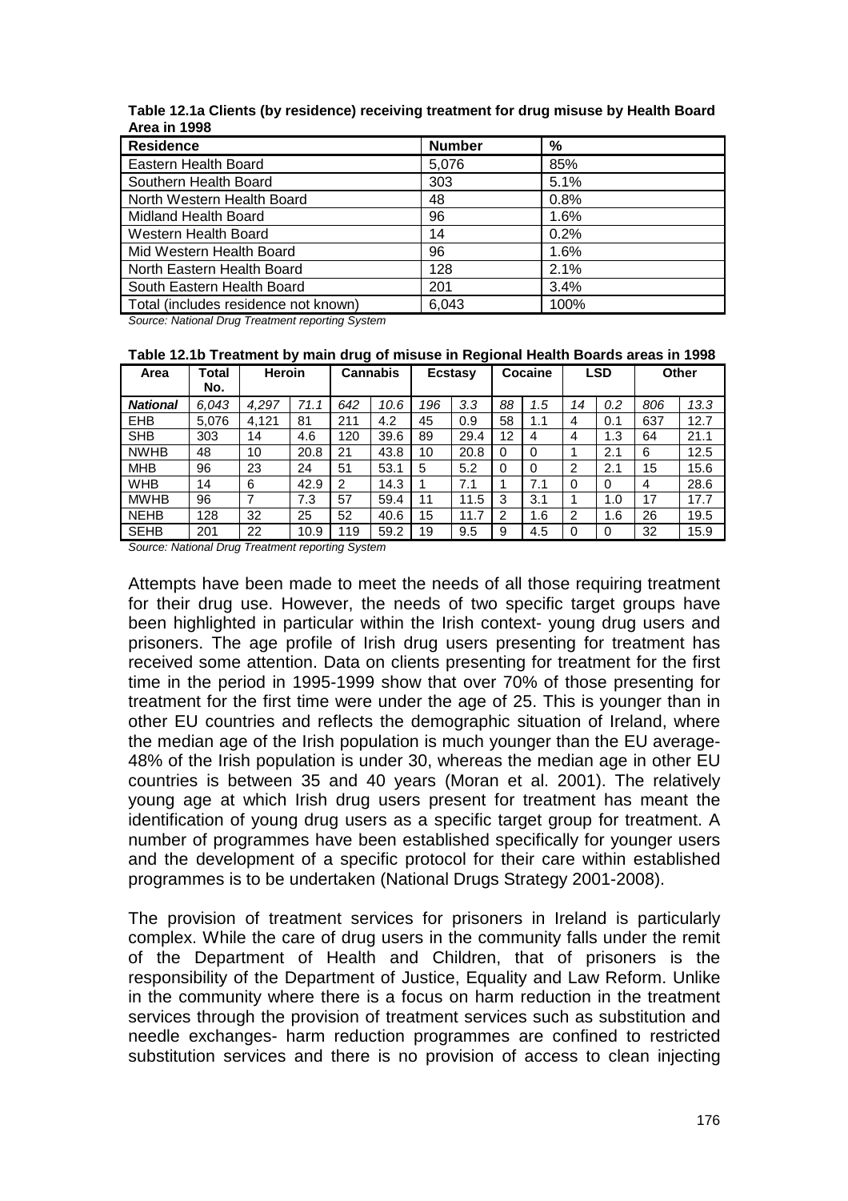**Table 12.1a Clients (by residence) receiving treatment for drug misuse by Health Board Area in 1998**

| Residence | Number | % |
|---|---|---|
| Eastern Health Board | 5,076 | 85% |
| Southern Health Board | 303 | 5.1% |
| North Western Health Board | 48 | 0.8% |
| Midland Health Board | 96 | 1.6% |
| Western Health Board | 14 | 0.2% |
| Mid Western Health Board | 96 | 1.6% |
| North Eastern Health Board | 128 | 2.1% |
| South Eastern Health Board | 201 | 3.4% |
| Total (includes residence not known) | 6,043 | 100% |

*Source: National Drug Treatment reporting System*

**Table 12.1b Treatment by main drug of misuse in Regional Health Boards areas in 1998**

| Area | Total No. | Heroin | | Cannabis | | Ecstasy | | Cocaine | | LSD | | Other | |
|---|---|---|---|---|---|---|---|---|---|---|---|---|---|
| ***National*** | *6,043* | *4,297* | *71.1* | *642* | *10.6* | *196* | *3.3* | *88* | *1.5* | *14* | *0.2* | *806* | *13.3* |
| EHB | 5,076 | 4,121 | 81 | 211 | 4.2 | 45 | 0.9 | 58 | 1.1 | 4 | 0.1 | 637 | 12.7 |
| SHB | 303 | 14 | 4.6 | 120 | 39.6 | 89 | 29.4 | 12 | 4 | 4 | 1.3 | 64 | 21.1 |
| NWHB | 48 | 10 | 20.8 | 21 | 43.8 | 10 | 20.8 | 0 | 0 | 1 | 2.1 | 6 | 12.5 |
| MHB | 96 | 23 | 24 | 51 | 53.1 | 5 | 5.2 | 0 | 0 | 2 | 2.1 | 15 | 15.6 |
| WHB | 14 | 6 | 42.9 | 2 | 14.3 | 1 | 7.1 | 1 | 7.1 | 0 | 0 | 4 | 28.6 |
| MWHB | 96 | 7 | 7.3 | 57 | 59.4 | 11 | 11.5 | 3 | 3.1 | 1 | 1.0 | 17 | 17.7 |
| NEHB | 128 | 32 | 25 | 52 | 40.6 | 15 | 11.7 | 2 | 1.6 | 2 | 1.6 | 26 | 19.5 |
| SEHB | 201 | 22 | 10.9 | 119 | 59.2 | 19 | 9.5 | 9 | 4.5 | 0 | 0 | 32 | 15.9 |

*Source: National Drug Treatment reporting System*

Attempts have been made to meet the needs of all those requiring treatment for their drug use. However, the needs of two specific target groups have been highlighted in particular within the Irish context- young drug users and prisoners. The age profile of Irish drug users presenting for treatment has received some attention. Data on clients presenting for treatment for the first time in the period in 1995-1999 show that over 70% of those presenting for treatment for the first time were under the age of 25. This is younger than in other EU countries and reflects the demographic situation of Ireland, where the median age of the Irish population is much younger than the EU average- 48% of the Irish population is under 30, whereas the median age in other EU countries is between 35 and 40 years (Moran et al. 2001). The relatively young age at which Irish drug users present for treatment has meant the identification of young drug users as a specific target group for treatment. A number of programmes have been established specifically for younger users and the development of a specific protocol for their care within established programmes is to be undertaken (National Drugs Strategy 2001-2008).

The provision of treatment services for prisoners in Ireland is particularly complex. While the care of drug users in the community falls under the remit of the Department of Health and Children, that of prisoners is the responsibility of the Department of Justice, Equality and Law Reform. Unlike in the community where there is a focus on harm reduction in the treatment services through the provision of treatment services such as substitution and needle exchanges- harm reduction programmes are confined to restricted substitution services and there is no provision of access to clean injecting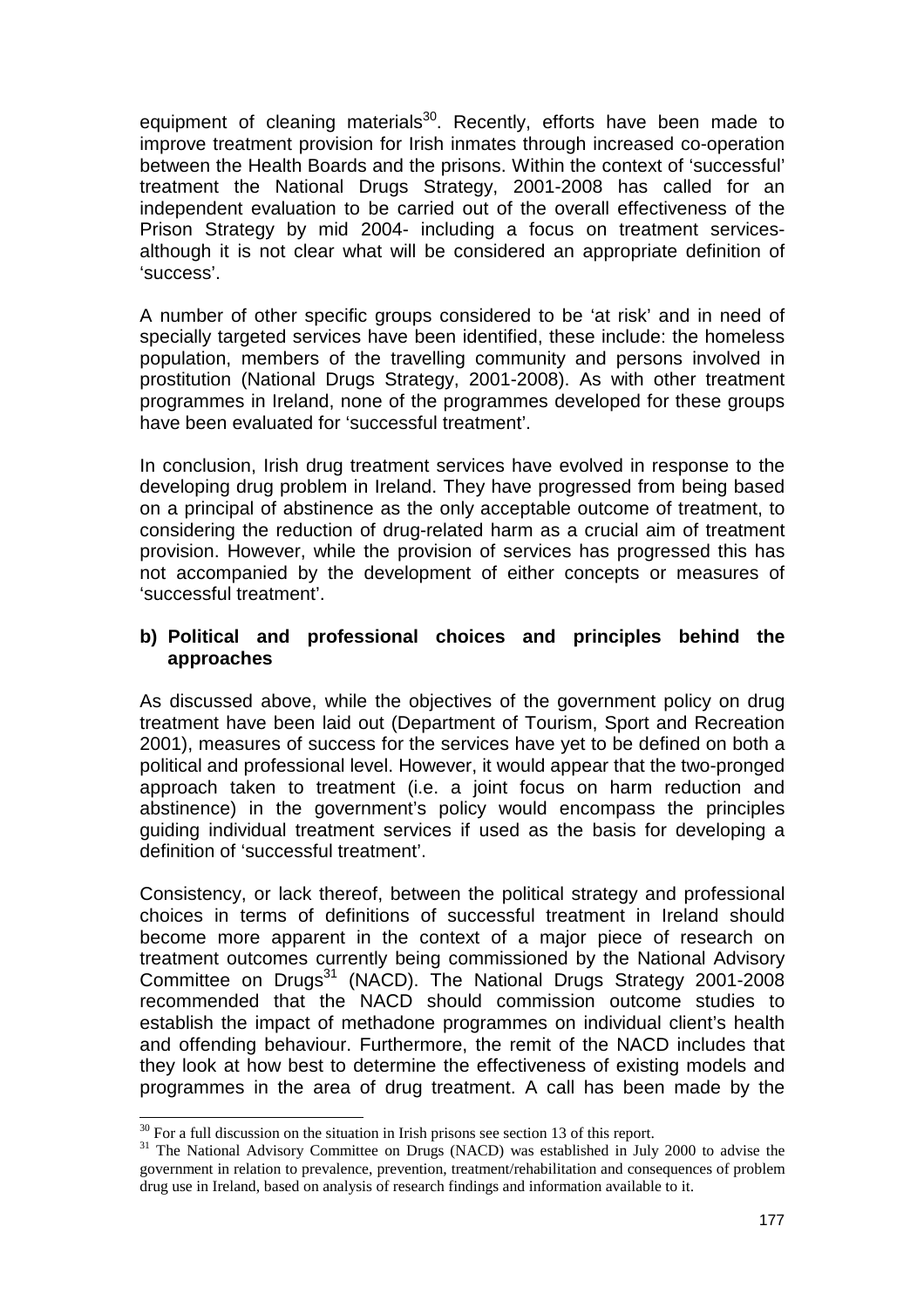equipment of cleaning materials[30]. Recently, efforts have been made to improve treatment provision for Irish inmates through increased co-operation between the Health Boards and the prisons. Within the context of 'successful' treatment the National Drugs Strategy, 2001-2008 has called for an independent evaluation to be carried out of the overall effectiveness of the Prison Strategy by mid 2004- including a focus on treatment services- although it is not clear what will be considered an appropriate definition of 'success'.

A number of other specific groups considered to be 'at risk' and in need of specially targeted services have been identified, these include: the homeless population, members of the travelling community and persons involved in prostitution (National Drugs Strategy, 2001-2008). As with other treatment programmes in Ireland, none of the programmes developed for these groups have been evaluated for 'successful treatment'.

In conclusion, Irish drug treatment services have evolved in response to the developing drug problem in Ireland. They have progressed from being based on a principal of abstinence as the only acceptable outcome of treatment, to considering the reduction of drug-related harm as a crucial aim of treatment provision. However, while the provision of services has progressed this has not accompanied by the development of either concepts or measures of 'successful treatment'.

**b) Political and professional choices and principles behind the approaches**

As discussed above, while the objectives of the government policy on drug treatment have been laid out (Department of Tourism, Sport and Recreation 2001), measures of success for the services have yet to be defined on both a political and professional level. However, it would appear that the two-pronged approach taken to treatment (i.e. a joint focus on harm reduction and abstinence) in the government's policy would encompass the principles guiding individual treatment services if used as the basis for developing a definition of 'successful treatment'.

Consistency, or lack thereof, between the political strategy and professional choices in terms of definitions of successful treatment in Ireland should become more apparent in the context of a major piece of research on treatment outcomes currently being commissioned by the National Advisory Committee on Drugs[31] (NACD). The National Drugs Strategy 2001-2008 recommended that the NACD should commission outcome studies to establish the impact of methadone programmes on individual client's health and offending behaviour. Furthermore, the remit of the NACD includes that they look at how best to determine the effectiveness of existing models and programmes in the area of drug treatment. A call has been made by the

---

[30] For a full discussion on the situation in Irish prisons see section 13 of this report.

[31] The National Advisory Committee on Drugs (NACD) was established in July 2000 to advise the government in relation to prevalence, prevention, treatment/rehabilitation and consequences of problem drug use in Ireland, based on analysis of research findings and information available to it.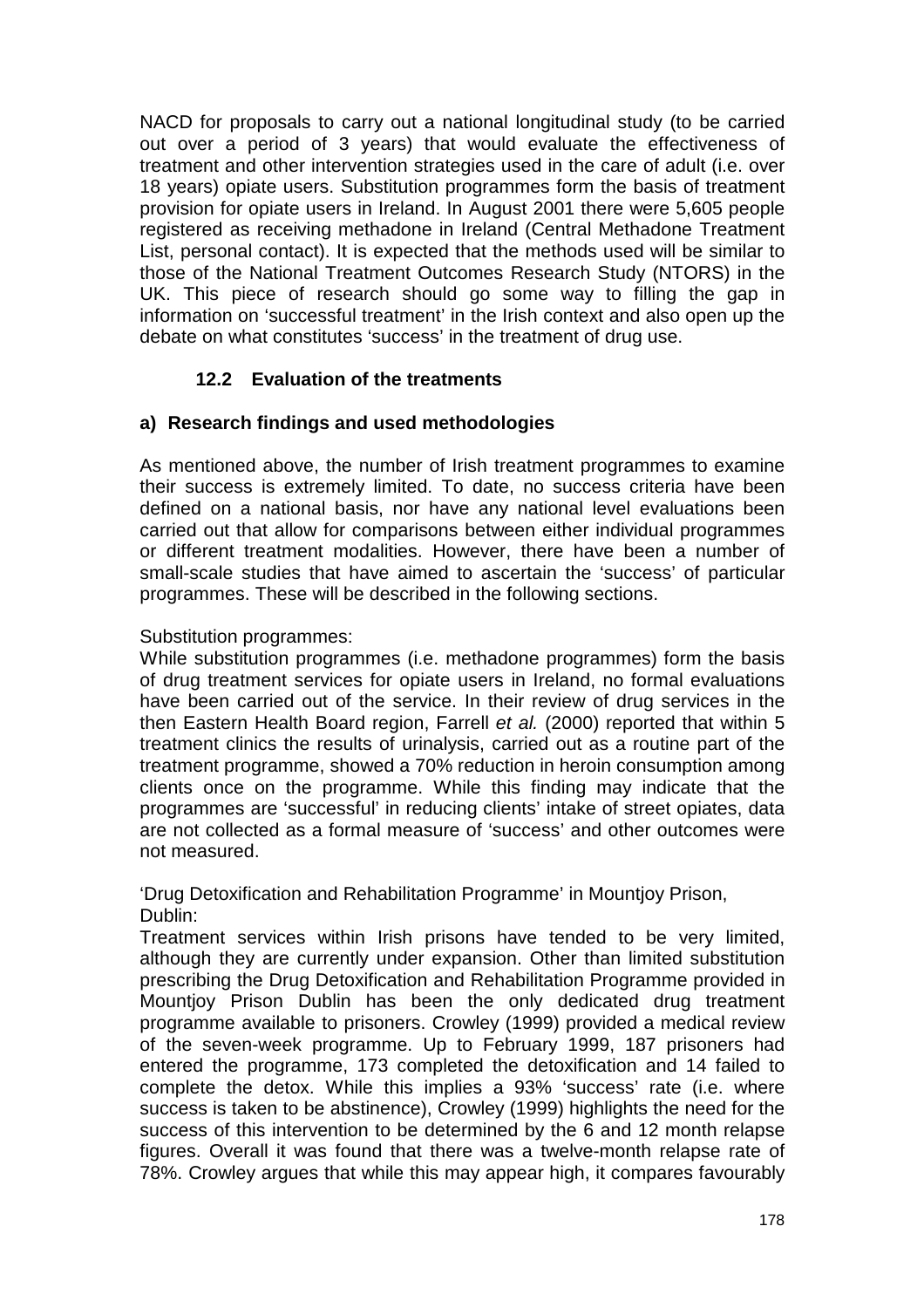NACD for proposals to carry out a national longitudinal study (to be carried out over a period of 3 years) that would evaluate the effectiveness of treatment and other intervention strategies used in the care of adult (i.e. over 18 years) opiate users. Substitution programmes form the basis of treatment provision for opiate users in Ireland. In August 2001 there were 5,605 people registered as receiving methadone in Ireland (Central Methadone Treatment List, personal contact). It is expected that the methods used will be similar to those of the National Treatment Outcomes Research Study (NTORS) in the UK. This piece of research should go some way to filling the gap in information on 'successful treatment' in the Irish context and also open up the debate on what constitutes 'success' in the treatment of drug use.

### 12.2 Evaluation of the treatments

#### a) Research findings and used methodologies

As mentioned above, the number of Irish treatment programmes to examine their success is extremely limited. To date, no success criteria have been defined on a national basis, nor have any national level evaluations been carried out that allow for comparisons between either individual programmes or different treatment modalities. However, there have been a number of small-scale studies that have aimed to ascertain the 'success' of particular programmes. These will be described in the following sections.

Substitution programmes:

While substitution programmes (i.e. methadone programmes) form the basis of drug treatment services for opiate users in Ireland, no formal evaluations have been carried out of the service. In their review of drug services in the then Eastern Health Board region, Farrell *et al.* (2000) reported that within 5 treatment clinics the results of urinalysis, carried out as a routine part of the treatment programme, showed a 70% reduction in heroin consumption among clients once on the programme. While this finding may indicate that the programmes are 'successful' in reducing clients' intake of street opiates, data are not collected as a formal measure of 'success' and other outcomes were not measured.

'Drug Detoxification and Rehabilitation Programme' in Mountjoy Prison, Dublin:

Treatment services within Irish prisons have tended to be very limited, although they are currently under expansion. Other than limited substitution prescribing the Drug Detoxification and Rehabilitation Programme provided in Mountjoy Prison Dublin has been the only dedicated drug treatment programme available to prisoners. Crowley (1999) provided a medical review of the seven-week programme. Up to February 1999, 187 prisoners had entered the programme, 173 completed the detoxification and 14 failed to complete the detox. While this implies a 93% 'success' rate (i.e. where success is taken to be abstinence), Crowley (1999) highlights the need for the success of this intervention to be determined by the 6 and 12 month relapse figures. Overall it was found that there was a twelve-month relapse rate of 78%. Crowley argues that while this may appear high, it compares favourably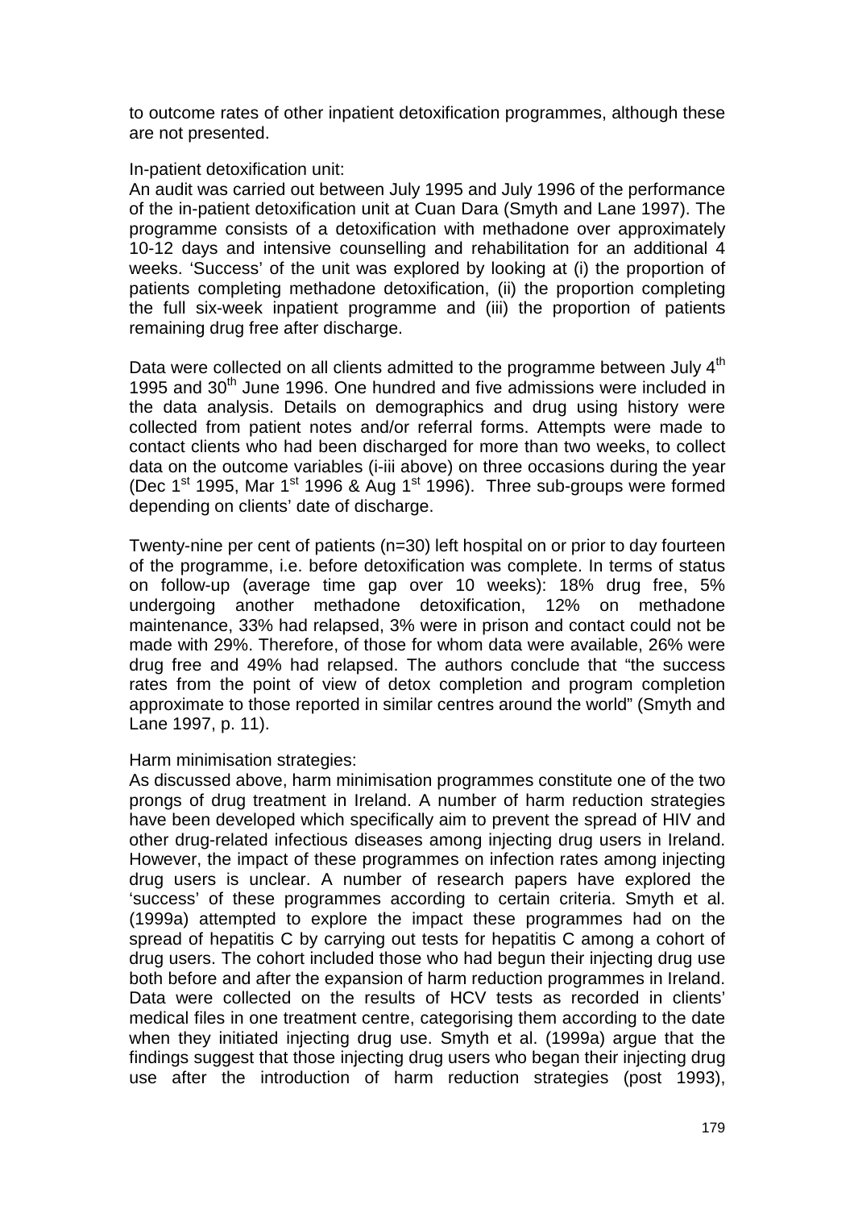to outcome rates of other inpatient detoxification programmes, although these are not presented.

In-patient detoxification unit:

An audit was carried out between July 1995 and July 1996 of the performance of the in-patient detoxification unit at Cuan Dara (Smyth and Lane 1997). The programme consists of a detoxification with methadone over approximately 10-12 days and intensive counselling and rehabilitation for an additional 4 weeks. 'Success' of the unit was explored by looking at (i) the proportion of patients completing methadone detoxification, (ii) the proportion completing the full six-week inpatient programme and (iii) the proportion of patients remaining drug free after discharge.

Data were collected on all clients admitted to the programme between July 4th 1995 and 30th June 1996. One hundred and five admissions were included in the data analysis. Details on demographics and drug using history were collected from patient notes and/or referral forms. Attempts were made to contact clients who had been discharged for more than two weeks, to collect data on the outcome variables (i-iii above) on three occasions during the year (Dec 1st 1995, Mar 1st 1996 & Aug 1st 1996). Three sub-groups were formed depending on clients' date of discharge.

Twenty-nine per cent of patients (n=30) left hospital on or prior to day fourteen of the programme, i.e. before detoxification was complete. In terms of status on follow-up (average time gap over 10 weeks): 18% drug free, 5% undergoing another methadone detoxification, 12% on methadone maintenance, 33% had relapsed, 3% were in prison and contact could not be made with 29%. Therefore, of those for whom data were available, 26% were drug free and 49% had relapsed. The authors conclude that "the success rates from the point of view of detox completion and program completion approximate to those reported in similar centres around the world" (Smyth and Lane 1997, p. 11).

Harm minimisation strategies:

As discussed above, harm minimisation programmes constitute one of the two prongs of drug treatment in Ireland. A number of harm reduction strategies have been developed which specifically aim to prevent the spread of HIV and other drug-related infectious diseases among injecting drug users in Ireland. However, the impact of these programmes on infection rates among injecting drug users is unclear. A number of research papers have explored the 'success' of these programmes according to certain criteria. Smyth et al. (1999a) attempted to explore the impact these programmes had on the spread of hepatitis C by carrying out tests for hepatitis C among a cohort of drug users. The cohort included those who had begun their injecting drug use both before and after the expansion of harm reduction programmes in Ireland. Data were collected on the results of HCV tests as recorded in clients' medical files in one treatment centre, categorising them according to the date when they initiated injecting drug use. Smyth et al. (1999a) argue that the findings suggest that those injecting drug users who began their injecting drug use after the introduction of harm reduction strategies (post 1993),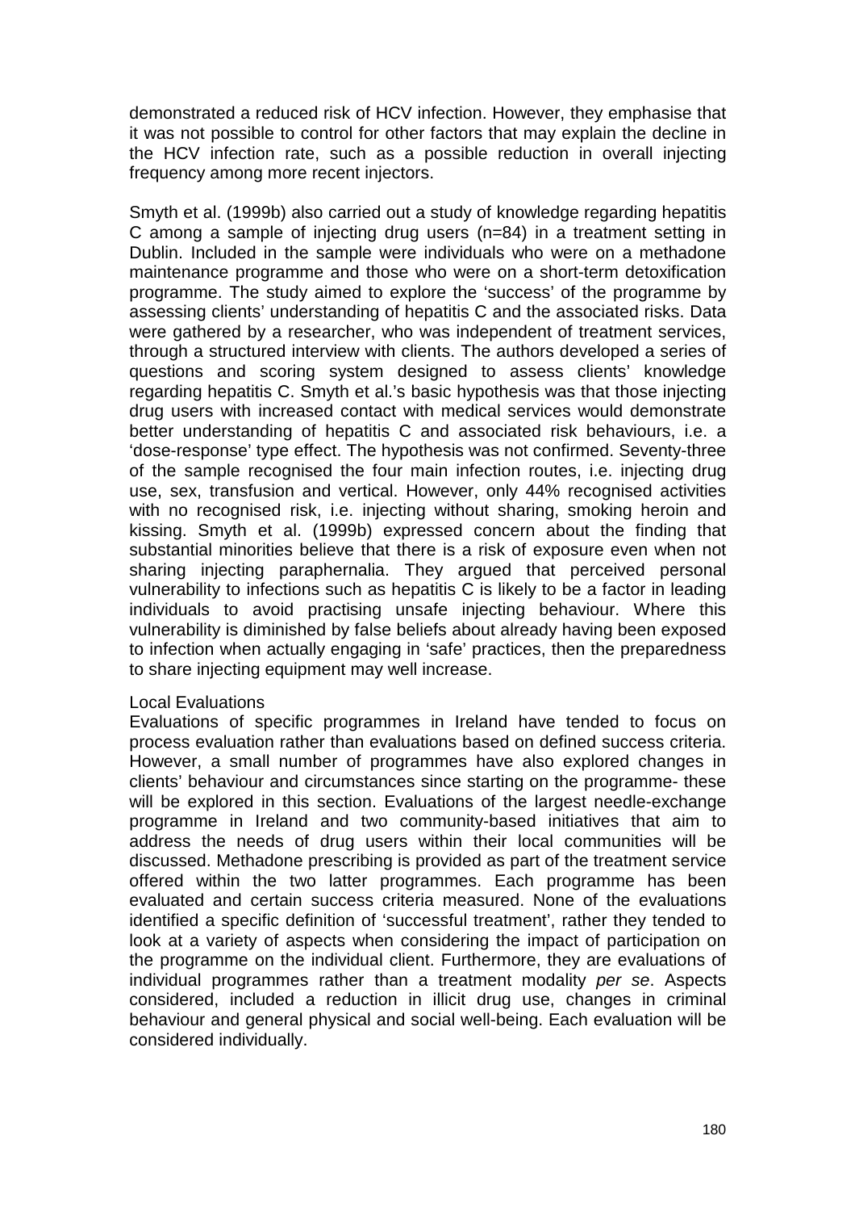demonstrated a reduced risk of HCV infection. However, they emphasise that it was not possible to control for other factors that may explain the decline in the HCV infection rate, such as a possible reduction in overall injecting frequency among more recent injectors.

Smyth et al. (1999b) also carried out a study of knowledge regarding hepatitis C among a sample of injecting drug users (n=84) in a treatment setting in Dublin. Included in the sample were individuals who were on a methadone maintenance programme and those who were on a short-term detoxification programme. The study aimed to explore the 'success' of the programme by assessing clients' understanding of hepatitis C and the associated risks. Data were gathered by a researcher, who was independent of treatment services, through a structured interview with clients. The authors developed a series of questions and scoring system designed to assess clients' knowledge regarding hepatitis C. Smyth et al.'s basic hypothesis was that those injecting drug users with increased contact with medical services would demonstrate better understanding of hepatitis C and associated risk behaviours, i.e. a 'dose-response' type effect. The hypothesis was not confirmed. Seventy-three of the sample recognised the four main infection routes, i.e. injecting drug use, sex, transfusion and vertical. However, only 44% recognised activities with no recognised risk, i.e. injecting without sharing, smoking heroin and kissing. Smyth et al. (1999b) expressed concern about the finding that substantial minorities believe that there is a risk of exposure even when not sharing injecting paraphernalia. They argued that perceived personal vulnerability to infections such as hepatitis C is likely to be a factor in leading individuals to avoid practising unsafe injecting behaviour. Where this vulnerability is diminished by false beliefs about already having been exposed to infection when actually engaging in 'safe' practices, then the preparedness to share injecting equipment may well increase.

Local Evaluations

Evaluations of specific programmes in Ireland have tended to focus on process evaluation rather than evaluations based on defined success criteria. However, a small number of programmes have also explored changes in clients' behaviour and circumstances since starting on the programme- these will be explored in this section. Evaluations of the largest needle-exchange programme in Ireland and two community-based initiatives that aim to address the needs of drug users within their local communities will be discussed. Methadone prescribing is provided as part of the treatment service offered within the two latter programmes. Each programme has been evaluated and certain success criteria measured. None of the evaluations identified a specific definition of 'successful treatment', rather they tended to look at a variety of aspects when considering the impact of participation on the programme on the individual client. Furthermore, they are evaluations of individual programmes rather than a treatment modality *per se*. Aspects considered, included a reduction in illicit drug use, changes in criminal behaviour and general physical and social well-being. Each evaluation will be considered individually.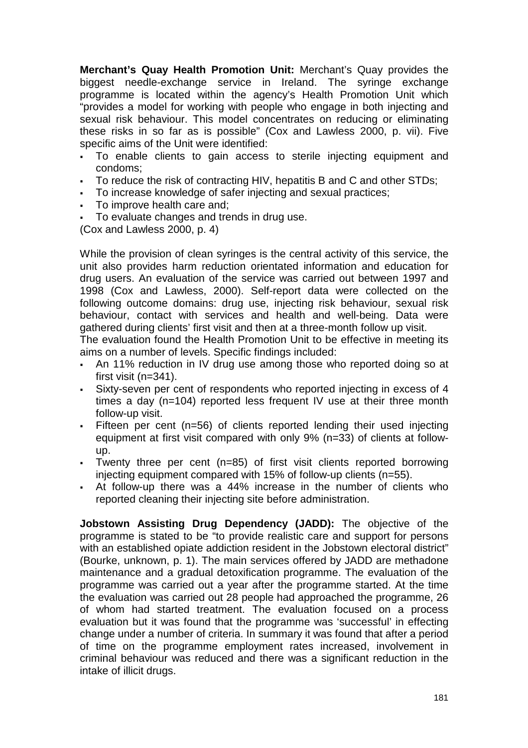**Merchant's Quay Health Promotion Unit:** Merchant's Quay provides the biggest needle-exchange service in Ireland. The syringe exchange programme is located within the agency's Health Promotion Unit which "provides a model for working with people who engage in both injecting and sexual risk behaviour. This model concentrates on reducing or eliminating these risks in so far as is possible" (Cox and Lawless 2000, p. vii). Five specific aims of the Unit were identified:

- To enable clients to gain access to sterile injecting equipment and condoms;
- To reduce the risk of contracting HIV, hepatitis B and C and other STDs;
- To increase knowledge of safer injecting and sexual practices;
- To improve health care and;
- To evaluate changes and trends in drug use.

(Cox and Lawless 2000, p. 4)

While the provision of clean syringes is the central activity of this service, the unit also provides harm reduction orientated information and education for drug users. An evaluation of the service was carried out between 1997 and 1998 (Cox and Lawless, 2000). Self-report data were collected on the following outcome domains: drug use, injecting risk behaviour, sexual risk behaviour, contact with services and health and well-being. Data were gathered during clients' first visit and then at a three-month follow up visit.
The evaluation found the Health Promotion Unit to be effective in meeting its aims on a number of levels. Specific findings included:

- An 11% reduction in IV drug use among those who reported doing so at first visit (n=341).
- Sixty-seven per cent of respondents who reported injecting in excess of 4 times a day (n=104) reported less frequent IV use at their three month follow-up visit.
- Fifteen per cent (n=56) of clients reported lending their used injecting equipment at first visit compared with only 9% (n=33) of clients at follow-up.
- Twenty three per cent (n=85) of first visit clients reported borrowing injecting equipment compared with 15% of follow-up clients (n=55).
- At follow-up there was a 44% increase in the number of clients who reported cleaning their injecting site before administration.

**Jobstown Assisting Drug Dependency (JADD):** The objective of the programme is stated to be "to provide realistic care and support for persons with an established opiate addiction resident in the Jobstown electoral district" (Bourke, unknown, p. 1). The main services offered by JADD are methadone maintenance and a gradual detoxification programme. The evaluation of the programme was carried out a year after the programme started. At the time the evaluation was carried out 28 people had approached the programme, 26 of whom had started treatment. The evaluation focused on a process evaluation but it was found that the programme was 'successful' in effecting change under a number of criteria. In summary it was found that after a period of time on the programme employment rates increased, involvement in criminal behaviour was reduced and there was a significant reduction in the intake of illicit drugs.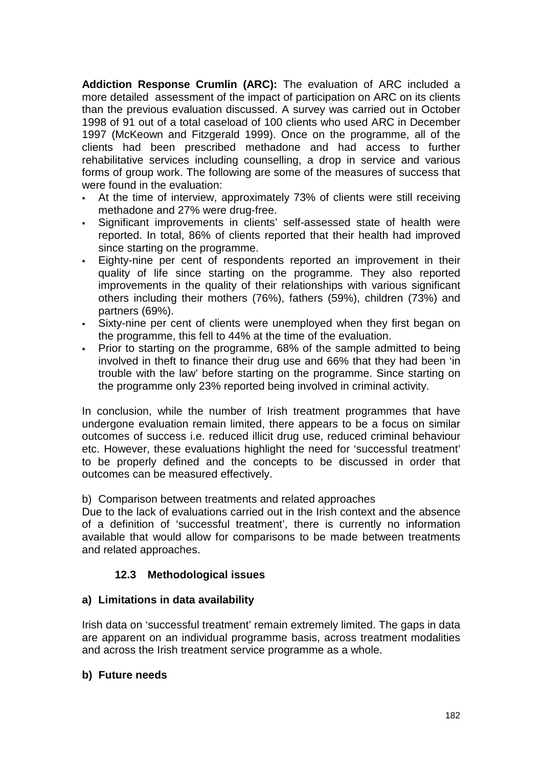**Addiction Response Crumlin (ARC):** The evaluation of ARC included a more detailed assessment of the impact of participation on ARC on its clients than the previous evaluation discussed. A survey was carried out in October 1998 of 91 out of a total caseload of 100 clients who used ARC in December 1997 (McKeown and Fitzgerald 1999). Once on the programme, all of the clients had been prescribed methadone and had access to further rehabilitative services including counselling, a drop in service and various forms of group work. The following are some of the measures of success that were found in the evaluation:

- At the time of interview, approximately 73% of clients were still receiving methadone and 27% were drug-free.
- Significant improvements in clients' self-assessed state of health were reported. In total, 86% of clients reported that their health had improved since starting on the programme.
- Eighty-nine per cent of respondents reported an improvement in their quality of life since starting on the programme. They also reported improvements in the quality of their relationships with various significant others including their mothers (76%), fathers (59%), children (73%) and partners (69%).
- Sixty-nine per cent of clients were unemployed when they first began on the programme, this fell to 44% at the time of the evaluation.
- Prior to starting on the programme, 68% of the sample admitted to being involved in theft to finance their drug use and 66% that they had been 'in trouble with the law' before starting on the programme. Since starting on the programme only 23% reported being involved in criminal activity.

In conclusion, while the number of Irish treatment programmes that have undergone evaluation remain limited, there appears to be a focus on similar outcomes of success i.e. reduced illicit drug use, reduced criminal behaviour etc. However, these evaluations highlight the need for 'successful treatment' to be properly defined and the concepts to be discussed in order that outcomes can be measured effectively.

b) Comparison between treatments and related approaches

Due to the lack of evaluations carried out in the Irish context and the absence of a definition of 'successful treatment', there is currently no information available that would allow for comparisons to be made between treatments and related approaches.

### 12.3 Methodological issues

#### a) Limitations in data availability

Irish data on 'successful treatment' remain extremely limited. The gaps in data are apparent on an individual programme basis, across treatment modalities and across the Irish treatment service programme as a whole.

#### b) Future needs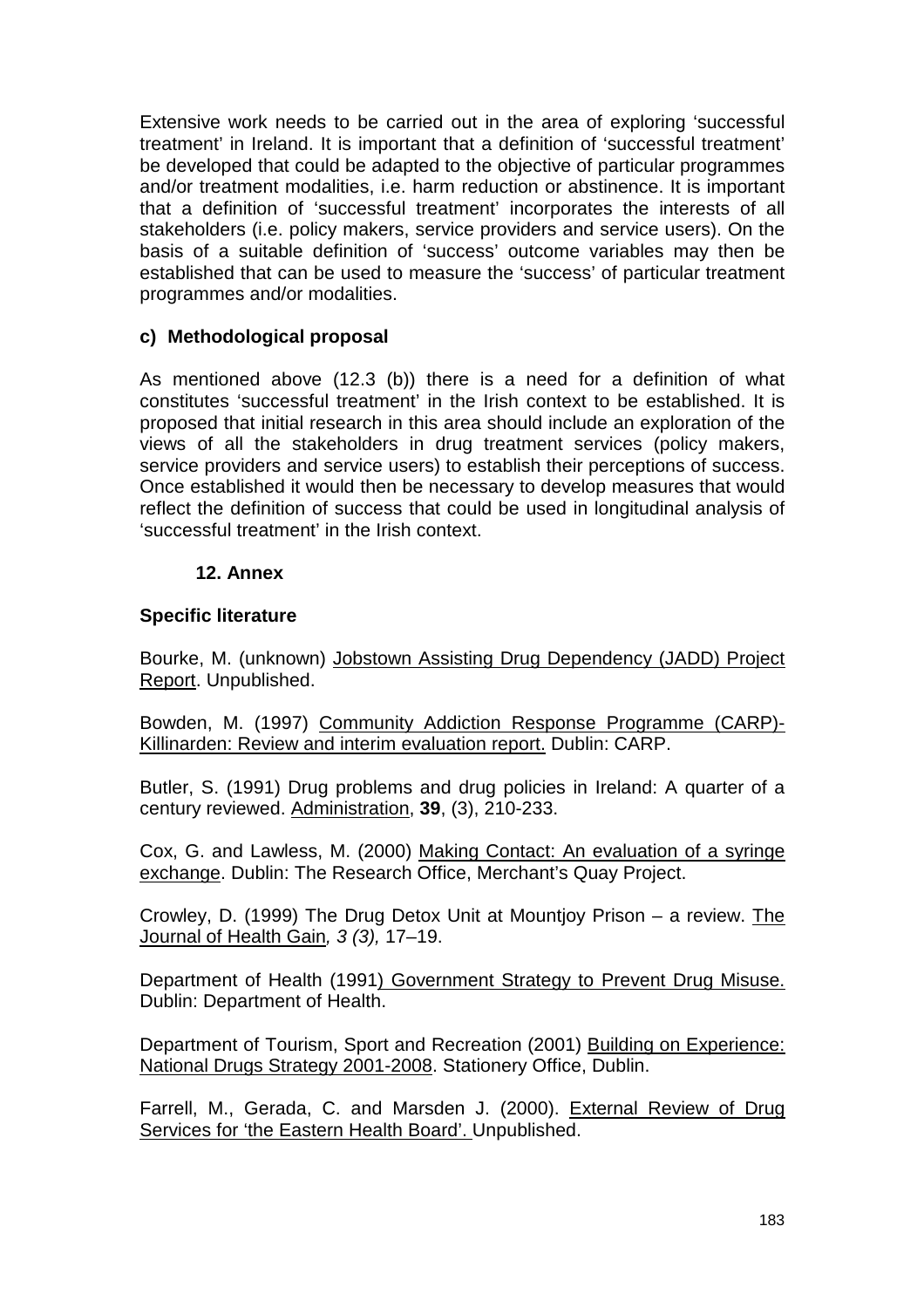Extensive work needs to be carried out in the area of exploring 'successful treatment' in Ireland. It is important that a definition of 'successful treatment' be developed that could be adapted to the objective of particular programmes and/or treatment modalities, i.e. harm reduction or abstinence. It is important that a definition of 'successful treatment' incorporates the interests of all stakeholders (i.e. policy makers, service providers and service users). On the basis of a suitable definition of 'success' outcome variables may then be established that can be used to measure the 'success' of particular treatment programmes and/or modalities.

### c) Methodological proposal

As mentioned above (12.3 (b)) there is a need for a definition of what constitutes 'successful treatment' in the Irish context to be established. It is proposed that initial research in this area should include an exploration of the views of all the stakeholders in drug treatment services (policy makers, service providers and service users) to establish their perceptions of success. Once established it would then be necessary to develop measures that would reflect the definition of success that could be used in longitudinal analysis of 'successful treatment' in the Irish context.

## 12. Annex

### Specific literature

Bourke, M. (unknown) Jobstown Assisting Drug Dependency (JADD) Project Report. Unpublished.

Bowden, M. (1997) Community Addiction Response Programme (CARP)- Killinarden: Review and interim evaluation report. Dublin: CARP.

Butler, S. (1991) Drug problems and drug policies in Ireland: A quarter of a century reviewed. Administration, **39**, (3), 210-233.

Cox, G. and Lawless, M. (2000) Making Contact: An evaluation of a syringe exchange. Dublin: The Research Office, Merchant's Quay Project.

Crowley, D. (1999) The Drug Detox Unit at Mountjoy Prison – a review. The Journal of Health Gain*, 3 (3),* 17–19.

Department of Health (1991) Government Strategy to Prevent Drug Misuse. Dublin: Department of Health.

Department of Tourism, Sport and Recreation (2001) Building on Experience: National Drugs Strategy 2001-2008. Stationery Office, Dublin.

Farrell, M., Gerada, C. and Marsden J. (2000). External Review of Drug Services for 'the Eastern Health Board'. Unpublished.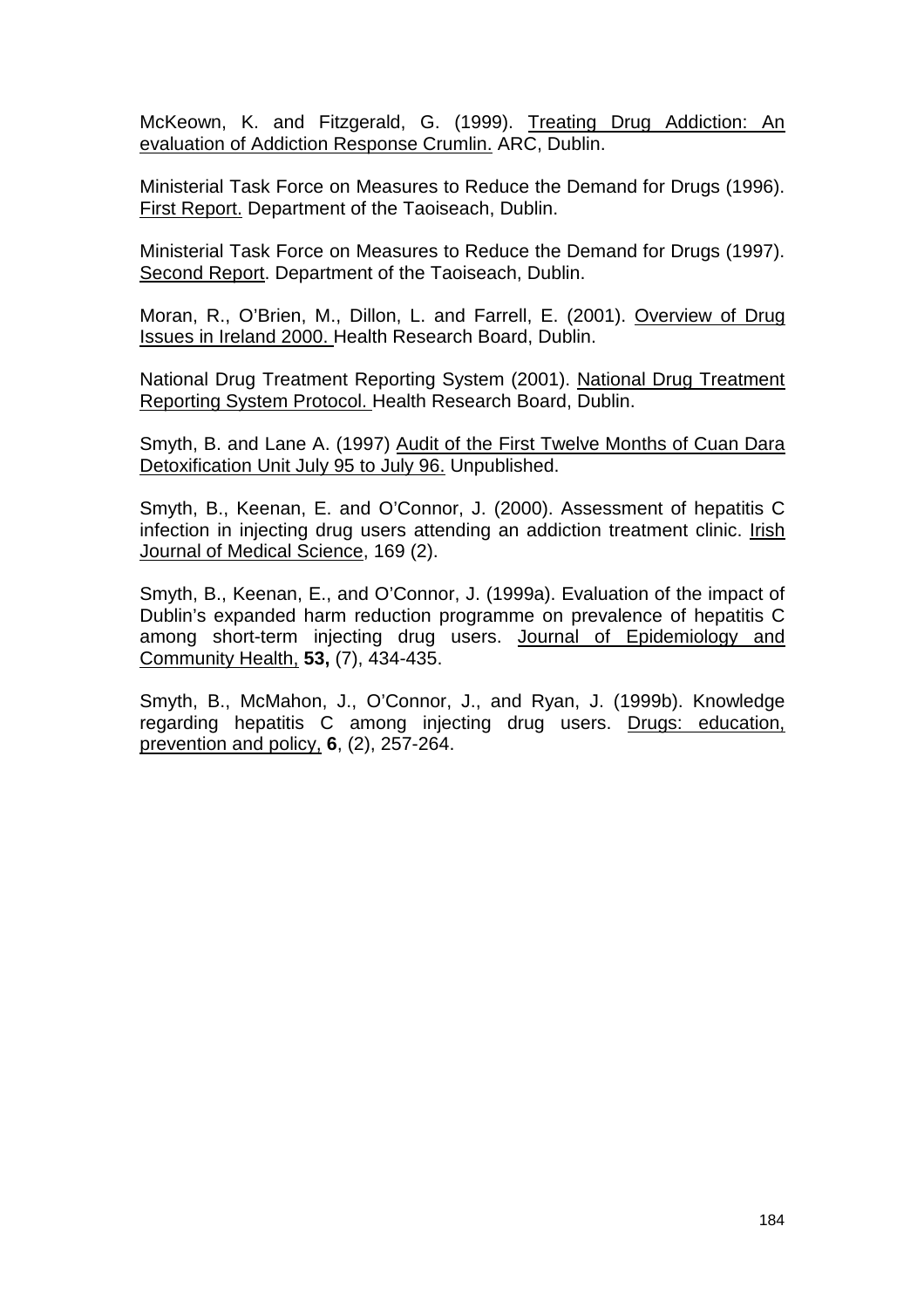McKeown, K. and Fitzgerald, G. (1999). Treating Drug Addiction: An evaluation of Addiction Response Crumlin. ARC, Dublin.

Ministerial Task Force on Measures to Reduce the Demand for Drugs (1996). First Report. Department of the Taoiseach, Dublin.

Ministerial Task Force on Measures to Reduce the Demand for Drugs (1997). Second Report. Department of the Taoiseach, Dublin.

Moran, R., O'Brien, M., Dillon, L. and Farrell, E. (2001). Overview of Drug Issues in Ireland 2000. Health Research Board, Dublin.

National Drug Treatment Reporting System (2001). National Drug Treatment Reporting System Protocol. Health Research Board, Dublin.

Smyth, B. and Lane A. (1997) Audit of the First Twelve Months of Cuan Dara Detoxification Unit July 95 to July 96. Unpublished.

Smyth, B., Keenan, E. and O'Connor, J. (2000). Assessment of hepatitis C infection in injecting drug users attending an addiction treatment clinic. Irish Journal of Medical Science, 169 (2).

Smyth, B., Keenan, E., and O'Connor, J. (1999a). Evaluation of the impact of Dublin's expanded harm reduction programme on prevalence of hepatitis C among short-term injecting drug users. Journal of Epidemiology and Community Health, **53,** (7), 434-435.

Smyth, B., McMahon, J., O'Connor, J., and Ryan, J. (1999b). Knowledge regarding hepatitis C among injecting drug users. Drugs: education, prevention and policy, **6**, (2), 257-264.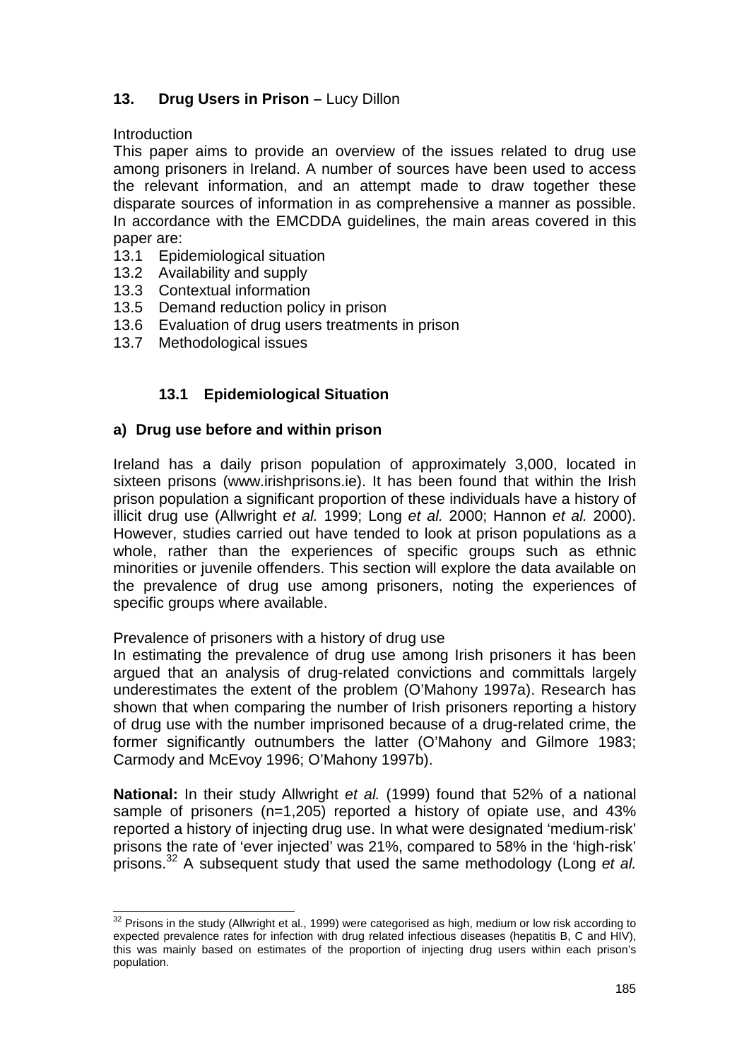## 13. Drug Users in Prison – Lucy Dillon

Introduction

This paper aims to provide an overview of the issues related to drug use among prisoners in Ireland. A number of sources have been used to access the relevant information, and an attempt made to draw together these disparate sources of information in as comprehensive a manner as possible. In accordance with the EMCDDA guidelines, the main areas covered in this paper are:

13.1 Epidemiological situation
13.2 Availability and supply
13.3 Contextual information
13.5 Demand reduction policy in prison
13.6 Evaluation of drug users treatments in prison
13.7 Methodological issues

### 13.1 Epidemiological Situation

#### a) Drug use before and within prison

Ireland has a daily prison population of approximately 3,000, located in sixteen prisons (www.irishprisons.ie). It has been found that within the Irish prison population a significant proportion of these individuals have a history of illicit drug use (Allwright *et al.* 1999; Long *et al.* 2000; Hannon *et al.* 2000). However, studies carried out have tended to look at prison populations as a whole, rather than the experiences of specific groups such as ethnic minorities or juvenile offenders. This section will explore the data available on the prevalence of drug use among prisoners, noting the experiences of specific groups where available.

Prevalence of prisoners with a history of drug use

In estimating the prevalence of drug use among Irish prisoners it has been argued that an analysis of drug-related convictions and committals largely underestimates the extent of the problem (O'Mahony 1997a). Research has shown that when comparing the number of Irish prisoners reporting a history of drug use with the number imprisoned because of a drug-related crime, the former significantly outnumbers the latter (O'Mahony and Gilmore 1983; Carmody and McEvoy 1996; O'Mahony 1997b).

**National:** In their study Allwright *et al.* (1999) found that 52% of a national sample of prisoners (n=1,205) reported a history of opiate use, and 43% reported a history of injecting drug use. In what were designated 'medium-risk' prisons the rate of 'ever injected' was 21%, compared to 58% in the 'high-risk' prisons.[32] A subsequent study that used the same methodology (Long *et al.*

[32] Prisons in the study (Allwright et al., 1999) were categorised as high, medium or low risk according to expected prevalence rates for infection with drug related infectious diseases (hepatitis B, C and HIV), this was mainly based on estimates of the proportion of injecting drug users within each prison's population.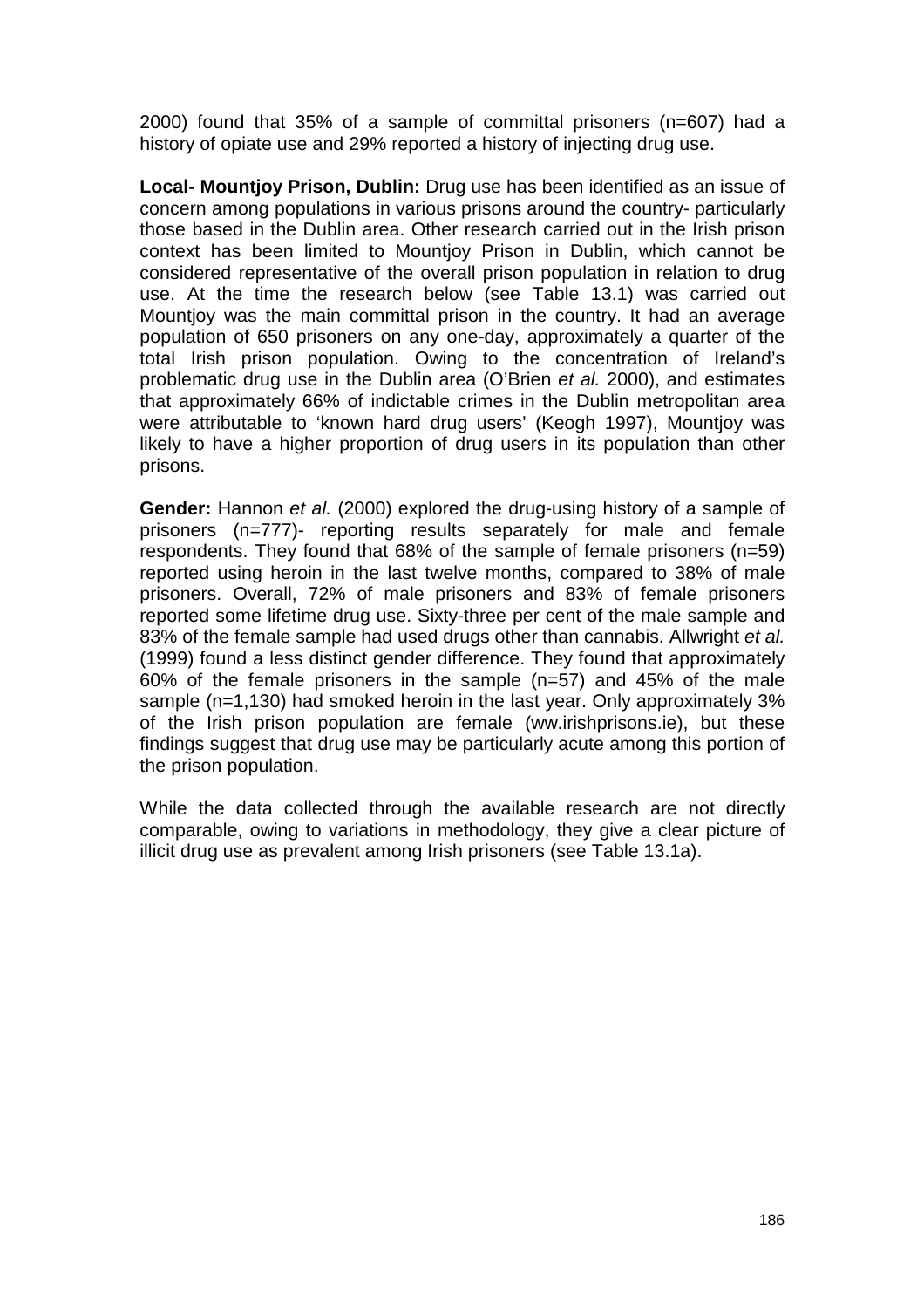2000) found that 35% of a sample of committal prisoners (n=607) had a history of opiate use and 29% reported a history of injecting drug use.

**Local- Mountjoy Prison, Dublin:** Drug use has been identified as an issue of concern among populations in various prisons around the country- particularly those based in the Dublin area. Other research carried out in the Irish prison context has been limited to Mountjoy Prison in Dublin, which cannot be considered representative of the overall prison population in relation to drug use. At the time the research below (see Table 13.1) was carried out Mountjoy was the main committal prison in the country. It had an average population of 650 prisoners on any one-day, approximately a quarter of the total Irish prison population. Owing to the concentration of Ireland's problematic drug use in the Dublin area (O'Brien *et al.* 2000), and estimates that approximately 66% of indictable crimes in the Dublin metropolitan area were attributable to 'known hard drug users' (Keogh 1997), Mountjoy was likely to have a higher proportion of drug users in its population than other prisons.

**Gender:** Hannon *et al.* (2000) explored the drug-using history of a sample of prisoners (n=777)- reporting results separately for male and female respondents. They found that 68% of the sample of female prisoners (n=59) reported using heroin in the last twelve months, compared to 38% of male prisoners. Overall, 72% of male prisoners and 83% of female prisoners reported some lifetime drug use. Sixty-three per cent of the male sample and 83% of the female sample had used drugs other than cannabis. Allwright *et al.* (1999) found a less distinct gender difference. They found that approximately 60% of the female prisoners in the sample (n=57) and 45% of the male sample (n=1,130) had smoked heroin in the last year. Only approximately 3% of the Irish prison population are female (ww.irishprisons.ie), but these findings suggest that drug use may be particularly acute among this portion of the prison population.

While the data collected through the available research are not directly comparable, owing to variations in methodology, they give a clear picture of illicit drug use as prevalent among Irish prisoners (see Table 13.1a).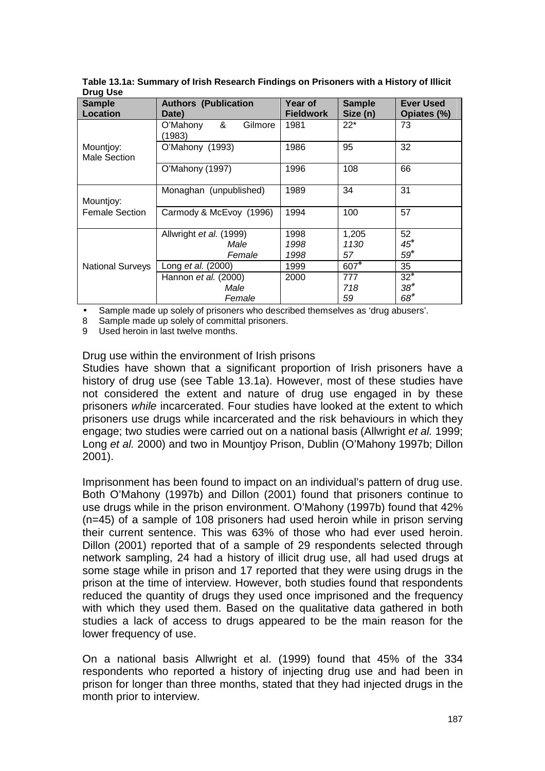**Table 13.1a: Summary of Irish Research Findings on Prisoners with a History of Illicit Drug Use**

| Sample Location | Authors (Publication Date) | Year of Fieldwork | Sample Size (n) | Ever Used Opiates (%) |
|---|---|---|---|---|
| Mountjoy: Male Section | O'Mahony & Gilmore (1983) | 1981 | 22* | 73 |
| | O'Mahony (1993) | 1986 | 95 | 32 |
| | O'Mahony (1997) | 1996 | 108 | 66 |
| Mountjoy: Female Section | Monaghan (unpublished) | 1989 | 34 | 31 |
| | Carmody & McEvoy (1996) | 1994 | 100 | 57 |
| National Surveys | Allwright *et al.* (1999) | 1998 | 1,205 | 52 |
| | *Male* | *1998* | *1130* | *45*[9] |
| | *Female* | *1998* | *57* | *59*[9] |
| | Long *et al.* (2000) | 1999 | 607[8] | 35 |
| | Hannon *et al.* (2000) | 2000 | 777 | 32[9] |
| | *Male* | | *718* | *38*[9] |
| | *Female* | | *59* | *68*[9] |

- Sample made up solely of prisoners who described themselves as 'drug abusers'.

8 Sample made up solely of committal prisoners.

9 Used heroin in last twelve months.

Drug use within the environment of Irish prisons

Studies have shown that a significant proportion of Irish prisoners have a history of drug use (see Table 13.1a). However, most of these studies have not considered the extent and nature of drug use engaged in by these prisoners *while* incarcerated. Four studies have looked at the extent to which prisoners use drugs while incarcerated and the risk behaviours in which they engage; two studies were carried out on a national basis (Allwright *et al.* 1999; Long *et al.* 2000) and two in Mountjoy Prison, Dublin (O'Mahony 1997b; Dillon 2001).

Imprisonment has been found to impact on an individual's pattern of drug use. Both O'Mahony (1997b) and Dillon (2001) found that prisoners continue to use drugs while in the prison environment. O'Mahony (1997b) found that 42% (n=45) of a sample of 108 prisoners had used heroin while in prison serving their current sentence. This was 63% of those who had ever used heroin. Dillon (2001) reported that of a sample of 29 respondents selected through network sampling, 24 had a history of illicit drug use, all had used drugs at some stage while in prison and 17 reported that they were using drugs in the prison at the time of interview. However, both studies found that respondents reduced the quantity of drugs they used once imprisoned and the frequency with which they used them. Based on the qualitative data gathered in both studies a lack of access to drugs appeared to be the main reason for the lower frequency of use.

On a national basis Allwright et al. (1999) found that 45% of the 334 respondents who reported a history of injecting drug use and had been in prison for longer than three months, stated that they had injected drugs in the month prior to interview.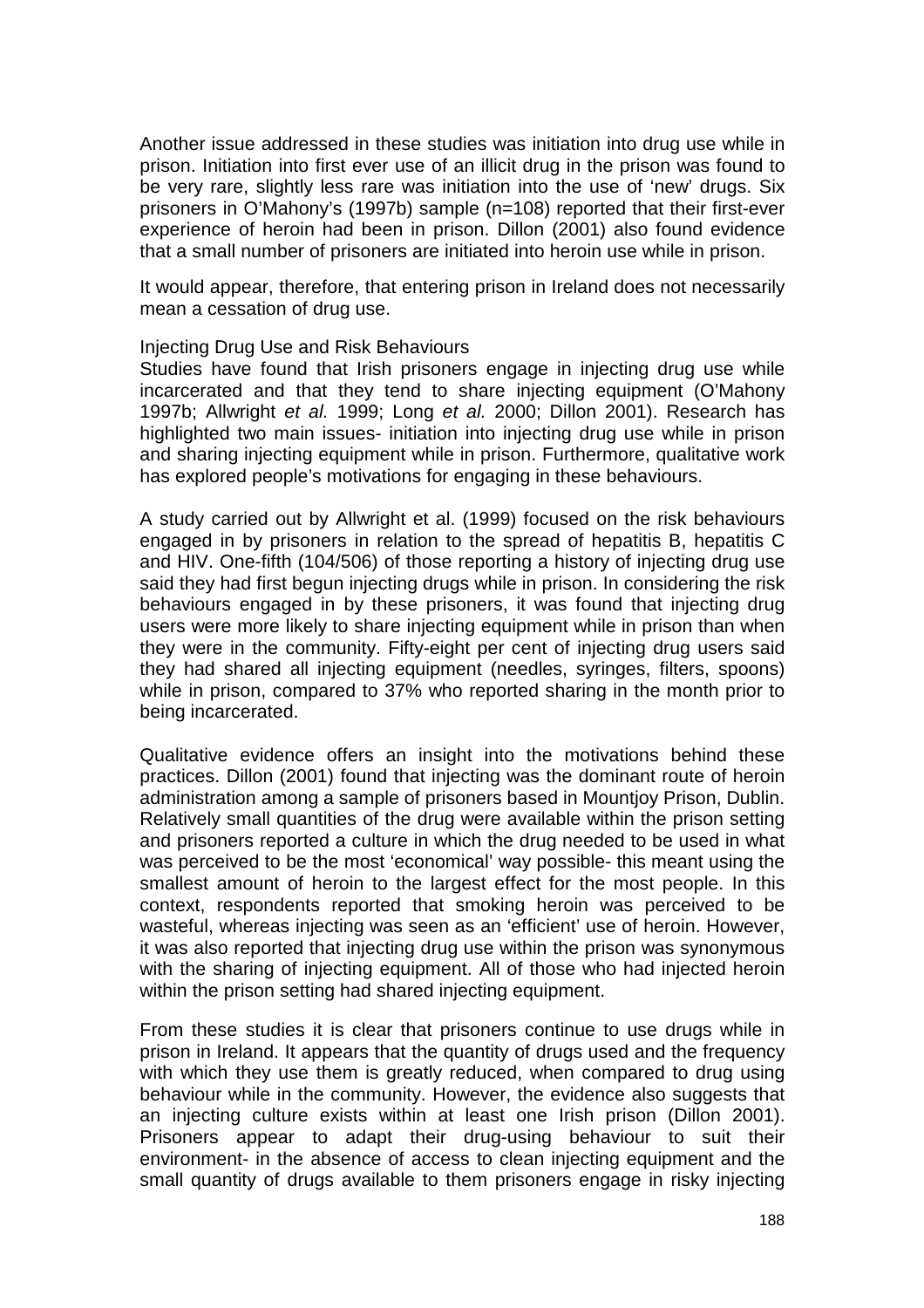Another issue addressed in these studies was initiation into drug use while in prison. Initiation into first ever use of an illicit drug in the prison was found to be very rare, slightly less rare was initiation into the use of 'new' drugs. Six prisoners in O'Mahony's (1997b) sample (n=108) reported that their first-ever experience of heroin had been in prison. Dillon (2001) also found evidence that a small number of prisoners are initiated into heroin use while in prison.

It would appear, therefore, that entering prison in Ireland does not necessarily mean a cessation of drug use.

### Injecting Drug Use and Risk Behaviours

Studies have found that Irish prisoners engage in injecting drug use while incarcerated and that they tend to share injecting equipment (O'Mahony 1997b; Allwright *et al.* 1999; Long *et al.* 2000; Dillon 2001). Research has highlighted two main issues- initiation into injecting drug use while in prison and sharing injecting equipment while in prison. Furthermore, qualitative work has explored people's motivations for engaging in these behaviours.

A study carried out by Allwright et al. (1999) focused on the risk behaviours engaged in by prisoners in relation to the spread of hepatitis B, hepatitis C and HIV. One-fifth (104/506) of those reporting a history of injecting drug use said they had first begun injecting drugs while in prison. In considering the risk behaviours engaged in by these prisoners, it was found that injecting drug users were more likely to share injecting equipment while in prison than when they were in the community. Fifty-eight per cent of injecting drug users said they had shared all injecting equipment (needles, syringes, filters, spoons) while in prison, compared to 37% who reported sharing in the month prior to being incarcerated.

Qualitative evidence offers an insight into the motivations behind these practices. Dillon (2001) found that injecting was the dominant route of heroin administration among a sample of prisoners based in Mountjoy Prison, Dublin. Relatively small quantities of the drug were available within the prison setting and prisoners reported a culture in which the drug needed to be used in what was perceived to be the most 'economical' way possible- this meant using the smallest amount of heroin to the largest effect for the most people. In this context, respondents reported that smoking heroin was perceived to be wasteful, whereas injecting was seen as an 'efficient' use of heroin. However, it was also reported that injecting drug use within the prison was synonymous with the sharing of injecting equipment. All of those who had injected heroin within the prison setting had shared injecting equipment.

From these studies it is clear that prisoners continue to use drugs while in prison in Ireland. It appears that the quantity of drugs used and the frequency with which they use them is greatly reduced, when compared to drug using behaviour while in the community. However, the evidence also suggests that an injecting culture exists within at least one Irish prison (Dillon 2001). Prisoners appear to adapt their drug-using behaviour to suit their environment- in the absence of access to clean injecting equipment and the small quantity of drugs available to them prisoners engage in risky injecting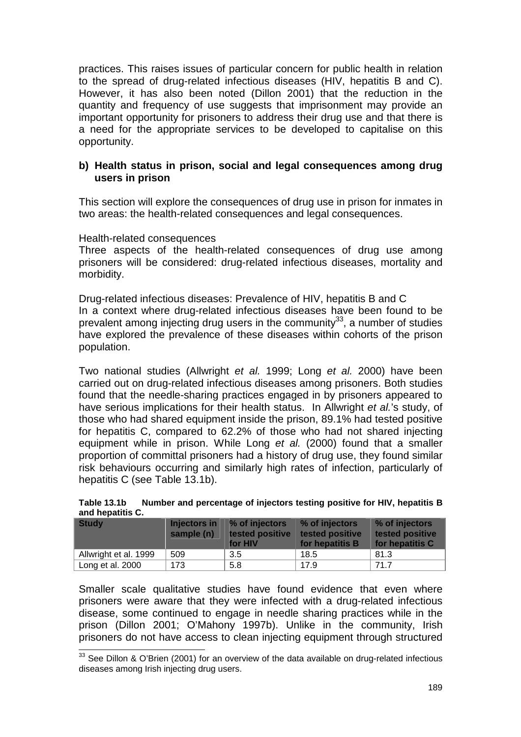practices. This raises issues of particular concern for public health in relation to the spread of drug-related infectious diseases (HIV, hepatitis B and C). However, it has also been noted (Dillon 2001) that the reduction in the quantity and frequency of use suggests that imprisonment may provide an important opportunity for prisoners to address their drug use and that there is a need for the appropriate services to be developed to capitalise on this opportunity.

**b) Health status in prison, social and legal consequences among drug users in prison**

This section will explore the consequences of drug use in prison for inmates in two areas: the health-related consequences and legal consequences.

Health-related consequences

Three aspects of the health-related consequences of drug use among prisoners will be considered: drug-related infectious diseases, mortality and morbidity.

Drug-related infectious diseases: Prevalence of HIV, hepatitis B and C

In a context where drug-related infectious diseases have been found to be prevalent among injecting drug users in the community[33], a number of studies have explored the prevalence of these diseases within cohorts of the prison population.

Two national studies (Allwright *et al.* 1999; Long *et al.* 2000) have been carried out on drug-related infectious diseases among prisoners. Both studies found that the needle-sharing practices engaged in by prisoners appeared to have serious implications for their health status. In Allwright *et al.*'s study, of those who had shared equipment inside the prison, 89.1% had tested positive for hepatitis C, compared to 62.2% of those who had not shared injecting equipment while in prison. While Long *et al.* (2000) found that a smaller proportion of committal prisoners had a history of drug use, they found similar risk behaviours occurring and similarly high rates of infection, particularly of hepatitis C (see Table 13.1b).

**Table 13.1b Number and percentage of injectors testing positive for HIV, hepatitis B and hepatitis C.**

| Study | Injectors in sample (n) | % of injectors tested positive for HIV | % of injectors tested positive for hepatitis B | % of injectors tested positive for hepatitis C |
|---|---|---|---|---|
| Allwright et al. 1999 | 509 | 3.5 | 18.5 | 81.3 |
| Long et al. 2000 | 173 | 5.8 | 17.9 | 71.7 |

Smaller scale qualitative studies have found evidence that even where prisoners were aware that they were infected with a drug-related infectious disease, some continued to engage in needle sharing practices while in the prison (Dillon 2001; O'Mahony 1997b). Unlike in the community, Irish prisoners do not have access to clean injecting equipment through structured

[33] See Dillon & O'Brien (2001) for an overview of the data available on drug-related infectious diseases among Irish injecting drug users.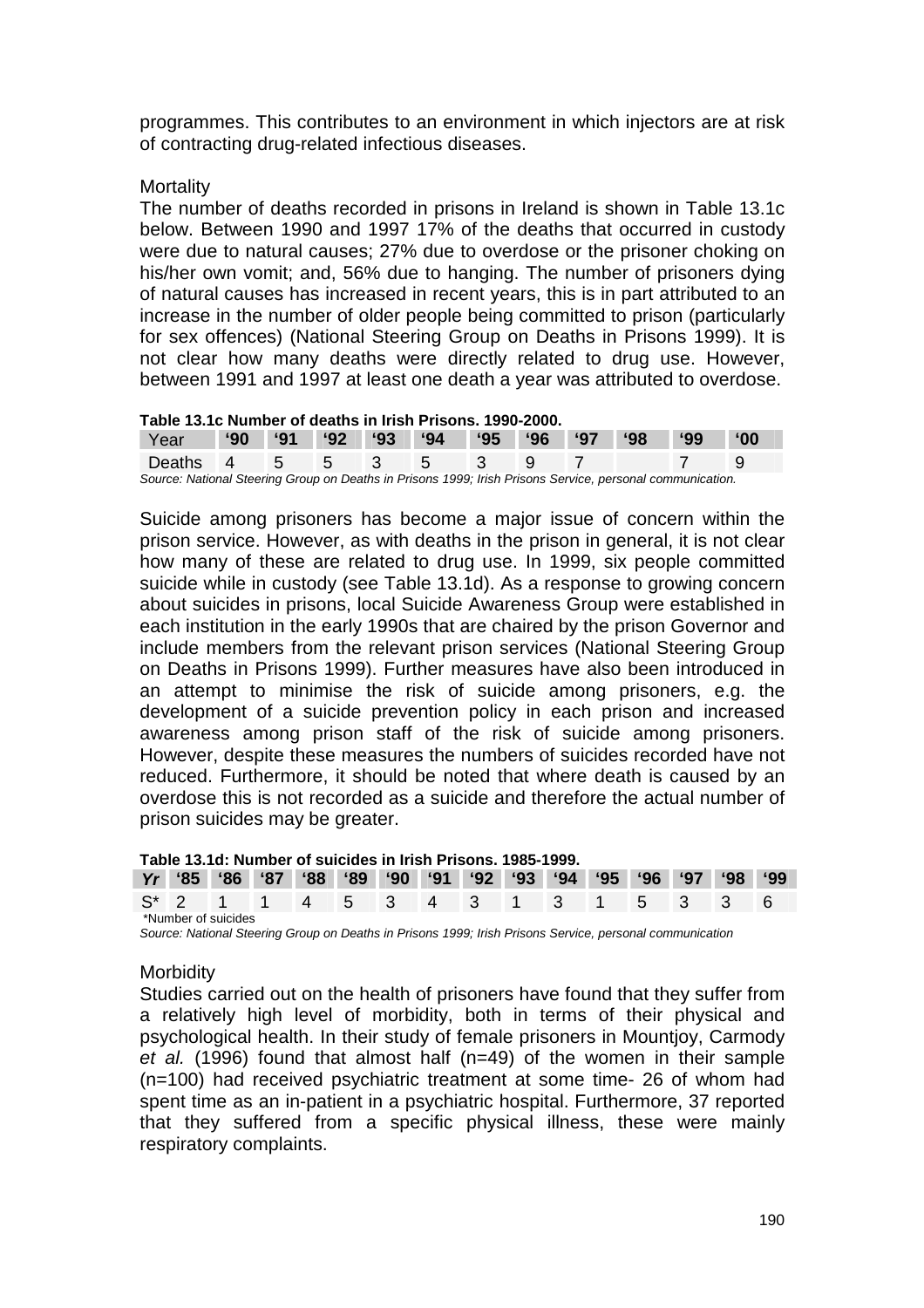programmes. This contributes to an environment in which injectors are at risk of contracting drug-related infectious diseases.

Mortality

The number of deaths recorded in prisons in Ireland is shown in Table 13.1c below. Between 1990 and 1997 17% of the deaths that occurred in custody were due to natural causes; 27% due to overdose or the prisoner choking on his/her own vomit; and, 56% due to hanging. The number of prisoners dying of natural causes has increased in recent years, this is in part attributed to an increase in the number of older people being committed to prison (particularly for sex offences) (National Steering Group on Deaths in Prisons 1999). It is not clear how many deaths were directly related to drug use. However, between 1991 and 1997 at least one death a year was attributed to overdose.

**Table 13.1c Number of deaths in Irish Prisons. 1990-2000.**

| Year | '90 | '91 | '92 | '93 | '94 | '95 | '96 | '97 | '98 | '99 | '00 |
|---|---|---|---|---|---|---|---|---|---|---|---|
| Deaths | 4 | 5 | 5 | 3 | 5 | 3 | 9 | 7 | | 7 | 9 |

*Source: National Steering Group on Deaths in Prisons 1999; Irish Prisons Service, personal communication.*

Suicide among prisoners has become a major issue of concern within the prison service. However, as with deaths in the prison in general, it is not clear how many of these are related to drug use. In 1999, six people committed suicide while in custody (see Table 13.1d). As a response to growing concern about suicides in prisons, local Suicide Awareness Group were established in each institution in the early 1990s that are chaired by the prison Governor and include members from the relevant prison services (National Steering Group on Deaths in Prisons 1999). Further measures have also been introduced in an attempt to minimise the risk of suicide among prisoners, e.g. the development of a suicide prevention policy in each prison and increased awareness among prison staff of the risk of suicide among prisoners. However, despite these measures the numbers of suicides recorded have not reduced. Furthermore, it should be noted that where death is caused by an overdose this is not recorded as a suicide and therefore the actual number of prison suicides may be greater.

**Table 13.1d: Number of suicides in Irish Prisons. 1985-1999.**

| *Yr* | '85 | '86 | '87 | '88 | '89 | '90 | '91 | '92 | '93 | '94 | '95 | '96 | '97 | '98 | '99 |
|---|---|---|---|---|---|---|---|---|---|---|---|---|---|---|---|
| S* | 2 | 1 | 1 | 4 | 5 | 3 | 4 | 3 | 1 | 3 | 1 | 5 | 3 | 3 | 6 |

*Number of suicides

*Source: National Steering Group on Deaths in Prisons 1999; Irish Prisons Service, personal communication*

Morbidity

Studies carried out on the health of prisoners have found that they suffer from a relatively high level of morbidity, both in terms of their physical and psychological health. In their study of female prisoners in Mountjoy, Carmody *et al.* (1996) found that almost half (n=49) of the women in their sample (n=100) had received psychiatric treatment at some time- 26 of whom had spent time as an in-patient in a psychiatric hospital. Furthermore, 37 reported that they suffered from a specific physical illness, these were mainly respiratory complaints.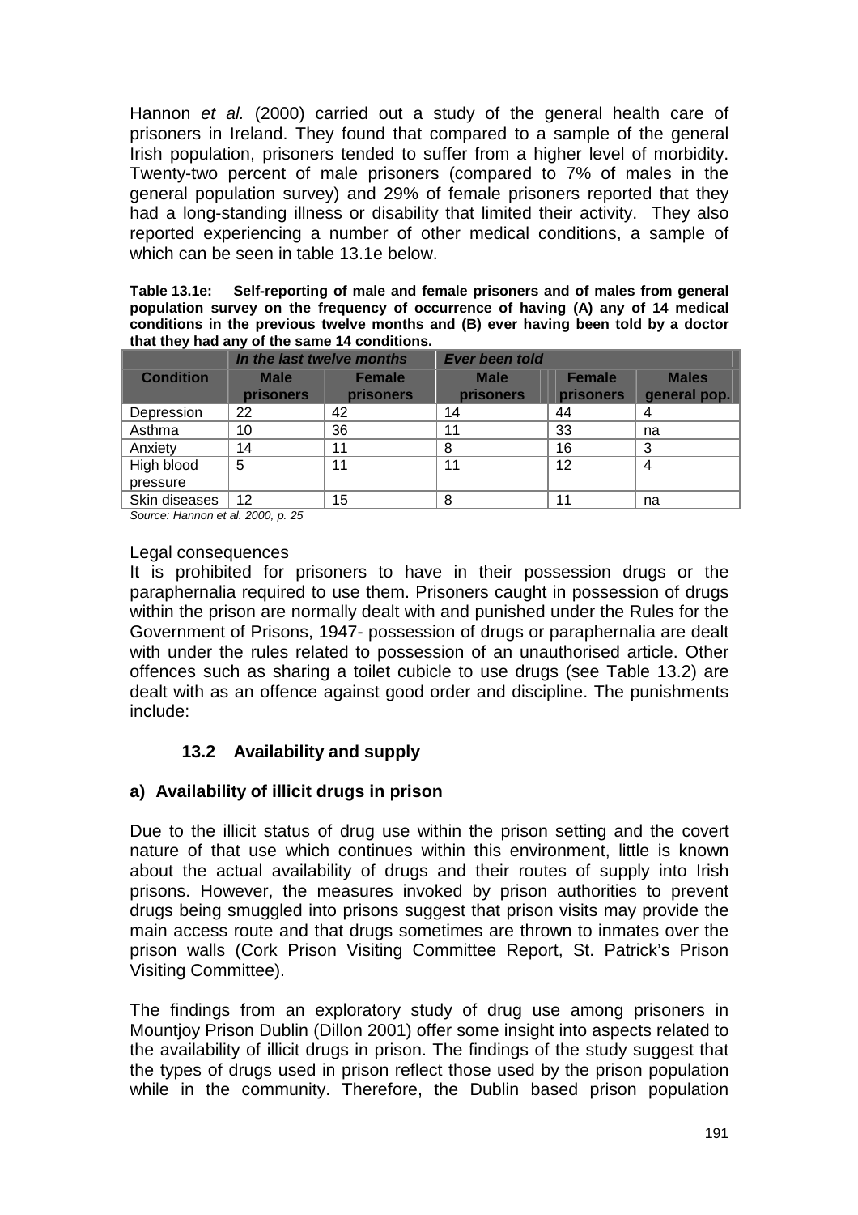Hannon *et al.* (2000) carried out a study of the general health care of prisoners in Ireland. They found that compared to a sample of the general Irish population, prisoners tended to suffer from a higher level of morbidity. Twenty-two percent of male prisoners (compared to 7% of males in the general population survey) and 29% of female prisoners reported that they had a long-standing illness or disability that limited their activity. They also reported experiencing a number of other medical conditions, a sample of which can be seen in table 13.1e below.

**Table 13.1e: Self-reporting of male and female prisoners and of males from general population survey on the frequency of occurrence of having (A) any of 14 medical conditions in the previous twelve months and (B) ever having been told by a doctor that they had any of the same 14 conditions.**

| | *In the last twelve months* | | *Ever been told* | | |
|---|---|---|---|---|---|
| **Condition** | **Male prisoners** | **Female prisoners** | **Male prisoners** | **Female prisoners** | **Males general pop.** |
| Depression | 22 | 42 | 14 | 44 | 4 |
| Asthma | 10 | 36 | 11 | 33 | na |
| Anxiety | 14 | 11 | 8 | 16 | 3 |
| High blood pressure | 5 | 11 | 11 | 12 | 4 |
| Skin diseases | 12 | 15 | 8 | 11 | na |

*Source: Hannon et al. 2000, p. 25*

Legal consequences

It is prohibited for prisoners to have in their possession drugs or the paraphernalia required to use them. Prisoners caught in possession of drugs within the prison are normally dealt with and punished under the Rules for the Government of Prisons, 1947- possession of drugs or paraphernalia are dealt with under the rules related to possession of an unauthorised article. Other offences such as sharing a toilet cubicle to use drugs (see Table 13.2) are dealt with as an offence against good order and discipline. The punishments include:

## 13.2 Availability and supply

### a) Availability of illicit drugs in prison

Due to the illicit status of drug use within the prison setting and the covert nature of that use which continues within this environment, little is known about the actual availability of drugs and their routes of supply into Irish prisons. However, the measures invoked by prison authorities to prevent drugs being smuggled into prisons suggest that prison visits may provide the main access route and that drugs sometimes are thrown to inmates over the prison walls (Cork Prison Visiting Committee Report, St. Patrick's Prison Visiting Committee).

The findings from an exploratory study of drug use among prisoners in Mountjoy Prison Dublin (Dillon 2001) offer some insight into aspects related to the availability of illicit drugs in prison. The findings of the study suggest that the types of drugs used in prison reflect those used by the prison population while in the community. Therefore, the Dublin based prison population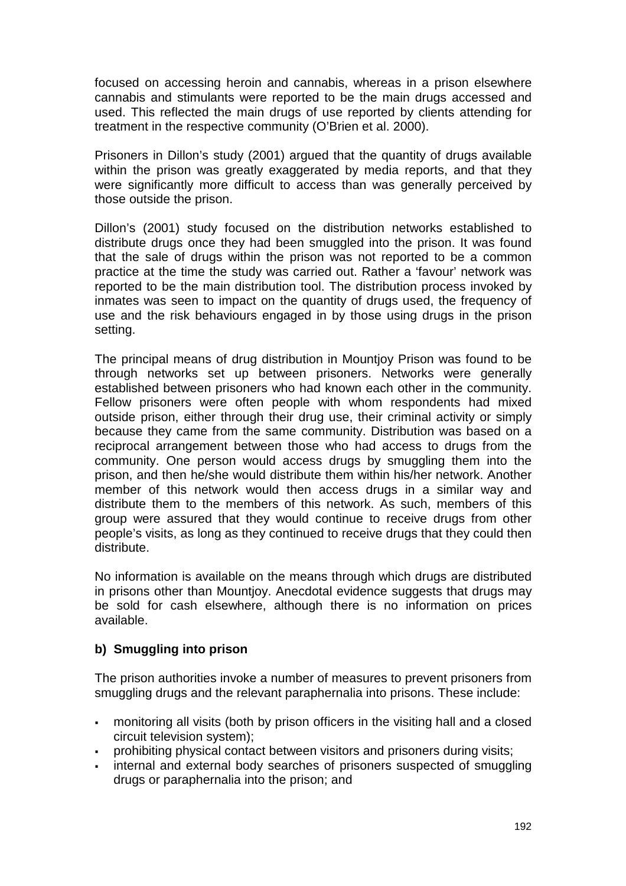focused on accessing heroin and cannabis, whereas in a prison elsewhere cannabis and stimulants were reported to be the main drugs accessed and used. This reflected the main drugs of use reported by clients attending for treatment in the respective community (O'Brien et al. 2000).

Prisoners in Dillon's study (2001) argued that the quantity of drugs available within the prison was greatly exaggerated by media reports, and that they were significantly more difficult to access than was generally perceived by those outside the prison.

Dillon's (2001) study focused on the distribution networks established to distribute drugs once they had been smuggled into the prison. It was found that the sale of drugs within the prison was not reported to be a common practice at the time the study was carried out. Rather a 'favour' network was reported to be the main distribution tool. The distribution process invoked by inmates was seen to impact on the quantity of drugs used, the frequency of use and the risk behaviours engaged in by those using drugs in the prison setting.

The principal means of drug distribution in Mountjoy Prison was found to be through networks set up between prisoners. Networks were generally established between prisoners who had known each other in the community. Fellow prisoners were often people with whom respondents had mixed outside prison, either through their drug use, their criminal activity or simply because they came from the same community. Distribution was based on a reciprocal arrangement between those who had access to drugs from the community. One person would access drugs by smuggling them into the prison, and then he/she would distribute them within his/her network. Another member of this network would then access drugs in a similar way and distribute them to the members of this network. As such, members of this group were assured that they would continue to receive drugs from other people's visits, as long as they continued to receive drugs that they could then distribute.

No information is available on the means through which drugs are distributed in prisons other than Mountjoy. Anecdotal evidence suggests that drugs may be sold for cash elsewhere, although there is no information on prices available.

**b) Smuggling into prison**

The prison authorities invoke a number of measures to prevent prisoners from smuggling drugs and the relevant paraphernalia into prisons. These include:

- monitoring all visits (both by prison officers in the visiting hall and a closed circuit television system);
- prohibiting physical contact between visitors and prisoners during visits;
- internal and external body searches of prisoners suspected of smuggling drugs or paraphernalia into the prison; and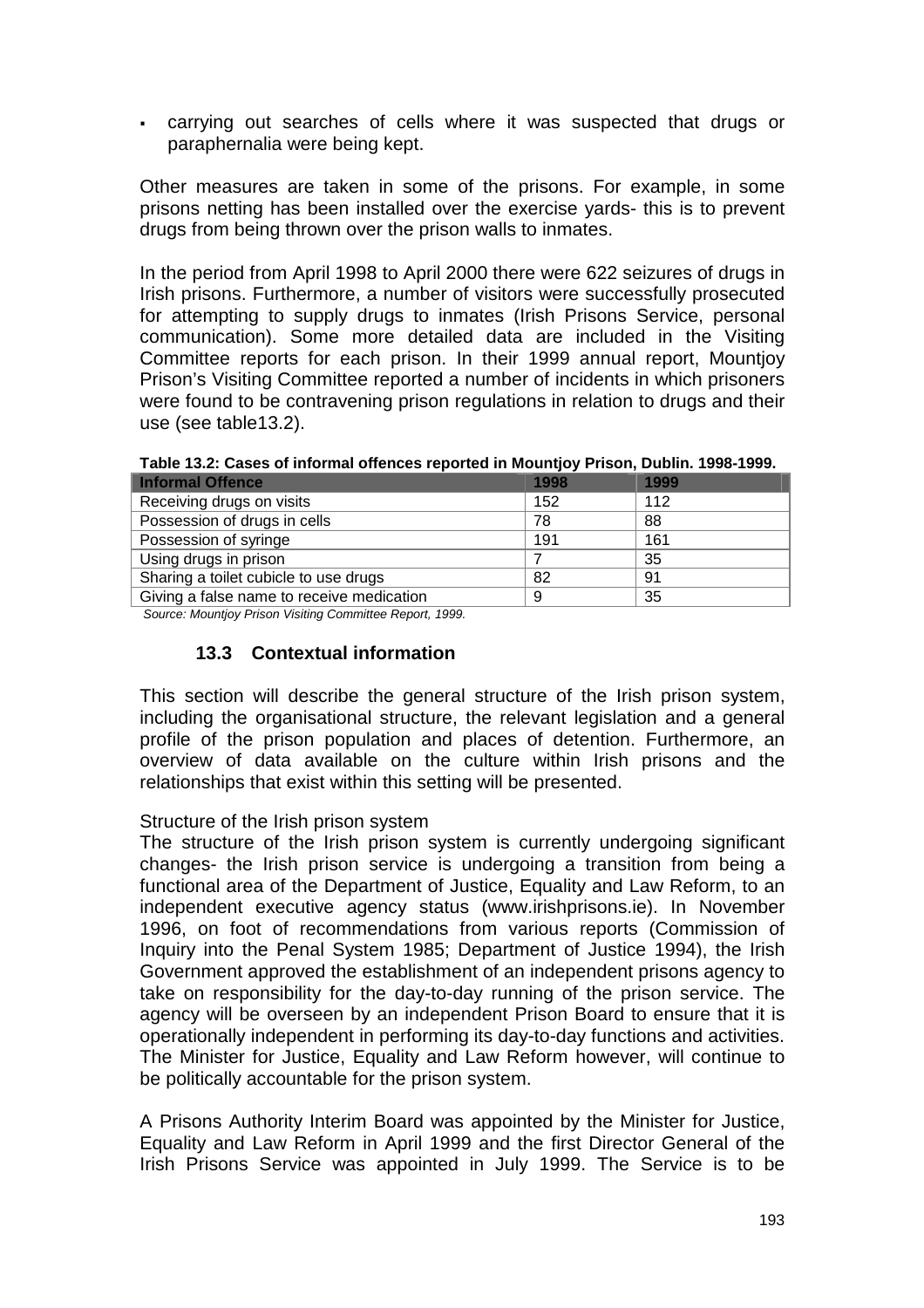- carrying out searches of cells where it was suspected that drugs or paraphernalia were being kept.

Other measures are taken in some of the prisons. For example, in some prisons netting has been installed over the exercise yards- this is to prevent drugs from being thrown over the prison walls to inmates.

In the period from April 1998 to April 2000 there were 622 seizures of drugs in Irish prisons. Furthermore, a number of visitors were successfully prosecuted for attempting to supply drugs to inmates (Irish Prisons Service, personal communication). Some more detailed data are included in the Visiting Committee reports for each prison. In their 1999 annual report, Mountjoy Prison's Visiting Committee reported a number of incidents in which prisoners were found to be contravening prison regulations in relation to drugs and their use (see table13.2).

**Table 13.2: Cases of informal offences reported in Mountjoy Prison, Dublin. 1998-1999.**

| Informal Offence | 1998 | 1999 |
|---|---|---|
| Receiving drugs on visits | 152 | 112 |
| Possession of drugs in cells | 78 | 88 |
| Possession of syringe | 191 | 161 |
| Using drugs in prison | 7 | 35 |
| Sharing a toilet cubicle to use drugs | 82 | 91 |
| Giving a false name to receive medication | 9 | 35 |

*Source: Mountjoy Prison Visiting Committee Report, 1999.*

### 13.3 Contextual information

This section will describe the general structure of the Irish prison system, including the organisational structure, the relevant legislation and a general profile of the prison population and places of detention. Furthermore, an overview of data available on the culture within Irish prisons and the relationships that exist within this setting will be presented.

Structure of the Irish prison system

The structure of the Irish prison system is currently undergoing significant changes- the Irish prison service is undergoing a transition from being a functional area of the Department of Justice, Equality and Law Reform, to an independent executive agency status (www.irishprisons.ie). In November 1996, on foot of recommendations from various reports (Commission of Inquiry into the Penal System 1985; Department of Justice 1994), the Irish Government approved the establishment of an independent prisons agency to take on responsibility for the day-to-day running of the prison service. The agency will be overseen by an independent Prison Board to ensure that it is operationally independent in performing its day-to-day functions and activities. The Minister for Justice, Equality and Law Reform however, will continue to be politically accountable for the prison system.

A Prisons Authority Interim Board was appointed by the Minister for Justice, Equality and Law Reform in April 1999 and the first Director General of the Irish Prisons Service was appointed in July 1999. The Service is to be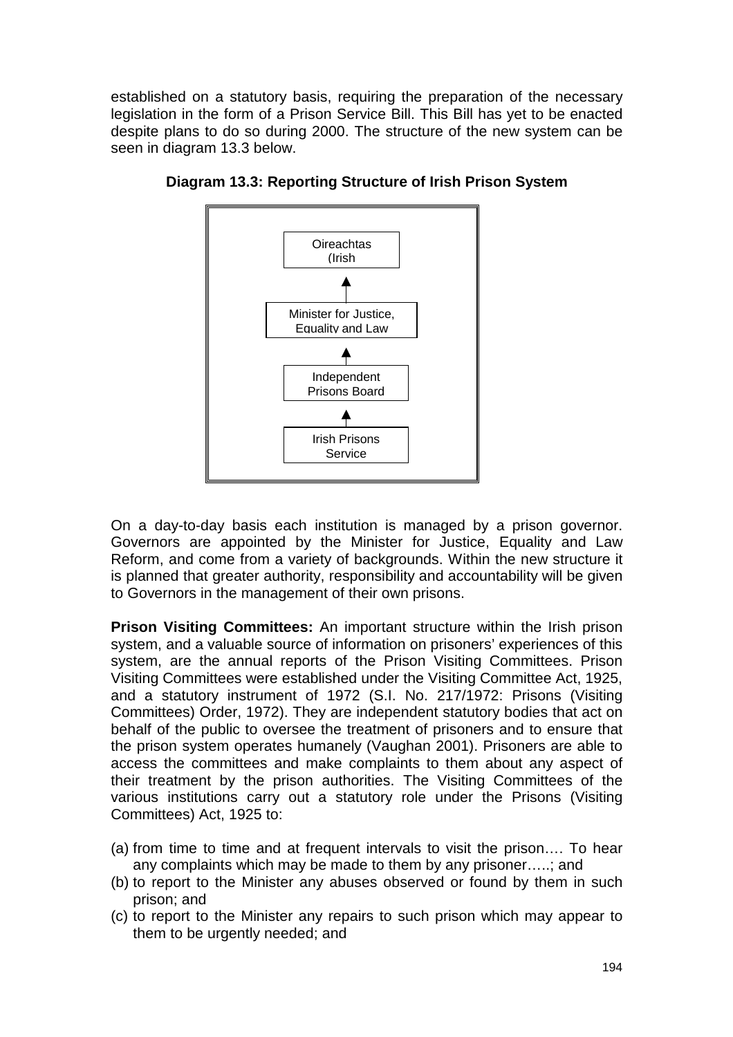established on a statutory basis, requiring the preparation of the necessary legislation in the form of a Prison Service Bill. This Bill has yet to be enacted despite plans to do so during 2000. The structure of the new system can be seen in diagram 13.3 below.

**Diagram 13.3: Reporting Structure of Irish Prison System**

Oireachtas (Irish

▲

Minister for Justice, Equality and Law

▲

Independent Prisons Board

▲

Irish Prisons Service

On a day-to-day basis each institution is managed by a prison governor. Governors are appointed by the Minister for Justice, Equality and Law Reform, and come from a variety of backgrounds. Within the new structure it is planned that greater authority, responsibility and accountability will be given to Governors in the management of their own prisons.

**Prison Visiting Committees:** An important structure within the Irish prison system, and a valuable source of information on prisoners' experiences of this system, are the annual reports of the Prison Visiting Committees. Prison Visiting Committees were established under the Visiting Committee Act, 1925, and a statutory instrument of 1972 (S.I. No. 217/1972: Prisons (Visiting Committees) Order, 1972). They are independent statutory bodies that act on behalf of the public to oversee the treatment of prisoners and to ensure that the prison system operates humanely (Vaughan 2001). Prisoners are able to access the committees and make complaints to them about any aspect of their treatment by the prison authorities. The Visiting Committees of the various institutions carry out a statutory role under the Prisons (Visiting Committees) Act, 1925 to:

(a) from time to time and at frequent intervals to visit the prison…. To hear any complaints which may be made to them by any prisoner…..; and
(b) to report to the Minister any abuses observed or found by them in such prison; and
(c) to report to the Minister any repairs to such prison which may appear to them to be urgently needed; and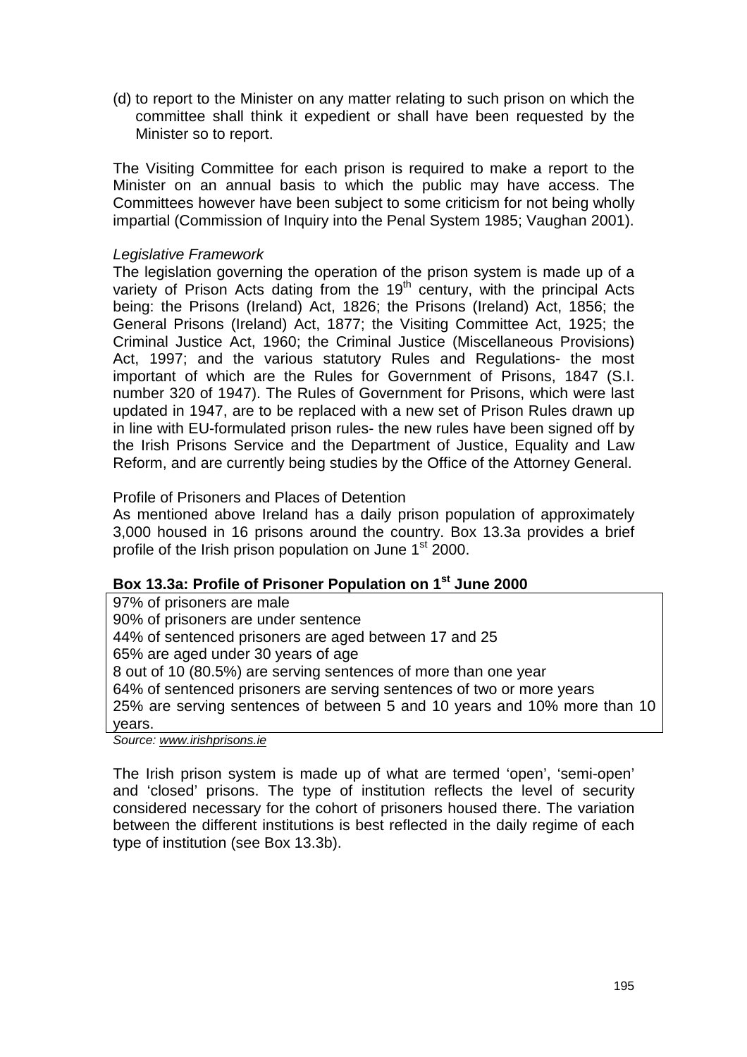(d) to report to the Minister on any matter relating to such prison on which the committee shall think it expedient or shall have been requested by the Minister so to report.

The Visiting Committee for each prison is required to make a report to the Minister on an annual basis to which the public may have access. The Committees however have been subject to some criticism for not being wholly impartial (Commission of Inquiry into the Penal System 1985; Vaughan 2001).

*Legislative Framework*

The legislation governing the operation of the prison system is made up of a variety of Prison Acts dating from the 19th century, with the principal Acts being: the Prisons (Ireland) Act, 1826; the Prisons (Ireland) Act, 1856; the General Prisons (Ireland) Act, 1877; the Visiting Committee Act, 1925; the Criminal Justice Act, 1960; the Criminal Justice (Miscellaneous Provisions) Act, 1997; and the various statutory Rules and Regulations- the most important of which are the Rules for Government of Prisons, 1847 (S.I. number 320 of 1947). The Rules of Government for Prisons, which were last updated in 1947, are to be replaced with a new set of Prison Rules drawn up in line with EU-formulated prison rules- the new rules have been signed off by the Irish Prisons Service and the Department of Justice, Equality and Law Reform, and are currently being studies by the Office of the Attorney General.

Profile of Prisoners and Places of Detention

As mentioned above Ireland has a daily prison population of approximately 3,000 housed in 16 prisons around the country. Box 13.3a provides a brief profile of the Irish prison population on June 1st 2000.

**Box 13.3a: Profile of Prisoner Population on 1st June 2000**

97% of prisoners are male
90% of prisoners are under sentence
44% of sentenced prisoners are aged between 17 and 25
65% are aged under 30 years of age
8 out of 10 (80.5%) are serving sentences of more than one year
64% of sentenced prisoners are serving sentences of two or more years
25% are serving sentences of between 5 and 10 years and 10% more than 10 years.

*Source: www.irishprisons.ie*

The Irish prison system is made up of what are termed 'open', 'semi-open' and 'closed' prisons. The type of institution reflects the level of security considered necessary for the cohort of prisoners housed there. The variation between the different institutions is best reflected in the daily regime of each type of institution (see Box 13.3b).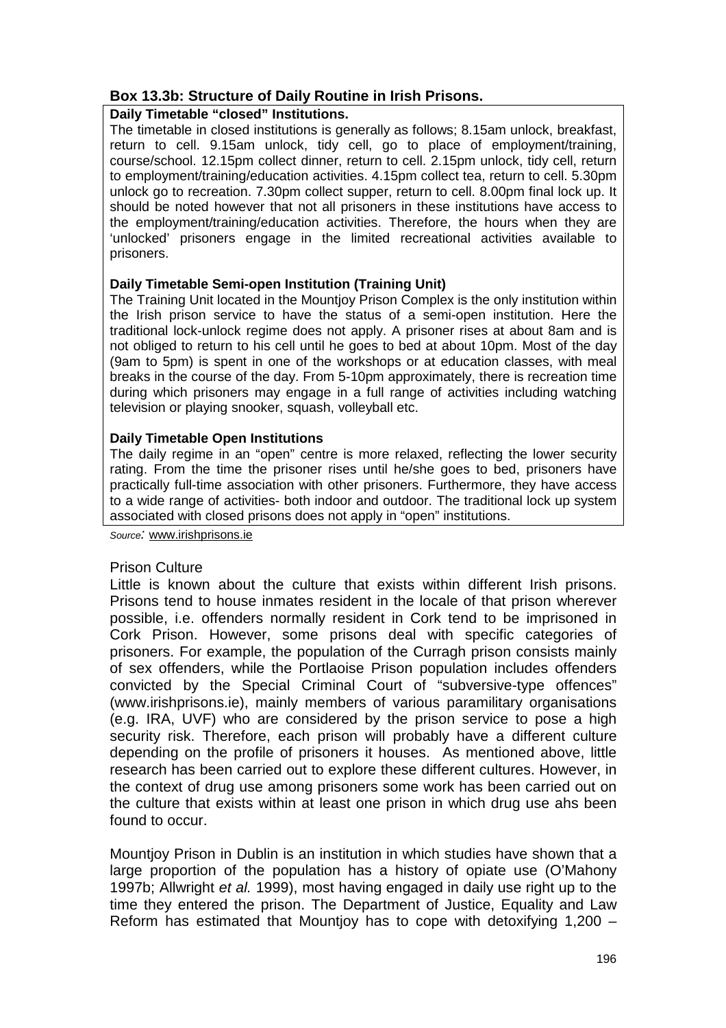**Box 13.3b: Structure of Daily Routine in Irish Prisons.**

**Daily Timetable "closed" Institutions.**

The timetable in closed institutions is generally as follows; 8.15am unlock, breakfast, return to cell. 9.15am unlock, tidy cell, go to place of employment/training, course/school. 12.15pm collect dinner, return to cell. 2.15pm unlock, tidy cell, return to employment/training/education activities. 4.15pm collect tea, return to cell. 5.30pm unlock go to recreation. 7.30pm collect supper, return to cell. 8.00pm final lock up. It should be noted however that not all prisoners in these institutions have access to the employment/training/education activities. Therefore, the hours when they are 'unlocked' prisoners engage in the limited recreational activities available to prisoners.

**Daily Timetable Semi-open Institution (Training Unit)**

The Training Unit located in the Mountjoy Prison Complex is the only institution within the Irish prison service to have the status of a semi-open institution. Here the traditional lock-unlock regime does not apply. A prisoner rises at about 8am and is not obliged to return to his cell until he goes to bed at about 10pm. Most of the day (9am to 5pm) is spent in one of the workshops or at education classes, with meal breaks in the course of the day. From 5-10pm approximately, there is recreation time during which prisoners may engage in a full range of activities including watching television or playing snooker, squash, volleyball etc.

**Daily Timetable Open Institutions**

The daily regime in an "open" centre is more relaxed, reflecting the lower security rating. From the time the prisoner rises until he/she goes to bed, prisoners have practically full-time association with other prisoners. Furthermore, they have access to a wide range of activities- both indoor and outdoor. The traditional lock up system associated with closed prisons does not apply in "open" institutions.

*Source*: www.irishprisons.ie

Prison Culture

Little is known about the culture that exists within different Irish prisons. Prisons tend to house inmates resident in the locale of that prison wherever possible, i.e. offenders normally resident in Cork tend to be imprisoned in Cork Prison. However, some prisons deal with specific categories of prisoners. For example, the population of the Curragh prison consists mainly of sex offenders, while the Portlaoise Prison population includes offenders convicted by the Special Criminal Court of "subversive-type offences" (www.irishprisons.ie), mainly members of various paramilitary organisations (e.g. IRA, UVF) who are considered by the prison service to pose a high security risk. Therefore, each prison will probably have a different culture depending on the profile of prisoners it houses. As mentioned above, little research has been carried out to explore these different cultures. However, in the context of drug use among prisoners some work has been carried out on the culture that exists within at least one prison in which drug use ahs been found to occur.

Mountjoy Prison in Dublin is an institution in which studies have shown that a large proportion of the population has a history of opiate use (O'Mahony 1997b; Allwright *et al.* 1999), most having engaged in daily use right up to the time they entered the prison. The Department of Justice, Equality and Law Reform has estimated that Mountjoy has to cope with detoxifying 1,200 –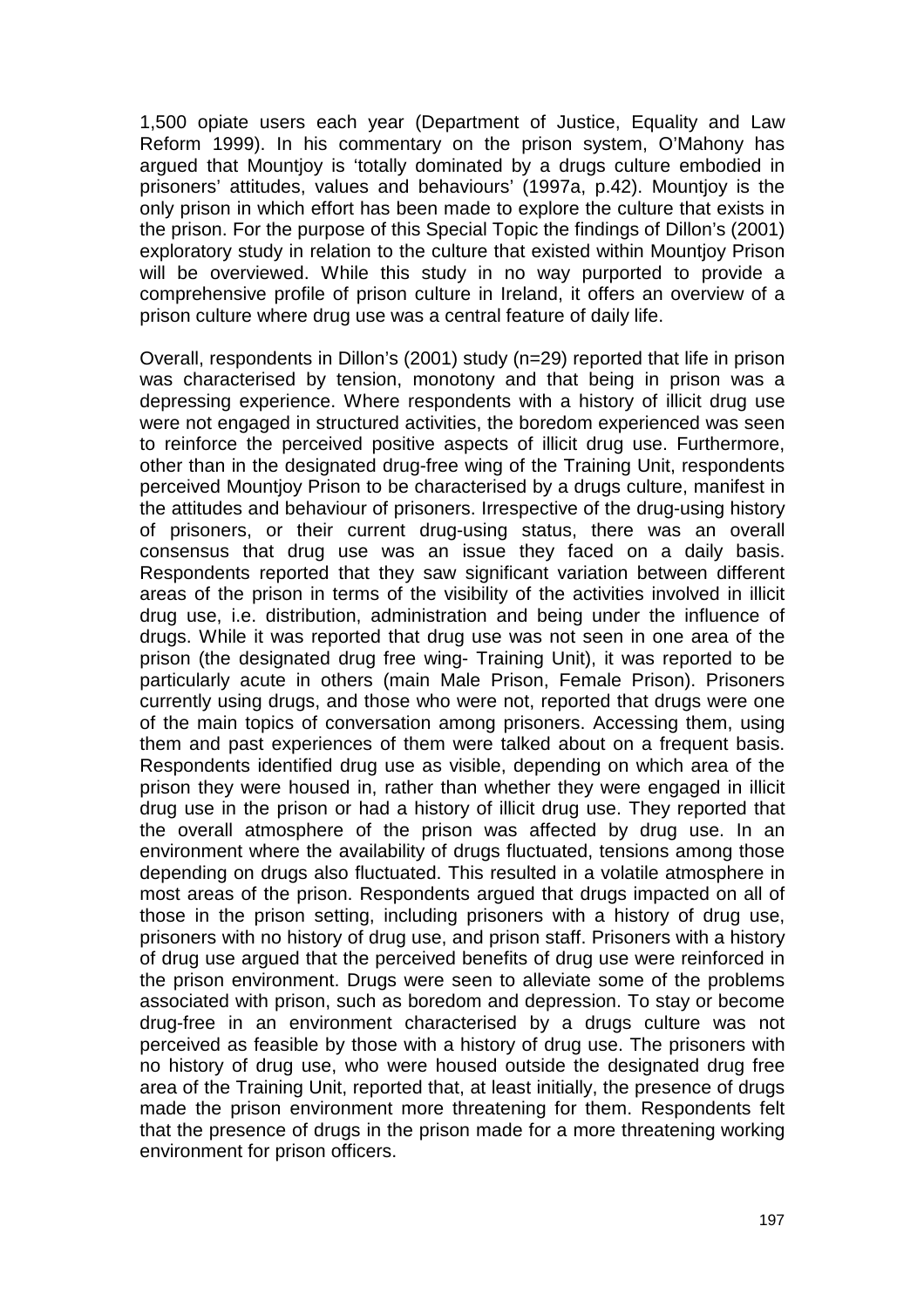1,500 opiate users each year (Department of Justice, Equality and Law Reform 1999). In his commentary on the prison system, O'Mahony has argued that Mountjoy is 'totally dominated by a drugs culture embodied in prisoners' attitudes, values and behaviours' (1997a, p.42). Mountjoy is the only prison in which effort has been made to explore the culture that exists in the prison. For the purpose of this Special Topic the findings of Dillon's (2001) exploratory study in relation to the culture that existed within Mountjoy Prison will be overviewed. While this study in no way purported to provide a comprehensive profile of prison culture in Ireland, it offers an overview of a prison culture where drug use was a central feature of daily life.

Overall, respondents in Dillon's (2001) study (n=29) reported that life in prison was characterised by tension, monotony and that being in prison was a depressing experience. Where respondents with a history of illicit drug use were not engaged in structured activities, the boredom experienced was seen to reinforce the perceived positive aspects of illicit drug use. Furthermore, other than in the designated drug-free wing of the Training Unit, respondents perceived Mountjoy Prison to be characterised by a drugs culture, manifest in the attitudes and behaviour of prisoners. Irrespective of the drug-using history of prisoners, or their current drug-using status, there was an overall consensus that drug use was an issue they faced on a daily basis. Respondents reported that they saw significant variation between different areas of the prison in terms of the visibility of the activities involved in illicit drug use, i.e. distribution, administration and being under the influence of drugs. While it was reported that drug use was not seen in one area of the prison (the designated drug free wing- Training Unit), it was reported to be particularly acute in others (main Male Prison, Female Prison). Prisoners currently using drugs, and those who were not, reported that drugs were one of the main topics of conversation among prisoners. Accessing them, using them and past experiences of them were talked about on a frequent basis. Respondents identified drug use as visible, depending on which area of the prison they were housed in, rather than whether they were engaged in illicit drug use in the prison or had a history of illicit drug use. They reported that the overall atmosphere of the prison was affected by drug use. In an environment where the availability of drugs fluctuated, tensions among those depending on drugs also fluctuated. This resulted in a volatile atmosphere in most areas of the prison. Respondents argued that drugs impacted on all of those in the prison setting, including prisoners with a history of drug use, prisoners with no history of drug use, and prison staff. Prisoners with a history of drug use argued that the perceived benefits of drug use were reinforced in the prison environment. Drugs were seen to alleviate some of the problems associated with prison, such as boredom and depression. To stay or become drug-free in an environment characterised by a drugs culture was not perceived as feasible by those with a history of drug use. The prisoners with no history of drug use, who were housed outside the designated drug free area of the Training Unit, reported that, at least initially, the presence of drugs made the prison environment more threatening for them. Respondents felt that the presence of drugs in the prison made for a more threatening working environment for prison officers.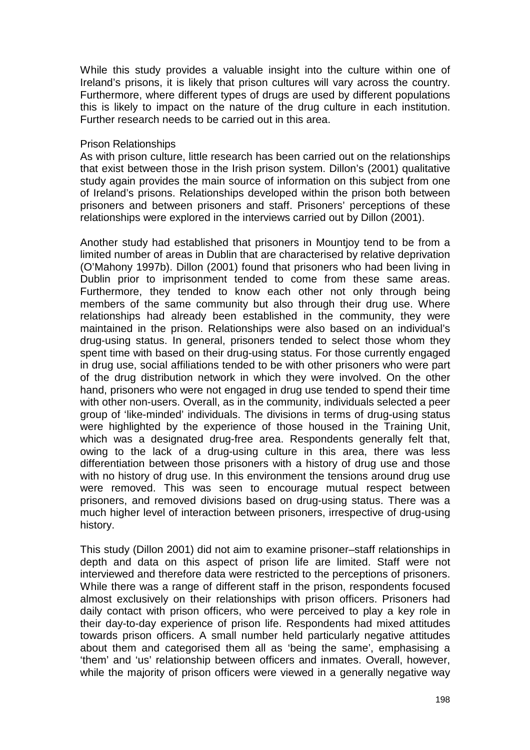While this study provides a valuable insight into the culture within one of Ireland's prisons, it is likely that prison cultures will vary across the country. Furthermore, where different types of drugs are used by different populations this is likely to impact on the nature of the drug culture in each institution. Further research needs to be carried out in this area.

### Prison Relationships

As with prison culture, little research has been carried out on the relationships that exist between those in the Irish prison system. Dillon's (2001) qualitative study again provides the main source of information on this subject from one of Ireland's prisons. Relationships developed within the prison both between prisoners and between prisoners and staff. Prisoners' perceptions of these relationships were explored in the interviews carried out by Dillon (2001).

Another study had established that prisoners in Mountjoy tend to be from a limited number of areas in Dublin that are characterised by relative deprivation (O'Mahony 1997b). Dillon (2001) found that prisoners who had been living in Dublin prior to imprisonment tended to come from these same areas. Furthermore, they tended to know each other not only through being members of the same community but also through their drug use. Where relationships had already been established in the community, they were maintained in the prison. Relationships were also based on an individual's drug-using status. In general, prisoners tended to select those whom they spent time with based on their drug-using status. For those currently engaged in drug use, social affiliations tended to be with other prisoners who were part of the drug distribution network in which they were involved. On the other hand, prisoners who were not engaged in drug use tended to spend their time with other non-users. Overall, as in the community, individuals selected a peer group of 'like-minded' individuals. The divisions in terms of drug-using status were highlighted by the experience of those housed in the Training Unit, which was a designated drug-free area. Respondents generally felt that, owing to the lack of a drug-using culture in this area, there was less differentiation between those prisoners with a history of drug use and those with no history of drug use. In this environment the tensions around drug use were removed. This was seen to encourage mutual respect between prisoners, and removed divisions based on drug-using status. There was a much higher level of interaction between prisoners, irrespective of drug-using history.

This study (Dillon 2001) did not aim to examine prisoner–staff relationships in depth and data on this aspect of prison life are limited. Staff were not interviewed and therefore data were restricted to the perceptions of prisoners. While there was a range of different staff in the prison, respondents focused almost exclusively on their relationships with prison officers. Prisoners had daily contact with prison officers, who were perceived to play a key role in their day-to-day experience of prison life. Respondents had mixed attitudes towards prison officers. A small number held particularly negative attitudes about them and categorised them all as 'being the same', emphasising a 'them' and 'us' relationship between officers and inmates. Overall, however, while the majority of prison officers were viewed in a generally negative way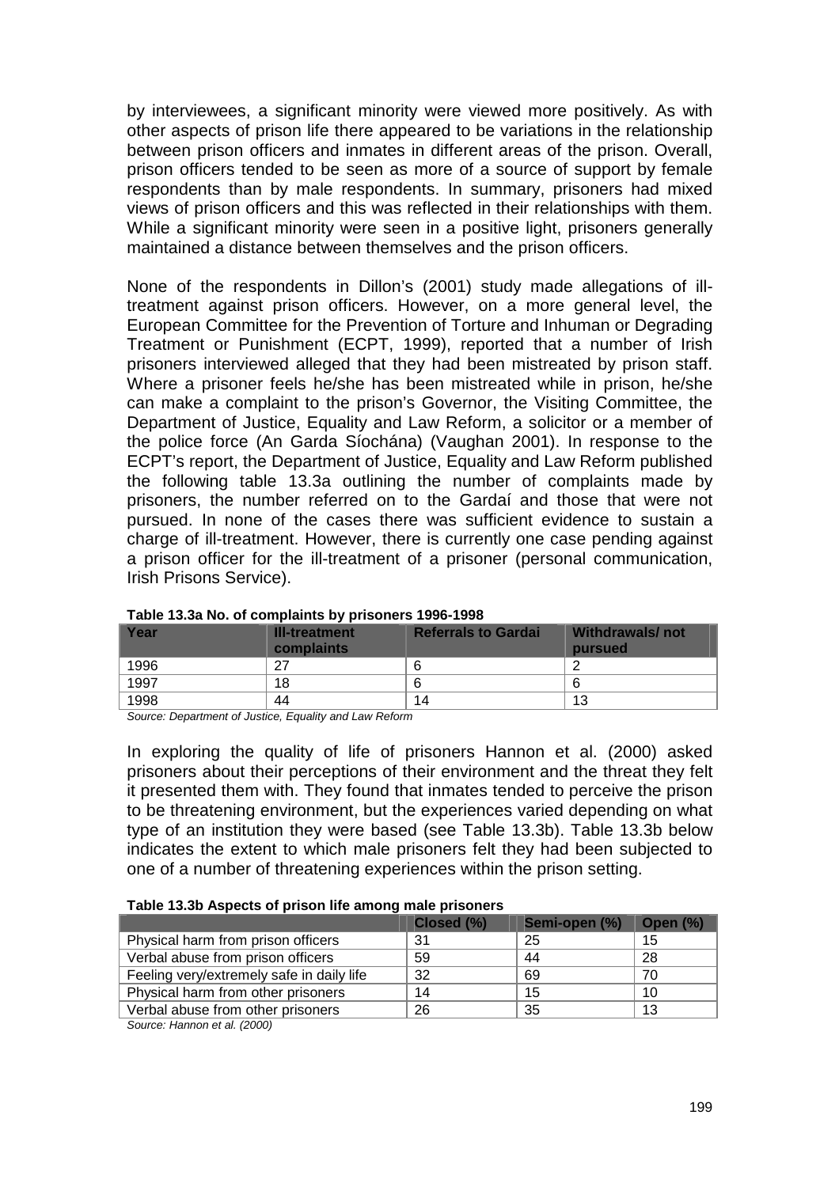by interviewees, a significant minority were viewed more positively. As with other aspects of prison life there appeared to be variations in the relationship between prison officers and inmates in different areas of the prison. Overall, prison officers tended to be seen as more of a source of support by female respondents than by male respondents. In summary, prisoners had mixed views of prison officers and this was reflected in their relationships with them. While a significant minority were seen in a positive light, prisoners generally maintained a distance between themselves and the prison officers.

None of the respondents in Dillon's (2001) study made allegations of ill-treatment against prison officers. However, on a more general level, the European Committee for the Prevention of Torture and Inhuman or Degrading Treatment or Punishment (ECPT, 1999), reported that a number of Irish prisoners interviewed alleged that they had been mistreated by prison staff. Where a prisoner feels he/she has been mistreated while in prison, he/she can make a complaint to the prison's Governor, the Visiting Committee, the Department of Justice, Equality and Law Reform, a solicitor or a member of the police force (An Garda Síochána) (Vaughan 2001). In response to the ECPT's report, the Department of Justice, Equality and Law Reform published the following table 13.3a outlining the number of complaints made by prisoners, the number referred on to the Gardaí and those that were not pursued. In none of the cases there was sufficient evidence to sustain a charge of ill-treatment. However, there is currently one case pending against a prison officer for the ill-treatment of a prisoner (personal communication, Irish Prisons Service).

**Table 13.3a No. of complaints by prisoners 1996-1998**

| Year | Ill-treatment complaints | Referrals to Gardai | Withdrawals/ not pursued |
|---|---|---|---|
| 1996 | 27 | 6 | 2 |
| 1997 | 18 | 6 | 6 |
| 1998 | 44 | 14 | 13 |

*Source: Department of Justice, Equality and Law Reform*

In exploring the quality of life of prisoners Hannon et al. (2000) asked prisoners about their perceptions of their environment and the threat they felt it presented them with. They found that inmates tended to perceive the prison to be threatening environment, but the experiences varied depending on what type of an institution they were based (see Table 13.3b). Table 13.3b below indicates the extent to which male prisoners felt they had been subjected to one of a number of threatening experiences within the prison setting.

**Table 13.3b Aspects of prison life among male prisoners**

| | Closed (%) | Semi-open (%) | Open (%) |
|---|---|---|---|
| Physical harm from prison officers | 31 | 25 | 15 |
| Verbal abuse from prison officers | 59 | 44 | 28 |
| Feeling very/extremely safe in daily life | 32 | 69 | 70 |
| Physical harm from other prisoners | 14 | 15 | 10 |
| Verbal abuse from other prisoners | 26 | 35 | 13 |

*Source: Hannon et al. (2000)*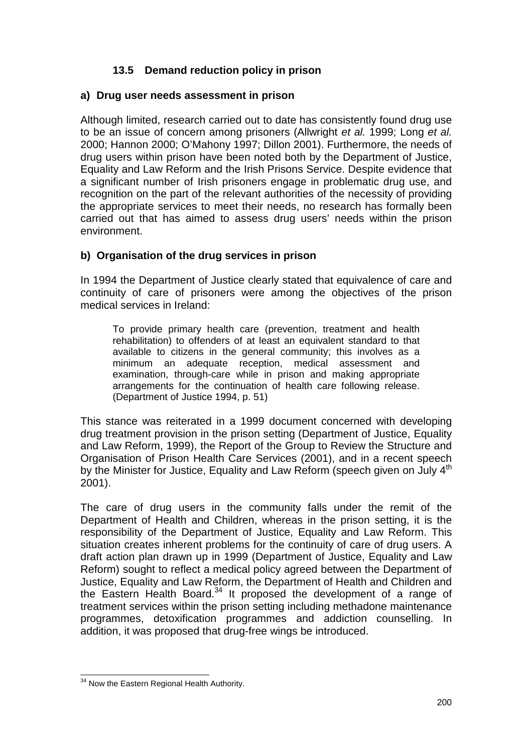### 13.5 Demand reduction policy in prison

#### a) Drug user needs assessment in prison

Although limited, research carried out to date has consistently found drug use to be an issue of concern among prisoners (Allwright *et al.* 1999; Long *et al.* 2000; Hannon 2000; O'Mahony 1997; Dillon 2001). Furthermore, the needs of drug users within prison have been noted both by the Department of Justice, Equality and Law Reform and the Irish Prisons Service. Despite evidence that a significant number of Irish prisoners engage in problematic drug use, and recognition on the part of the relevant authorities of the necessity of providing the appropriate services to meet their needs, no research has formally been carried out that has aimed to assess drug users' needs within the prison environment.

#### b) Organisation of the drug services in prison

In 1994 the Department of Justice clearly stated that equivalence of care and continuity of care of prisoners were among the objectives of the prison medical services in Ireland:

> To provide primary health care (prevention, treatment and health rehabilitation) to offenders of at least an equivalent standard to that available to citizens in the general community; this involves as a minimum an adequate reception, medical assessment and examination, through-care while in prison and making appropriate arrangements for the continuation of health care following release. (Department of Justice 1994, p. 51)

This stance was reiterated in a 1999 document concerned with developing drug treatment provision in the prison setting (Department of Justice, Equality and Law Reform, 1999), the Report of the Group to Review the Structure and Organisation of Prison Health Care Services (2001), and in a recent speech by the Minister for Justice, Equality and Law Reform (speech given on July 4th 2001).

The care of drug users in the community falls under the remit of the Department of Health and Children, whereas in the prison setting, it is the responsibility of the Department of Justice, Equality and Law Reform. This situation creates inherent problems for the continuity of care of drug users. A draft action plan drawn up in 1999 (Department of Justice, Equality and Law Reform) sought to reflect a medical policy agreed between the Department of Justice, Equality and Law Reform, the Department of Health and Children and the Eastern Health Board.[34] It proposed the development of a range of treatment services within the prison setting including methadone maintenance programmes, detoxification programmes and addiction counselling. In addition, it was proposed that drug-free wings be introduced.

---

[34] Now the Eastern Regional Health Authority.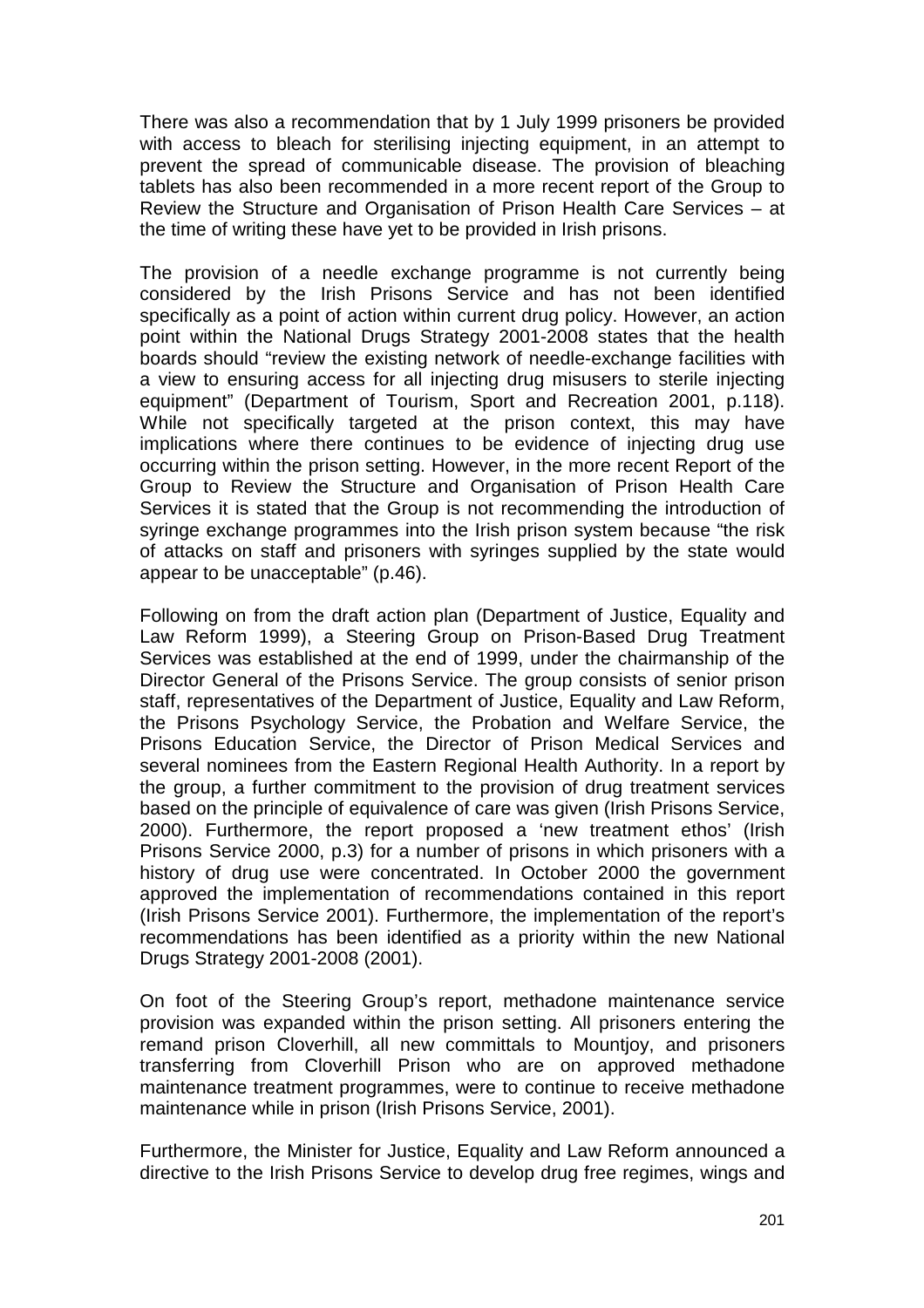There was also a recommendation that by 1 July 1999 prisoners be provided with access to bleach for sterilising injecting equipment, in an attempt to prevent the spread of communicable disease. The provision of bleaching tablets has also been recommended in a more recent report of the Group to Review the Structure and Organisation of Prison Health Care Services – at the time of writing these have yet to be provided in Irish prisons.

The provision of a needle exchange programme is not currently being considered by the Irish Prisons Service and has not been identified specifically as a point of action within current drug policy. However, an action point within the National Drugs Strategy 2001-2008 states that the health boards should "review the existing network of needle-exchange facilities with a view to ensuring access for all injecting drug misusers to sterile injecting equipment" (Department of Tourism, Sport and Recreation 2001, p.118). While not specifically targeted at the prison context, this may have implications where there continues to be evidence of injecting drug use occurring within the prison setting. However, in the more recent Report of the Group to Review the Structure and Organisation of Prison Health Care Services it is stated that the Group is not recommending the introduction of syringe exchange programmes into the Irish prison system because "the risk of attacks on staff and prisoners with syringes supplied by the state would appear to be unacceptable" (p.46).

Following on from the draft action plan (Department of Justice, Equality and Law Reform 1999), a Steering Group on Prison-Based Drug Treatment Services was established at the end of 1999, under the chairmanship of the Director General of the Prisons Service. The group consists of senior prison staff, representatives of the Department of Justice, Equality and Law Reform, the Prisons Psychology Service, the Probation and Welfare Service, the Prisons Education Service, the Director of Prison Medical Services and several nominees from the Eastern Regional Health Authority. In a report by the group, a further commitment to the provision of drug treatment services based on the principle of equivalence of care was given (Irish Prisons Service, 2000). Furthermore, the report proposed a 'new treatment ethos' (Irish Prisons Service 2000, p.3) for a number of prisons in which prisoners with a history of drug use were concentrated. In October 2000 the government approved the implementation of recommendations contained in this report (Irish Prisons Service 2001). Furthermore, the implementation of the report's recommendations has been identified as a priority within the new National Drugs Strategy 2001-2008 (2001).

On foot of the Steering Group's report, methadone maintenance service provision was expanded within the prison setting. All prisoners entering the remand prison Cloverhill, all new committals to Mountjoy, and prisoners transferring from Cloverhill Prison who are on approved methadone maintenance treatment programmes, were to continue to receive methadone maintenance while in prison (Irish Prisons Service, 2001).

Furthermore, the Minister for Justice, Equality and Law Reform announced a directive to the Irish Prisons Service to develop drug free regimes, wings and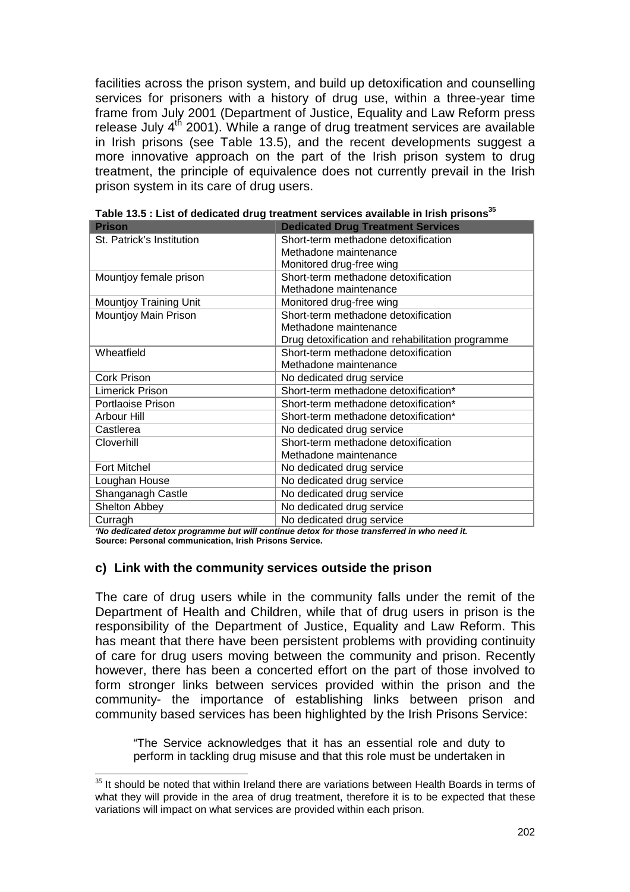facilities across the prison system, and build up detoxification and counselling services for prisoners with a history of drug use, within a three-year time frame from July 2001 (Department of Justice, Equality and Law Reform press release July 4th 2001). While a range of drug treatment services are available in Irish prisons (see Table 13.5), and the recent developments suggest a more innovative approach on the part of the Irish prison system to drug treatment, the principle of equivalence does not currently prevail in the Irish prison system in its care of drug users.

**Table 13.5 : List of dedicated drug treatment services available in Irish prisons[35]**

| Prison | Dedicated Drug Treatment Services |
|---|---|
| St. Patrick's Institution | Short-term methadone detoxification<br>Methadone maintenance<br>Monitored drug-free wing |
| Mountjoy female prison | Short-term methadone detoxification<br>Methadone maintenance |
| Mountjoy Training Unit | Monitored drug-free wing |
| Mountjoy Main Prison | Short-term methadone detoxification<br>Methadone maintenance<br>Drug detoxification and rehabilitation programme |
| Wheatfield | Short-term methadone detoxification<br>Methadone maintenance |
| Cork Prison | No dedicated drug service |
| Limerick Prison | Short-term methadone detoxification* |
| Portlaoise Prison | Short-term methadone detoxification* |
| Arbour Hill | Short-term methadone detoxification* |
| Castlerea | No dedicated drug service |
| Cloverhill | Short-term methadone detoxification<br>Methadone maintenance |
| Fort Mitchel | No dedicated drug service |
| Loughan House | No dedicated drug service |
| Shanganagh Castle | No dedicated drug service |
| Shelton Abbey | No dedicated drug service |
| Curragh | No dedicated drug service |

***No dedicated detox programme but will continue detox for those transferred in who need it.***
**Source: Personal communication, Irish Prisons Service.**

### c) Link with the community services outside the prison

The care of drug users while in the community falls under the remit of the Department of Health and Children, while that of drug users in prison is the responsibility of the Department of Justice, Equality and Law Reform. This has meant that there have been persistent problems with providing continuity of care for drug users moving between the community and prison. Recently however, there has been a concerted effort on the part of those involved to form stronger links between services provided within the prison and the community- the importance of establishing links between prison and community based services has been highlighted by the Irish Prisons Service:

> "The Service acknowledges that it has an essential role and duty to perform in tackling drug misuse and that this role must be undertaken in

[35] It should be noted that within Ireland there are variations between Health Boards in terms of what they will provide in the area of drug treatment, therefore it is to be expected that these variations will impact on what services are provided within each prison.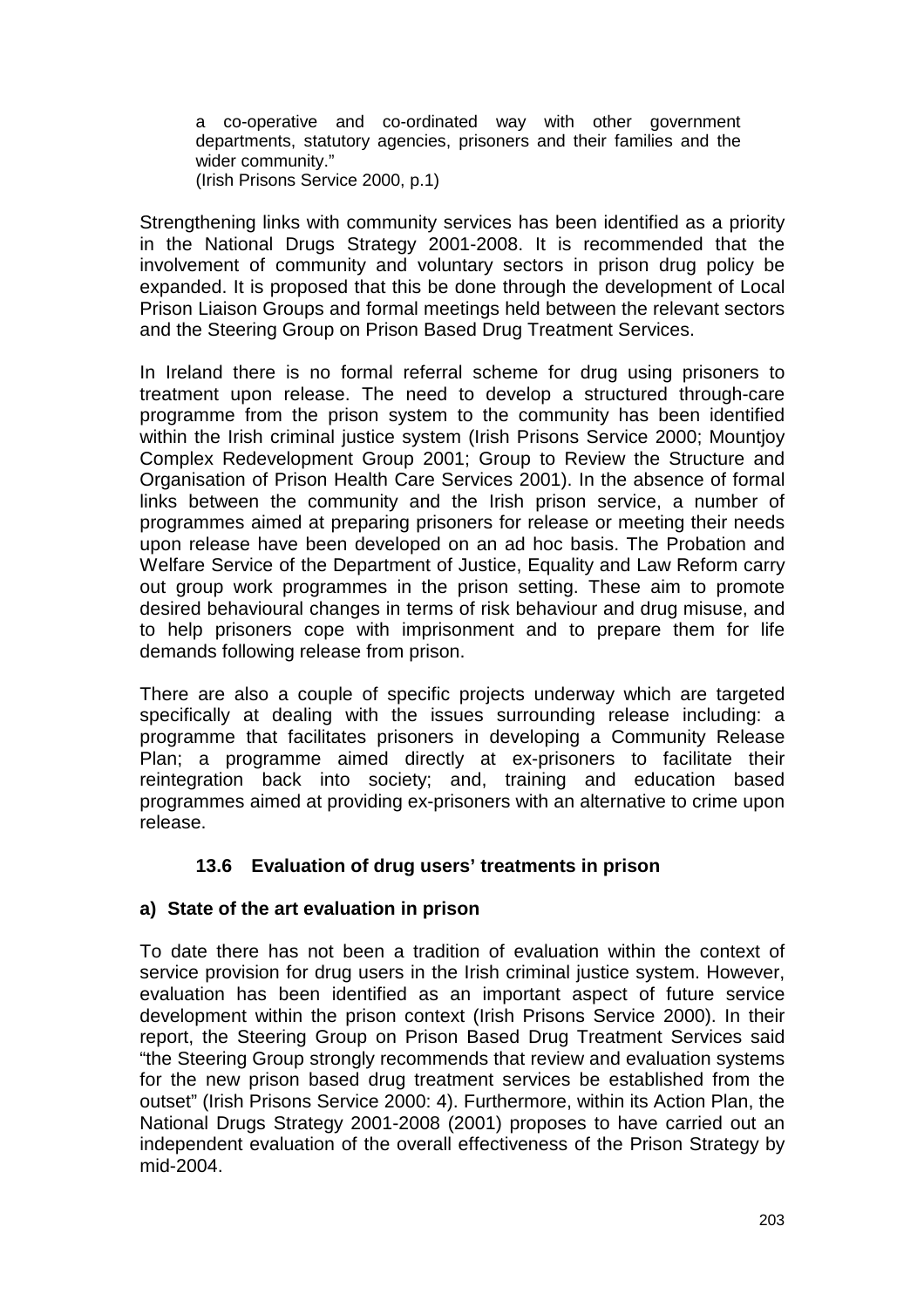> a co-operative and co-ordinated way with other government departments, statutory agencies, prisoners and their families and the wider community."
> (Irish Prisons Service 2000, p.1)

Strengthening links with community services has been identified as a priority in the National Drugs Strategy 2001-2008. It is recommended that the involvement of community and voluntary sectors in prison drug policy be expanded. It is proposed that this be done through the development of Local Prison Liaison Groups and formal meetings held between the relevant sectors and the Steering Group on Prison Based Drug Treatment Services.

In Ireland there is no formal referral scheme for drug using prisoners to treatment upon release. The need to develop a structured through-care programme from the prison system to the community has been identified within the Irish criminal justice system (Irish Prisons Service 2000; Mountjoy Complex Redevelopment Group 2001; Group to Review the Structure and Organisation of Prison Health Care Services 2001). In the absence of formal links between the community and the Irish prison service, a number of programmes aimed at preparing prisoners for release or meeting their needs upon release have been developed on an ad hoc basis. The Probation and Welfare Service of the Department of Justice, Equality and Law Reform carry out group work programmes in the prison setting. These aim to promote desired behavioural changes in terms of risk behaviour and drug misuse, and to help prisoners cope with imprisonment and to prepare them for life demands following release from prison.

There are also a couple of specific projects underway which are targeted specifically at dealing with the issues surrounding release including: a programme that facilitates prisoners in developing a Community Release Plan; a programme aimed directly at ex-prisoners to facilitate their reintegration back into society; and, training and education based programmes aimed at providing ex-prisoners with an alternative to crime upon release.

### 13.6 Evaluation of drug users' treatments in prison

**a) State of the art evaluation in prison**

To date there has not been a tradition of evaluation within the context of service provision for drug users in the Irish criminal justice system. However, evaluation has been identified as an important aspect of future service development within the prison context (Irish Prisons Service 2000). In their report, the Steering Group on Prison Based Drug Treatment Services said "the Steering Group strongly recommends that review and evaluation systems for the new prison based drug treatment services be established from the outset" (Irish Prisons Service 2000: 4). Furthermore, within its Action Plan, the National Drugs Strategy 2001-2008 (2001) proposes to have carried out an independent evaluation of the overall effectiveness of the Prison Strategy by mid-2004.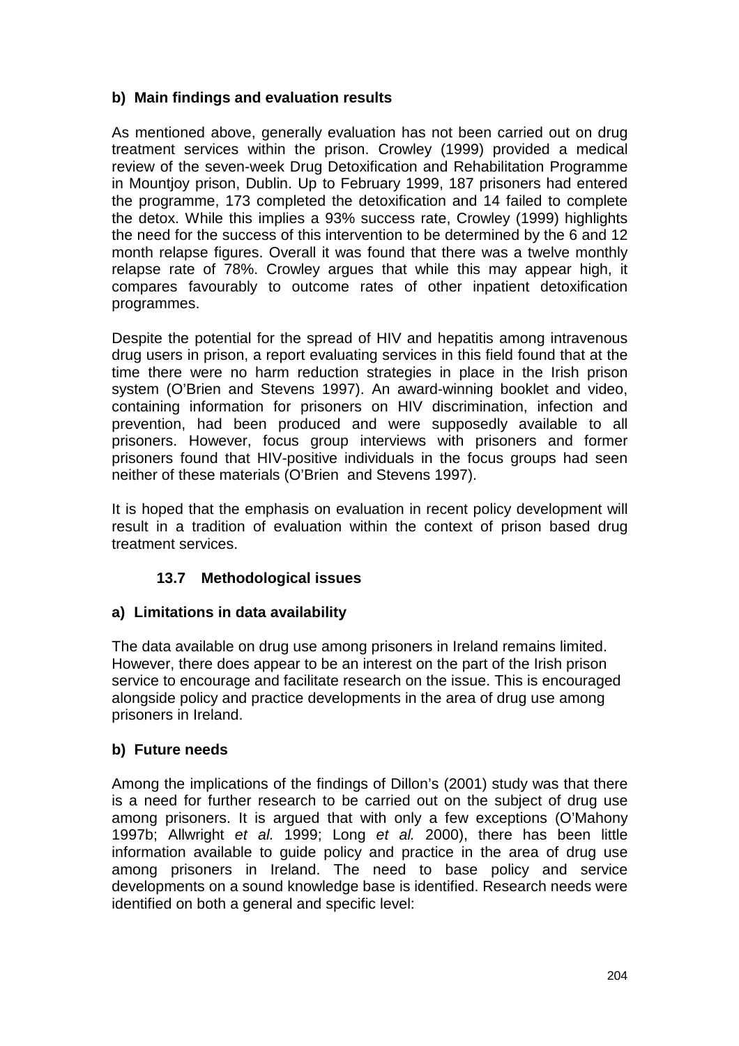**b) Main findings and evaluation results**

As mentioned above, generally evaluation has not been carried out on drug treatment services within the prison. Crowley (1999) provided a medical review of the seven-week Drug Detoxification and Rehabilitation Programme in Mountjoy prison, Dublin. Up to February 1999, 187 prisoners had entered the programme, 173 completed the detoxification and 14 failed to complete the detox. While this implies a 93% success rate, Crowley (1999) highlights the need for the success of this intervention to be determined by the 6 and 12 month relapse figures. Overall it was found that there was a twelve monthly relapse rate of 78%. Crowley argues that while this may appear high, it compares favourably to outcome rates of other inpatient detoxification programmes.

Despite the potential for the spread of HIV and hepatitis among intravenous drug users in prison, a report evaluating services in this field found that at the time there were no harm reduction strategies in place in the Irish prison system (O'Brien and Stevens 1997). An award-winning booklet and video, containing information for prisoners on HIV discrimination, infection and prevention, had been produced and were supposedly available to all prisoners. However, focus group interviews with prisoners and former prisoners found that HIV-positive individuals in the focus groups had seen neither of these materials (O'Brien and Stevens 1997).

It is hoped that the emphasis on evaluation in recent policy development will result in a tradition of evaluation within the context of prison based drug treatment services.

### 13.7 Methodological issues

**a) Limitations in data availability**

The data available on drug use among prisoners in Ireland remains limited. However, there does appear to be an interest on the part of the Irish prison service to encourage and facilitate research on the issue. This is encouraged alongside policy and practice developments in the area of drug use among prisoners in Ireland.

**b) Future needs**

Among the implications of the findings of Dillon's (2001) study was that there is a need for further research to be carried out on the subject of drug use among prisoners. It is argued that with only a few exceptions (O'Mahony 1997b; Allwright *et al.* 1999; Long *et al.* 2000), there has been little information available to guide policy and practice in the area of drug use among prisoners in Ireland. The need to base policy and service developments on a sound knowledge base is identified. Research needs were identified on both a general and specific level: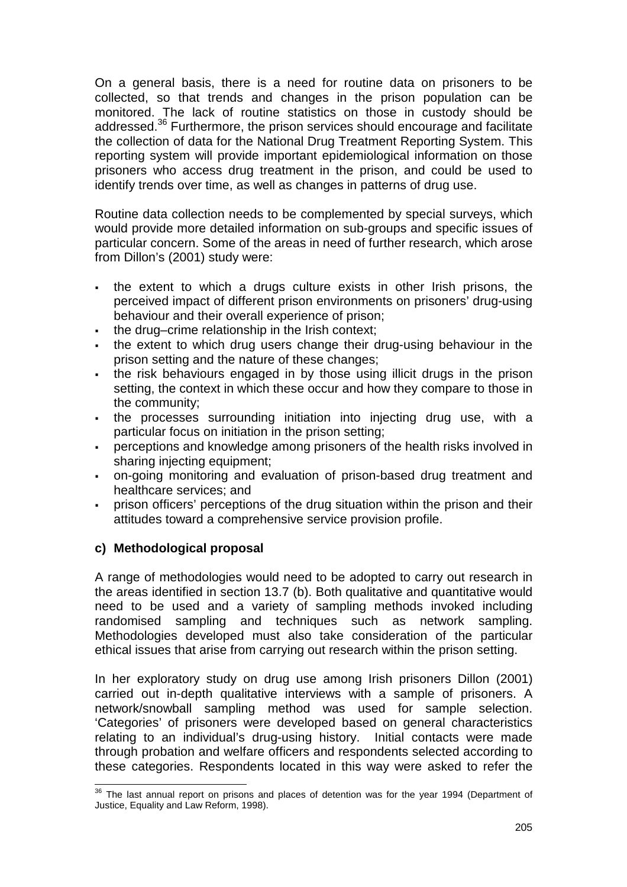On a general basis, there is a need for routine data on prisoners to be collected, so that trends and changes in the prison population can be monitored. The lack of routine statistics on those in custody should be addressed.[36] Furthermore, the prison services should encourage and facilitate the collection of data for the National Drug Treatment Reporting System. This reporting system will provide important epidemiological information on those prisoners who access drug treatment in the prison, and could be used to identify trends over time, as well as changes in patterns of drug use.

Routine data collection needs to be complemented by special surveys, which would provide more detailed information on sub-groups and specific issues of particular concern. Some of the areas in need of further research, which arose from Dillon's (2001) study were:

- the extent to which a drugs culture exists in other Irish prisons, the perceived impact of different prison environments on prisoners' drug-using behaviour and their overall experience of prison;
- the drug–crime relationship in the Irish context;
- the extent to which drug users change their drug-using behaviour in the prison setting and the nature of these changes;
- the risk behaviours engaged in by those using illicit drugs in the prison setting, the context in which these occur and how they compare to those in the community;
- the processes surrounding initiation into injecting drug use, with a particular focus on initiation in the prison setting;
- perceptions and knowledge among prisoners of the health risks involved in sharing injecting equipment;
- on-going monitoring and evaluation of prison-based drug treatment and healthcare services; and
- prison officers' perceptions of the drug situation within the prison and their attitudes toward a comprehensive service provision profile.

### c) Methodological proposal

A range of methodologies would need to be adopted to carry out research in the areas identified in section 13.7 (b). Both qualitative and quantitative would need to be used and a variety of sampling methods invoked including randomised sampling and techniques such as network sampling. Methodologies developed must also take consideration of the particular ethical issues that arise from carrying out research within the prison setting.

In her exploratory study on drug use among Irish prisoners Dillon (2001) carried out in-depth qualitative interviews with a sample of prisoners. A network/snowball sampling method was used for sample selection. 'Categories' of prisoners were developed based on general characteristics relating to an individual's drug-using history. Initial contacts were made through probation and welfare officers and respondents selected according to these categories. Respondents located in this way were asked to refer the

---

[36] The last annual report on prisons and places of detention was for the year 1994 (Department of Justice, Equality and Law Reform, 1998).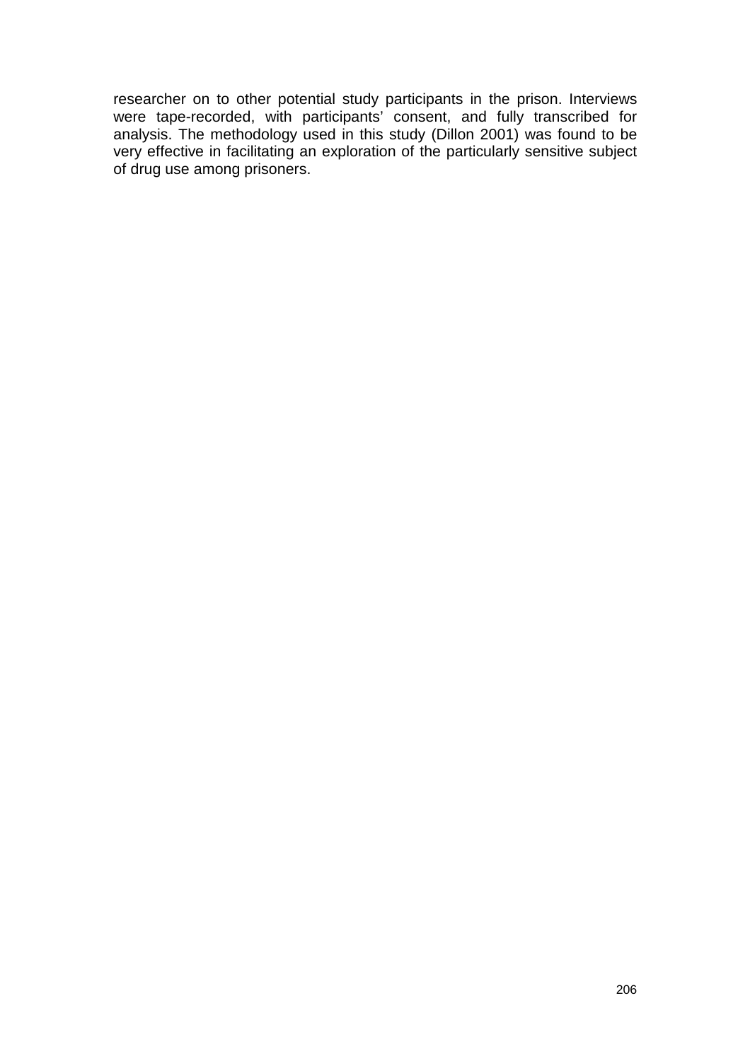researcher on to other potential study participants in the prison. Interviews were tape-recorded, with participants' consent, and fully transcribed for analysis. The methodology used in this study (Dillon 2001) was found to be very effective in facilitating an exploration of the particularly sensitive subject of drug use among prisoners.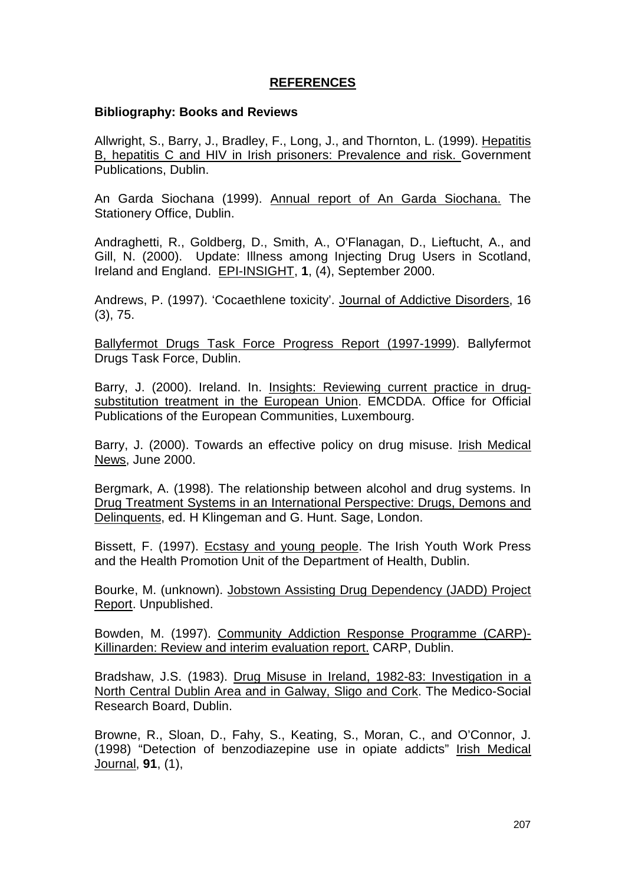## REFERENCES

### Bibliography: Books and Reviews

Allwright, S., Barry, J., Bradley, F., Long, J., and Thornton, L. (1999). Hepatitis B, hepatitis C and HIV in Irish prisoners: Prevalence and risk. Government Publications, Dublin.

An Garda Siochana (1999). Annual report of An Garda Siochana. The Stationery Office, Dublin.

Andraghetti, R., Goldberg, D., Smith, A., O'Flanagan, D., Lieftucht, A., and Gill, N. (2000). Update: Illness among Injecting Drug Users in Scotland, Ireland and England. EPI-INSIGHT, **1**, (4), September 2000.

Andrews, P. (1997). 'Cocaethlene toxicity'. Journal of Addictive Disorders, 16 (3), 75.

Ballyfermot Drugs Task Force Progress Report (1997-1999). Ballyfermot Drugs Task Force, Dublin.

Barry, J. (2000). Ireland. In. Insights: Reviewing current practice in drug-substitution treatment in the European Union. EMCDDA. Office for Official Publications of the European Communities, Luxembourg.

Barry, J. (2000). Towards an effective policy on drug misuse. Irish Medical News, June 2000.

Bergmark, A. (1998). The relationship between alcohol and drug systems. In Drug Treatment Systems in an International Perspective: Drugs, Demons and Delinquents, ed. H Klingeman and G. Hunt. Sage, London.

Bissett, F. (1997). Ecstasy and young people. The Irish Youth Work Press and the Health Promotion Unit of the Department of Health, Dublin.

Bourke, M. (unknown). Jobstown Assisting Drug Dependency (JADD) Project Report. Unpublished.

Bowden, M. (1997). Community Addiction Response Programme (CARP)-Killinarden: Review and interim evaluation report. CARP, Dublin.

Bradshaw, J.S. (1983). Drug Misuse in Ireland, 1982-83: Investigation in a North Central Dublin Area and in Galway, Sligo and Cork. The Medico-Social Research Board, Dublin.

Browne, R., Sloan, D., Fahy, S., Keating, S., Moran, C., and O'Connor, J. (1998) "Detection of benzodiazepine use in opiate addicts" Irish Medical Journal, **91**, (1),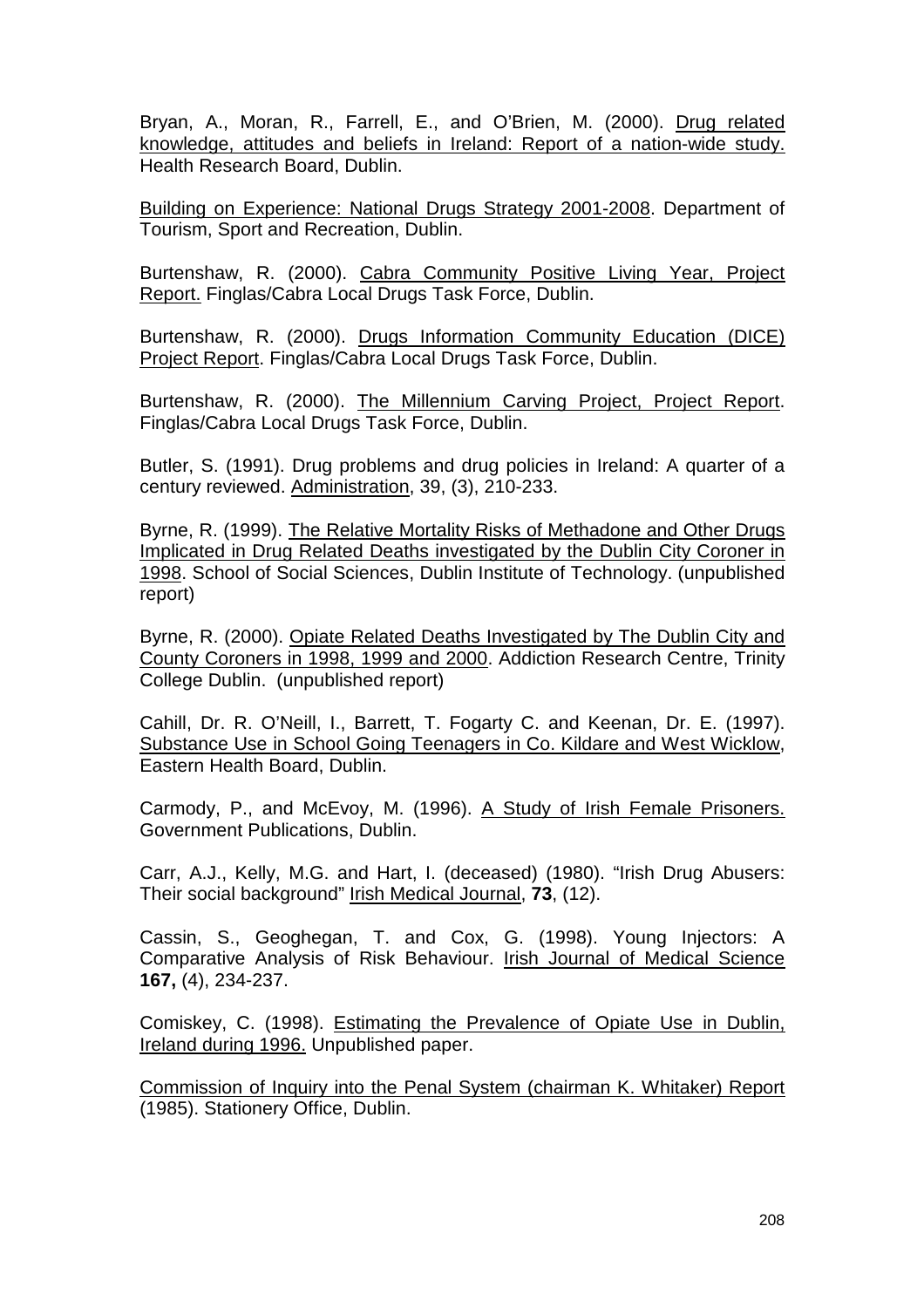Bryan, A., Moran, R., Farrell, E., and O'Brien, M. (2000). Drug related knowledge, attitudes and beliefs in Ireland: Report of a nation-wide study. Health Research Board, Dublin.

Building on Experience: National Drugs Strategy 2001-2008. Department of Tourism, Sport and Recreation, Dublin.

Burtenshaw, R. (2000). Cabra Community Positive Living Year, Project Report. Finglas/Cabra Local Drugs Task Force, Dublin.

Burtenshaw, R. (2000). Drugs Information Community Education (DICE) Project Report. Finglas/Cabra Local Drugs Task Force, Dublin.

Burtenshaw, R. (2000). The Millennium Carving Project, Project Report. Finglas/Cabra Local Drugs Task Force, Dublin.

Butler, S. (1991). Drug problems and drug policies in Ireland: A quarter of a century reviewed. Administration, 39, (3), 210-233.

Byrne, R. (1999). The Relative Mortality Risks of Methadone and Other Drugs Implicated in Drug Related Deaths investigated by the Dublin City Coroner in 1998. School of Social Sciences, Dublin Institute of Technology. (unpublished report)

Byrne, R. (2000). Opiate Related Deaths Investigated by The Dublin City and County Coroners in 1998, 1999 and 2000. Addiction Research Centre, Trinity College Dublin. (unpublished report)

Cahill, Dr. R. O'Neill, I., Barrett, T. Fogarty C. and Keenan, Dr. E. (1997). Substance Use in School Going Teenagers in Co. Kildare and West Wicklow, Eastern Health Board, Dublin.

Carmody, P., and McEvoy, M. (1996). A Study of Irish Female Prisoners. Government Publications, Dublin.

Carr, A.J., Kelly, M.G. and Hart, I. (deceased) (1980). "Irish Drug Abusers: Their social background" Irish Medical Journal, **73**, (12).

Cassin, S., Geoghegan, T. and Cox, G. (1998). Young Injectors: A Comparative Analysis of Risk Behaviour. Irish Journal of Medical Science **167,** (4), 234-237.

Comiskey, C. (1998). Estimating the Prevalence of Opiate Use in Dublin, Ireland during 1996. Unpublished paper.

Commission of Inquiry into the Penal System (chairman K. Whitaker) Report (1985). Stationery Office, Dublin.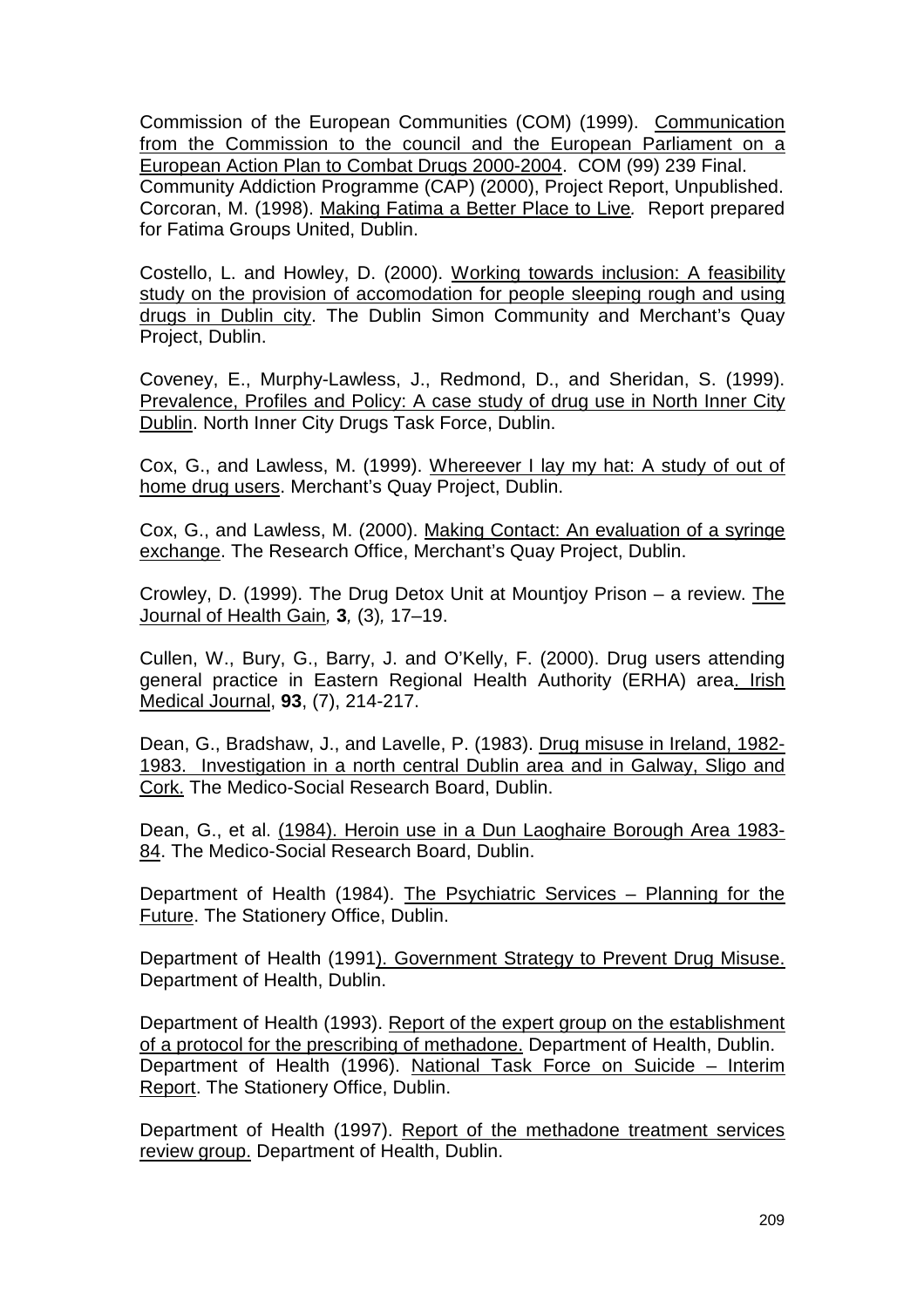Commission of the European Communities (COM) (1999). Communication from the Commission to the council and the European Parliament on a European Action Plan to Combat Drugs 2000-2004. COM (99) 239 Final.
Community Addiction Programme (CAP) (2000), Project Report, Unpublished.
Corcoran, M. (1998). Making Fatima a Better Place to Live. Report prepared for Fatima Groups United, Dublin.

Costello, L. and Howley, D. (2000). Working towards inclusion: A feasibility study on the provision of accomodation for people sleeping rough and using drugs in Dublin city. The Dublin Simon Community and Merchant's Quay Project, Dublin.

Coveney, E., Murphy-Lawless, J., Redmond, D., and Sheridan, S. (1999). Prevalence, Profiles and Policy: A case study of drug use in North Inner City Dublin. North Inner City Drugs Task Force, Dublin.

Cox, G., and Lawless, M. (1999). Whereever I lay my hat: A study of out of home drug users. Merchant's Quay Project, Dublin.

Cox, G., and Lawless, M. (2000). Making Contact: An evaluation of a syringe exchange. The Research Office, Merchant's Quay Project, Dublin.

Crowley, D. (1999). The Drug Detox Unit at Mountjoy Prison – a review. The Journal of Health Gain, **3**, (3), 17–19.

Cullen, W., Bury, G., Barry, J. and O'Kelly, F. (2000). Drug users attending general practice in Eastern Regional Health Authority (ERHA) area. Irish Medical Journal, **93**, (7), 214-217.

Dean, G., Bradshaw, J., and Lavelle, P. (1983). Drug misuse in Ireland, 1982-1983. Investigation in a north central Dublin area and in Galway, Sligo and Cork. The Medico-Social Research Board, Dublin.

Dean, G., et al. (1984). Heroin use in a Dun Laoghaire Borough Area 1983-84. The Medico-Social Research Board, Dublin.

Department of Health (1984). The Psychiatric Services – Planning for the Future. The Stationery Office, Dublin.

Department of Health (1991). Government Strategy to Prevent Drug Misuse. Department of Health, Dublin.

Department of Health (1993). Report of the expert group on the establishment of a protocol for the prescribing of methadone. Department of Health, Dublin.
Department of Health (1996). National Task Force on Suicide – Interim Report. The Stationery Office, Dublin.

Department of Health (1997). Report of the methadone treatment services review group. Department of Health, Dublin.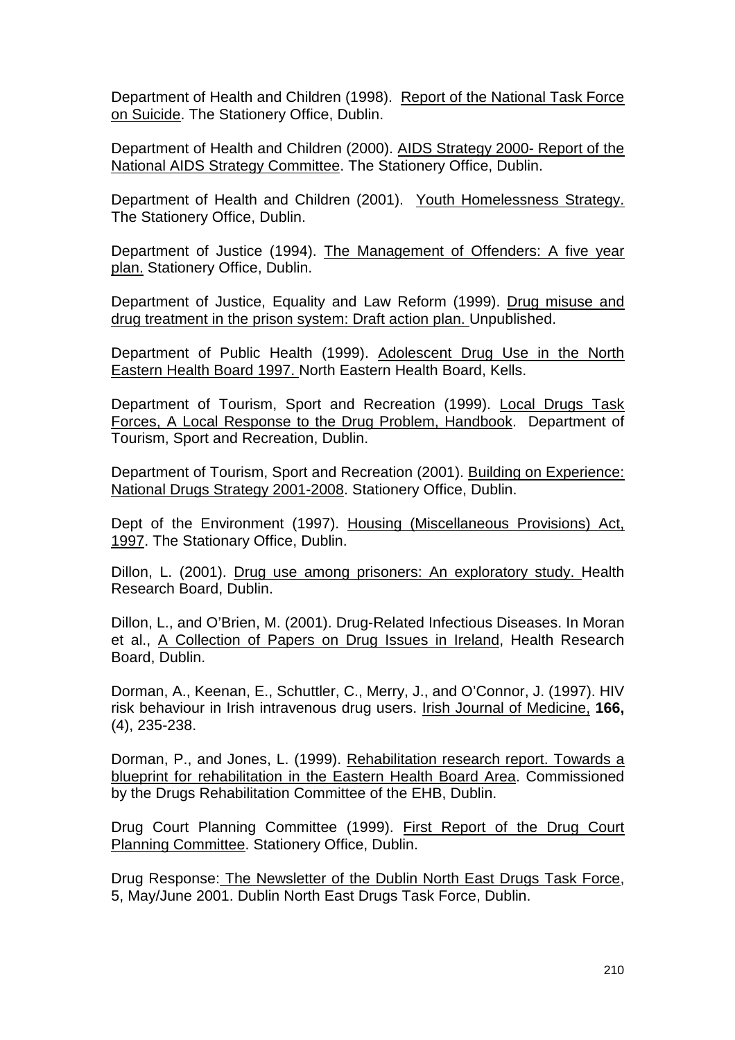Department of Health and Children (1998). Report of the National Task Force on Suicide. The Stationery Office, Dublin.

Department of Health and Children (2000). AIDS Strategy 2000- Report of the National AIDS Strategy Committee. The Stationery Office, Dublin.

Department of Health and Children (2001). Youth Homelessness Strategy. The Stationery Office, Dublin.

Department of Justice (1994). The Management of Offenders: A five year plan. Stationery Office, Dublin.

Department of Justice, Equality and Law Reform (1999). Drug misuse and drug treatment in the prison system: Draft action plan. Unpublished.

Department of Public Health (1999). Adolescent Drug Use in the North Eastern Health Board 1997. North Eastern Health Board, Kells.

Department of Tourism, Sport and Recreation (1999). Local Drugs Task Forces, A Local Response to the Drug Problem, Handbook. Department of Tourism, Sport and Recreation, Dublin.

Department of Tourism, Sport and Recreation (2001). Building on Experience: National Drugs Strategy 2001-2008. Stationery Office, Dublin.

Dept of the Environment (1997). Housing (Miscellaneous Provisions) Act, 1997. The Stationary Office, Dublin.

Dillon, L. (2001). Drug use among prisoners: An exploratory study. Health Research Board, Dublin.

Dillon, L., and O'Brien, M. (2001). Drug-Related Infectious Diseases. In Moran et al., A Collection of Papers on Drug Issues in Ireland, Health Research Board, Dublin.

Dorman, A., Keenan, E., Schuttler, C., Merry, J., and O'Connor, J. (1997). HIV risk behaviour in Irish intravenous drug users. Irish Journal of Medicine, **166,** (4), 235-238.

Dorman, P., and Jones, L. (1999). Rehabilitation research report. Towards a blueprint for rehabilitation in the Eastern Health Board Area. Commissioned by the Drugs Rehabilitation Committee of the EHB, Dublin.

Drug Court Planning Committee (1999). First Report of the Drug Court Planning Committee. Stationery Office, Dublin.

Drug Response: The Newsletter of the Dublin North East Drugs Task Force, 5, May/June 2001. Dublin North East Drugs Task Force, Dublin.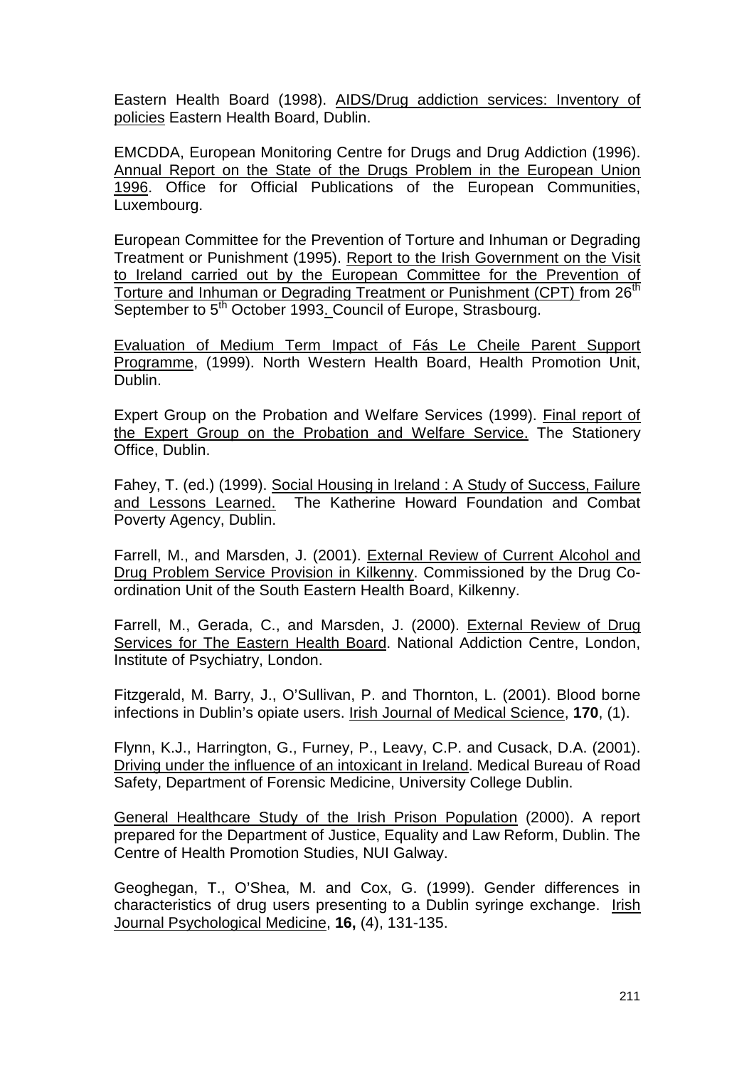Eastern Health Board (1998). AIDS/Drug addiction services: Inventory of policies Eastern Health Board, Dublin.

EMCDDA, European Monitoring Centre for Drugs and Drug Addiction (1996). Annual Report on the State of the Drugs Problem in the European Union 1996. Office for Official Publications of the European Communities, Luxembourg.

European Committee for the Prevention of Torture and Inhuman or Degrading Treatment or Punishment (1995). Report to the Irish Government on the Visit to Ireland carried out by the European Committee for the Prevention of Torture and Inhuman or Degrading Treatment or Punishment (CPT) from 26th September to 5th October 1993. Council of Europe, Strasbourg.

Evaluation of Medium Term Impact of Fás Le Cheile Parent Support Programme, (1999). North Western Health Board, Health Promotion Unit, Dublin.

Expert Group on the Probation and Welfare Services (1999). Final report of the Expert Group on the Probation and Welfare Service. The Stationery Office, Dublin.

Fahey, T. (ed.) (1999). Social Housing in Ireland : A Study of Success, Failure and Lessons Learned. The Katherine Howard Foundation and Combat Poverty Agency, Dublin.

Farrell, M., and Marsden, J. (2001). External Review of Current Alcohol and Drug Problem Service Provision in Kilkenny. Commissioned by the Drug Co-ordination Unit of the South Eastern Health Board, Kilkenny.

Farrell, M., Gerada, C., and Marsden, J. (2000). External Review of Drug Services for The Eastern Health Board. National Addiction Centre, London, Institute of Psychiatry, London.

Fitzgerald, M. Barry, J., O'Sullivan, P. and Thornton, L. (2001). Blood borne infections in Dublin's opiate users. Irish Journal of Medical Science, **170**, (1).

Flynn, K.J., Harrington, G., Furney, P., Leavy, C.P. and Cusack, D.A. (2001). Driving under the influence of an intoxicant in Ireland. Medical Bureau of Road Safety, Department of Forensic Medicine, University College Dublin.

General Healthcare Study of the Irish Prison Population (2000). A report prepared for the Department of Justice, Equality and Law Reform, Dublin. The Centre of Health Promotion Studies, NUI Galway.

Geoghegan, T., O'Shea, M. and Cox, G. (1999). Gender differences in characteristics of drug users presenting to a Dublin syringe exchange. Irish Journal Psychological Medicine, **16,** (4), 131-135.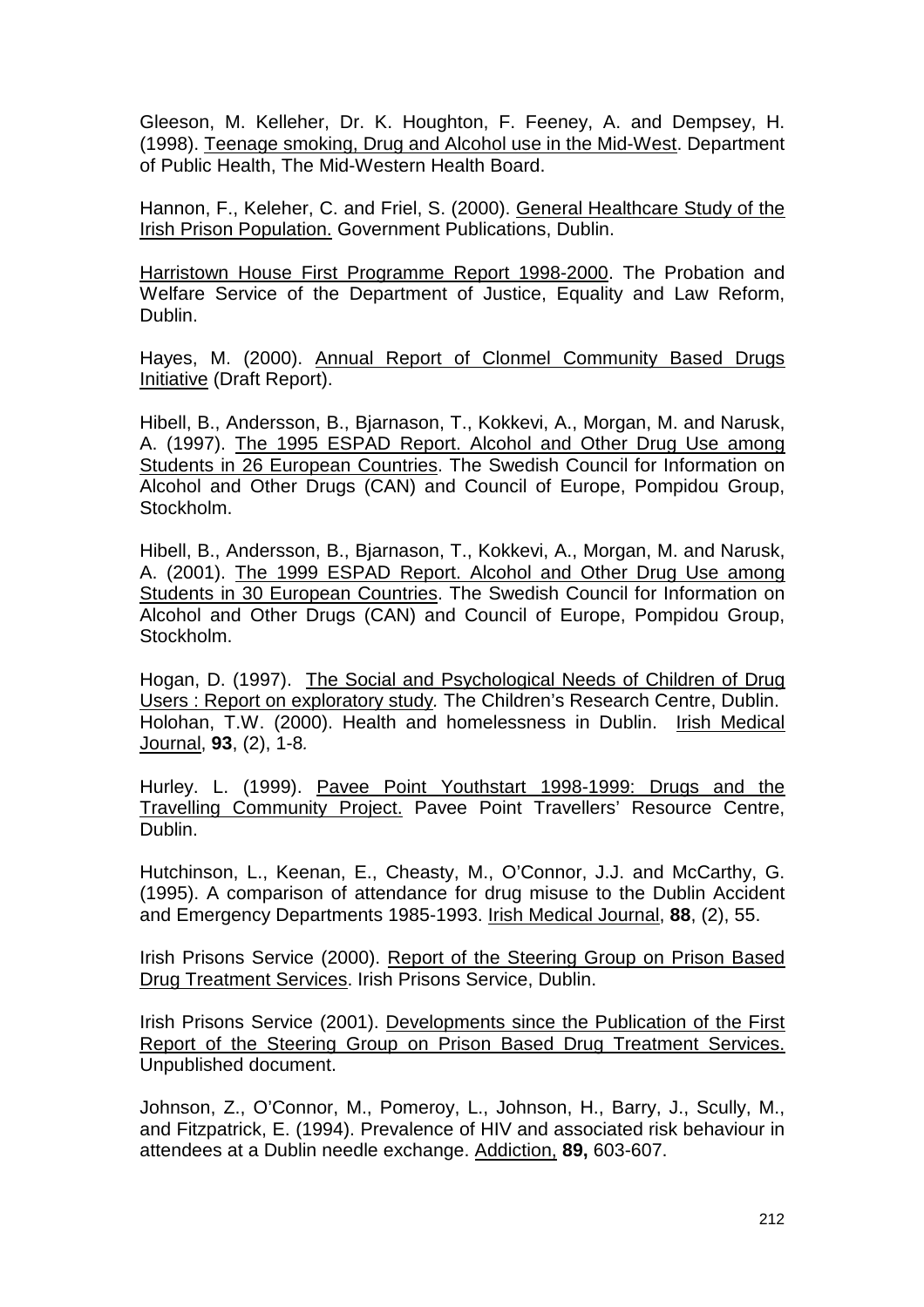Gleeson, M. Kelleher, Dr. K. Houghton, F. Feeney, A. and Dempsey, H. (1998). Teenage smoking, Drug and Alcohol use in the Mid-West. Department of Public Health, The Mid-Western Health Board.

Hannon, F., Keleher, C. and Friel, S. (2000). General Healthcare Study of the Irish Prison Population. Government Publications, Dublin.

Harristown House First Programme Report 1998-2000. The Probation and Welfare Service of the Department of Justice, Equality and Law Reform, Dublin.

Hayes, M. (2000). Annual Report of Clonmel Community Based Drugs Initiative (Draft Report).

Hibell, B., Andersson, B., Bjarnason, T., Kokkevi, A., Morgan, M. and Narusk, A. (1997). The 1995 ESPAD Report. Alcohol and Other Drug Use among Students in 26 European Countries. The Swedish Council for Information on Alcohol and Other Drugs (CAN) and Council of Europe, Pompidou Group, Stockholm.

Hibell, B., Andersson, B., Bjarnason, T., Kokkevi, A., Morgan, M. and Narusk, A. (2001). The 1999 ESPAD Report. Alcohol and Other Drug Use among Students in 30 European Countries. The Swedish Council for Information on Alcohol and Other Drugs (CAN) and Council of Europe, Pompidou Group, Stockholm.

Hogan, D. (1997). The Social and Psychological Needs of Children of Drug Users : Report on exploratory study. The Children's Research Centre, Dublin.
Holohan, T.W. (2000). Health and homelessness in Dublin. Irish Medical Journal, **93**, (2), 1-8.

Hurley. L. (1999). Pavee Point Youthstart 1998-1999: Drugs and the Travelling Community Project. Pavee Point Travellers' Resource Centre, Dublin.

Hutchinson, L., Keenan, E., Cheasty, M., O'Connor, J.J. and McCarthy, G. (1995). A comparison of attendance for drug misuse to the Dublin Accident and Emergency Departments 1985-1993. Irish Medical Journal, **88**, (2), 55.

Irish Prisons Service (2000). Report of the Steering Group on Prison Based Drug Treatment Services. Irish Prisons Service, Dublin.

Irish Prisons Service (2001). Developments since the Publication of the First Report of the Steering Group on Prison Based Drug Treatment Services. Unpublished document.

Johnson, Z., O'Connor, M., Pomeroy, L., Johnson, H., Barry, J., Scully, M., and Fitzpatrick, E. (1994). Prevalence of HIV and associated risk behaviour in attendees at a Dublin needle exchange. Addiction, **89,** 603-607.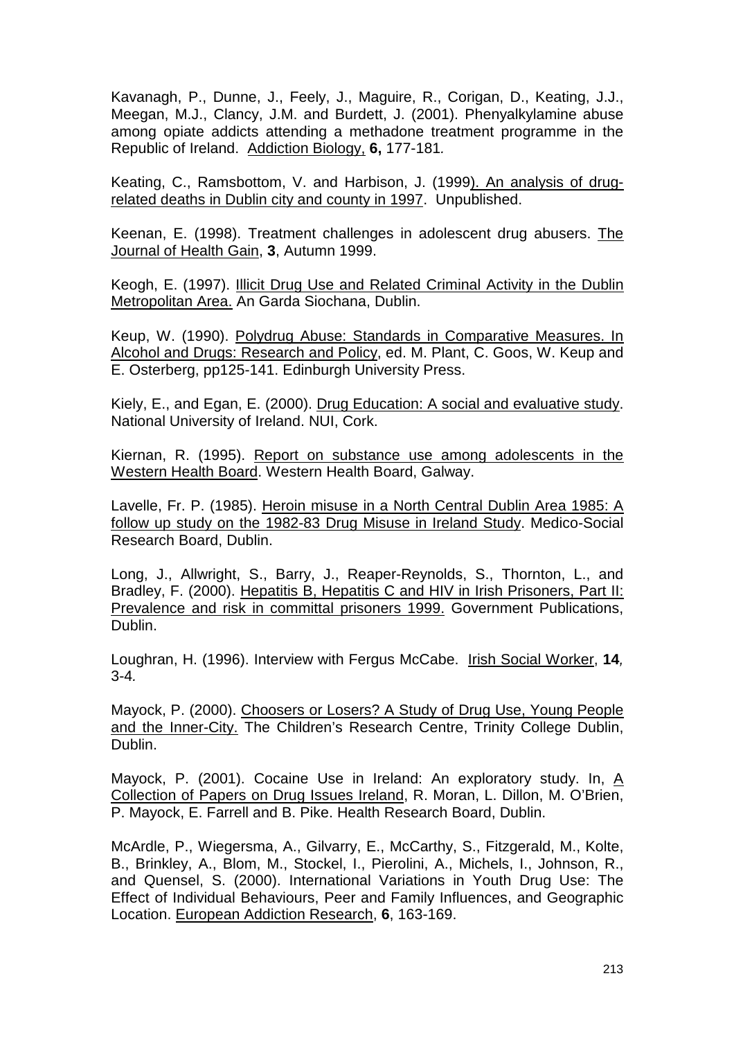Kavanagh, P., Dunne, J., Feely, J., Maguire, R., Corigan, D., Keating, J.J., Meegan, M.J., Clancy, J.M. and Burdett, J. (2001). Phenyalkylamine abuse among opiate addicts attending a methadone treatment programme in the Republic of Ireland. Addiction Biology, **6,** 177-181.

Keating, C., Ramsbottom, V. and Harbison, J. (1999). An analysis of drug-related deaths in Dublin city and county in 1997. Unpublished.

Keenan, E. (1998). Treatment challenges in adolescent drug abusers. The Journal of Health Gain, **3**, Autumn 1999.

Keogh, E. (1997). Illicit Drug Use and Related Criminal Activity in the Dublin Metropolitan Area. An Garda Siochana, Dublin.

Keup, W. (1990). Polydrug Abuse: Standards in Comparative Measures. In Alcohol and Drugs: Research and Policy, ed. M. Plant, C. Goos, W. Keup and E. Osterberg, pp125-141. Edinburgh University Press.

Kiely, E., and Egan, E. (2000). Drug Education: A social and evaluative study. National University of Ireland. NUI, Cork.

Kiernan, R. (1995). Report on substance use among adolescents in the Western Health Board. Western Health Board, Galway.

Lavelle, Fr. P. (1985). Heroin misuse in a North Central Dublin Area 1985: A follow up study on the 1982-83 Drug Misuse in Ireland Study. Medico-Social Research Board, Dublin.

Long, J., Allwright, S., Barry, J., Reaper-Reynolds, S., Thornton, L., and Bradley, F. (2000). Hepatitis B, Hepatitis C and HIV in Irish Prisoners, Part II: Prevalence and risk in committal prisoners 1999. Government Publications, Dublin.

Loughran, H. (1996). Interview with Fergus McCabe. Irish Social Worker, **14**, 3-4.

Mayock, P. (2000). Choosers or Losers? A Study of Drug Use, Young People and the Inner-City. The Children's Research Centre, Trinity College Dublin, Dublin.

Mayock, P. (2001). Cocaine Use in Ireland: An exploratory study. In, A Collection of Papers on Drug Issues Ireland, R. Moran, L. Dillon, M. O'Brien, P. Mayock, E. Farrell and B. Pike. Health Research Board, Dublin.

McArdle, P., Wiegersma, A., Gilvarry, E., McCarthy, S., Fitzgerald, M., Kolte, B., Brinkley, A., Blom, M., Stockel, I., Pierolini, A., Michels, I., Johnson, R., and Quensel, S. (2000). International Variations in Youth Drug Use: The Effect of Individual Behaviours, Peer and Family Influences, and Geographic Location. European Addiction Research, **6**, 163-169.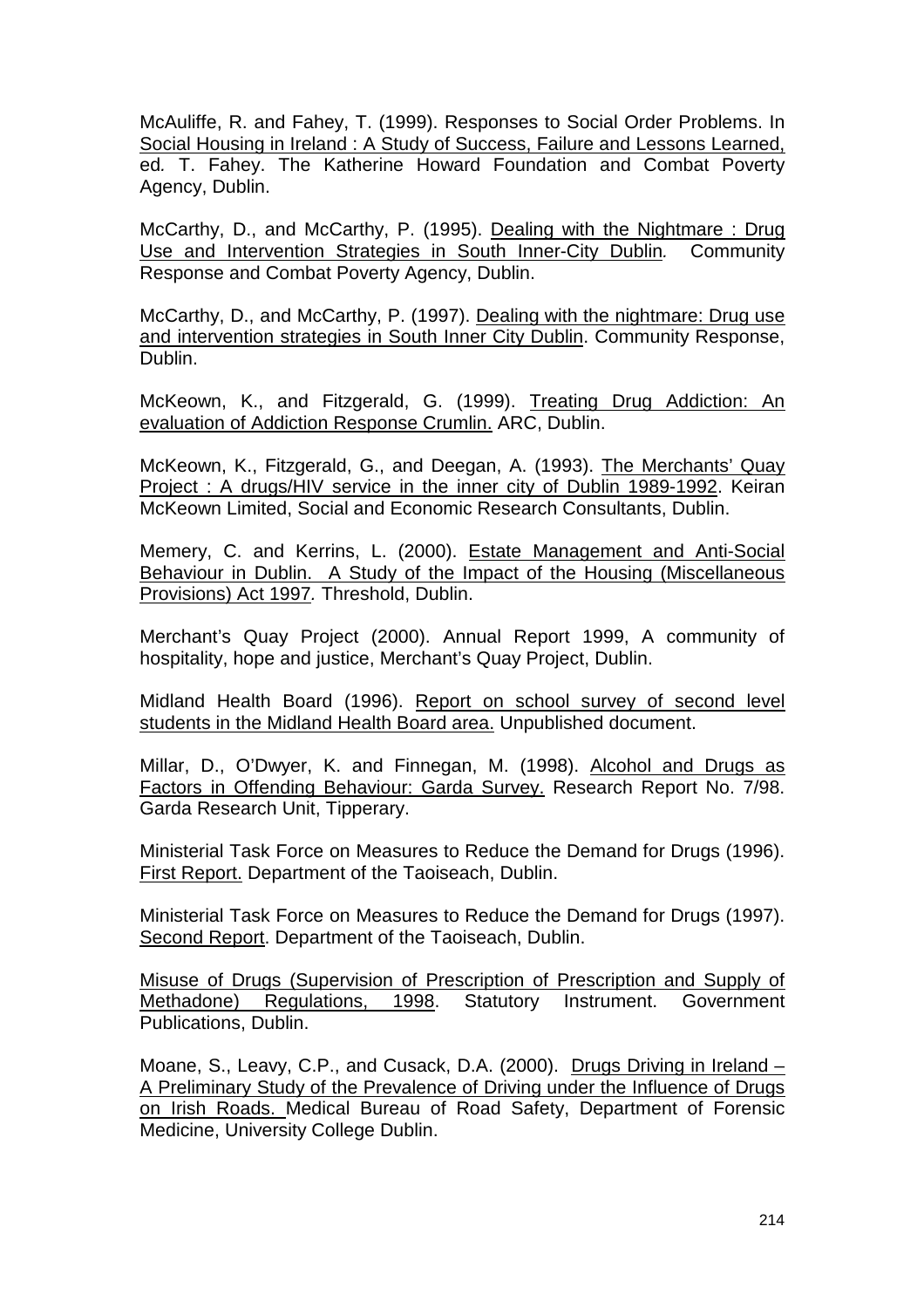McAuliffe, R. and Fahey, T. (1999). Responses to Social Order Problems. In Social Housing in Ireland : A Study of Success, Failure and Lessons Learned, ed. T. Fahey. The Katherine Howard Foundation and Combat Poverty Agency, Dublin.

McCarthy, D., and McCarthy, P. (1995). Dealing with the Nightmare : Drug Use and Intervention Strategies in South Inner-City Dublin. Community Response and Combat Poverty Agency, Dublin.

McCarthy, D., and McCarthy, P. (1997). Dealing with the nightmare: Drug use and intervention strategies in South Inner City Dublin. Community Response, Dublin.

McKeown, K., and Fitzgerald, G. (1999). Treating Drug Addiction: An evaluation of Addiction Response Crumlin. ARC, Dublin.

McKeown, K., Fitzgerald, G., and Deegan, A. (1993). The Merchants' Quay Project : A drugs/HIV service in the inner city of Dublin 1989-1992. Keiran McKeown Limited, Social and Economic Research Consultants, Dublin.

Memery, C. and Kerrins, L. (2000). Estate Management and Anti-Social Behaviour in Dublin. A Study of the Impact of the Housing (Miscellaneous Provisions) Act 1997. Threshold, Dublin.

Merchant's Quay Project (2000). Annual Report 1999, A community of hospitality, hope and justice, Merchant's Quay Project, Dublin.

Midland Health Board (1996). Report on school survey of second level students in the Midland Health Board area. Unpublished document.

Millar, D., O'Dwyer, K. and Finnegan, M. (1998). Alcohol and Drugs as Factors in Offending Behaviour: Garda Survey. Research Report No. 7/98. Garda Research Unit, Tipperary.

Ministerial Task Force on Measures to Reduce the Demand for Drugs (1996). First Report. Department of the Taoiseach, Dublin.

Ministerial Task Force on Measures to Reduce the Demand for Drugs (1997). Second Report. Department of the Taoiseach, Dublin.

Misuse of Drugs (Supervision of Prescription of Prescription and Supply of Methadone) Regulations, 1998. Statutory Instrument. Government Publications, Dublin.

Moane, S., Leavy, C.P., and Cusack, D.A. (2000). Drugs Driving in Ireland – A Preliminary Study of the Prevalence of Driving under the Influence of Drugs on Irish Roads. Medical Bureau of Road Safety, Department of Forensic Medicine, University College Dublin.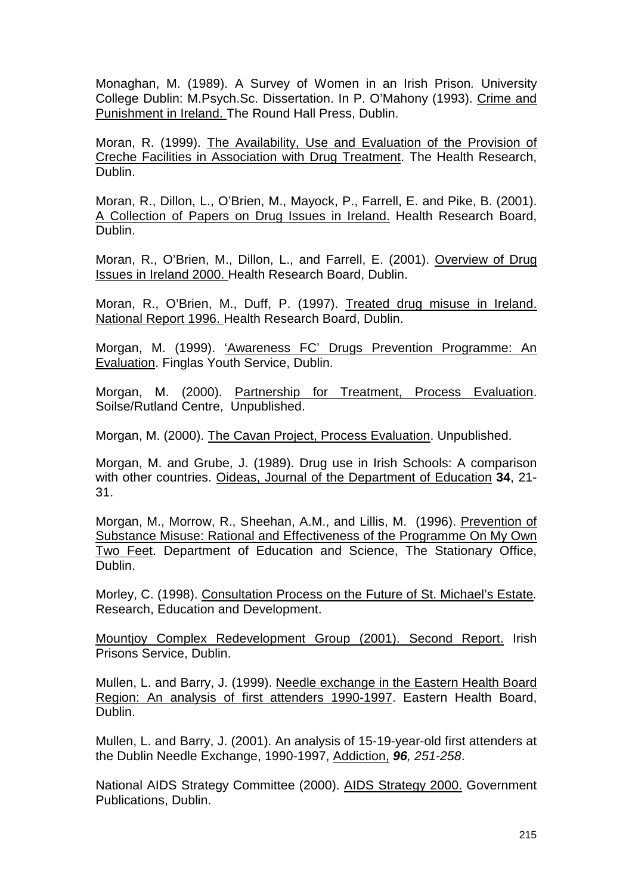Monaghan, M. (1989). A Survey of Women in an Irish Prison*.* University College Dublin: M.Psych.Sc. Dissertation. In P. O'Mahony (1993). Crime and Punishment in Ireland. The Round Hall Press, Dublin.

Moran, R. (1999). The Availability, Use and Evaluation of the Provision of Creche Facilities in Association with Drug Treatment. The Health Research, Dublin.

Moran, R., Dillon, L., O'Brien, M., Mayock, P., Farrell, E. and Pike, B. (2001). A Collection of Papers on Drug Issues in Ireland. Health Research Board, Dublin.

Moran, R., O'Brien, M., Dillon, L., and Farrell, E. (2001). Overview of Drug Issues in Ireland 2000. Health Research Board, Dublin.

Moran, R., O'Brien, M., Duff, P. (1997). Treated drug misuse in Ireland. National Report 1996. Health Research Board, Dublin.

Morgan, M. (1999). 'Awareness FC' Drugs Prevention Programme: An Evaluation. Finglas Youth Service, Dublin.

Morgan, M. (2000). Partnership for Treatment, Process Evaluation. Soilse/Rutland Centre, Unpublished.

Morgan, M. (2000). The Cavan Project, Process Evaluation. Unpublished.

Morgan, M. and Grube, J. (1989). Drug use in Irish Schools: A comparison with other countries. Oideas, Journal of the Department of Education **34**, 21-31.

Morgan, M., Morrow, R., Sheehan, A.M., and Lillis, M. (1996). Prevention of Substance Misuse: Rational and Effectiveness of the Programme On My Own Two Feet. Department of Education and Science, The Stationary Office, Dublin.

Morley, C. (1998). Consultation Process on the Future of St. Michael's Estate*.* Research, Education and Development.

Mountjoy Complex Redevelopment Group (2001). Second Report. Irish Prisons Service, Dublin.

Mullen, L. and Barry, J. (1999). Needle exchange in the Eastern Health Board Region: An analysis of first attenders 1990-1997. Eastern Health Board, Dublin.

Mullen, L. and Barry, J. (2001). An analysis of 15-19-year-old first attenders at the Dublin Needle Exchange, 1990-1997, Addiction, ***96****, 251-258*.

National AIDS Strategy Committee (2000). AIDS Strategy 2000. Government Publications, Dublin.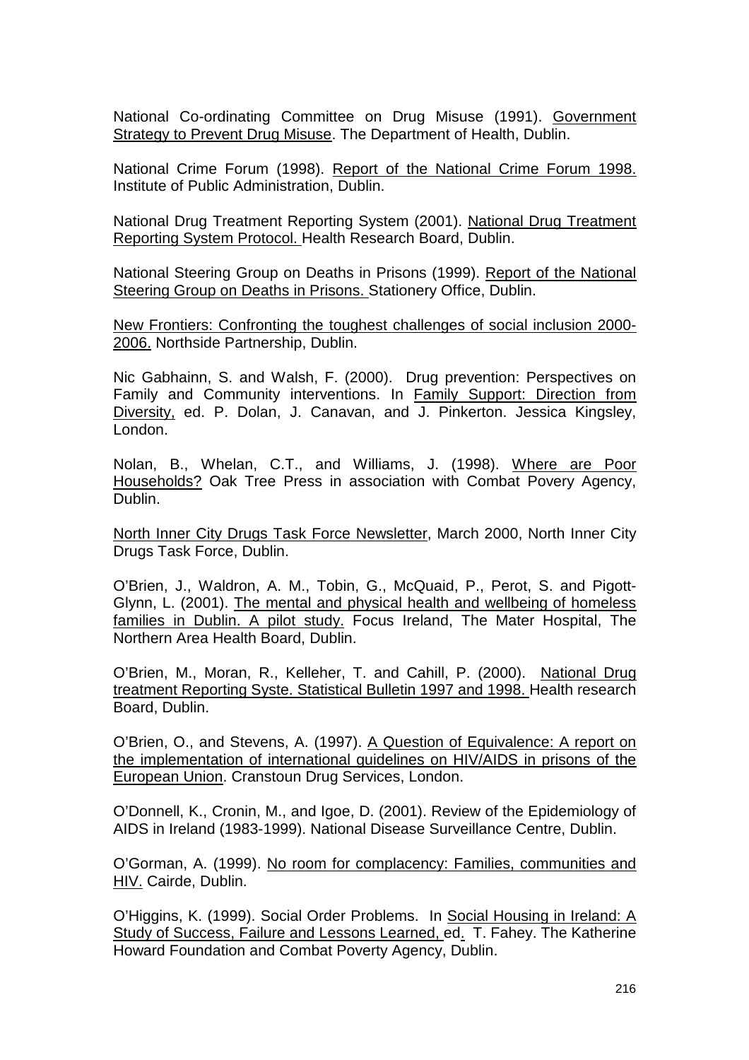National Co-ordinating Committee on Drug Misuse (1991). Government Strategy to Prevent Drug Misuse. The Department of Health, Dublin.

National Crime Forum (1998). Report of the National Crime Forum 1998. Institute of Public Administration, Dublin.

National Drug Treatment Reporting System (2001). National Drug Treatment Reporting System Protocol. Health Research Board, Dublin.

National Steering Group on Deaths in Prisons (1999). Report of the National Steering Group on Deaths in Prisons. Stationery Office, Dublin.

New Frontiers: Confronting the toughest challenges of social inclusion 2000-2006. Northside Partnership, Dublin.

Nic Gabhainn, S. and Walsh, F. (2000). Drug prevention: Perspectives on Family and Community interventions. In Family Support: Direction from Diversity, ed. P. Dolan, J. Canavan, and J. Pinkerton. Jessica Kingsley, London.

Nolan, B., Whelan, C.T., and Williams, J. (1998). Where are Poor Households? Oak Tree Press in association with Combat Povery Agency, Dublin.

North Inner City Drugs Task Force Newsletter, March 2000, North Inner City Drugs Task Force, Dublin.

O'Brien, J., Waldron, A. M., Tobin, G., McQuaid, P., Perot, S. and Pigott-Glynn, L. (2001). The mental and physical health and wellbeing of homeless families in Dublin. A pilot study. Focus Ireland, The Mater Hospital, The Northern Area Health Board, Dublin.

O'Brien, M., Moran, R., Kelleher, T. and Cahill, P. (2000). National Drug treatment Reporting Syste. Statistical Bulletin 1997 and 1998. Health research Board, Dublin.

O'Brien, O., and Stevens, A. (1997). A Question of Equivalence: A report on the implementation of international guidelines on HIV/AIDS in prisons of the European Union. Cranstoun Drug Services, London.

O'Donnell, K., Cronin, M., and Igoe, D. (2001). Review of the Epidemiology of AIDS in Ireland (1983-1999). National Disease Surveillance Centre, Dublin.

O'Gorman, A. (1999). No room for complacency: Families, communities and HIV. Cairde, Dublin.

O'Higgins, K. (1999). Social Order Problems. In Social Housing in Ireland: A Study of Success, Failure and Lessons Learned, ed. T. Fahey. The Katherine Howard Foundation and Combat Poverty Agency, Dublin.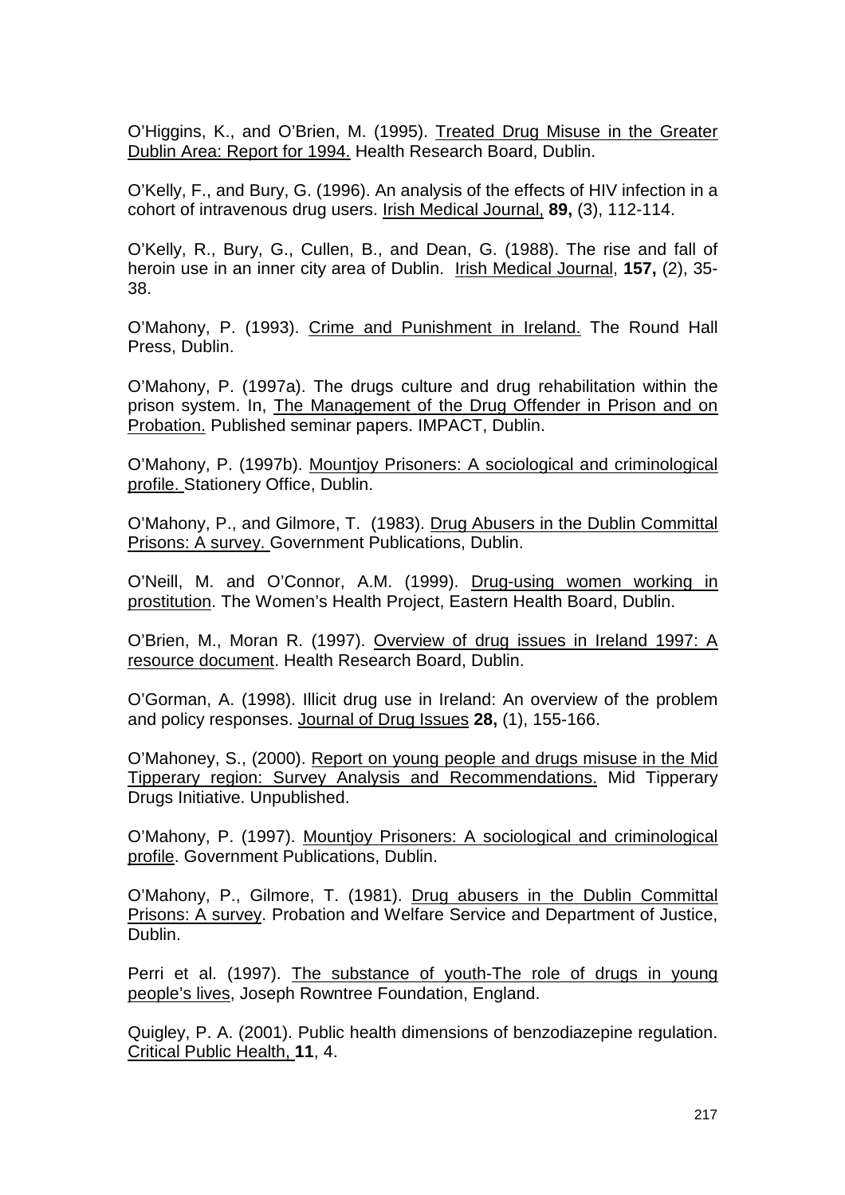O'Higgins, K., and O'Brien, M. (1995). Treated Drug Misuse in the Greater Dublin Area: Report for 1994. Health Research Board, Dublin.

O'Kelly, F., and Bury, G. (1996). An analysis of the effects of HIV infection in a cohort of intravenous drug users. Irish Medical Journal, **89,** (3), 112-114.

O'Kelly, R., Bury, G., Cullen, B., and Dean, G. (1988). The rise and fall of heroin use in an inner city area of Dublin. Irish Medical Journal, **157,** (2), 35-38.

O'Mahony, P. (1993). Crime and Punishment in Ireland. The Round Hall Press, Dublin.

O'Mahony, P. (1997a). The drugs culture and drug rehabilitation within the prison system. In, The Management of the Drug Offender in Prison and on Probation. Published seminar papers. IMPACT, Dublin.

O'Mahony, P. (1997b). Mountjoy Prisoners: A sociological and criminological profile. Stationery Office, Dublin.

O'Mahony, P., and Gilmore, T. (1983). Drug Abusers in the Dublin Committal Prisons: A survey. Government Publications, Dublin.

O'Neill, M. and O'Connor, A.M. (1999). Drug-using women working in prostitution. The Women's Health Project, Eastern Health Board, Dublin.

O'Brien, M., Moran R. (1997). Overview of drug issues in Ireland 1997: A resource document. Health Research Board, Dublin.

O'Gorman, A. (1998). Illicit drug use in Ireland: An overview of the problem and policy responses. Journal of Drug Issues **28,** (1), 155-166.

O'Mahoney, S., (2000). Report on young people and drugs misuse in the Mid Tipperary region: Survey Analysis and Recommendations. Mid Tipperary Drugs Initiative. Unpublished.

O'Mahony, P. (1997). Mountjoy Prisoners: A sociological and criminological profile. Government Publications, Dublin.

O'Mahony, P., Gilmore, T. (1981). Drug abusers in the Dublin Committal Prisons: A survey. Probation and Welfare Service and Department of Justice, Dublin.

Perri et al. (1997). The substance of youth-The role of drugs in young people's lives, Joseph Rowntree Foundation, England.

Quigley, P. A. (2001). Public health dimensions of benzodiazepine regulation. Critical Public Health, **11**, 4.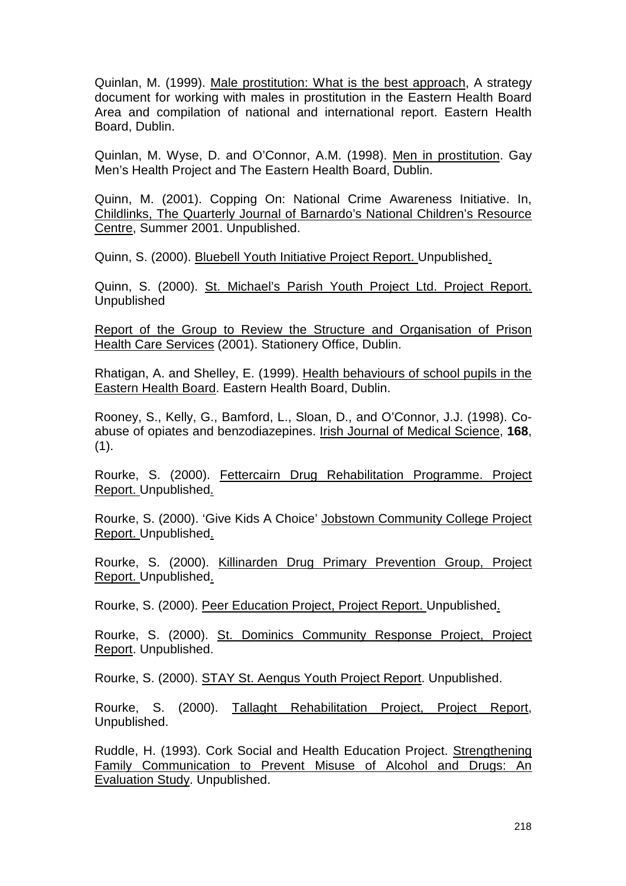Quinlan, M. (1999). Male prostitution: What is the best approach, A strategy document for working with males in prostitution in the Eastern Health Board Area and compilation of national and international report. Eastern Health Board, Dublin.

Quinlan, M. Wyse, D. and O'Connor, A.M. (1998). Men in prostitution. Gay Men's Health Project and The Eastern Health Board, Dublin.

Quinn, M. (2001). Copping On: National Crime Awareness Initiative. In, Childlinks, The Quarterly Journal of Barnardo's National Children's Resource Centre, Summer 2001. Unpublished.

Quinn, S. (2000). Bluebell Youth Initiative Project Report. Unpublished.

Quinn, S. (2000). St. Michael's Parish Youth Project Ltd. Project Report. Unpublished

Report of the Group to Review the Structure and Organisation of Prison Health Care Services (2001). Stationery Office, Dublin.

Rhatigan, A. and Shelley, E. (1999). Health behaviours of school pupils in the Eastern Health Board. Eastern Health Board, Dublin.

Rooney, S., Kelly, G., Bamford, L., Sloan, D., and O'Connor, J.J. (1998). Co-abuse of opiates and benzodiazepines. Irish Journal of Medical Science, **168**, (1).

Rourke, S. (2000). Fettercairn Drug Rehabilitation Programme. Project Report. Unpublished.

Rourke, S. (2000). 'Give Kids A Choice' Jobstown Community College Project Report. Unpublished.

Rourke, S. (2000). Killinarden Drug Primary Prevention Group, Project Report. Unpublished.

Rourke, S. (2000). Peer Education Project, Project Report. Unpublished.

Rourke, S. (2000). St. Dominics Community Response Project, Project Report. Unpublished.

Rourke, S. (2000). STAY St. Aengus Youth Project Report. Unpublished.

Rourke, S. (2000). Tallaght Rehabilitation Project, Project Report, Unpublished.

Ruddle, H. (1993). Cork Social and Health Education Project. Strengthening Family Communication to Prevent Misuse of Alcohol and Drugs: An Evaluation Study. Unpublished.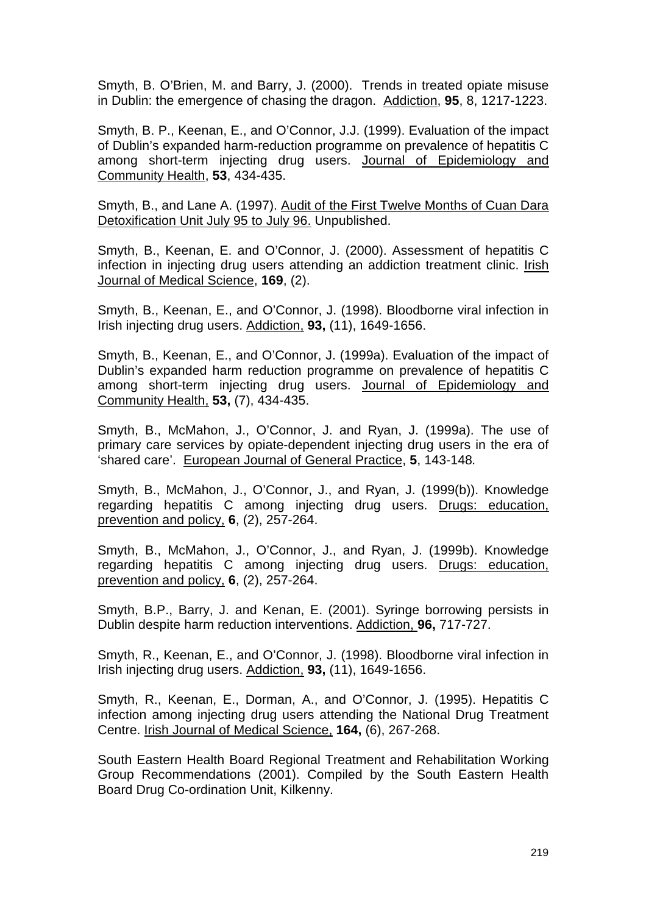Smyth, B. O'Brien, M. and Barry, J. (2000). Trends in treated opiate misuse in Dublin: the emergence of chasing the dragon. Addiction, **95**, 8, 1217-1223.

Smyth, B. P., Keenan, E., and O'Connor, J.J. (1999). Evaluation of the impact of Dublin's expanded harm-reduction programme on prevalence of hepatitis C among short-term injecting drug users. Journal of Epidemiology and Community Health, **53**, 434-435.

Smyth, B., and Lane A. (1997). Audit of the First Twelve Months of Cuan Dara Detoxification Unit July 95 to July 96. Unpublished.

Smyth, B., Keenan, E. and O'Connor, J. (2000). Assessment of hepatitis C infection in injecting drug users attending an addiction treatment clinic. Irish Journal of Medical Science, **169**, (2).

Smyth, B., Keenan, E., and O'Connor, J. (1998). Bloodborne viral infection in Irish injecting drug users. Addiction, **93,** (11), 1649-1656.

Smyth, B., Keenan, E., and O'Connor, J. (1999a). Evaluation of the impact of Dublin's expanded harm reduction programme on prevalence of hepatitis C among short-term injecting drug users. Journal of Epidemiology and Community Health, **53,** (7), 434-435.

Smyth, B., McMahon, J., O'Connor, J. and Ryan, J. (1999a). The use of primary care services by opiate-dependent injecting drug users in the era of 'shared care'. European Journal of General Practice, **5**, 143-148.

Smyth, B., McMahon, J., O'Connor, J., and Ryan, J. (1999(b)). Knowledge regarding hepatitis C among injecting drug users. Drugs: education, prevention and policy, **6**, (2), 257-264.

Smyth, B., McMahon, J., O'Connor, J., and Ryan, J. (1999b). Knowledge regarding hepatitis C among injecting drug users. Drugs: education, prevention and policy, **6**, (2), 257-264.

Smyth, B.P., Barry, J. and Kenan, E. (2001). Syringe borrowing persists in Dublin despite harm reduction interventions. Addiction, **96,** 717-727.

Smyth, R., Keenan, E., and O'Connor, J. (1998). Bloodborne viral infection in Irish injecting drug users. Addiction, **93,** (11), 1649-1656.

Smyth, R., Keenan, E., Dorman, A., and O'Connor, J. (1995). Hepatitis C infection among injecting drug users attending the National Drug Treatment Centre. Irish Journal of Medical Science, **164,** (6), 267-268.

South Eastern Health Board Regional Treatment and Rehabilitation Working Group Recommendations (2001). Compiled by the South Eastern Health Board Drug Co-ordination Unit, Kilkenny.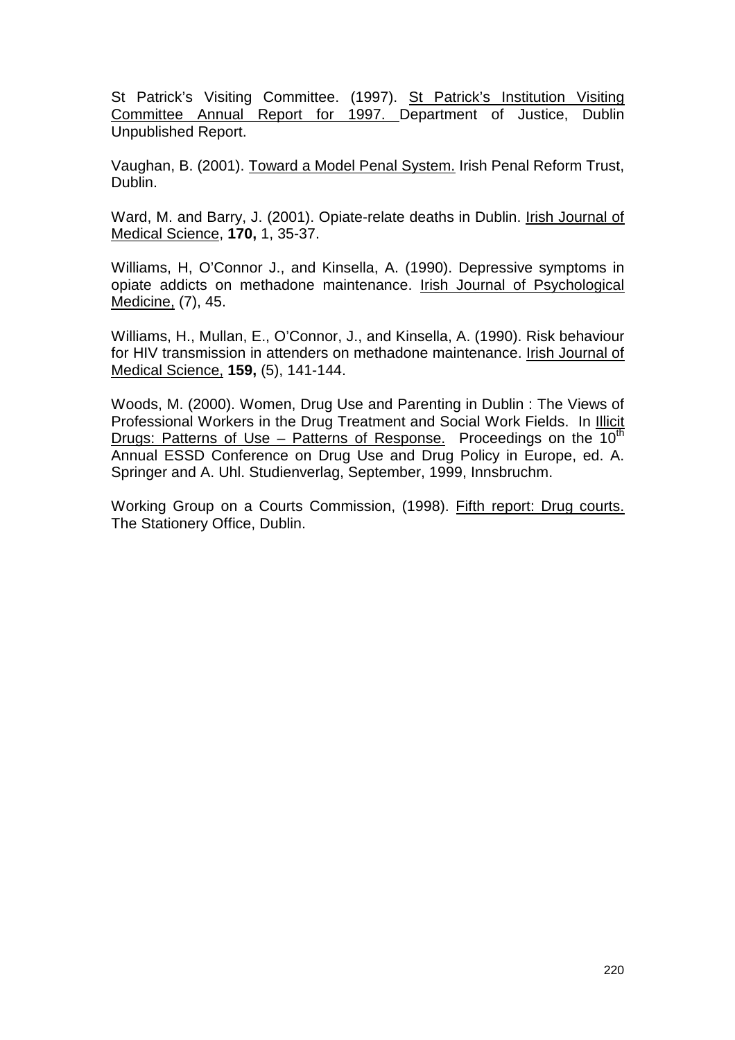St Patrick's Visiting Committee. (1997). St Patrick's Institution Visiting Committee Annual Report for 1997. Department of Justice, Dublin Unpublished Report.

Vaughan, B. (2001). Toward a Model Penal System. Irish Penal Reform Trust, Dublin.

Ward, M. and Barry, J. (2001). Opiate-relate deaths in Dublin. Irish Journal of Medical Science, **170,** 1, 35-37.

Williams, H, O'Connor J., and Kinsella, A. (1990). Depressive symptoms in opiate addicts on methadone maintenance. Irish Journal of Psychological Medicine, (7), 45.

Williams, H., Mullan, E., O'Connor, J., and Kinsella, A. (1990). Risk behaviour for HIV transmission in attenders on methadone maintenance. Irish Journal of Medical Science, **159,** (5), 141-144.

Woods, M. (2000). Women, Drug Use and Parenting in Dublin : The Views of Professional Workers in the Drug Treatment and Social Work Fields. In Illicit Drugs: Patterns of Use – Patterns of Response. Proceedings on the 10th Annual ESSD Conference on Drug Use and Drug Policy in Europe, ed. A. Springer and A. Uhl. Studienverlag, September, 1999, Innsbruchm.

Working Group on a Courts Commission, (1998). Fifth report: Drug courts. The Stationery Office, Dublin.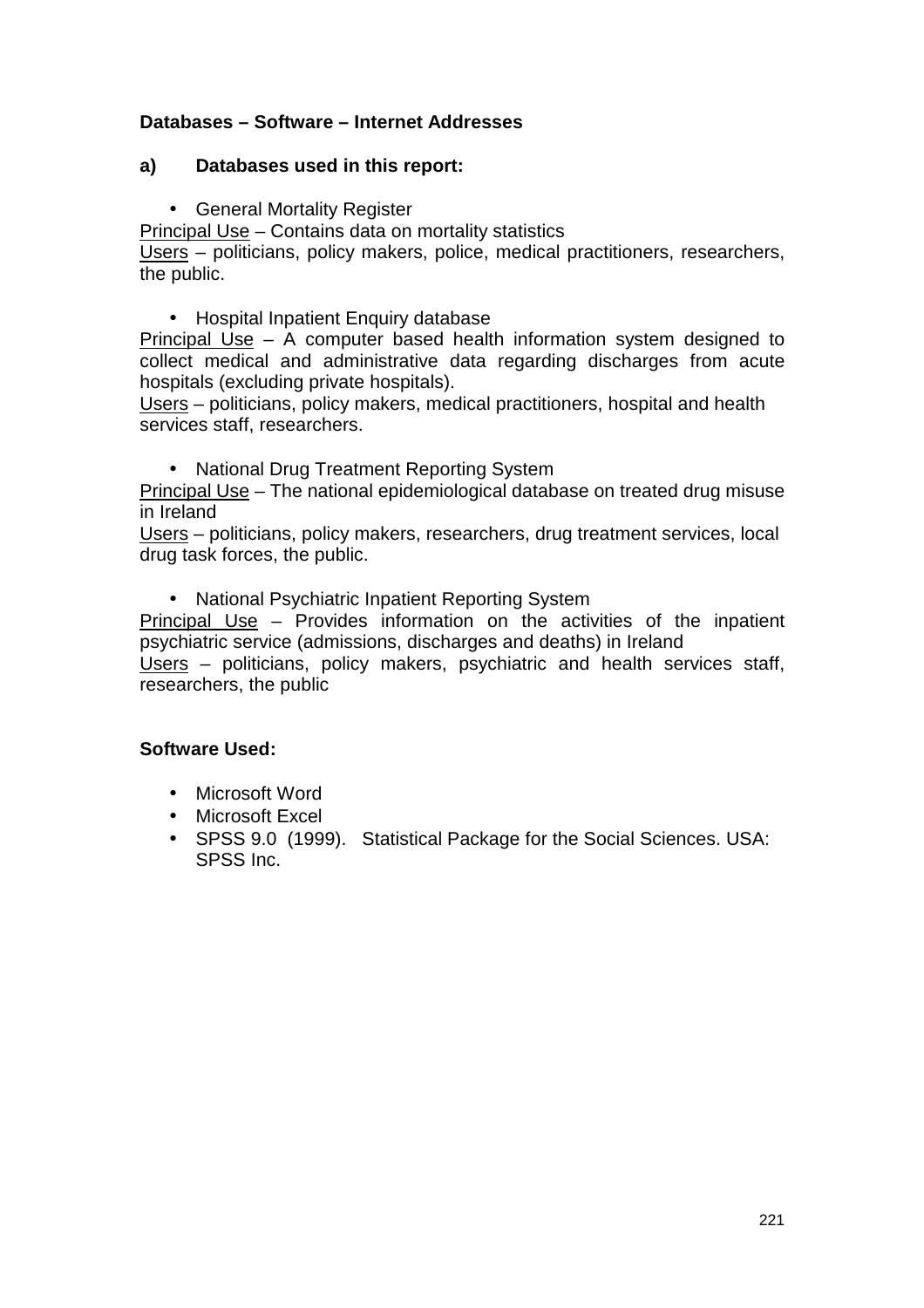**Databases – Software – Internet Addresses**

**a) Databases used in this report:**

- General Mortality Register

Principal Use – Contains data on mortality statistics
Users – politicians, policy makers, police, medical practitioners, researchers, the public.

- Hospital Inpatient Enquiry database

Principal Use – A computer based health information system designed to collect medical and administrative data regarding discharges from acute hospitals (excluding private hospitals).
Users – politicians, policy makers, medical practitioners, hospital and health services staff, researchers.

- National Drug Treatment Reporting System

Principal Use – The national epidemiological database on treated drug misuse in Ireland
Users – politicians, policy makers, researchers, drug treatment services, local drug task forces, the public.

- National Psychiatric Inpatient Reporting System

Principal Use – Provides information on the activities of the inpatient psychiatric service (admissions, discharges and deaths) in Ireland
Users – politicians, policy makers, psychiatric and health services staff, researchers, the public

**Software Used:**

- Microsoft Word
- Microsoft Excel
- SPSS 9.0 (1999). Statistical Package for the Social Sciences. USA: SPSS Inc.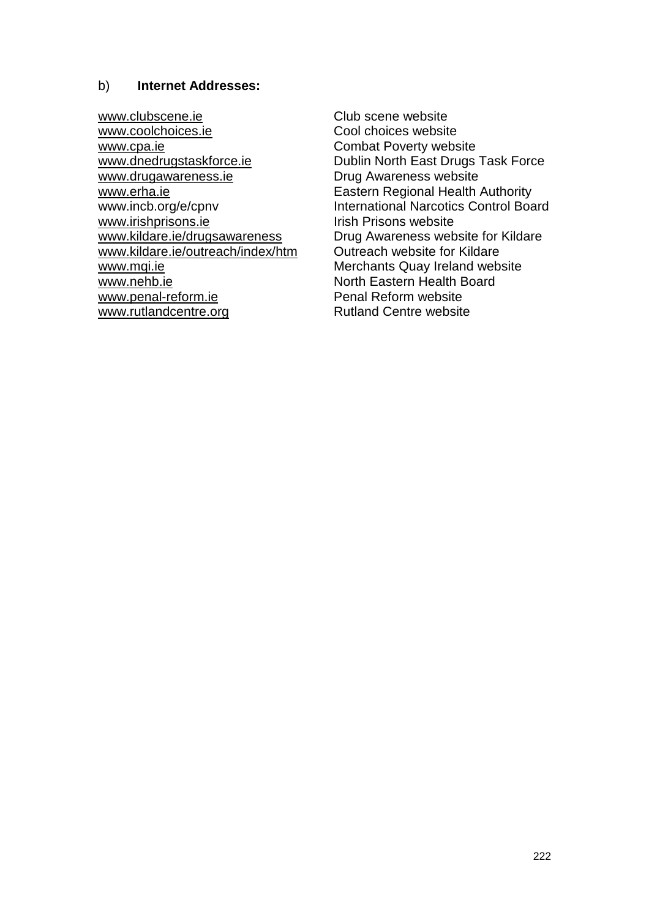b) **Internet Addresses:**

| | |
|---|---|
| www.clubscene.ie | Club scene website |
| www.coolchoices.ie | Cool choices website |
| www.cpa.ie | Combat Poverty website |
| www.dnedrugstaskforce.ie | Dublin North East Drugs Task Force |
| www.drugawareness.ie | Drug Awareness website |
| www.erha.ie | Eastern Regional Health Authority |
| www.incb.org/e/cpnv | International Narcotics Control Board |
| www.irishprisons.ie | Irish Prisons website |
| www.kildare.ie/drugsawareness | Drug Awareness website for Kildare |
| www.kildare.ie/outreach/index/htm | Outreach website for Kildare |
| www.mqi.ie | Merchants Quay Ireland website |
| www.nehb.ie | North Eastern Health Board |
| www.penal-reform.ie | Penal Reform website |
| www.rutlandcentre.org | Rutland Centre website |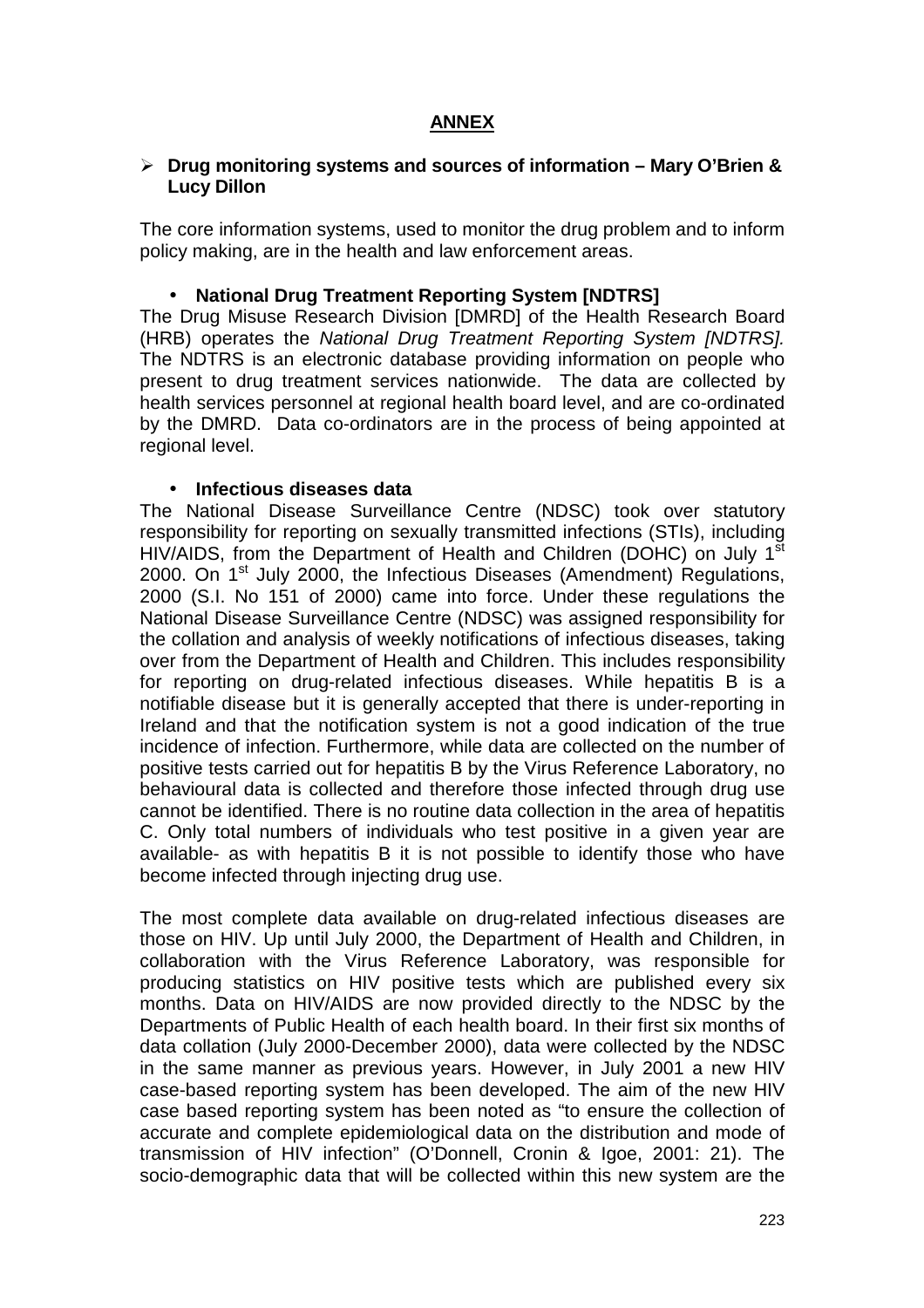# ANNEX

- **Drug monitoring systems and sources of information – Mary O'Brien & Lucy Dillon**

The core information systems, used to monitor the drug problem and to inform policy making, are in the health and law enforcement areas.

- **National Drug Treatment Reporting System [NDTRS]**

The Drug Misuse Research Division [DMRD] of the Health Research Board (HRB) operates the *National Drug Treatment Reporting System [NDTRS].* The NDTRS is an electronic database providing information on people who present to drug treatment services nationwide. The data are collected by health services personnel at regional health board level, and are co-ordinated by the DMRD. Data co-ordinators are in the process of being appointed at regional level.

- **Infectious diseases data**

The National Disease Surveillance Centre (NDSC) took over statutory responsibility for reporting on sexually transmitted infections (STIs), including HIV/AIDS, from the Department of Health and Children (DOHC) on July 1st 2000. On 1st July 2000, the Infectious Diseases (Amendment) Regulations, 2000 (S.I. No 151 of 2000) came into force. Under these regulations the National Disease Surveillance Centre (NDSC) was assigned responsibility for the collation and analysis of weekly notifications of infectious diseases, taking over from the Department of Health and Children. This includes responsibility for reporting on drug-related infectious diseases. While hepatitis B is a notifiable disease but it is generally accepted that there is under-reporting in Ireland and that the notification system is not a good indication of the true incidence of infection. Furthermore, while data are collected on the number of positive tests carried out for hepatitis B by the Virus Reference Laboratory, no behavioural data is collected and therefore those infected through drug use cannot be identified. There is no routine data collection in the area of hepatitis C. Only total numbers of individuals who test positive in a given year are available- as with hepatitis B it is not possible to identify those who have become infected through injecting drug use.

The most complete data available on drug-related infectious diseases are those on HIV. Up until July 2000, the Department of Health and Children, in collaboration with the Virus Reference Laboratory, was responsible for producing statistics on HIV positive tests which are published every six months. Data on HIV/AIDS are now provided directly to the NDSC by the Departments of Public Health of each health board. In their first six months of data collation (July 2000-December 2000), data were collected by the NDSC in the same manner as previous years. However, in July 2001 a new HIV case-based reporting system has been developed. The aim of the new HIV case based reporting system has been noted as "to ensure the collection of accurate and complete epidemiological data on the distribution and mode of transmission of HIV infection" (O'Donnell, Cronin & Igoe, 2001: 21). The socio-demographic data that will be collected within this new system are the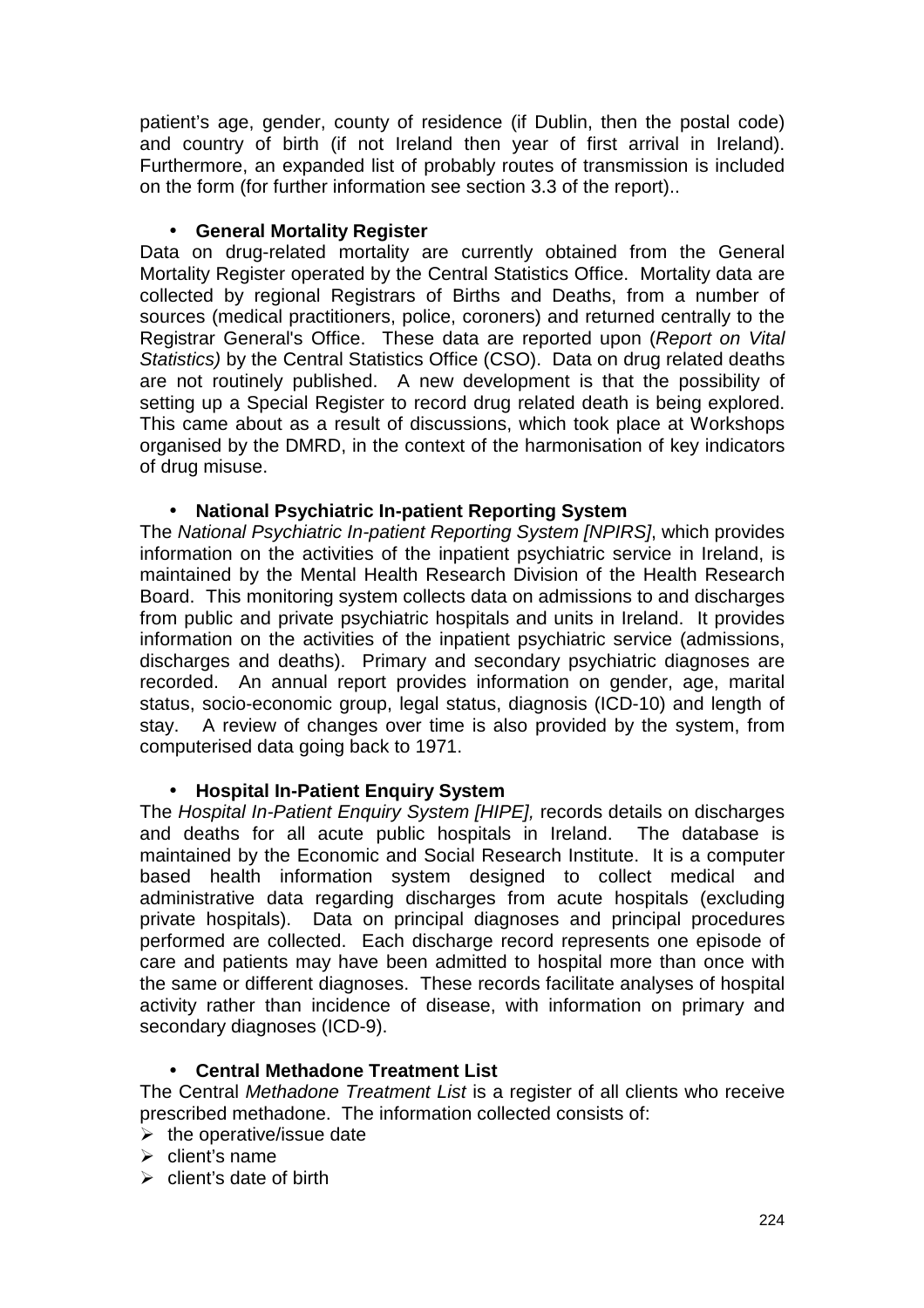patient's age, gender, county of residence (if Dublin, then the postal code) and country of birth (if not Ireland then year of first arrival in Ireland). Furthermore, an expanded list of probably routes of transmission is included on the form (for further information see section 3.3 of the report)..

- **General Mortality Register**

Data on drug-related mortality are currently obtained from the General Mortality Register operated by the Central Statistics Office. Mortality data are collected by regional Registrars of Births and Deaths, from a number of sources (medical practitioners, police, coroners) and returned centrally to the Registrar General's Office. These data are reported upon (*Report on Vital Statistics)* by the Central Statistics Office (CSO). Data on drug related deaths are not routinely published. A new development is that the possibility of setting up a Special Register to record drug related death is being explored. This came about as a result of discussions, which took place at Workshops organised by the DMRD, in the context of the harmonisation of key indicators of drug misuse.

- **National Psychiatric In-patient Reporting System**

The *National Psychiatric In-patient Reporting System [NPIRS]*, which provides information on the activities of the inpatient psychiatric service in Ireland, is maintained by the Mental Health Research Division of the Health Research Board. This monitoring system collects data on admissions to and discharges from public and private psychiatric hospitals and units in Ireland. It provides information on the activities of the inpatient psychiatric service (admissions, discharges and deaths). Primary and secondary psychiatric diagnoses are recorded. An annual report provides information on gender, age, marital status, socio-economic group, legal status, diagnosis (ICD-10) and length of stay. A review of changes over time is also provided by the system, from computerised data going back to 1971.

- **Hospital In-Patient Enquiry System**

The *Hospital In-Patient Enquiry System [HIPE],* records details on discharges and deaths for all acute public hospitals in Ireland. The database is maintained by the Economic and Social Research Institute. It is a computer based health information system designed to collect medical and administrative data regarding discharges from acute hospitals (excluding private hospitals). Data on principal diagnoses and principal procedures performed are collected. Each discharge record represents one episode of care and patients may have been admitted to hospital more than once with the same or different diagnoses. These records facilitate analyses of hospital activity rather than incidence of disease, with information on primary and secondary diagnoses (ICD-9).

- **Central Methadone Treatment List**

The Central *Methadone Treatment List* is a register of all clients who receive prescribed methadone. The information collected consists of:

- the operative/issue date
- client's name
- client's date of birth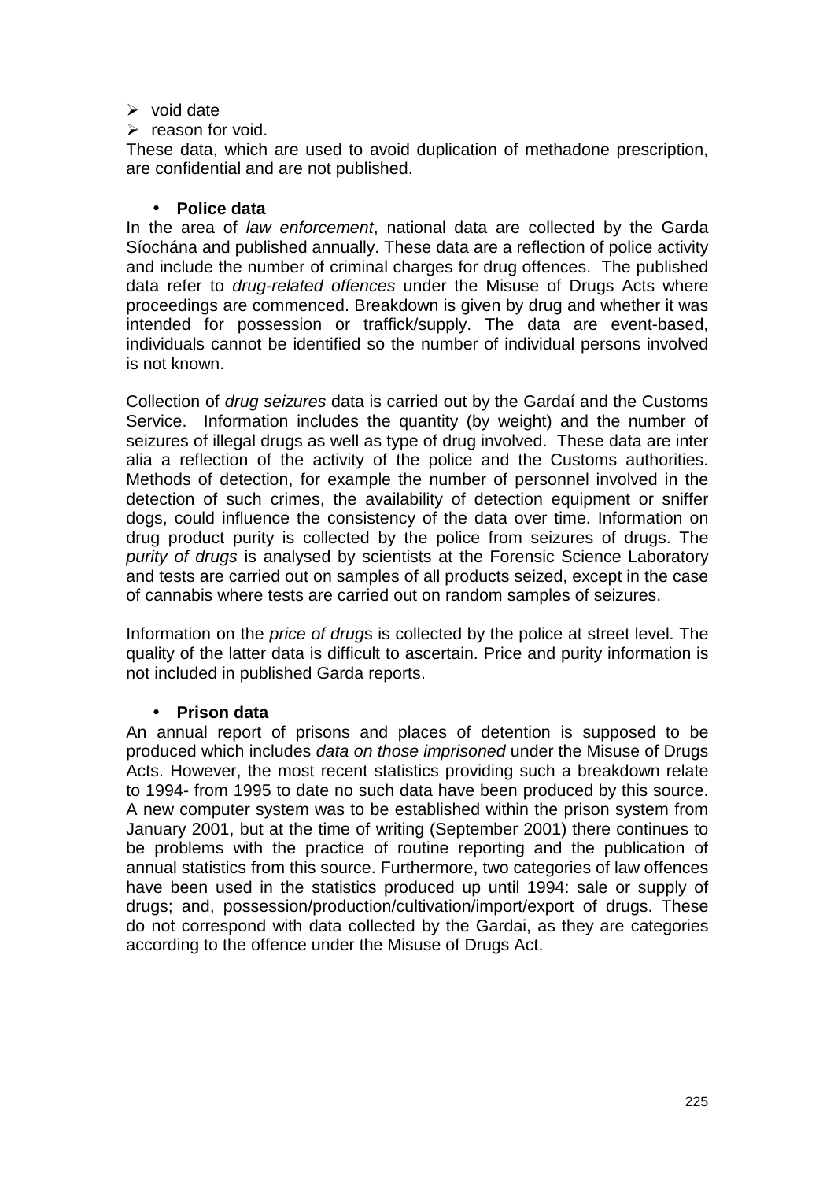- void date
- reason for void.

These data, which are used to avoid duplication of methadone prescription, are confidential and are not published.

- **Police data**

In the area of *law enforcement*, national data are collected by the Garda Síochána and published annually. These data are a reflection of police activity and include the number of criminal charges for drug offences. The published data refer to *drug-related offences* under the Misuse of Drugs Acts where proceedings are commenced. Breakdown is given by drug and whether it was intended for possession or traffick/supply. The data are event-based, individuals cannot be identified so the number of individual persons involved is not known.

Collection of *drug seizures* data is carried out by the Gardaí and the Customs Service. Information includes the quantity (by weight) and the number of seizures of illegal drugs as well as type of drug involved. These data are inter alia a reflection of the activity of the police and the Customs authorities. Methods of detection, for example the number of personnel involved in the detection of such crimes, the availability of detection equipment or sniffer dogs, could influence the consistency of the data over time. Information on drug product purity is collected by the police from seizures of drugs. The *purity of drugs* is analysed by scientists at the Forensic Science Laboratory and tests are carried out on samples of all products seized, except in the case of cannabis where tests are carried out on random samples of seizures.

Information on the *price of drug*s is collected by the police at street level. The quality of the latter data is difficult to ascertain. Price and purity information is not included in published Garda reports.

- **Prison data**

An annual report of prisons and places of detention is supposed to be produced which includes *data on those imprisoned* under the Misuse of Drugs Acts. However, the most recent statistics providing such a breakdown relate to 1994- from 1995 to date no such data have been produced by this source. A new computer system was to be established within the prison system from January 2001, but at the time of writing (September 2001) there continues to be problems with the practice of routine reporting and the publication of annual statistics from this source. Furthermore, two categories of law offences have been used in the statistics produced up until 1994: sale or supply of drugs; and, possession/production/cultivation/import/export of drugs. These do not correspond with data collected by the Gardai, as they are categories according to the offence under the Misuse of Drugs Act.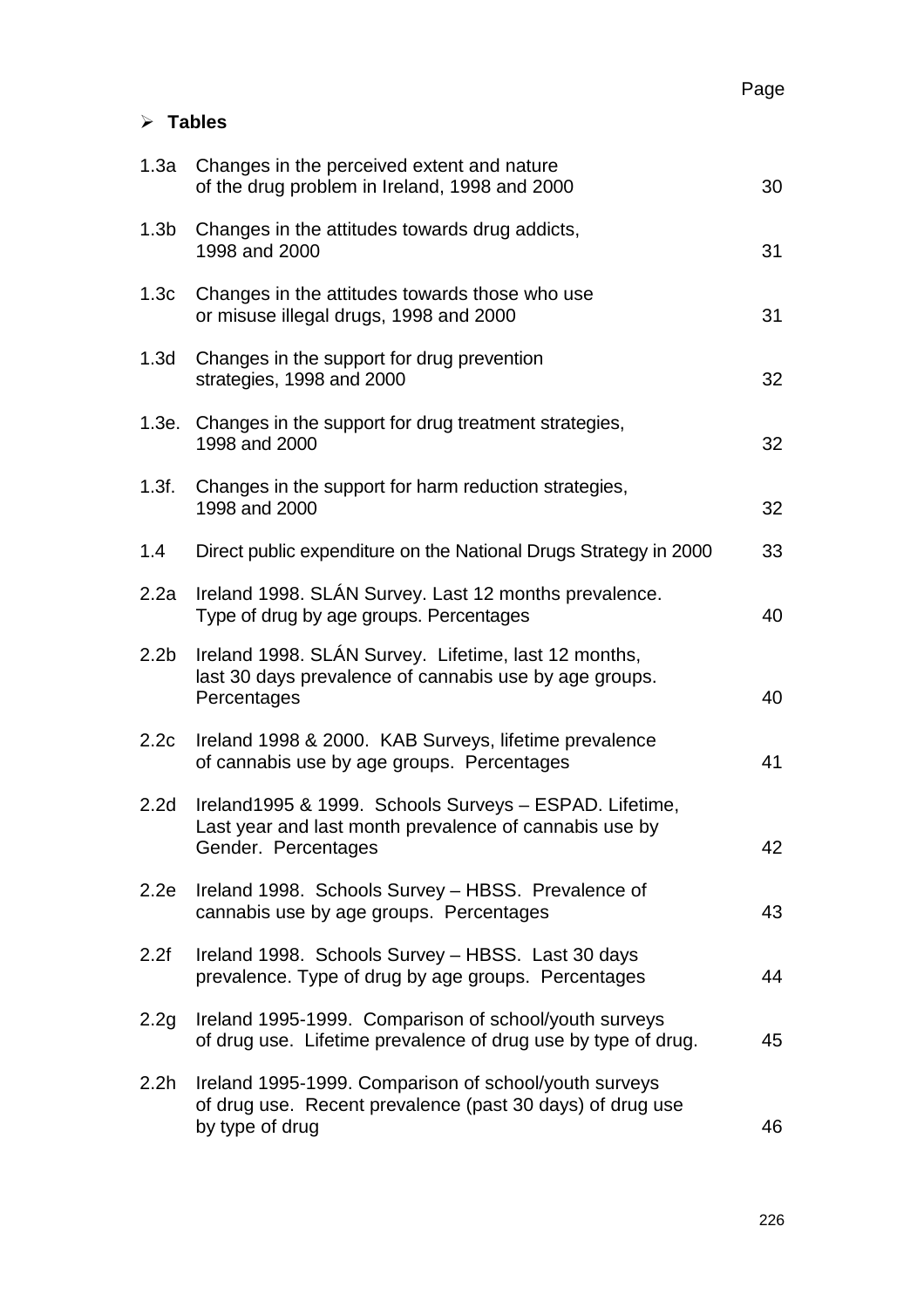- **Tables**

| | | Page |
|---|---|---|
| 1.3a | Changes in the perceived extent and nature of the drug problem in Ireland, 1998 and 2000 | 30 |
| 1.3b | Changes in the attitudes towards drug addicts, 1998 and 2000 | 31 |
| 1.3c | Changes in the attitudes towards those who use or misuse illegal drugs, 1998 and 2000 | 31 |
| 1.3d | Changes in the support for drug prevention strategies, 1998 and 2000 | 32 |
| 1.3e. | Changes in the support for drug treatment strategies, 1998 and 2000 | 32 |
| 1.3f. | Changes in the support for harm reduction strategies, 1998 and 2000 | 32 |
| 1.4 | Direct public expenditure on the National Drugs Strategy in 2000 | 33 |
| 2.2a | Ireland 1998. SLÁN Survey. Last 12 months prevalence. Type of drug by age groups. Percentages | 40 |
| 2.2b | Ireland 1998. SLÁN Survey. Lifetime, last 12 months, last 30 days prevalence of cannabis use by age groups. Percentages | 40 |
| 2.2c | Ireland 1998 & 2000. KAB Surveys, lifetime prevalence of cannabis use by age groups. Percentages | 41 |
| 2.2d | Ireland1995 & 1999. Schools Surveys – ESPAD. Lifetime, Last year and last month prevalence of cannabis use by Gender. Percentages | 42 |
| 2.2e | Ireland 1998. Schools Survey – HBSS. Prevalence of cannabis use by age groups. Percentages | 43 |
| 2.2f | Ireland 1998. Schools Survey – HBSS. Last 30 days prevalence. Type of drug by age groups. Percentages | 44 |
| 2.2g | Ireland 1995-1999. Comparison of school/youth surveys of drug use. Lifetime prevalence of drug use by type of drug. | 45 |
| 2.2h | Ireland 1995-1999. Comparison of school/youth surveys of drug use. Recent prevalence (past 30 days) of drug use by type of drug | 46 |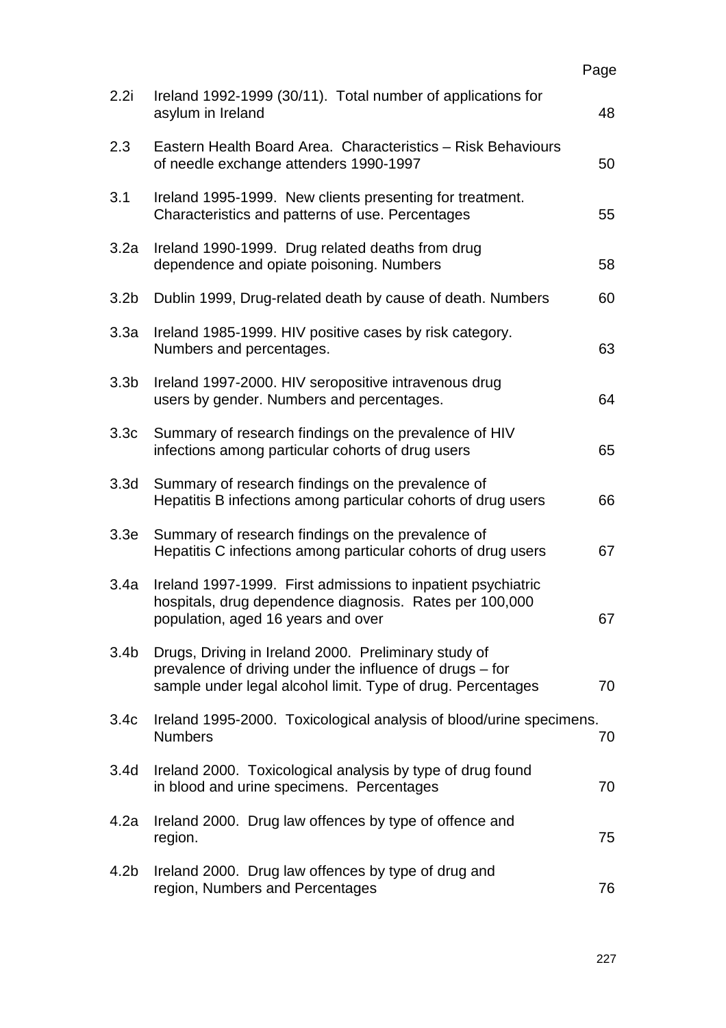| | | Page |
|---|---|---|
| 2.2i | Ireland 1992-1999 (30/11). Total number of applications for asylum in Ireland | 48 |
| 2.3 | Eastern Health Board Area. Characteristics – Risk Behaviours of needle exchange attenders 1990-1997 | 50 |
| 3.1 | Ireland 1995-1999. New clients presenting for treatment. Characteristics and patterns of use. Percentages | 55 |
| 3.2a | Ireland 1990-1999. Drug related deaths from drug dependence and opiate poisoning. Numbers | 58 |
| 3.2b | Dublin 1999, Drug-related death by cause of death. Numbers | 60 |
| 3.3a | Ireland 1985-1999. HIV positive cases by risk category. Numbers and percentages. | 63 |
| 3.3b | Ireland 1997-2000. HIV seropositive intravenous drug users by gender. Numbers and percentages. | 64 |
| 3.3c | Summary of research findings on the prevalence of HIV infections among particular cohorts of drug users | 65 |
| 3.3d | Summary of research findings on the prevalence of Hepatitis B infections among particular cohorts of drug users | 66 |
| 3.3e | Summary of research findings on the prevalence of Hepatitis C infections among particular cohorts of drug users | 67 |
| 3.4a | Ireland 1997-1999. First admissions to inpatient psychiatric hospitals, drug dependence diagnosis. Rates per 100,000 population, aged 16 years and over | 67 |
| 3.4b | Drugs, Driving in Ireland 2000. Preliminary study of prevalence of driving under the influence of drugs – for sample under legal alcohol limit. Type of drug. Percentages | 70 |
| 3.4c | Ireland 1995-2000. Toxicological analysis of blood/urine specimens. Numbers | 70 |
| 3.4d | Ireland 2000. Toxicological analysis by type of drug found in blood and urine specimens. Percentages | 70 |
| 4.2a | Ireland 2000. Drug law offences by type of offence and region. | 75 |
| 4.2b | Ireland 2000. Drug law offences by type of drug and region, Numbers and Percentages | 76 |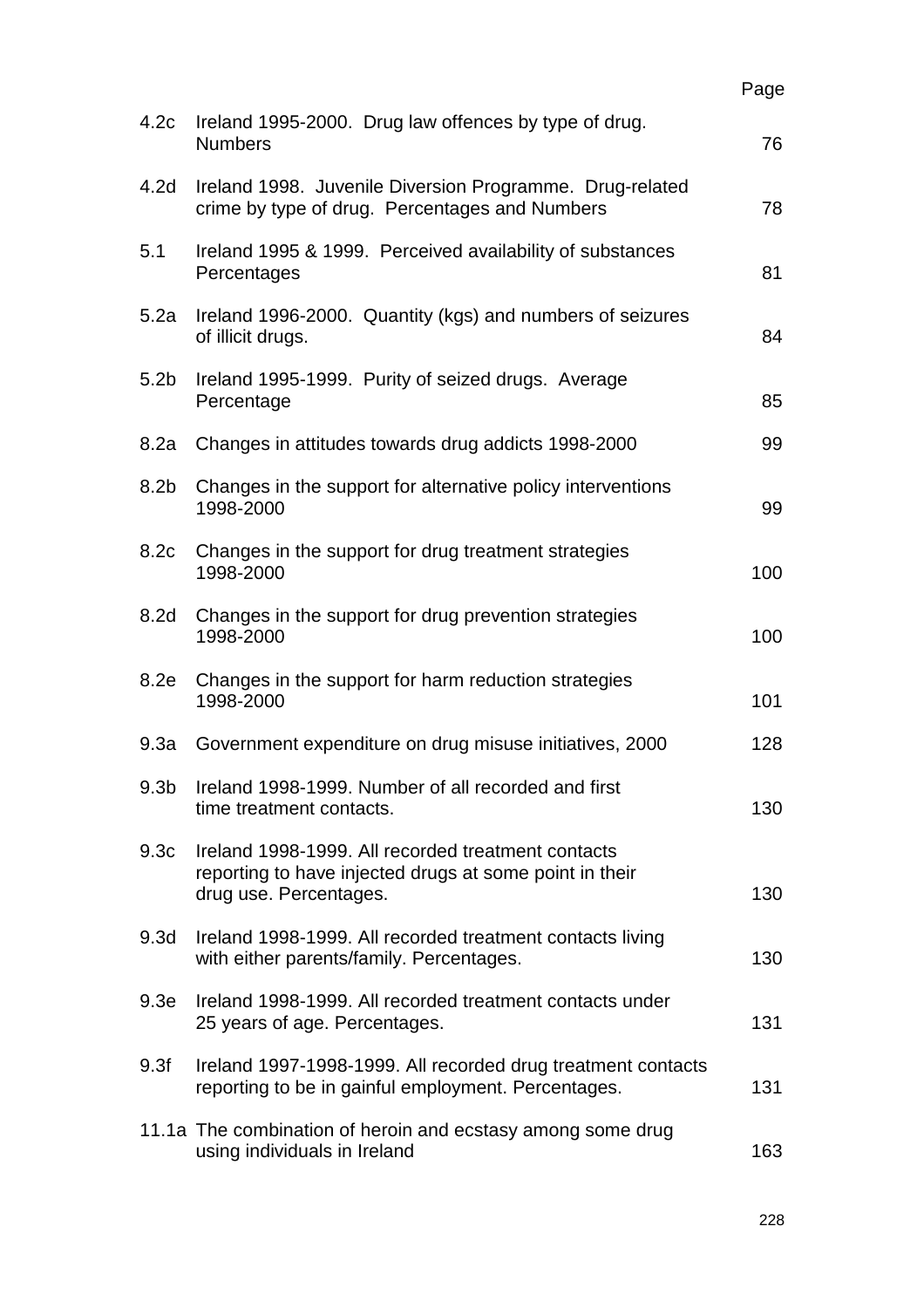| | | Page |
|---|---|---|
| 4.2c | Ireland 1995-2000. Drug law offences by type of drug. Numbers | 76 |
| 4.2d | Ireland 1998. Juvenile Diversion Programme. Drug-related crime by type of drug. Percentages and Numbers | 78 |
| 5.1 | Ireland 1995 & 1999. Perceived availability of substances Percentages | 81 |
| 5.2a | Ireland 1996-2000. Quantity (kgs) and numbers of seizures of illicit drugs. | 84 |
| 5.2b | Ireland 1995-1999. Purity of seized drugs. Average Percentage | 85 |
| 8.2a | Changes in attitudes towards drug addicts 1998-2000 | 99 |
| 8.2b | Changes in the support for alternative policy interventions 1998-2000 | 99 |
| 8.2c | Changes in the support for drug treatment strategies 1998-2000 | 100 |
| 8.2d | Changes in the support for drug prevention strategies 1998-2000 | 100 |
| 8.2e | Changes in the support for harm reduction strategies 1998-2000 | 101 |
| 9.3a | Government expenditure on drug misuse initiatives, 2000 | 128 |
| 9.3b | Ireland 1998-1999. Number of all recorded and first time treatment contacts. | 130 |
| 9.3c | Ireland 1998-1999. All recorded treatment contacts reporting to have injected drugs at some point in their drug use. Percentages. | 130 |
| 9.3d | Ireland 1998-1999. All recorded treatment contacts living with either parents/family. Percentages. | 130 |
| 9.3e | Ireland 1998-1999. All recorded treatment contacts under 25 years of age. Percentages. | 131 |
| 9.3f | Ireland 1997-1998-1999. All recorded drug treatment contacts reporting to be in gainful employment. Percentages. | 131 |
| 11.1a | The combination of heroin and ecstasy among some drug using individuals in Ireland | 163 |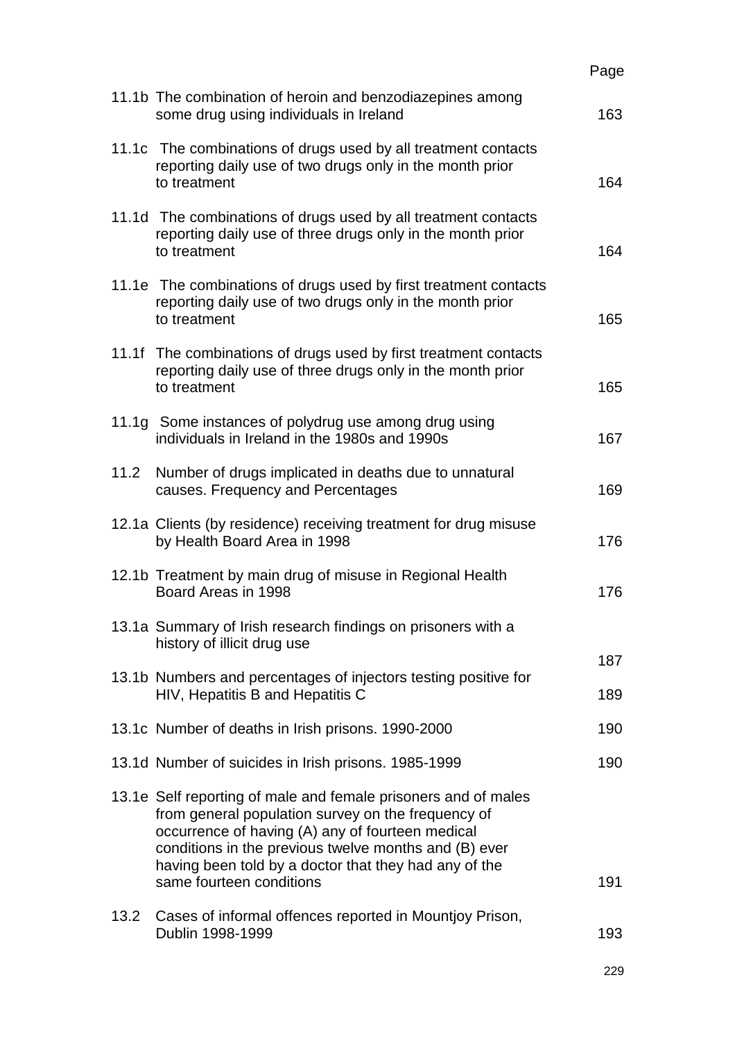| | | Page |
|---|---|---|
| 11.1b | The combination of heroin and benzodiazepines among some drug using individuals in Ireland | 163 |
| 11.1c | The combinations of drugs used by all treatment contacts reporting daily use of two drugs only in the month prior to treatment | 164 |
| 11.1d | The combinations of drugs used by all treatment contacts reporting daily use of three drugs only in the month prior to treatment | 164 |
| 11.1e | The combinations of drugs used by first treatment contacts reporting daily use of two drugs only in the month prior to treatment | 165 |
| 11.1f | The combinations of drugs used by first treatment contacts reporting daily use of three drugs only in the month prior to treatment | 165 |
| 11.1g | Some instances of polydrug use among drug using individuals in Ireland in the 1980s and 1990s | 167 |
| 11.2 | Number of drugs implicated in deaths due to unnatural causes. Frequency and Percentages | 169 |
| 12.1a | Clients (by residence) receiving treatment for drug misuse by Health Board Area in 1998 | 176 |
| 12.1b | Treatment by main drug of misuse in Regional Health Board Areas in 1998 | 176 |
| 13.1a | Summary of Irish research findings on prisoners with a history of illicit drug use | 187 |
| 13.1b | Numbers and percentages of injectors testing positive for HIV, Hepatitis B and Hepatitis C | 189 |
| 13.1c | Number of deaths in Irish prisons. 1990-2000 | 190 |
| 13.1d | Number of suicides in Irish prisons. 1985-1999 | 190 |
| 13.1e | Self reporting of male and female prisoners and of males from general population survey on the frequency of occurrence of having (A) any of fourteen medical conditions in the previous twelve months and (B) ever having been told by a doctor that they had any of the same fourteen conditions | 191 |
| 13.2 | Cases of informal offences reported in Mountjoy Prison, Dublin 1998-1999 | 193 |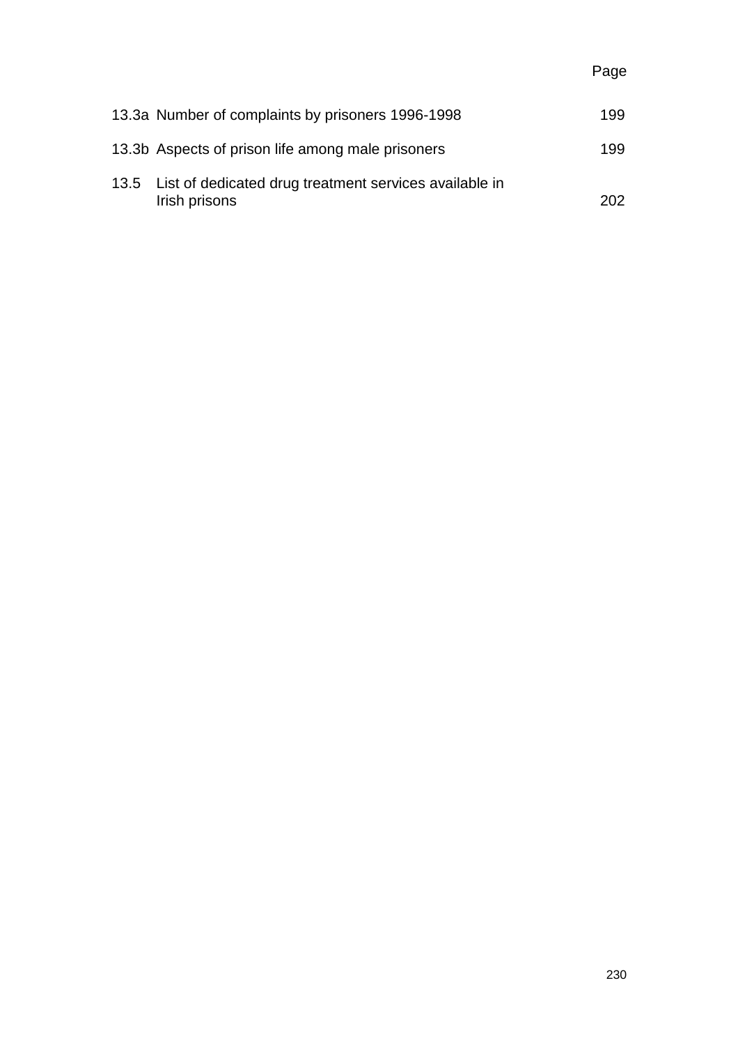| | | Page |
|---|---|---|
| 13.3a | Number of complaints by prisoners 1996-1998 | 199 |
| 13.3b | Aspects of prison life among male prisoners | 199 |
| 13.5 | List of dedicated drug treatment services available in Irish prisons | 202 |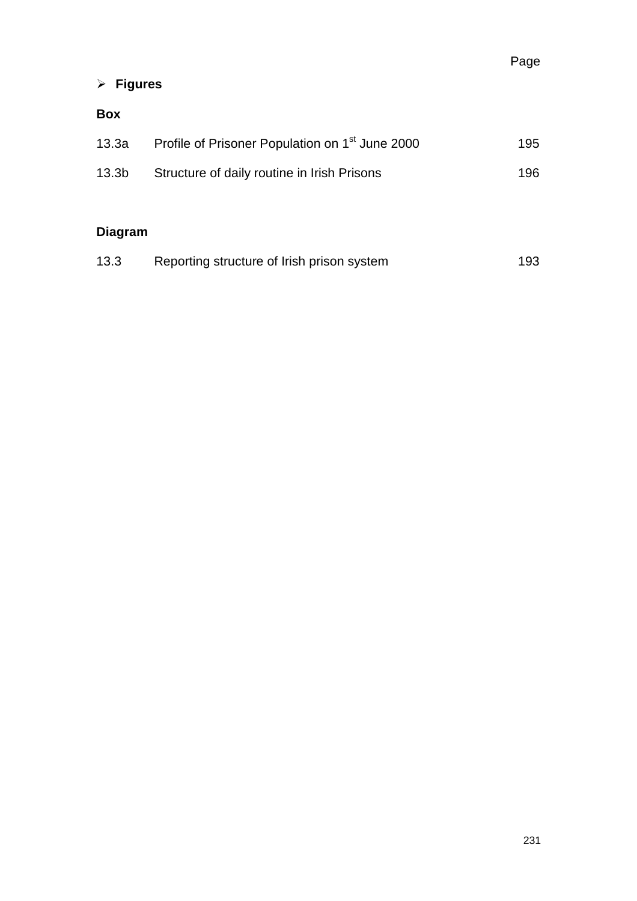Page

- **Figures**

**Box**

| | | |
|---|---|---|
| 13.3a | Profile of Prisoner Population on 1st June 2000 | 195 |
| 13.3b | Structure of daily routine in Irish Prisons | 196 |

**Diagram**

| | | |
|---|---|---|
| 13.3 | Reporting structure of Irish prison system | 193 |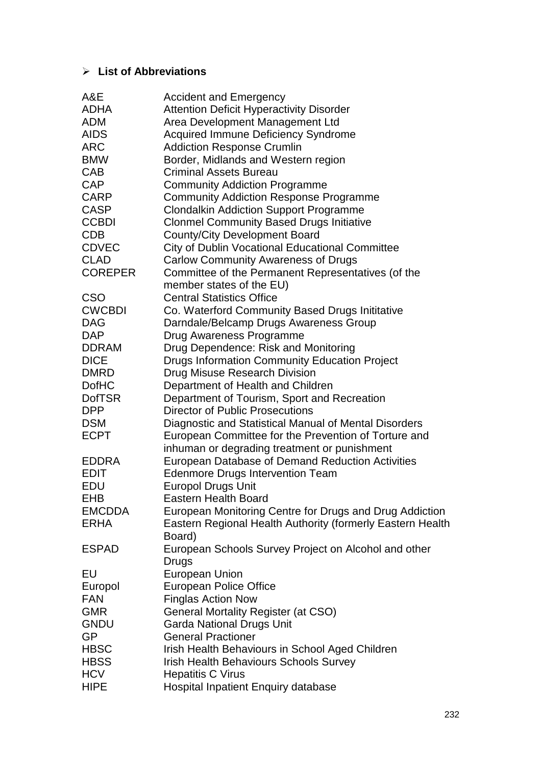## List of Abbreviations

| | |
|---|---|
| A&E | Accident and Emergency |
| ADHA | Attention Deficit Hyperactivity Disorder |
| ADM | Area Development Management Ltd |
| AIDS | Acquired Immune Deficiency Syndrome |
| ARC | Addiction Response Crumlin |
| BMW | Border, Midlands and Western region |
| CAB | Criminal Assets Bureau |
| CAP | Community Addiction Programme |
| CARP | Community Addiction Response Programme |
| CASP | Clondalkin Addiction Support Programme |
| CCBDI | Clonmel Community Based Drugs Initiative |
| CDB | County/City Development Board |
| CDVEC | City of Dublin Vocational Educational Committee |
| CLAD | Carlow Community Awareness of Drugs |
| COREPER | Committee of the Permanent Representatives (of the member states of the EU) |
| CSO | Central Statistics Office |
| CWCBDI | Co. Waterford Community Based Drugs Inititative |
| DAG | Darndale/Belcamp Drugs Awareness Group |
| DAP | Drug Awareness Programme |
| DDRAM | Drug Dependence: Risk and Monitoring |
| DICE | Drugs Information Community Education Project |
| DMRD | Drug Misuse Research Division |
| DofHC | Department of Health and Children |
| DofTSR | Department of Tourism, Sport and Recreation |
| DPP | Director of Public Prosecutions |
| DSM | Diagnostic and Statistical Manual of Mental Disorders |
| ECPT | European Committee for the Prevention of Torture and inhuman or degrading treatment or punishment |
| EDDRA | European Database of Demand Reduction Activities |
| EDIT | Edenmore Drugs Intervention Team |
| EDU | Europol Drugs Unit |
| EHB | Eastern Health Board |
| EMCDDA | European Monitoring Centre for Drugs and Drug Addiction |
| ERHA | Eastern Regional Health Authority (formerly Eastern Health Board) |
| ESPAD | European Schools Survey Project on Alcohol and other Drugs |
| EU | European Union |
| Europol | European Police Office |
| FAN | Finglas Action Now |
| GMR | General Mortality Register (at CSO) |
| GNDU | Garda National Drugs Unit |
| GP | General Practioner |
| HBSC | Irish Health Behaviours in School Aged Children |
| HBSS | Irish Health Behaviours Schools Survey |
| HCV | Hepatitis C Virus |
| HIPE | Hospital Inpatient Enquiry database |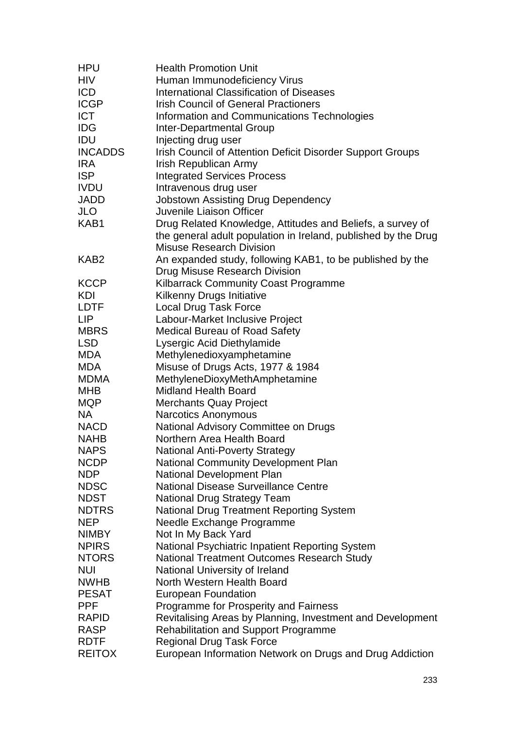| | |
|---|---|
| HPU | Health Promotion Unit |
| HIV | Human Immunodeficiency Virus |
| ICD | International Classification of Diseases |
| ICGP | Irish Council of General Practioners |
| ICT | Information and Communications Technologies |
| IDG | Inter-Departmental Group |
| IDU | Injecting drug user |
| INCADDS | Irish Council of Attention Deficit Disorder Support Groups |
| IRA | Irish Republican Army |
| ISP | Integrated Services Process |
| IVDU | Intravenous drug user |
| JADD | Jobstown Assisting Drug Dependency |
| JLO | Juvenile Liaison Officer |
| KAB1 | Drug Related Knowledge, Attitudes and Beliefs, a survey of the general adult population in Ireland, published by the Drug Misuse Research Division |
| KAB2 | An expanded study, following KAB1, to be published by the Drug Misuse Research Division |
| KCCP | Kilbarrack Community Coast Programme |
| KDI | Kilkenny Drugs Initiative |
| LDTF | Local Drug Task Force |
| LIP | Labour-Market Inclusive Project |
| MBRS | Medical Bureau of Road Safety |
| LSD | Lysergic Acid Diethylamide |
| MDA | Methylenedioxyamphetamine |
| MDA | Misuse of Drugs Acts, 1977 & 1984 |
| MDMA | MethyleneDioxyMethAmphetamine |
| MHB | Midland Health Board |
| MQP | Merchants Quay Project |
| NA | Narcotics Anonymous |
| NACD | National Advisory Committee on Drugs |
| NAHB | Northern Area Health Board |
| NAPS | National Anti-Poverty Strategy |
| NCDP | National Community Development Plan |
| NDP | National Development Plan |
| NDSC | National Disease Surveillance Centre |
| NDST | National Drug Strategy Team |
| NDTRS | National Drug Treatment Reporting System |
| NEP | Needle Exchange Programme |
| NIMBY | Not In My Back Yard |
| NPIRS | National Psychiatric Inpatient Reporting System |
| NTORS | National Treatment Outcomes Research Study |
| NUI | National University of Ireland |
| NWHB | North Western Health Board |
| PESAT | European Foundation |
| PPF | Programme for Prosperity and Fairness |
| RAPID | Revitalising Areas by Planning, Investment and Development |
| RASP | Rehabilitation and Support Programme |
| RDTF | Regional Drug Task Force |
| REITOX | European Information Network on Drugs and Drug Addiction |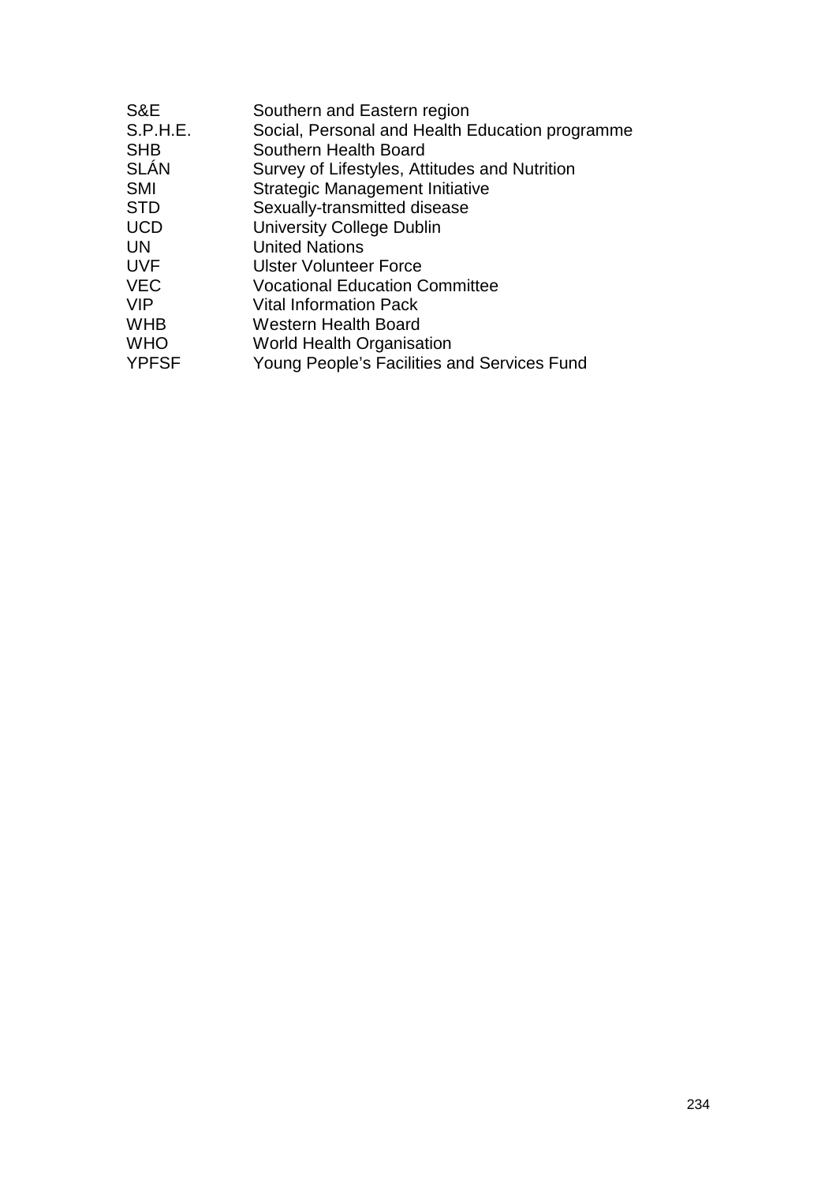| | |
|---|---|
| S&E | Southern and Eastern region |
| S.P.H.E. | Social, Personal and Health Education programme |
| SHB | Southern Health Board |
| SLÁN | Survey of Lifestyles, Attitudes and Nutrition |
| SMI | Strategic Management Initiative |
| STD | Sexually-transmitted disease |
| UCD | University College Dublin |
| UN | United Nations |
| UVF | Ulster Volunteer Force |
| VEC | Vocational Education Committee |
| VIP | Vital Information Pack |
| WHB | Western Health Board |
| WHO | World Health Organisation |
| YPFSF | Young People's Facilities and Services Fund |